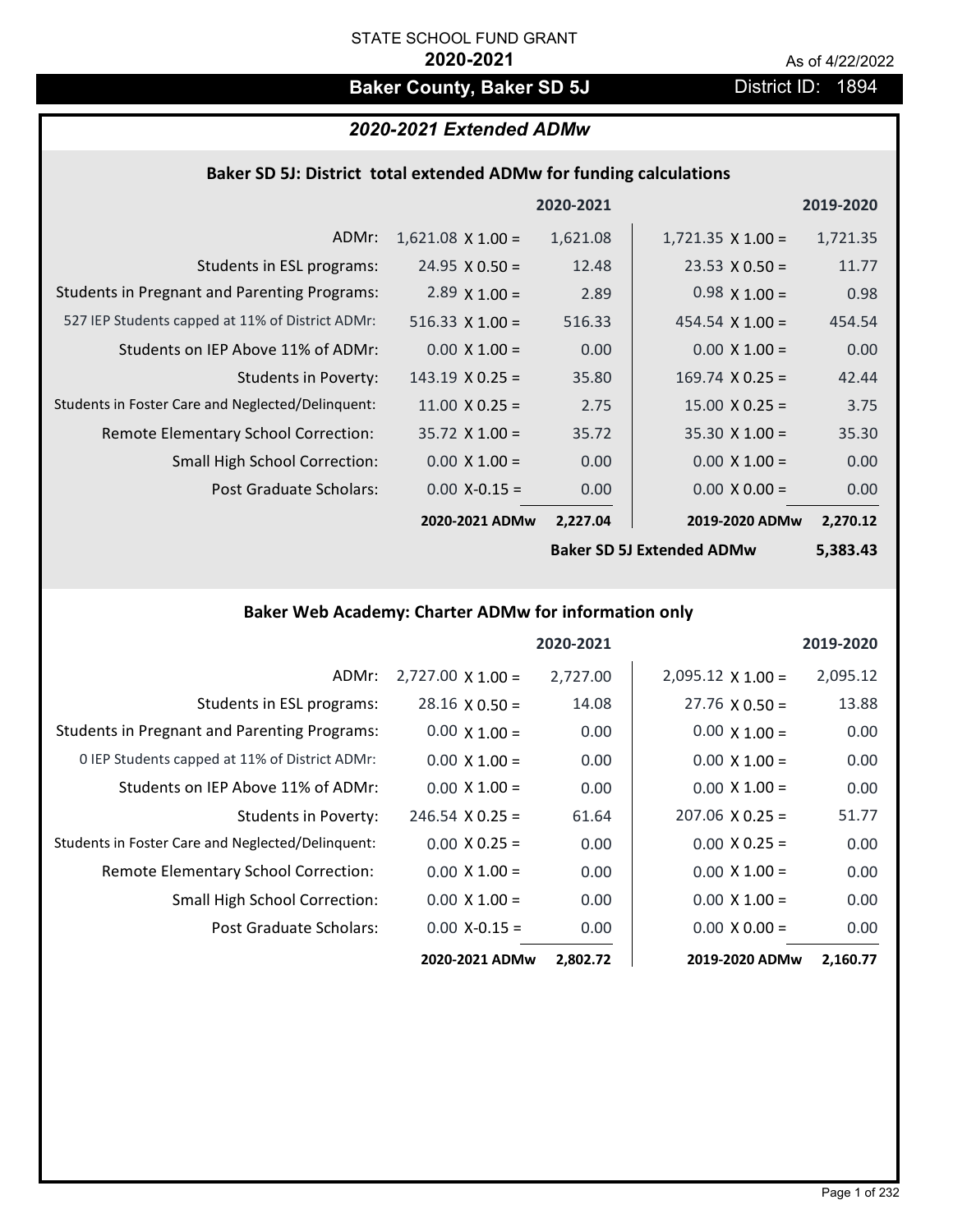STATE SCHOOL FUND GRANT

**2020-2021**

As of 4/22/2022

# Baker County, Baker SD 5J

District ID: 1894

## *2020-2021 Extended ADMw*

### Baker SD 5J: District total extended ADMw for funding calculations

| | | 2020-2021 | | 2019-2020 |
|---|---|---|---|---|
| ADMr: | 1,621.08 X 1.00 = | 1,621.08 | 1,721.35 X 1.00 = | 1,721.35 |
| Students in ESL programs: | 24.95 X 0.50 = | 12.48 | 23.53 X 0.50 = | 11.77 |
| Students in Pregnant and Parenting Programs: | 2.89 X 1.00 = | 2.89 | 0.98 X 1.00 = | 0.98 |
| 527 IEP Students capped at 11% of District ADMr: | 516.33 X 1.00 = | 516.33 | 454.54 X 1.00 = | 454.54 |
| Students on IEP Above 11% of ADMr: | 0.00 X 1.00 = | 0.00 | 0.00 X 1.00 = | 0.00 |
| Students in Poverty: | 143.19 X 0.25 = | 35.80 | 169.74 X 0.25 = | 42.44 |
| Students in Foster Care and Neglected/Delinquent: | 11.00 X 0.25 = | 2.75 | 15.00 X 0.25 = | 3.75 |
| Remote Elementary School Correction: | 35.72 X 1.00 = | 35.72 | 35.30 X 1.00 = | 35.30 |
| Small High School Correction: | 0.00 X 1.00 = | 0.00 | 0.00 X 1.00 = | 0.00 |
| Post Graduate Scholars: | 0.00 X-0.15 = | 0.00 | 0.00 X 0.00 = | 0.00 |
| | **2020-2021 ADMw** | **2,227.04** | **2019-2020 ADMw** | **2,270.12** |
| | | | **Baker SD 5J Extended ADMw** | **5,383.43** |

### Baker Web Academy: Charter ADMw for information only

| | | 2020-2021 | | 2019-2020 |
|---|---|---|---|---|
| ADMr: | 2,727.00 X 1.00 = | 2,727.00 | 2,095.12 X 1.00 = | 2,095.12 |
| Students in ESL programs: | 28.16 X 0.50 = | 14.08 | 27.76 X 0.50 = | 13.88 |
| Students in Pregnant and Parenting Programs: | 0.00 X 1.00 = | 0.00 | 0.00 X 1.00 = | 0.00 |
| 0 IEP Students capped at 11% of District ADMr: | 0.00 X 1.00 = | 0.00 | 0.00 X 1.00 = | 0.00 |
| Students on IEP Above 11% of ADMr: | 0.00 X 1.00 = | 0.00 | 0.00 X 1.00 = | 0.00 |
| Students in Poverty: | 246.54 X 0.25 = | 61.64 | 207.06 X 0.25 = | 51.77 |
| Students in Foster Care and Neglected/Delinquent: | 0.00 X 0.25 = | 0.00 | 0.00 X 0.25 = | 0.00 |
| Remote Elementary School Correction: | 0.00 X 1.00 = | 0.00 | 0.00 X 1.00 = | 0.00 |
| Small High School Correction: | 0.00 X 1.00 = | 0.00 | 0.00 X 1.00 = | 0.00 |
| Post Graduate Scholars: | 0.00 X-0.15 = | 0.00 | 0.00 X 0.00 = | 0.00 |
| | **2020-2021 ADMw** | **2,802.72** | **2019-2020 ADMw** | **2,160.77** |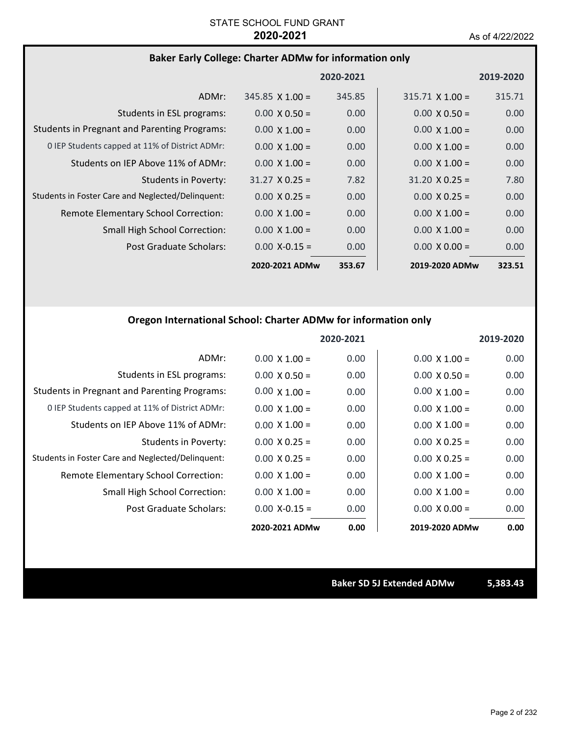STATE SCHOOL FUND GRANT

**2020-2021**

As of 4/22/2022

### Baker Early College: Charter ADMw for information only

| | | 2020-2021 | | 2019-2020 |
|---|---|---|---|---|
| ADMr: | 345.85 X 1.00 = | 345.85 | 315.71 X 1.00 = | 315.71 |
| Students in ESL programs: | 0.00 X 0.50 = | 0.00 | 0.00 X 0.50 = | 0.00 |
| Students in Pregnant and Parenting Programs: | 0.00 X 1.00 = | 0.00 | 0.00 X 1.00 = | 0.00 |
| 0 IEP Students capped at 11% of District ADMr: | 0.00 X 1.00 = | 0.00 | 0.00 X 1.00 = | 0.00 |
| Students on IEP Above 11% of ADMr: | 0.00 X 1.00 = | 0.00 | 0.00 X 1.00 = | 0.00 |
| Students in Poverty: | 31.27 X 0.25 = | 7.82 | 31.20 X 0.25 = | 7.80 |
| Students in Foster Care and Neglected/Delinquent: | 0.00 X 0.25 = | 0.00 | 0.00 X 0.25 = | 0.00 |
| Remote Elementary School Correction: | 0.00 X 1.00 = | 0.00 | 0.00 X 1.00 = | 0.00 |
| Small High School Correction: | 0.00 X 1.00 = | 0.00 | 0.00 X 1.00 = | 0.00 |
| Post Graduate Scholars: | 0.00 X-0.15 = | 0.00 | 0.00 X 0.00 = | 0.00 |
| | **2020-2021 ADMw** | **353.67** | **2019-2020 ADMw** | **323.51** |

### Oregon International School: Charter ADMw for information only

| | | 2020-2021 | | 2019-2020 |
|---|---|---|---|---|
| ADMr: | 0.00 X 1.00 = | 0.00 | 0.00 X 1.00 = | 0.00 |
| Students in ESL programs: | 0.00 X 0.50 = | 0.00 | 0.00 X 0.50 = | 0.00 |
| Students in Pregnant and Parenting Programs: | 0.00 X 1.00 = | 0.00 | 0.00 X 1.00 = | 0.00 |
| 0 IEP Students capped at 11% of District ADMr: | 0.00 X 1.00 = | 0.00 | 0.00 X 1.00 = | 0.00 |
| Students on IEP Above 11% of ADMr: | 0.00 X 1.00 = | 0.00 | 0.00 X 1.00 = | 0.00 |
| Students in Poverty: | 0.00 X 0.25 = | 0.00 | 0.00 X 0.25 = | 0.00 |
| Students in Foster Care and Neglected/Delinquent: | 0.00 X 0.25 = | 0.00 | 0.00 X 0.25 = | 0.00 |
| Remote Elementary School Correction: | 0.00 X 1.00 = | 0.00 | 0.00 X 1.00 = | 0.00 |
| Small High School Correction: | 0.00 X 1.00 = | 0.00 | 0.00 X 1.00 = | 0.00 |
| Post Graduate Scholars: | 0.00 X-0.15 = | 0.00 | 0.00 X 0.00 = | 0.00 |
| | **2020-2021 ADMw** | **0.00** | **2019-2020 ADMw** | **0.00** |

**Baker SD 5J Extended ADMw** **5,383.43**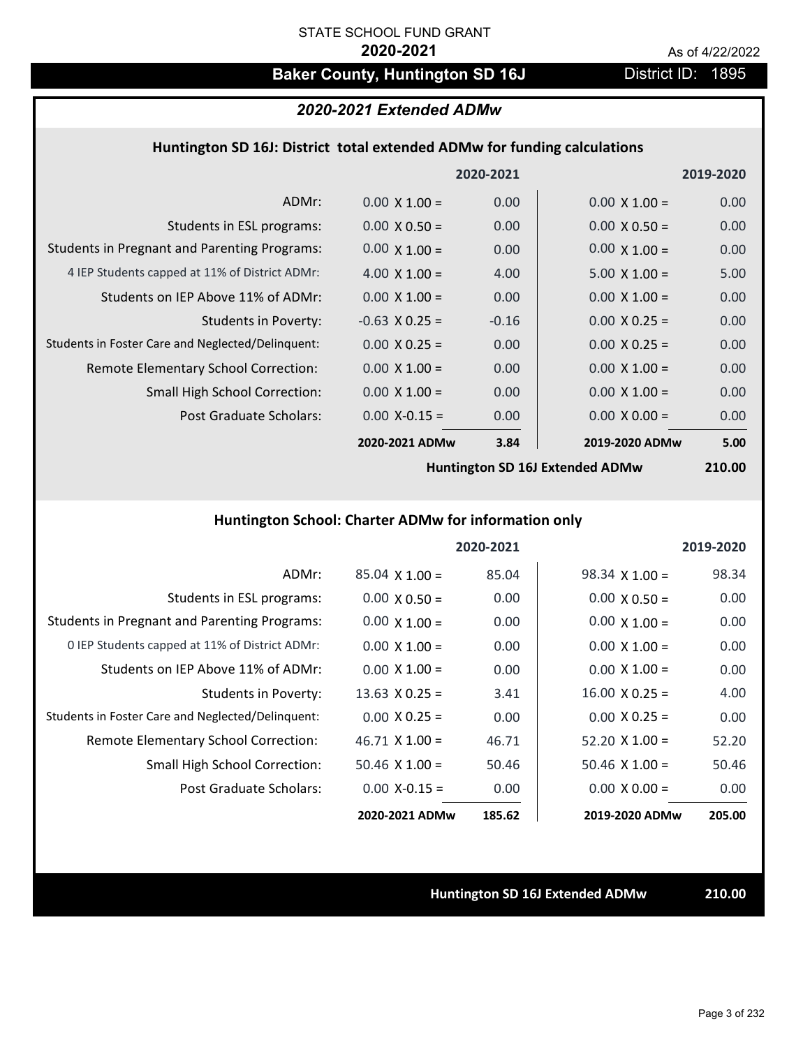STATE SCHOOL FUND GRANT

**2020-2021**

As of 4/22/2022

# Baker County, Huntington SD 16J

District ID: 1895

## *2020-2021 Extended ADMw*

### Huntington SD 16J: District total extended ADMw for funding calculations

| | | 2020-2021 | | 2019-2020 |
|---|---|---|---|---|
| ADMr: | 0.00 X 1.00 = | 0.00 | 0.00 X 1.00 = | 0.00 |
| Students in ESL programs: | 0.00 X 0.50 = | 0.00 | 0.00 X 0.50 = | 0.00 |
| Students in Pregnant and Parenting Programs: | 0.00 X 1.00 = | 0.00 | 0.00 X 1.00 = | 0.00 |
| 4 IEP Students capped at 11% of District ADMr: | 4.00 X 1.00 = | 4.00 | 5.00 X 1.00 = | 5.00 |
| Students on IEP Above 11% of ADMr: | 0.00 X 1.00 = | 0.00 | 0.00 X 1.00 = | 0.00 |
| Students in Poverty: | -0.63 X 0.25 = | -0.16 | 0.00 X 0.25 = | 0.00 |
| Students in Foster Care and Neglected/Delinquent: | 0.00 X 0.25 = | 0.00 | 0.00 X 0.25 = | 0.00 |
| Remote Elementary School Correction: | 0.00 X 1.00 = | 0.00 | 0.00 X 1.00 = | 0.00 |
| Small High School Correction: | 0.00 X 1.00 = | 0.00 | 0.00 X 1.00 = | 0.00 |
| Post Graduate Scholars: | 0.00 X-0.15 = | 0.00 | 0.00 X 0.00 = | 0.00 |
| | **2020-2021 ADMw** | **3.84** | **2019-2020 ADMw** | **5.00** |
| | | | **Huntington SD 16J Extended ADMw** | **210.00** |

### Huntington School: Charter ADMw for information only

| | | 2020-2021 | | 2019-2020 |
|---|---|---|---|---|
| ADMr: | 85.04 X 1.00 = | 85.04 | 98.34 X 1.00 = | 98.34 |
| Students in ESL programs: | 0.00 X 0.50 = | 0.00 | 0.00 X 0.50 = | 0.00 |
| Students in Pregnant and Parenting Programs: | 0.00 X 1.00 = | 0.00 | 0.00 X 1.00 = | 0.00 |
| 0 IEP Students capped at 11% of District ADMr: | 0.00 X 1.00 = | 0.00 | 0.00 X 1.00 = | 0.00 |
| Students on IEP Above 11% of ADMr: | 0.00 X 1.00 = | 0.00 | 0.00 X 1.00 = | 0.00 |
| Students in Poverty: | 13.63 X 0.25 = | 3.41 | 16.00 X 0.25 = | 4.00 |
| Students in Foster Care and Neglected/Delinquent: | 0.00 X 0.25 = | 0.00 | 0.00 X 0.25 = | 0.00 |
| Remote Elementary School Correction: | 46.71 X 1.00 = | 46.71 | 52.20 X 1.00 = | 52.20 |
| Small High School Correction: | 50.46 X 1.00 = | 50.46 | 50.46 X 1.00 = | 50.46 |
| Post Graduate Scholars: | 0.00 X-0.15 = | 0.00 | 0.00 X 0.00 = | 0.00 |
| | **2020-2021 ADMw** | **185.62** | **2019-2020 ADMw** | **205.00** |

**Huntington SD 16J Extended ADMw** **210.00**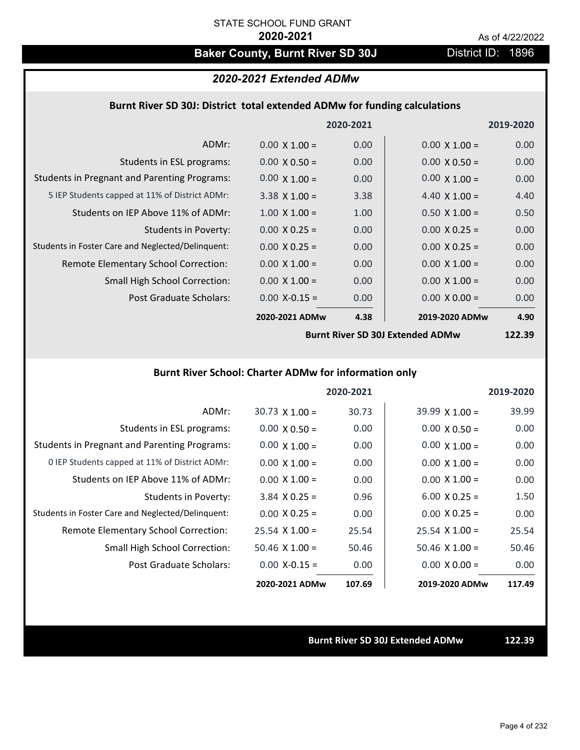STATE SCHOOL FUND GRANT

**2020-2021**

As of 4/22/2022

## Baker County, Burnt River SD 30J

District ID: 1896

### *2020-2021 Extended ADMw*

**Burnt River SD 30J: District total extended ADMw for funding calculations**

| | | 2020-2021 | | 2019-2020 |
|---|---|---|---|---|
| ADMr: | 0.00 X 1.00 = | 0.00 | 0.00 X 1.00 = | 0.00 |
| Students in ESL programs: | 0.00 X 0.50 = | 0.00 | 0.00 X 0.50 = | 0.00 |
| Students in Pregnant and Parenting Programs: | 0.00 X 1.00 = | 0.00 | 0.00 X 1.00 = | 0.00 |
| 5 IEP Students capped at 11% of District ADMr: | 3.38 X 1.00 = | 3.38 | 4.40 X 1.00 = | 4.40 |
| Students on IEP Above 11% of ADMr: | 1.00 X 1.00 = | 1.00 | 0.50 X 1.00 = | 0.50 |
| Students in Poverty: | 0.00 X 0.25 = | 0.00 | 0.00 X 0.25 = | 0.00 |
| Students in Foster Care and Neglected/Delinquent: | 0.00 X 0.25 = | 0.00 | 0.00 X 0.25 = | 0.00 |
| Remote Elementary School Correction: | 0.00 X 1.00 = | 0.00 | 0.00 X 1.00 = | 0.00 |
| Small High School Correction: | 0.00 X 1.00 = | 0.00 | 0.00 X 1.00 = | 0.00 |
| Post Graduate Scholars: | 0.00 X-0.15 = | 0.00 | 0.00 X 0.00 = | 0.00 |
| | **2020-2021 ADMw** | **4.38** | **2019-2020 ADMw** | **4.90** |
| | | | **Burnt River SD 30J Extended ADMw** | **122.39** |

**Burnt River School: Charter ADMw for information only**

| | | 2020-2021 | | 2019-2020 |
|---|---|---|---|---|
| ADMr: | 30.73 X 1.00 = | 30.73 | 39.99 X 1.00 = | 39.99 |
| Students in ESL programs: | 0.00 X 0.50 = | 0.00 | 0.00 X 0.50 = | 0.00 |
| Students in Pregnant and Parenting Programs: | 0.00 X 1.00 = | 0.00 | 0.00 X 1.00 = | 0.00 |
| 0 IEP Students capped at 11% of District ADMr: | 0.00 X 1.00 = | 0.00 | 0.00 X 1.00 = | 0.00 |
| Students on IEP Above 11% of ADMr: | 0.00 X 1.00 = | 0.00 | 0.00 X 1.00 = | 0.00 |
| Students in Poverty: | 3.84 X 0.25 = | 0.96 | 6.00 X 0.25 = | 1.50 |
| Students in Foster Care and Neglected/Delinquent: | 0.00 X 0.25 = | 0.00 | 0.00 X 0.25 = | 0.00 |
| Remote Elementary School Correction: | 25.54 X 1.00 = | 25.54 | 25.54 X 1.00 = | 25.54 |
| Small High School Correction: | 50.46 X 1.00 = | 50.46 | 50.46 X 1.00 = | 50.46 |
| Post Graduate Scholars: | 0.00 X-0.15 = | 0.00 | 0.00 X 0.00 = | 0.00 |
| | **2020-2021 ADMw** | **107.69** | **2019-2020 ADMw** | **117.49** |

**Burnt River SD 30J Extended ADMw** **122.39**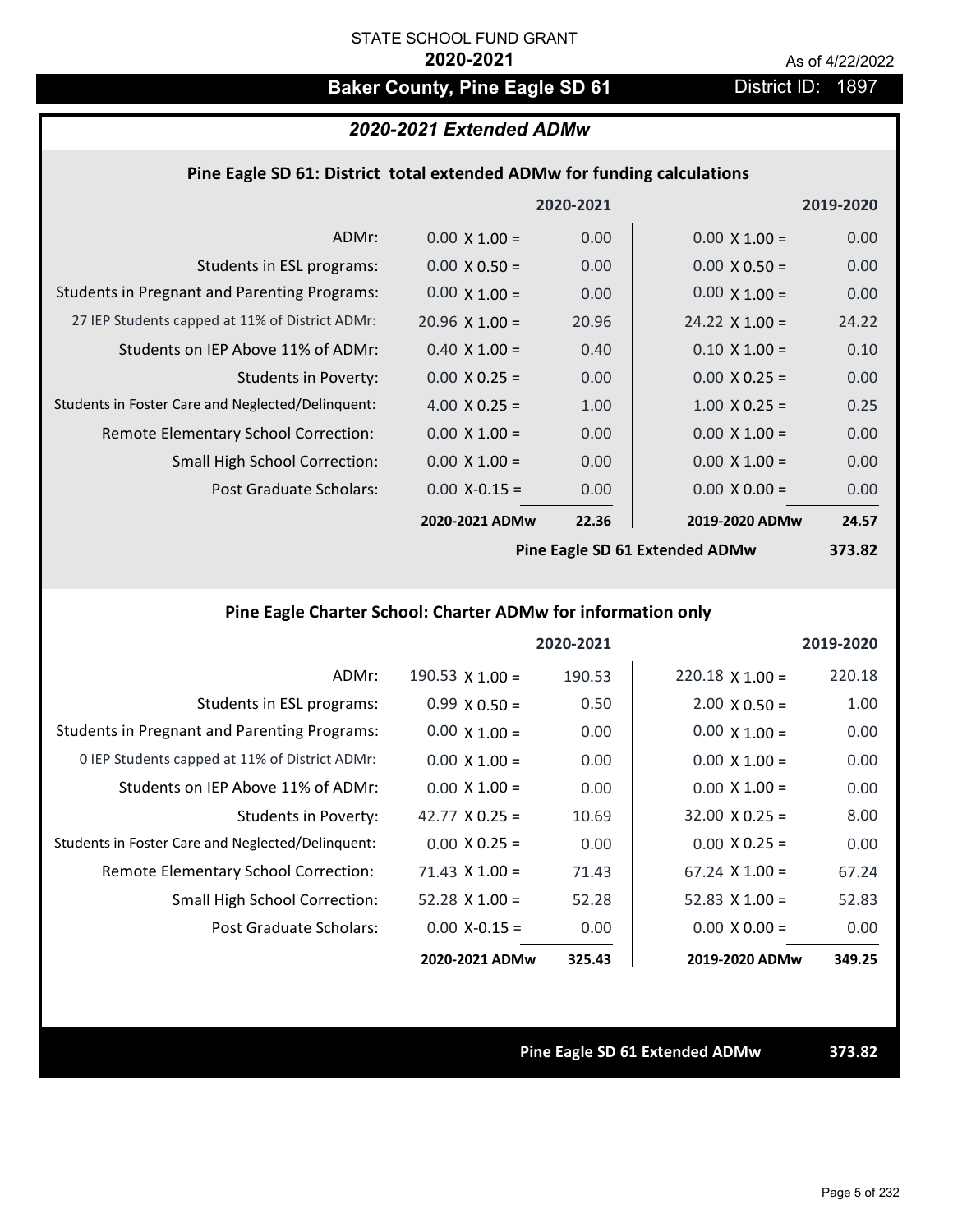STATE SCHOOL FUND GRANT

**2020-2021**

As of 4/22/2022

# Baker County, Pine Eagle SD 61

District ID: 1897

## *2020-2021 Extended ADMw*

### Pine Eagle SD 61: District total extended ADMw for funding calculations

| | 2020-2021 | | 2019-2020 | |
|---|---|---|---|---|
| ADMr: | 0.00 X 1.00 = | 0.00 | 0.00 X 1.00 = | 0.00 |
| Students in ESL programs: | 0.00 X 0.50 = | 0.00 | 0.00 X 0.50 = | 0.00 |
| Students in Pregnant and Parenting Programs: | 0.00 X 1.00 = | 0.00 | 0.00 X 1.00 = | 0.00 |
| 27 IEP Students capped at 11% of District ADMr: | 20.96 X 1.00 = | 20.96 | 24.22 X 1.00 = | 24.22 |
| Students on IEP Above 11% of ADMr: | 0.40 X 1.00 = | 0.40 | 0.10 X 1.00 = | 0.10 |
| Students in Poverty: | 0.00 X 0.25 = | 0.00 | 0.00 X 0.25 = | 0.00 |
| Students in Foster Care and Neglected/Delinquent: | 4.00 X 0.25 = | 1.00 | 1.00 X 0.25 = | 0.25 |
| Remote Elementary School Correction: | 0.00 X 1.00 = | 0.00 | 0.00 X 1.00 = | 0.00 |
| Small High School Correction: | 0.00 X 1.00 = | 0.00 | 0.00 X 1.00 = | 0.00 |
| Post Graduate Scholars: | 0.00 X-0.15 = | 0.00 | 0.00 X 0.00 = | 0.00 |
| | **2020-2021 ADMw** | **22.36** | **2019-2020 ADMw** | **24.57** |
| | | | **Pine Eagle SD 61 Extended ADMw** | **373.82** |

### Pine Eagle Charter School: Charter ADMw for information only

| | 2020-2021 | | 2019-2020 | |
|---|---|---|---|---|
| ADMr: | 190.53 X 1.00 = | 190.53 | 220.18 X 1.00 = | 220.18 |
| Students in ESL programs: | 0.99 X 0.50 = | 0.50 | 2.00 X 0.50 = | 1.00 |
| Students in Pregnant and Parenting Programs: | 0.00 X 1.00 = | 0.00 | 0.00 X 1.00 = | 0.00 |
| 0 IEP Students capped at 11% of District ADMr: | 0.00 X 1.00 = | 0.00 | 0.00 X 1.00 = | 0.00 |
| Students on IEP Above 11% of ADMr: | 0.00 X 1.00 = | 0.00 | 0.00 X 1.00 = | 0.00 |
| Students in Poverty: | 42.77 X 0.25 = | 10.69 | 32.00 X 0.25 = | 8.00 |
| Students in Foster Care and Neglected/Delinquent: | 0.00 X 0.25 = | 0.00 | 0.00 X 0.25 = | 0.00 |
| Remote Elementary School Correction: | 71.43 X 1.00 = | 71.43 | 67.24 X 1.00 = | 67.24 |
| Small High School Correction: | 52.28 X 1.00 = | 52.28 | 52.83 X 1.00 = | 52.83 |
| Post Graduate Scholars: | 0.00 X-0.15 = | 0.00 | 0.00 X 0.00 = | 0.00 |
| | **2020-2021 ADMw** | **325.43** | **2019-2020 ADMw** | **349.25** |

**Pine Eagle SD 61 Extended ADMw** **373.82**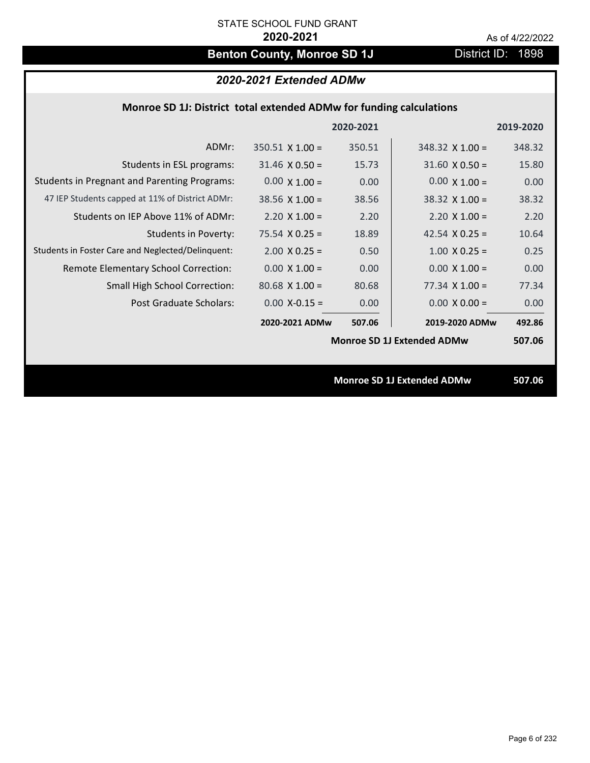STATE SCHOOL FUND GRANT

**2020-2021**

As of 4/22/2022

# Benton County, Monroe SD 1J

District ID: 1898

## *2020-2021 Extended ADMw*

### Monroe SD 1J: District total extended ADMw for funding calculations

| | | 2020-2021 | | 2019-2020 |
|---|---|---|---|---|
| ADMr: | 350.51 X 1.00 = | 350.51 | 348.32 X 1.00 = | 348.32 |
| Students in ESL programs: | 31.46 X 0.50 = | 15.73 | 31.60 X 0.50 = | 15.80 |
| Students in Pregnant and Parenting Programs: | 0.00 X 1.00 = | 0.00 | 0.00 X 1.00 = | 0.00 |
| 47 IEP Students capped at 11% of District ADMr: | 38.56 X 1.00 = | 38.56 | 38.32 X 1.00 = | 38.32 |
| Students on IEP Above 11% of ADMr: | 2.20 X 1.00 = | 2.20 | 2.20 X 1.00 = | 2.20 |
| Students in Poverty: | 75.54 X 0.25 = | 18.89 | 42.54 X 0.25 = | 10.64 |
| Students in Foster Care and Neglected/Delinquent: | 2.00 X 0.25 = | 0.50 | 1.00 X 0.25 = | 0.25 |
| Remote Elementary School Correction: | 0.00 X 1.00 = | 0.00 | 0.00 X 1.00 = | 0.00 |
| Small High School Correction: | 80.68 X 1.00 = | 80.68 | 77.34 X 1.00 = | 77.34 |
| Post Graduate Scholars: | 0.00 X-0.15 = | 0.00 | 0.00 X 0.00 = | 0.00 |
| | **2020-2021 ADMw** | **507.06** | **2019-2020 ADMw** | **492.86** |
| | | | **Monroe SD 1J Extended ADMw** | **507.06** |

**Monroe SD 1J Extended ADMw** **507.06**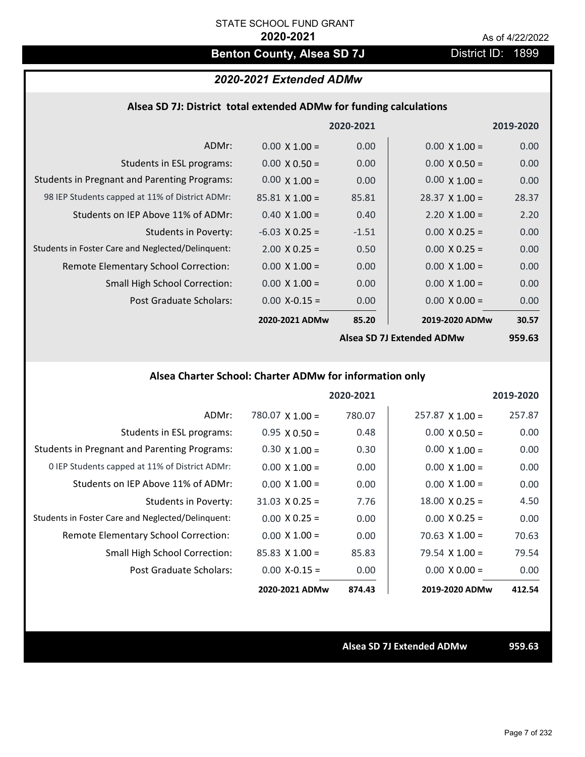STATE SCHOOL FUND GRANT

**2020-2021**

As of 4/22/2022

## Benton County, Alsea SD 7J

District ID: 1899

### *2020-2021 Extended ADMw*

#### Alsea SD 7J: District total extended ADMw for funding calculations

| | | 2020-2021 | | 2019-2020 |
|---|---|---|---|---|
| ADMr: | 0.00 X 1.00 = | 0.00 | 0.00 X 1.00 = | 0.00 |
| Students in ESL programs: | 0.00 X 0.50 = | 0.00 | 0.00 X 0.50 = | 0.00 |
| Students in Pregnant and Parenting Programs: | 0.00 X 1.00 = | 0.00 | 0.00 X 1.00 = | 0.00 |
| 98 IEP Students capped at 11% of District ADMr: | 85.81 X 1.00 = | 85.81 | 28.37 X 1.00 = | 28.37 |
| Students on IEP Above 11% of ADMr: | 0.40 X 1.00 = | 0.40 | 2.20 X 1.00 = | 2.20 |
| Students in Poverty: | -6.03 X 0.25 = | -1.51 | 0.00 X 0.25 = | 0.00 |
| Students in Foster Care and Neglected/Delinquent: | 2.00 X 0.25 = | 0.50 | 0.00 X 0.25 = | 0.00 |
| Remote Elementary School Correction: | 0.00 X 1.00 = | 0.00 | 0.00 X 1.00 = | 0.00 |
| Small High School Correction: | 0.00 X 1.00 = | 0.00 | 0.00 X 1.00 = | 0.00 |
| Post Graduate Scholars: | 0.00 X-0.15 = | 0.00 | 0.00 X 0.00 = | 0.00 |
| | **2020-2021 ADMw** | **85.20** | **2019-2020 ADMw** | **30.57** |
| | | | **Alsea SD 7J Extended ADMw** | **959.63** |

#### Alsea Charter School: Charter ADMw for information only

| | | 2020-2021 | | 2019-2020 |
|---|---|---|---|---|
| ADMr: | 780.07 X 1.00 = | 780.07 | 257.87 X 1.00 = | 257.87 |
| Students in ESL programs: | 0.95 X 0.50 = | 0.48 | 0.00 X 0.50 = | 0.00 |
| Students in Pregnant and Parenting Programs: | 0.30 X 1.00 = | 0.30 | 0.00 X 1.00 = | 0.00 |
| 0 IEP Students capped at 11% of District ADMr: | 0.00 X 1.00 = | 0.00 | 0.00 X 1.00 = | 0.00 |
| Students on IEP Above 11% of ADMr: | 0.00 X 1.00 = | 0.00 | 0.00 X 1.00 = | 0.00 |
| Students in Poverty: | 31.03 X 0.25 = | 7.76 | 18.00 X 0.25 = | 4.50 |
| Students in Foster Care and Neglected/Delinquent: | 0.00 X 0.25 = | 0.00 | 0.00 X 0.25 = | 0.00 |
| Remote Elementary School Correction: | 0.00 X 1.00 = | 0.00 | 70.63 X 1.00 = | 70.63 |
| Small High School Correction: | 85.83 X 1.00 = | 85.83 | 79.54 X 1.00 = | 79.54 |
| Post Graduate Scholars: | 0.00 X-0.15 = | 0.00 | 0.00 X 0.00 = | 0.00 |
| | **2020-2021 ADMw** | **874.43** | **2019-2020 ADMw** | **412.54** |

**Alsea SD 7J Extended ADMw** **959.63**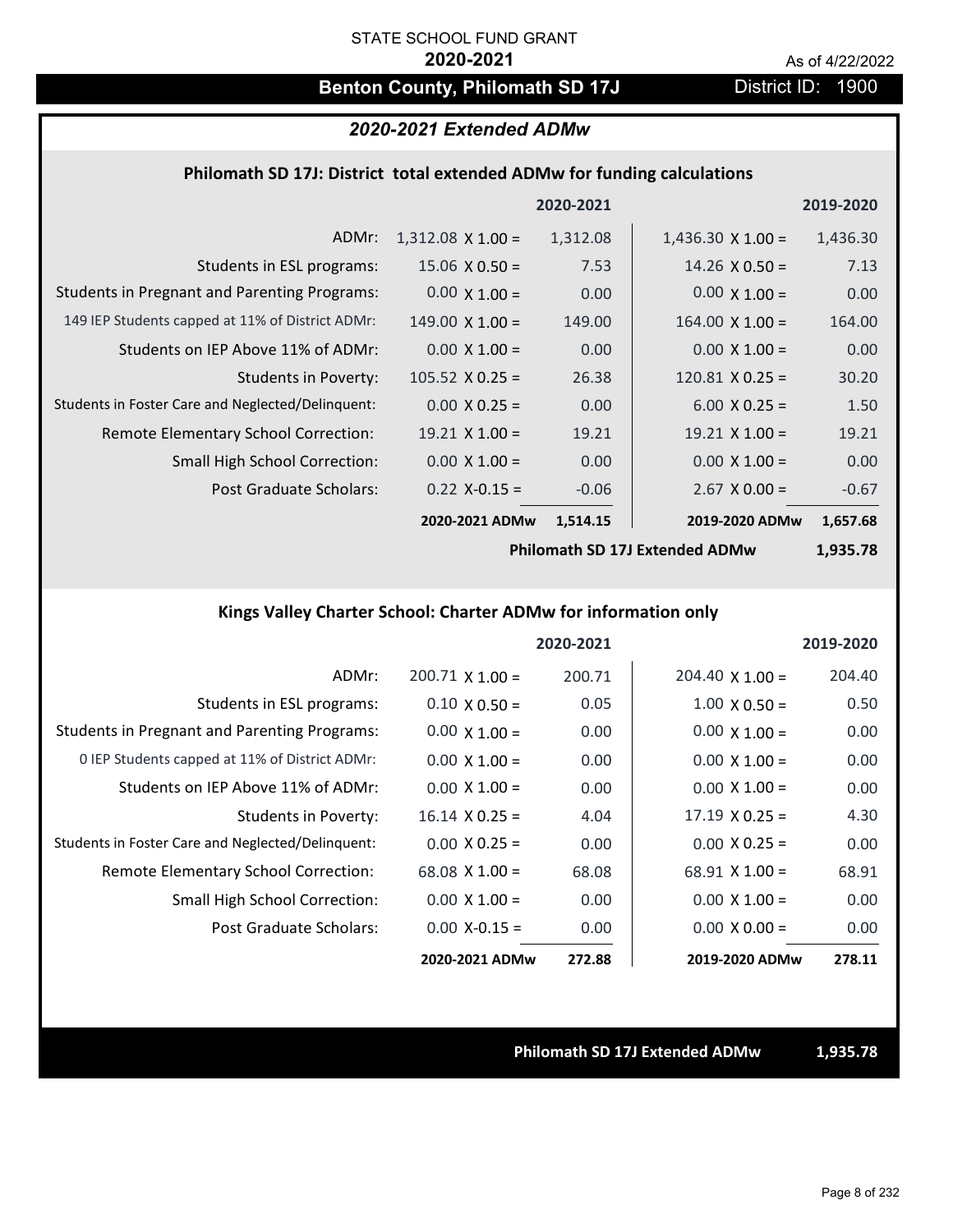STATE SCHOOL FUND GRANT

**2020-2021**

As of 4/22/2022

## Benton County, Philomath SD 17J

District ID: 1900

### *2020-2021 Extended ADMw*

#### Philomath SD 17J: District total extended ADMw for funding calculations

| | | 2020-2021 | | 2019-2020 |
|---|---|---|---|---|
| ADMr: | 1,312.08 X 1.00 = | 1,312.08 | 1,436.30 X 1.00 = | 1,436.30 |
| Students in ESL programs: | 15.06 X 0.50 = | 7.53 | 14.26 X 0.50 = | 7.13 |
| Students in Pregnant and Parenting Programs: | 0.00 X 1.00 = | 0.00 | 0.00 X 1.00 = | 0.00 |
| 149 IEP Students capped at 11% of District ADMr: | 149.00 X 1.00 = | 149.00 | 164.00 X 1.00 = | 164.00 |
| Students on IEP Above 11% of ADMr: | 0.00 X 1.00 = | 0.00 | 0.00 X 1.00 = | 0.00 |
| Students in Poverty: | 105.52 X 0.25 = | 26.38 | 120.81 X 0.25 = | 30.20 |
| Students in Foster Care and Neglected/Delinquent: | 0.00 X 0.25 = | 0.00 | 6.00 X 0.25 = | 1.50 |
| Remote Elementary School Correction: | 19.21 X 1.00 = | 19.21 | 19.21 X 1.00 = | 19.21 |
| Small High School Correction: | 0.00 X 1.00 = | 0.00 | 0.00 X 1.00 = | 0.00 |
| Post Graduate Scholars: | 0.22 X-0.15 = | -0.06 | 2.67 X 0.00 = | -0.67 |
| | **2020-2021 ADMw** | **1,514.15** | **2019-2020 ADMw** | **1,657.68** |
| | | | **Philomath SD 17J Extended ADMw** | **1,935.78** |

#### Kings Valley Charter School: Charter ADMw for information only

| | | 2020-2021 | | 2019-2020 |
|---|---|---|---|---|
| ADMr: | 200.71 X 1.00 = | 200.71 | 204.40 X 1.00 = | 204.40 |
| Students in ESL programs: | 0.10 X 0.50 = | 0.05 | 1.00 X 0.50 = | 0.50 |
| Students in Pregnant and Parenting Programs: | 0.00 X 1.00 = | 0.00 | 0.00 X 1.00 = | 0.00 |
| 0 IEP Students capped at 11% of District ADMr: | 0.00 X 1.00 = | 0.00 | 0.00 X 1.00 = | 0.00 |
| Students on IEP Above 11% of ADMr: | 0.00 X 1.00 = | 0.00 | 0.00 X 1.00 = | 0.00 |
| Students in Poverty: | 16.14 X 0.25 = | 4.04 | 17.19 X 0.25 = | 4.30 |
| Students in Foster Care and Neglected/Delinquent: | 0.00 X 0.25 = | 0.00 | 0.00 X 0.25 = | 0.00 |
| Remote Elementary School Correction: | 68.08 X 1.00 = | 68.08 | 68.91 X 1.00 = | 68.91 |
| Small High School Correction: | 0.00 X 1.00 = | 0.00 | 0.00 X 1.00 = | 0.00 |
| Post Graduate Scholars: | 0.00 X-0.15 = | 0.00 | 0.00 X 0.00 = | 0.00 |
| | **2020-2021 ADMw** | **272.88** | **2019-2020 ADMw** | **278.11** |

**Philomath SD 17J Extended ADMw** **1,935.78**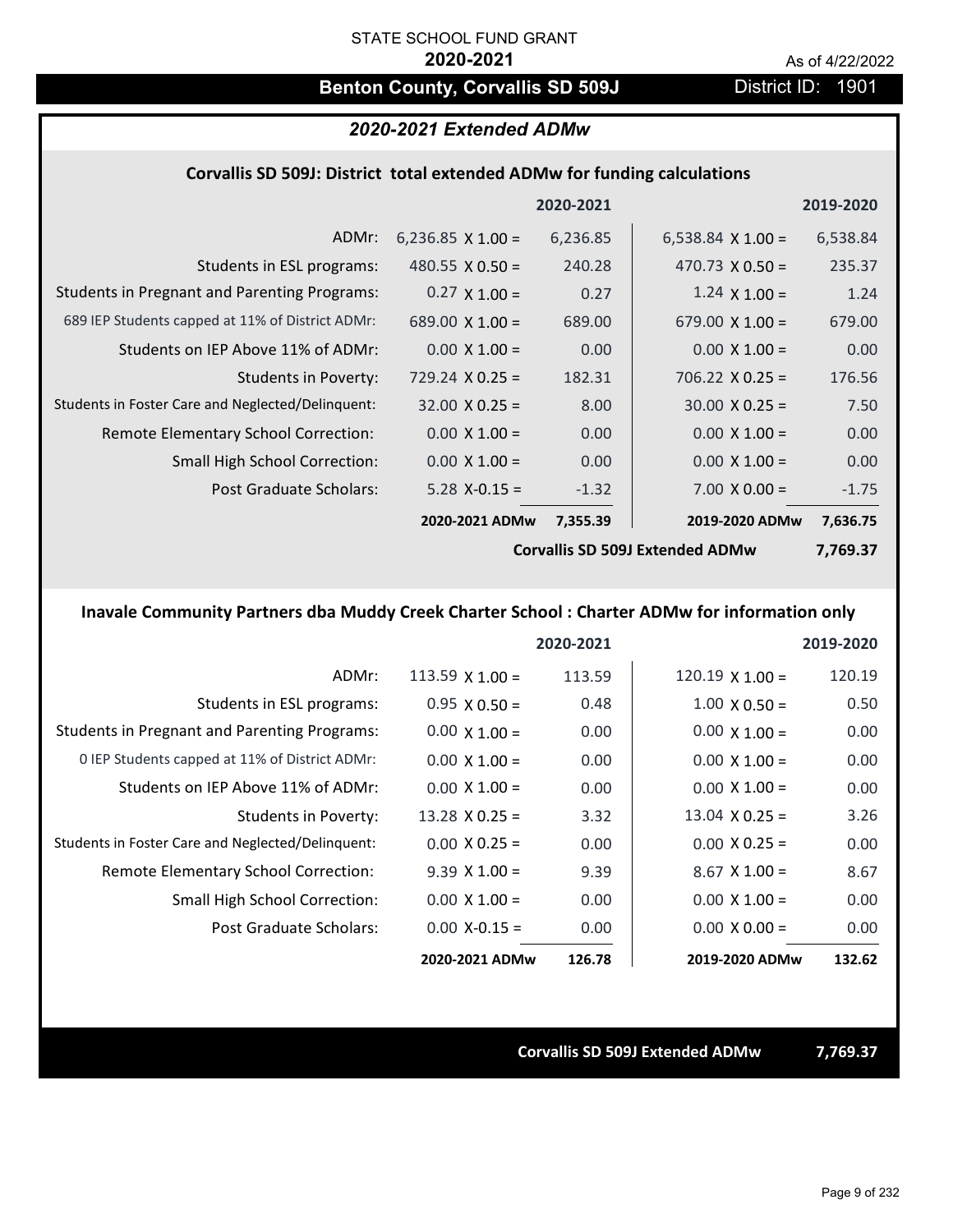STATE SCHOOL FUND GRANT

**2020-2021**

As of 4/22/2022

## Benton County, Corvallis SD 509J

District ID: 1901

### *2020-2021 Extended ADMw*

#### Corvallis SD 509J: District total extended ADMw for funding calculations

| | | 2020-2021 | | 2019-2020 |
|---|---|---|---|---|
| ADMr: | 6,236.85 X 1.00 = | 6,236.85 | 6,538.84 X 1.00 = | 6,538.84 |
| Students in ESL programs: | 480.55 X 0.50 = | 240.28 | 470.73 X 0.50 = | 235.37 |
| Students in Pregnant and Parenting Programs: | 0.27 X 1.00 = | 0.27 | 1.24 X 1.00 = | 1.24 |
| 689 IEP Students capped at 11% of District ADMr: | 689.00 X 1.00 = | 689.00 | 679.00 X 1.00 = | 679.00 |
| Students on IEP Above 11% of ADMr: | 0.00 X 1.00 = | 0.00 | 0.00 X 1.00 = | 0.00 |
| Students in Poverty: | 729.24 X 0.25 = | 182.31 | 706.22 X 0.25 = | 176.56 |
| Students in Foster Care and Neglected/Delinquent: | 32.00 X 0.25 = | 8.00 | 30.00 X 0.25 = | 7.50 |
| Remote Elementary School Correction: | 0.00 X 1.00 = | 0.00 | 0.00 X 1.00 = | 0.00 |
| Small High School Correction: | 0.00 X 1.00 = | 0.00 | 0.00 X 1.00 = | 0.00 |
| Post Graduate Scholars: | 5.28 X-0.15 = | -1.32 | 7.00 X 0.00 = | -1.75 |
| | **2020-2021 ADMw** | **7,355.39** | **2019-2020 ADMw** | **7,636.75** |
| | | | **Corvallis SD 509J Extended ADMw** | **7,769.37** |

#### Inavale Community Partners dba Muddy Creek Charter School : Charter ADMw for information only

| | | 2020-2021 | | 2019-2020 |
|---|---|---|---|---|
| ADMr: | 113.59 X 1.00 = | 113.59 | 120.19 X 1.00 = | 120.19 |
| Students in ESL programs: | 0.95 X 0.50 = | 0.48 | 1.00 X 0.50 = | 0.50 |
| Students in Pregnant and Parenting Programs: | 0.00 X 1.00 = | 0.00 | 0.00 X 1.00 = | 0.00 |
| 0 IEP Students capped at 11% of District ADMr: | 0.00 X 1.00 = | 0.00 | 0.00 X 1.00 = | 0.00 |
| Students on IEP Above 11% of ADMr: | 0.00 X 1.00 = | 0.00 | 0.00 X 1.00 = | 0.00 |
| Students in Poverty: | 13.28 X 0.25 = | 3.32 | 13.04 X 0.25 = | 3.26 |
| Students in Foster Care and Neglected/Delinquent: | 0.00 X 0.25 = | 0.00 | 0.00 X 0.25 = | 0.00 |
| Remote Elementary School Correction: | 9.39 X 1.00 = | 9.39 | 8.67 X 1.00 = | 8.67 |
| Small High School Correction: | 0.00 X 1.00 = | 0.00 | 0.00 X 1.00 = | 0.00 |
| Post Graduate Scholars: | 0.00 X-0.15 = | 0.00 | 0.00 X 0.00 = | 0.00 |
| | **2020-2021 ADMw** | **126.78** | **2019-2020 ADMw** | **132.62** |

**Corvallis SD 509J Extended ADMw** **7,769.37**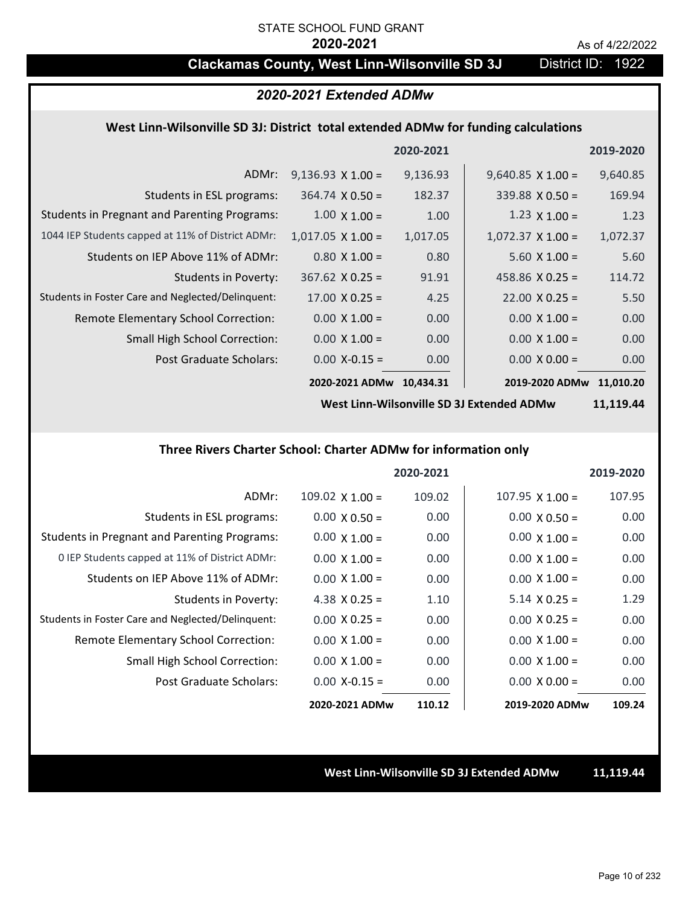STATE SCHOOL FUND GRANT

**2020-2021**

As of 4/22/2022

## Clackamas County, West Linn-Wilsonville SD 3J — District ID: 1922

### *2020-2021 Extended ADMw*

#### West Linn-Wilsonville SD 3J: District total extended ADMw for funding calculations

| | | 2020-2021 | | 2019-2020 |
|---|---|---|---|---|
| ADMr: | 9,136.93 X 1.00 = | 9,136.93 | 9,640.85 X 1.00 = | 9,640.85 |
| Students in ESL programs: | 364.74 X 0.50 = | 182.37 | 339.88 X 0.50 = | 169.94 |
| Students in Pregnant and Parenting Programs: | 1.00 X 1.00 = | 1.00 | 1.23 X 1.00 = | 1.23 |
| 1044 IEP Students capped at 11% of District ADMr: | 1,017.05 X 1.00 = | 1,017.05 | 1,072.37 X 1.00 = | 1,072.37 |
| Students on IEP Above 11% of ADMr: | 0.80 X 1.00 = | 0.80 | 5.60 X 1.00 = | 5.60 |
| Students in Poverty: | 367.62 X 0.25 = | 91.91 | 458.86 X 0.25 = | 114.72 |
| Students in Foster Care and Neglected/Delinquent: | 17.00 X 0.25 = | 4.25 | 22.00 X 0.25 = | 5.50 |
| Remote Elementary School Correction: | 0.00 X 1.00 = | 0.00 | 0.00 X 1.00 = | 0.00 |
| Small High School Correction: | 0.00 X 1.00 = | 0.00 | 0.00 X 1.00 = | 0.00 |
| Post Graduate Scholars: | 0.00 X-0.15 = | 0.00 | 0.00 X 0.00 = | 0.00 |
| | **2020-2021 ADMw** | **10,434.31** | **2019-2020 ADMw** | **11,010.20** |

**West Linn-Wilsonville SD 3J Extended ADMw 11,119.44**

#### Three Rivers Charter School: Charter ADMw for information only

| | | 2020-2021 | | 2019-2020 |
|---|---|---|---|---|
| ADMr: | 109.02 X 1.00 = | 109.02 | 107.95 X 1.00 = | 107.95 |
| Students in ESL programs: | 0.00 X 0.50 = | 0.00 | 0.00 X 0.50 = | 0.00 |
| Students in Pregnant and Parenting Programs: | 0.00 X 1.00 = | 0.00 | 0.00 X 1.00 = | 0.00 |
| 0 IEP Students capped at 11% of District ADMr: | 0.00 X 1.00 = | 0.00 | 0.00 X 1.00 = | 0.00 |
| Students on IEP Above 11% of ADMr: | 0.00 X 1.00 = | 0.00 | 0.00 X 1.00 = | 0.00 |
| Students in Poverty: | 4.38 X 0.25 = | 1.10 | 5.14 X 0.25 = | 1.29 |
| Students in Foster Care and Neglected/Delinquent: | 0.00 X 0.25 = | 0.00 | 0.00 X 0.25 = | 0.00 |
| Remote Elementary School Correction: | 0.00 X 1.00 = | 0.00 | 0.00 X 1.00 = | 0.00 |
| Small High School Correction: | 0.00 X 1.00 = | 0.00 | 0.00 X 1.00 = | 0.00 |
| Post Graduate Scholars: | 0.00 X-0.15 = | 0.00 | 0.00 X 0.00 = | 0.00 |
| | **2020-2021 ADMw** | **110.12** | **2019-2020 ADMw** | **109.24** |

**West Linn-Wilsonville SD 3J Extended ADMw 11,119.44**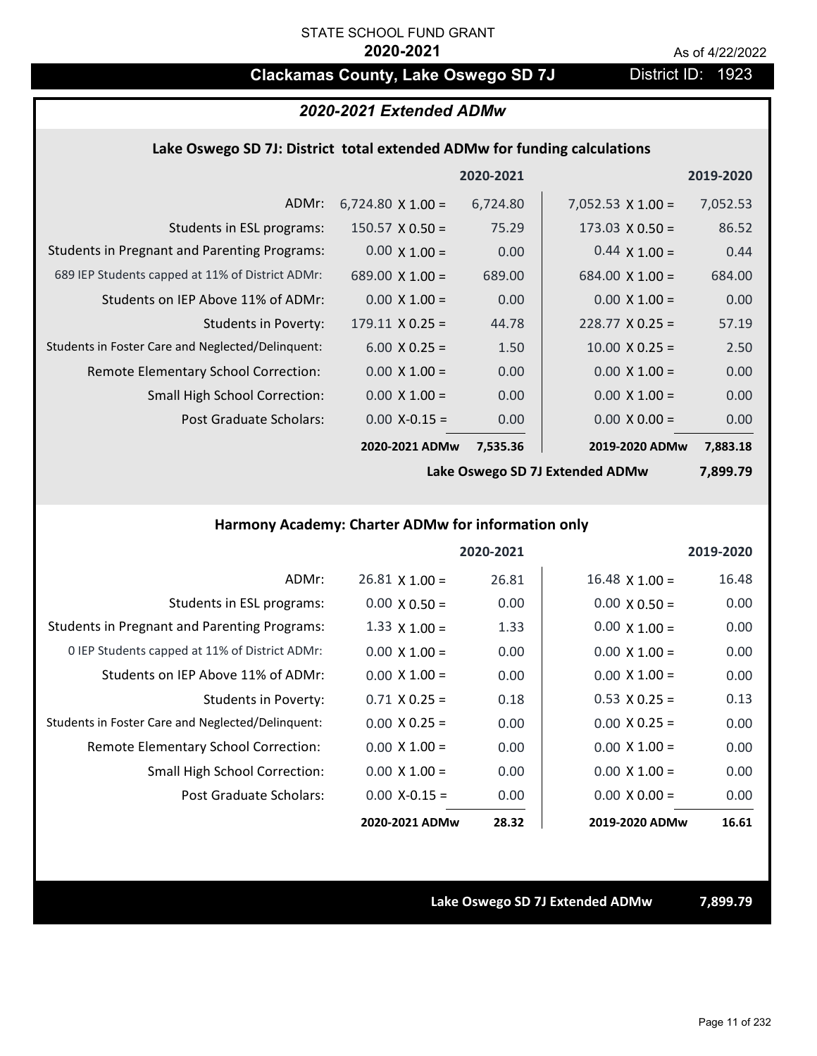STATE SCHOOL FUND GRANT

**2020-2021**

As of 4/22/2022

# Clackamas County, Lake Oswego SD 7J

District ID: 1923

## *2020-2021 Extended ADMw*

### Lake Oswego SD 7J: District total extended ADMw for funding calculations

| | | 2020-2021 | | 2019-2020 |
|---|---|---|---|---|
| ADMr: | 6,724.80 X 1.00 = | 6,724.80 | 7,052.53 X 1.00 = | 7,052.53 |
| Students in ESL programs: | 150.57 X 0.50 = | 75.29 | 173.03 X 0.50 = | 86.52 |
| Students in Pregnant and Parenting Programs: | 0.00 X 1.00 = | 0.00 | 0.44 X 1.00 = | 0.44 |
| 689 IEP Students capped at 11% of District ADMr: | 689.00 X 1.00 = | 689.00 | 684.00 X 1.00 = | 684.00 |
| Students on IEP Above 11% of ADMr: | 0.00 X 1.00 = | 0.00 | 0.00 X 1.00 = | 0.00 |
| Students in Poverty: | 179.11 X 0.25 = | 44.78 | 228.77 X 0.25 = | 57.19 |
| Students in Foster Care and Neglected/Delinquent: | 6.00 X 0.25 = | 1.50 | 10.00 X 0.25 = | 2.50 |
| Remote Elementary School Correction: | 0.00 X 1.00 = | 0.00 | 0.00 X 1.00 = | 0.00 |
| Small High School Correction: | 0.00 X 1.00 = | 0.00 | 0.00 X 1.00 = | 0.00 |
| Post Graduate Scholars: | 0.00 X-0.15 = | 0.00 | 0.00 X 0.00 = | 0.00 |
| | **2020-2021 ADMw** | **7,535.36** | **2019-2020 ADMw** | **7,883.18** |
| | | | **Lake Oswego SD 7J Extended ADMw** | **7,899.79** |

### Harmony Academy: Charter ADMw for information only

| | | 2020-2021 | | 2019-2020 |
|---|---|---|---|---|
| ADMr: | 26.81 X 1.00 = | 26.81 | 16.48 X 1.00 = | 16.48 |
| Students in ESL programs: | 0.00 X 0.50 = | 0.00 | 0.00 X 0.50 = | 0.00 |
| Students in Pregnant and Parenting Programs: | 1.33 X 1.00 = | 1.33 | 0.00 X 1.00 = | 0.00 |
| 0 IEP Students capped at 11% of District ADMr: | 0.00 X 1.00 = | 0.00 | 0.00 X 1.00 = | 0.00 |
| Students on IEP Above 11% of ADMr: | 0.00 X 1.00 = | 0.00 | 0.00 X 1.00 = | 0.00 |
| Students in Poverty: | 0.71 X 0.25 = | 0.18 | 0.53 X 0.25 = | 0.13 |
| Students in Foster Care and Neglected/Delinquent: | 0.00 X 0.25 = | 0.00 | 0.00 X 0.25 = | 0.00 |
| Remote Elementary School Correction: | 0.00 X 1.00 = | 0.00 | 0.00 X 1.00 = | 0.00 |
| Small High School Correction: | 0.00 X 1.00 = | 0.00 | 0.00 X 1.00 = | 0.00 |
| Post Graduate Scholars: | 0.00 X-0.15 = | 0.00 | 0.00 X 0.00 = | 0.00 |
| | **2020-2021 ADMw** | **28.32** | **2019-2020 ADMw** | **16.61** |

**Lake Oswego SD 7J Extended ADMw** **7,899.79**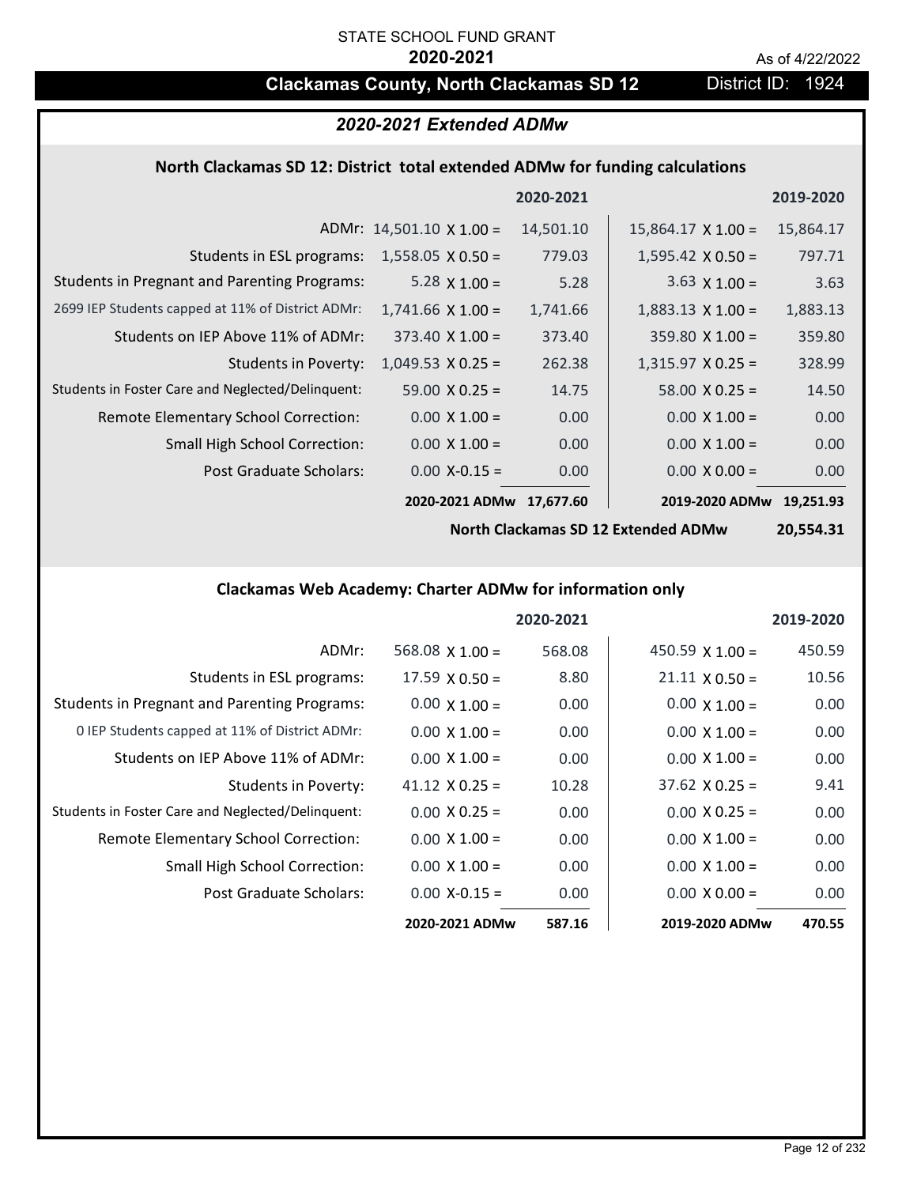STATE SCHOOL FUND GRANT

**2020-2021**

As of 4/22/2022

# Clackamas County, North Clackamas SD 12

District ID: 1924

## *2020-2021 Extended ADMw*

### North Clackamas SD 12: District total extended ADMw for funding calculations

| | | 2020-2021 | | 2019-2020 |
|---|---|---|---|---|
| ADMr: | 14,501.10 X 1.00 = | 14,501.10 | 15,864.17 X 1.00 = | 15,864.17 |
| Students in ESL programs: | 1,558.05 X 0.50 = | 779.03 | 1,595.42 X 0.50 = | 797.71 |
| Students in Pregnant and Parenting Programs: | 5.28 X 1.00 = | 5.28 | 3.63 X 1.00 = | 3.63 |
| 2699 IEP Students capped at 11% of District ADMr: | 1,741.66 X 1.00 = | 1,741.66 | 1,883.13 X 1.00 = | 1,883.13 |
| Students on IEP Above 11% of ADMr: | 373.40 X 1.00 = | 373.40 | 359.80 X 1.00 = | 359.80 |
| Students in Poverty: | 1,049.53 X 0.25 = | 262.38 | 1,315.97 X 0.25 = | 328.99 |
| Students in Foster Care and Neglected/Delinquent: | 59.00 X 0.25 = | 14.75 | 58.00 X 0.25 = | 14.50 |
| Remote Elementary School Correction: | 0.00 X 1.00 = | 0.00 | 0.00 X 1.00 = | 0.00 |
| Small High School Correction: | 0.00 X 1.00 = | 0.00 | 0.00 X 1.00 = | 0.00 |
| Post Graduate Scholars: | 0.00 X-0.15 = | 0.00 | 0.00 X 0.00 = | 0.00 |
| | **2020-2021 ADMw** | **17,677.60** | **2019-2020 ADMw** | **19,251.93** |
| | | | **North Clackamas SD 12 Extended ADMw** | **20,554.31** |

### Clackamas Web Academy: Charter ADMw for information only

| | | 2020-2021 | | 2019-2020 |
|---|---|---|---|---|
| ADMr: | 568.08 X 1.00 = | 568.08 | 450.59 X 1.00 = | 450.59 |
| Students in ESL programs: | 17.59 X 0.50 = | 8.80 | 21.11 X 0.50 = | 10.56 |
| Students in Pregnant and Parenting Programs: | 0.00 X 1.00 = | 0.00 | 0.00 X 1.00 = | 0.00 |
| 0 IEP Students capped at 11% of District ADMr: | 0.00 X 1.00 = | 0.00 | 0.00 X 1.00 = | 0.00 |
| Students on IEP Above 11% of ADMr: | 0.00 X 1.00 = | 0.00 | 0.00 X 1.00 = | 0.00 |
| Students in Poverty: | 41.12 X 0.25 = | 10.28 | 37.62 X 0.25 = | 9.41 |
| Students in Foster Care and Neglected/Delinquent: | 0.00 X 0.25 = | 0.00 | 0.00 X 0.25 = | 0.00 |
| Remote Elementary School Correction: | 0.00 X 1.00 = | 0.00 | 0.00 X 1.00 = | 0.00 |
| Small High School Correction: | 0.00 X 1.00 = | 0.00 | 0.00 X 1.00 = | 0.00 |
| Post Graduate Scholars: | 0.00 X-0.15 = | 0.00 | 0.00 X 0.00 = | 0.00 |
| | **2020-2021 ADMw** | **587.16** | **2019-2020 ADMw** | **470.55** |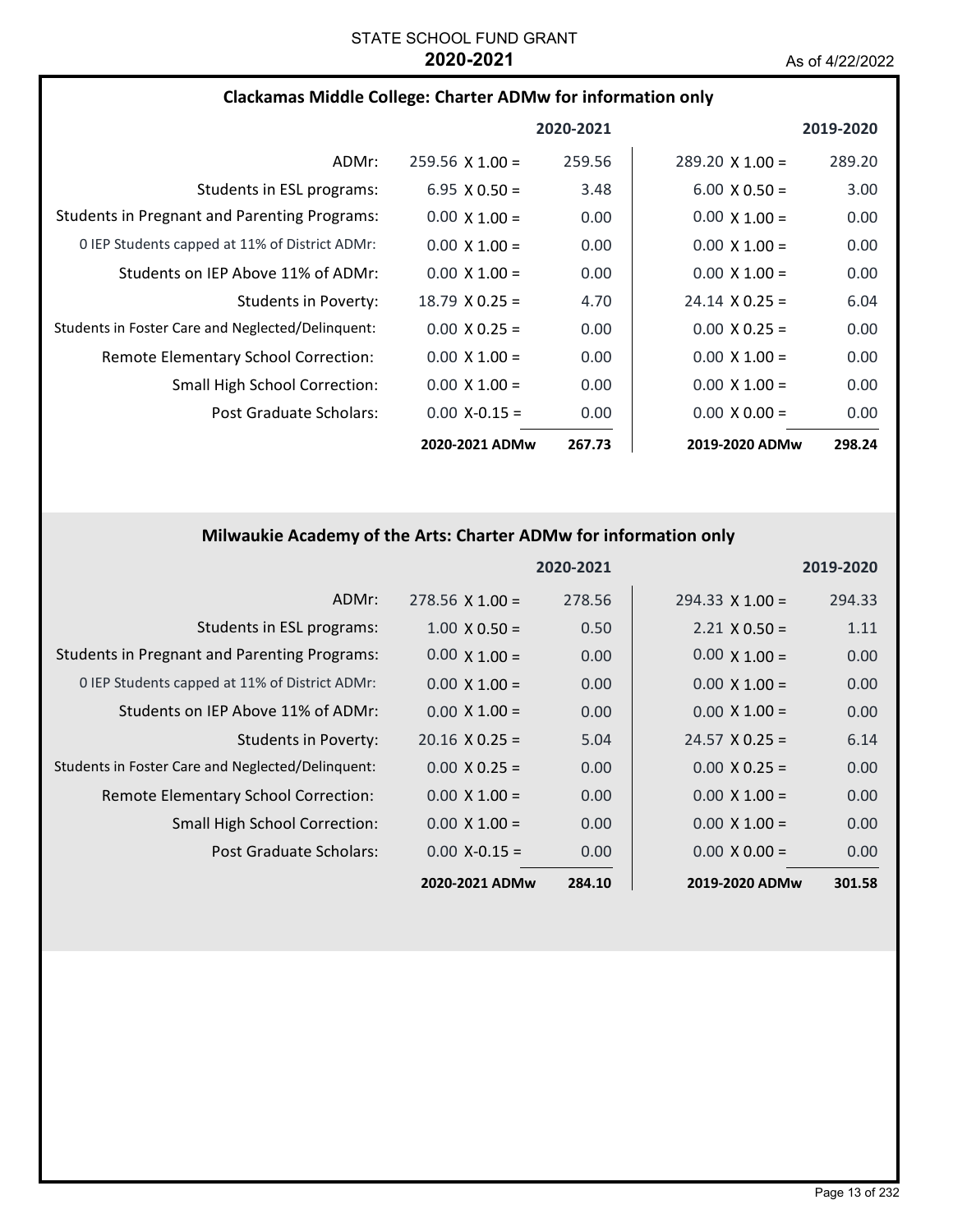STATE SCHOOL FUND GRANT

**2020-2021**

As of 4/22/2022

## Clackamas Middle College: Charter ADMw for information only

| | | 2020-2021 | | 2019-2020 |
|---|---|---|---|---|
| ADMr: | 259.56 X 1.00 = | 259.56 | 289.20 X 1.00 = | 289.20 |
| Students in ESL programs: | 6.95 X 0.50 = | 3.48 | 6.00 X 0.50 = | 3.00 |
| Students in Pregnant and Parenting Programs: | 0.00 X 1.00 = | 0.00 | 0.00 X 1.00 = | 0.00 |
| 0 IEP Students capped at 11% of District ADMr: | 0.00 X 1.00 = | 0.00 | 0.00 X 1.00 = | 0.00 |
| Students on IEP Above 11% of ADMr: | 0.00 X 1.00 = | 0.00 | 0.00 X 1.00 = | 0.00 |
| Students in Poverty: | 18.79 X 0.25 = | 4.70 | 24.14 X 0.25 = | 6.04 |
| Students in Foster Care and Neglected/Delinquent: | 0.00 X 0.25 = | 0.00 | 0.00 X 0.25 = | 0.00 |
| Remote Elementary School Correction: | 0.00 X 1.00 = | 0.00 | 0.00 X 1.00 = | 0.00 |
| Small High School Correction: | 0.00 X 1.00 = | 0.00 | 0.00 X 1.00 = | 0.00 |
| Post Graduate Scholars: | 0.00 X-0.15 = | 0.00 | 0.00 X 0.00 = | 0.00 |
| | **2020-2021 ADMw** | **267.73** | **2019-2020 ADMw** | **298.24** |

## Milwaukie Academy of the Arts: Charter ADMw for information only

| | | 2020-2021 | | 2019-2020 |
|---|---|---|---|---|
| ADMr: | 278.56 X 1.00 = | 278.56 | 294.33 X 1.00 = | 294.33 |
| Students in ESL programs: | 1.00 X 0.50 = | 0.50 | 2.21 X 0.50 = | 1.11 |
| Students in Pregnant and Parenting Programs: | 0.00 X 1.00 = | 0.00 | 0.00 X 1.00 = | 0.00 |
| 0 IEP Students capped at 11% of District ADMr: | 0.00 X 1.00 = | 0.00 | 0.00 X 1.00 = | 0.00 |
| Students on IEP Above 11% of ADMr: | 0.00 X 1.00 = | 0.00 | 0.00 X 1.00 = | 0.00 |
| Students in Poverty: | 20.16 X 0.25 = | 5.04 | 24.57 X 0.25 = | 6.14 |
| Students in Foster Care and Neglected/Delinquent: | 0.00 X 0.25 = | 0.00 | 0.00 X 0.25 = | 0.00 |
| Remote Elementary School Correction: | 0.00 X 1.00 = | 0.00 | 0.00 X 1.00 = | 0.00 |
| Small High School Correction: | 0.00 X 1.00 = | 0.00 | 0.00 X 1.00 = | 0.00 |
| Post Graduate Scholars: | 0.00 X-0.15 = | 0.00 | 0.00 X 0.00 = | 0.00 |
| | **2020-2021 ADMw** | **284.10** | **2019-2020 ADMw** | **301.58** |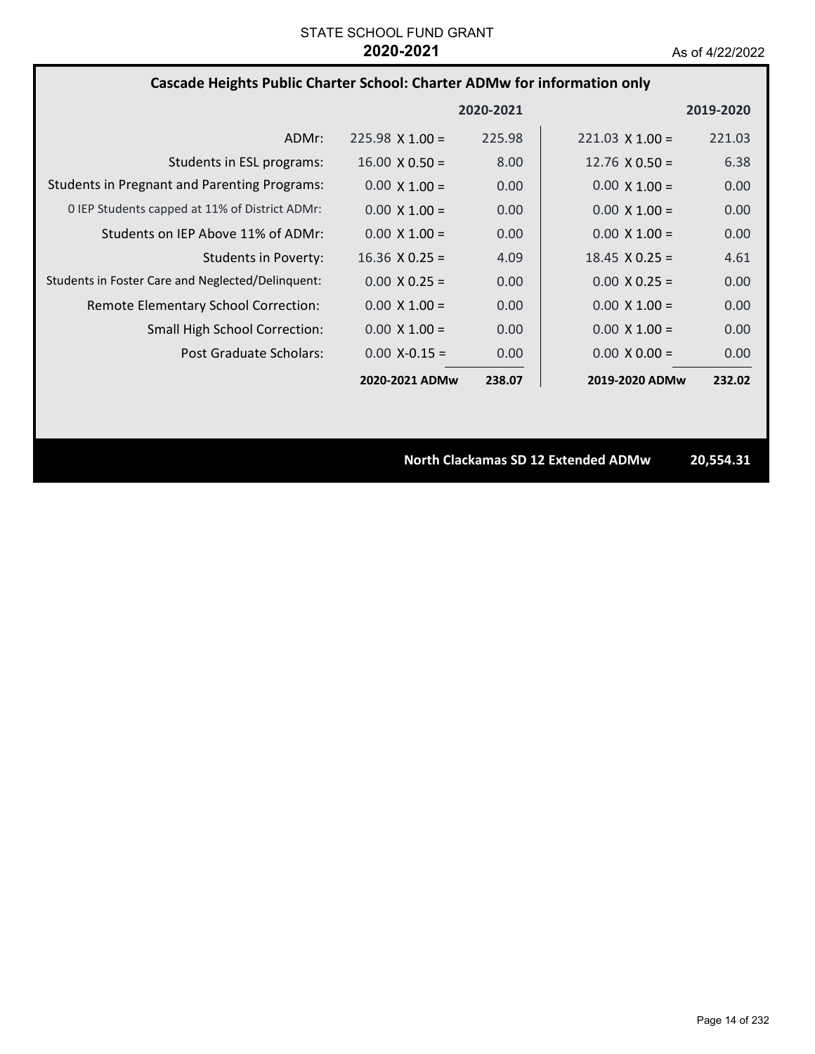STATE SCHOOL FUND GRANT
**2020-2021**
As of 4/22/2022

## Cascade Heights Public Charter School: Charter ADMw for information only

| | | 2020-2021 | | 2019-2020 |
|---|---|---|---|---|
| ADMr: | 225.98 X 1.00 = | 225.98 | 221.03 X 1.00 = | 221.03 |
| Students in ESL programs: | 16.00 X 0.50 = | 8.00 | 12.76 X 0.50 = | 6.38 |
| Students in Pregnant and Parenting Programs: | 0.00 X 1.00 = | 0.00 | 0.00 X 1.00 = | 0.00 |
| 0 IEP Students capped at 11% of District ADMr: | 0.00 X 1.00 = | 0.00 | 0.00 X 1.00 = | 0.00 |
| Students on IEP Above 11% of ADMr: | 0.00 X 1.00 = | 0.00 | 0.00 X 1.00 = | 0.00 |
| Students in Poverty: | 16.36 X 0.25 = | 4.09 | 18.45 X 0.25 = | 4.61 |
| Students in Foster Care and Neglected/Delinquent: | 0.00 X 0.25 = | 0.00 | 0.00 X 0.25 = | 0.00 |
| Remote Elementary School Correction: | 0.00 X 1.00 = | 0.00 | 0.00 X 1.00 = | 0.00 |
| Small High School Correction: | 0.00 X 1.00 = | 0.00 | 0.00 X 1.00 = | 0.00 |
| Post Graduate Scholars: | 0.00 X-0.15 = | 0.00 | 0.00 X 0.00 = | 0.00 |
| | **2020-2021 ADMw** | **238.07** | **2019-2020 ADMw** | **232.02** |

**North Clackamas SD 12 Extended ADMw** **20,554.31**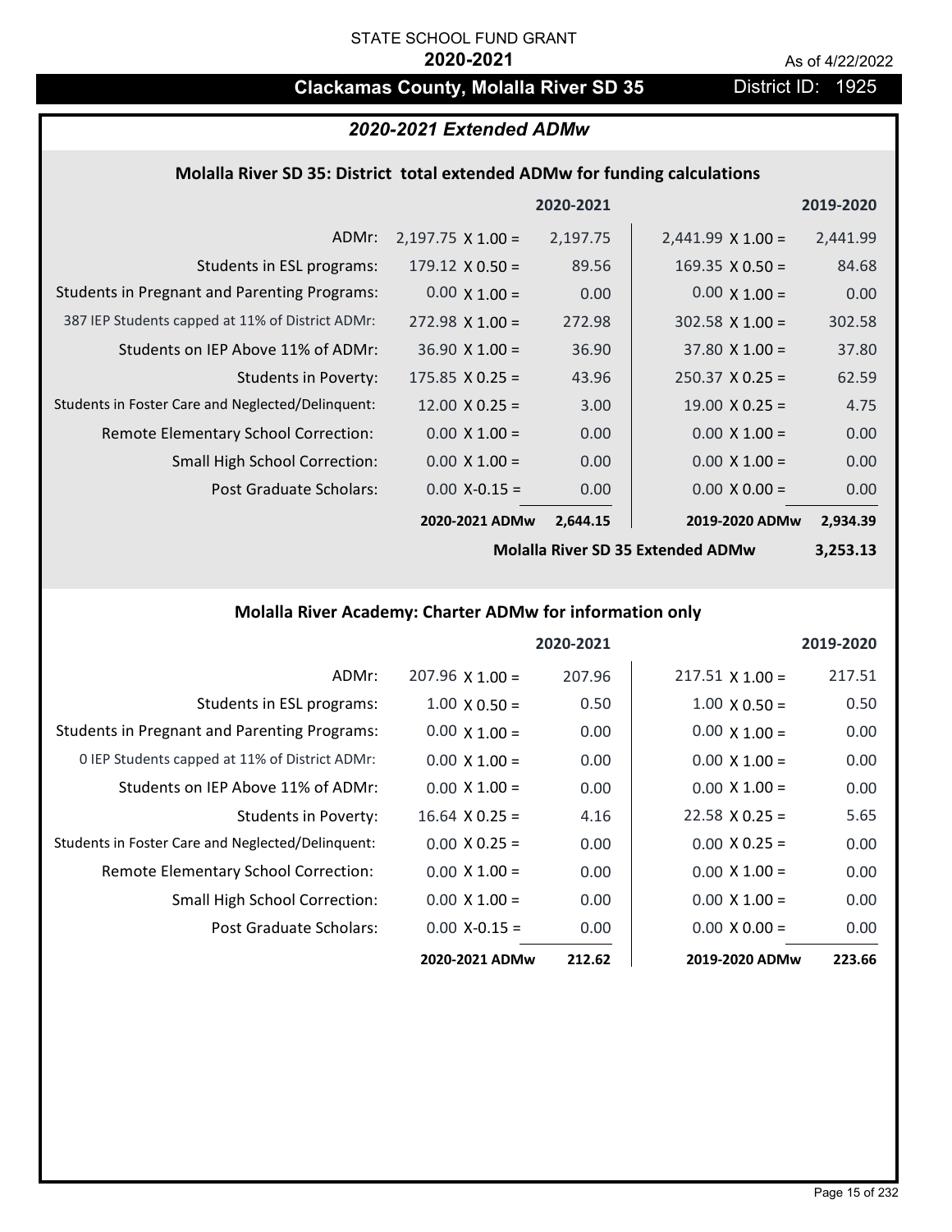STATE SCHOOL FUND GRANT

**2020-2021**

As of 4/22/2022

## Clackamas County, Molalla River SD 35

District ID: 1925

### *2020-2021 Extended ADMw*

#### Molalla River SD 35: District total extended ADMw for funding calculations

| | 2020-2021 | | 2019-2020 | |
|---|---|---|---|---|
| ADMr: | 2,197.75 X 1.00 = | 2,197.75 | 2,441.99 X 1.00 = | 2,441.99 |
| Students in ESL programs: | 179.12 X 0.50 = | 89.56 | 169.35 X 0.50 = | 84.68 |
| Students in Pregnant and Parenting Programs: | 0.00 X 1.00 = | 0.00 | 0.00 X 1.00 = | 0.00 |
| 387 IEP Students capped at 11% of District ADMr: | 272.98 X 1.00 = | 272.98 | 302.58 X 1.00 = | 302.58 |
| Students on IEP Above 11% of ADMr: | 36.90 X 1.00 = | 36.90 | 37.80 X 1.00 = | 37.80 |
| Students in Poverty: | 175.85 X 0.25 = | 43.96 | 250.37 X 0.25 = | 62.59 |
| Students in Foster Care and Neglected/Delinquent: | 12.00 X 0.25 = | 3.00 | 19.00 X 0.25 = | 4.75 |
| Remote Elementary School Correction: | 0.00 X 1.00 = | 0.00 | 0.00 X 1.00 = | 0.00 |
| Small High School Correction: | 0.00 X 1.00 = | 0.00 | 0.00 X 1.00 = | 0.00 |
| Post Graduate Scholars: | 0.00 X-0.15 = | 0.00 | 0.00 X 0.00 = | 0.00 |
| | **2020-2021 ADMw** | **2,644.15** | **2019-2020 ADMw** | **2,934.39** |
| | | | **Molalla River SD 35 Extended ADMw** | **3,253.13** |

#### Molalla River Academy: Charter ADMw for information only

| | 2020-2021 | | 2019-2020 | |
|---|---|---|---|---|
| ADMr: | 207.96 X 1.00 = | 207.96 | 217.51 X 1.00 = | 217.51 |
| Students in ESL programs: | 1.00 X 0.50 = | 0.50 | 1.00 X 0.50 = | 0.50 |
| Students in Pregnant and Parenting Programs: | 0.00 X 1.00 = | 0.00 | 0.00 X 1.00 = | 0.00 |
| 0 IEP Students capped at 11% of District ADMr: | 0.00 X 1.00 = | 0.00 | 0.00 X 1.00 = | 0.00 |
| Students on IEP Above 11% of ADMr: | 0.00 X 1.00 = | 0.00 | 0.00 X 1.00 = | 0.00 |
| Students in Poverty: | 16.64 X 0.25 = | 4.16 | 22.58 X 0.25 = | 5.65 |
| Students in Foster Care and Neglected/Delinquent: | 0.00 X 0.25 = | 0.00 | 0.00 X 0.25 = | 0.00 |
| Remote Elementary School Correction: | 0.00 X 1.00 = | 0.00 | 0.00 X 1.00 = | 0.00 |
| Small High School Correction: | 0.00 X 1.00 = | 0.00 | 0.00 X 1.00 = | 0.00 |
| Post Graduate Scholars: | 0.00 X-0.15 = | 0.00 | 0.00 X 0.00 = | 0.00 |
| | **2020-2021 ADMw** | **212.62** | **2019-2020 ADMw** | **223.66** |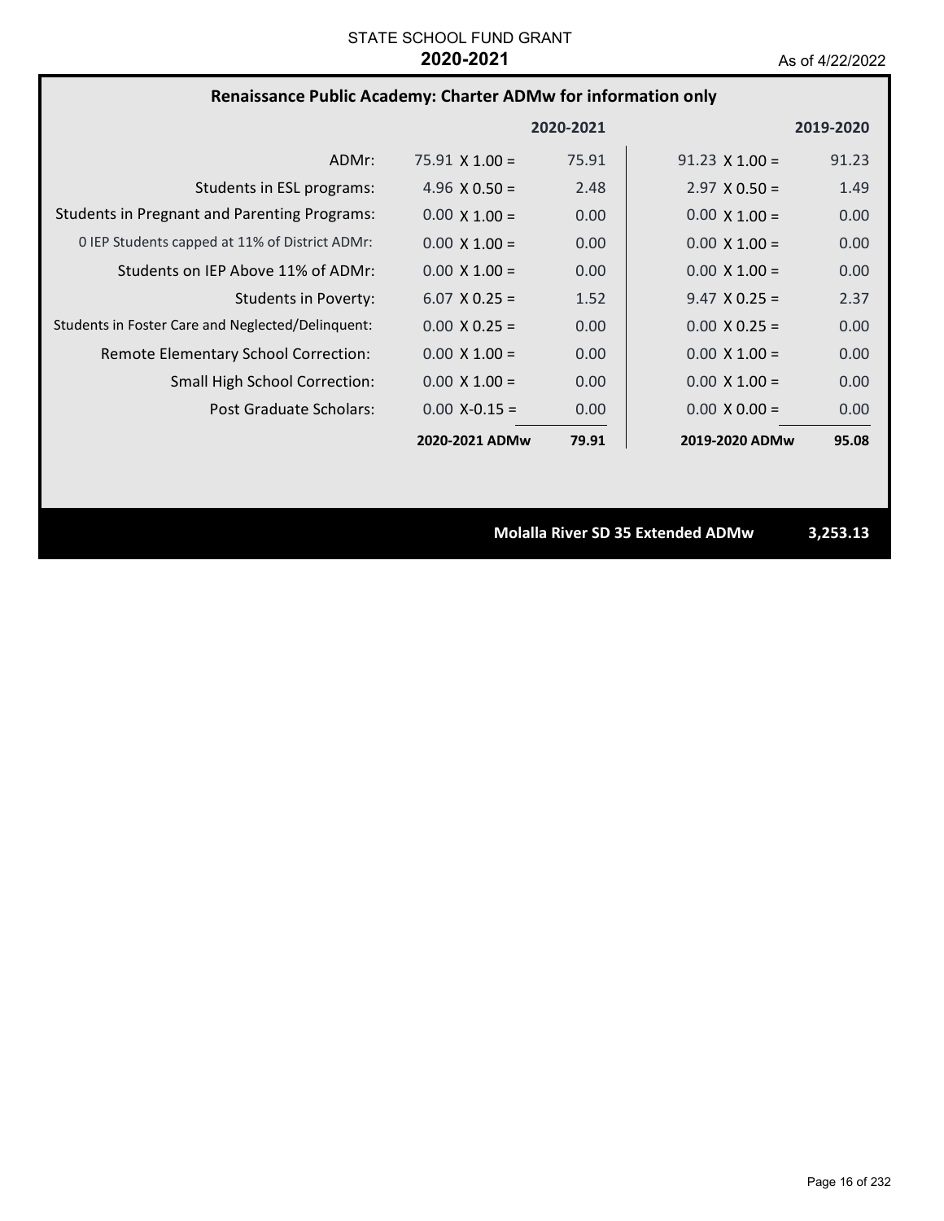STATE SCHOOL FUND GRANT

**2020-2021**

As of 4/22/2022

## Renaissance Public Academy: Charter ADMw for information only

| | | 2020-2021 | | 2019-2020 |
|---|---|---|---|---|
| ADMr: | 75.91 X 1.00 = | 75.91 | 91.23 X 1.00 = | 91.23 |
| Students in ESL programs: | 4.96 X 0.50 = | 2.48 | 2.97 X 0.50 = | 1.49 |
| Students in Pregnant and Parenting Programs: | 0.00 X 1.00 = | 0.00 | 0.00 X 1.00 = | 0.00 |
| 0 IEP Students capped at 11% of District ADMr: | 0.00 X 1.00 = | 0.00 | 0.00 X 1.00 = | 0.00 |
| Students on IEP Above 11% of ADMr: | 0.00 X 1.00 = | 0.00 | 0.00 X 1.00 = | 0.00 |
| Students in Poverty: | 6.07 X 0.25 = | 1.52 | 9.47 X 0.25 = | 2.37 |
| Students in Foster Care and Neglected/Delinquent: | 0.00 X 0.25 = | 0.00 | 0.00 X 0.25 = | 0.00 |
| Remote Elementary School Correction: | 0.00 X 1.00 = | 0.00 | 0.00 X 1.00 = | 0.00 |
| Small High School Correction: | 0.00 X 1.00 = | 0.00 | 0.00 X 1.00 = | 0.00 |
| Post Graduate Scholars: | 0.00 X-0.15 = | 0.00 | 0.00 X 0.00 = | 0.00 |
| | **2020-2021 ADMw** | **79.91** | **2019-2020 ADMw** | **95.08** |

**Molalla River SD 35 Extended ADMw** **3,253.13**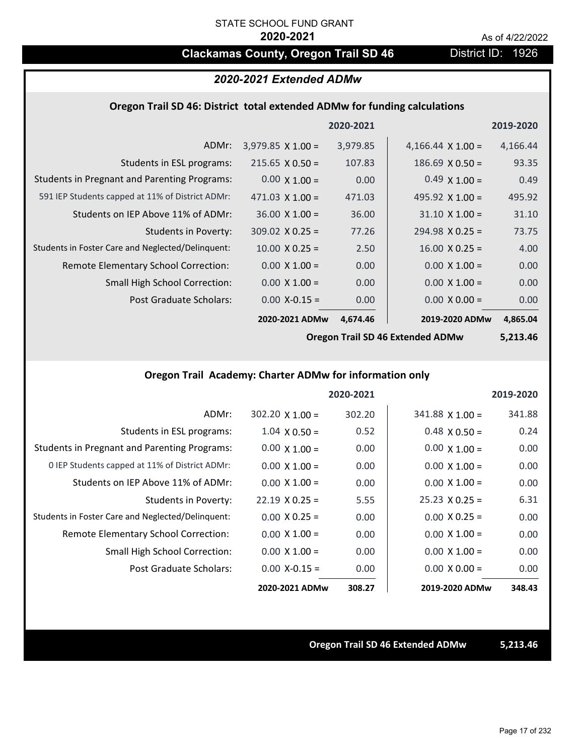STATE SCHOOL FUND GRANT

**2020-2021**

As of 4/22/2022

## Clackamas County, Oregon Trail SD 46

District ID: 1926

### *2020-2021 Extended ADMw*

#### Oregon Trail SD 46: District total extended ADMw for funding calculations

| | 2020-2021 | | 2019-2020 | |
|---|---|---|---|---|
| ADMr: | 3,979.85 X 1.00 = | 3,979.85 | 4,166.44 X 1.00 = | 4,166.44 |
| Students in ESL programs: | 215.65 X 0.50 = | 107.83 | 186.69 X 0.50 = | 93.35 |
| Students in Pregnant and Parenting Programs: | 0.00 X 1.00 = | 0.00 | 0.49 X 1.00 = | 0.49 |
| 591 IEP Students capped at 11% of District ADMr: | 471.03 X 1.00 = | 471.03 | 495.92 X 1.00 = | 495.92 |
| Students on IEP Above 11% of ADMr: | 36.00 X 1.00 = | 36.00 | 31.10 X 1.00 = | 31.10 |
| Students in Poverty: | 309.02 X 0.25 = | 77.26 | 294.98 X 0.25 = | 73.75 |
| Students in Foster Care and Neglected/Delinquent: | 10.00 X 0.25 = | 2.50 | 16.00 X 0.25 = | 4.00 |
| Remote Elementary School Correction: | 0.00 X 1.00 = | 0.00 | 0.00 X 1.00 = | 0.00 |
| Small High School Correction: | 0.00 X 1.00 = | 0.00 | 0.00 X 1.00 = | 0.00 |
| Post Graduate Scholars: | 0.00 X-0.15 = | 0.00 | 0.00 X 0.00 = | 0.00 |
| | **2020-2021 ADMw** | **4,674.46** | **2019-2020 ADMw** | **4,865.04** |
| | | | **Oregon Trail SD 46 Extended ADMw** | **5,213.46** |

#### Oregon Trail Academy: Charter ADMw for information only

| | 2020-2021 | | 2019-2020 | |
|---|---|---|---|---|
| ADMr: | 302.20 X 1.00 = | 302.20 | 341.88 X 1.00 = | 341.88 |
| Students in ESL programs: | 1.04 X 0.50 = | 0.52 | 0.48 X 0.50 = | 0.24 |
| Students in Pregnant and Parenting Programs: | 0.00 X 1.00 = | 0.00 | 0.00 X 1.00 = | 0.00 |
| 0 IEP Students capped at 11% of District ADMr: | 0.00 X 1.00 = | 0.00 | 0.00 X 1.00 = | 0.00 |
| Students on IEP Above 11% of ADMr: | 0.00 X 1.00 = | 0.00 | 0.00 X 1.00 = | 0.00 |
| Students in Poverty: | 22.19 X 0.25 = | 5.55 | 25.23 X 0.25 = | 6.31 |
| Students in Foster Care and Neglected/Delinquent: | 0.00 X 0.25 = | 0.00 | 0.00 X 0.25 = | 0.00 |
| Remote Elementary School Correction: | 0.00 X 1.00 = | 0.00 | 0.00 X 1.00 = | 0.00 |
| Small High School Correction: | 0.00 X 1.00 = | 0.00 | 0.00 X 1.00 = | 0.00 |
| Post Graduate Scholars: | 0.00 X-0.15 = | 0.00 | 0.00 X 0.00 = | 0.00 |
| | **2020-2021 ADMw** | **308.27** | **2019-2020 ADMw** | **348.43** |

**Oregon Trail SD 46 Extended ADMw** **5,213.46**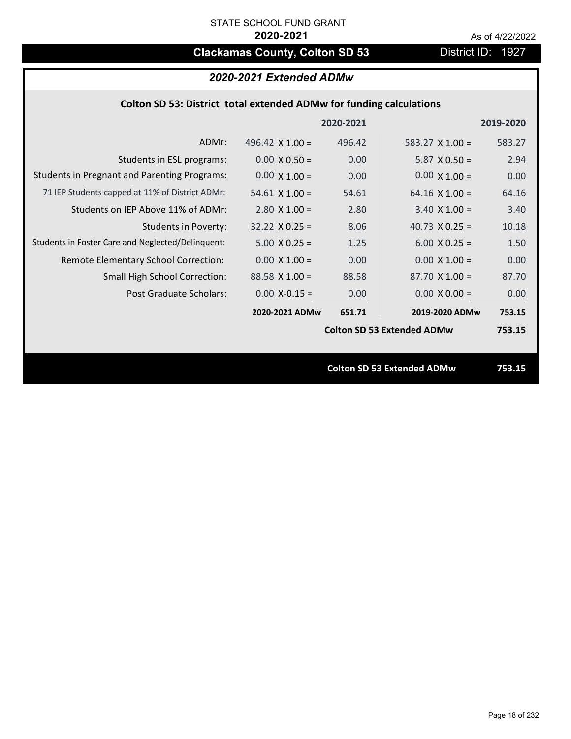STATE SCHOOL FUND GRANT

**2020-2021**

As of 4/22/2022

# Clackamas County, Colton SD 53

District ID: 1927

## *2020-2021 Extended ADMw*

### Colton SD 53: District total extended ADMw for funding calculations

| | | 2020-2021 | | 2019-2020 |
|---|---|---|---|---|
| ADMr: | 496.42 X 1.00 = | 496.42 | 583.27 X 1.00 = | 583.27 |
| Students in ESL programs: | 0.00 X 0.50 = | 0.00 | 5.87 X 0.50 = | 2.94 |
| Students in Pregnant and Parenting Programs: | 0.00 X 1.00 = | 0.00 | 0.00 X 1.00 = | 0.00 |
| 71 IEP Students capped at 11% of District ADMr: | 54.61 X 1.00 = | 54.61 | 64.16 X 1.00 = | 64.16 |
| Students on IEP Above 11% of ADMr: | 2.80 X 1.00 = | 2.80 | 3.40 X 1.00 = | 3.40 |
| Students in Poverty: | 32.22 X 0.25 = | 8.06 | 40.73 X 0.25 = | 10.18 |
| Students in Foster Care and Neglected/Delinquent: | 5.00 X 0.25 = | 1.25 | 6.00 X 0.25 = | 1.50 |
| Remote Elementary School Correction: | 0.00 X 1.00 = | 0.00 | 0.00 X 1.00 = | 0.00 |
| Small High School Correction: | 88.58 X 1.00 = | 88.58 | 87.70 X 1.00 = | 87.70 |
| Post Graduate Scholars: | 0.00 X-0.15 = | 0.00 | 0.00 X 0.00 = | 0.00 |
| | **2020-2021 ADMw** | **651.71** | **2019-2020 ADMw** | **753.15** |
| | | | **Colton SD 53 Extended ADMw** | **753.15** |

**Colton SD 53 Extended ADMw 753.15**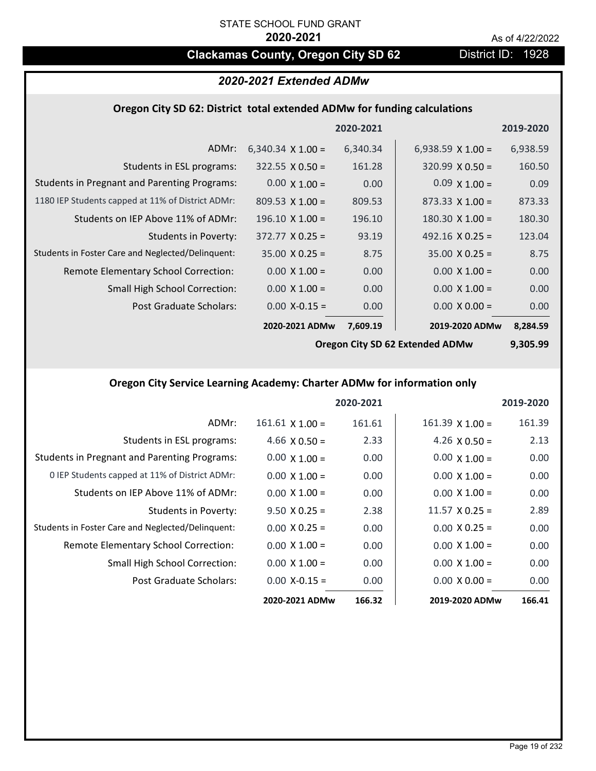STATE SCHOOL FUND GRANT

**2020-2021**

As of 4/22/2022

# Clackamas County, Oregon City SD 62

District ID: 1928

## *2020-2021 Extended ADMw*

### Oregon City SD 62: District total extended ADMw for funding calculations

| | 2020-2021 | | 2019-2020 | |
|---|---|---|---|---|
| ADMr: | 6,340.34 X 1.00 = | 6,340.34 | 6,938.59 X 1.00 = | 6,938.59 |
| Students in ESL programs: | 322.55 X 0.50 = | 161.28 | 320.99 X 0.50 = | 160.50 |
| Students in Pregnant and Parenting Programs: | 0.00 X 1.00 = | 0.00 | 0.09 X 1.00 = | 0.09 |
| 1180 IEP Students capped at 11% of District ADMr: | 809.53 X 1.00 = | 809.53 | 873.33 X 1.00 = | 873.33 |
| Students on IEP Above 11% of ADMr: | 196.10 X 1.00 = | 196.10 | 180.30 X 1.00 = | 180.30 |
| Students in Poverty: | 372.77 X 0.25 = | 93.19 | 492.16 X 0.25 = | 123.04 |
| Students in Foster Care and Neglected/Delinquent: | 35.00 X 0.25 = | 8.75 | 35.00 X 0.25 = | 8.75 |
| Remote Elementary School Correction: | 0.00 X 1.00 = | 0.00 | 0.00 X 1.00 = | 0.00 |
| Small High School Correction: | 0.00 X 1.00 = | 0.00 | 0.00 X 1.00 = | 0.00 |
| Post Graduate Scholars: | 0.00 X-0.15 = | 0.00 | 0.00 X 0.00 = | 0.00 |
| | **2020-2021 ADMw** | **7,609.19** | **2019-2020 ADMw** | **8,284.59** |
| | | | **Oregon City SD 62 Extended ADMw** | **9,305.99** |

### Oregon City Service Learning Academy: Charter ADMw for information only

| | 2020-2021 | | 2019-2020 | |
|---|---|---|---|---|
| ADMr: | 161.61 X 1.00 = | 161.61 | 161.39 X 1.00 = | 161.39 |
| Students in ESL programs: | 4.66 X 0.50 = | 2.33 | 4.26 X 0.50 = | 2.13 |
| Students in Pregnant and Parenting Programs: | 0.00 X 1.00 = | 0.00 | 0.00 X 1.00 = | 0.00 |
| 0 IEP Students capped at 11% of District ADMr: | 0.00 X 1.00 = | 0.00 | 0.00 X 1.00 = | 0.00 |
| Students on IEP Above 11% of ADMr: | 0.00 X 1.00 = | 0.00 | 0.00 X 1.00 = | 0.00 |
| Students in Poverty: | 9.50 X 0.25 = | 2.38 | 11.57 X 0.25 = | 2.89 |
| Students in Foster Care and Neglected/Delinquent: | 0.00 X 0.25 = | 0.00 | 0.00 X 0.25 = | 0.00 |
| Remote Elementary School Correction: | 0.00 X 1.00 = | 0.00 | 0.00 X 1.00 = | 0.00 |
| Small High School Correction: | 0.00 X 1.00 = | 0.00 | 0.00 X 1.00 = | 0.00 |
| Post Graduate Scholars: | 0.00 X-0.15 = | 0.00 | 0.00 X 0.00 = | 0.00 |
| | **2020-2021 ADMw** | **166.32** | **2019-2020 ADMw** | **166.41** |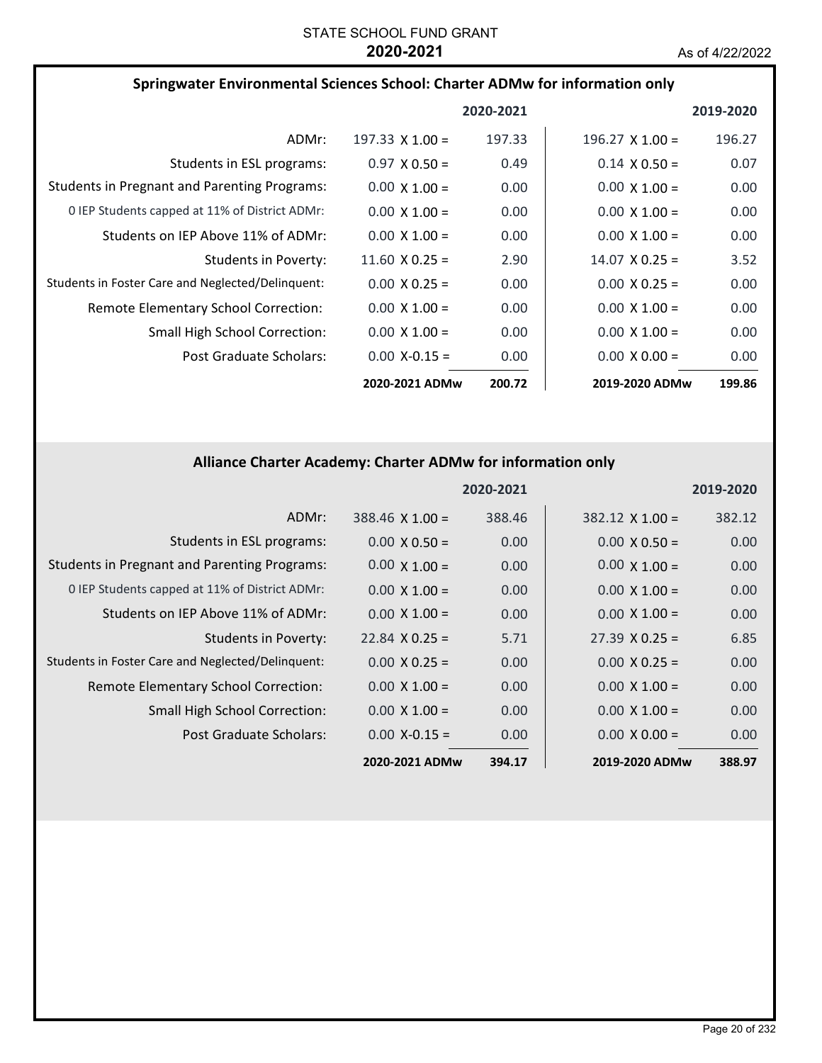STATE SCHOOL FUND GRANT
**2020-2021**

As of 4/22/2022

## Springwater Environmental Sciences School: Charter ADMw for information only

| | 2020-2021 | | 2019-2020 | |
|---|---|---|---|---|
| ADMr: | 197.33 X 1.00 = | 197.33 | 196.27 X 1.00 = | 196.27 |
| Students in ESL programs: | 0.97 X 0.50 = | 0.49 | 0.14 X 0.50 = | 0.07 |
| Students in Pregnant and Parenting Programs: | 0.00 X 1.00 = | 0.00 | 0.00 X 1.00 = | 0.00 |
| 0 IEP Students capped at 11% of District ADMr: | 0.00 X 1.00 = | 0.00 | 0.00 X 1.00 = | 0.00 |
| Students on IEP Above 11% of ADMr: | 0.00 X 1.00 = | 0.00 | 0.00 X 1.00 = | 0.00 |
| Students in Poverty: | 11.60 X 0.25 = | 2.90 | 14.07 X 0.25 = | 3.52 |
| Students in Foster Care and Neglected/Delinquent: | 0.00 X 0.25 = | 0.00 | 0.00 X 0.25 = | 0.00 |
| Remote Elementary School Correction: | 0.00 X 1.00 = | 0.00 | 0.00 X 1.00 = | 0.00 |
| Small High School Correction: | 0.00 X 1.00 = | 0.00 | 0.00 X 1.00 = | 0.00 |
| Post Graduate Scholars: | 0.00 X-0.15 = | 0.00 | 0.00 X 0.00 = | 0.00 |
| | **2020-2021 ADMw** | **200.72** | **2019-2020 ADMw** | **199.86** |

## Alliance Charter Academy: Charter ADMw for information only

| | 2020-2021 | | 2019-2020 | |
|---|---|---|---|---|
| ADMr: | 388.46 X 1.00 = | 388.46 | 382.12 X 1.00 = | 382.12 |
| Students in ESL programs: | 0.00 X 0.50 = | 0.00 | 0.00 X 0.50 = | 0.00 |
| Students in Pregnant and Parenting Programs: | 0.00 X 1.00 = | 0.00 | 0.00 X 1.00 = | 0.00 |
| 0 IEP Students capped at 11% of District ADMr: | 0.00 X 1.00 = | 0.00 | 0.00 X 1.00 = | 0.00 |
| Students on IEP Above 11% of ADMr: | 0.00 X 1.00 = | 0.00 | 0.00 X 1.00 = | 0.00 |
| Students in Poverty: | 22.84 X 0.25 = | 5.71 | 27.39 X 0.25 = | 6.85 |
| Students in Foster Care and Neglected/Delinquent: | 0.00 X 0.25 = | 0.00 | 0.00 X 0.25 = | 0.00 |
| Remote Elementary School Correction: | 0.00 X 1.00 = | 0.00 | 0.00 X 1.00 = | 0.00 |
| Small High School Correction: | 0.00 X 1.00 = | 0.00 | 0.00 X 1.00 = | 0.00 |
| Post Graduate Scholars: | 0.00 X-0.15 = | 0.00 | 0.00 X 0.00 = | 0.00 |
| | **2020-2021 ADMw** | **394.17** | **2019-2020 ADMw** | **388.97** |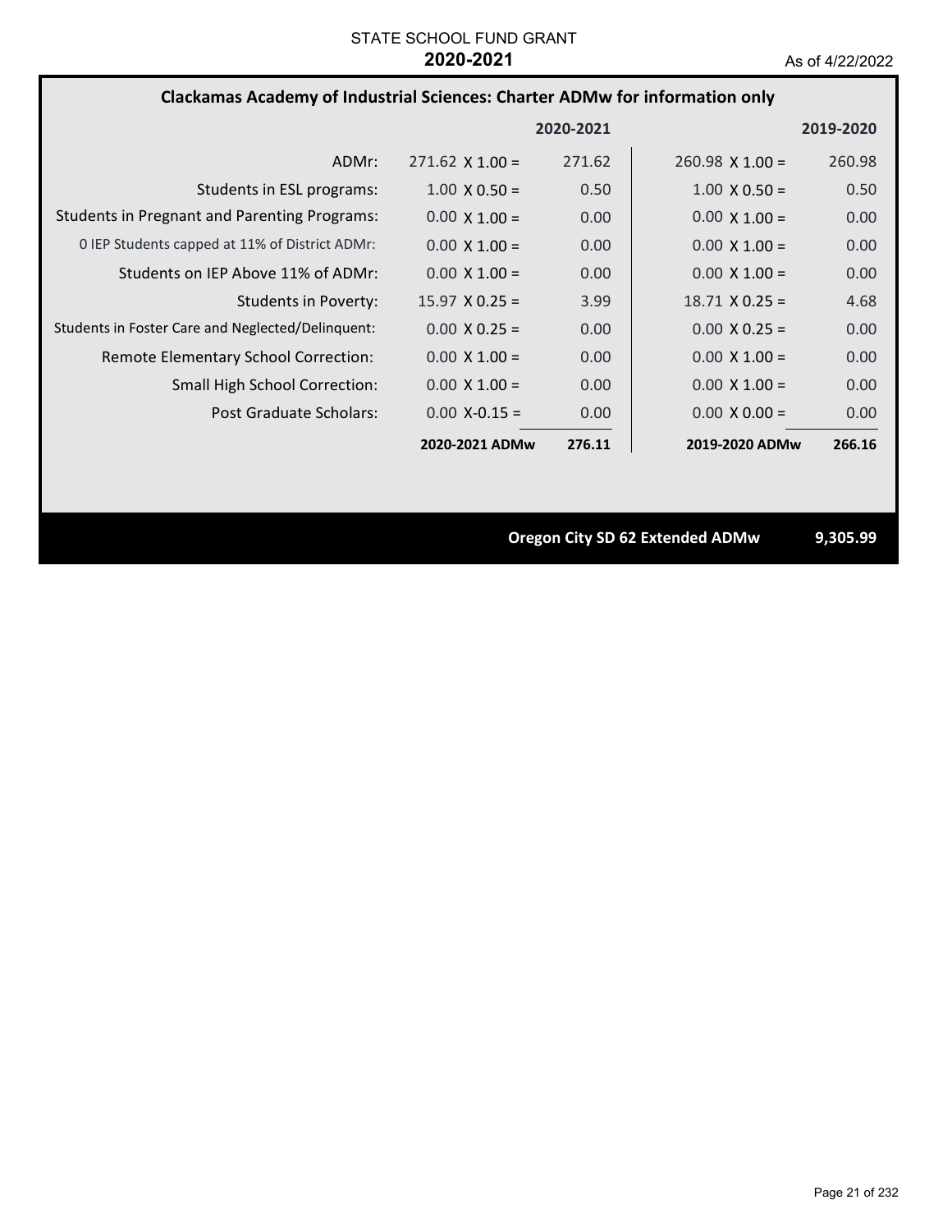STATE SCHOOL FUND GRANT
**2020-2021**
As of 4/22/2022

## Clackamas Academy of Industrial Sciences: Charter ADMw for information only

| | | 2020-2021 | | 2019-2020 |
|---|---|---|---|---|
| ADMr: | 271.62 X 1.00 = | 271.62 | 260.98 X 1.00 = | 260.98 |
| Students in ESL programs: | 1.00 X 0.50 = | 0.50 | 1.00 X 0.50 = | 0.50 |
| Students in Pregnant and Parenting Programs: | 0.00 X 1.00 = | 0.00 | 0.00 X 1.00 = | 0.00 |
| 0 IEP Students capped at 11% of District ADMr: | 0.00 X 1.00 = | 0.00 | 0.00 X 1.00 = | 0.00 |
| Students on IEP Above 11% of ADMr: | 0.00 X 1.00 = | 0.00 | 0.00 X 1.00 = | 0.00 |
| Students in Poverty: | 15.97 X 0.25 = | 3.99 | 18.71 X 0.25 = | 4.68 |
| Students in Foster Care and Neglected/Delinquent: | 0.00 X 0.25 = | 0.00 | 0.00 X 0.25 = | 0.00 |
| Remote Elementary School Correction: | 0.00 X 1.00 = | 0.00 | 0.00 X 1.00 = | 0.00 |
| Small High School Correction: | 0.00 X 1.00 = | 0.00 | 0.00 X 1.00 = | 0.00 |
| Post Graduate Scholars: | 0.00 X-0.15 = | 0.00 | 0.00 X 0.00 = | 0.00 |
| | **2020-2021 ADMw** | **276.11** | **2019-2020 ADMw** | **266.16** |

**Oregon City SD 62 Extended ADMw** **9,305.99**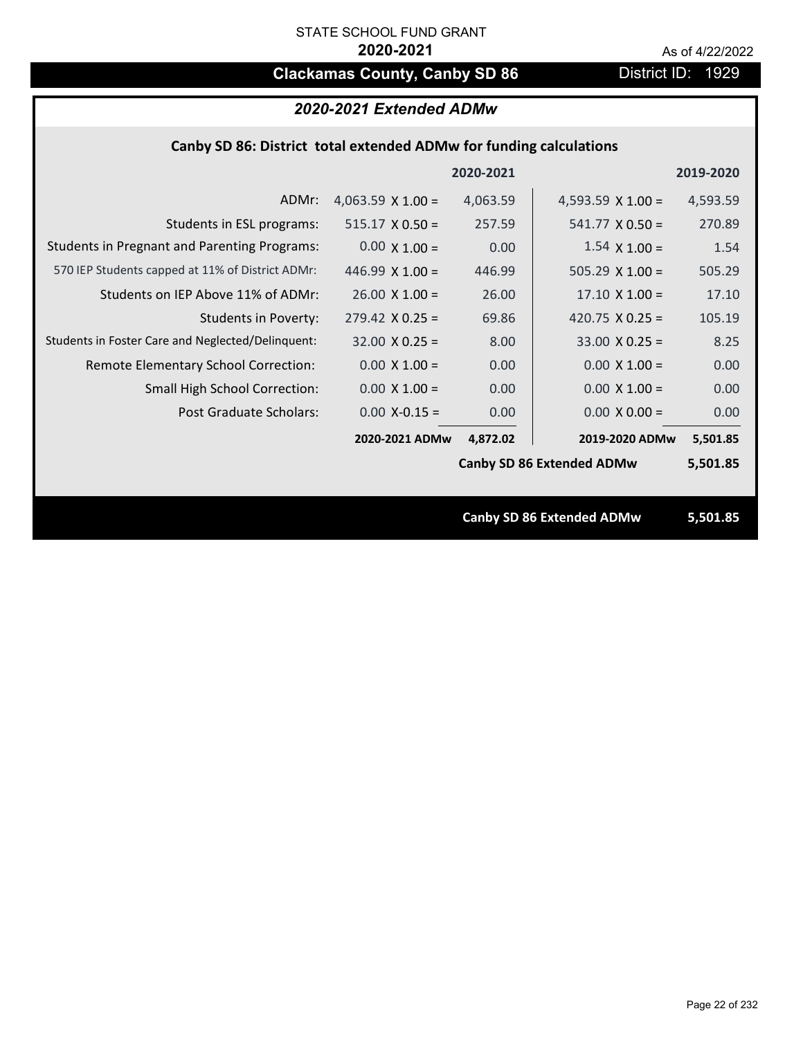STATE SCHOOL FUND GRANT

**2020-2021**

As of 4/22/2022

# Clackamas County, Canby SD 86

District ID: 1929

## *2020-2021 Extended ADMw*

### Canby SD 86: District total extended ADMw for funding calculations

| | 2020-2021 | | 2019-2020 | |
|---|---|---|---|---|
| ADMr: | 4,063.59 X 1.00 = | 4,063.59 | 4,593.59 X 1.00 = | 4,593.59 |
| Students in ESL programs: | 515.17 X 0.50 = | 257.59 | 541.77 X 0.50 = | 270.89 |
| Students in Pregnant and Parenting Programs: | 0.00 X 1.00 = | 0.00 | 1.54 X 1.00 = | 1.54 |
| 570 IEP Students capped at 11% of District ADMr: | 446.99 X 1.00 = | 446.99 | 505.29 X 1.00 = | 505.29 |
| Students on IEP Above 11% of ADMr: | 26.00 X 1.00 = | 26.00 | 17.10 X 1.00 = | 17.10 |
| Students in Poverty: | 279.42 X 0.25 = | 69.86 | 420.75 X 0.25 = | 105.19 |
| Students in Foster Care and Neglected/Delinquent: | 32.00 X 0.25 = | 8.00 | 33.00 X 0.25 = | 8.25 |
| Remote Elementary School Correction: | 0.00 X 1.00 = | 0.00 | 0.00 X 1.00 = | 0.00 |
| Small High School Correction: | 0.00 X 1.00 = | 0.00 | 0.00 X 1.00 = | 0.00 |
| Post Graduate Scholars: | 0.00 X-0.15 = | 0.00 | 0.00 X 0.00 = | 0.00 |
| | **2020-2021 ADMw** | **4,872.02** | **2019-2020 ADMw** | **5,501.85** |
| | | | **Canby SD 86 Extended ADMw** | **5,501.85** |

**Canby SD 86 Extended ADMw 5,501.85**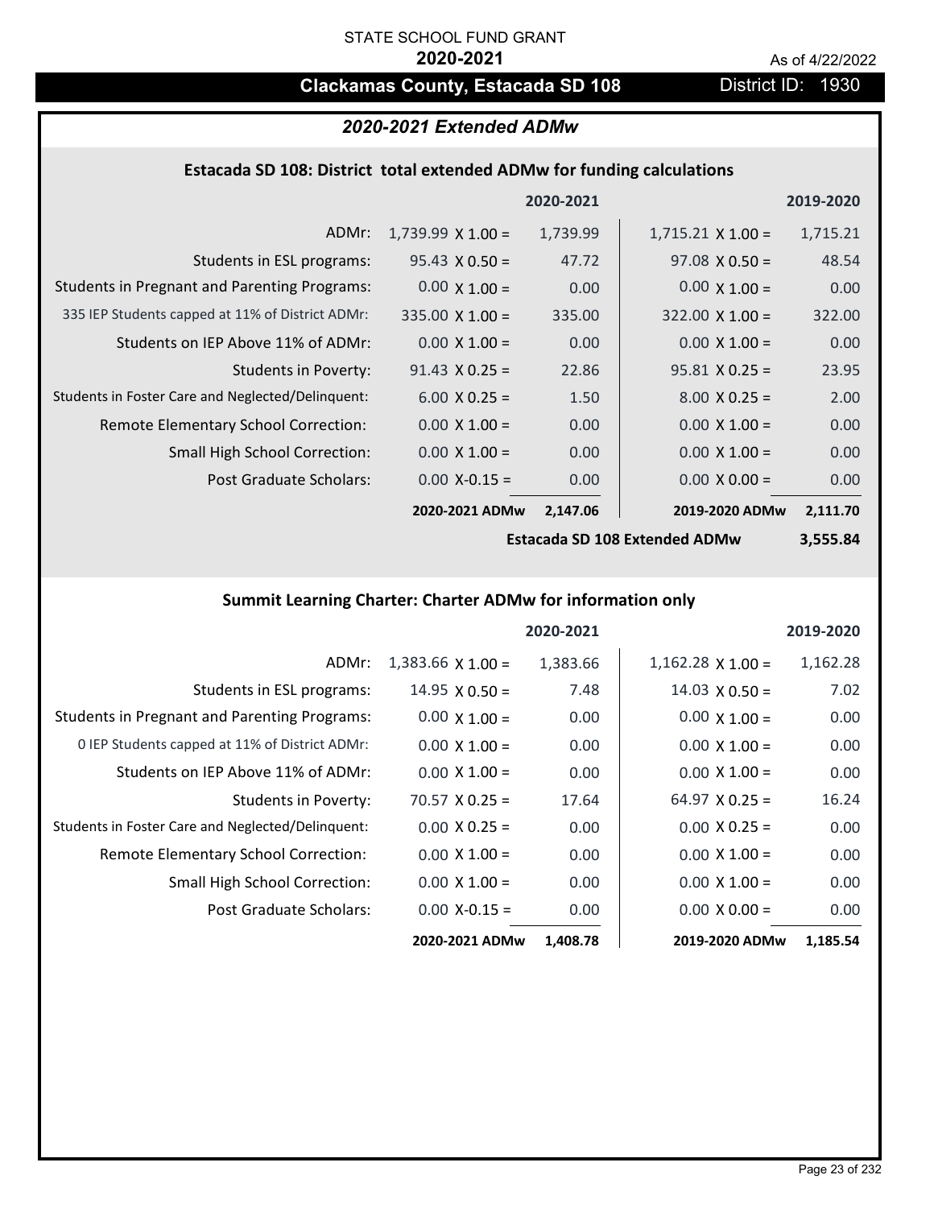STATE SCHOOL FUND GRANT

**2020-2021**

As of 4/22/2022

## Clackamas County, Estacada SD 108

District ID: 1930

### *2020-2021 Extended ADMw*

#### Estacada SD 108: District total extended ADMw for funding calculations

| | | 2020-2021 | | 2019-2020 |
|---|---|---|---|---|
| ADMr: | 1,739.99 X 1.00 = | 1,739.99 | 1,715.21 X 1.00 = | 1,715.21 |
| Students in ESL programs: | 95.43 X 0.50 = | 47.72 | 97.08 X 0.50 = | 48.54 |
| Students in Pregnant and Parenting Programs: | 0.00 X 1.00 = | 0.00 | 0.00 X 1.00 = | 0.00 |
| 335 IEP Students capped at 11% of District ADMr: | 335.00 X 1.00 = | 335.00 | 322.00 X 1.00 = | 322.00 |
| Students on IEP Above 11% of ADMr: | 0.00 X 1.00 = | 0.00 | 0.00 X 1.00 = | 0.00 |
| Students in Poverty: | 91.43 X 0.25 = | 22.86 | 95.81 X 0.25 = | 23.95 |
| Students in Foster Care and Neglected/Delinquent: | 6.00 X 0.25 = | 1.50 | 8.00 X 0.25 = | 2.00 |
| Remote Elementary School Correction: | 0.00 X 1.00 = | 0.00 | 0.00 X 1.00 = | 0.00 |
| Small High School Correction: | 0.00 X 1.00 = | 0.00 | 0.00 X 1.00 = | 0.00 |
| Post Graduate Scholars: | 0.00 X-0.15 = | 0.00 | 0.00 X 0.00 = | 0.00 |
| | **2020-2021 ADMw** | **2,147.06** | **2019-2020 ADMw** | **2,111.70** |
| | | **Estacada SD 108 Extended ADMw** | | **3,555.84** |

#### Summit Learning Charter: Charter ADMw for information only

| | | 2020-2021 | | 2019-2020 |
|---|---|---|---|---|
| ADMr: | 1,383.66 X 1.00 = | 1,383.66 | 1,162.28 X 1.00 = | 1,162.28 |
| Students in ESL programs: | 14.95 X 0.50 = | 7.48 | 14.03 X 0.50 = | 7.02 |
| Students in Pregnant and Parenting Programs: | 0.00 X 1.00 = | 0.00 | 0.00 X 1.00 = | 0.00 |
| 0 IEP Students capped at 11% of District ADMr: | 0.00 X 1.00 = | 0.00 | 0.00 X 1.00 = | 0.00 |
| Students on IEP Above 11% of ADMr: | 0.00 X 1.00 = | 0.00 | 0.00 X 1.00 = | 0.00 |
| Students in Poverty: | 70.57 X 0.25 = | 17.64 | 64.97 X 0.25 = | 16.24 |
| Students in Foster Care and Neglected/Delinquent: | 0.00 X 0.25 = | 0.00 | 0.00 X 0.25 = | 0.00 |
| Remote Elementary School Correction: | 0.00 X 1.00 = | 0.00 | 0.00 X 1.00 = | 0.00 |
| Small High School Correction: | 0.00 X 1.00 = | 0.00 | 0.00 X 1.00 = | 0.00 |
| Post Graduate Scholars: | 0.00 X-0.15 = | 0.00 | 0.00 X 0.00 = | 0.00 |
| | **2020-2021 ADMw** | **1,408.78** | **2019-2020 ADMw** | **1,185.54** |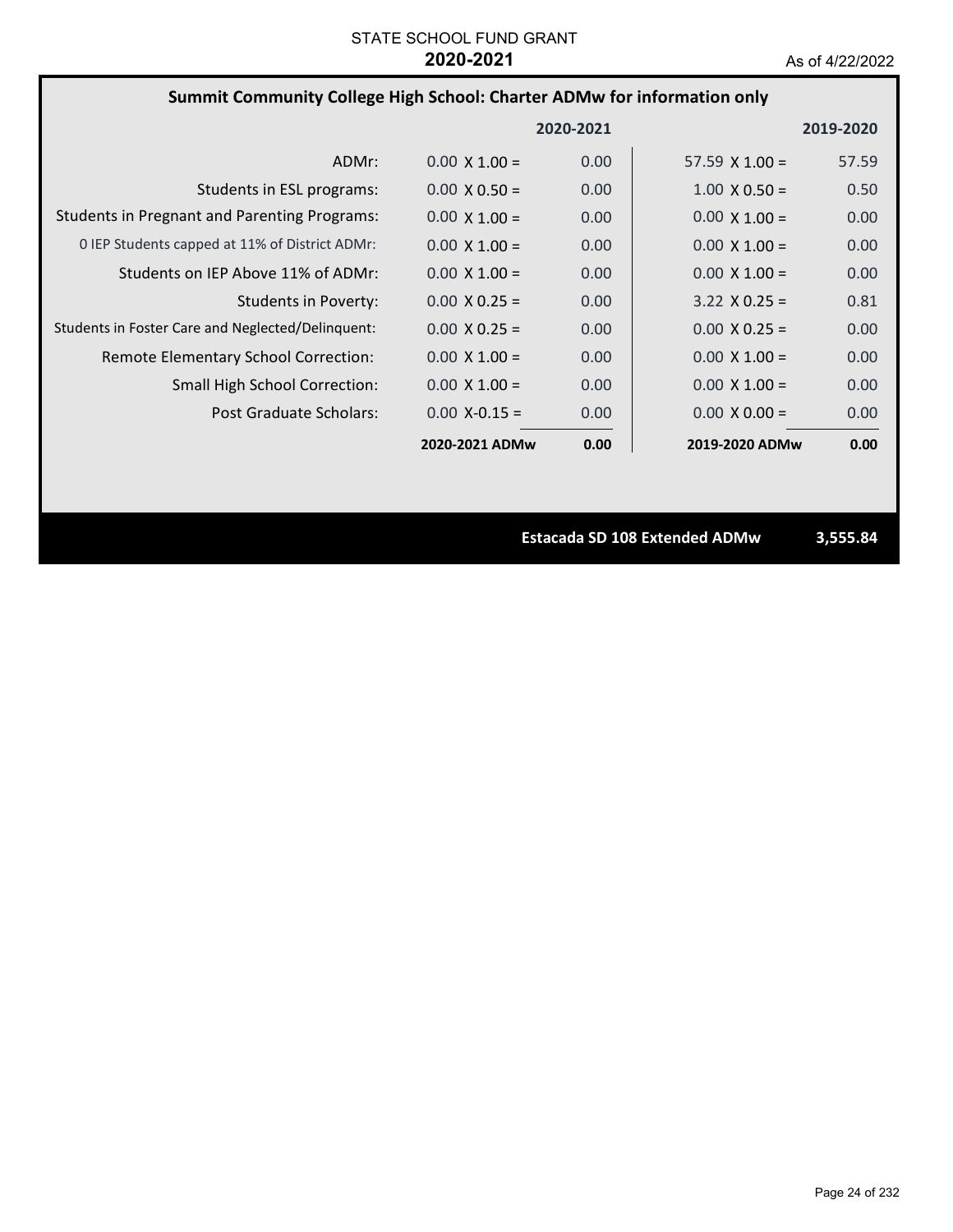STATE SCHOOL FUND GRANT

**2020-2021**

As of 4/22/2022

## Summit Community College High School: Charter ADMw for information only

| | 2020-2021 | | 2019-2020 | |
|---|---|---|---|---|
| ADMr: | 0.00 X 1.00 = | 0.00 | 57.59 X 1.00 = | 57.59 |
| Students in ESL programs: | 0.00 X 0.50 = | 0.00 | 1.00 X 0.50 = | 0.50 |
| Students in Pregnant and Parenting Programs: | 0.00 X 1.00 = | 0.00 | 0.00 X 1.00 = | 0.00 |
| 0 IEP Students capped at 11% of District ADMr: | 0.00 X 1.00 = | 0.00 | 0.00 X 1.00 = | 0.00 |
| Students on IEP Above 11% of ADMr: | 0.00 X 1.00 = | 0.00 | 0.00 X 1.00 = | 0.00 |
| Students in Poverty: | 0.00 X 0.25 = | 0.00 | 3.22 X 0.25 = | 0.81 |
| Students in Foster Care and Neglected/Delinquent: | 0.00 X 0.25 = | 0.00 | 0.00 X 0.25 = | 0.00 |
| Remote Elementary School Correction: | 0.00 X 1.00 = | 0.00 | 0.00 X 1.00 = | 0.00 |
| Small High School Correction: | 0.00 X 1.00 = | 0.00 | 0.00 X 1.00 = | 0.00 |
| Post Graduate Scholars: | 0.00 X-0.15 = | 0.00 | 0.00 X 0.00 = | 0.00 |
| | **2020-2021 ADMw** | **0.00** | **2019-2020 ADMw** | **0.00** |

**Estacada SD 108 Extended ADMw** **3,555.84**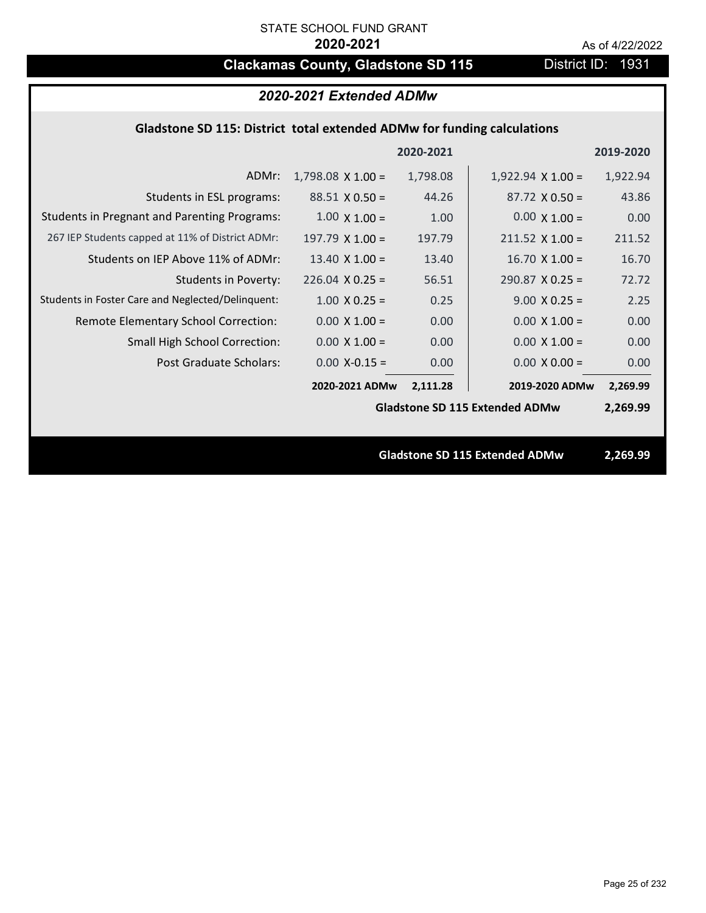STATE SCHOOL FUND GRANT

**2020-2021**

As of 4/22/2022

# Clackamas County, Gladstone SD 115

District ID: 1931

## *2020-2021 Extended ADMw*

### Gladstone SD 115: District total extended ADMw for funding calculations

| | | 2020-2021 | | 2019-2020 |
|---|---|---|---|---|
| ADMr: | 1,798.08 X 1.00 = | 1,798.08 | 1,922.94 X 1.00 = | 1,922.94 |
| Students in ESL programs: | 88.51 X 0.50 = | 44.26 | 87.72 X 0.50 = | 43.86 |
| Students in Pregnant and Parenting Programs: | 1.00 X 1.00 = | 1.00 | 0.00 X 1.00 = | 0.00 |
| 267 IEP Students capped at 11% of District ADMr: | 197.79 X 1.00 = | 197.79 | 211.52 X 1.00 = | 211.52 |
| Students on IEP Above 11% of ADMr: | 13.40 X 1.00 = | 13.40 | 16.70 X 1.00 = | 16.70 |
| Students in Poverty: | 226.04 X 0.25 = | 56.51 | 290.87 X 0.25 = | 72.72 |
| Students in Foster Care and Neglected/Delinquent: | 1.00 X 0.25 = | 0.25 | 9.00 X 0.25 = | 2.25 |
| Remote Elementary School Correction: | 0.00 X 1.00 = | 0.00 | 0.00 X 1.00 = | 0.00 |
| Small High School Correction: | 0.00 X 1.00 = | 0.00 | 0.00 X 1.00 = | 0.00 |
| Post Graduate Scholars: | 0.00 X-0.15 = | 0.00 | 0.00 X 0.00 = | 0.00 |
| | **2020-2021 ADMw** | **2,111.28** | **2019-2020 ADMw** | **2,269.99** |
| | | | **Gladstone SD 115 Extended ADMw** | **2,269.99** |

**Gladstone SD 115 Extended ADMw 2,269.99**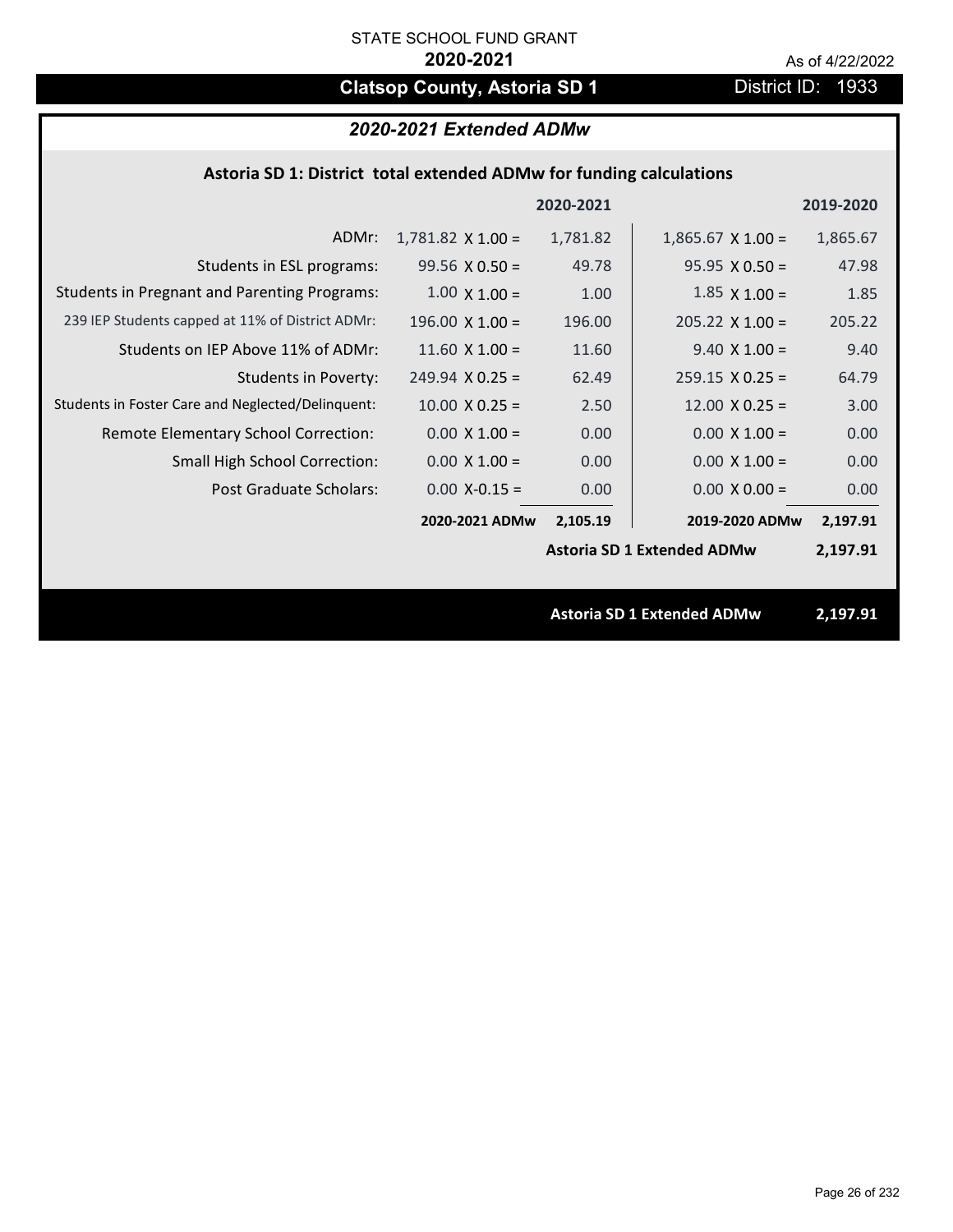STATE SCHOOL FUND GRANT

**2020-2021**

As of 4/22/2022

# Clatsop County, Astoria SD 1

District ID: 1933

## *2020-2021 Extended ADMw*

### Astoria SD 1: District total extended ADMw for funding calculations

| | 2020-2021 | | 2019-2020 | |
|---|---|---|---|---|
| ADMr: | 1,781.82 X 1.00 = | 1,781.82 | 1,865.67 X 1.00 = | 1,865.67 |
| Students in ESL programs: | 99.56 X 0.50 = | 49.78 | 95.95 X 0.50 = | 47.98 |
| Students in Pregnant and Parenting Programs: | 1.00 X 1.00 = | 1.00 | 1.85 X 1.00 = | 1.85 |
| 239 IEP Students capped at 11% of District ADMr: | 196.00 X 1.00 = | 196.00 | 205.22 X 1.00 = | 205.22 |
| Students on IEP Above 11% of ADMr: | 11.60 X 1.00 = | 11.60 | 9.40 X 1.00 = | 9.40 |
| Students in Poverty: | 249.94 X 0.25 = | 62.49 | 259.15 X 0.25 = | 64.79 |
| Students in Foster Care and Neglected/Delinquent: | 10.00 X 0.25 = | 2.50 | 12.00 X 0.25 = | 3.00 |
| Remote Elementary School Correction: | 0.00 X 1.00 = | 0.00 | 0.00 X 1.00 = | 0.00 |
| Small High School Correction: | 0.00 X 1.00 = | 0.00 | 0.00 X 1.00 = | 0.00 |
| Post Graduate Scholars: | 0.00 X-0.15 = | 0.00 | 0.00 X 0.00 = | 0.00 |
| | **2020-2021 ADMw** | **2,105.19** | **2019-2020 ADMw** | **2,197.91** |
| | | | **Astoria SD 1 Extended ADMw** | **2,197.91** |

**Astoria SD 1 Extended ADMw 2,197.91**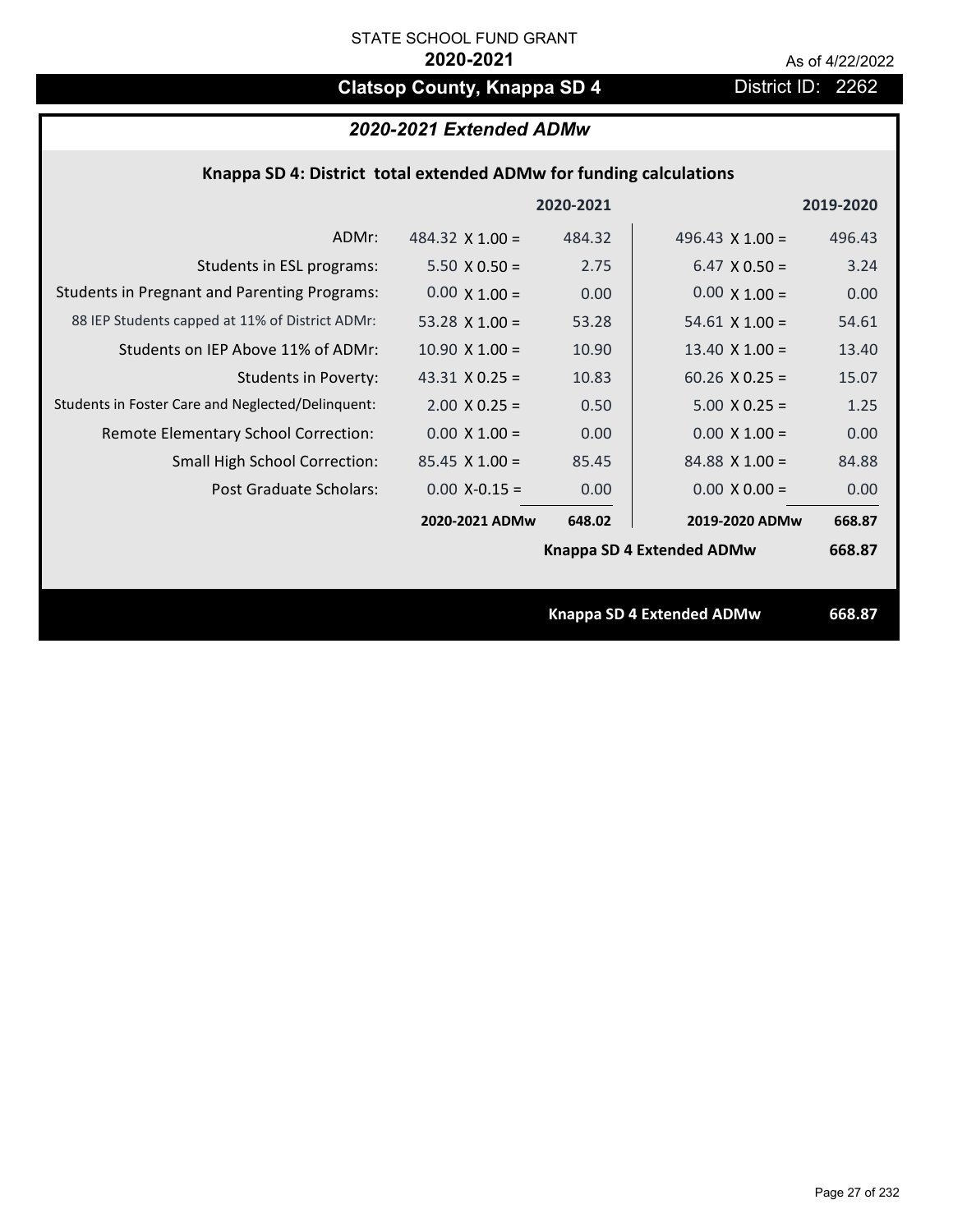STATE SCHOOL FUND GRANT

**2020-2021**

As of 4/22/2022

# Clatsop County, Knappa SD 4

District ID: 2262

## *2020-2021 Extended ADMw*

### Knappa SD 4: District total extended ADMw for funding calculations

| | | 2020-2021 | | 2019-2020 |
|---|---|---|---|---|
| ADMr: | 484.32 X 1.00 = | 484.32 | 496.43 X 1.00 = | 496.43 |
| Students in ESL programs: | 5.50 X 0.50 = | 2.75 | 6.47 X 0.50 = | 3.24 |
| Students in Pregnant and Parenting Programs: | 0.00 X 1.00 = | 0.00 | 0.00 X 1.00 = | 0.00 |
| 88 IEP Students capped at 11% of District ADMr: | 53.28 X 1.00 = | 53.28 | 54.61 X 1.00 = | 54.61 |
| Students on IEP Above 11% of ADMr: | 10.90 X 1.00 = | 10.90 | 13.40 X 1.00 = | 13.40 |
| Students in Poverty: | 43.31 X 0.25 = | 10.83 | 60.26 X 0.25 = | 15.07 |
| Students in Foster Care and Neglected/Delinquent: | 2.00 X 0.25 = | 0.50 | 5.00 X 0.25 = | 1.25 |
| Remote Elementary School Correction: | 0.00 X 1.00 = | 0.00 | 0.00 X 1.00 = | 0.00 |
| Small High School Correction: | 85.45 X 1.00 = | 85.45 | 84.88 X 1.00 = | 84.88 |
| Post Graduate Scholars: | 0.00 X-0.15 = | 0.00 | 0.00 X 0.00 = | 0.00 |
| | **2020-2021 ADMw** | **648.02** | **2019-2020 ADMw** | **668.87** |
| | | | **Knappa SD 4 Extended ADMw** | **668.87** |

**Knappa SD 4 Extended ADMw** **668.87**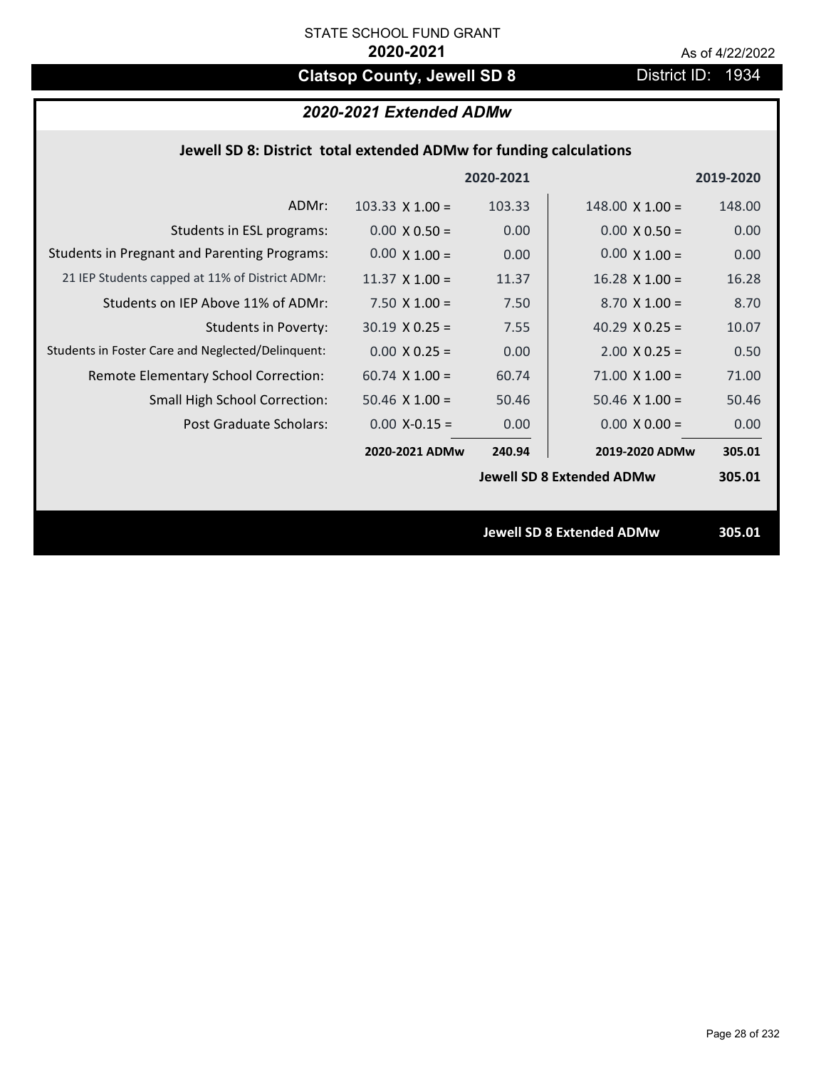STATE SCHOOL FUND GRANT

**2020-2021**

As of 4/22/2022

## Clatsop County, Jewell SD 8

District ID: 1934

### *2020-2021 Extended ADMw*

#### Jewell SD 8: District total extended ADMw for funding calculations

| | | 2020-2021 | | 2019-2020 |
|---|---|---|---|---|
| ADMr: | 103.33 X 1.00 = | 103.33 | 148.00 X 1.00 = | 148.00 |
| Students in ESL programs: | 0.00 X 0.50 = | 0.00 | 0.00 X 0.50 = | 0.00 |
| Students in Pregnant and Parenting Programs: | 0.00 X 1.00 = | 0.00 | 0.00 X 1.00 = | 0.00 |
| 21 IEP Students capped at 11% of District ADMr: | 11.37 X 1.00 = | 11.37 | 16.28 X 1.00 = | 16.28 |
| Students on IEP Above 11% of ADMr: | 7.50 X 1.00 = | 7.50 | 8.70 X 1.00 = | 8.70 |
| Students in Poverty: | 30.19 X 0.25 = | 7.55 | 40.29 X 0.25 = | 10.07 |
| Students in Foster Care and Neglected/Delinquent: | 0.00 X 0.25 = | 0.00 | 2.00 X 0.25 = | 0.50 |
| Remote Elementary School Correction: | 60.74 X 1.00 = | 60.74 | 71.00 X 1.00 = | 71.00 |
| Small High School Correction: | 50.46 X 1.00 = | 50.46 | 50.46 X 1.00 = | 50.46 |
| Post Graduate Scholars: | 0.00 X-0.15 = | 0.00 | 0.00 X 0.00 = | 0.00 |
| | **2020-2021 ADMw** | **240.94** | **2019-2020 ADMw** | **305.01** |
| | | | **Jewell SD 8 Extended ADMw** | **305.01** |

**Jewell SD 8 Extended ADMw** **305.01**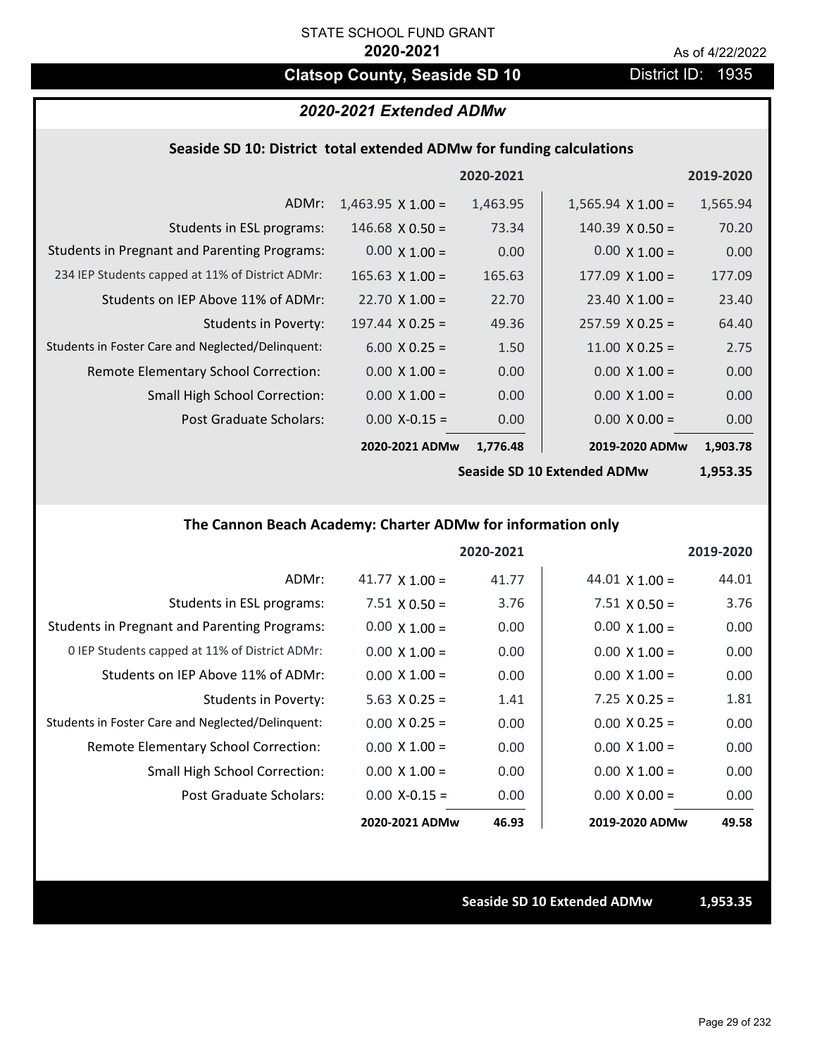STATE SCHOOL FUND GRANT

**2020-2021**

As of 4/22/2022

## Clatsop County, Seaside SD 10

District ID: 1935

### *2020-2021 Extended ADMw*

#### Seaside SD 10: District total extended ADMw for funding calculations

| | 2020-2021 | | 2019-2020 | |
|---|---|---|---|---|
| ADMr: | 1,463.95 X 1.00 = | 1,463.95 | 1,565.94 X 1.00 = | 1,565.94 |
| Students in ESL programs: | 146.68 X 0.50 = | 73.34 | 140.39 X 0.50 = | 70.20 |
| Students in Pregnant and Parenting Programs: | 0.00 X 1.00 = | 0.00 | 0.00 X 1.00 = | 0.00 |
| 234 IEP Students capped at 11% of District ADMr: | 165.63 X 1.00 = | 165.63 | 177.09 X 1.00 = | 177.09 |
| Students on IEP Above 11% of ADMr: | 22.70 X 1.00 = | 22.70 | 23.40 X 1.00 = | 23.40 |
| Students in Poverty: | 197.44 X 0.25 = | 49.36 | 257.59 X 0.25 = | 64.40 |
| Students in Foster Care and Neglected/Delinquent: | 6.00 X 0.25 = | 1.50 | 11.00 X 0.25 = | 2.75 |
| Remote Elementary School Correction: | 0.00 X 1.00 = | 0.00 | 0.00 X 1.00 = | 0.00 |
| Small High School Correction: | 0.00 X 1.00 = | 0.00 | 0.00 X 1.00 = | 0.00 |
| Post Graduate Scholars: | 0.00 X-0.15 = | 0.00 | 0.00 X 0.00 = | 0.00 |
| | **2020-2021 ADMw** | **1,776.48** | **2019-2020 ADMw** | **1,903.78** |
| | | | **Seaside SD 10 Extended ADMw** | **1,953.35** |

#### The Cannon Beach Academy: Charter ADMw for information only

| | 2020-2021 | | 2019-2020 | |
|---|---|---|---|---|
| ADMr: | 41.77 X 1.00 = | 41.77 | 44.01 X 1.00 = | 44.01 |
| Students in ESL programs: | 7.51 X 0.50 = | 3.76 | 7.51 X 0.50 = | 3.76 |
| Students in Pregnant and Parenting Programs: | 0.00 X 1.00 = | 0.00 | 0.00 X 1.00 = | 0.00 |
| 0 IEP Students capped at 11% of District ADMr: | 0.00 X 1.00 = | 0.00 | 0.00 X 1.00 = | 0.00 |
| Students on IEP Above 11% of ADMr: | 0.00 X 1.00 = | 0.00 | 0.00 X 1.00 = | 0.00 |
| Students in Poverty: | 5.63 X 0.25 = | 1.41 | 7.25 X 0.25 = | 1.81 |
| Students in Foster Care and Neglected/Delinquent: | 0.00 X 0.25 = | 0.00 | 0.00 X 0.25 = | 0.00 |
| Remote Elementary School Correction: | 0.00 X 1.00 = | 0.00 | 0.00 X 1.00 = | 0.00 |
| Small High School Correction: | 0.00 X 1.00 = | 0.00 | 0.00 X 1.00 = | 0.00 |
| Post Graduate Scholars: | 0.00 X-0.15 = | 0.00 | 0.00 X 0.00 = | 0.00 |
| | **2020-2021 ADMw** | **46.93** | **2019-2020 ADMw** | **49.58** |

**Seaside SD 10 Extended ADMw** **1,953.35**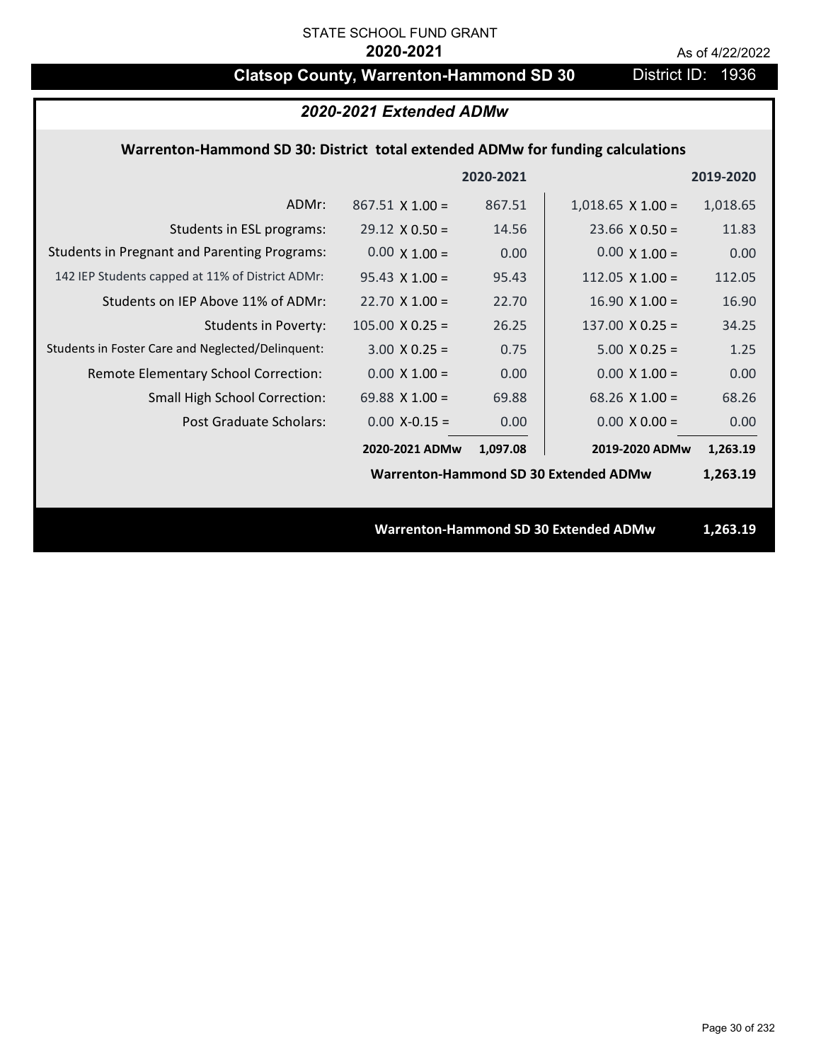STATE SCHOOL FUND GRANT

**2020-2021**

As of 4/22/2022

# Clatsop County, Warrenton-Hammond SD 30

District ID: 1936

## *2020-2021 Extended ADMw*

### Warrenton-Hammond SD 30: District total extended ADMw for funding calculations

| | | 2020-2021 | | 2019-2020 |
|---|---|---|---|---|
| ADMr: | 867.51 X 1.00 = | 867.51 | 1,018.65 X 1.00 = | 1,018.65 |
| Students in ESL programs: | 29.12 X 0.50 = | 14.56 | 23.66 X 0.50 = | 11.83 |
| Students in Pregnant and Parenting Programs: | 0.00 X 1.00 = | 0.00 | 0.00 X 1.00 = | 0.00 |
| 142 IEP Students capped at 11% of District ADMr: | 95.43 X 1.00 = | 95.43 | 112.05 X 1.00 = | 112.05 |
| Students on IEP Above 11% of ADMr: | 22.70 X 1.00 = | 22.70 | 16.90 X 1.00 = | 16.90 |
| Students in Poverty: | 105.00 X 0.25 = | 26.25 | 137.00 X 0.25 = | 34.25 |
| Students in Foster Care and Neglected/Delinquent: | 3.00 X 0.25 = | 0.75 | 5.00 X 0.25 = | 1.25 |
| Remote Elementary School Correction: | 0.00 X 1.00 = | 0.00 | 0.00 X 1.00 = | 0.00 |
| Small High School Correction: | 69.88 X 1.00 = | 69.88 | 68.26 X 1.00 = | 68.26 |
| Post Graduate Scholars: | 0.00 X-0.15 = | 0.00 | 0.00 X 0.00 = | 0.00 |
| | **2020-2021 ADMw** | **1,097.08** | **2019-2020 ADMw** | **1,263.19** |
| | | | **Warrenton-Hammond SD 30 Extended ADMw** | **1,263.19** |

**Warrenton-Hammond SD 30 Extended ADMw 1,263.19**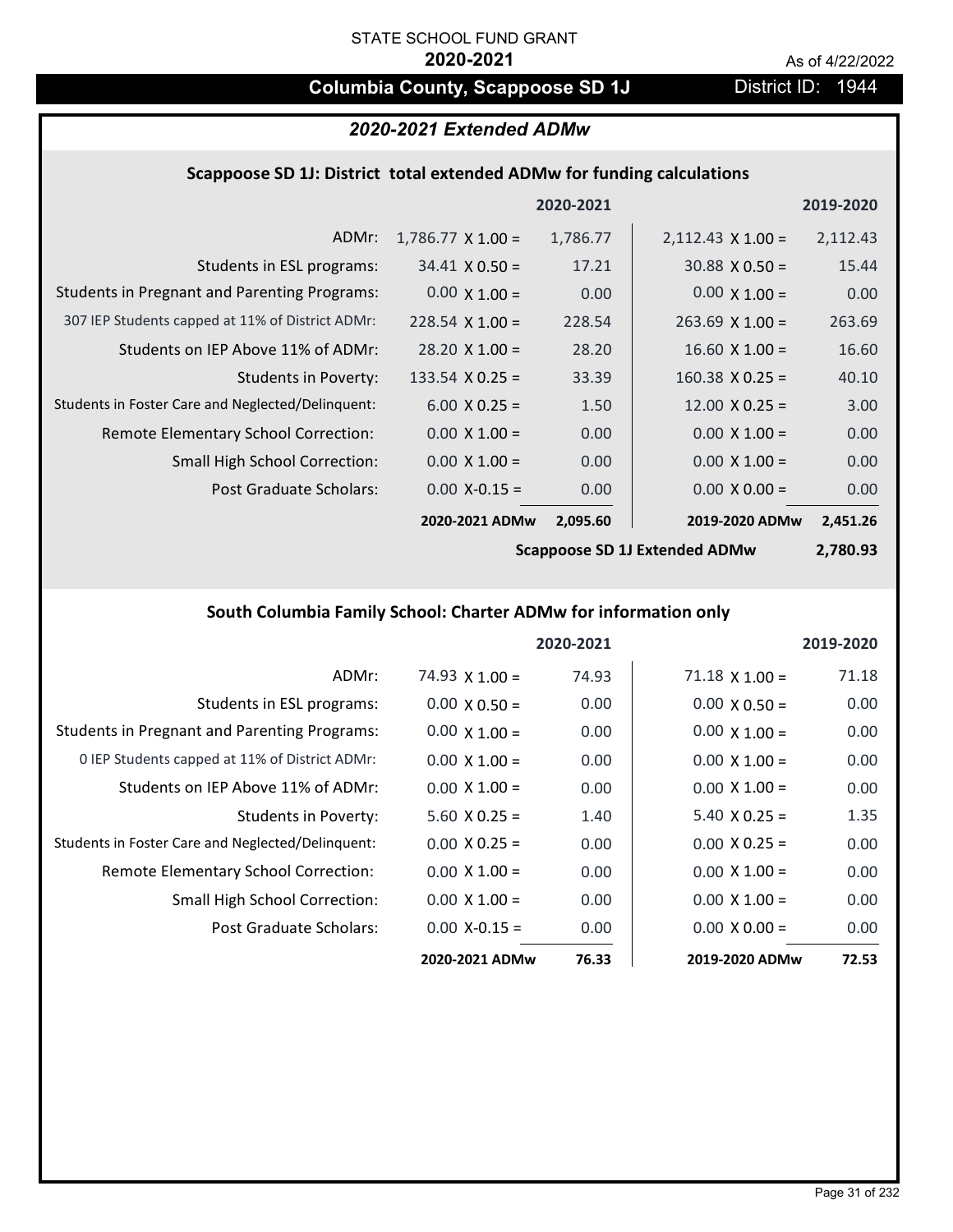STATE SCHOOL FUND GRANT

**2020-2021**

As of 4/22/2022

## Columbia County, Scappoose SD 1J

District ID: 1944

### *2020-2021 Extended ADMw*

#### Scappoose SD 1J: District total extended ADMw for funding calculations

| | | 2020-2021 | | 2019-2020 |
|---|---|---|---|---|
| ADMr: | 1,786.77 X 1.00 = | 1,786.77 | 2,112.43 X 1.00 = | 2,112.43 |
| Students in ESL programs: | 34.41 X 0.50 = | 17.21 | 30.88 X 0.50 = | 15.44 |
| Students in Pregnant and Parenting Programs: | 0.00 X 1.00 = | 0.00 | 0.00 X 1.00 = | 0.00 |
| 307 IEP Students capped at 11% of District ADMr: | 228.54 X 1.00 = | 228.54 | 263.69 X 1.00 = | 263.69 |
| Students on IEP Above 11% of ADMr: | 28.20 X 1.00 = | 28.20 | 16.60 X 1.00 = | 16.60 |
| Students in Poverty: | 133.54 X 0.25 = | 33.39 | 160.38 X 0.25 = | 40.10 |
| Students in Foster Care and Neglected/Delinquent: | 6.00 X 0.25 = | 1.50 | 12.00 X 0.25 = | 3.00 |
| Remote Elementary School Correction: | 0.00 X 1.00 = | 0.00 | 0.00 X 1.00 = | 0.00 |
| Small High School Correction: | 0.00 X 1.00 = | 0.00 | 0.00 X 1.00 = | 0.00 |
| Post Graduate Scholars: | 0.00 X-0.15 = | 0.00 | 0.00 X 0.00 = | 0.00 |
| | **2020-2021 ADMw** | **2,095.60** | **2019-2020 ADMw** | **2,451.26** |
| | | | **Scappoose SD 1J Extended ADMw** | **2,780.93** |

#### South Columbia Family School: Charter ADMw for information only

| | | 2020-2021 | | 2019-2020 |
|---|---|---|---|---|
| ADMr: | 74.93 X 1.00 = | 74.93 | 71.18 X 1.00 = | 71.18 |
| Students in ESL programs: | 0.00 X 0.50 = | 0.00 | 0.00 X 0.50 = | 0.00 |
| Students in Pregnant and Parenting Programs: | 0.00 X 1.00 = | 0.00 | 0.00 X 1.00 = | 0.00 |
| 0 IEP Students capped at 11% of District ADMr: | 0.00 X 1.00 = | 0.00 | 0.00 X 1.00 = | 0.00 |
| Students on IEP Above 11% of ADMr: | 0.00 X 1.00 = | 0.00 | 0.00 X 1.00 = | 0.00 |
| Students in Poverty: | 5.60 X 0.25 = | 1.40 | 5.40 X 0.25 = | 1.35 |
| Students in Foster Care and Neglected/Delinquent: | 0.00 X 0.25 = | 0.00 | 0.00 X 0.25 = | 0.00 |
| Remote Elementary School Correction: | 0.00 X 1.00 = | 0.00 | 0.00 X 1.00 = | 0.00 |
| Small High School Correction: | 0.00 X 1.00 = | 0.00 | 0.00 X 1.00 = | 0.00 |
| Post Graduate Scholars: | 0.00 X-0.15 = | 0.00 | 0.00 X 0.00 = | 0.00 |
| | **2020-2021 ADMw** | **76.33** | **2019-2020 ADMw** | **72.53** |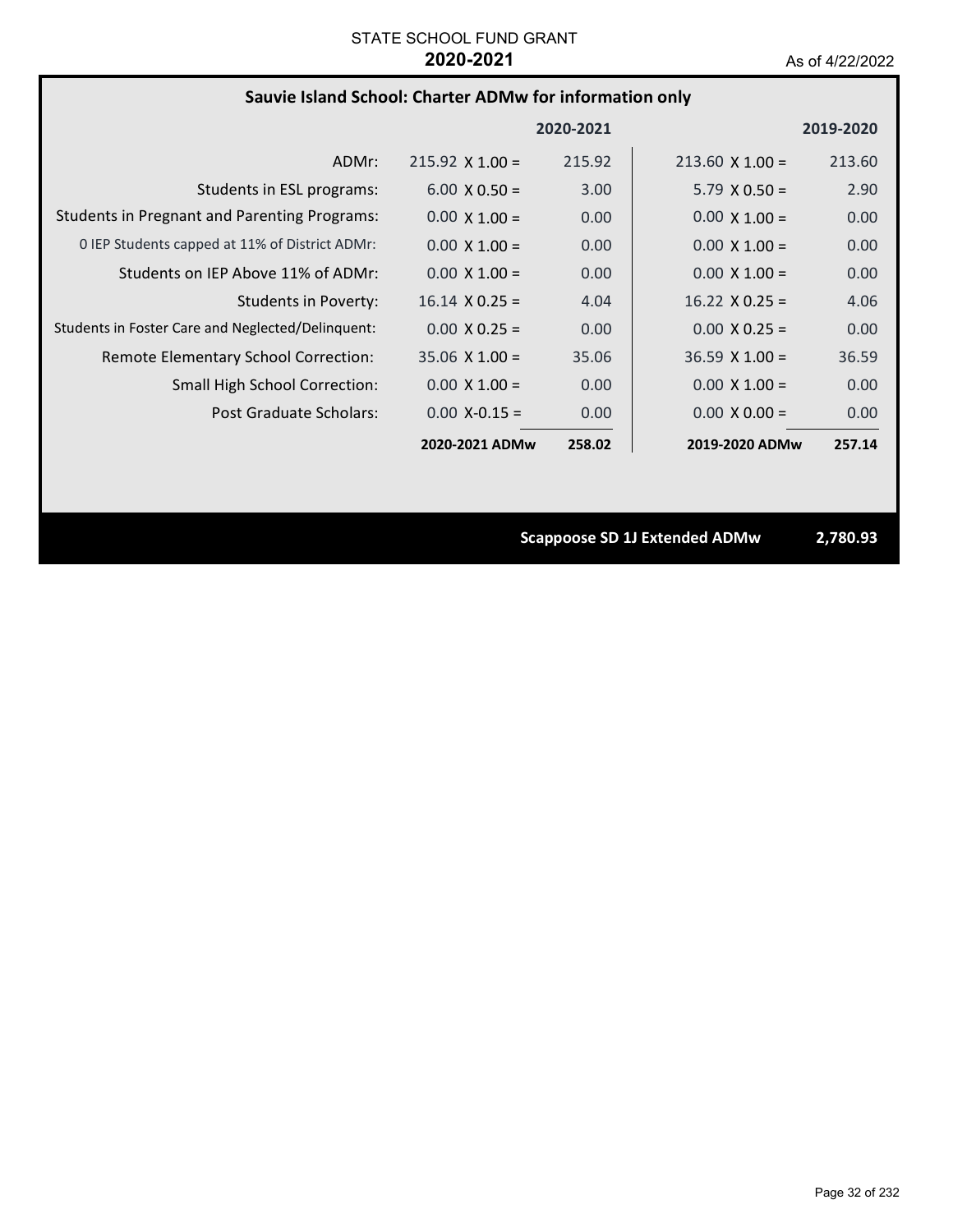STATE SCHOOL FUND GRANT

**2020-2021**

As of 4/22/2022

## Sauvie Island School: Charter ADMw for information only

| | 2020-2021 | | 2019-2020 | |
|---|---|---|---|---|
| ADMr: | 215.92 X 1.00 = | 215.92 | 213.60 X 1.00 = | 213.60 |
| Students in ESL programs: | 6.00 X 0.50 = | 3.00 | 5.79 X 0.50 = | 2.90 |
| Students in Pregnant and Parenting Programs: | 0.00 X 1.00 = | 0.00 | 0.00 X 1.00 = | 0.00 |
| 0 IEP Students capped at 11% of District ADMr: | 0.00 X 1.00 = | 0.00 | 0.00 X 1.00 = | 0.00 |
| Students on IEP Above 11% of ADMr: | 0.00 X 1.00 = | 0.00 | 0.00 X 1.00 = | 0.00 |
| Students in Poverty: | 16.14 X 0.25 = | 4.04 | 16.22 X 0.25 = | 4.06 |
| Students in Foster Care and Neglected/Delinquent: | 0.00 X 0.25 = | 0.00 | 0.00 X 0.25 = | 0.00 |
| Remote Elementary School Correction: | 35.06 X 1.00 = | 35.06 | 36.59 X 1.00 = | 36.59 |
| Small High School Correction: | 0.00 X 1.00 = | 0.00 | 0.00 X 1.00 = | 0.00 |
| Post Graduate Scholars: | 0.00 X-0.15 = | 0.00 | 0.00 X 0.00 = | 0.00 |
| | **2020-2021 ADMw** | **258.02** | **2019-2020 ADMw** | **257.14** |

**Scappoose SD 1J Extended ADMw** **2,780.93**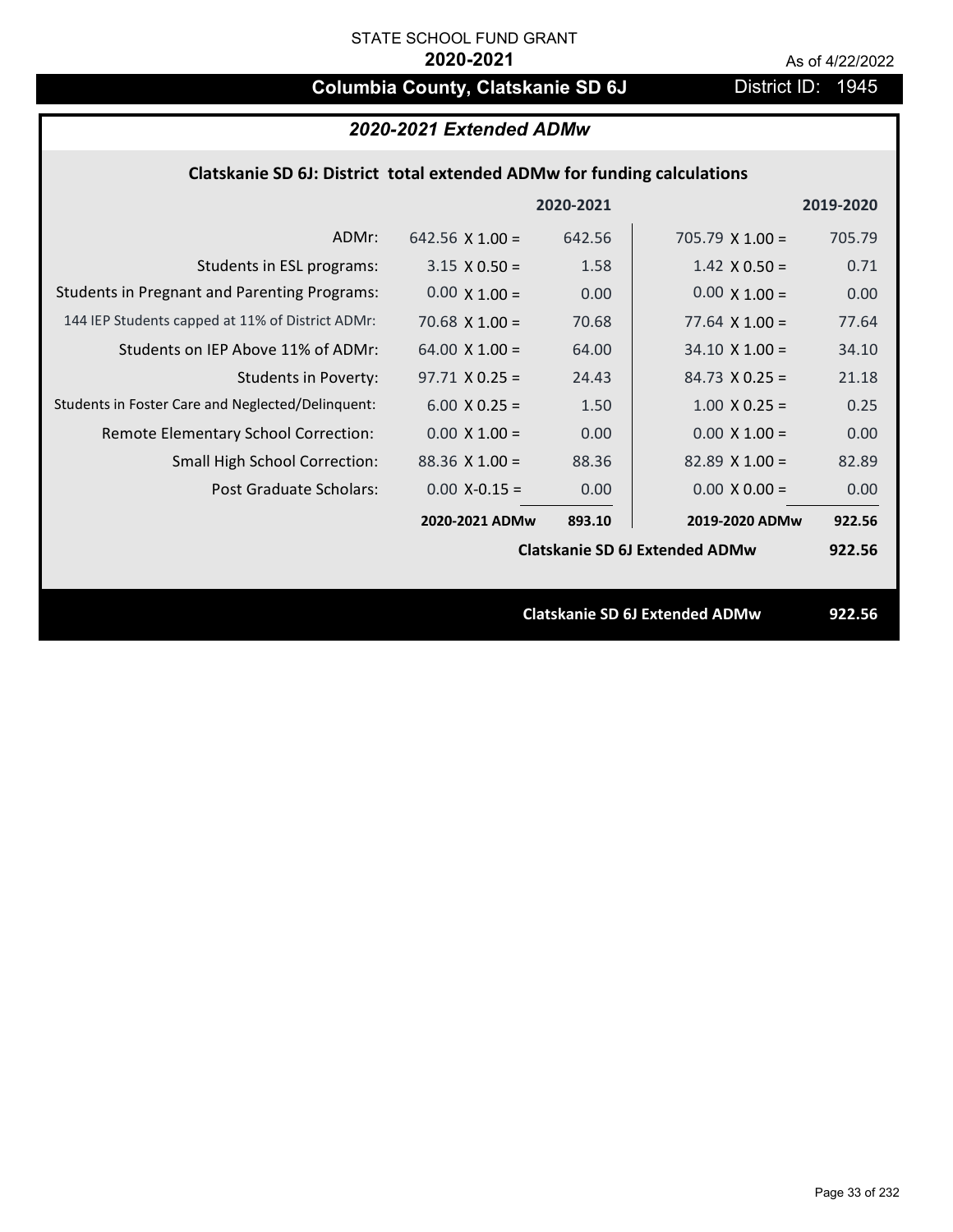STATE SCHOOL FUND GRANT

**2020-2021**

As of 4/22/2022

# Columbia County, Clatskanie SD 6J

District ID: 1945

## *2020-2021 Extended ADMw*

### Clatskanie SD 6J: District total extended ADMw for funding calculations

| | | 2020-2021 | | 2019-2020 |
|---|---|---|---|---|
| ADMr: | 642.56 X 1.00 = | 642.56 | 705.79 X 1.00 = | 705.79 |
| Students in ESL programs: | 3.15 X 0.50 = | 1.58 | 1.42 X 0.50 = | 0.71 |
| Students in Pregnant and Parenting Programs: | 0.00 X 1.00 = | 0.00 | 0.00 X 1.00 = | 0.00 |
| 144 IEP Students capped at 11% of District ADMr: | 70.68 X 1.00 = | 70.68 | 77.64 X 1.00 = | 77.64 |
| Students on IEP Above 11% of ADMr: | 64.00 X 1.00 = | 64.00 | 34.10 X 1.00 = | 34.10 |
| Students in Poverty: | 97.71 X 0.25 = | 24.43 | 84.73 X 0.25 = | 21.18 |
| Students in Foster Care and Neglected/Delinquent: | 6.00 X 0.25 = | 1.50 | 1.00 X 0.25 = | 0.25 |
| Remote Elementary School Correction: | 0.00 X 1.00 = | 0.00 | 0.00 X 1.00 = | 0.00 |
| Small High School Correction: | 88.36 X 1.00 = | 88.36 | 82.89 X 1.00 = | 82.89 |
| Post Graduate Scholars: | 0.00 X-0.15 = | 0.00 | 0.00 X 0.00 = | 0.00 |
| | **2020-2021 ADMw** | **893.10** | **2019-2020 ADMw** | **922.56** |
| | | | **Clatskanie SD 6J Extended ADMw** | **922.56** |

**Clatskanie SD 6J Extended ADMw** **922.56**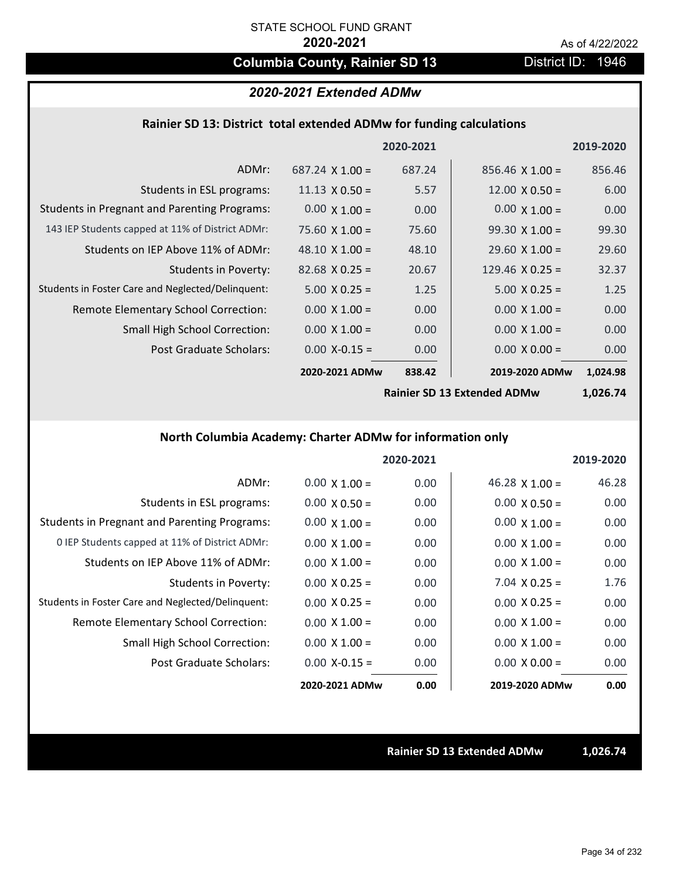STATE SCHOOL FUND GRANT

**2020-2021**

As of 4/22/2022

# Columbia County, Rainier SD 13

District ID: 1946

## *2020-2021 Extended ADMw*

### Rainier SD 13: District total extended ADMw for funding calculations

| | | 2020-2021 | | 2019-2020 |
|---|---|---|---|---|
| ADMr: | 687.24 X 1.00 = | 687.24 | 856.46 X 1.00 = | 856.46 |
| Students in ESL programs: | 11.13 X 0.50 = | 5.57 | 12.00 X 0.50 = | 6.00 |
| Students in Pregnant and Parenting Programs: | 0.00 X 1.00 = | 0.00 | 0.00 X 1.00 = | 0.00 |
| 143 IEP Students capped at 11% of District ADMr: | 75.60 X 1.00 = | 75.60 | 99.30 X 1.00 = | 99.30 |
| Students on IEP Above 11% of ADMr: | 48.10 X 1.00 = | 48.10 | 29.60 X 1.00 = | 29.60 |
| Students in Poverty: | 82.68 X 0.25 = | 20.67 | 129.46 X 0.25 = | 32.37 |
| Students in Foster Care and Neglected/Delinquent: | 5.00 X 0.25 = | 1.25 | 5.00 X 0.25 = | 1.25 |
| Remote Elementary School Correction: | 0.00 X 1.00 = | 0.00 | 0.00 X 1.00 = | 0.00 |
| Small High School Correction: | 0.00 X 1.00 = | 0.00 | 0.00 X 1.00 = | 0.00 |
| Post Graduate Scholars: | 0.00 X-0.15 = | 0.00 | 0.00 X 0.00 = | 0.00 |
| | **2020-2021 ADMw** | **838.42** | **2019-2020 ADMw** | **1,024.98** |
| | | | **Rainier SD 13 Extended ADMw** | **1,026.74** |

### North Columbia Academy: Charter ADMw for information only

| | | 2020-2021 | | 2019-2020 |
|---|---|---|---|---|
| ADMr: | 0.00 X 1.00 = | 0.00 | 46.28 X 1.00 = | 46.28 |
| Students in ESL programs: | 0.00 X 0.50 = | 0.00 | 0.00 X 0.50 = | 0.00 |
| Students in Pregnant and Parenting Programs: | 0.00 X 1.00 = | 0.00 | 0.00 X 1.00 = | 0.00 |
| 0 IEP Students capped at 11% of District ADMr: | 0.00 X 1.00 = | 0.00 | 0.00 X 1.00 = | 0.00 |
| Students on IEP Above 11% of ADMr: | 0.00 X 1.00 = | 0.00 | 0.00 X 1.00 = | 0.00 |
| Students in Poverty: | 0.00 X 0.25 = | 0.00 | 7.04 X 0.25 = | 1.76 |
| Students in Foster Care and Neglected/Delinquent: | 0.00 X 0.25 = | 0.00 | 0.00 X 0.25 = | 0.00 |
| Remote Elementary School Correction: | 0.00 X 1.00 = | 0.00 | 0.00 X 1.00 = | 0.00 |
| Small High School Correction: | 0.00 X 1.00 = | 0.00 | 0.00 X 1.00 = | 0.00 |
| Post Graduate Scholars: | 0.00 X-0.15 = | 0.00 | 0.00 X 0.00 = | 0.00 |
| | **2020-2021 ADMw** | **0.00** | **2019-2020 ADMw** | **0.00** |

**Rainier SD 13 Extended ADMw** **1,026.74**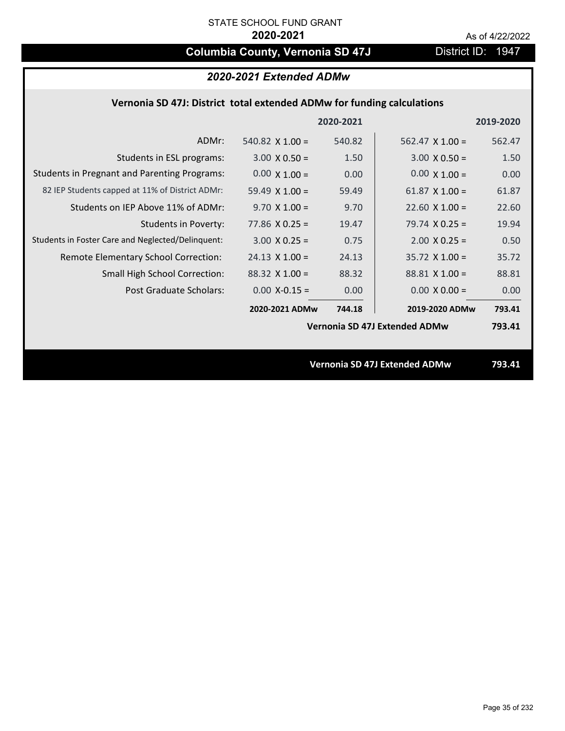STATE SCHOOL FUND GRANT

**2020-2021**

As of 4/22/2022

# Columbia County, Vernonia SD 47J

District ID: 1947

## *2020-2021 Extended ADMw*

### Vernonia SD 47J: District total extended ADMw for funding calculations

| | 2020-2021 | | 2019-2020 | |
|---|---|---|---|---|
| ADMr: | 540.82 X 1.00 = | 540.82 | 562.47 X 1.00 = | 562.47 |
| Students in ESL programs: | 3.00 X 0.50 = | 1.50 | 3.00 X 0.50 = | 1.50 |
| Students in Pregnant and Parenting Programs: | 0.00 X 1.00 = | 0.00 | 0.00 X 1.00 = | 0.00 |
| 82 IEP Students capped at 11% of District ADMr: | 59.49 X 1.00 = | 59.49 | 61.87 X 1.00 = | 61.87 |
| Students on IEP Above 11% of ADMr: | 9.70 X 1.00 = | 9.70 | 22.60 X 1.00 = | 22.60 |
| Students in Poverty: | 77.86 X 0.25 = | 19.47 | 79.74 X 0.25 = | 19.94 |
| Students in Foster Care and Neglected/Delinquent: | 3.00 X 0.25 = | 0.75 | 2.00 X 0.25 = | 0.50 |
| Remote Elementary School Correction: | 24.13 X 1.00 = | 24.13 | 35.72 X 1.00 = | 35.72 |
| Small High School Correction: | 88.32 X 1.00 = | 88.32 | 88.81 X 1.00 = | 88.81 |
| Post Graduate Scholars: | 0.00 X-0.15 = | 0.00 | 0.00 X 0.00 = | 0.00 |
| | **2020-2021 ADMw** | **744.18** | **2019-2020 ADMw** | **793.41** |
| | | | **Vernonia SD 47J Extended ADMw** | **793.41** |

**Vernonia SD 47J Extended ADMw 793.41**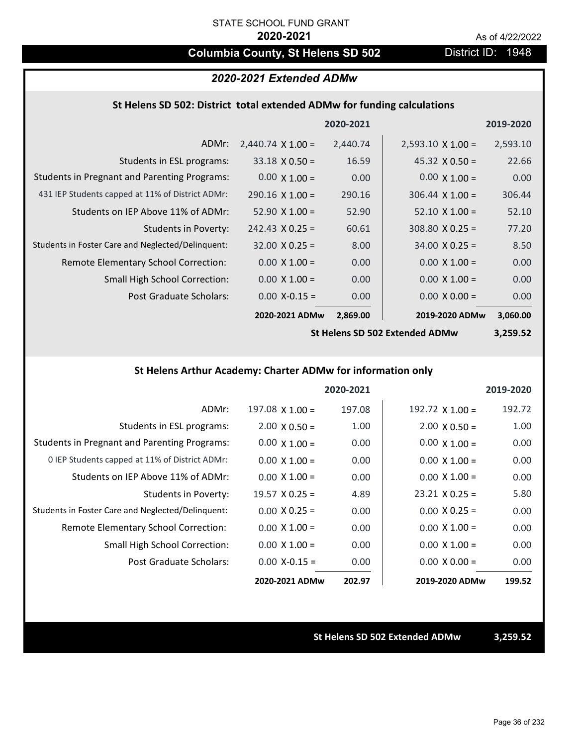STATE SCHOOL FUND GRANT

**2020-2021**

As of 4/22/2022

## Columbia County, St Helens SD 502

District ID: 1948

### *2020-2021 Extended ADMw*

#### St Helens SD 502: District total extended ADMw for funding calculations

| | | 2020-2021 | | 2019-2020 |
|---|---|---|---|---|
| ADMr: | 2,440.74 X 1.00 = | 2,440.74 | 2,593.10 X 1.00 = | 2,593.10 |
| Students in ESL programs: | 33.18 X 0.50 = | 16.59 | 45.32 X 0.50 = | 22.66 |
| Students in Pregnant and Parenting Programs: | 0.00 X 1.00 = | 0.00 | 0.00 X 1.00 = | 0.00 |
| 431 IEP Students capped at 11% of District ADMr: | 290.16 X 1.00 = | 290.16 | 306.44 X 1.00 = | 306.44 |
| Students on IEP Above 11% of ADMr: | 52.90 X 1.00 = | 52.90 | 52.10 X 1.00 = | 52.10 |
| Students in Poverty: | 242.43 X 0.25 = | 60.61 | 308.80 X 0.25 = | 77.20 |
| Students in Foster Care and Neglected/Delinquent: | 32.00 X 0.25 = | 8.00 | 34.00 X 0.25 = | 8.50 |
| Remote Elementary School Correction: | 0.00 X 1.00 = | 0.00 | 0.00 X 1.00 = | 0.00 |
| Small High School Correction: | 0.00 X 1.00 = | 0.00 | 0.00 X 1.00 = | 0.00 |
| Post Graduate Scholars: | 0.00 X-0.15 = | 0.00 | 0.00 X 0.00 = | 0.00 |
| | **2020-2021 ADMw** | **2,869.00** | **2019-2020 ADMw** | **3,060.00** |
| | | | **St Helens SD 502 Extended ADMw** | **3,259.52** |

#### St Helens Arthur Academy: Charter ADMw for information only

| | | 2020-2021 | | 2019-2020 |
|---|---|---|---|---|
| ADMr: | 197.08 X 1.00 = | 197.08 | 192.72 X 1.00 = | 192.72 |
| Students in ESL programs: | 2.00 X 0.50 = | 1.00 | 2.00 X 0.50 = | 1.00 |
| Students in Pregnant and Parenting Programs: | 0.00 X 1.00 = | 0.00 | 0.00 X 1.00 = | 0.00 |
| 0 IEP Students capped at 11% of District ADMr: | 0.00 X 1.00 = | 0.00 | 0.00 X 1.00 = | 0.00 |
| Students on IEP Above 11% of ADMr: | 0.00 X 1.00 = | 0.00 | 0.00 X 1.00 = | 0.00 |
| Students in Poverty: | 19.57 X 0.25 = | 4.89 | 23.21 X 0.25 = | 5.80 |
| Students in Foster Care and Neglected/Delinquent: | 0.00 X 0.25 = | 0.00 | 0.00 X 0.25 = | 0.00 |
| Remote Elementary School Correction: | 0.00 X 1.00 = | 0.00 | 0.00 X 1.00 = | 0.00 |
| Small High School Correction: | 0.00 X 1.00 = | 0.00 | 0.00 X 1.00 = | 0.00 |
| Post Graduate Scholars: | 0.00 X-0.15 = | 0.00 | 0.00 X 0.00 = | 0.00 |
| | **2020-2021 ADMw** | **202.97** | **2019-2020 ADMw** | **199.52** |

**St Helens SD 502 Extended ADMw 3,259.52**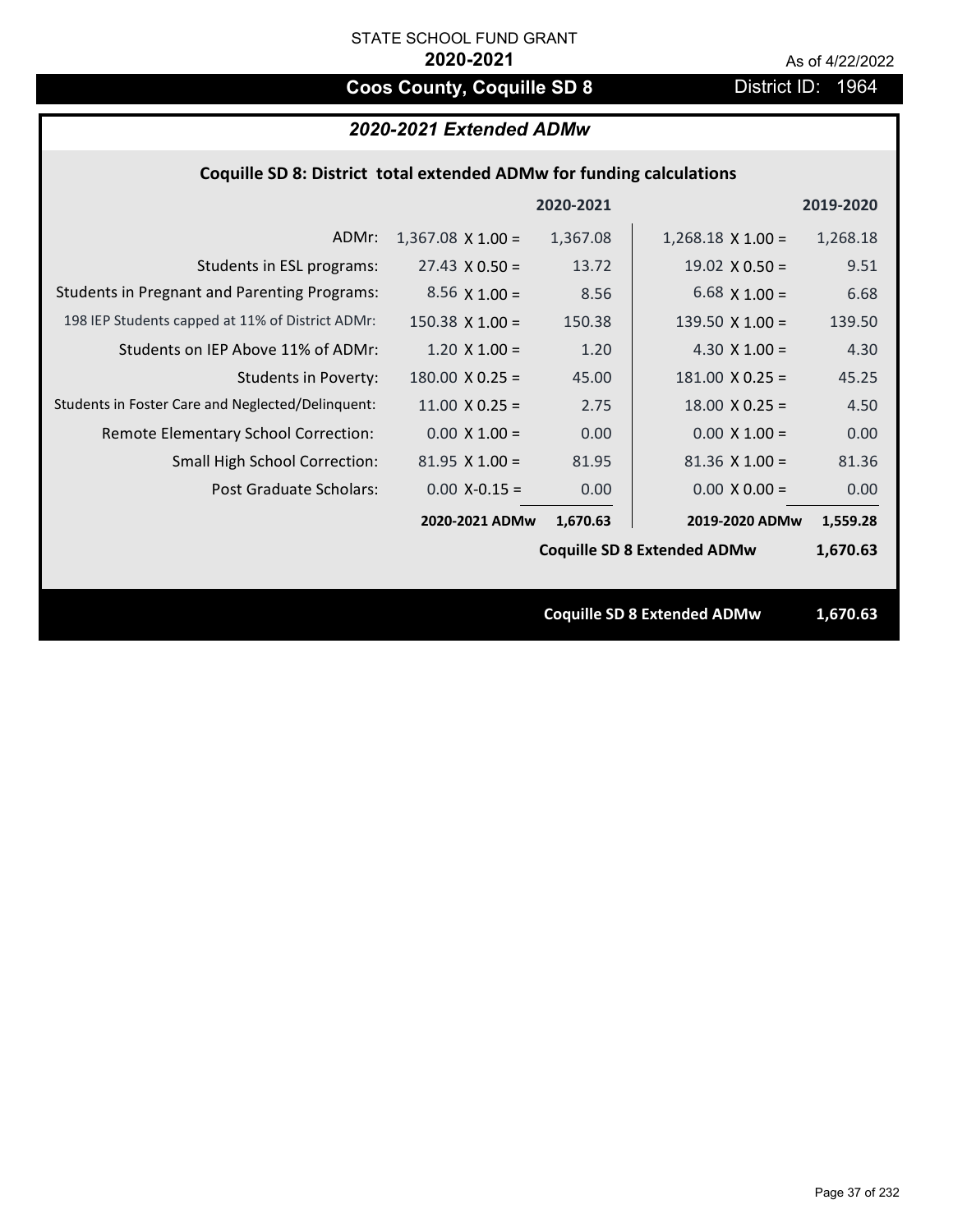STATE SCHOOL FUND GRANT

**2020-2021**

As of 4/22/2022

## Coos County, Coquille SD 8

District ID: 1964

### *2020-2021 Extended ADMw*

**Coquille SD 8: District total extended ADMw for funding calculations**

| | | 2020-2021 | | 2019-2020 |
|---|---|---|---|---|
| ADMr: | 1,367.08 X 1.00 = | 1,367.08 | 1,268.18 X 1.00 = | 1,268.18 |
| Students in ESL programs: | 27.43 X 0.50 = | 13.72 | 19.02 X 0.50 = | 9.51 |
| Students in Pregnant and Parenting Programs: | 8.56 X 1.00 = | 8.56 | 6.68 X 1.00 = | 6.68 |
| 198 IEP Students capped at 11% of District ADMr: | 150.38 X 1.00 = | 150.38 | 139.50 X 1.00 = | 139.50 |
| Students on IEP Above 11% of ADMr: | 1.20 X 1.00 = | 1.20 | 4.30 X 1.00 = | 4.30 |
| Students in Poverty: | 180.00 X 0.25 = | 45.00 | 181.00 X 0.25 = | 45.25 |
| Students in Foster Care and Neglected/Delinquent: | 11.00 X 0.25 = | 2.75 | 18.00 X 0.25 = | 4.50 |
| Remote Elementary School Correction: | 0.00 X 1.00 = | 0.00 | 0.00 X 1.00 = | 0.00 |
| Small High School Correction: | 81.95 X 1.00 = | 81.95 | 81.36 X 1.00 = | 81.36 |
| Post Graduate Scholars: | 0.00 X-0.15 = | 0.00 | 0.00 X 0.00 = | 0.00 |
| | **2020-2021 ADMw** | **1,670.63** | **2019-2020 ADMw** | **1,559.28** |
| | | | **Coquille SD 8 Extended ADMw** | **1,670.63** |

**Coquille SD 8 Extended ADMw 1,670.63**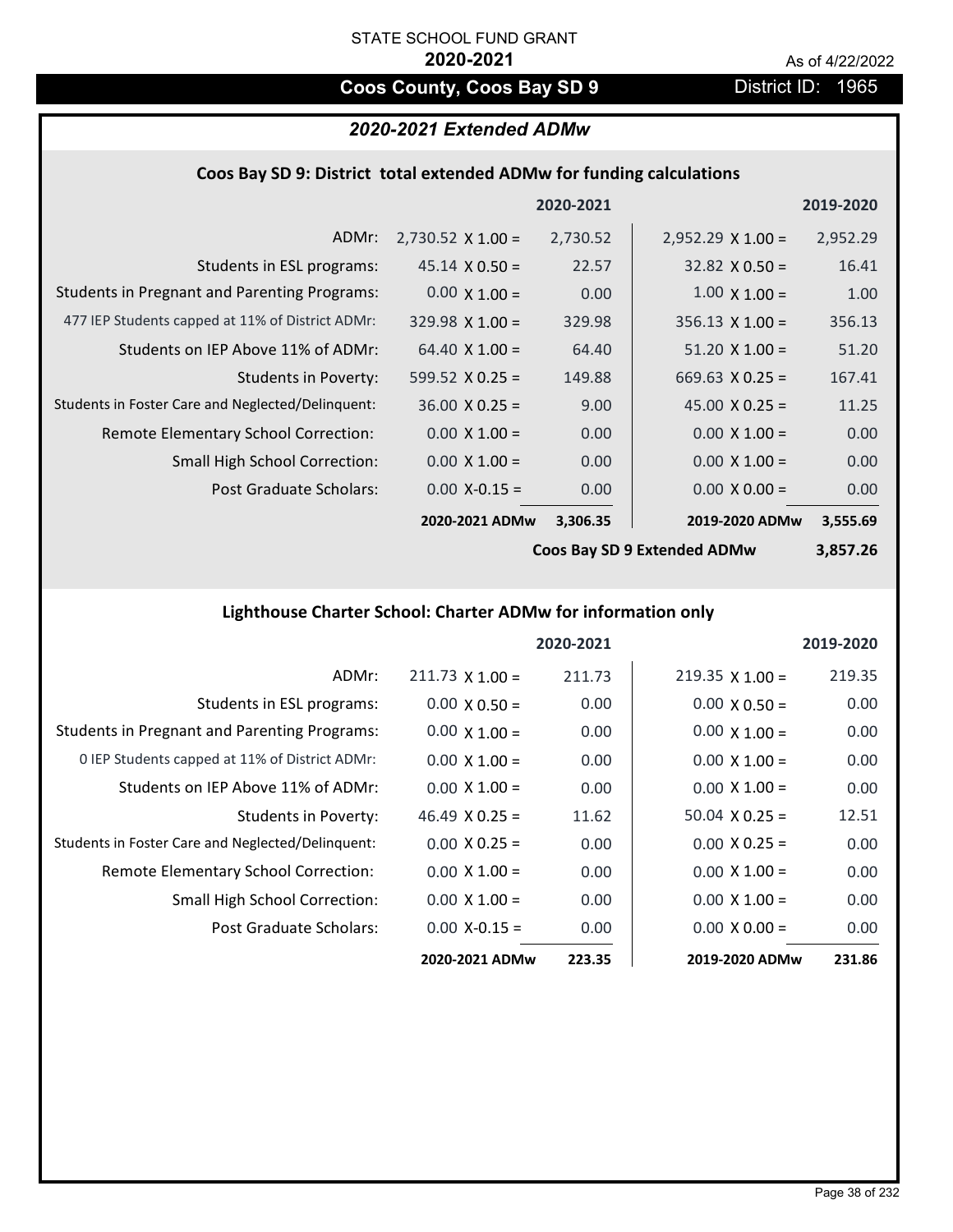STATE SCHOOL FUND GRANT

**2020-2021**

As of 4/22/2022

# Coos County, Coos Bay SD 9

District ID: 1965

## *2020-2021 Extended ADMw*

### Coos Bay SD 9: District total extended ADMw for funding calculations

| | | 2020-2021 | | 2019-2020 |
|---|---|---|---|---|
| ADMr: | 2,730.52 X 1.00 = | 2,730.52 | 2,952.29 X 1.00 = | 2,952.29 |
| Students in ESL programs: | 45.14 X 0.50 = | 22.57 | 32.82 X 0.50 = | 16.41 |
| Students in Pregnant and Parenting Programs: | 0.00 X 1.00 = | 0.00 | 1.00 X 1.00 = | 1.00 |
| 477 IEP Students capped at 11% of District ADMr: | 329.98 X 1.00 = | 329.98 | 356.13 X 1.00 = | 356.13 |
| Students on IEP Above 11% of ADMr: | 64.40 X 1.00 = | 64.40 | 51.20 X 1.00 = | 51.20 |
| Students in Poverty: | 599.52 X 0.25 = | 149.88 | 669.63 X 0.25 = | 167.41 |
| Students in Foster Care and Neglected/Delinquent: | 36.00 X 0.25 = | 9.00 | 45.00 X 0.25 = | 11.25 |
| Remote Elementary School Correction: | 0.00 X 1.00 = | 0.00 | 0.00 X 1.00 = | 0.00 |
| Small High School Correction: | 0.00 X 1.00 = | 0.00 | 0.00 X 1.00 = | 0.00 |
| Post Graduate Scholars: | 0.00 X-0.15 = | 0.00 | 0.00 X 0.00 = | 0.00 |
| | **2020-2021 ADMw** | **3,306.35** | **2019-2020 ADMw** | **3,555.69** |
| | | | **Coos Bay SD 9 Extended ADMw** | **3,857.26** |

### Lighthouse Charter School: Charter ADMw for information only

| | | 2020-2021 | | 2019-2020 |
|---|---|---|---|---|
| ADMr: | 211.73 X 1.00 = | 211.73 | 219.35 X 1.00 = | 219.35 |
| Students in ESL programs: | 0.00 X 0.50 = | 0.00 | 0.00 X 0.50 = | 0.00 |
| Students in Pregnant and Parenting Programs: | 0.00 X 1.00 = | 0.00 | 0.00 X 1.00 = | 0.00 |
| 0 IEP Students capped at 11% of District ADMr: | 0.00 X 1.00 = | 0.00 | 0.00 X 1.00 = | 0.00 |
| Students on IEP Above 11% of ADMr: | 0.00 X 1.00 = | 0.00 | 0.00 X 1.00 = | 0.00 |
| Students in Poverty: | 46.49 X 0.25 = | 11.62 | 50.04 X 0.25 = | 12.51 |
| Students in Foster Care and Neglected/Delinquent: | 0.00 X 0.25 = | 0.00 | 0.00 X 0.25 = | 0.00 |
| Remote Elementary School Correction: | 0.00 X 1.00 = | 0.00 | 0.00 X 1.00 = | 0.00 |
| Small High School Correction: | 0.00 X 1.00 = | 0.00 | 0.00 X 1.00 = | 0.00 |
| Post Graduate Scholars: | 0.00 X-0.15 = | 0.00 | 0.00 X 0.00 = | 0.00 |
| | **2020-2021 ADMw** | **223.35** | **2019-2020 ADMw** | **231.86** |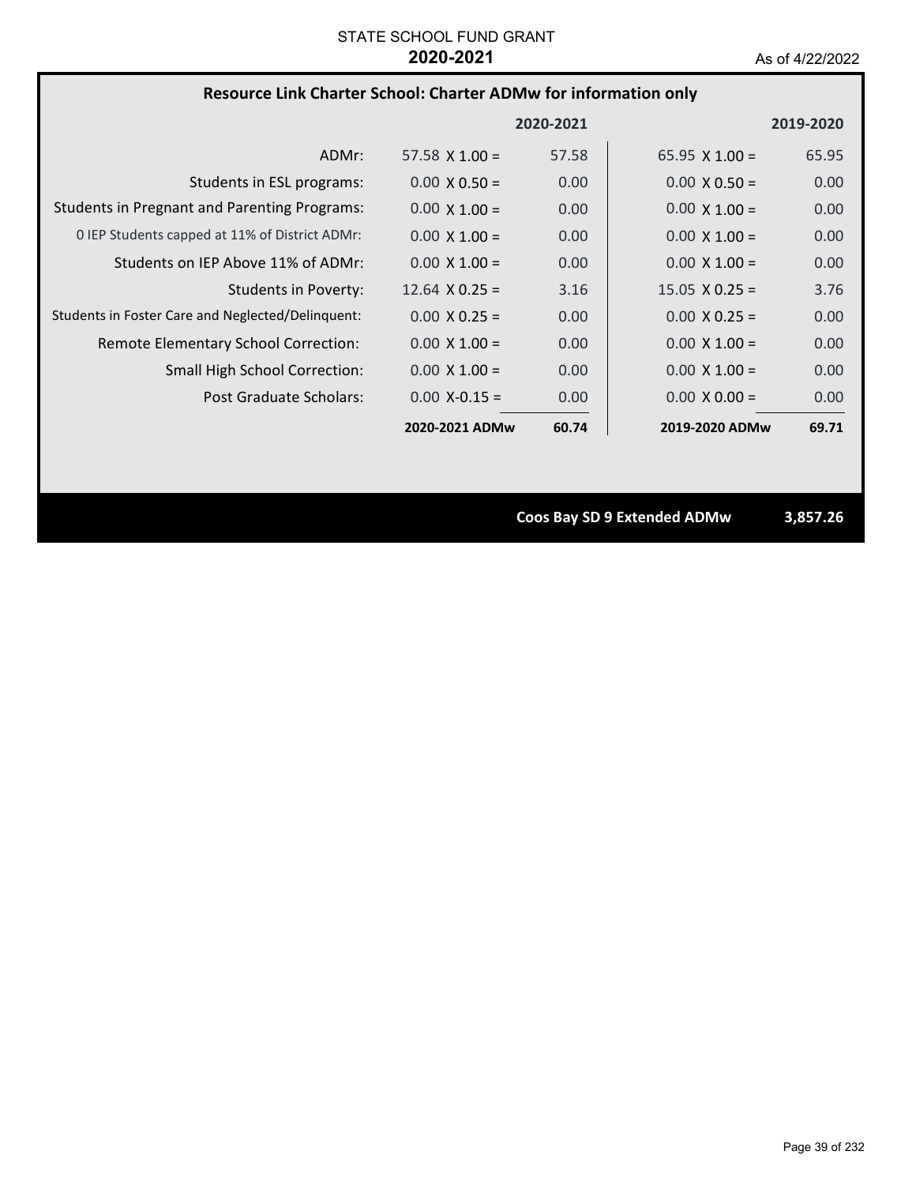STATE SCHOOL FUND GRANT

**2020-2021**

As of 4/22/2022

## Resource Link Charter School: Charter ADMw for information only

| | | 2020-2021 | | 2019-2020 |
|---|---|---|---|---|
| ADMr: | 57.58 X 1.00 = | 57.58 | 65.95 X 1.00 = | 65.95 |
| Students in ESL programs: | 0.00 X 0.50 = | 0.00 | 0.00 X 0.50 = | 0.00 |
| Students in Pregnant and Parenting Programs: | 0.00 X 1.00 = | 0.00 | 0.00 X 1.00 = | 0.00 |
| 0 IEP Students capped at 11% of District ADMr: | 0.00 X 1.00 = | 0.00 | 0.00 X 1.00 = | 0.00 |
| Students on IEP Above 11% of ADMr: | 0.00 X 1.00 = | 0.00 | 0.00 X 1.00 = | 0.00 |
| Students in Poverty: | 12.64 X 0.25 = | 3.16 | 15.05 X 0.25 = | 3.76 |
| Students in Foster Care and Neglected/Delinquent: | 0.00 X 0.25 = | 0.00 | 0.00 X 0.25 = | 0.00 |
| Remote Elementary School Correction: | 0.00 X 1.00 = | 0.00 | 0.00 X 1.00 = | 0.00 |
| Small High School Correction: | 0.00 X 1.00 = | 0.00 | 0.00 X 1.00 = | 0.00 |
| Post Graduate Scholars: | 0.00 X-0.15 = | 0.00 | 0.00 X 0.00 = | 0.00 |
| | **2020-2021 ADMw** | **60.74** | **2019-2020 ADMw** | **69.71** |

**Coos Bay SD 9 Extended ADMw** **3,857.26**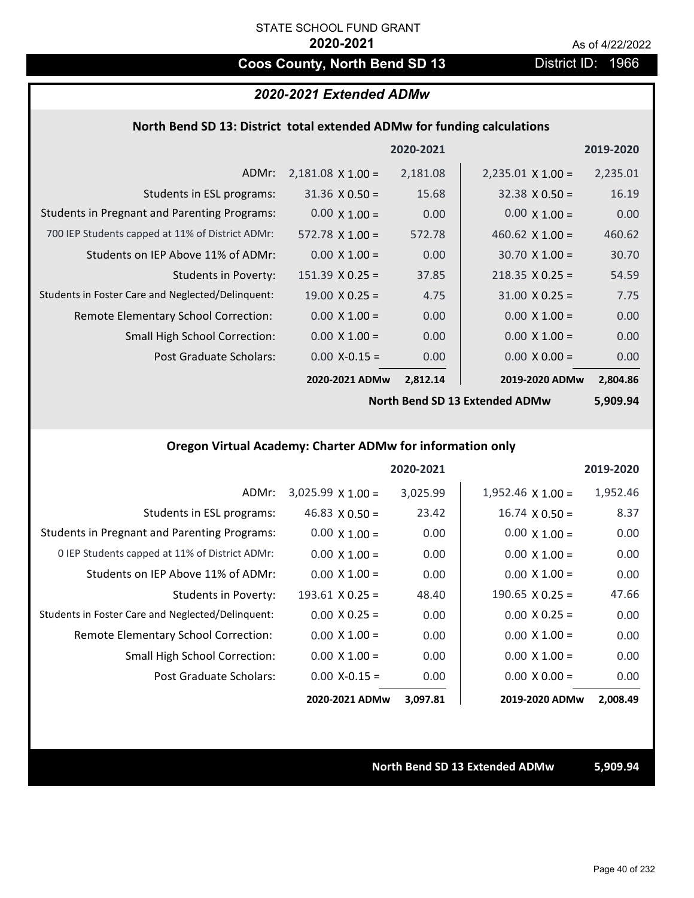STATE SCHOOL FUND GRANT

**2020-2021**

As of 4/22/2022

## Coos County, North Bend SD 13

District ID: 1966

### *2020-2021 Extended ADMw*

#### North Bend SD 13: District total extended ADMw for funding calculations

| | | 2020-2021 | | 2019-2020 |
|---|---|---|---|---|
| ADMr: | 2,181.08 X 1.00 = | 2,181.08 | 2,235.01 X 1.00 = | 2,235.01 |
| Students in ESL programs: | 31.36 X 0.50 = | 15.68 | 32.38 X 0.50 = | 16.19 |
| Students in Pregnant and Parenting Programs: | 0.00 X 1.00 = | 0.00 | 0.00 X 1.00 = | 0.00 |
| 700 IEP Students capped at 11% of District ADMr: | 572.78 X 1.00 = | 572.78 | 460.62 X 1.00 = | 460.62 |
| Students on IEP Above 11% of ADMr: | 0.00 X 1.00 = | 0.00 | 30.70 X 1.00 = | 30.70 |
| Students in Poverty: | 151.39 X 0.25 = | 37.85 | 218.35 X 0.25 = | 54.59 |
| Students in Foster Care and Neglected/Delinquent: | 19.00 X 0.25 = | 4.75 | 31.00 X 0.25 = | 7.75 |
| Remote Elementary School Correction: | 0.00 X 1.00 = | 0.00 | 0.00 X 1.00 = | 0.00 |
| Small High School Correction: | 0.00 X 1.00 = | 0.00 | 0.00 X 1.00 = | 0.00 |
| Post Graduate Scholars: | 0.00 X-0.15 = | 0.00 | 0.00 X 0.00 = | 0.00 |
| | **2020-2021 ADMw** | **2,812.14** | **2019-2020 ADMw** | **2,804.86** |
| | | | **North Bend SD 13 Extended ADMw** | **5,909.94** |

#### Oregon Virtual Academy: Charter ADMw for information only

| | | 2020-2021 | | 2019-2020 |
|---|---|---|---|---|
| ADMr: | 3,025.99 X 1.00 = | 3,025.99 | 1,952.46 X 1.00 = | 1,952.46 |
| Students in ESL programs: | 46.83 X 0.50 = | 23.42 | 16.74 X 0.50 = | 8.37 |
| Students in Pregnant and Parenting Programs: | 0.00 X 1.00 = | 0.00 | 0.00 X 1.00 = | 0.00 |
| 0 IEP Students capped at 11% of District ADMr: | 0.00 X 1.00 = | 0.00 | 0.00 X 1.00 = | 0.00 |
| Students on IEP Above 11% of ADMr: | 0.00 X 1.00 = | 0.00 | 0.00 X 1.00 = | 0.00 |
| Students in Poverty: | 193.61 X 0.25 = | 48.40 | 190.65 X 0.25 = | 47.66 |
| Students in Foster Care and Neglected/Delinquent: | 0.00 X 0.25 = | 0.00 | 0.00 X 0.25 = | 0.00 |
| Remote Elementary School Correction: | 0.00 X 1.00 = | 0.00 | 0.00 X 1.00 = | 0.00 |
| Small High School Correction: | 0.00 X 1.00 = | 0.00 | 0.00 X 1.00 = | 0.00 |
| Post Graduate Scholars: | 0.00 X-0.15 = | 0.00 | 0.00 X 0.00 = | 0.00 |
| | **2020-2021 ADMw** | **3,097.81** | **2019-2020 ADMw** | **2,008.49** |

**North Bend SD 13 Extended ADMw** **5,909.94**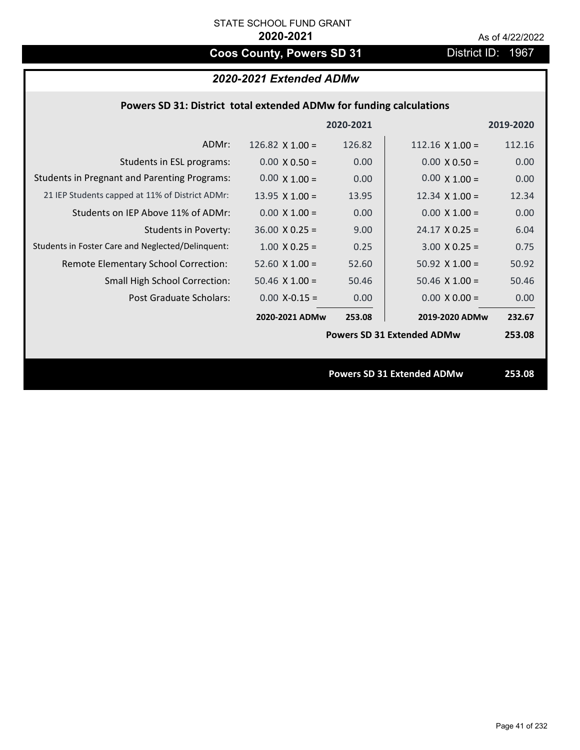STATE SCHOOL FUND GRANT

**2020-2021**

As of 4/22/2022

## Coos County, Powers SD 31

District ID: 1967

### *2020-2021 Extended ADMw*

**Powers SD 31: District total extended ADMw for funding calculations**

| | | 2020-2021 | | 2019-2020 |
|---|---|---|---|---|
| ADMr: | 126.82 X 1.00 = | 126.82 | 112.16 X 1.00 = | 112.16 |
| Students in ESL programs: | 0.00 X 0.50 = | 0.00 | 0.00 X 0.50 = | 0.00 |
| Students in Pregnant and Parenting Programs: | 0.00 X 1.00 = | 0.00 | 0.00 X 1.00 = | 0.00 |
| 21 IEP Students capped at 11% of District ADMr: | 13.95 X 1.00 = | 13.95 | 12.34 X 1.00 = | 12.34 |
| Students on IEP Above 11% of ADMr: | 0.00 X 1.00 = | 0.00 | 0.00 X 1.00 = | 0.00 |
| Students in Poverty: | 36.00 X 0.25 = | 9.00 | 24.17 X 0.25 = | 6.04 |
| Students in Foster Care and Neglected/Delinquent: | 1.00 X 0.25 = | 0.25 | 3.00 X 0.25 = | 0.75 |
| Remote Elementary School Correction: | 52.60 X 1.00 = | 52.60 | 50.92 X 1.00 = | 50.92 |
| Small High School Correction: | 50.46 X 1.00 = | 50.46 | 50.46 X 1.00 = | 50.46 |
| Post Graduate Scholars: | 0.00 X-0.15 = | 0.00 | 0.00 X 0.00 = | 0.00 |
| | **2020-2021 ADMw** | **253.08** | **2019-2020 ADMw** | **232.67** |
| | | | **Powers SD 31 Extended ADMw** | **253.08** |

**Powers SD 31 Extended ADMw 253.08**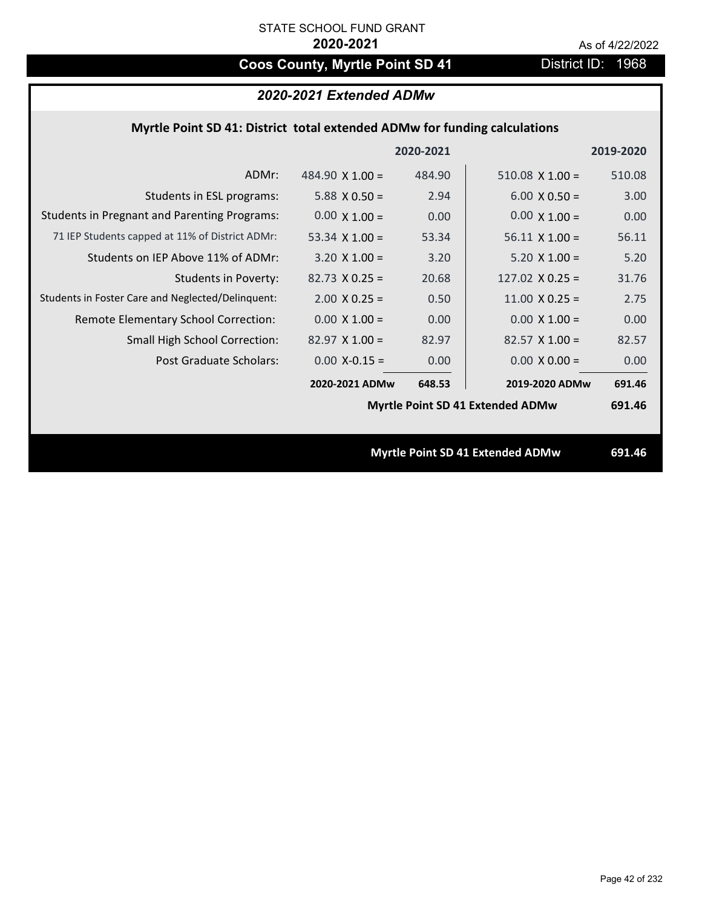STATE SCHOOL FUND GRANT

**2020-2021**

As of 4/22/2022

# Coos County, Myrtle Point SD 41

District ID: 1968

## *2020-2021 Extended ADMw*

### Myrtle Point SD 41: District total extended ADMw for funding calculations

| | | 2020-2021 | | 2019-2020 |
|---|---|---|---|---|
| ADMr: | 484.90 X 1.00 = | 484.90 | 510.08 X 1.00 = | 510.08 |
| Students in ESL programs: | 5.88 X 0.50 = | 2.94 | 6.00 X 0.50 = | 3.00 |
| Students in Pregnant and Parenting Programs: | 0.00 X 1.00 = | 0.00 | 0.00 X 1.00 = | 0.00 |
| 71 IEP Students capped at 11% of District ADMr: | 53.34 X 1.00 = | 53.34 | 56.11 X 1.00 = | 56.11 |
| Students on IEP Above 11% of ADMr: | 3.20 X 1.00 = | 3.20 | 5.20 X 1.00 = | 5.20 |
| Students in Poverty: | 82.73 X 0.25 = | 20.68 | 127.02 X 0.25 = | 31.76 |
| Students in Foster Care and Neglected/Delinquent: | 2.00 X 0.25 = | 0.50 | 11.00 X 0.25 = | 2.75 |
| Remote Elementary School Correction: | 0.00 X 1.00 = | 0.00 | 0.00 X 1.00 = | 0.00 |
| Small High School Correction: | 82.97 X 1.00 = | 82.97 | 82.57 X 1.00 = | 82.57 |
| Post Graduate Scholars: | 0.00 X-0.15 = | 0.00 | 0.00 X 0.00 = | 0.00 |
| | **2020-2021 ADMw** | **648.53** | **2019-2020 ADMw** | **691.46** |
| | | | **Myrtle Point SD 41 Extended ADMw** | **691.46** |

**Myrtle Point SD 41 Extended ADMw** **691.46**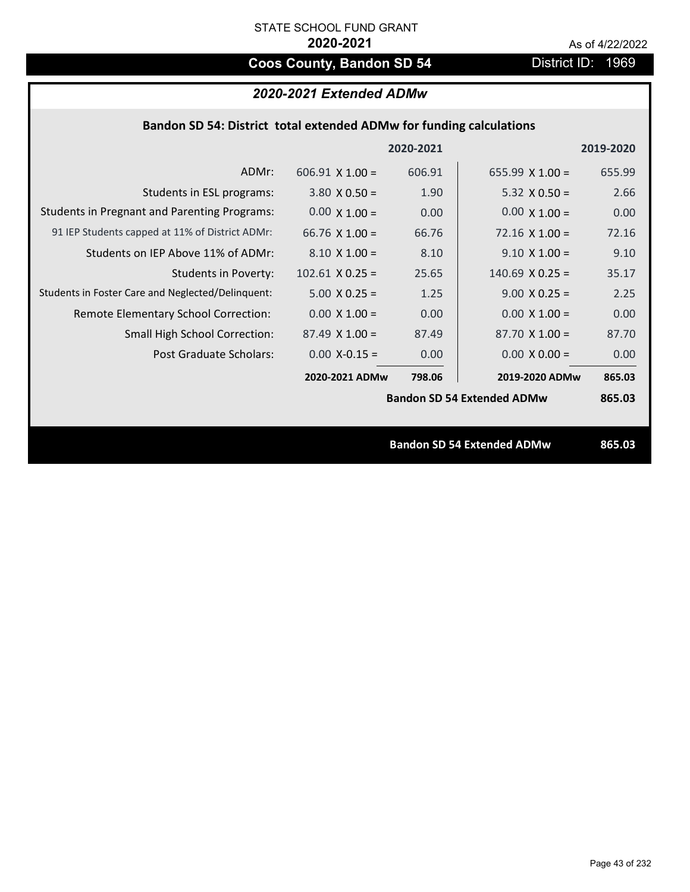STATE SCHOOL FUND GRANT

**2020-2021**

As of 4/22/2022

# Coos County, Bandon SD 54

District ID: 1969

## *2020-2021 Extended ADMw*

### Bandon SD 54: District total extended ADMw for funding calculations

| | | 2020-2021 | | 2019-2020 |
|---|---|---|---|---|
| ADMr: | 606.91 X 1.00 = | 606.91 | 655.99 X 1.00 = | 655.99 |
| Students in ESL programs: | 3.80 X 0.50 = | 1.90 | 5.32 X 0.50 = | 2.66 |
| Students in Pregnant and Parenting Programs: | 0.00 X 1.00 = | 0.00 | 0.00 X 1.00 = | 0.00 |
| 91 IEP Students capped at 11% of District ADMr: | 66.76 X 1.00 = | 66.76 | 72.16 X 1.00 = | 72.16 |
| Students on IEP Above 11% of ADMr: | 8.10 X 1.00 = | 8.10 | 9.10 X 1.00 = | 9.10 |
| Students in Poverty: | 102.61 X 0.25 = | 25.65 | 140.69 X 0.25 = | 35.17 |
| Students in Foster Care and Neglected/Delinquent: | 5.00 X 0.25 = | 1.25 | 9.00 X 0.25 = | 2.25 |
| Remote Elementary School Correction: | 0.00 X 1.00 = | 0.00 | 0.00 X 1.00 = | 0.00 |
| Small High School Correction: | 87.49 X 1.00 = | 87.49 | 87.70 X 1.00 = | 87.70 |
| Post Graduate Scholars: | 0.00 X-0.15 = | 0.00 | 0.00 X 0.00 = | 0.00 |
| | **2020-2021 ADMw** | **798.06** | **2019-2020 ADMw** | **865.03** |
| | | | **Bandon SD 54 Extended ADMw** | **865.03** |

**Bandon SD 54 Extended ADMw** **865.03**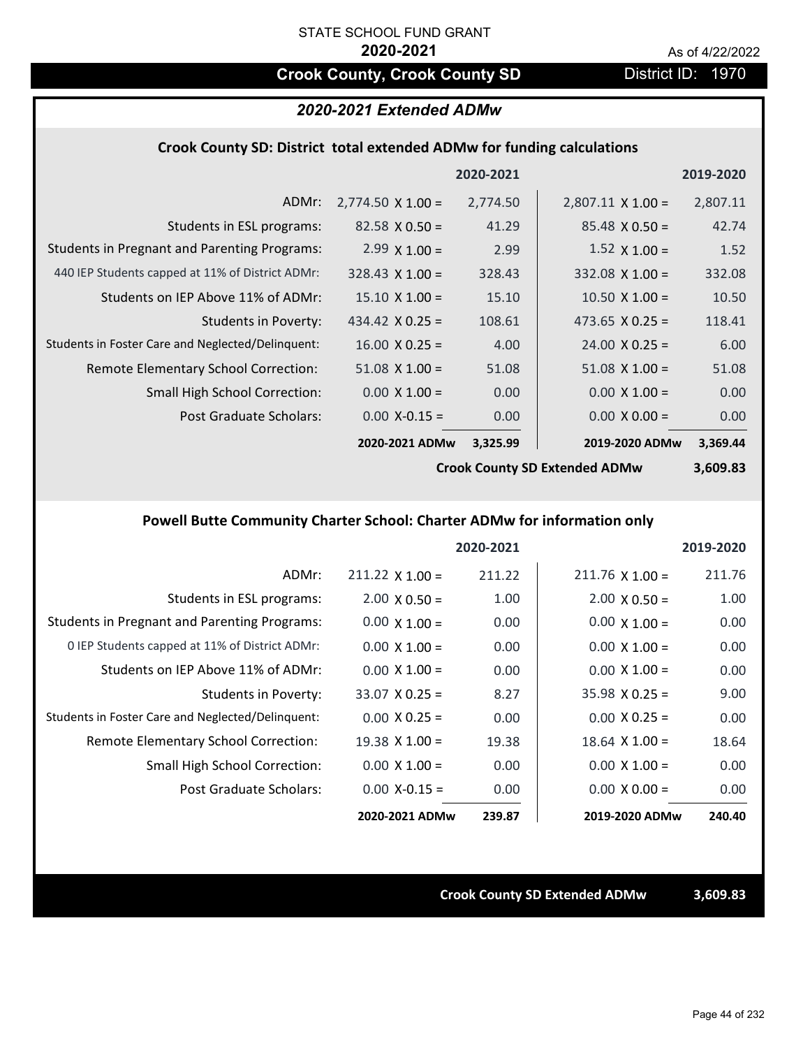STATE SCHOOL FUND GRANT

**2020-2021**

As of 4/22/2022

# Crook County, Crook County SD

District ID: 1970

## *2020-2021 Extended ADMw*

### Crook County SD: District total extended ADMw for funding calculations

| | | 2020-2021 | | 2019-2020 |
|---|---|---|---|---|
| ADMr: | 2,774.50 X 1.00 = | 2,774.50 | 2,807.11 X 1.00 = | 2,807.11 |
| Students in ESL programs: | 82.58 X 0.50 = | 41.29 | 85.48 X 0.50 = | 42.74 |
| Students in Pregnant and Parenting Programs: | 2.99 X 1.00 = | 2.99 | 1.52 X 1.00 = | 1.52 |
| 440 IEP Students capped at 11% of District ADMr: | 328.43 X 1.00 = | 328.43 | 332.08 X 1.00 = | 332.08 |
| Students on IEP Above 11% of ADMr: | 15.10 X 1.00 = | 15.10 | 10.50 X 1.00 = | 10.50 |
| Students in Poverty: | 434.42 X 0.25 = | 108.61 | 473.65 X 0.25 = | 118.41 |
| Students in Foster Care and Neglected/Delinquent: | 16.00 X 0.25 = | 4.00 | 24.00 X 0.25 = | 6.00 |
| Remote Elementary School Correction: | 51.08 X 1.00 = | 51.08 | 51.08 X 1.00 = | 51.08 |
| Small High School Correction: | 0.00 X 1.00 = | 0.00 | 0.00 X 1.00 = | 0.00 |
| Post Graduate Scholars: | 0.00 X-0.15 = | 0.00 | 0.00 X 0.00 = | 0.00 |
| | **2020-2021 ADMw** | **3,325.99** | **2019-2020 ADMw** | **3,369.44** |
| | | | **Crook County SD Extended ADMw** | **3,609.83** |

### Powell Butte Community Charter School: Charter ADMw for information only

| | | 2020-2021 | | 2019-2020 |
|---|---|---|---|---|
| ADMr: | 211.22 X 1.00 = | 211.22 | 211.76 X 1.00 = | 211.76 |
| Students in ESL programs: | 2.00 X 0.50 = | 1.00 | 2.00 X 0.50 = | 1.00 |
| Students in Pregnant and Parenting Programs: | 0.00 X 1.00 = | 0.00 | 0.00 X 1.00 = | 0.00 |
| 0 IEP Students capped at 11% of District ADMr: | 0.00 X 1.00 = | 0.00 | 0.00 X 1.00 = | 0.00 |
| Students on IEP Above 11% of ADMr: | 0.00 X 1.00 = | 0.00 | 0.00 X 1.00 = | 0.00 |
| Students in Poverty: | 33.07 X 0.25 = | 8.27 | 35.98 X 0.25 = | 9.00 |
| Students in Foster Care and Neglected/Delinquent: | 0.00 X 0.25 = | 0.00 | 0.00 X 0.25 = | 0.00 |
| Remote Elementary School Correction: | 19.38 X 1.00 = | 19.38 | 18.64 X 1.00 = | 18.64 |
| Small High School Correction: | 0.00 X 1.00 = | 0.00 | 0.00 X 1.00 = | 0.00 |
| Post Graduate Scholars: | 0.00 X-0.15 = | 0.00 | 0.00 X 0.00 = | 0.00 |
| | **2020-2021 ADMw** | **239.87** | **2019-2020 ADMw** | **240.40** |

**Crook County SD Extended ADMw** **3,609.83**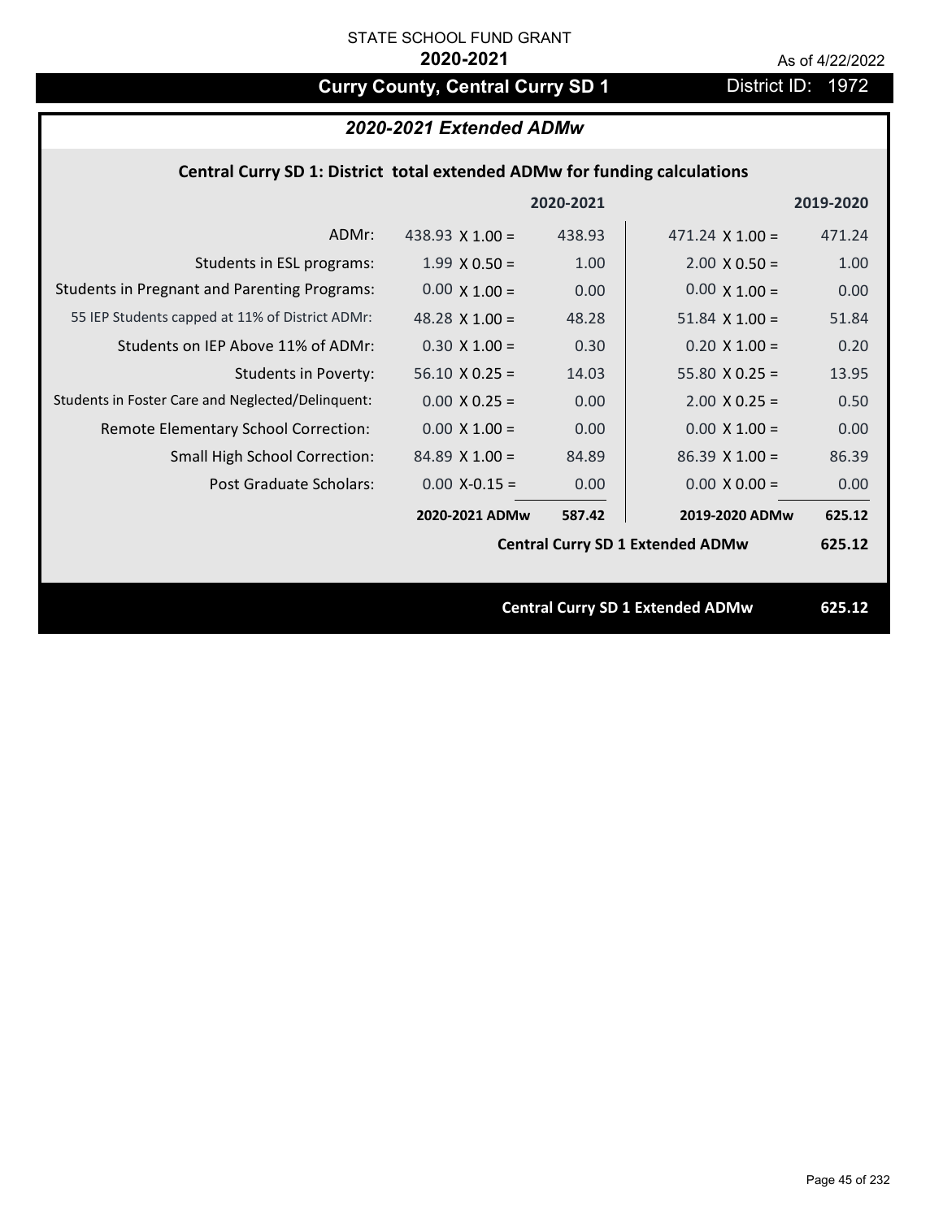STATE SCHOOL FUND GRANT

**2020-2021**

As of 4/22/2022

# Curry County, Central Curry SD 1

District ID: 1972

## *2020-2021 Extended ADMw*

### Central Curry SD 1: District total extended ADMw for funding calculations

| | 2020-2021 | | 2019-2020 | |
|---|---|---|---|---|
| ADMr: | 438.93 X 1.00 = | 438.93 | 471.24 X 1.00 = | 471.24 |
| Students in ESL programs: | 1.99 X 0.50 = | 1.00 | 2.00 X 0.50 = | 1.00 |
| Students in Pregnant and Parenting Programs: | 0.00 X 1.00 = | 0.00 | 0.00 X 1.00 = | 0.00 |
| 55 IEP Students capped at 11% of District ADMr: | 48.28 X 1.00 = | 48.28 | 51.84 X 1.00 = | 51.84 |
| Students on IEP Above 11% of ADMr: | 0.30 X 1.00 = | 0.30 | 0.20 X 1.00 = | 0.20 |
| Students in Poverty: | 56.10 X 0.25 = | 14.03 | 55.80 X 0.25 = | 13.95 |
| Students in Foster Care and Neglected/Delinquent: | 0.00 X 0.25 = | 0.00 | 2.00 X 0.25 = | 0.50 |
| Remote Elementary School Correction: | 0.00 X 1.00 = | 0.00 | 0.00 X 1.00 = | 0.00 |
| Small High School Correction: | 84.89 X 1.00 = | 84.89 | 86.39 X 1.00 = | 86.39 |
| Post Graduate Scholars: | 0.00 X-0.15 = | 0.00 | 0.00 X 0.00 = | 0.00 |
| | **2020-2021 ADMw** | **587.42** | **2019-2020 ADMw** | **625.12** |
| | | | **Central Curry SD 1 Extended ADMw** | **625.12** |

**Central Curry SD 1 Extended ADMw 625.12**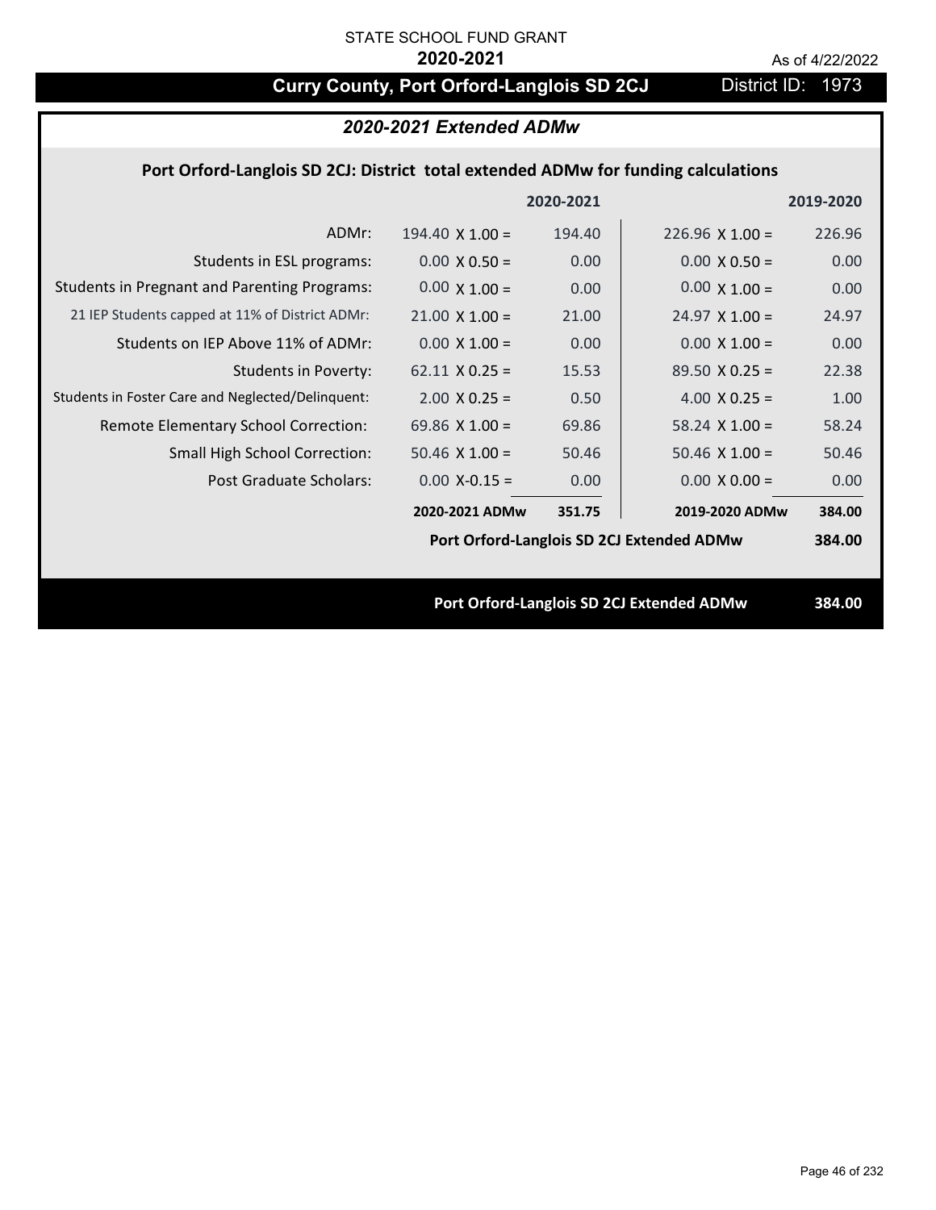STATE SCHOOL FUND GRANT

**2020-2021**

As of 4/22/2022

# Curry County, Port Orford-Langlois SD 2CJ

District ID: 1973

## *2020-2021 Extended ADMw*

### Port Orford-Langlois SD 2CJ: District total extended ADMw for funding calculations

| | | 2020-2021 | | 2019-2020 |
|---|---|---|---|---|
| ADMr: | 194.40 X 1.00 = | 194.40 | 226.96 X 1.00 = | 226.96 |
| Students in ESL programs: | 0.00 X 0.50 = | 0.00 | 0.00 X 0.50 = | 0.00 |
| Students in Pregnant and Parenting Programs: | 0.00 X 1.00 = | 0.00 | 0.00 X 1.00 = | 0.00 |
| 21 IEP Students capped at 11% of District ADMr: | 21.00 X 1.00 = | 21.00 | 24.97 X 1.00 = | 24.97 |
| Students on IEP Above 11% of ADMr: | 0.00 X 1.00 = | 0.00 | 0.00 X 1.00 = | 0.00 |
| Students in Poverty: | 62.11 X 0.25 = | 15.53 | 89.50 X 0.25 = | 22.38 |
| Students in Foster Care and Neglected/Delinquent: | 2.00 X 0.25 = | 0.50 | 4.00 X 0.25 = | 1.00 |
| Remote Elementary School Correction: | 69.86 X 1.00 = | 69.86 | 58.24 X 1.00 = | 58.24 |
| Small High School Correction: | 50.46 X 1.00 = | 50.46 | 50.46 X 1.00 = | 50.46 |
| Post Graduate Scholars: | 0.00 X-0.15 = | 0.00 | 0.00 X 0.00 = | 0.00 |
| | **2020-2021 ADMw** | **351.75** | **2019-2020 ADMw** | **384.00** |
| | | | **Port Orford-Langlois SD 2CJ Extended ADMw** | **384.00** |

**Port Orford-Langlois SD 2CJ Extended ADMw** **384.00**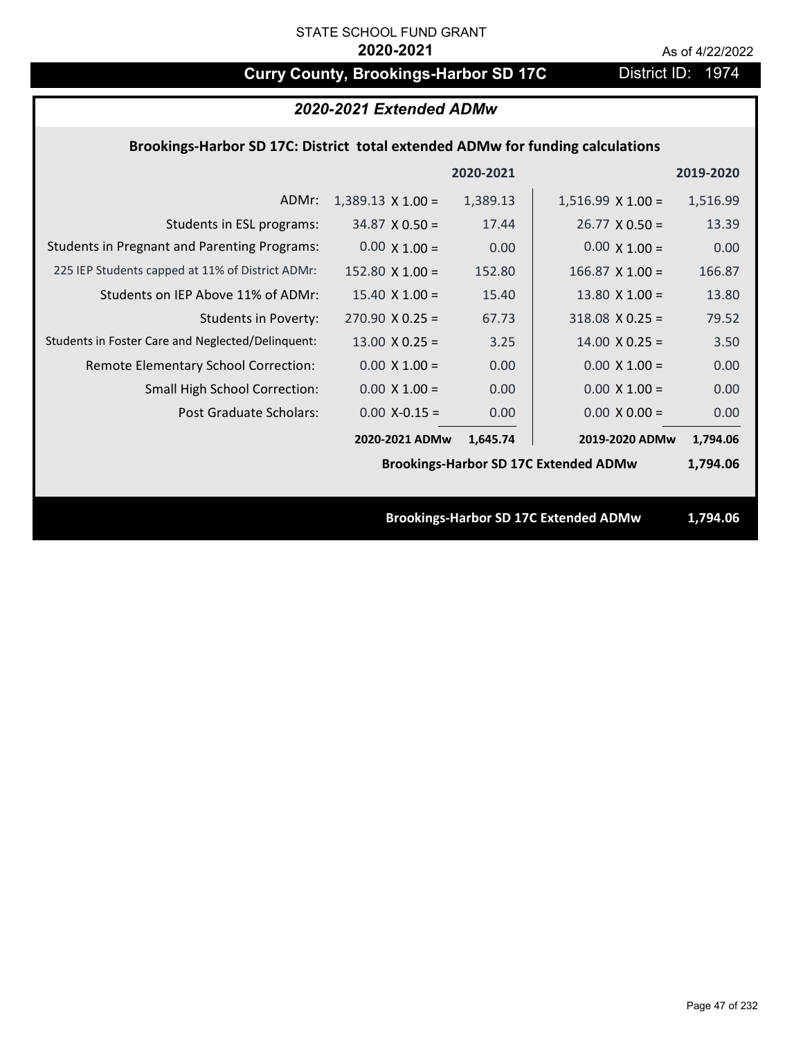STATE SCHOOL FUND GRANT

**2020-2021**

As of 4/22/2022

# Curry County, Brookings-Harbor SD 17C

District ID: 1974

## *2020-2021 Extended ADMw*

### Brookings-Harbor SD 17C: District total extended ADMw for funding calculations

| | 2020-2021 | | 2019-2020 | |
|---|---|---|---|---|
| ADMr: | 1,389.13 X 1.00 = | 1,389.13 | 1,516.99 X 1.00 = | 1,516.99 |
| Students in ESL programs: | 34.87 X 0.50 = | 17.44 | 26.77 X 0.50 = | 13.39 |
| Students in Pregnant and Parenting Programs: | 0.00 X 1.00 = | 0.00 | 0.00 X 1.00 = | 0.00 |
| 225 IEP Students capped at 11% of District ADMr: | 152.80 X 1.00 = | 152.80 | 166.87 X 1.00 = | 166.87 |
| Students on IEP Above 11% of ADMr: | 15.40 X 1.00 = | 15.40 | 13.80 X 1.00 = | 13.80 |
| Students in Poverty: | 270.90 X 0.25 = | 67.73 | 318.08 X 0.25 = | 79.52 |
| Students in Foster Care and Neglected/Delinquent: | 13.00 X 0.25 = | 3.25 | 14.00 X 0.25 = | 3.50 |
| Remote Elementary School Correction: | 0.00 X 1.00 = | 0.00 | 0.00 X 1.00 = | 0.00 |
| Small High School Correction: | 0.00 X 1.00 = | 0.00 | 0.00 X 1.00 = | 0.00 |
| Post Graduate Scholars: | 0.00 X-0.15 = | 0.00 | 0.00 X 0.00 = | 0.00 |
| | **2020-2021 ADMw** | **1,645.74** | **2019-2020 ADMw** | **1,794.06** |

**Brookings-Harbor SD 17C Extended ADMw 1,794.06**

**Brookings-Harbor SD 17C Extended ADMw 1,794.06**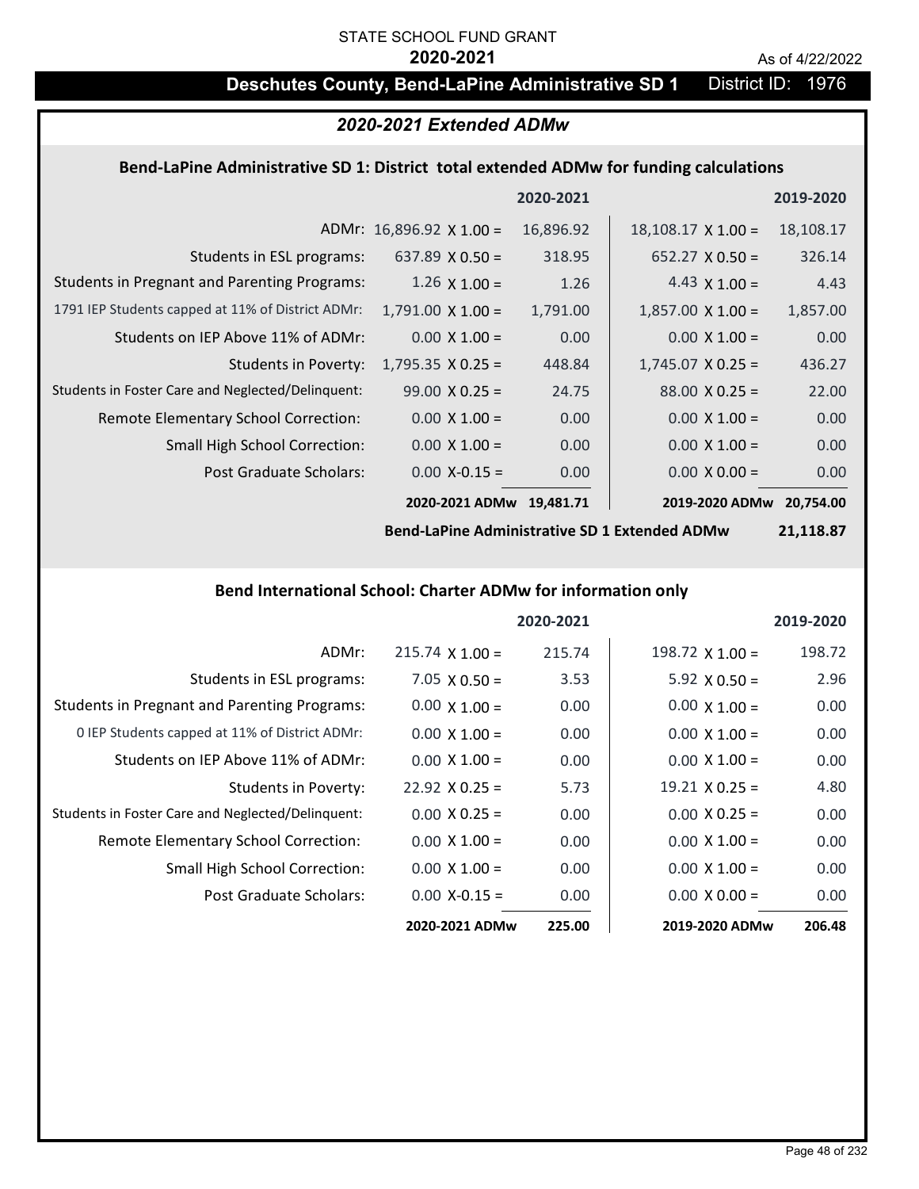STATE SCHOOL FUND GRANT

**2020-2021**

As of 4/22/2022

## Deschutes County, Bend-LaPine Administrative SD 1 — District ID: 1976

### *2020-2021 Extended ADMw*

#### Bend-LaPine Administrative SD 1: District total extended ADMw for funding calculations

| | | 2020-2021 | | 2019-2020 |
|---|---|---|---|---|
| ADMr: | 16,896.92 X 1.00 = | 16,896.92 | 18,108.17 X 1.00 = | 18,108.17 |
| Students in ESL programs: | 637.89 X 0.50 = | 318.95 | 652.27 X 0.50 = | 326.14 |
| Students in Pregnant and Parenting Programs: | 1.26 X 1.00 = | 1.26 | 4.43 X 1.00 = | 4.43 |
| 1791 IEP Students capped at 11% of District ADMr: | 1,791.00 X 1.00 = | 1,791.00 | 1,857.00 X 1.00 = | 1,857.00 |
| Students on IEP Above 11% of ADMr: | 0.00 X 1.00 = | 0.00 | 0.00 X 1.00 = | 0.00 |
| Students in Poverty: | 1,795.35 X 0.25 = | 448.84 | 1,745.07 X 0.25 = | 436.27 |
| Students in Foster Care and Neglected/Delinquent: | 99.00 X 0.25 = | 24.75 | 88.00 X 0.25 = | 22.00 |
| Remote Elementary School Correction: | 0.00 X 1.00 = | 0.00 | 0.00 X 1.00 = | 0.00 |
| Small High School Correction: | 0.00 X 1.00 = | 0.00 | 0.00 X 1.00 = | 0.00 |
| Post Graduate Scholars: | 0.00 X-0.15 = | 0.00 | 0.00 X 0.00 = | 0.00 |
| | **2020-2021 ADMw** | **19,481.71** | **2019-2020 ADMw** | **20,754.00** |

**Bend-LaPine Administrative SD 1 Extended ADMw 21,118.87**

#### Bend International School: Charter ADMw for information only

| | | 2020-2021 | | 2019-2020 |
|---|---|---|---|---|
| ADMr: | 215.74 X 1.00 = | 215.74 | 198.72 X 1.00 = | 198.72 |
| Students in ESL programs: | 7.05 X 0.50 = | 3.53 | 5.92 X 0.50 = | 2.96 |
| Students in Pregnant and Parenting Programs: | 0.00 X 1.00 = | 0.00 | 0.00 X 1.00 = | 0.00 |
| 0 IEP Students capped at 11% of District ADMr: | 0.00 X 1.00 = | 0.00 | 0.00 X 1.00 = | 0.00 |
| Students on IEP Above 11% of ADMr: | 0.00 X 1.00 = | 0.00 | 0.00 X 1.00 = | 0.00 |
| Students in Poverty: | 22.92 X 0.25 = | 5.73 | 19.21 X 0.25 = | 4.80 |
| Students in Foster Care and Neglected/Delinquent: | 0.00 X 0.25 = | 0.00 | 0.00 X 0.25 = | 0.00 |
| Remote Elementary School Correction: | 0.00 X 1.00 = | 0.00 | 0.00 X 1.00 = | 0.00 |
| Small High School Correction: | 0.00 X 1.00 = | 0.00 | 0.00 X 1.00 = | 0.00 |
| Post Graduate Scholars: | 0.00 X-0.15 = | 0.00 | 0.00 X 0.00 = | 0.00 |
| | **2020-2021 ADMw** | **225.00** | **2019-2020 ADMw** | **206.48** |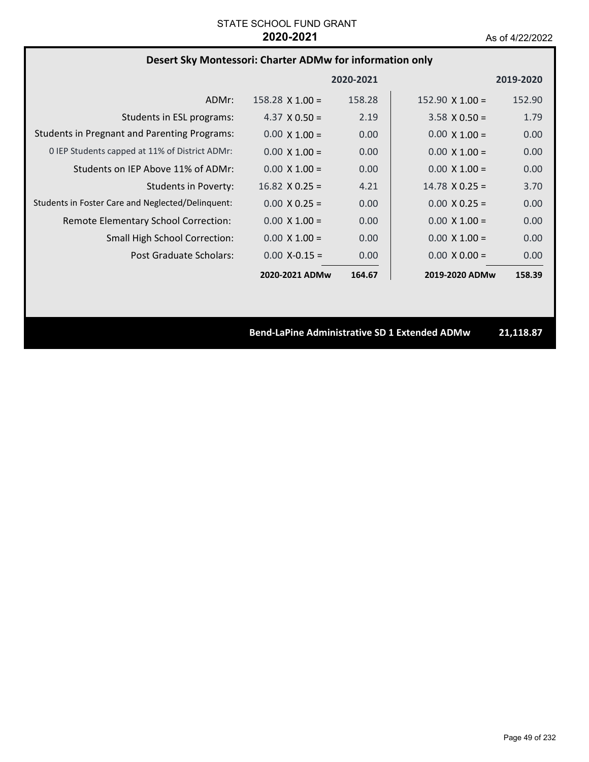STATE SCHOOL FUND GRANT

**2020-2021**

As of 4/22/2022

## Desert Sky Montessori: Charter ADMw for information only

| | 2020-2021 | | 2019-2020 | |
|---|---|---|---|---|
| ADMr: | 158.28 X 1.00 = | 158.28 | 152.90 X 1.00 = | 152.90 |
| Students in ESL programs: | 4.37 X 0.50 = | 2.19 | 3.58 X 0.50 = | 1.79 |
| Students in Pregnant and Parenting Programs: | 0.00 X 1.00 = | 0.00 | 0.00 X 1.00 = | 0.00 |
| 0 IEP Students capped at 11% of District ADMr: | 0.00 X 1.00 = | 0.00 | 0.00 X 1.00 = | 0.00 |
| Students on IEP Above 11% of ADMr: | 0.00 X 1.00 = | 0.00 | 0.00 X 1.00 = | 0.00 |
| Students in Poverty: | 16.82 X 0.25 = | 4.21 | 14.78 X 0.25 = | 3.70 |
| Students in Foster Care and Neglected/Delinquent: | 0.00 X 0.25 = | 0.00 | 0.00 X 0.25 = | 0.00 |
| Remote Elementary School Correction: | 0.00 X 1.00 = | 0.00 | 0.00 X 1.00 = | 0.00 |
| Small High School Correction: | 0.00 X 1.00 = | 0.00 | 0.00 X 1.00 = | 0.00 |
| Post Graduate Scholars: | 0.00 X-0.15 = | 0.00 | 0.00 X 0.00 = | 0.00 |
| | **2020-2021 ADMw** | **164.67** | **2019-2020 ADMw** | **158.39** |

**Bend-LaPine Administrative SD 1 Extended ADMw 21,118.87**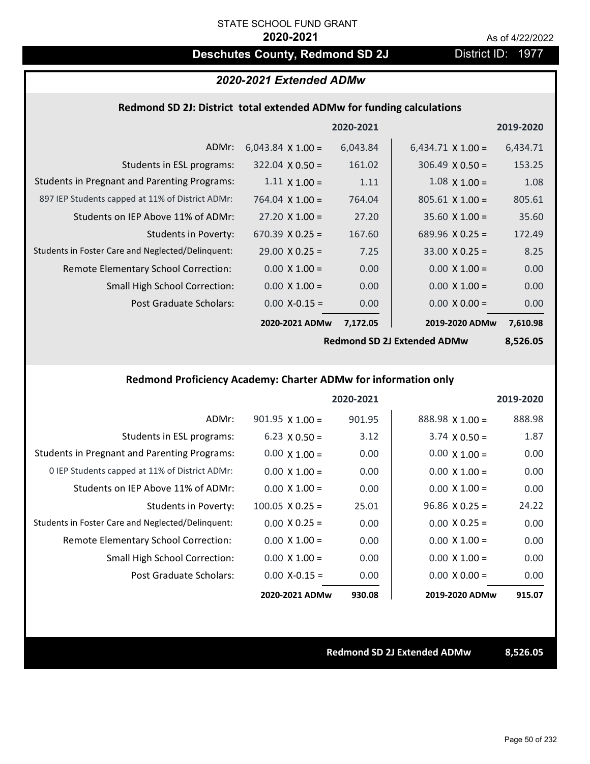STATE SCHOOL FUND GRANT

**2020-2021**

As of 4/22/2022

## Deschutes County, Redmond SD 2J

District ID: 1977

### *2020-2021 Extended ADMw*

#### Redmond SD 2J: District total extended ADMw for funding calculations

| | | 2020-2021 | | 2019-2020 |
|---|---|---|---|---|
| ADMr: | 6,043.84 X 1.00 = | 6,043.84 | 6,434.71 X 1.00 = | 6,434.71 |
| Students in ESL programs: | 322.04 X 0.50 = | 161.02 | 306.49 X 0.50 = | 153.25 |
| Students in Pregnant and Parenting Programs: | 1.11 X 1.00 = | 1.11 | 1.08 X 1.00 = | 1.08 |
| 897 IEP Students capped at 11% of District ADMr: | 764.04 X 1.00 = | 764.04 | 805.61 X 1.00 = | 805.61 |
| Students on IEP Above 11% of ADMr: | 27.20 X 1.00 = | 27.20 | 35.60 X 1.00 = | 35.60 |
| Students in Poverty: | 670.39 X 0.25 = | 167.60 | 689.96 X 0.25 = | 172.49 |
| Students in Foster Care and Neglected/Delinquent: | 29.00 X 0.25 = | 7.25 | 33.00 X 0.25 = | 8.25 |
| Remote Elementary School Correction: | 0.00 X 1.00 = | 0.00 | 0.00 X 1.00 = | 0.00 |
| Small High School Correction: | 0.00 X 1.00 = | 0.00 | 0.00 X 1.00 = | 0.00 |
| Post Graduate Scholars: | 0.00 X-0.15 = | 0.00 | 0.00 X 0.00 = | 0.00 |
| | **2020-2021 ADMw** | **7,172.05** | **2019-2020 ADMw** | **7,610.98** |
| | | | **Redmond SD 2J Extended ADMw** | **8,526.05** |

#### Redmond Proficiency Academy: Charter ADMw for information only

| | | 2020-2021 | | 2019-2020 |
|---|---|---|---|---|
| ADMr: | 901.95 X 1.00 = | 901.95 | 888.98 X 1.00 = | 888.98 |
| Students in ESL programs: | 6.23 X 0.50 = | 3.12 | 3.74 X 0.50 = | 1.87 |
| Students in Pregnant and Parenting Programs: | 0.00 X 1.00 = | 0.00 | 0.00 X 1.00 = | 0.00 |
| 0 IEP Students capped at 11% of District ADMr: | 0.00 X 1.00 = | 0.00 | 0.00 X 1.00 = | 0.00 |
| Students on IEP Above 11% of ADMr: | 0.00 X 1.00 = | 0.00 | 0.00 X 1.00 = | 0.00 |
| Students in Poverty: | 100.05 X 0.25 = | 25.01 | 96.86 X 0.25 = | 24.22 |
| Students in Foster Care and Neglected/Delinquent: | 0.00 X 0.25 = | 0.00 | 0.00 X 0.25 = | 0.00 |
| Remote Elementary School Correction: | 0.00 X 1.00 = | 0.00 | 0.00 X 1.00 = | 0.00 |
| Small High School Correction: | 0.00 X 1.00 = | 0.00 | 0.00 X 1.00 = | 0.00 |
| Post Graduate Scholars: | 0.00 X-0.15 = | 0.00 | 0.00 X 0.00 = | 0.00 |
| | **2020-2021 ADMw** | **930.08** | **2019-2020 ADMw** | **915.07** |

**Redmond SD 2J Extended ADMw** **8,526.05**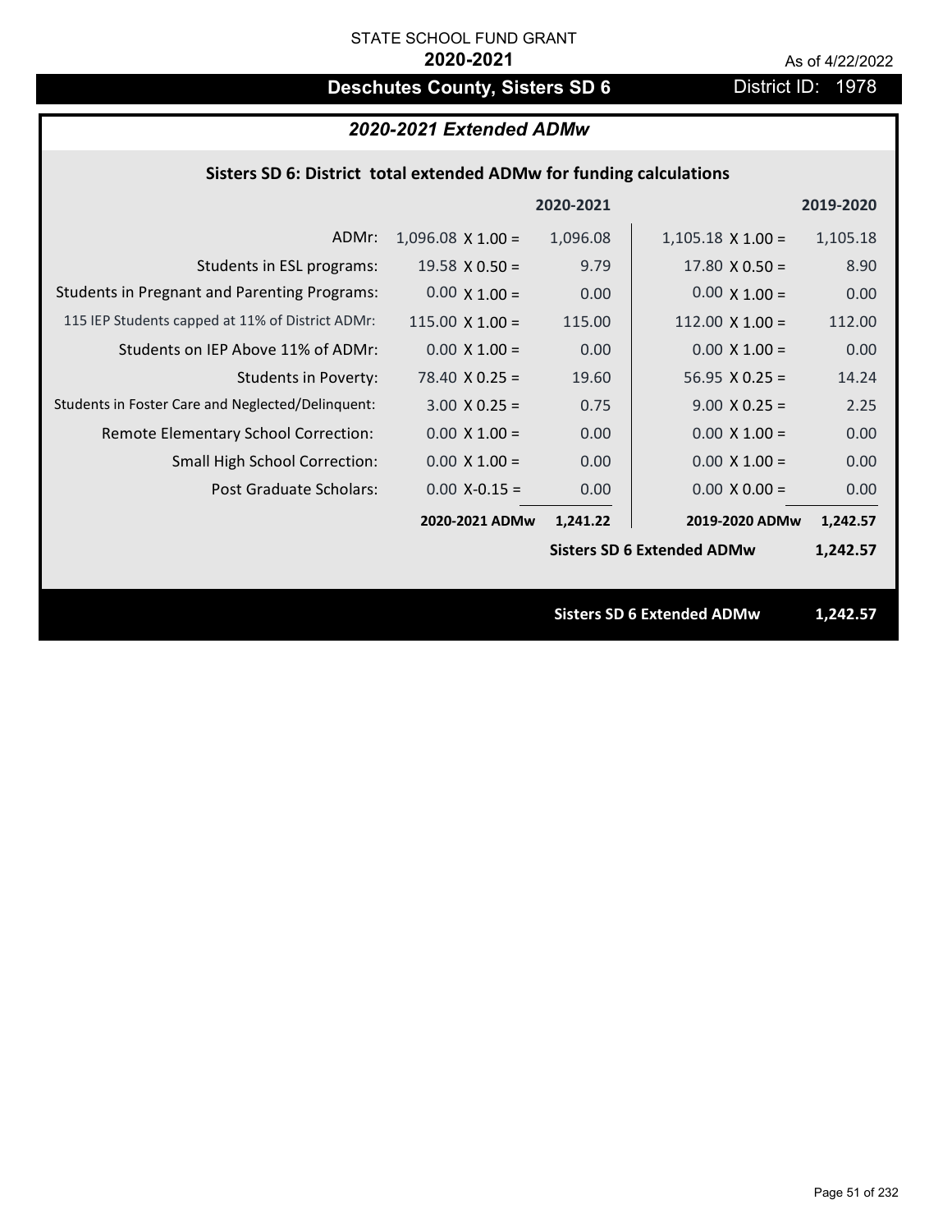STATE SCHOOL FUND GRANT

**2020-2021**

As of 4/22/2022

# Deschutes County, Sisters SD 6

District ID: 1978

## *2020-2021 Extended ADMw*

### Sisters SD 6: District total extended ADMw for funding calculations

| | | 2020-2021 | | 2019-2020 |
|---|---|---|---|---|
| ADMr: | 1,096.08 X 1.00 = | 1,096.08 | 1,105.18 X 1.00 = | 1,105.18 |
| Students in ESL programs: | 19.58 X 0.50 = | 9.79 | 17.80 X 0.50 = | 8.90 |
| Students in Pregnant and Parenting Programs: | 0.00 X 1.00 = | 0.00 | 0.00 X 1.00 = | 0.00 |
| 115 IEP Students capped at 11% of District ADMr: | 115.00 X 1.00 = | 115.00 | 112.00 X 1.00 = | 112.00 |
| Students on IEP Above 11% of ADMr: | 0.00 X 1.00 = | 0.00 | 0.00 X 1.00 = | 0.00 |
| Students in Poverty: | 78.40 X 0.25 = | 19.60 | 56.95 X 0.25 = | 14.24 |
| Students in Foster Care and Neglected/Delinquent: | 3.00 X 0.25 = | 0.75 | 9.00 X 0.25 = | 2.25 |
| Remote Elementary School Correction: | 0.00 X 1.00 = | 0.00 | 0.00 X 1.00 = | 0.00 |
| Small High School Correction: | 0.00 X 1.00 = | 0.00 | 0.00 X 1.00 = | 0.00 |
| Post Graduate Scholars: | 0.00 X-0.15 = | 0.00 | 0.00 X 0.00 = | 0.00 |
| | **2020-2021 ADMw** | **1,241.22** | **2019-2020 ADMw** | **1,242.57** |
| | | | **Sisters SD 6 Extended ADMw** | **1,242.57** |

**Sisters SD 6 Extended ADMw** **1,242.57**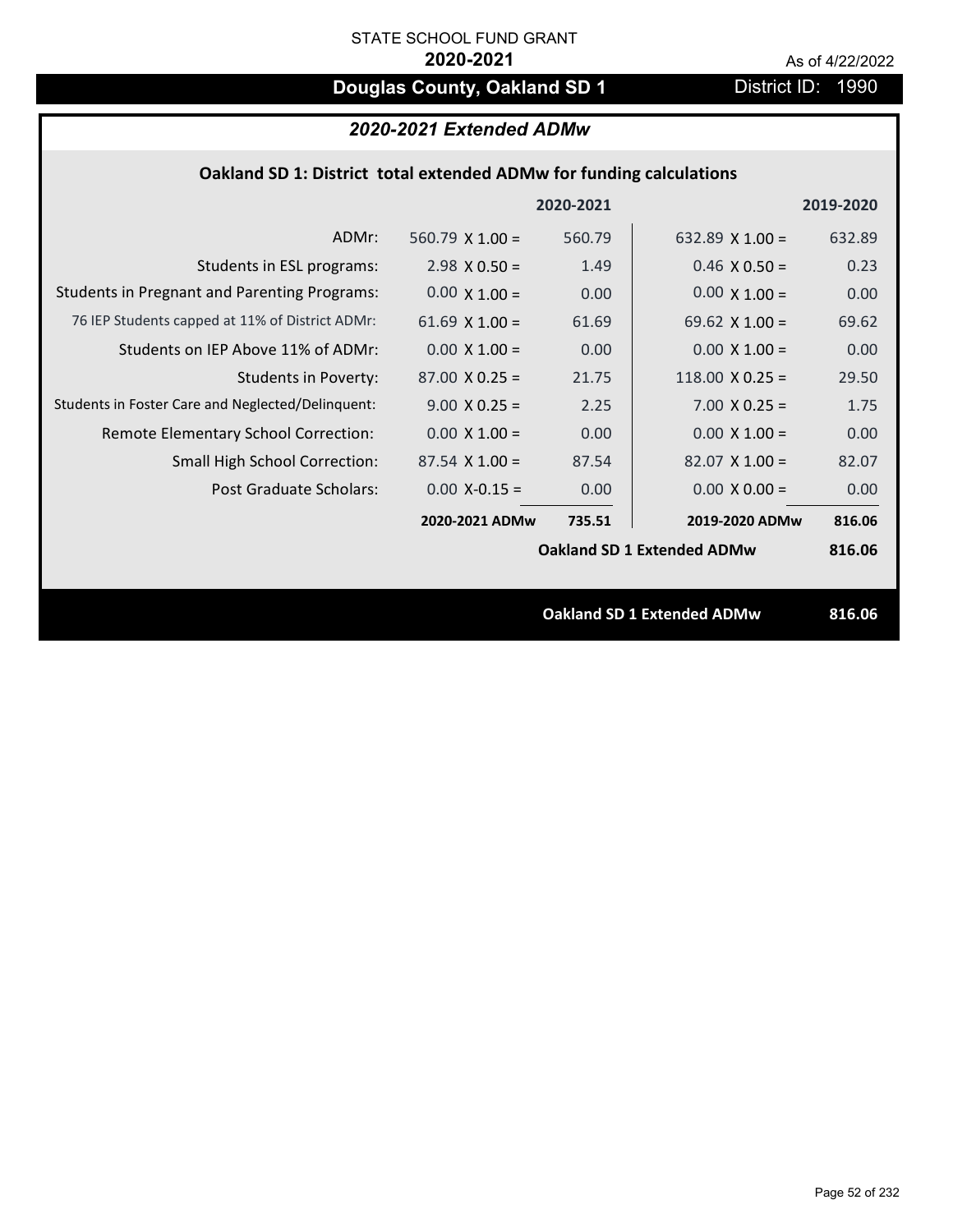STATE SCHOOL FUND GRANT

**2020-2021**

As of 4/22/2022

# Douglas County, Oakland SD 1

District ID: 1990

## *2020-2021 Extended ADMw*

### Oakland SD 1: District total extended ADMw for funding calculations

| | | 2020-2021 | | 2019-2020 |
|---|---|---|---|---|
| ADMr: | 560.79 X 1.00 = | 560.79 | 632.89 X 1.00 = | 632.89 |
| Students in ESL programs: | 2.98 X 0.50 = | 1.49 | 0.46 X 0.50 = | 0.23 |
| Students in Pregnant and Parenting Programs: | 0.00 X 1.00 = | 0.00 | 0.00 X 1.00 = | 0.00 |
| 76 IEP Students capped at 11% of District ADMr: | 61.69 X 1.00 = | 61.69 | 69.62 X 1.00 = | 69.62 |
| Students on IEP Above 11% of ADMr: | 0.00 X 1.00 = | 0.00 | 0.00 X 1.00 = | 0.00 |
| Students in Poverty: | 87.00 X 0.25 = | 21.75 | 118.00 X 0.25 = | 29.50 |
| Students in Foster Care and Neglected/Delinquent: | 9.00 X 0.25 = | 2.25 | 7.00 X 0.25 = | 1.75 |
| Remote Elementary School Correction: | 0.00 X 1.00 = | 0.00 | 0.00 X 1.00 = | 0.00 |
| Small High School Correction: | 87.54 X 1.00 = | 87.54 | 82.07 X 1.00 = | 82.07 |
| Post Graduate Scholars: | 0.00 X-0.15 = | 0.00 | 0.00 X 0.00 = | 0.00 |
| | **2020-2021 ADMw** | **735.51** | **2019-2020 ADMw** | **816.06** |
| | | | **Oakland SD 1 Extended ADMw** | **816.06** |

**Oakland SD 1 Extended ADMw** **816.06**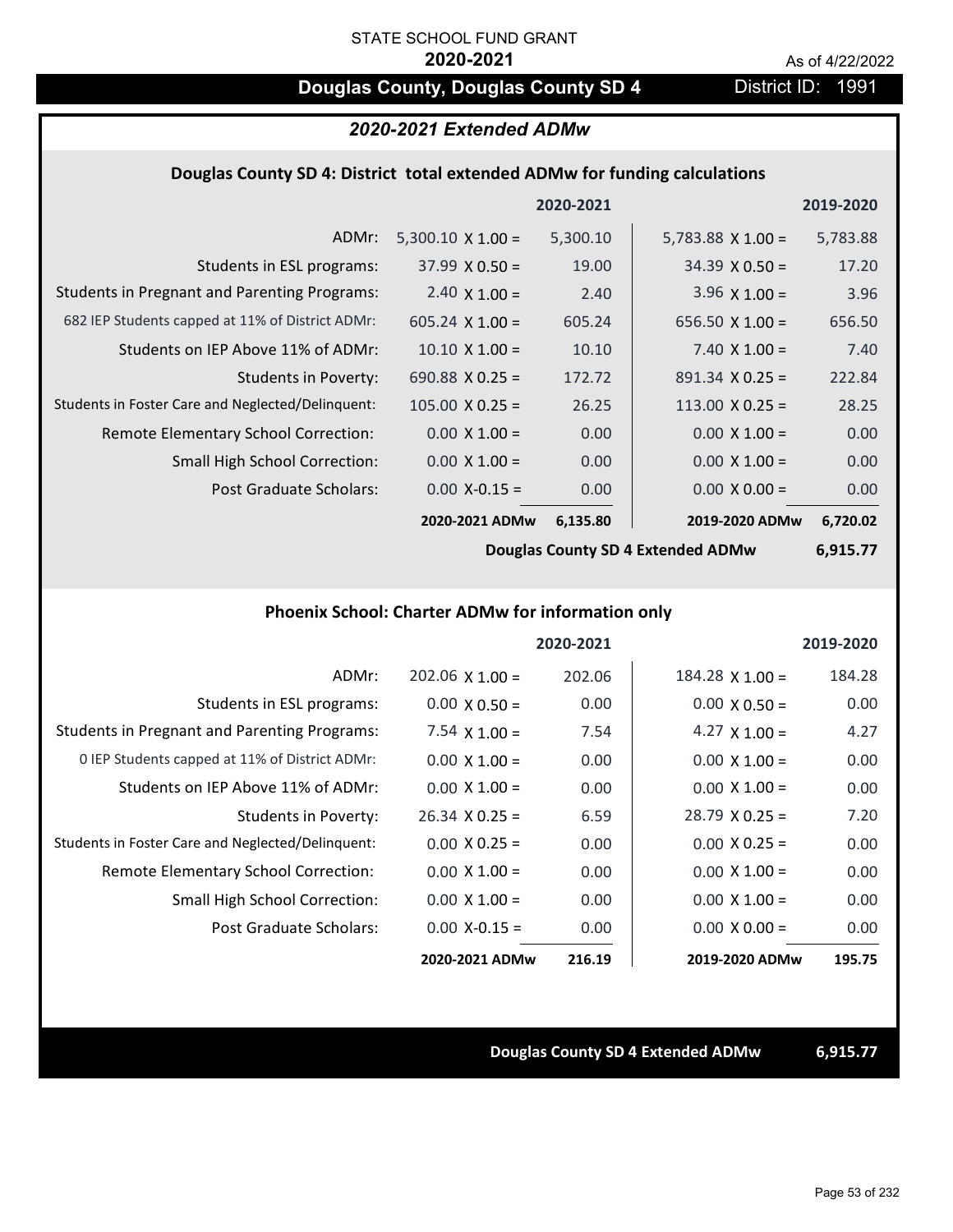STATE SCHOOL FUND GRANT

**2020-2021**

As of 4/22/2022

# Douglas County, Douglas County SD 4

District ID: 1991

## *2020-2021 Extended ADMw*

### Douglas County SD 4: District total extended ADMw for funding calculations

| | 2020-2021 | | 2019-2020 | |
|---|---|---|---|---|
| ADMr: | 5,300.10 X 1.00 = | 5,300.10 | 5,783.88 X 1.00 = | 5,783.88 |
| Students in ESL programs: | 37.99 X 0.50 = | 19.00 | 34.39 X 0.50 = | 17.20 |
| Students in Pregnant and Parenting Programs: | 2.40 X 1.00 = | 2.40 | 3.96 X 1.00 = | 3.96 |
| 682 IEP Students capped at 11% of District ADMr: | 605.24 X 1.00 = | 605.24 | 656.50 X 1.00 = | 656.50 |
| Students on IEP Above 11% of ADMr: | 10.10 X 1.00 = | 10.10 | 7.40 X 1.00 = | 7.40 |
| Students in Poverty: | 690.88 X 0.25 = | 172.72 | 891.34 X 0.25 = | 222.84 |
| Students in Foster Care and Neglected/Delinquent: | 105.00 X 0.25 = | 26.25 | 113.00 X 0.25 = | 28.25 |
| Remote Elementary School Correction: | 0.00 X 1.00 = | 0.00 | 0.00 X 1.00 = | 0.00 |
| Small High School Correction: | 0.00 X 1.00 = | 0.00 | 0.00 X 1.00 = | 0.00 |
| Post Graduate Scholars: | 0.00 X-0.15 = | 0.00 | 0.00 X 0.00 = | 0.00 |
| | **2020-2021 ADMw** | **6,135.80** | **2019-2020 ADMw** | **6,720.02** |

**Douglas County SD 4 Extended ADMw** **6,915.77**

### Phoenix School: Charter ADMw for information only

| | 2020-2021 | | 2019-2020 | |
|---|---|---|---|---|
| ADMr: | 202.06 X 1.00 = | 202.06 | 184.28 X 1.00 = | 184.28 |
| Students in ESL programs: | 0.00 X 0.50 = | 0.00 | 0.00 X 0.50 = | 0.00 |
| Students in Pregnant and Parenting Programs: | 7.54 X 1.00 = | 7.54 | 4.27 X 1.00 = | 4.27 |
| 0 IEP Students capped at 11% of District ADMr: | 0.00 X 1.00 = | 0.00 | 0.00 X 1.00 = | 0.00 |
| Students on IEP Above 11% of ADMr: | 0.00 X 1.00 = | 0.00 | 0.00 X 1.00 = | 0.00 |
| Students in Poverty: | 26.34 X 0.25 = | 6.59 | 28.79 X 0.25 = | 7.20 |
| Students in Foster Care and Neglected/Delinquent: | 0.00 X 0.25 = | 0.00 | 0.00 X 0.25 = | 0.00 |
| Remote Elementary School Correction: | 0.00 X 1.00 = | 0.00 | 0.00 X 1.00 = | 0.00 |
| Small High School Correction: | 0.00 X 1.00 = | 0.00 | 0.00 X 1.00 = | 0.00 |
| Post Graduate Scholars: | 0.00 X-0.15 = | 0.00 | 0.00 X 0.00 = | 0.00 |
| | **2020-2021 ADMw** | **216.19** | **2019-2020 ADMw** | **195.75** |

**Douglas County SD 4 Extended ADMw** **6,915.77**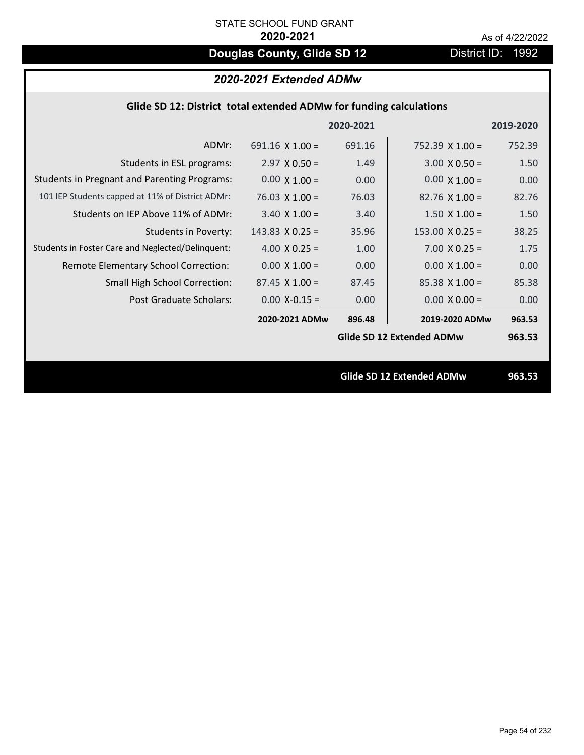STATE SCHOOL FUND GRANT

**2020-2021**

As of 4/22/2022

## Douglas County, Glide SD 12

District ID: 1992

### *2020-2021 Extended ADMw*

**Glide SD 12: District total extended ADMw for funding calculations**

| | | 2020-2021 | | 2019-2020 |
|---|---|---|---|---|
| ADMr: | 691.16 X 1.00 = | 691.16 | 752.39 X 1.00 = | 752.39 |
| Students in ESL programs: | 2.97 X 0.50 = | 1.49 | 3.00 X 0.50 = | 1.50 |
| Students in Pregnant and Parenting Programs: | 0.00 X 1.00 = | 0.00 | 0.00 X 1.00 = | 0.00 |
| 101 IEP Students capped at 11% of District ADMr: | 76.03 X 1.00 = | 76.03 | 82.76 X 1.00 = | 82.76 |
| Students on IEP Above 11% of ADMr: | 3.40 X 1.00 = | 3.40 | 1.50 X 1.00 = | 1.50 |
| Students in Poverty: | 143.83 X 0.25 = | 35.96 | 153.00 X 0.25 = | 38.25 |
| Students in Foster Care and Neglected/Delinquent: | 4.00 X 0.25 = | 1.00 | 7.00 X 0.25 = | 1.75 |
| Remote Elementary School Correction: | 0.00 X 1.00 = | 0.00 | 0.00 X 1.00 = | 0.00 |
| Small High School Correction: | 87.45 X 1.00 = | 87.45 | 85.38 X 1.00 = | 85.38 |
| Post Graduate Scholars: | 0.00 X-0.15 = | 0.00 | 0.00 X 0.00 = | 0.00 |
| | **2020-2021 ADMw** | **896.48** | **2019-2020 ADMw** | **963.53** |
| | | | **Glide SD 12 Extended ADMw** | **963.53** |

**Glide SD 12 Extended ADMw** **963.53**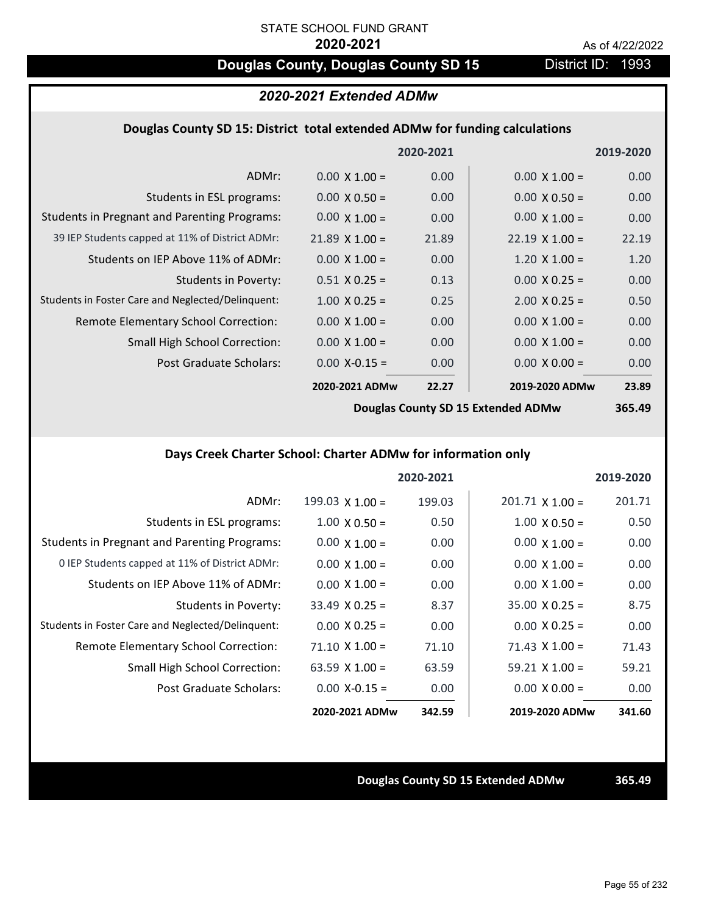STATE SCHOOL FUND GRANT

**2020-2021**

As of 4/22/2022

# Douglas County, Douglas County SD 15

District ID: 1993

## *2020-2021 Extended ADMw*

### Douglas County SD 15: District total extended ADMw for funding calculations

| | | 2020-2021 | | 2019-2020 |
|---|---|---|---|---|
| ADMr: | 0.00 X 1.00 = | 0.00 | 0.00 X 1.00 = | 0.00 |
| Students in ESL programs: | 0.00 X 0.50 = | 0.00 | 0.00 X 0.50 = | 0.00 |
| Students in Pregnant and Parenting Programs: | 0.00 X 1.00 = | 0.00 | 0.00 X 1.00 = | 0.00 |
| 39 IEP Students capped at 11% of District ADMr: | 21.89 X 1.00 = | 21.89 | 22.19 X 1.00 = | 22.19 |
| Students on IEP Above 11% of ADMr: | 0.00 X 1.00 = | 0.00 | 1.20 X 1.00 = | 1.20 |
| Students in Poverty: | 0.51 X 0.25 = | 0.13 | 0.00 X 0.25 = | 0.00 |
| Students in Foster Care and Neglected/Delinquent: | 1.00 X 0.25 = | 0.25 | 2.00 X 0.25 = | 0.50 |
| Remote Elementary School Correction: | 0.00 X 1.00 = | 0.00 | 0.00 X 1.00 = | 0.00 |
| Small High School Correction: | 0.00 X 1.00 = | 0.00 | 0.00 X 1.00 = | 0.00 |
| Post Graduate Scholars: | 0.00 X-0.15 = | 0.00 | 0.00 X 0.00 = | 0.00 |
| | **2020-2021 ADMw** | **22.27** | **2019-2020 ADMw** | **23.89** |
| | | | **Douglas County SD 15 Extended ADMw** | **365.49** |

### Days Creek Charter School: Charter ADMw for information only

| | | 2020-2021 | | 2019-2020 |
|---|---|---|---|---|
| ADMr: | 199.03 X 1.00 = | 199.03 | 201.71 X 1.00 = | 201.71 |
| Students in ESL programs: | 1.00 X 0.50 = | 0.50 | 1.00 X 0.50 = | 0.50 |
| Students in Pregnant and Parenting Programs: | 0.00 X 1.00 = | 0.00 | 0.00 X 1.00 = | 0.00 |
| 0 IEP Students capped at 11% of District ADMr: | 0.00 X 1.00 = | 0.00 | 0.00 X 1.00 = | 0.00 |
| Students on IEP Above 11% of ADMr: | 0.00 X 1.00 = | 0.00 | 0.00 X 1.00 = | 0.00 |
| Students in Poverty: | 33.49 X 0.25 = | 8.37 | 35.00 X 0.25 = | 8.75 |
| Students in Foster Care and Neglected/Delinquent: | 0.00 X 0.25 = | 0.00 | 0.00 X 0.25 = | 0.00 |
| Remote Elementary School Correction: | 71.10 X 1.00 = | 71.10 | 71.43 X 1.00 = | 71.43 |
| Small High School Correction: | 63.59 X 1.00 = | 63.59 | 59.21 X 1.00 = | 59.21 |
| Post Graduate Scholars: | 0.00 X-0.15 = | 0.00 | 0.00 X 0.00 = | 0.00 |
| | **2020-2021 ADMw** | **342.59** | **2019-2020 ADMw** | **341.60** |

**Douglas County SD 15 Extended ADMw** **365.49**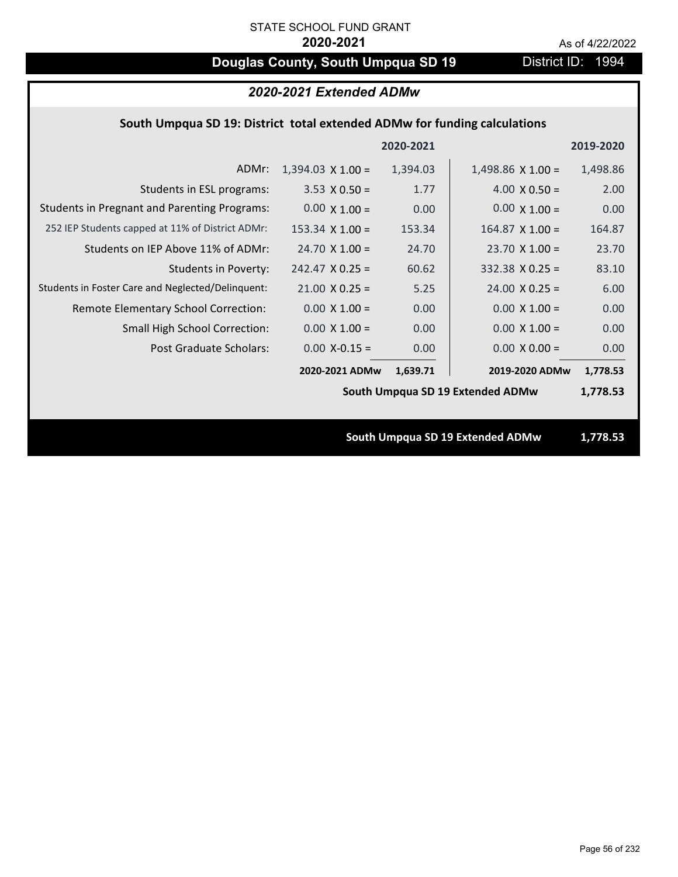STATE SCHOOL FUND GRANT

**2020-2021**

As of 4/22/2022

# Douglas County, South Umpqua SD 19

District ID: 1994

## *2020-2021 Extended ADMw*

### South Umpqua SD 19: District total extended ADMw for funding calculations

| | | 2020-2021 | | 2019-2020 |
|---|---|---|---|---|
| ADMr: | 1,394.03 X 1.00 = | 1,394.03 | 1,498.86 X 1.00 = | 1,498.86 |
| Students in ESL programs: | 3.53 X 0.50 = | 1.77 | 4.00 X 0.50 = | 2.00 |
| Students in Pregnant and Parenting Programs: | 0.00 X 1.00 = | 0.00 | 0.00 X 1.00 = | 0.00 |
| 252 IEP Students capped at 11% of District ADMr: | 153.34 X 1.00 = | 153.34 | 164.87 X 1.00 = | 164.87 |
| Students on IEP Above 11% of ADMr: | 24.70 X 1.00 = | 24.70 | 23.70 X 1.00 = | 23.70 |
| Students in Poverty: | 242.47 X 0.25 = | 60.62 | 332.38 X 0.25 = | 83.10 |
| Students in Foster Care and Neglected/Delinquent: | 21.00 X 0.25 = | 5.25 | 24.00 X 0.25 = | 6.00 |
| Remote Elementary School Correction: | 0.00 X 1.00 = | 0.00 | 0.00 X 1.00 = | 0.00 |
| Small High School Correction: | 0.00 X 1.00 = | 0.00 | 0.00 X 1.00 = | 0.00 |
| Post Graduate Scholars: | 0.00 X-0.15 = | 0.00 | 0.00 X 0.00 = | 0.00 |
| | **2020-2021 ADMw** | **1,639.71** | **2019-2020 ADMw** | **1,778.53** |
| | | | **South Umpqua SD 19 Extended ADMw** | **1,778.53** |

**South Umpqua SD 19 Extended ADMw** **1,778.53**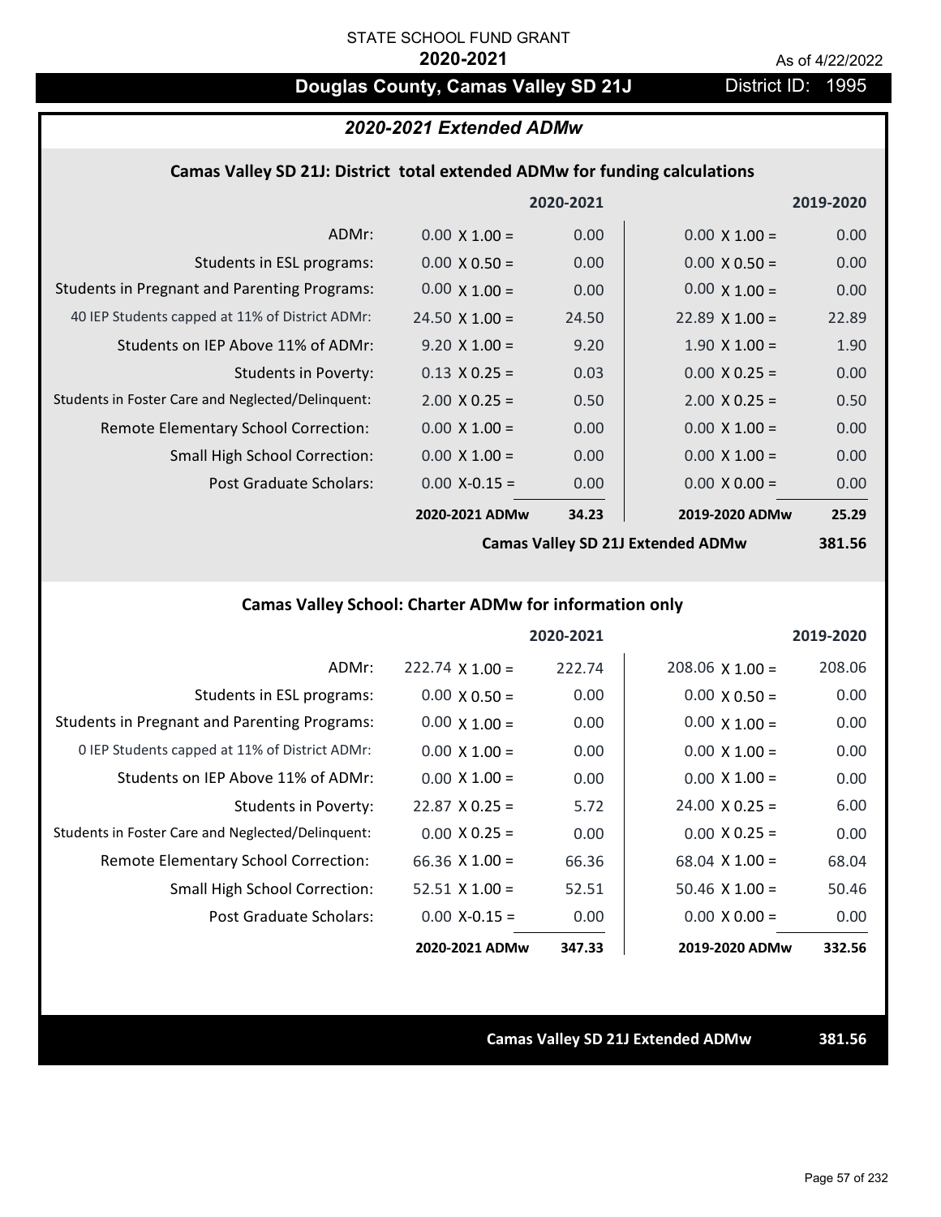STATE SCHOOL FUND GRANT

**2020-2021**

As of 4/22/2022

# Douglas County, Camas Valley SD 21J

District ID: 1995

## *2020-2021 Extended ADMw*

### Camas Valley SD 21J: District total extended ADMw for funding calculations

| | 2020-2021 | | 2019-2020 | |
|---|---|---|---|---|
| ADMr: | 0.00 X 1.00 = | 0.00 | 0.00 X 1.00 = | 0.00 |
| Students in ESL programs: | 0.00 X 0.50 = | 0.00 | 0.00 X 0.50 = | 0.00 |
| Students in Pregnant and Parenting Programs: | 0.00 X 1.00 = | 0.00 | 0.00 X 1.00 = | 0.00 |
| 40 IEP Students capped at 11% of District ADMr: | 24.50 X 1.00 = | 24.50 | 22.89 X 1.00 = | 22.89 |
| Students on IEP Above 11% of ADMr: | 9.20 X 1.00 = | 9.20 | 1.90 X 1.00 = | 1.90 |
| Students in Poverty: | 0.13 X 0.25 = | 0.03 | 0.00 X 0.25 = | 0.00 |
| Students in Foster Care and Neglected/Delinquent: | 2.00 X 0.25 = | 0.50 | 2.00 X 0.25 = | 0.50 |
| Remote Elementary School Correction: | 0.00 X 1.00 = | 0.00 | 0.00 X 1.00 = | 0.00 |
| Small High School Correction: | 0.00 X 1.00 = | 0.00 | 0.00 X 1.00 = | 0.00 |
| Post Graduate Scholars: | 0.00 X-0.15 = | 0.00 | 0.00 X 0.00 = | 0.00 |
| | **2020-2021 ADMw** | **34.23** | **2019-2020 ADMw** | **25.29** |

**Camas Valley SD 21J Extended ADMw** **381.56**

### Camas Valley School: Charter ADMw for information only

| | 2020-2021 | | 2019-2020 | |
|---|---|---|---|---|
| ADMr: | 222.74 X 1.00 = | 222.74 | 208.06 X 1.00 = | 208.06 |
| Students in ESL programs: | 0.00 X 0.50 = | 0.00 | 0.00 X 0.50 = | 0.00 |
| Students in Pregnant and Parenting Programs: | 0.00 X 1.00 = | 0.00 | 0.00 X 1.00 = | 0.00 |
| 0 IEP Students capped at 11% of District ADMr: | 0.00 X 1.00 = | 0.00 | 0.00 X 1.00 = | 0.00 |
| Students on IEP Above 11% of ADMr: | 0.00 X 1.00 = | 0.00 | 0.00 X 1.00 = | 0.00 |
| Students in Poverty: | 22.87 X 0.25 = | 5.72 | 24.00 X 0.25 = | 6.00 |
| Students in Foster Care and Neglected/Delinquent: | 0.00 X 0.25 = | 0.00 | 0.00 X 0.25 = | 0.00 |
| Remote Elementary School Correction: | 66.36 X 1.00 = | 66.36 | 68.04 X 1.00 = | 68.04 |
| Small High School Correction: | 52.51 X 1.00 = | 52.51 | 50.46 X 1.00 = | 50.46 |
| Post Graduate Scholars: | 0.00 X-0.15 = | 0.00 | 0.00 X 0.00 = | 0.00 |
| | **2020-2021 ADMw** | **347.33** | **2019-2020 ADMw** | **332.56** |

**Camas Valley SD 21J Extended ADMw** **381.56**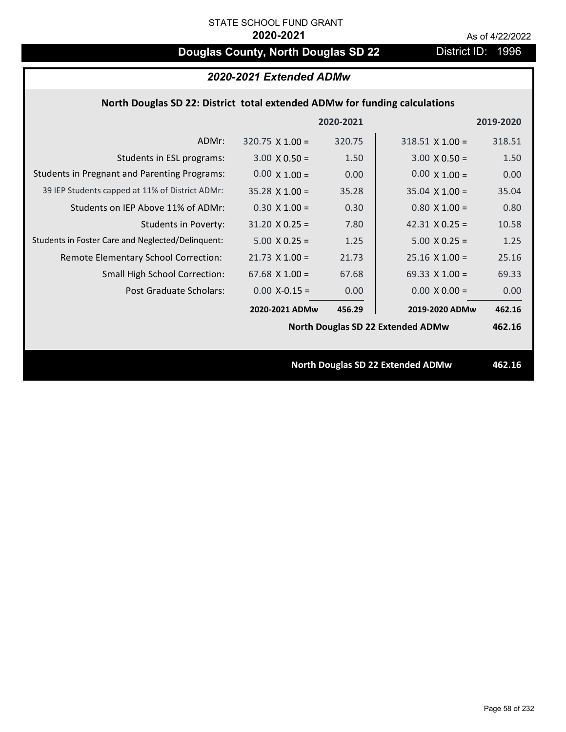STATE SCHOOL FUND GRANT

**2020-2021**

As of 4/22/2022

# Douglas County, North Douglas SD 22

District ID: 1996

## *2020-2021 Extended ADMw*

### North Douglas SD 22: District total extended ADMw for funding calculations

| | | 2020-2021 | | 2019-2020 |
|---|---|---|---|---|
| ADMr: | 320.75 X 1.00 = | 320.75 | 318.51 X 1.00 = | 318.51 |
| Students in ESL programs: | 3.00 X 0.50 = | 1.50 | 3.00 X 0.50 = | 1.50 |
| Students in Pregnant and Parenting Programs: | 0.00 X 1.00 = | 0.00 | 0.00 X 1.00 = | 0.00 |
| 39 IEP Students capped at 11% of District ADMr: | 35.28 X 1.00 = | 35.28 | 35.04 X 1.00 = | 35.04 |
| Students on IEP Above 11% of ADMr: | 0.30 X 1.00 = | 0.30 | 0.80 X 1.00 = | 0.80 |
| Students in Poverty: | 31.20 X 0.25 = | 7.80 | 42.31 X 0.25 = | 10.58 |
| Students in Foster Care and Neglected/Delinquent: | 5.00 X 0.25 = | 1.25 | 5.00 X 0.25 = | 1.25 |
| Remote Elementary School Correction: | 21.73 X 1.00 = | 21.73 | 25.16 X 1.00 = | 25.16 |
| Small High School Correction: | 67.68 X 1.00 = | 67.68 | 69.33 X 1.00 = | 69.33 |
| Post Graduate Scholars: | 0.00 X-0.15 = | 0.00 | 0.00 X 0.00 = | 0.00 |
| | **2020-2021 ADMw** | **456.29** | **2019-2020 ADMw** | **462.16** |
| | | | **North Douglas SD 22 Extended ADMw** | **462.16** |

**North Douglas SD 22 Extended ADMw** **462.16**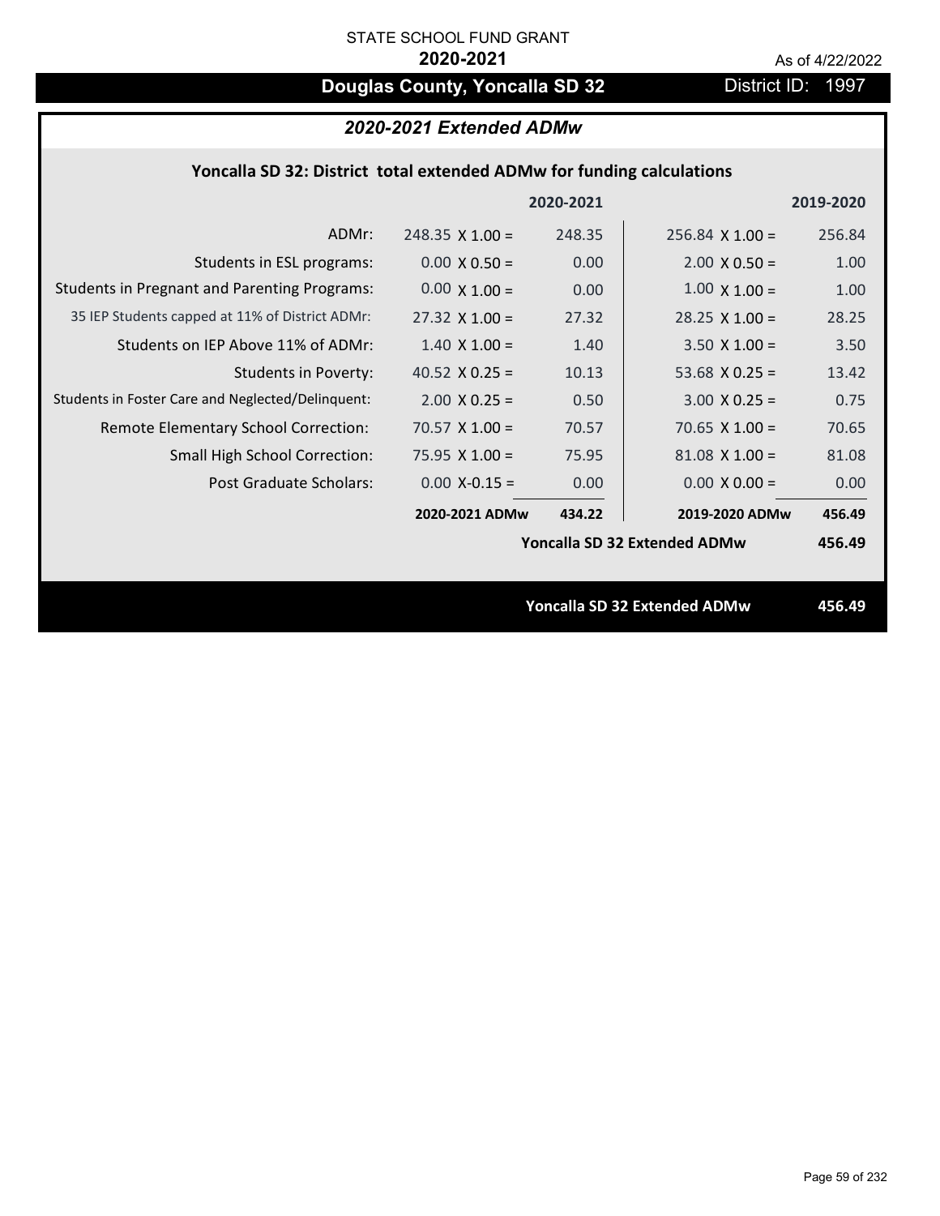STATE SCHOOL FUND GRANT

**2020-2021**

As of 4/22/2022

# Douglas County, Yoncalla SD 32

District ID: 1997

## *2020-2021 Extended ADMw*

### Yoncalla SD 32: District total extended ADMw for funding calculations

| | | 2020-2021 | | 2019-2020 |
|---|---|---|---|---|
| ADMr: | 248.35 X 1.00 = | 248.35 | 256.84 X 1.00 = | 256.84 |
| Students in ESL programs: | 0.00 X 0.50 = | 0.00 | 2.00 X 0.50 = | 1.00 |
| Students in Pregnant and Parenting Programs: | 0.00 X 1.00 = | 0.00 | 1.00 X 1.00 = | 1.00 |
| 35 IEP Students capped at 11% of District ADMr: | 27.32 X 1.00 = | 27.32 | 28.25 X 1.00 = | 28.25 |
| Students on IEP Above 11% of ADMr: | 1.40 X 1.00 = | 1.40 | 3.50 X 1.00 = | 3.50 |
| Students in Poverty: | 40.52 X 0.25 = | 10.13 | 53.68 X 0.25 = | 13.42 |
| Students in Foster Care and Neglected/Delinquent: | 2.00 X 0.25 = | 0.50 | 3.00 X 0.25 = | 0.75 |
| Remote Elementary School Correction: | 70.57 X 1.00 = | 70.57 | 70.65 X 1.00 = | 70.65 |
| Small High School Correction: | 75.95 X 1.00 = | 75.95 | 81.08 X 1.00 = | 81.08 |
| Post Graduate Scholars: | 0.00 X-0.15 = | 0.00 | 0.00 X 0.00 = | 0.00 |
| | **2020-2021 ADMw** | **434.22** | **2019-2020 ADMw** | **456.49** |
| | | | **Yoncalla SD 32 Extended ADMw** | **456.49** |

**Yoncalla SD 32 Extended ADMw** **456.49**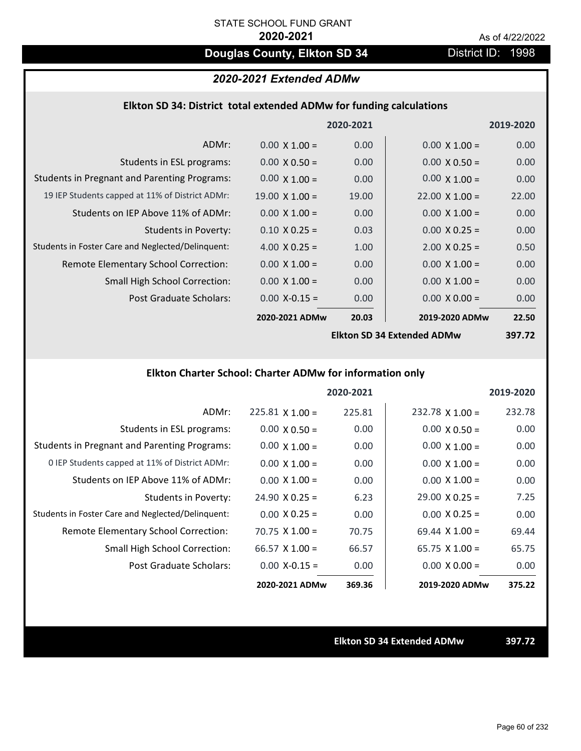STATE SCHOOL FUND GRANT

**2020-2021**

As of 4/22/2022

## Douglas County, Elkton SD 34

District ID: 1998

### *2020-2021 Extended ADMw*

#### Elkton SD 34: District total extended ADMw for funding calculations

| | 2020-2021 | | 2019-2020 | |
|---|---|---|---|---|
| ADMr: | 0.00 X 1.00 = | 0.00 | 0.00 X 1.00 = | 0.00 |
| Students in ESL programs: | 0.00 X 0.50 = | 0.00 | 0.00 X 0.50 = | 0.00 |
| Students in Pregnant and Parenting Programs: | 0.00 X 1.00 = | 0.00 | 0.00 X 1.00 = | 0.00 |
| 19 IEP Students capped at 11% of District ADMr: | 19.00 X 1.00 = | 19.00 | 22.00 X 1.00 = | 22.00 |
| Students on IEP Above 11% of ADMr: | 0.00 X 1.00 = | 0.00 | 0.00 X 1.00 = | 0.00 |
| Students in Poverty: | 0.10 X 0.25 = | 0.03 | 0.00 X 0.25 = | 0.00 |
| Students in Foster Care and Neglected/Delinquent: | 4.00 X 0.25 = | 1.00 | 2.00 X 0.25 = | 0.50 |
| Remote Elementary School Correction: | 0.00 X 1.00 = | 0.00 | 0.00 X 1.00 = | 0.00 |
| Small High School Correction: | 0.00 X 1.00 = | 0.00 | 0.00 X 1.00 = | 0.00 |
| Post Graduate Scholars: | 0.00 X-0.15 = | 0.00 | 0.00 X 0.00 = | 0.00 |
| | **2020-2021 ADMw** | **20.03** | **2019-2020 ADMw** | **22.50** |
| | | | **Elkton SD 34 Extended ADMw** | **397.72** |

#### Elkton Charter School: Charter ADMw for information only

| | 2020-2021 | | 2019-2020 | |
|---|---|---|---|---|
| ADMr: | 225.81 X 1.00 = | 225.81 | 232.78 X 1.00 = | 232.78 |
| Students in ESL programs: | 0.00 X 0.50 = | 0.00 | 0.00 X 0.50 = | 0.00 |
| Students in Pregnant and Parenting Programs: | 0.00 X 1.00 = | 0.00 | 0.00 X 1.00 = | 0.00 |
| 0 IEP Students capped at 11% of District ADMr: | 0.00 X 1.00 = | 0.00 | 0.00 X 1.00 = | 0.00 |
| Students on IEP Above 11% of ADMr: | 0.00 X 1.00 = | 0.00 | 0.00 X 1.00 = | 0.00 |
| Students in Poverty: | 24.90 X 0.25 = | 6.23 | 29.00 X 0.25 = | 7.25 |
| Students in Foster Care and Neglected/Delinquent: | 0.00 X 0.25 = | 0.00 | 0.00 X 0.25 = | 0.00 |
| Remote Elementary School Correction: | 70.75 X 1.00 = | 70.75 | 69.44 X 1.00 = | 69.44 |
| Small High School Correction: | 66.57 X 1.00 = | 66.57 | 65.75 X 1.00 = | 65.75 |
| Post Graduate Scholars: | 0.00 X-0.15 = | 0.00 | 0.00 X 0.00 = | 0.00 |
| | **2020-2021 ADMw** | **369.36** | **2019-2020 ADMw** | **375.22** |

**Elkton SD 34 Extended ADMw** **397.72**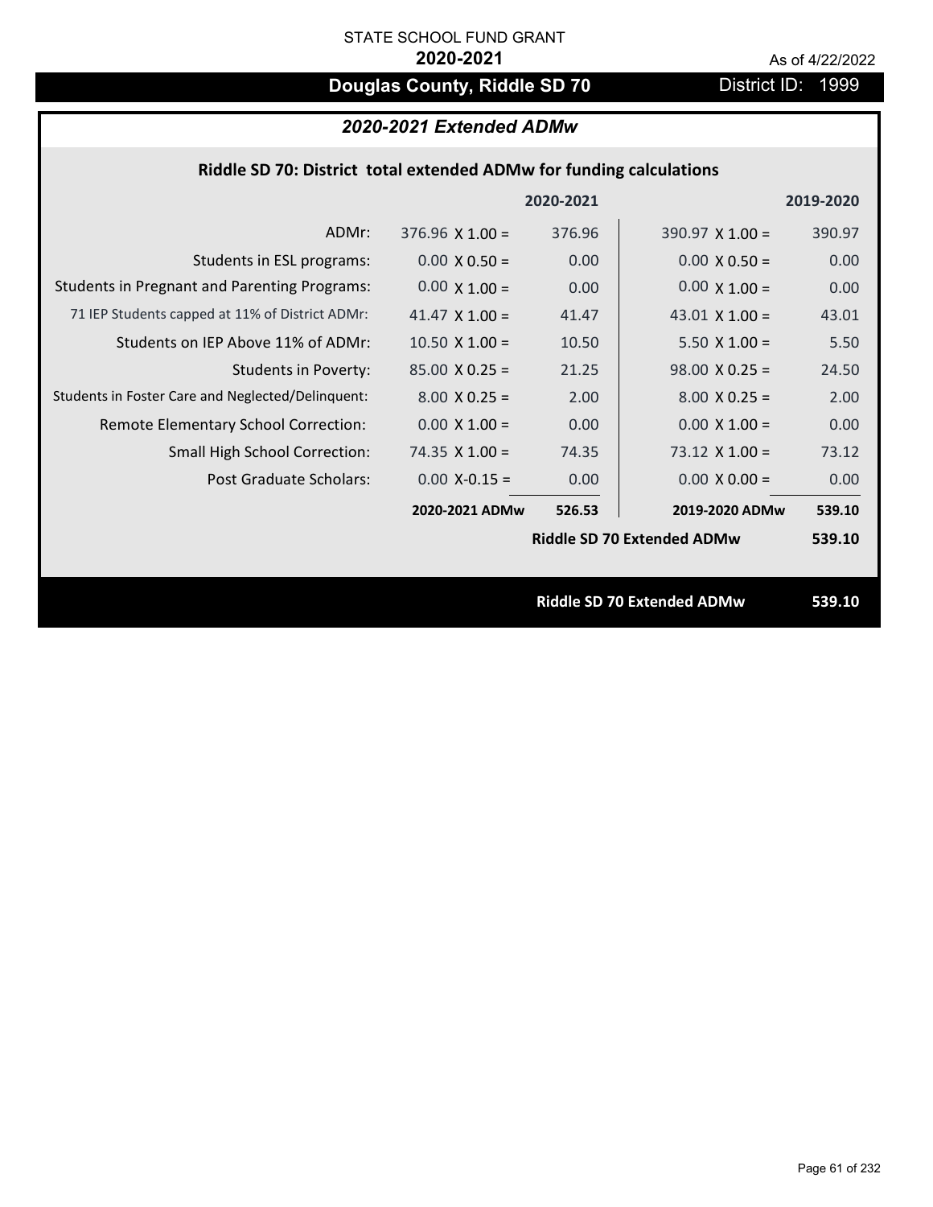STATE SCHOOL FUND GRANT

**2020-2021**

As of 4/22/2022

# Douglas County, Riddle SD 70

District ID: 1999

## *2020-2021 Extended ADMw*

### Riddle SD 70: District total extended ADMw for funding calculations

| | | 2020-2021 | | 2019-2020 |
|---|---|---|---|---|
| ADMr: | 376.96 X 1.00 = | 376.96 | 390.97 X 1.00 = | 390.97 |
| Students in ESL programs: | 0.00 X 0.50 = | 0.00 | 0.00 X 0.50 = | 0.00 |
| Students in Pregnant and Parenting Programs: | 0.00 X 1.00 = | 0.00 | 0.00 X 1.00 = | 0.00 |
| 71 IEP Students capped at 11% of District ADMr: | 41.47 X 1.00 = | 41.47 | 43.01 X 1.00 = | 43.01 |
| Students on IEP Above 11% of ADMr: | 10.50 X 1.00 = | 10.50 | 5.50 X 1.00 = | 5.50 |
| Students in Poverty: | 85.00 X 0.25 = | 21.25 | 98.00 X 0.25 = | 24.50 |
| Students in Foster Care and Neglected/Delinquent: | 8.00 X 0.25 = | 2.00 | 8.00 X 0.25 = | 2.00 |
| Remote Elementary School Correction: | 0.00 X 1.00 = | 0.00 | 0.00 X 1.00 = | 0.00 |
| Small High School Correction: | 74.35 X 1.00 = | 74.35 | 73.12 X 1.00 = | 73.12 |
| Post Graduate Scholars: | 0.00 X-0.15 = | 0.00 | 0.00 X 0.00 = | 0.00 |
| | **2020-2021 ADMw** | **526.53** | **2019-2020 ADMw** | **539.10** |
| | | | **Riddle SD 70 Extended ADMw** | **539.10** |

**Riddle SD 70 Extended ADMw** **539.10**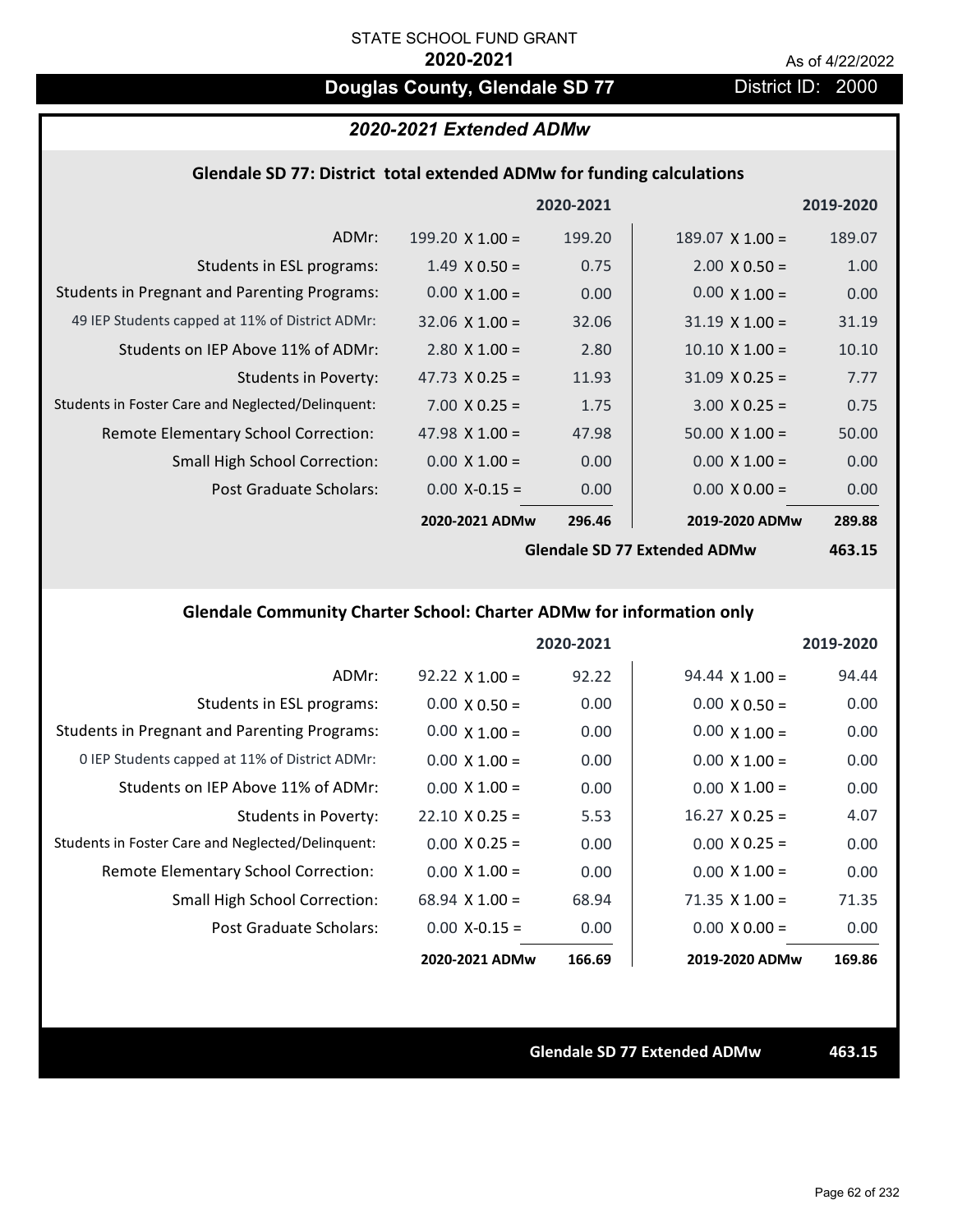STATE SCHOOL FUND GRANT

**2020-2021**

As of 4/22/2022

# Douglas County, Glendale SD 77

District ID: 2000

## *2020-2021 Extended ADMw*

### Glendale SD 77: District total extended ADMw for funding calculations

| | | 2020-2021 | | 2019-2020 |
|---|---|---|---|---|
| ADMr: | 199.20 X 1.00 = | 199.20 | 189.07 X 1.00 = | 189.07 |
| Students in ESL programs: | 1.49 X 0.50 = | 0.75 | 2.00 X 0.50 = | 1.00 |
| Students in Pregnant and Parenting Programs: | 0.00 X 1.00 = | 0.00 | 0.00 X 1.00 = | 0.00 |
| 49 IEP Students capped at 11% of District ADMr: | 32.06 X 1.00 = | 32.06 | 31.19 X 1.00 = | 31.19 |
| Students on IEP Above 11% of ADMr: | 2.80 X 1.00 = | 2.80 | 10.10 X 1.00 = | 10.10 |
| Students in Poverty: | 47.73 X 0.25 = | 11.93 | 31.09 X 0.25 = | 7.77 |
| Students in Foster Care and Neglected/Delinquent: | 7.00 X 0.25 = | 1.75 | 3.00 X 0.25 = | 0.75 |
| Remote Elementary School Correction: | 47.98 X 1.00 = | 47.98 | 50.00 X 1.00 = | 50.00 |
| Small High School Correction: | 0.00 X 1.00 = | 0.00 | 0.00 X 1.00 = | 0.00 |
| Post Graduate Scholars: | 0.00 X-0.15 = | 0.00 | 0.00 X 0.00 = | 0.00 |
| | **2020-2021 ADMw** | **296.46** | **2019-2020 ADMw** | **289.88** |
| | | | **Glendale SD 77 Extended ADMw** | **463.15** |

### Glendale Community Charter School: Charter ADMw for information only

| | | 2020-2021 | | 2019-2020 |
|---|---|---|---|---|
| ADMr: | 92.22 X 1.00 = | 92.22 | 94.44 X 1.00 = | 94.44 |
| Students in ESL programs: | 0.00 X 0.50 = | 0.00 | 0.00 X 0.50 = | 0.00 |
| Students in Pregnant and Parenting Programs: | 0.00 X 1.00 = | 0.00 | 0.00 X 1.00 = | 0.00 |
| 0 IEP Students capped at 11% of District ADMr: | 0.00 X 1.00 = | 0.00 | 0.00 X 1.00 = | 0.00 |
| Students on IEP Above 11% of ADMr: | 0.00 X 1.00 = | 0.00 | 0.00 X 1.00 = | 0.00 |
| Students in Poverty: | 22.10 X 0.25 = | 5.53 | 16.27 X 0.25 = | 4.07 |
| Students in Foster Care and Neglected/Delinquent: | 0.00 X 0.25 = | 0.00 | 0.00 X 0.25 = | 0.00 |
| Remote Elementary School Correction: | 0.00 X 1.00 = | 0.00 | 0.00 X 1.00 = | 0.00 |
| Small High School Correction: | 68.94 X 1.00 = | 68.94 | 71.35 X 1.00 = | 71.35 |
| Post Graduate Scholars: | 0.00 X-0.15 = | 0.00 | 0.00 X 0.00 = | 0.00 |
| | **2020-2021 ADMw** | **166.69** | **2019-2020 ADMw** | **169.86** |

**Glendale SD 77 Extended ADMw** **463.15**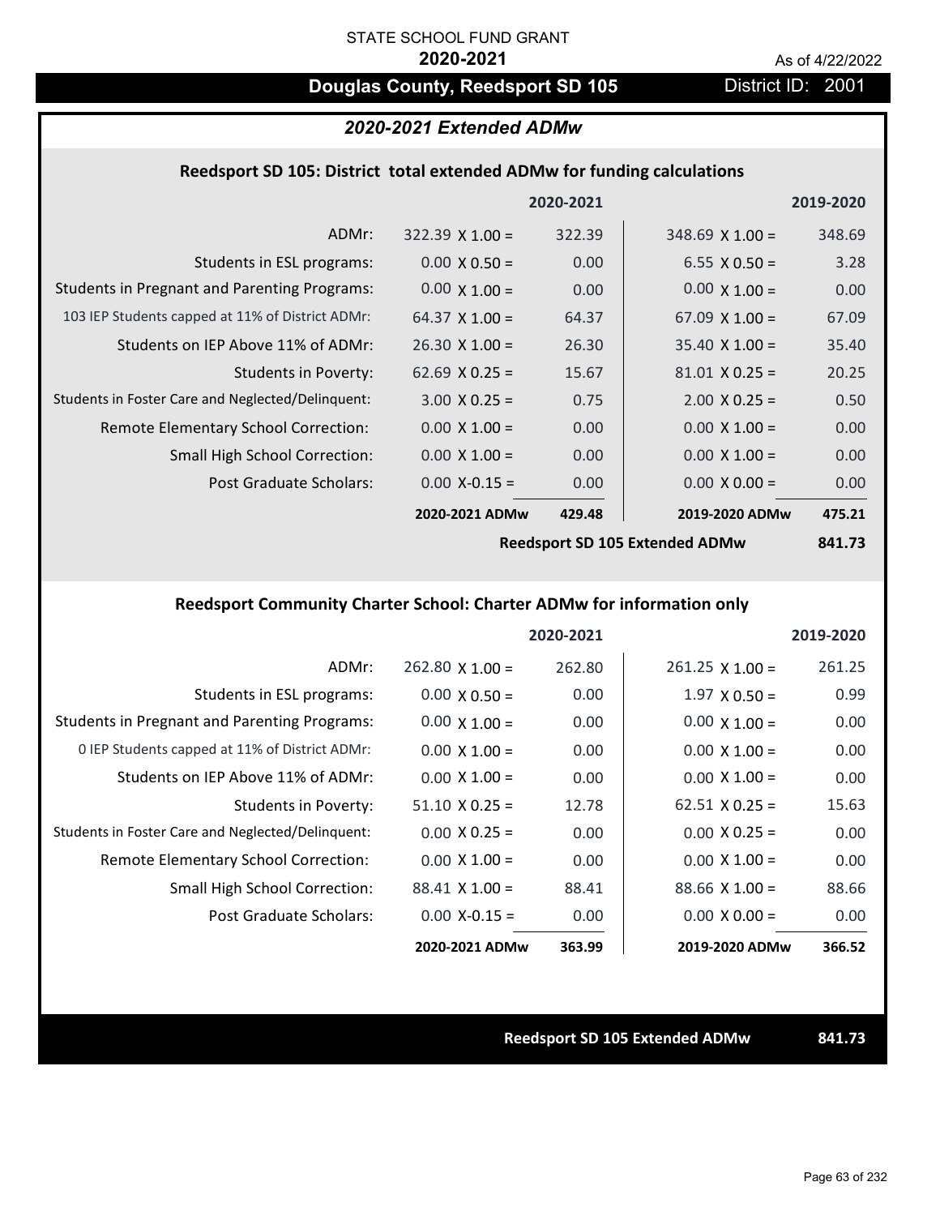STATE SCHOOL FUND GRANT

**2020-2021**

As of 4/22/2022

# Douglas County, Reedsport SD 105

District ID: 2001

## *2020-2021 Extended ADMw*

### Reedsport SD 105: District total extended ADMw for funding calculations

| | | 2020-2021 | | 2019-2020 |
|---|---|---|---|---|
| ADMr: | 322.39 X 1.00 = | 322.39 | 348.69 X 1.00 = | 348.69 |
| Students in ESL programs: | 0.00 X 0.50 = | 0.00 | 6.55 X 0.50 = | 3.28 |
| Students in Pregnant and Parenting Programs: | 0.00 X 1.00 = | 0.00 | 0.00 X 1.00 = | 0.00 |
| 103 IEP Students capped at 11% of District ADMr: | 64.37 X 1.00 = | 64.37 | 67.09 X 1.00 = | 67.09 |
| Students on IEP Above 11% of ADMr: | 26.30 X 1.00 = | 26.30 | 35.40 X 1.00 = | 35.40 |
| Students in Poverty: | 62.69 X 0.25 = | 15.67 | 81.01 X 0.25 = | 20.25 |
| Students in Foster Care and Neglected/Delinquent: | 3.00 X 0.25 = | 0.75 | 2.00 X 0.25 = | 0.50 |
| Remote Elementary School Correction: | 0.00 X 1.00 = | 0.00 | 0.00 X 1.00 = | 0.00 |
| Small High School Correction: | 0.00 X 1.00 = | 0.00 | 0.00 X 1.00 = | 0.00 |
| Post Graduate Scholars: | 0.00 X-0.15 = | 0.00 | 0.00 X 0.00 = | 0.00 |
| | **2020-2021 ADMw** | **429.48** | **2019-2020 ADMw** | **475.21** |
| | | | **Reedsport SD 105 Extended ADMw** | **841.73** |

### Reedsport Community Charter School: Charter ADMw for information only

| | | 2020-2021 | | 2019-2020 |
|---|---|---|---|---|
| ADMr: | 262.80 X 1.00 = | 262.80 | 261.25 X 1.00 = | 261.25 |
| Students in ESL programs: | 0.00 X 0.50 = | 0.00 | 1.97 X 0.50 = | 0.99 |
| Students in Pregnant and Parenting Programs: | 0.00 X 1.00 = | 0.00 | 0.00 X 1.00 = | 0.00 |
| 0 IEP Students capped at 11% of District ADMr: | 0.00 X 1.00 = | 0.00 | 0.00 X 1.00 = | 0.00 |
| Students on IEP Above 11% of ADMr: | 0.00 X 1.00 = | 0.00 | 0.00 X 1.00 = | 0.00 |
| Students in Poverty: | 51.10 X 0.25 = | 12.78 | 62.51 X 0.25 = | 15.63 |
| Students in Foster Care and Neglected/Delinquent: | 0.00 X 0.25 = | 0.00 | 0.00 X 0.25 = | 0.00 |
| Remote Elementary School Correction: | 0.00 X 1.00 = | 0.00 | 0.00 X 1.00 = | 0.00 |
| Small High School Correction: | 88.41 X 1.00 = | 88.41 | 88.66 X 1.00 = | 88.66 |
| Post Graduate Scholars: | 0.00 X-0.15 = | 0.00 | 0.00 X 0.00 = | 0.00 |
| | **2020-2021 ADMw** | **363.99** | **2019-2020 ADMw** | **366.52** |

**Reedsport SD 105 Extended ADMw** **841.73**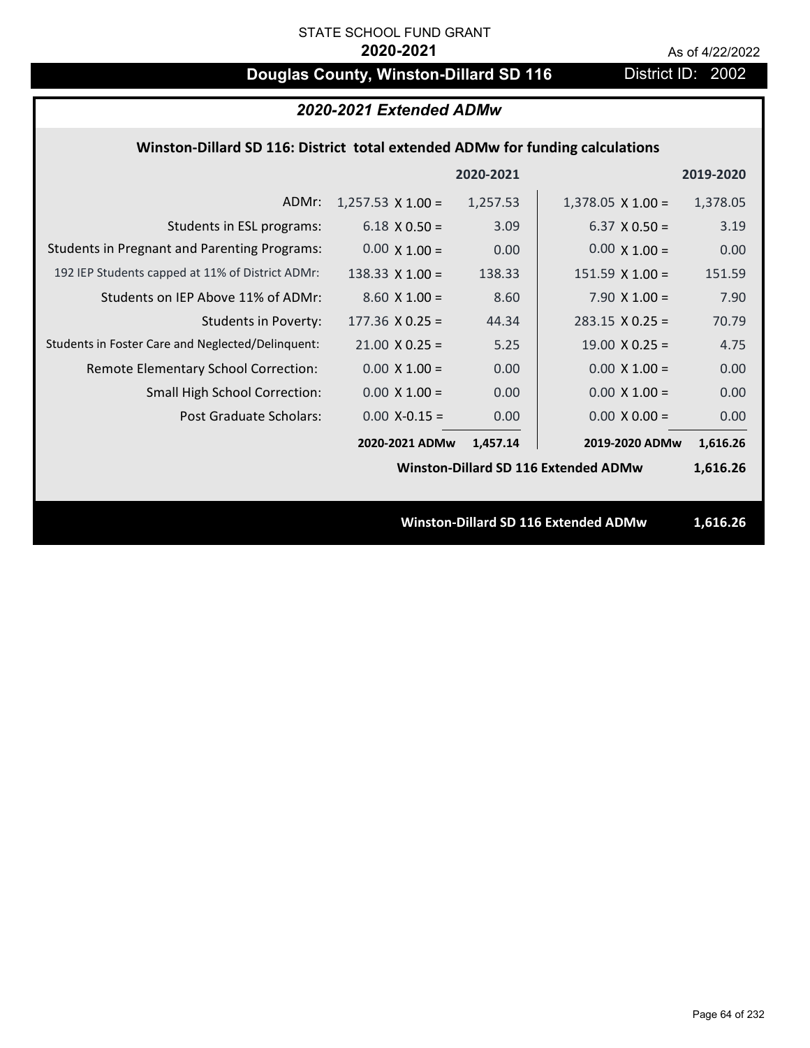STATE SCHOOL FUND GRANT

**2020-2021**

As of 4/22/2022

# Douglas County, Winston-Dillard SD 116

District ID: 2002

## *2020-2021 Extended ADMw*

### Winston-Dillard SD 116: District total extended ADMw for funding calculations

| | 2020-2021 | | 2019-2020 | |
|---|---|---|---|---|
| ADMr: | 1,257.53 X 1.00 = | 1,257.53 | 1,378.05 X 1.00 = | 1,378.05 |
| Students in ESL programs: | 6.18 X 0.50 = | 3.09 | 6.37 X 0.50 = | 3.19 |
| Students in Pregnant and Parenting Programs: | 0.00 X 1.00 = | 0.00 | 0.00 X 1.00 = | 0.00 |
| 192 IEP Students capped at 11% of District ADMr: | 138.33 X 1.00 = | 138.33 | 151.59 X 1.00 = | 151.59 |
| Students on IEP Above 11% of ADMr: | 8.60 X 1.00 = | 8.60 | 7.90 X 1.00 = | 7.90 |
| Students in Poverty: | 177.36 X 0.25 = | 44.34 | 283.15 X 0.25 = | 70.79 |
| Students in Foster Care and Neglected/Delinquent: | 21.00 X 0.25 = | 5.25 | 19.00 X 0.25 = | 4.75 |
| Remote Elementary School Correction: | 0.00 X 1.00 = | 0.00 | 0.00 X 1.00 = | 0.00 |
| Small High School Correction: | 0.00 X 1.00 = | 0.00 | 0.00 X 1.00 = | 0.00 |
| Post Graduate Scholars: | 0.00 X-0.15 = | 0.00 | 0.00 X 0.00 = | 0.00 |
| | **2020-2021 ADMw** | **1,457.14** | **2019-2020 ADMw** | **1,616.26** |
| | | | **Winston-Dillard SD 116 Extended ADMw** | **1,616.26** |

**Winston-Dillard SD 116 Extended ADMw** **1,616.26**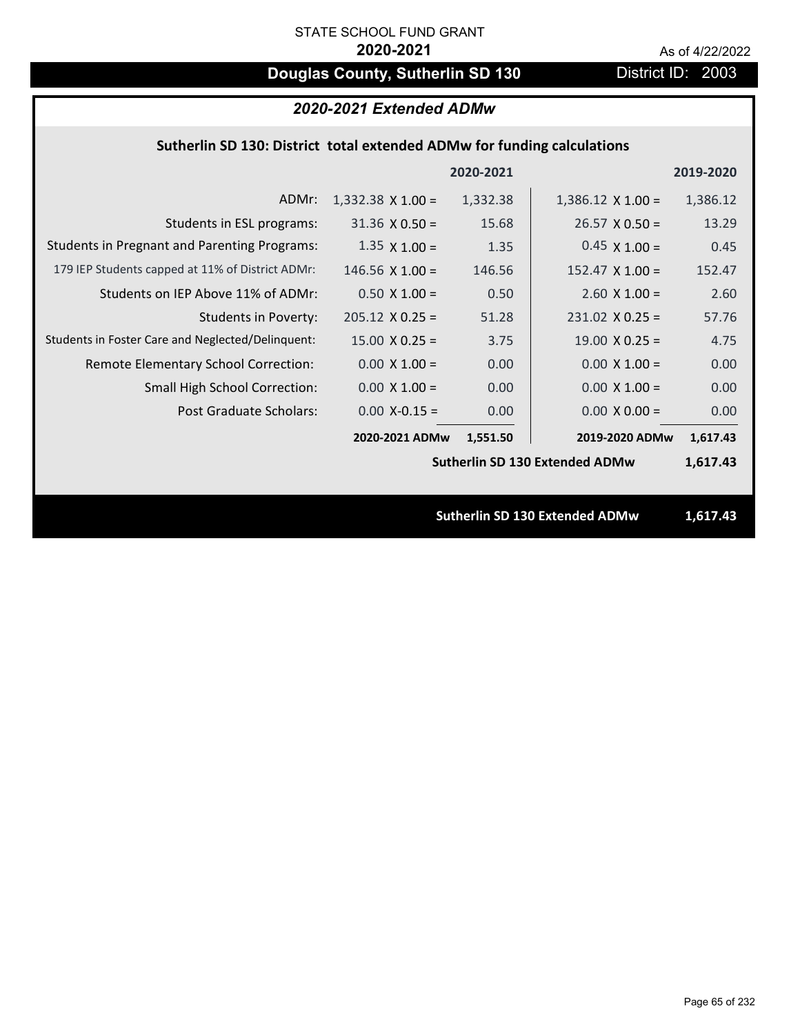STATE SCHOOL FUND GRANT

**2020-2021**

As of 4/22/2022

# Douglas County, Sutherlin SD 130

District ID: 2003

## *2020-2021 Extended ADMw*

### Sutherlin SD 130: District total extended ADMw for funding calculations

| | 2020-2021 | | 2019-2020 | |
|---|---|---|---|---|
| ADMr: | 1,332.38 X 1.00 = | 1,332.38 | 1,386.12 X 1.00 = | 1,386.12 |
| Students in ESL programs: | 31.36 X 0.50 = | 15.68 | 26.57 X 0.50 = | 13.29 |
| Students in Pregnant and Parenting Programs: | 1.35 X 1.00 = | 1.35 | 0.45 X 1.00 = | 0.45 |
| 179 IEP Students capped at 11% of District ADMr: | 146.56 X 1.00 = | 146.56 | 152.47 X 1.00 = | 152.47 |
| Students on IEP Above 11% of ADMr: | 0.50 X 1.00 = | 0.50 | 2.60 X 1.00 = | 2.60 |
| Students in Poverty: | 205.12 X 0.25 = | 51.28 | 231.02 X 0.25 = | 57.76 |
| Students in Foster Care and Neglected/Delinquent: | 15.00 X 0.25 = | 3.75 | 19.00 X 0.25 = | 4.75 |
| Remote Elementary School Correction: | 0.00 X 1.00 = | 0.00 | 0.00 X 1.00 = | 0.00 |
| Small High School Correction: | 0.00 X 1.00 = | 0.00 | 0.00 X 1.00 = | 0.00 |
| Post Graduate Scholars: | 0.00 X-0.15 = | 0.00 | 0.00 X 0.00 = | 0.00 |
| | **2020-2021 ADMw** | **1,551.50** | **2019-2020 ADMw** | **1,617.43** |
| | | | **Sutherlin SD 130 Extended ADMw** | **1,617.43** |

**Sutherlin SD 130 Extended ADMw 1,617.43**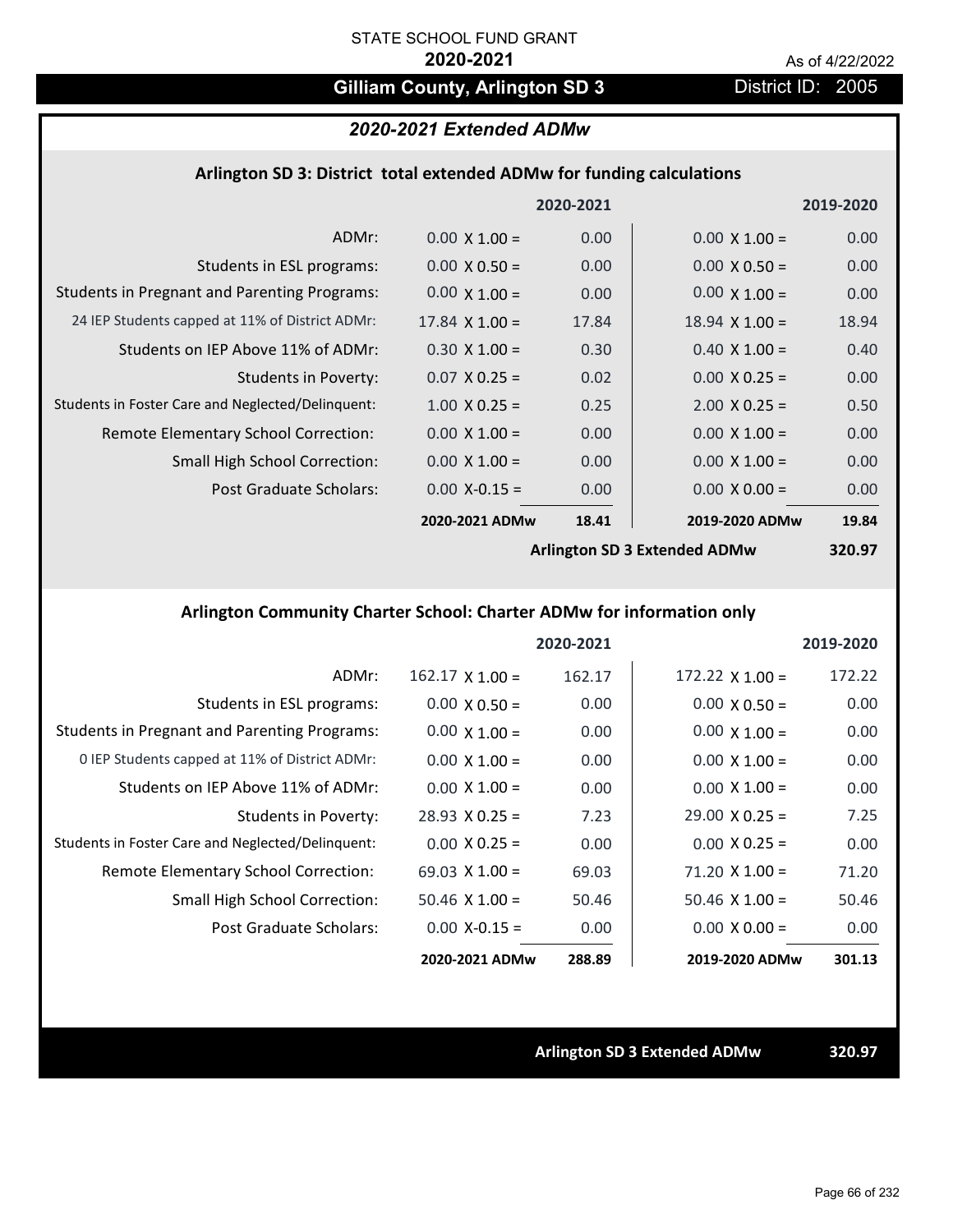STATE SCHOOL FUND GRANT

**2020-2021**

As of 4/22/2022

## Gilliam County, Arlington SD 3

District ID: 2005

### *2020-2021 Extended ADMw*

#### Arlington SD 3: District total extended ADMw for funding calculations

| | | 2020-2021 | | 2019-2020 |
|---|---|---|---|---|
| ADMr: | 0.00 X 1.00 = | 0.00 | 0.00 X 1.00 = | 0.00 |
| Students in ESL programs: | 0.00 X 0.50 = | 0.00 | 0.00 X 0.50 = | 0.00 |
| Students in Pregnant and Parenting Programs: | 0.00 X 1.00 = | 0.00 | 0.00 X 1.00 = | 0.00 |
| 24 IEP Students capped at 11% of District ADMr: | 17.84 X 1.00 = | 17.84 | 18.94 X 1.00 = | 18.94 |
| Students on IEP Above 11% of ADMr: | 0.30 X 1.00 = | 0.30 | 0.40 X 1.00 = | 0.40 |
| Students in Poverty: | 0.07 X 0.25 = | 0.02 | 0.00 X 0.25 = | 0.00 |
| Students in Foster Care and Neglected/Delinquent: | 1.00 X 0.25 = | 0.25 | 2.00 X 0.25 = | 0.50 |
| Remote Elementary School Correction: | 0.00 X 1.00 = | 0.00 | 0.00 X 1.00 = | 0.00 |
| Small High School Correction: | 0.00 X 1.00 = | 0.00 | 0.00 X 1.00 = | 0.00 |
| Post Graduate Scholars: | 0.00 X-0.15 = | 0.00 | 0.00 X 0.00 = | 0.00 |
| | **2020-2021 ADMw** | **18.41** | **2019-2020 ADMw** | **19.84** |
| | | | **Arlington SD 3 Extended ADMw** | **320.97** |

#### Arlington Community Charter School: Charter ADMw for information only

| | | 2020-2021 | | 2019-2020 |
|---|---|---|---|---|
| ADMr: | 162.17 X 1.00 = | 162.17 | 172.22 X 1.00 = | 172.22 |
| Students in ESL programs: | 0.00 X 0.50 = | 0.00 | 0.00 X 0.50 = | 0.00 |
| Students in Pregnant and Parenting Programs: | 0.00 X 1.00 = | 0.00 | 0.00 X 1.00 = | 0.00 |
| 0 IEP Students capped at 11% of District ADMr: | 0.00 X 1.00 = | 0.00 | 0.00 X 1.00 = | 0.00 |
| Students on IEP Above 11% of ADMr: | 0.00 X 1.00 = | 0.00 | 0.00 X 1.00 = | 0.00 |
| Students in Poverty: | 28.93 X 0.25 = | 7.23 | 29.00 X 0.25 = | 7.25 |
| Students in Foster Care and Neglected/Delinquent: | 0.00 X 0.25 = | 0.00 | 0.00 X 0.25 = | 0.00 |
| Remote Elementary School Correction: | 69.03 X 1.00 = | 69.03 | 71.20 X 1.00 = | 71.20 |
| Small High School Correction: | 50.46 X 1.00 = | 50.46 | 50.46 X 1.00 = | 50.46 |
| Post Graduate Scholars: | 0.00 X-0.15 = | 0.00 | 0.00 X 0.00 = | 0.00 |
| | **2020-2021 ADMw** | **288.89** | **2019-2020 ADMw** | **301.13** |

**Arlington SD 3 Extended ADMw** **320.97**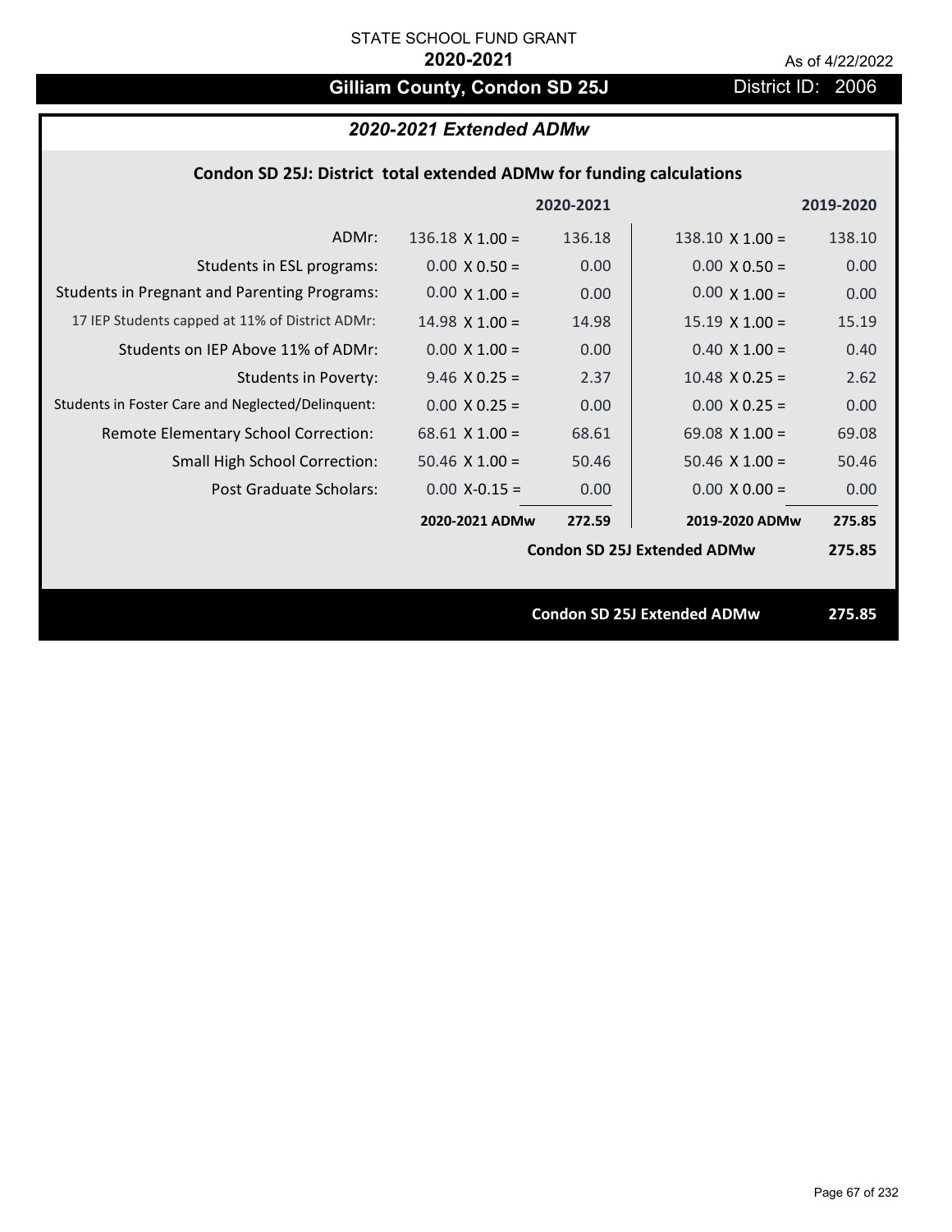STATE SCHOOL FUND GRANT

**2020-2021**

As of 4/22/2022

# Gilliam County, Condon SD 25J

District ID: 2006

## *2020-2021 Extended ADMw*

### Condon SD 25J: District total extended ADMw for funding calculations

| | 2020-2021 | | 2019-2020 | |
|---|---|---|---|---|
| ADMr: | 136.18 X 1.00 = | 136.18 | 138.10 X 1.00 = | 138.10 |
| Students in ESL programs: | 0.00 X 0.50 = | 0.00 | 0.00 X 0.50 = | 0.00 |
| Students in Pregnant and Parenting Programs: | 0.00 X 1.00 = | 0.00 | 0.00 X 1.00 = | 0.00 |
| 17 IEP Students capped at 11% of District ADMr: | 14.98 X 1.00 = | 14.98 | 15.19 X 1.00 = | 15.19 |
| Students on IEP Above 11% of ADMr: | 0.00 X 1.00 = | 0.00 | 0.40 X 1.00 = | 0.40 |
| Students in Poverty: | 9.46 X 0.25 = | 2.37 | 10.48 X 0.25 = | 2.62 |
| Students in Foster Care and Neglected/Delinquent: | 0.00 X 0.25 = | 0.00 | 0.00 X 0.25 = | 0.00 |
| Remote Elementary School Correction: | 68.61 X 1.00 = | 68.61 | 69.08 X 1.00 = | 69.08 |
| Small High School Correction: | 50.46 X 1.00 = | 50.46 | 50.46 X 1.00 = | 50.46 |
| Post Graduate Scholars: | 0.00 X-0.15 = | 0.00 | 0.00 X 0.00 = | 0.00 |
| | **2020-2021 ADMw** | **272.59** | **2019-2020 ADMw** | **275.85** |
| | | | **Condon SD 25J Extended ADMw** | **275.85** |

**Condon SD 25J Extended ADMw** **275.85**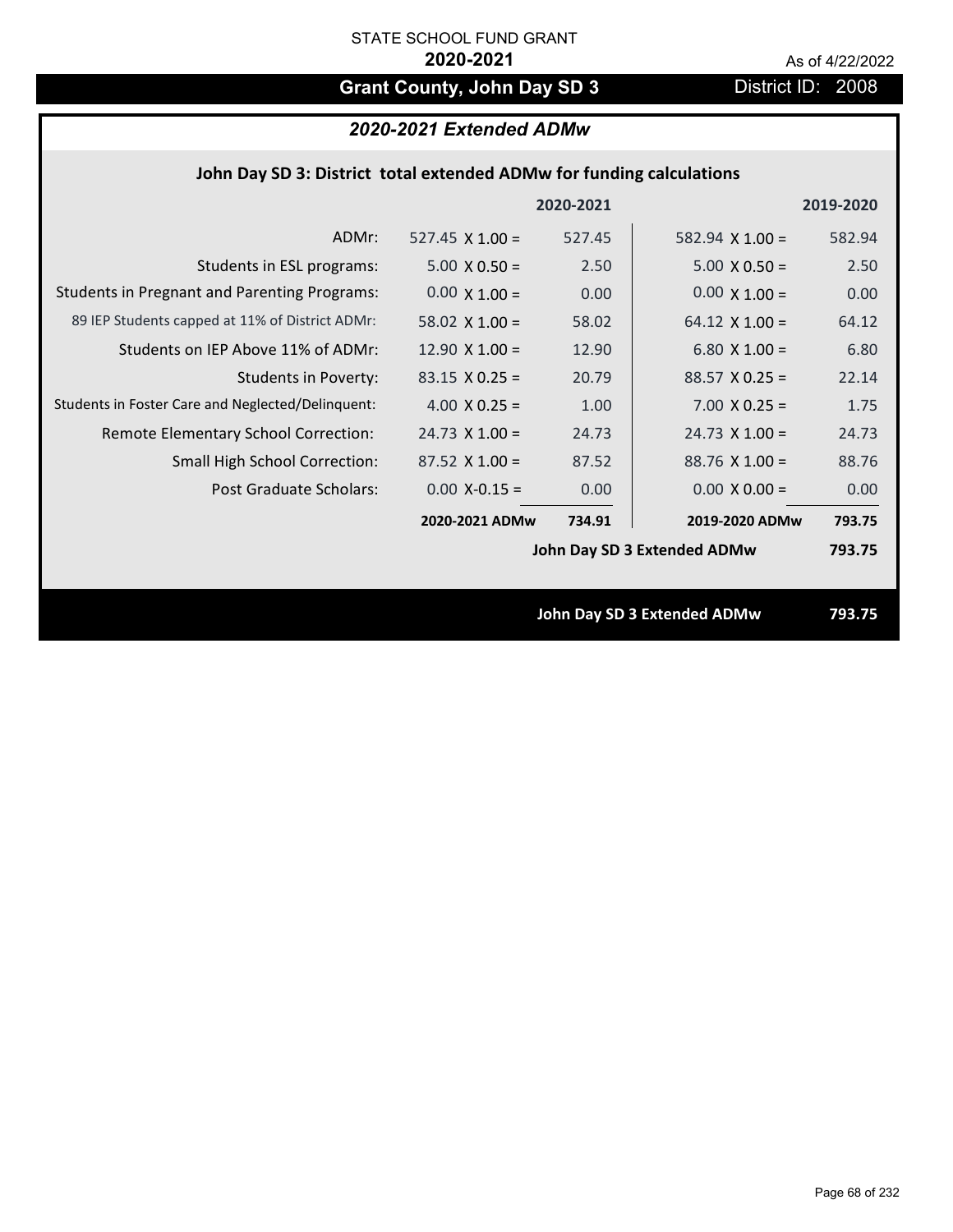STATE SCHOOL FUND GRANT

**2020-2021**

As of 4/22/2022

# Grant County, John Day SD 3

District ID: 2008

## *2020-2021 Extended ADMw*

### John Day SD 3: District total extended ADMw for funding calculations

| | | 2020-2021 | | 2019-2020 |
|---|---|---|---|---|
| ADMr: | 527.45 X 1.00 = | 527.45 | 582.94 X 1.00 = | 582.94 |
| Students in ESL programs: | 5.00 X 0.50 = | 2.50 | 5.00 X 0.50 = | 2.50 |
| Students in Pregnant and Parenting Programs: | 0.00 X 1.00 = | 0.00 | 0.00 X 1.00 = | 0.00 |
| 89 IEP Students capped at 11% of District ADMr: | 58.02 X 1.00 = | 58.02 | 64.12 X 1.00 = | 64.12 |
| Students on IEP Above 11% of ADMr: | 12.90 X 1.00 = | 12.90 | 6.80 X 1.00 = | 6.80 |
| Students in Poverty: | 83.15 X 0.25 = | 20.79 | 88.57 X 0.25 = | 22.14 |
| Students in Foster Care and Neglected/Delinquent: | 4.00 X 0.25 = | 1.00 | 7.00 X 0.25 = | 1.75 |
| Remote Elementary School Correction: | 24.73 X 1.00 = | 24.73 | 24.73 X 1.00 = | 24.73 |
| Small High School Correction: | 87.52 X 1.00 = | 87.52 | 88.76 X 1.00 = | 88.76 |
| Post Graduate Scholars: | 0.00 X-0.15 = | 0.00 | 0.00 X 0.00 = | 0.00 |
| | **2020-2021 ADMw** | **734.91** | **2019-2020 ADMw** | **793.75** |
| | | | **John Day SD 3 Extended ADMw** | **793.75** |

**John Day SD 3 Extended ADMw** **793.75**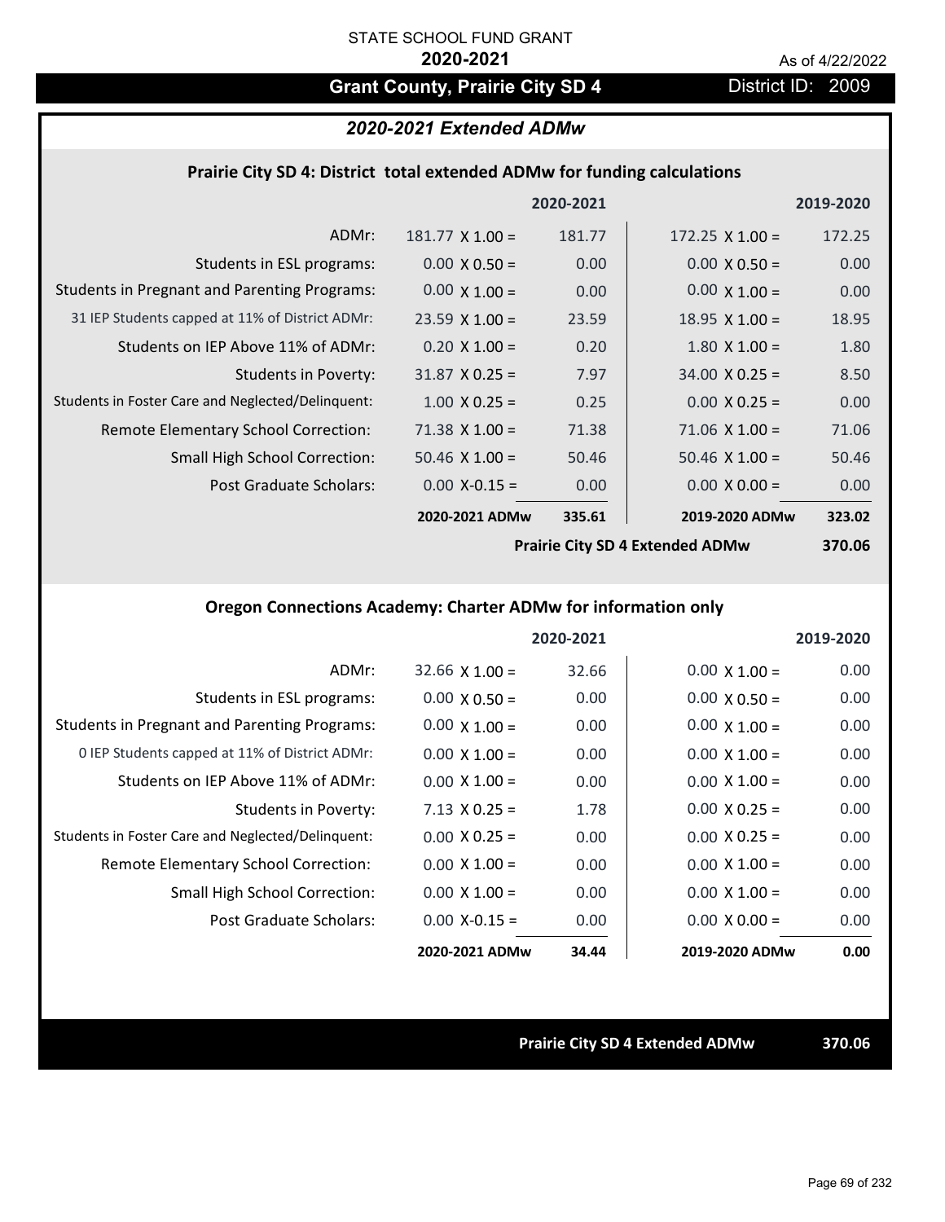STATE SCHOOL FUND GRANT

**2020-2021**

As of 4/22/2022

# Grant County, Prairie City SD 4

District ID: 2009

## *2020-2021 Extended ADMw*

### Prairie City SD 4: District total extended ADMw for funding calculations

| | | 2020-2021 | | 2019-2020 |
|---|---|---|---|---|
| ADMr: | 181.77 X 1.00 = | 181.77 | 172.25 X 1.00 = | 172.25 |
| Students in ESL programs: | 0.00 X 0.50 = | 0.00 | 0.00 X 0.50 = | 0.00 |
| Students in Pregnant and Parenting Programs: | 0.00 X 1.00 = | 0.00 | 0.00 X 1.00 = | 0.00 |
| 31 IEP Students capped at 11% of District ADMr: | 23.59 X 1.00 = | 23.59 | 18.95 X 1.00 = | 18.95 |
| Students on IEP Above 11% of ADMr: | 0.20 X 1.00 = | 0.20 | 1.80 X 1.00 = | 1.80 |
| Students in Poverty: | 31.87 X 0.25 = | 7.97 | 34.00 X 0.25 = | 8.50 |
| Students in Foster Care and Neglected/Delinquent: | 1.00 X 0.25 = | 0.25 | 0.00 X 0.25 = | 0.00 |
| Remote Elementary School Correction: | 71.38 X 1.00 = | 71.38 | 71.06 X 1.00 = | 71.06 |
| Small High School Correction: | 50.46 X 1.00 = | 50.46 | 50.46 X 1.00 = | 50.46 |
| Post Graduate Scholars: | 0.00 X-0.15 = | 0.00 | 0.00 X 0.00 = | 0.00 |
| | **2020-2021 ADMw** | **335.61** | **2019-2020 ADMw** | **323.02** |
| | | **Prairie City SD 4 Extended ADMw** | | **370.06** |

### Oregon Connections Academy: Charter ADMw for information only

| | | 2020-2021 | | 2019-2020 |
|---|---|---|---|---|
| ADMr: | 32.66 X 1.00 = | 32.66 | 0.00 X 1.00 = | 0.00 |
| Students in ESL programs: | 0.00 X 0.50 = | 0.00 | 0.00 X 0.50 = | 0.00 |
| Students in Pregnant and Parenting Programs: | 0.00 X 1.00 = | 0.00 | 0.00 X 1.00 = | 0.00 |
| 0 IEP Students capped at 11% of District ADMr: | 0.00 X 1.00 = | 0.00 | 0.00 X 1.00 = | 0.00 |
| Students on IEP Above 11% of ADMr: | 0.00 X 1.00 = | 0.00 | 0.00 X 1.00 = | 0.00 |
| Students in Poverty: | 7.13 X 0.25 = | 1.78 | 0.00 X 0.25 = | 0.00 |
| Students in Foster Care and Neglected/Delinquent: | 0.00 X 0.25 = | 0.00 | 0.00 X 0.25 = | 0.00 |
| Remote Elementary School Correction: | 0.00 X 1.00 = | 0.00 | 0.00 X 1.00 = | 0.00 |
| Small High School Correction: | 0.00 X 1.00 = | 0.00 | 0.00 X 1.00 = | 0.00 |
| Post Graduate Scholars: | 0.00 X-0.15 = | 0.00 | 0.00 X 0.00 = | 0.00 |
| | **2020-2021 ADMw** | **34.44** | **2019-2020 ADMw** | **0.00** |

**Prairie City SD 4 Extended ADMw** **370.06**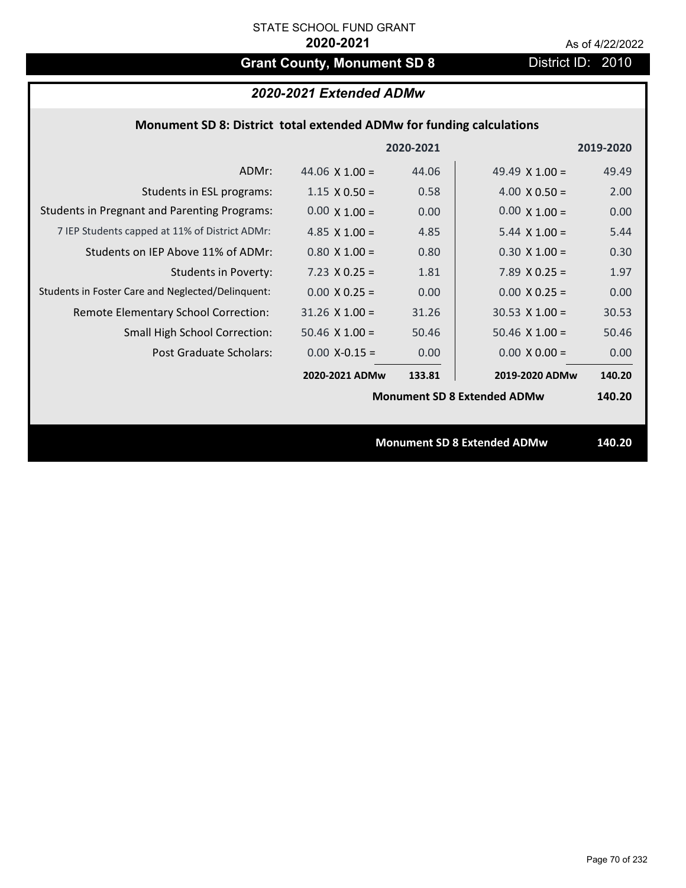STATE SCHOOL FUND GRANT

**2020-2021**

As of 4/22/2022

# Grant County, Monument SD 8

District ID: 2010

## *2020-2021 Extended ADMw*

### Monument SD 8: District total extended ADMw for funding calculations

| | | 2020-2021 | | 2019-2020 |
|---|---|---|---|---|
| ADMr: | 44.06 X 1.00 = | 44.06 | 49.49 X 1.00 = | 49.49 |
| Students in ESL programs: | 1.15 X 0.50 = | 0.58 | 4.00 X 0.50 = | 2.00 |
| Students in Pregnant and Parenting Programs: | 0.00 X 1.00 = | 0.00 | 0.00 X 1.00 = | 0.00 |
| 7 IEP Students capped at 11% of District ADMr: | 4.85 X 1.00 = | 4.85 | 5.44 X 1.00 = | 5.44 |
| Students on IEP Above 11% of ADMr: | 0.80 X 1.00 = | 0.80 | 0.30 X 1.00 = | 0.30 |
| Students in Poverty: | 7.23 X 0.25 = | 1.81 | 7.89 X 0.25 = | 1.97 |
| Students in Foster Care and Neglected/Delinquent: | 0.00 X 0.25 = | 0.00 | 0.00 X 0.25 = | 0.00 |
| Remote Elementary School Correction: | 31.26 X 1.00 = | 31.26 | 30.53 X 1.00 = | 30.53 |
| Small High School Correction: | 50.46 X 1.00 = | 50.46 | 50.46 X 1.00 = | 50.46 |
| Post Graduate Scholars: | 0.00 X-0.15 = | 0.00 | 0.00 X 0.00 = | 0.00 |
| | **2020-2021 ADMw** | **133.81** | **2019-2020 ADMw** | **140.20** |
| | | | **Monument SD 8 Extended ADMw** | **140.20** |

**Monument SD 8 Extended ADMw 140.20**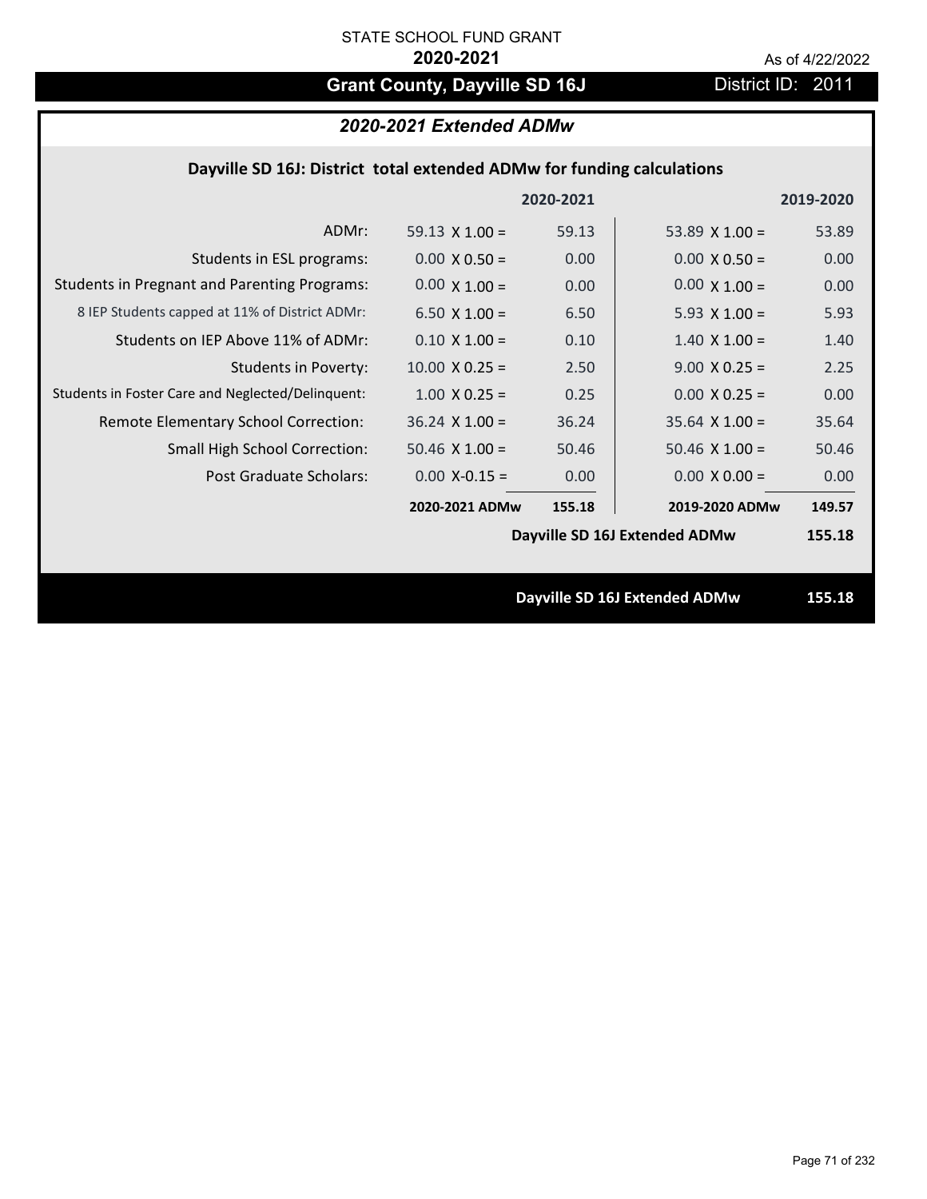STATE SCHOOL FUND GRANT

**2020-2021**

As of 4/22/2022

# Grant County, Dayville SD 16J

District ID: 2011

## *2020-2021 Extended ADMw*

### Dayville SD 16J: District total extended ADMw for funding calculations

| | | 2020-2021 | | 2019-2020 |
|---|---|---|---|---|
| ADMr: | 59.13 X 1.00 = | 59.13 | 53.89 X 1.00 = | 53.89 |
| Students in ESL programs: | 0.00 X 0.50 = | 0.00 | 0.00 X 0.50 = | 0.00 |
| Students in Pregnant and Parenting Programs: | 0.00 X 1.00 = | 0.00 | 0.00 X 1.00 = | 0.00 |
| 8 IEP Students capped at 11% of District ADMr: | 6.50 X 1.00 = | 6.50 | 5.93 X 1.00 = | 5.93 |
| Students on IEP Above 11% of ADMr: | 0.10 X 1.00 = | 0.10 | 1.40 X 1.00 = | 1.40 |
| Students in Poverty: | 10.00 X 0.25 = | 2.50 | 9.00 X 0.25 = | 2.25 |
| Students in Foster Care and Neglected/Delinquent: | 1.00 X 0.25 = | 0.25 | 0.00 X 0.25 = | 0.00 |
| Remote Elementary School Correction: | 36.24 X 1.00 = | 36.24 | 35.64 X 1.00 = | 35.64 |
| Small High School Correction: | 50.46 X 1.00 = | 50.46 | 50.46 X 1.00 = | 50.46 |
| Post Graduate Scholars: | 0.00 X-0.15 = | 0.00 | 0.00 X 0.00 = | 0.00 |
| | **2020-2021 ADMw** | **155.18** | **2019-2020 ADMw** | **149.57** |
| | | | **Dayville SD 16J Extended ADMw** | **155.18** |

**Dayville SD 16J Extended ADMw** **155.18**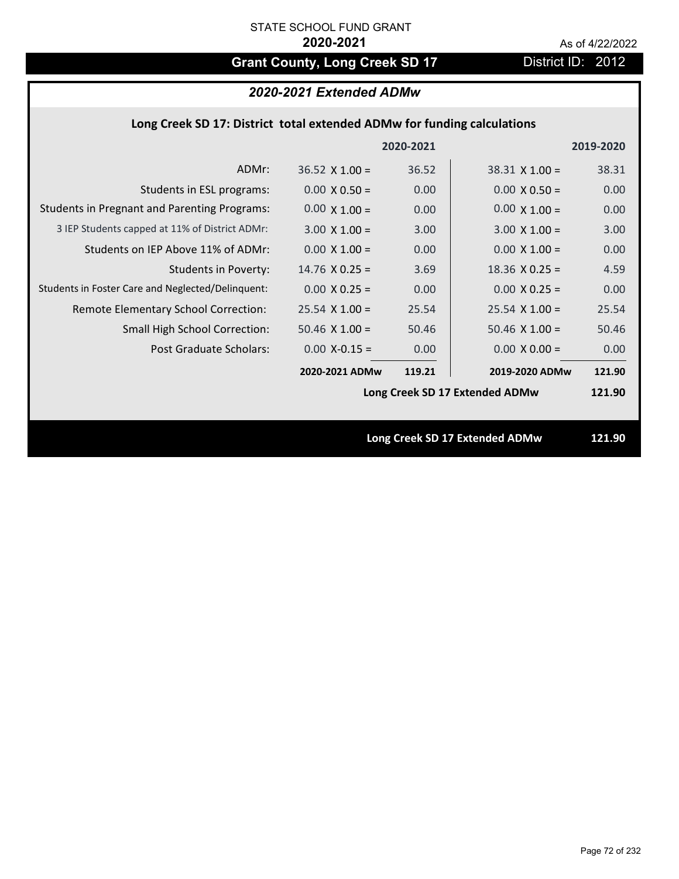STATE SCHOOL FUND GRANT

**2020-2021**

As of 4/22/2022

# Grant County, Long Creek SD 17

District ID: 2012

## *2020-2021 Extended ADMw*

### Long Creek SD 17: District total extended ADMw for funding calculations

| | | 2020-2021 | | 2019-2020 |
|---|---|---|---|---|
| ADMr: | 36.52 X 1.00 = | 36.52 | 38.31 X 1.00 = | 38.31 |
| Students in ESL programs: | 0.00 X 0.50 = | 0.00 | 0.00 X 0.50 = | 0.00 |
| Students in Pregnant and Parenting Programs: | 0.00 X 1.00 = | 0.00 | 0.00 X 1.00 = | 0.00 |
| 3 IEP Students capped at 11% of District ADMr: | 3.00 X 1.00 = | 3.00 | 3.00 X 1.00 = | 3.00 |
| Students on IEP Above 11% of ADMr: | 0.00 X 1.00 = | 0.00 | 0.00 X 1.00 = | 0.00 |
| Students in Poverty: | 14.76 X 0.25 = | 3.69 | 18.36 X 0.25 = | 4.59 |
| Students in Foster Care and Neglected/Delinquent: | 0.00 X 0.25 = | 0.00 | 0.00 X 0.25 = | 0.00 |
| Remote Elementary School Correction: | 25.54 X 1.00 = | 25.54 | 25.54 X 1.00 = | 25.54 |
| Small High School Correction: | 50.46 X 1.00 = | 50.46 | 50.46 X 1.00 = | 50.46 |
| Post Graduate Scholars: | 0.00 X-0.15 = | 0.00 | 0.00 X 0.00 = | 0.00 |
| | **2020-2021 ADMw** | **119.21** | **2019-2020 ADMw** | **121.90** |
| | | | **Long Creek SD 17 Extended ADMw** | **121.90** |

**Long Creek SD 17 Extended ADMw** **121.90**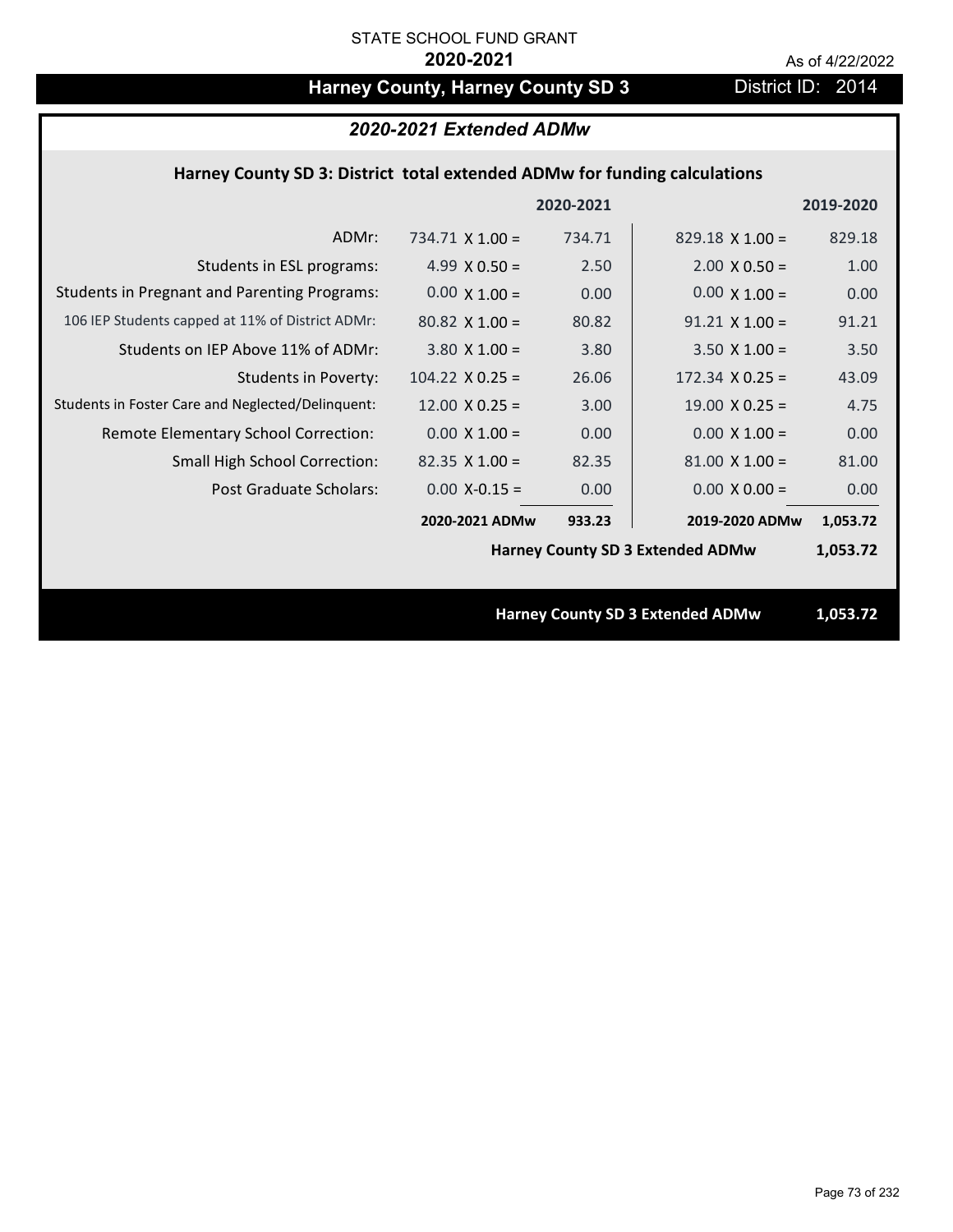STATE SCHOOL FUND GRANT

**2020-2021**

As of 4/22/2022

# Harney County, Harney County SD 3

District ID: 2014

## *2020-2021 Extended ADMw*

### Harney County SD 3: District total extended ADMw for funding calculations

| | | 2020-2021 | | 2019-2020 |
|---|---|---|---|---|
| ADMr: | 734.71 X 1.00 = | 734.71 | 829.18 X 1.00 = | 829.18 |
| Students in ESL programs: | 4.99 X 0.50 = | 2.50 | 2.00 X 0.50 = | 1.00 |
| Students in Pregnant and Parenting Programs: | 0.00 X 1.00 = | 0.00 | 0.00 X 1.00 = | 0.00 |
| 106 IEP Students capped at 11% of District ADMr: | 80.82 X 1.00 = | 80.82 | 91.21 X 1.00 = | 91.21 |
| Students on IEP Above 11% of ADMr: | 3.80 X 1.00 = | 3.80 | 3.50 X 1.00 = | 3.50 |
| Students in Poverty: | 104.22 X 0.25 = | 26.06 | 172.34 X 0.25 = | 43.09 |
| Students in Foster Care and Neglected/Delinquent: | 12.00 X 0.25 = | 3.00 | 19.00 X 0.25 = | 4.75 |
| Remote Elementary School Correction: | 0.00 X 1.00 = | 0.00 | 0.00 X 1.00 = | 0.00 |
| Small High School Correction: | 82.35 X 1.00 = | 82.35 | 81.00 X 1.00 = | 81.00 |
| Post Graduate Scholars: | 0.00 X-0.15 = | 0.00 | 0.00 X 0.00 = | 0.00 |
| | **2020-2021 ADMw** | **933.23** | **2019-2020 ADMw** | **1,053.72** |
| | | | **Harney County SD 3 Extended ADMw** | **1,053.72** |

**Harney County SD 3 Extended ADMw 1,053.72**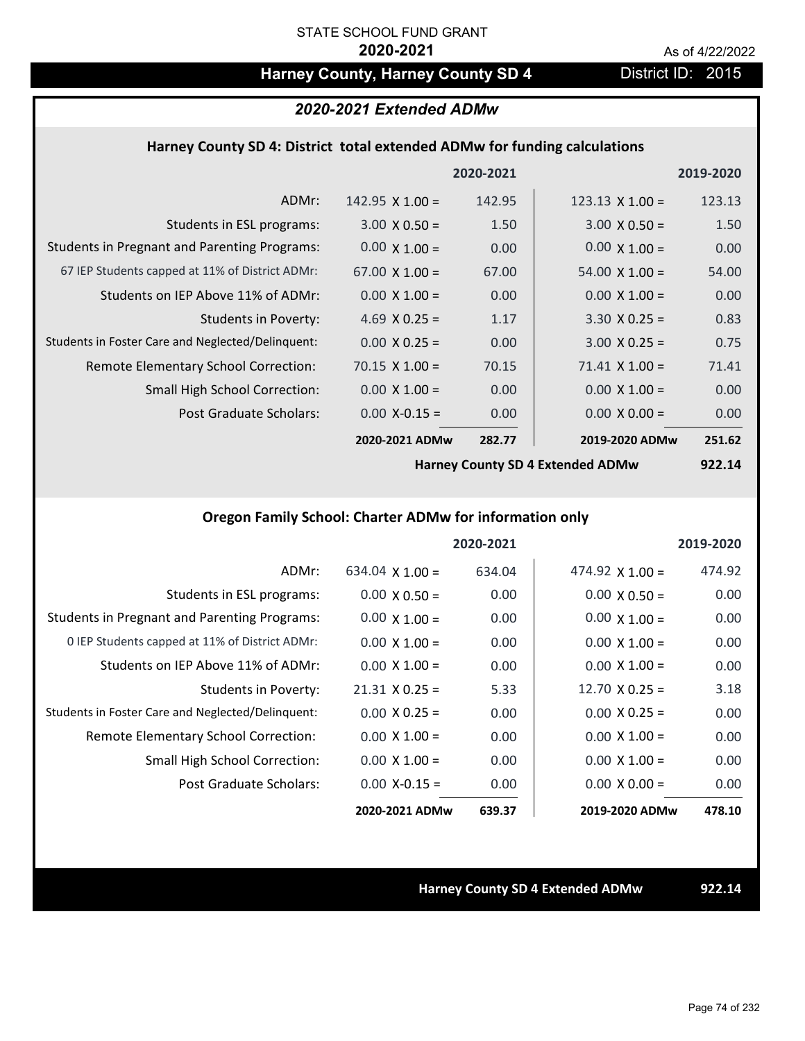STATE SCHOOL FUND GRANT

**2020-2021**

As of 4/22/2022

# Harney County, Harney County SD 4

District ID: 2015

## *2020-2021 Extended ADMw*

### Harney County SD 4: District total extended ADMw for funding calculations

| | | 2020-2021 | | 2019-2020 |
|---|---|---|---|---|
| ADMr: | 142.95 X 1.00 = | 142.95 | 123.13 X 1.00 = | 123.13 |
| Students in ESL programs: | 3.00 X 0.50 = | 1.50 | 3.00 X 0.50 = | 1.50 |
| Students in Pregnant and Parenting Programs: | 0.00 X 1.00 = | 0.00 | 0.00 X 1.00 = | 0.00 |
| 67 IEP Students capped at 11% of District ADMr: | 67.00 X 1.00 = | 67.00 | 54.00 X 1.00 = | 54.00 |
| Students on IEP Above 11% of ADMr: | 0.00 X 1.00 = | 0.00 | 0.00 X 1.00 = | 0.00 |
| Students in Poverty: | 4.69 X 0.25 = | 1.17 | 3.30 X 0.25 = | 0.83 |
| Students in Foster Care and Neglected/Delinquent: | 0.00 X 0.25 = | 0.00 | 3.00 X 0.25 = | 0.75 |
| Remote Elementary School Correction: | 70.15 X 1.00 = | 70.15 | 71.41 X 1.00 = | 71.41 |
| Small High School Correction: | 0.00 X 1.00 = | 0.00 | 0.00 X 1.00 = | 0.00 |
| Post Graduate Scholars: | 0.00 X-0.15 = | 0.00 | 0.00 X 0.00 = | 0.00 |
| | **2020-2021 ADMw** | **282.77** | **2019-2020 ADMw** | **251.62** |
| | | | **Harney County SD 4 Extended ADMw** | **922.14** |

### Oregon Family School: Charter ADMw for information only

| | | 2020-2021 | | 2019-2020 |
|---|---|---|---|---|
| ADMr: | 634.04 X 1.00 = | 634.04 | 474.92 X 1.00 = | 474.92 |
| Students in ESL programs: | 0.00 X 0.50 = | 0.00 | 0.00 X 0.50 = | 0.00 |
| Students in Pregnant and Parenting Programs: | 0.00 X 1.00 = | 0.00 | 0.00 X 1.00 = | 0.00 |
| 0 IEP Students capped at 11% of District ADMr: | 0.00 X 1.00 = | 0.00 | 0.00 X 1.00 = | 0.00 |
| Students on IEP Above 11% of ADMr: | 0.00 X 1.00 = | 0.00 | 0.00 X 1.00 = | 0.00 |
| Students in Poverty: | 21.31 X 0.25 = | 5.33 | 12.70 X 0.25 = | 3.18 |
| Students in Foster Care and Neglected/Delinquent: | 0.00 X 0.25 = | 0.00 | 0.00 X 0.25 = | 0.00 |
| Remote Elementary School Correction: | 0.00 X 1.00 = | 0.00 | 0.00 X 1.00 = | 0.00 |
| Small High School Correction: | 0.00 X 1.00 = | 0.00 | 0.00 X 1.00 = | 0.00 |
| Post Graduate Scholars: | 0.00 X-0.15 = | 0.00 | 0.00 X 0.00 = | 0.00 |
| | **2020-2021 ADMw** | **639.37** | **2019-2020 ADMw** | **478.10** |

**Harney County SD 4 Extended ADMw** **922.14**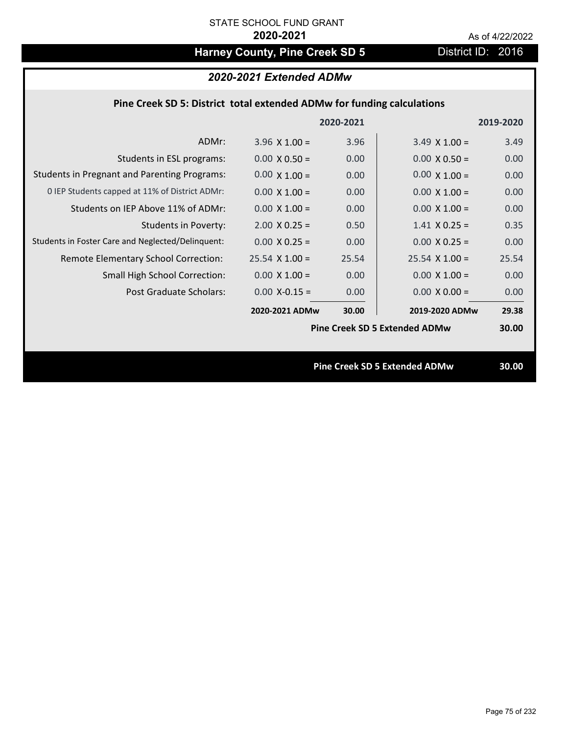STATE SCHOOL FUND GRANT

**2020-2021**

As of 4/22/2022

# Harney County, Pine Creek SD 5

District ID: 2016

## *2020-2021 Extended ADMw*

### Pine Creek SD 5: District total extended ADMw for funding calculations

| | 2020-2021 | | 2019-2020 | |
|---|---|---|---|---|
| ADMr: | 3.96 X 1.00 = | 3.96 | 3.49 X 1.00 = | 3.49 |
| Students in ESL programs: | 0.00 X 0.50 = | 0.00 | 0.00 X 0.50 = | 0.00 |
| Students in Pregnant and Parenting Programs: | 0.00 X 1.00 = | 0.00 | 0.00 X 1.00 = | 0.00 |
| 0 IEP Students capped at 11% of District ADMr: | 0.00 X 1.00 = | 0.00 | 0.00 X 1.00 = | 0.00 |
| Students on IEP Above 11% of ADMr: | 0.00 X 1.00 = | 0.00 | 0.00 X 1.00 = | 0.00 |
| Students in Poverty: | 2.00 X 0.25 = | 0.50 | 1.41 X 0.25 = | 0.35 |
| Students in Foster Care and Neglected/Delinquent: | 0.00 X 0.25 = | 0.00 | 0.00 X 0.25 = | 0.00 |
| Remote Elementary School Correction: | 25.54 X 1.00 = | 25.54 | 25.54 X 1.00 = | 25.54 |
| Small High School Correction: | 0.00 X 1.00 = | 0.00 | 0.00 X 1.00 = | 0.00 |
| Post Graduate Scholars: | 0.00 X-0.15 = | 0.00 | 0.00 X 0.00 = | 0.00 |
| | **2020-2021 ADMw** | **30.00** | **2019-2020 ADMw** | **29.38** |
| | | | **Pine Creek SD 5 Extended ADMw** | **30.00** |

**Pine Creek SD 5 Extended ADMw 30.00**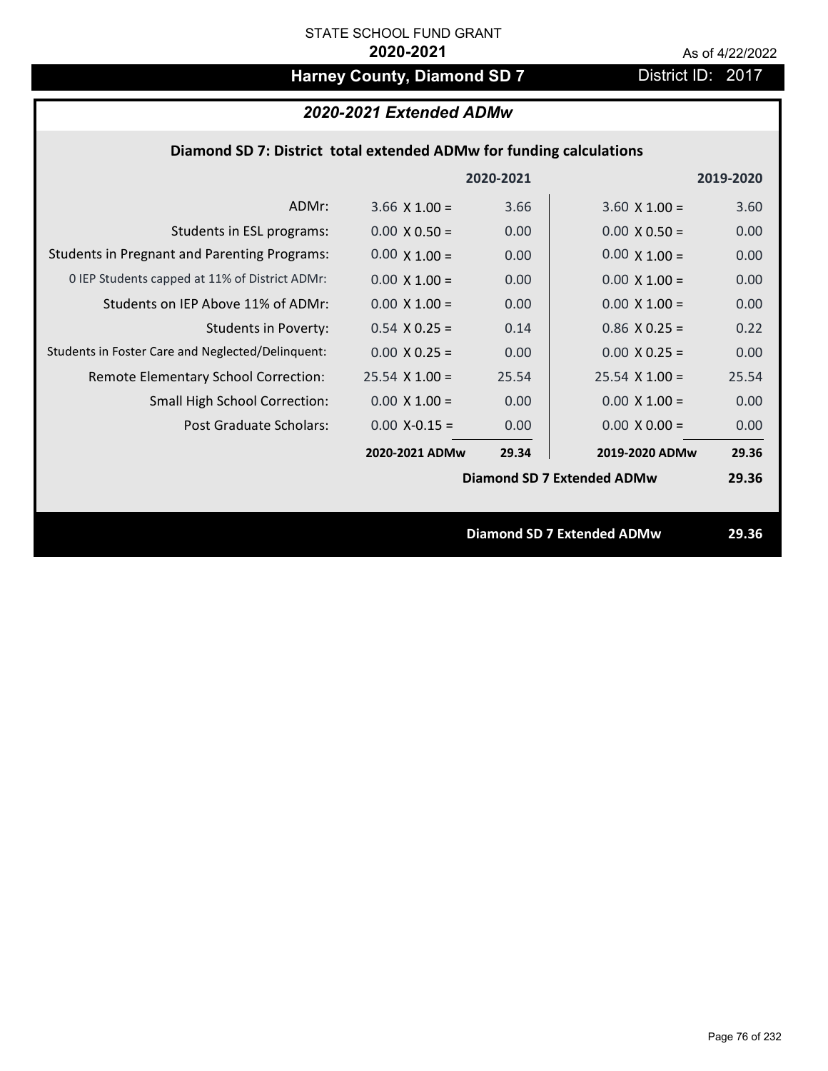STATE SCHOOL FUND GRANT

**2020-2021**

As of 4/22/2022

## Harney County, Diamond SD 7

District ID: 2017

### *2020-2021 Extended ADMw*

**Diamond SD 7: District total extended ADMw for funding calculations**

| | | 2020-2021 | | 2019-2020 |
|---|---|---|---|---|
| ADMr: | 3.66 X 1.00 = | 3.66 | 3.60 X 1.00 = | 3.60 |
| Students in ESL programs: | 0.00 X 0.50 = | 0.00 | 0.00 X 0.50 = | 0.00 |
| Students in Pregnant and Parenting Programs: | 0.00 X 1.00 = | 0.00 | 0.00 X 1.00 = | 0.00 |
| 0 IEP Students capped at 11% of District ADMr: | 0.00 X 1.00 = | 0.00 | 0.00 X 1.00 = | 0.00 |
| Students on IEP Above 11% of ADMr: | 0.00 X 1.00 = | 0.00 | 0.00 X 1.00 = | 0.00 |
| Students in Poverty: | 0.54 X 0.25 = | 0.14 | 0.86 X 0.25 = | 0.22 |
| Students in Foster Care and Neglected/Delinquent: | 0.00 X 0.25 = | 0.00 | 0.00 X 0.25 = | 0.00 |
| Remote Elementary School Correction: | 25.54 X 1.00 = | 25.54 | 25.54 X 1.00 = | 25.54 |
| Small High School Correction: | 0.00 X 1.00 = | 0.00 | 0.00 X 1.00 = | 0.00 |
| Post Graduate Scholars: | 0.00 X-0.15 = | 0.00 | 0.00 X 0.00 = | 0.00 |
| | **2020-2021 ADMw** | **29.34** | **2019-2020 ADMw** | **29.36** |
| | | | **Diamond SD 7 Extended ADMw** | **29.36** |

**Diamond SD 7 Extended ADMw 29.36**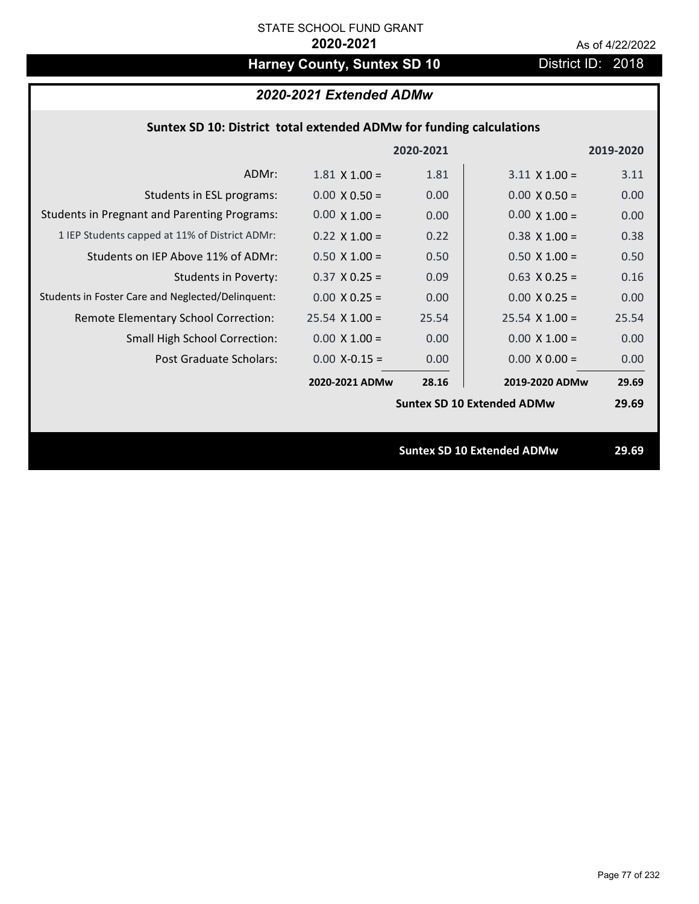STATE SCHOOL FUND GRANT

**2020-2021**

As of 4/22/2022

## Harney County, Suntex SD 10

District ID: 2018

### *2020-2021 Extended ADMw*

**Suntex SD 10: District total extended ADMw for funding calculations**

| | | 2020-2021 | | 2019-2020 |
|---|---|---|---|---|
| ADMr: | 1.81 X 1.00 = | 1.81 | 3.11 X 1.00 = | 3.11 |
| Students in ESL programs: | 0.00 X 0.50 = | 0.00 | 0.00 X 0.50 = | 0.00 |
| Students in Pregnant and Parenting Programs: | 0.00 X 1.00 = | 0.00 | 0.00 X 1.00 = | 0.00 |
| 1 IEP Students capped at 11% of District ADMr: | 0.22 X 1.00 = | 0.22 | 0.38 X 1.00 = | 0.38 |
| Students on IEP Above 11% of ADMr: | 0.50 X 1.00 = | 0.50 | 0.50 X 1.00 = | 0.50 |
| Students in Poverty: | 0.37 X 0.25 = | 0.09 | 0.63 X 0.25 = | 0.16 |
| Students in Foster Care and Neglected/Delinquent: | 0.00 X 0.25 = | 0.00 | 0.00 X 0.25 = | 0.00 |
| Remote Elementary School Correction: | 25.54 X 1.00 = | 25.54 | 25.54 X 1.00 = | 25.54 |
| Small High School Correction: | 0.00 X 1.00 = | 0.00 | 0.00 X 1.00 = | 0.00 |
| Post Graduate Scholars: | 0.00 X-0.15 = | 0.00 | 0.00 X 0.00 = | 0.00 |
| | **2020-2021 ADMw** | **28.16** | **2019-2020 ADMw** | **29.69** |
| | | | **Suntex SD 10 Extended ADMw** | **29.69** |

**Suntex SD 10 Extended ADMw 29.69**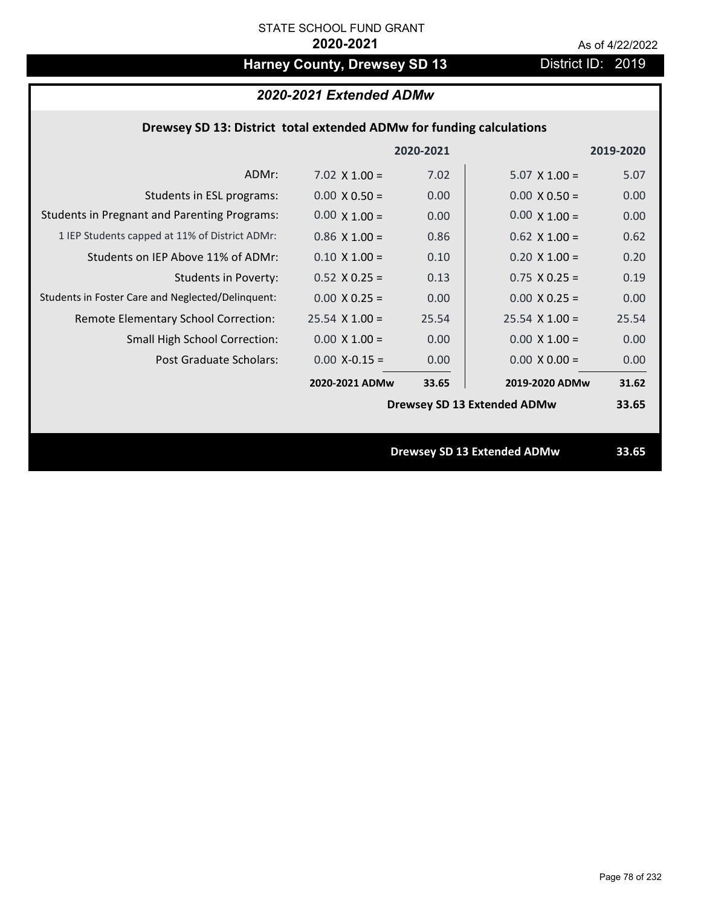STATE SCHOOL FUND GRANT

**2020-2021**

As of 4/22/2022

# Harney County, Drewsey SD 13

District ID: 2019

## *2020-2021 Extended ADMw*

### Drewsey SD 13: District total extended ADMw for funding calculations

| | 2020-2021 | | 2019-2020 | |
|---|---|---|---|---|
| ADMr: | 7.02 X 1.00 = | 7.02 | 5.07 X 1.00 = | 5.07 |
| Students in ESL programs: | 0.00 X 0.50 = | 0.00 | 0.00 X 0.50 = | 0.00 |
| Students in Pregnant and Parenting Programs: | 0.00 X 1.00 = | 0.00 | 0.00 X 1.00 = | 0.00 |
| 1 IEP Students capped at 11% of District ADMr: | 0.86 X 1.00 = | 0.86 | 0.62 X 1.00 = | 0.62 |
| Students on IEP Above 11% of ADMr: | 0.10 X 1.00 = | 0.10 | 0.20 X 1.00 = | 0.20 |
| Students in Poverty: | 0.52 X 0.25 = | 0.13 | 0.75 X 0.25 = | 0.19 |
| Students in Foster Care and Neglected/Delinquent: | 0.00 X 0.25 = | 0.00 | 0.00 X 0.25 = | 0.00 |
| Remote Elementary School Correction: | 25.54 X 1.00 = | 25.54 | 25.54 X 1.00 = | 25.54 |
| Small High School Correction: | 0.00 X 1.00 = | 0.00 | 0.00 X 1.00 = | 0.00 |
| Post Graduate Scholars: | 0.00 X-0.15 = | 0.00 | 0.00 X 0.00 = | 0.00 |
| | **2020-2021 ADMw** | **33.65** | **2019-2020 ADMw** | **31.62** |
| | | | **Drewsey SD 13 Extended ADMw** | **33.65** |

**Drewsey SD 13 Extended ADMw** **33.65**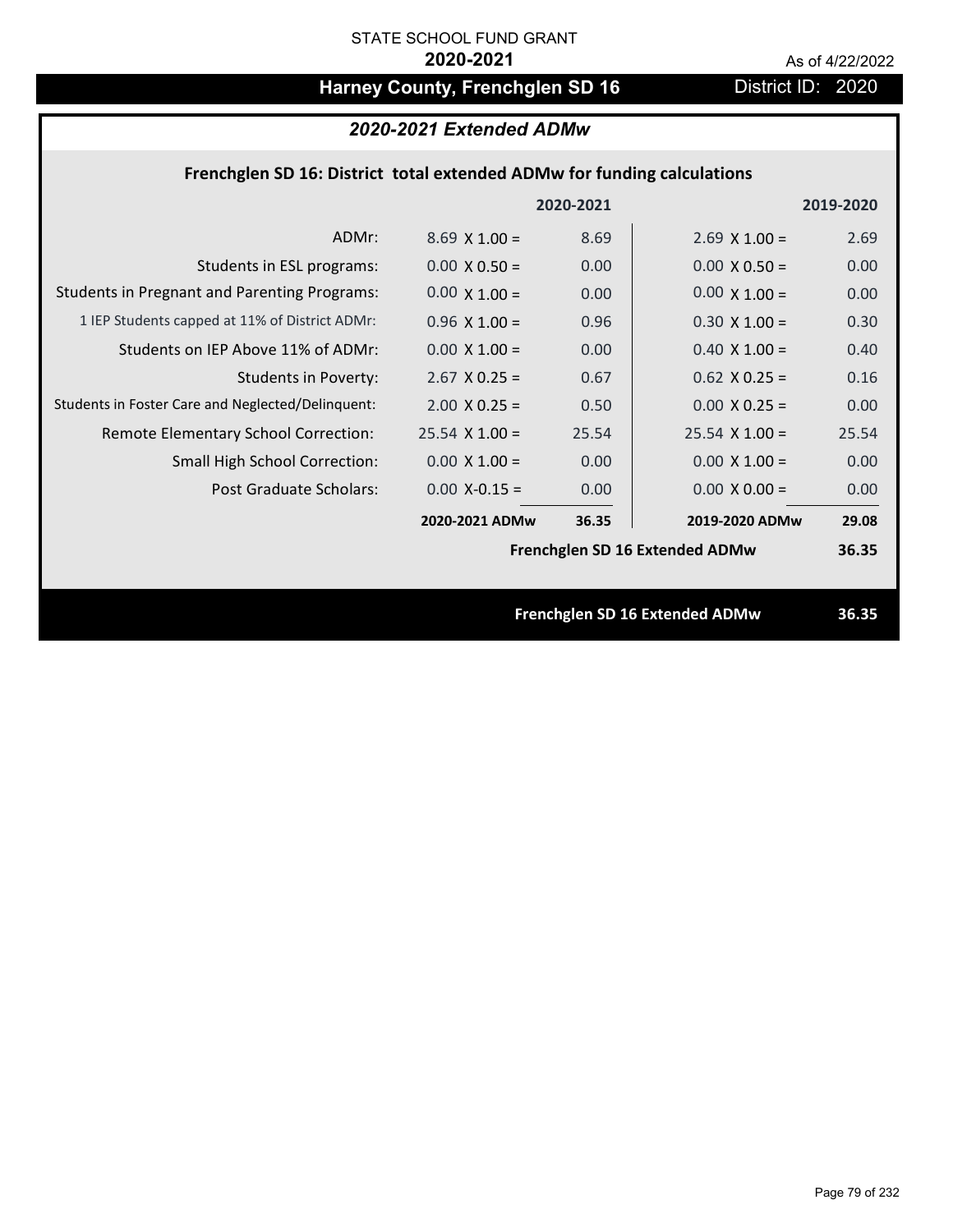STATE SCHOOL FUND GRANT

**2020-2021**

As of 4/22/2022

# Harney County, Frenchglen SD 16

District ID: 2020

## *2020-2021 Extended ADMw*

### Frenchglen SD 16: District total extended ADMw for funding calculations

| | 2020-2021 | | 2019-2020 | |
|---|---|---|---|---|
| ADMr: | 8.69 X 1.00 = | 8.69 | 2.69 X 1.00 = | 2.69 |
| Students in ESL programs: | 0.00 X 0.50 = | 0.00 | 0.00 X 0.50 = | 0.00 |
| Students in Pregnant and Parenting Programs: | 0.00 X 1.00 = | 0.00 | 0.00 X 1.00 = | 0.00 |
| 1 IEP Students capped at 11% of District ADMr: | 0.96 X 1.00 = | 0.96 | 0.30 X 1.00 = | 0.30 |
| Students on IEP Above 11% of ADMr: | 0.00 X 1.00 = | 0.00 | 0.40 X 1.00 = | 0.40 |
| Students in Poverty: | 2.67 X 0.25 = | 0.67 | 0.62 X 0.25 = | 0.16 |
| Students in Foster Care and Neglected/Delinquent: | 2.00 X 0.25 = | 0.50 | 0.00 X 0.25 = | 0.00 |
| Remote Elementary School Correction: | 25.54 X 1.00 = | 25.54 | 25.54 X 1.00 = | 25.54 |
| Small High School Correction: | 0.00 X 1.00 = | 0.00 | 0.00 X 1.00 = | 0.00 |
| Post Graduate Scholars: | 0.00 X-0.15 = | 0.00 | 0.00 X 0.00 = | 0.00 |
| | **2020-2021 ADMw** | **36.35** | **2019-2020 ADMw** | **29.08** |
| | | | **Frenchglen SD 16 Extended ADMw** | **36.35** |

**Frenchglen SD 16 Extended ADMw** **36.35**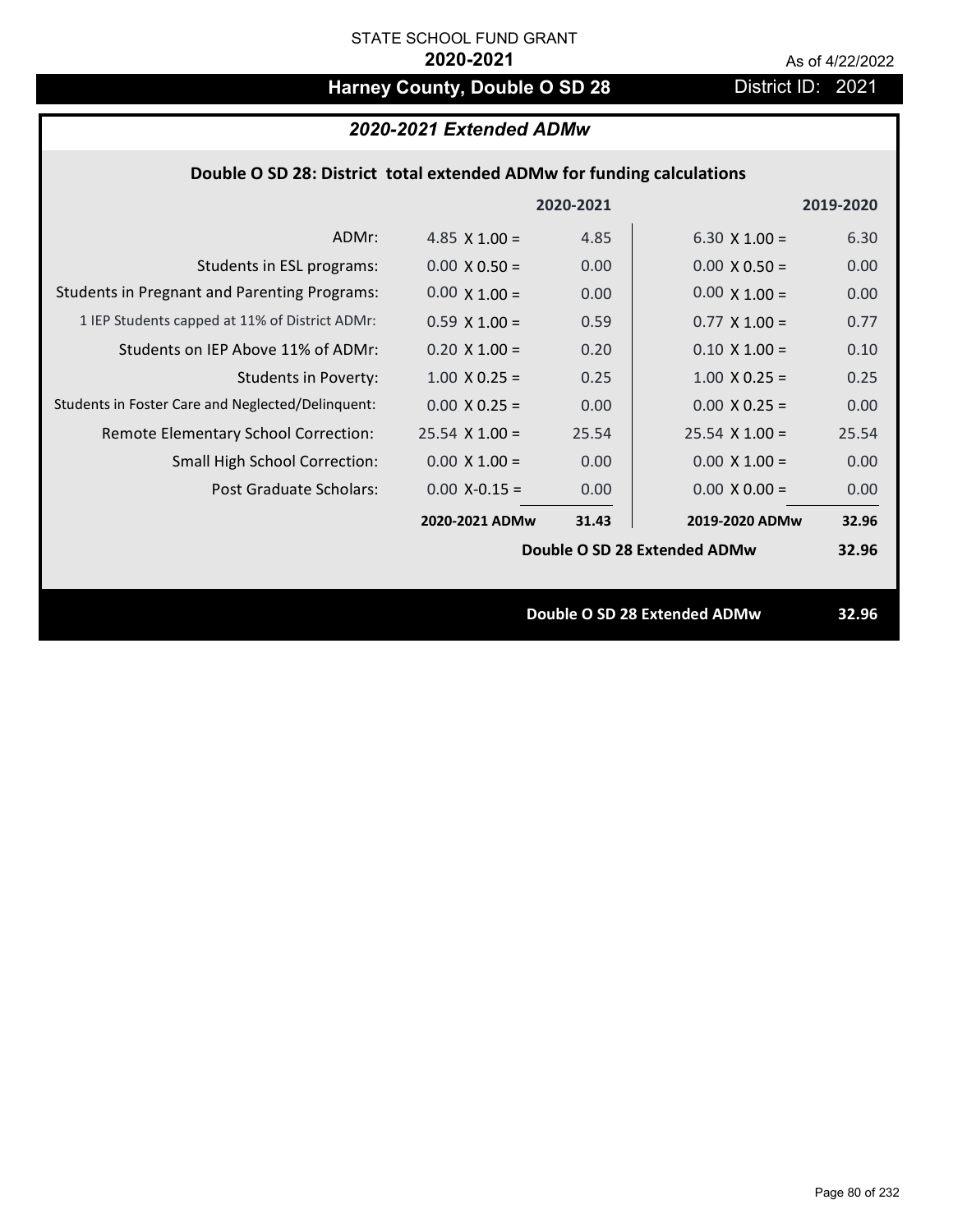STATE SCHOOL FUND GRANT

**2020-2021**

As of 4/22/2022

# Harney County, Double O SD 28

District ID: 2021

## *2020-2021 Extended ADMw*

### Double O SD 28: District total extended ADMw for funding calculations

| | | 2020-2021 | | 2019-2020 |
|---|---|---|---|---|
| ADMr: | 4.85 X 1.00 = | 4.85 | 6.30 X 1.00 = | 6.30 |
| Students in ESL programs: | 0.00 X 0.50 = | 0.00 | 0.00 X 0.50 = | 0.00 |
| Students in Pregnant and Parenting Programs: | 0.00 X 1.00 = | 0.00 | 0.00 X 1.00 = | 0.00 |
| 1 IEP Students capped at 11% of District ADMr: | 0.59 X 1.00 = | 0.59 | 0.77 X 1.00 = | 0.77 |
| Students on IEP Above 11% of ADMr: | 0.20 X 1.00 = | 0.20 | 0.10 X 1.00 = | 0.10 |
| Students in Poverty: | 1.00 X 0.25 = | 0.25 | 1.00 X 0.25 = | 0.25 |
| Students in Foster Care and Neglected/Delinquent: | 0.00 X 0.25 = | 0.00 | 0.00 X 0.25 = | 0.00 |
| Remote Elementary School Correction: | 25.54 X 1.00 = | 25.54 | 25.54 X 1.00 = | 25.54 |
| Small High School Correction: | 0.00 X 1.00 = | 0.00 | 0.00 X 1.00 = | 0.00 |
| Post Graduate Scholars: | 0.00 X-0.15 = | 0.00 | 0.00 X 0.00 = | 0.00 |
| | **2020-2021 ADMw** | **31.43** | **2019-2020 ADMw** | **32.96** |
| | | | **Double O SD 28 Extended ADMw** | **32.96** |

**Double O SD 28 Extended ADMw** **32.96**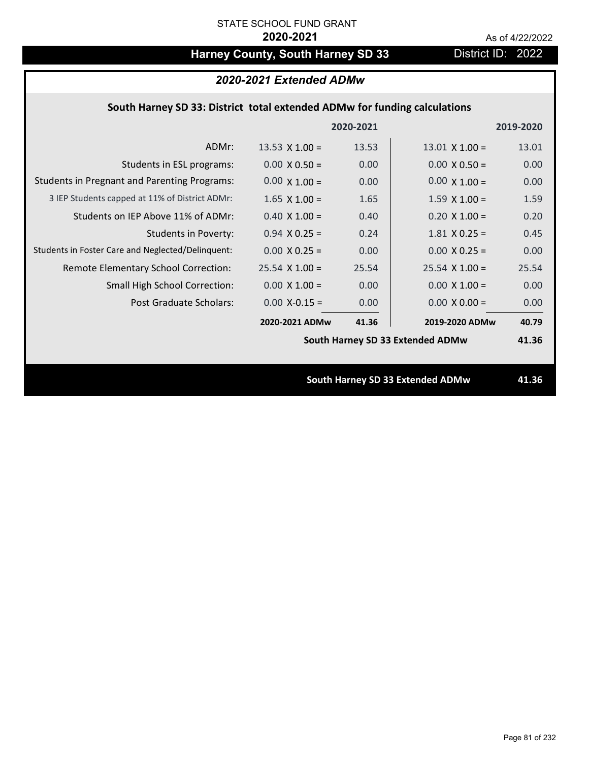STATE SCHOOL FUND GRANT

**2020-2021**

As of 4/22/2022

# Harney County, South Harney SD 33

District ID: 2022

## *2020-2021 Extended ADMw*

### South Harney SD 33: District total extended ADMw for funding calculations

| | 2020-2021 | | 2019-2020 | |
|---|---|---|---|---|
| ADMr: | 13.53 X 1.00 = | 13.53 | 13.01 X 1.00 = | 13.01 |
| Students in ESL programs: | 0.00 X 0.50 = | 0.00 | 0.00 X 0.50 = | 0.00 |
| Students in Pregnant and Parenting Programs: | 0.00 X 1.00 = | 0.00 | 0.00 X 1.00 = | 0.00 |
| 3 IEP Students capped at 11% of District ADMr: | 1.65 X 1.00 = | 1.65 | 1.59 X 1.00 = | 1.59 |
| Students on IEP Above 11% of ADMr: | 0.40 X 1.00 = | 0.40 | 0.20 X 1.00 = | 0.20 |
| Students in Poverty: | 0.94 X 0.25 = | 0.24 | 1.81 X 0.25 = | 0.45 |
| Students in Foster Care and Neglected/Delinquent: | 0.00 X 0.25 = | 0.00 | 0.00 X 0.25 = | 0.00 |
| Remote Elementary School Correction: | 25.54 X 1.00 = | 25.54 | 25.54 X 1.00 = | 25.54 |
| Small High School Correction: | 0.00 X 1.00 = | 0.00 | 0.00 X 1.00 = | 0.00 |
| Post Graduate Scholars: | 0.00 X-0.15 = | 0.00 | 0.00 X 0.00 = | 0.00 |
| | **2020-2021 ADMw** | **41.36** | **2019-2020 ADMw** | **40.79** |
| | | | **South Harney SD 33 Extended ADMw** | **41.36** |

**South Harney SD 33 Extended ADMw 41.36**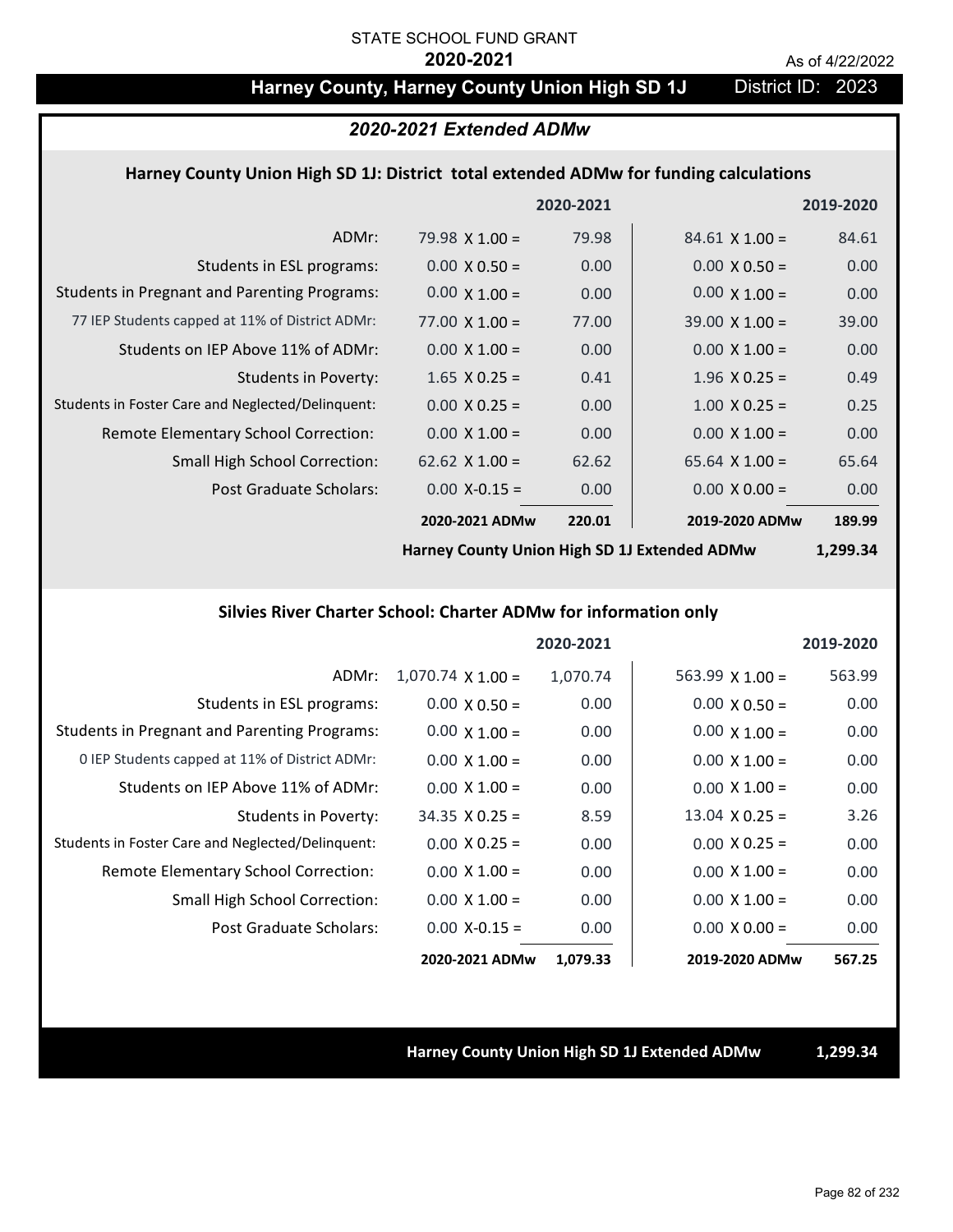STATE SCHOOL FUND GRANT

**2020-2021**

As of 4/22/2022

# Harney County, Harney County Union High SD 1J

District ID: 2023

## *2020-2021 Extended ADMw*

### Harney County Union High SD 1J: District total extended ADMw for funding calculations

| | 2020-2021 | | 2019-2020 | |
|---|---|---|---|---|
| ADMr: | 79.98 X 1.00 = | 79.98 | 84.61 X 1.00 = | 84.61 |
| Students in ESL programs: | 0.00 X 0.50 = | 0.00 | 0.00 X 0.50 = | 0.00 |
| Students in Pregnant and Parenting Programs: | 0.00 X 1.00 = | 0.00 | 0.00 X 1.00 = | 0.00 |
| 77 IEP Students capped at 11% of District ADMr: | 77.00 X 1.00 = | 77.00 | 39.00 X 1.00 = | 39.00 |
| Students on IEP Above 11% of ADMr: | 0.00 X 1.00 = | 0.00 | 0.00 X 1.00 = | 0.00 |
| Students in Poverty: | 1.65 X 0.25 = | 0.41 | 1.96 X 0.25 = | 0.49 |
| Students in Foster Care and Neglected/Delinquent: | 0.00 X 0.25 = | 0.00 | 1.00 X 0.25 = | 0.25 |
| Remote Elementary School Correction: | 0.00 X 1.00 = | 0.00 | 0.00 X 1.00 = | 0.00 |
| Small High School Correction: | 62.62 X 1.00 = | 62.62 | 65.64 X 1.00 = | 65.64 |
| Post Graduate Scholars: | 0.00 X-0.15 = | 0.00 | 0.00 X 0.00 = | 0.00 |
| | **2020-2021 ADMw** | **220.01** | **2019-2020 ADMw** | **189.99** |
| | **Harney County Union High SD 1J Extended ADMw** | | | **1,299.34** |

### Silvies River Charter School: Charter ADMw for information only

| | 2020-2021 | | 2019-2020 | |
|---|---|---|---|---|
| ADMr: | 1,070.74 X 1.00 = | 1,070.74 | 563.99 X 1.00 = | 563.99 |
| Students in ESL programs: | 0.00 X 0.50 = | 0.00 | 0.00 X 0.50 = | 0.00 |
| Students in Pregnant and Parenting Programs: | 0.00 X 1.00 = | 0.00 | 0.00 X 1.00 = | 0.00 |
| 0 IEP Students capped at 11% of District ADMr: | 0.00 X 1.00 = | 0.00 | 0.00 X 1.00 = | 0.00 |
| Students on IEP Above 11% of ADMr: | 0.00 X 1.00 = | 0.00 | 0.00 X 1.00 = | 0.00 |
| Students in Poverty: | 34.35 X 0.25 = | 8.59 | 13.04 X 0.25 = | 3.26 |
| Students in Foster Care and Neglected/Delinquent: | 0.00 X 0.25 = | 0.00 | 0.00 X 0.25 = | 0.00 |
| Remote Elementary School Correction: | 0.00 X 1.00 = | 0.00 | 0.00 X 1.00 = | 0.00 |
| Small High School Correction: | 0.00 X 1.00 = | 0.00 | 0.00 X 1.00 = | 0.00 |
| Post Graduate Scholars: | 0.00 X-0.15 = | 0.00 | 0.00 X 0.00 = | 0.00 |
| | **2020-2021 ADMw** | **1,079.33** | **2019-2020 ADMw** | **567.25** |

**Harney County Union High SD 1J Extended ADMw** **1,299.34**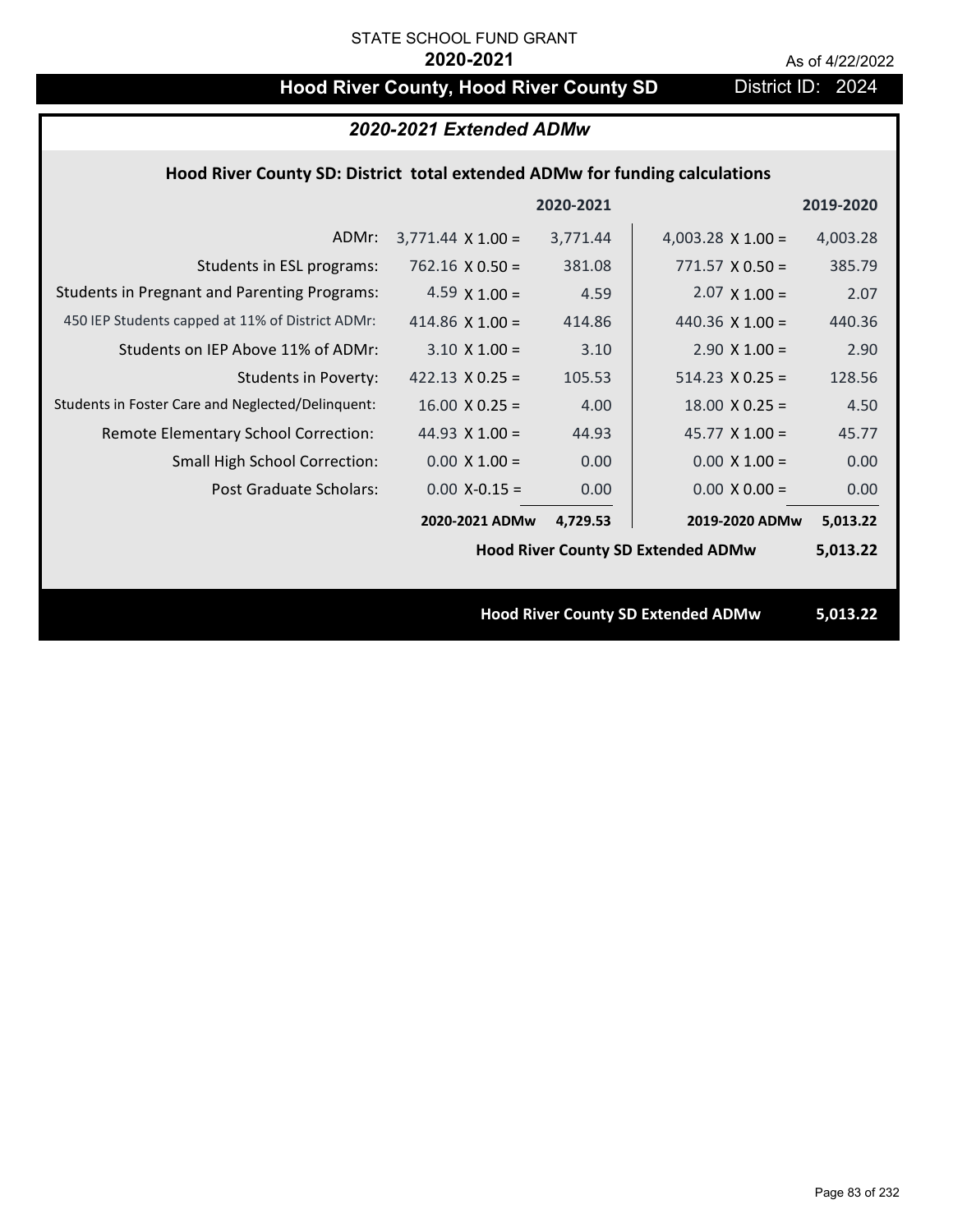STATE SCHOOL FUND GRANT

**2020-2021**

As of 4/22/2022

# Hood River County, Hood River County SD

District ID: 2024

## *2020-2021 Extended ADMw*

### Hood River County SD: District total extended ADMw for funding calculations

| | | 2020-2021 | | 2019-2020 |
|---|---|---|---|---|
| ADMr: | 3,771.44 X 1.00 = | 3,771.44 | 4,003.28 X 1.00 = | 4,003.28 |
| Students in ESL programs: | 762.16 X 0.50 = | 381.08 | 771.57 X 0.50 = | 385.79 |
| Students in Pregnant and Parenting Programs: | 4.59 X 1.00 = | 4.59 | 2.07 X 1.00 = | 2.07 |
| 450 IEP Students capped at 11% of District ADMr: | 414.86 X 1.00 = | 414.86 | 440.36 X 1.00 = | 440.36 |
| Students on IEP Above 11% of ADMr: | 3.10 X 1.00 = | 3.10 | 2.90 X 1.00 = | 2.90 |
| Students in Poverty: | 422.13 X 0.25 = | 105.53 | 514.23 X 0.25 = | 128.56 |
| Students in Foster Care and Neglected/Delinquent: | 16.00 X 0.25 = | 4.00 | 18.00 X 0.25 = | 4.50 |
| Remote Elementary School Correction: | 44.93 X 1.00 = | 44.93 | 45.77 X 1.00 = | 45.77 |
| Small High School Correction: | 0.00 X 1.00 = | 0.00 | 0.00 X 1.00 = | 0.00 |
| Post Graduate Scholars: | 0.00 X-0.15 = | 0.00 | 0.00 X 0.00 = | 0.00 |
| | **2020-2021 ADMw** | **4,729.53** | **2019-2020 ADMw** | **5,013.22** |
| | | | **Hood River County SD Extended ADMw** | **5,013.22** |

**Hood River County SD Extended ADMw 5,013.22**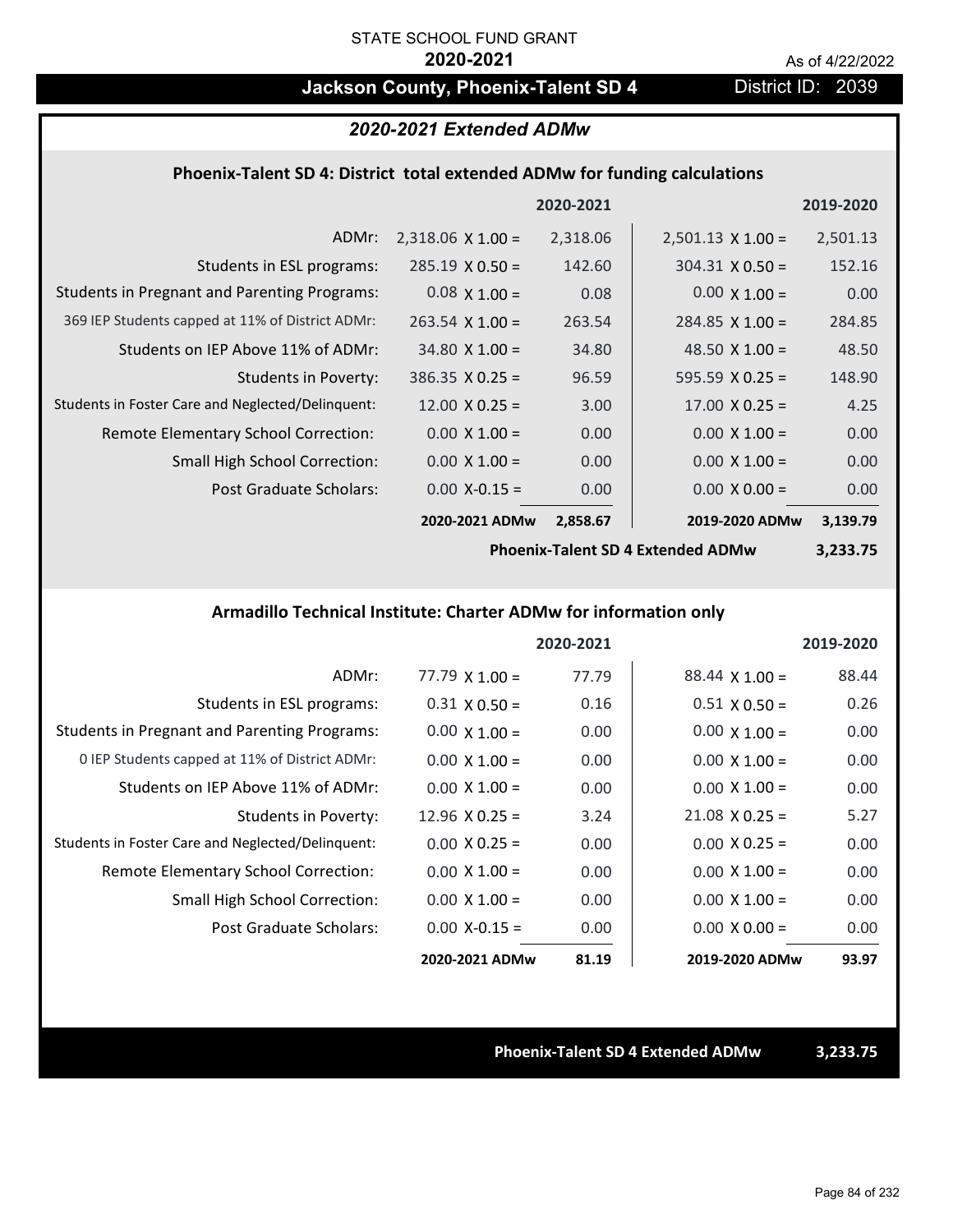STATE SCHOOL FUND GRANT

**2020-2021**

As of 4/22/2022

## Jackson County, Phoenix-Talent SD 4

District ID: 2039

### *2020-2021 Extended ADMw*

#### Phoenix-Talent SD 4: District total extended ADMw for funding calculations

| | 2020-2021 | | 2019-2020 | |
|---|---|---|---|---|
| ADMr: | 2,318.06 X 1.00 = | 2,318.06 | 2,501.13 X 1.00 = | 2,501.13 |
| Students in ESL programs: | 285.19 X 0.50 = | 142.60 | 304.31 X 0.50 = | 152.16 |
| Students in Pregnant and Parenting Programs: | 0.08 X 1.00 = | 0.08 | 0.00 X 1.00 = | 0.00 |
| 369 IEP Students capped at 11% of District ADMr: | 263.54 X 1.00 = | 263.54 | 284.85 X 1.00 = | 284.85 |
| Students on IEP Above 11% of ADMr: | 34.80 X 1.00 = | 34.80 | 48.50 X 1.00 = | 48.50 |
| Students in Poverty: | 386.35 X 0.25 = | 96.59 | 595.59 X 0.25 = | 148.90 |
| Students in Foster Care and Neglected/Delinquent: | 12.00 X 0.25 = | 3.00 | 17.00 X 0.25 = | 4.25 |
| Remote Elementary School Correction: | 0.00 X 1.00 = | 0.00 | 0.00 X 1.00 = | 0.00 |
| Small High School Correction: | 0.00 X 1.00 = | 0.00 | 0.00 X 1.00 = | 0.00 |
| Post Graduate Scholars: | 0.00 X-0.15 = | 0.00 | 0.00 X 0.00 = | 0.00 |
| | **2020-2021 ADMw** | **2,858.67** | **2019-2020 ADMw** | **3,139.79** |
| | | | **Phoenix-Talent SD 4 Extended ADMw** | **3,233.75** |

#### Armadillo Technical Institute: Charter ADMw for information only

| | 2020-2021 | | 2019-2020 | |
|---|---|---|---|---|
| ADMr: | 77.79 X 1.00 = | 77.79 | 88.44 X 1.00 = | 88.44 |
| Students in ESL programs: | 0.31 X 0.50 = | 0.16 | 0.51 X 0.50 = | 0.26 |
| Students in Pregnant and Parenting Programs: | 0.00 X 1.00 = | 0.00 | 0.00 X 1.00 = | 0.00 |
| 0 IEP Students capped at 11% of District ADMr: | 0.00 X 1.00 = | 0.00 | 0.00 X 1.00 = | 0.00 |
| Students on IEP Above 11% of ADMr: | 0.00 X 1.00 = | 0.00 | 0.00 X 1.00 = | 0.00 |
| Students in Poverty: | 12.96 X 0.25 = | 3.24 | 21.08 X 0.25 = | 5.27 |
| Students in Foster Care and Neglected/Delinquent: | 0.00 X 0.25 = | 0.00 | 0.00 X 0.25 = | 0.00 |
| Remote Elementary School Correction: | 0.00 X 1.00 = | 0.00 | 0.00 X 1.00 = | 0.00 |
| Small High School Correction: | 0.00 X 1.00 = | 0.00 | 0.00 X 1.00 = | 0.00 |
| Post Graduate Scholars: | 0.00 X-0.15 = | 0.00 | 0.00 X 0.00 = | 0.00 |
| | **2020-2021 ADMw** | **81.19** | **2019-2020 ADMw** | **93.97** |

**Phoenix-Talent SD 4 Extended ADMw 3,233.75**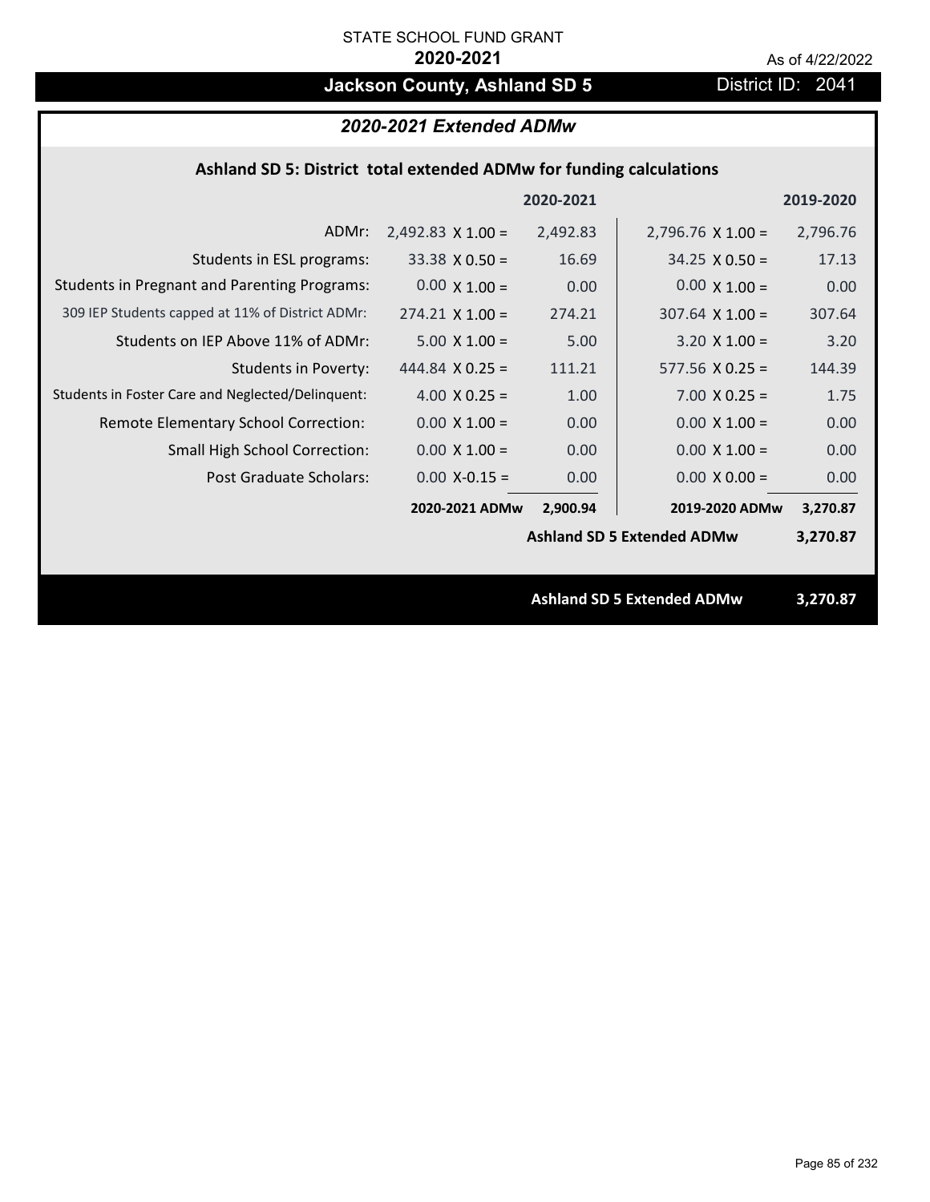STATE SCHOOL FUND GRANT

**2020-2021**

As of 4/22/2022

# Jackson County, Ashland SD 5

District ID: 2041

## *2020-2021 Extended ADMw*

### Ashland SD 5: District total extended ADMw for funding calculations

| | 2020-2021 | | 2019-2020 | |
|---|---|---|---|---|
| ADMr: | 2,492.83 X 1.00 = | 2,492.83 | 2,796.76 X 1.00 = | 2,796.76 |
| Students in ESL programs: | 33.38 X 0.50 = | 16.69 | 34.25 X 0.50 = | 17.13 |
| Students in Pregnant and Parenting Programs: | 0.00 X 1.00 = | 0.00 | 0.00 X 1.00 = | 0.00 |
| 309 IEP Students capped at 11% of District ADMr: | 274.21 X 1.00 = | 274.21 | 307.64 X 1.00 = | 307.64 |
| Students on IEP Above 11% of ADMr: | 5.00 X 1.00 = | 5.00 | 3.20 X 1.00 = | 3.20 |
| Students in Poverty: | 444.84 X 0.25 = | 111.21 | 577.56 X 0.25 = | 144.39 |
| Students in Foster Care and Neglected/Delinquent: | 4.00 X 0.25 = | 1.00 | 7.00 X 0.25 = | 1.75 |
| Remote Elementary School Correction: | 0.00 X 1.00 = | 0.00 | 0.00 X 1.00 = | 0.00 |
| Small High School Correction: | 0.00 X 1.00 = | 0.00 | 0.00 X 1.00 = | 0.00 |
| Post Graduate Scholars: | 0.00 X-0.15 = | 0.00 | 0.00 X 0.00 = | 0.00 |
| | **2020-2021 ADMw** | **2,900.94** | **2019-2020 ADMw** | **3,270.87** |
| | | | **Ashland SD 5 Extended ADMw** | **3,270.87** |

**Ashland SD 5 Extended ADMw** **3,270.87**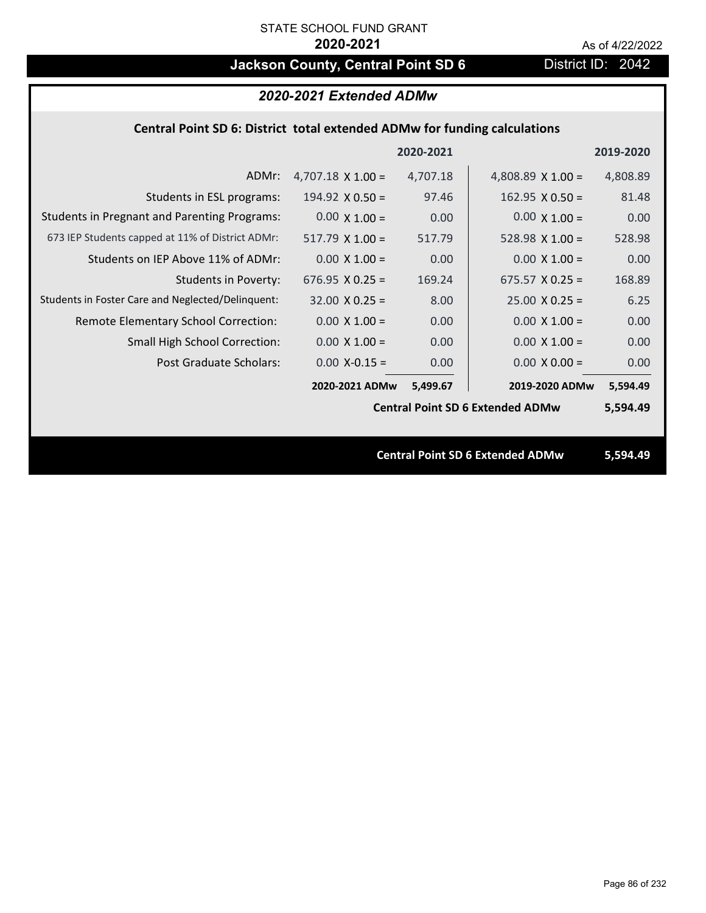STATE SCHOOL FUND GRANT

**2020-2021**

As of 4/22/2022

# Jackson County, Central Point SD 6

District ID: 2042

## *2020-2021 Extended ADMw*

### Central Point SD 6: District total extended ADMw for funding calculations

| | | 2020-2021 | | 2019-2020 |
|---|---|---|---|---|
| ADMr: | 4,707.18 X 1.00 = | 4,707.18 | 4,808.89 X 1.00 = | 4,808.89 |
| Students in ESL programs: | 194.92 X 0.50 = | 97.46 | 162.95 X 0.50 = | 81.48 |
| Students in Pregnant and Parenting Programs: | 0.00 X 1.00 = | 0.00 | 0.00 X 1.00 = | 0.00 |
| 673 IEP Students capped at 11% of District ADMr: | 517.79 X 1.00 = | 517.79 | 528.98 X 1.00 = | 528.98 |
| Students on IEP Above 11% of ADMr: | 0.00 X 1.00 = | 0.00 | 0.00 X 1.00 = | 0.00 |
| Students in Poverty: | 676.95 X 0.25 = | 169.24 | 675.57 X 0.25 = | 168.89 |
| Students in Foster Care and Neglected/Delinquent: | 32.00 X 0.25 = | 8.00 | 25.00 X 0.25 = | 6.25 |
| Remote Elementary School Correction: | 0.00 X 1.00 = | 0.00 | 0.00 X 1.00 = | 0.00 |
| Small High School Correction: | 0.00 X 1.00 = | 0.00 | 0.00 X 1.00 = | 0.00 |
| Post Graduate Scholars: | 0.00 X-0.15 = | 0.00 | 0.00 X 0.00 = | 0.00 |
| | **2020-2021 ADMw** | **5,499.67** | **2019-2020 ADMw** | **5,594.49** |
| | | | **Central Point SD 6 Extended ADMw** | **5,594.49** |

**Central Point SD 6 Extended ADMw** **5,594.49**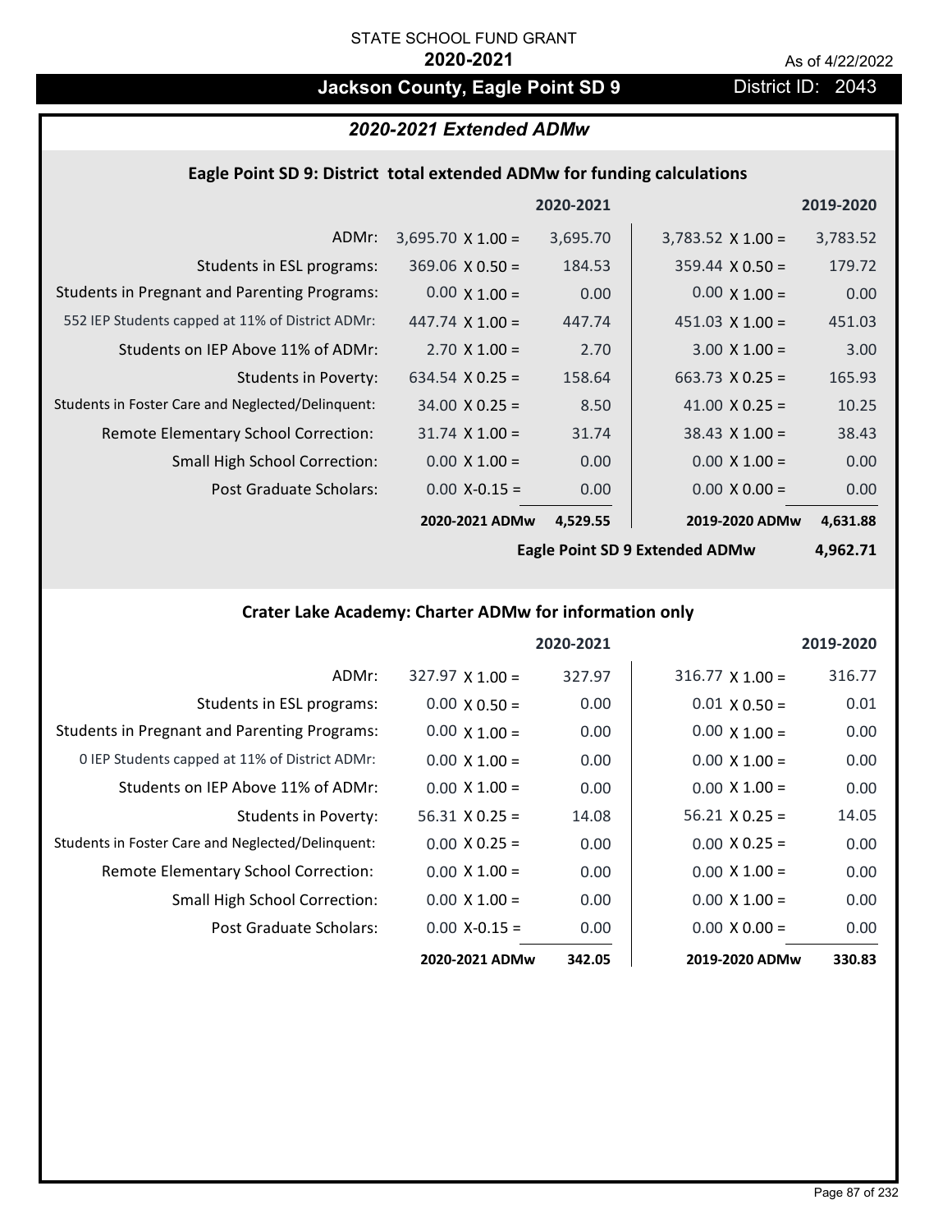STATE SCHOOL FUND GRANT

**2020-2021**

As of 4/22/2022

# Jackson County, Eagle Point SD 9

District ID: 2043

## *2020-2021 Extended ADMw*

### Eagle Point SD 9: District total extended ADMw for funding calculations

| | | 2020-2021 | | 2019-2020 |
|---|---|---|---|---|
| ADMr: | 3,695.70 X 1.00 = | 3,695.70 | 3,783.52 X 1.00 = | 3,783.52 |
| Students in ESL programs: | 369.06 X 0.50 = | 184.53 | 359.44 X 0.50 = | 179.72 |
| Students in Pregnant and Parenting Programs: | 0.00 X 1.00 = | 0.00 | 0.00 X 1.00 = | 0.00 |
| 552 IEP Students capped at 11% of District ADMr: | 447.74 X 1.00 = | 447.74 | 451.03 X 1.00 = | 451.03 |
| Students on IEP Above 11% of ADMr: | 2.70 X 1.00 = | 2.70 | 3.00 X 1.00 = | 3.00 |
| Students in Poverty: | 634.54 X 0.25 = | 158.64 | 663.73 X 0.25 = | 165.93 |
| Students in Foster Care and Neglected/Delinquent: | 34.00 X 0.25 = | 8.50 | 41.00 X 0.25 = | 10.25 |
| Remote Elementary School Correction: | 31.74 X 1.00 = | 31.74 | 38.43 X 1.00 = | 38.43 |
| Small High School Correction: | 0.00 X 1.00 = | 0.00 | 0.00 X 1.00 = | 0.00 |
| Post Graduate Scholars: | 0.00 X-0.15 = | 0.00 | 0.00 X 0.00 = | 0.00 |
| | **2020-2021 ADMw** | **4,529.55** | **2019-2020 ADMw** | **4,631.88** |
| | | | **Eagle Point SD 9 Extended ADMw** | **4,962.71** |

### Crater Lake Academy: Charter ADMw for information only

| | | 2020-2021 | | 2019-2020 |
|---|---|---|---|---|
| ADMr: | 327.97 X 1.00 = | 327.97 | 316.77 X 1.00 = | 316.77 |
| Students in ESL programs: | 0.00 X 0.50 = | 0.00 | 0.01 X 0.50 = | 0.01 |
| Students in Pregnant and Parenting Programs: | 0.00 X 1.00 = | 0.00 | 0.00 X 1.00 = | 0.00 |
| 0 IEP Students capped at 11% of District ADMr: | 0.00 X 1.00 = | 0.00 | 0.00 X 1.00 = | 0.00 |
| Students on IEP Above 11% of ADMr: | 0.00 X 1.00 = | 0.00 | 0.00 X 1.00 = | 0.00 |
| Students in Poverty: | 56.31 X 0.25 = | 14.08 | 56.21 X 0.25 = | 14.05 |
| Students in Foster Care and Neglected/Delinquent: | 0.00 X 0.25 = | 0.00 | 0.00 X 0.25 = | 0.00 |
| Remote Elementary School Correction: | 0.00 X 1.00 = | 0.00 | 0.00 X 1.00 = | 0.00 |
| Small High School Correction: | 0.00 X 1.00 = | 0.00 | 0.00 X 1.00 = | 0.00 |
| Post Graduate Scholars: | 0.00 X-0.15 = | 0.00 | 0.00 X 0.00 = | 0.00 |
| | **2020-2021 ADMw** | **342.05** | **2019-2020 ADMw** | **330.83** |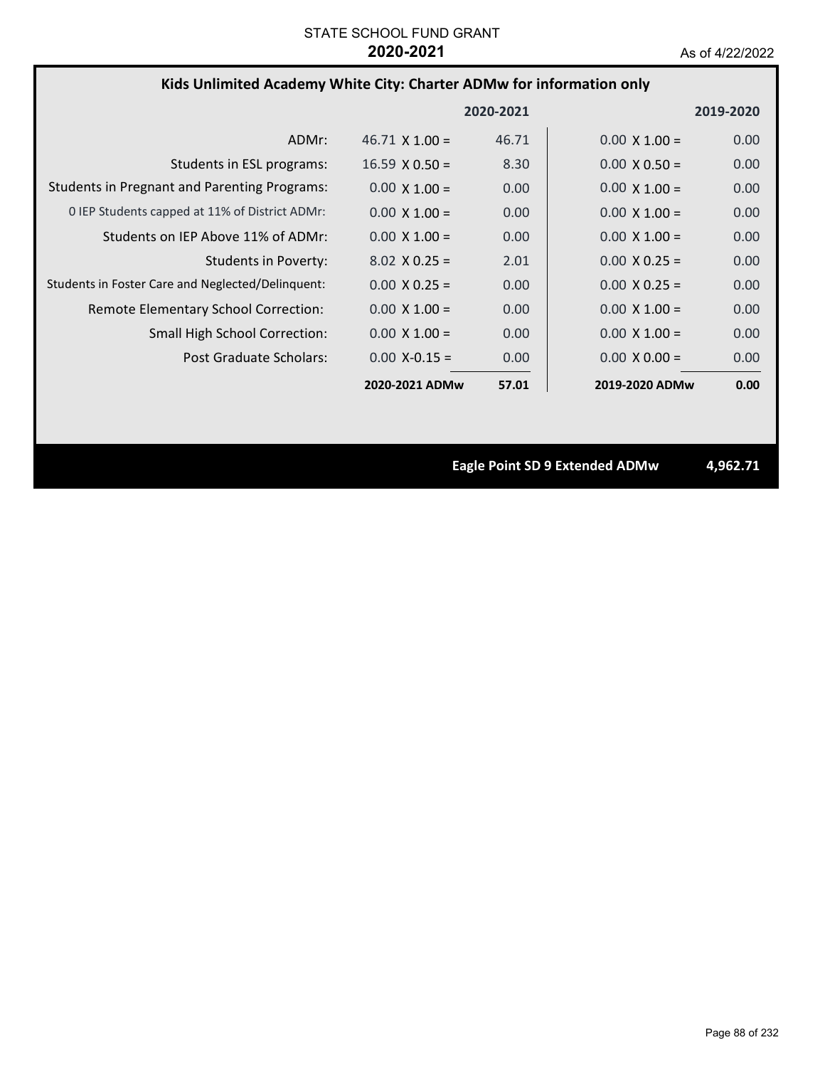STATE SCHOOL FUND GRANT

**2020-2021**

As of 4/22/2022

## Kids Unlimited Academy White City: Charter ADMw for information only

| | | 2020-2021 | | 2019-2020 |
|---|---|---|---|---|
| ADMr: | 46.71 X 1.00 = | 46.71 | 0.00 X 1.00 = | 0.00 |
| Students in ESL programs: | 16.59 X 0.50 = | 8.30 | 0.00 X 0.50 = | 0.00 |
| Students in Pregnant and Parenting Programs: | 0.00 X 1.00 = | 0.00 | 0.00 X 1.00 = | 0.00 |
| 0 IEP Students capped at 11% of District ADMr: | 0.00 X 1.00 = | 0.00 | 0.00 X 1.00 = | 0.00 |
| Students on IEP Above 11% of ADMr: | 0.00 X 1.00 = | 0.00 | 0.00 X 1.00 = | 0.00 |
| Students in Poverty: | 8.02 X 0.25 = | 2.01 | 0.00 X 0.25 = | 0.00 |
| Students in Foster Care and Neglected/Delinquent: | 0.00 X 0.25 = | 0.00 | 0.00 X 0.25 = | 0.00 |
| Remote Elementary School Correction: | 0.00 X 1.00 = | 0.00 | 0.00 X 1.00 = | 0.00 |
| Small High School Correction: | 0.00 X 1.00 = | 0.00 | 0.00 X 1.00 = | 0.00 |
| Post Graduate Scholars: | 0.00 X-0.15 = | 0.00 | 0.00 X 0.00 = | 0.00 |
| | **2020-2021 ADMw** | **57.01** | **2019-2020 ADMw** | **0.00** |

**Eagle Point SD 9 Extended ADMw** **4,962.71**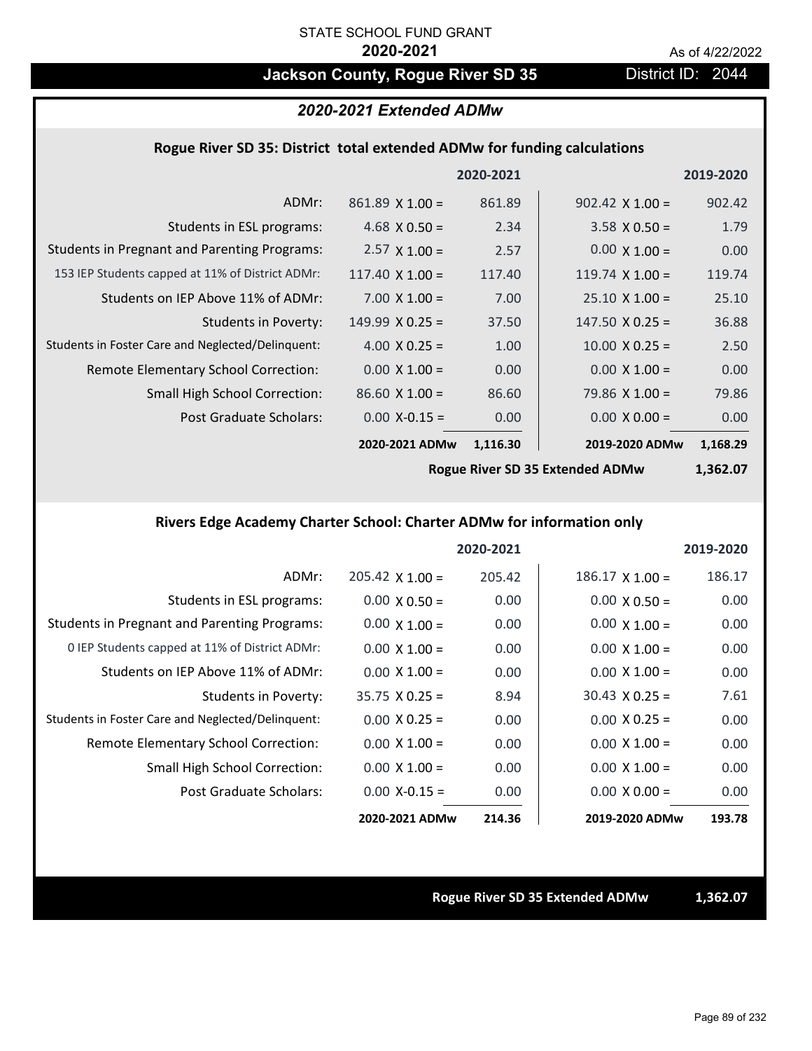STATE SCHOOL FUND GRANT

**2020-2021**

As of 4/22/2022

# Jackson County, Rogue River SD 35

District ID: 2044

## *2020-2021 Extended ADMw*

### Rogue River SD 35: District total extended ADMw for funding calculations

| | 2020-2021 | | 2019-2020 | |
|---|---|---|---|---|
| ADMr: | 861.89 X 1.00 = | 861.89 | 902.42 X 1.00 = | 902.42 |
| Students in ESL programs: | 4.68 X 0.50 = | 2.34 | 3.58 X 0.50 = | 1.79 |
| Students in Pregnant and Parenting Programs: | 2.57 X 1.00 = | 2.57 | 0.00 X 1.00 = | 0.00 |
| 153 IEP Students capped at 11% of District ADMr: | 117.40 X 1.00 = | 117.40 | 119.74 X 1.00 = | 119.74 |
| Students on IEP Above 11% of ADMr: | 7.00 X 1.00 = | 7.00 | 25.10 X 1.00 = | 25.10 |
| Students in Poverty: | 149.99 X 0.25 = | 37.50 | 147.50 X 0.25 = | 36.88 |
| Students in Foster Care and Neglected/Delinquent: | 4.00 X 0.25 = | 1.00 | 10.00 X 0.25 = | 2.50 |
| Remote Elementary School Correction: | 0.00 X 1.00 = | 0.00 | 0.00 X 1.00 = | 0.00 |
| Small High School Correction: | 86.60 X 1.00 = | 86.60 | 79.86 X 1.00 = | 79.86 |
| Post Graduate Scholars: | 0.00 X-0.15 = | 0.00 | 0.00 X 0.00 = | 0.00 |
| | **2020-2021 ADMw** | **1,116.30** | **2019-2020 ADMw** | **1,168.29** |
| | | | **Rogue River SD 35 Extended ADMw** | **1,362.07** |

### Rivers Edge Academy Charter School: Charter ADMw for information only

| | 2020-2021 | | 2019-2020 | |
|---|---|---|---|---|
| ADMr: | 205.42 X 1.00 = | 205.42 | 186.17 X 1.00 = | 186.17 |
| Students in ESL programs: | 0.00 X 0.50 = | 0.00 | 0.00 X 0.50 = | 0.00 |
| Students in Pregnant and Parenting Programs: | 0.00 X 1.00 = | 0.00 | 0.00 X 1.00 = | 0.00 |
| 0 IEP Students capped at 11% of District ADMr: | 0.00 X 1.00 = | 0.00 | 0.00 X 1.00 = | 0.00 |
| Students on IEP Above 11% of ADMr: | 0.00 X 1.00 = | 0.00 | 0.00 X 1.00 = | 0.00 |
| Students in Poverty: | 35.75 X 0.25 = | 8.94 | 30.43 X 0.25 = | 7.61 |
| Students in Foster Care and Neglected/Delinquent: | 0.00 X 0.25 = | 0.00 | 0.00 X 0.25 = | 0.00 |
| Remote Elementary School Correction: | 0.00 X 1.00 = | 0.00 | 0.00 X 1.00 = | 0.00 |
| Small High School Correction: | 0.00 X 1.00 = | 0.00 | 0.00 X 1.00 = | 0.00 |
| Post Graduate Scholars: | 0.00 X-0.15 = | 0.00 | 0.00 X 0.00 = | 0.00 |
| | **2020-2021 ADMw** | **214.36** | **2019-2020 ADMw** | **193.78** |

**Rogue River SD 35 Extended ADMw** **1,362.07**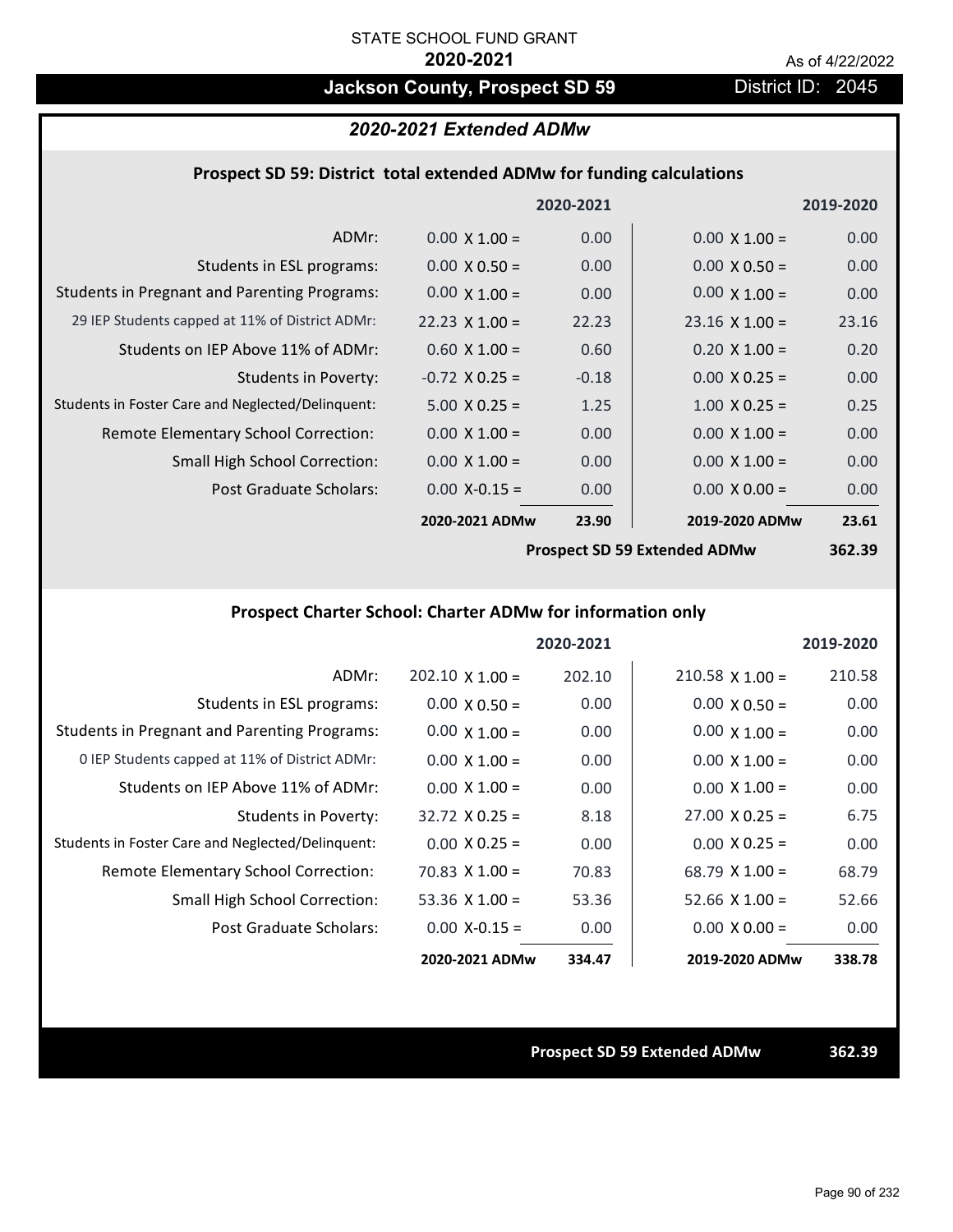STATE SCHOOL FUND GRANT

**2020-2021**

As of 4/22/2022

# Jackson County, Prospect SD 59

District ID: 2045

## *2020-2021 Extended ADMw*

### Prospect SD 59: District total extended ADMw for funding calculations

| | | 2020-2021 | | 2019-2020 |
|---|---|---|---|---|
| ADMr: | 0.00 X 1.00 = | 0.00 | 0.00 X 1.00 = | 0.00 |
| Students in ESL programs: | 0.00 X 0.50 = | 0.00 | 0.00 X 0.50 = | 0.00 |
| Students in Pregnant and Parenting Programs: | 0.00 X 1.00 = | 0.00 | 0.00 X 1.00 = | 0.00 |
| 29 IEP Students capped at 11% of District ADMr: | 22.23 X 1.00 = | 22.23 | 23.16 X 1.00 = | 23.16 |
| Students on IEP Above 11% of ADMr: | 0.60 X 1.00 = | 0.60 | 0.20 X 1.00 = | 0.20 |
| Students in Poverty: | -0.72 X 0.25 = | -0.18 | 0.00 X 0.25 = | 0.00 |
| Students in Foster Care and Neglected/Delinquent: | 5.00 X 0.25 = | 1.25 | 1.00 X 0.25 = | 0.25 |
| Remote Elementary School Correction: | 0.00 X 1.00 = | 0.00 | 0.00 X 1.00 = | 0.00 |
| Small High School Correction: | 0.00 X 1.00 = | 0.00 | 0.00 X 1.00 = | 0.00 |
| Post Graduate Scholars: | 0.00 X-0.15 = | 0.00 | 0.00 X 0.00 = | 0.00 |
| | **2020-2021 ADMw** | **23.90** | **2019-2020 ADMw** | **23.61** |
| | | | **Prospect SD 59 Extended ADMw** | **362.39** |

### Prospect Charter School: Charter ADMw for information only

| | | 2020-2021 | | 2019-2020 |
|---|---|---|---|---|
| ADMr: | 202.10 X 1.00 = | 202.10 | 210.58 X 1.00 = | 210.58 |
| Students in ESL programs: | 0.00 X 0.50 = | 0.00 | 0.00 X 0.50 = | 0.00 |
| Students in Pregnant and Parenting Programs: | 0.00 X 1.00 = | 0.00 | 0.00 X 1.00 = | 0.00 |
| 0 IEP Students capped at 11% of District ADMr: | 0.00 X 1.00 = | 0.00 | 0.00 X 1.00 = | 0.00 |
| Students on IEP Above 11% of ADMr: | 0.00 X 1.00 = | 0.00 | 0.00 X 1.00 = | 0.00 |
| Students in Poverty: | 32.72 X 0.25 = | 8.18 | 27.00 X 0.25 = | 6.75 |
| Students in Foster Care and Neglected/Delinquent: | 0.00 X 0.25 = | 0.00 | 0.00 X 0.25 = | 0.00 |
| Remote Elementary School Correction: | 70.83 X 1.00 = | 70.83 | 68.79 X 1.00 = | 68.79 |
| Small High School Correction: | 53.36 X 1.00 = | 53.36 | 52.66 X 1.00 = | 52.66 |
| Post Graduate Scholars: | 0.00 X-0.15 = | 0.00 | 0.00 X 0.00 = | 0.00 |
| | **2020-2021 ADMw** | **334.47** | **2019-2020 ADMw** | **338.78** |

**Prospect SD 59 Extended ADMw** **362.39**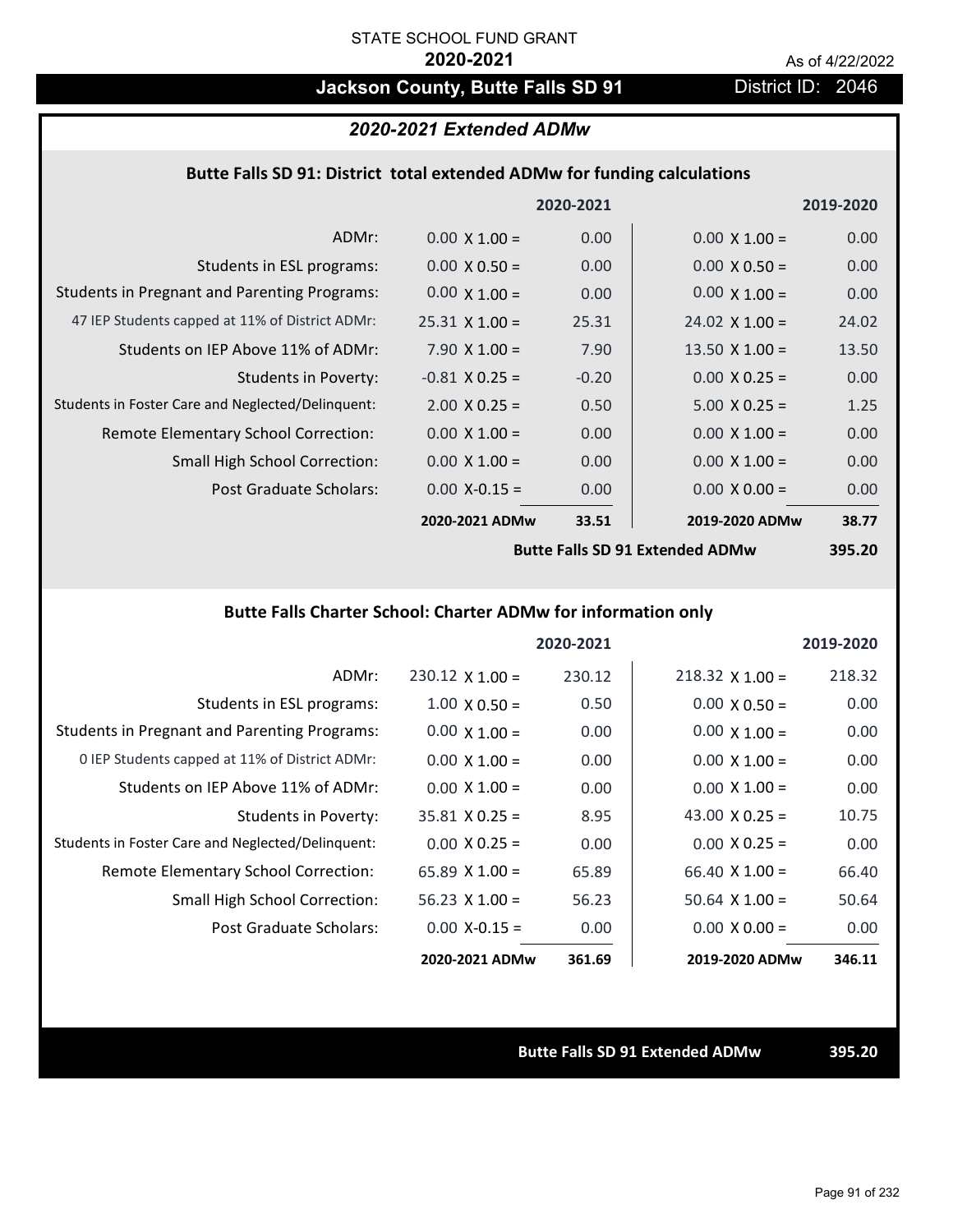STATE SCHOOL FUND GRANT

**2020-2021**

As of 4/22/2022

## Jackson County, Butte Falls SD 91

District ID: 2046

### *2020-2021 Extended ADMw*

#### Butte Falls SD 91: District total extended ADMw for funding calculations

| | 2020-2021 | | 2019-2020 | |
|---|---|---|---|---|
| ADMr: | 0.00 X 1.00 = | 0.00 | 0.00 X 1.00 = | 0.00 |
| Students in ESL programs: | 0.00 X 0.50 = | 0.00 | 0.00 X 0.50 = | 0.00 |
| Students in Pregnant and Parenting Programs: | 0.00 X 1.00 = | 0.00 | 0.00 X 1.00 = | 0.00 |
| 47 IEP Students capped at 11% of District ADMr: | 25.31 X 1.00 = | 25.31 | 24.02 X 1.00 = | 24.02 |
| Students on IEP Above 11% of ADMr: | 7.90 X 1.00 = | 7.90 | 13.50 X 1.00 = | 13.50 |
| Students in Poverty: | -0.81 X 0.25 = | -0.20 | 0.00 X 0.25 = | 0.00 |
| Students in Foster Care and Neglected/Delinquent: | 2.00 X 0.25 = | 0.50 | 5.00 X 0.25 = | 1.25 |
| Remote Elementary School Correction: | 0.00 X 1.00 = | 0.00 | 0.00 X 1.00 = | 0.00 |
| Small High School Correction: | 0.00 X 1.00 = | 0.00 | 0.00 X 1.00 = | 0.00 |
| Post Graduate Scholars: | 0.00 X-0.15 = | 0.00 | 0.00 X 0.00 = | 0.00 |
| | **2020-2021 ADMw** | **33.51** | **2019-2020 ADMw** | **38.77** |
| | | | **Butte Falls SD 91 Extended ADMw** | **395.20** |

#### Butte Falls Charter School: Charter ADMw for information only

| | 2020-2021 | | 2019-2020 | |
|---|---|---|---|---|
| ADMr: | 230.12 X 1.00 = | 230.12 | 218.32 X 1.00 = | 218.32 |
| Students in ESL programs: | 1.00 X 0.50 = | 0.50 | 0.00 X 0.50 = | 0.00 |
| Students in Pregnant and Parenting Programs: | 0.00 X 1.00 = | 0.00 | 0.00 X 1.00 = | 0.00 |
| 0 IEP Students capped at 11% of District ADMr: | 0.00 X 1.00 = | 0.00 | 0.00 X 1.00 = | 0.00 |
| Students on IEP Above 11% of ADMr: | 0.00 X 1.00 = | 0.00 | 0.00 X 1.00 = | 0.00 |
| Students in Poverty: | 35.81 X 0.25 = | 8.95 | 43.00 X 0.25 = | 10.75 |
| Students in Foster Care and Neglected/Delinquent: | 0.00 X 0.25 = | 0.00 | 0.00 X 0.25 = | 0.00 |
| Remote Elementary School Correction: | 65.89 X 1.00 = | 65.89 | 66.40 X 1.00 = | 66.40 |
| Small High School Correction: | 56.23 X 1.00 = | 56.23 | 50.64 X 1.00 = | 50.64 |
| Post Graduate Scholars: | 0.00 X-0.15 = | 0.00 | 0.00 X 0.00 = | 0.00 |
| | **2020-2021 ADMw** | **361.69** | **2019-2020 ADMw** | **346.11** |

**Butte Falls SD 91 Extended ADMw** **395.20**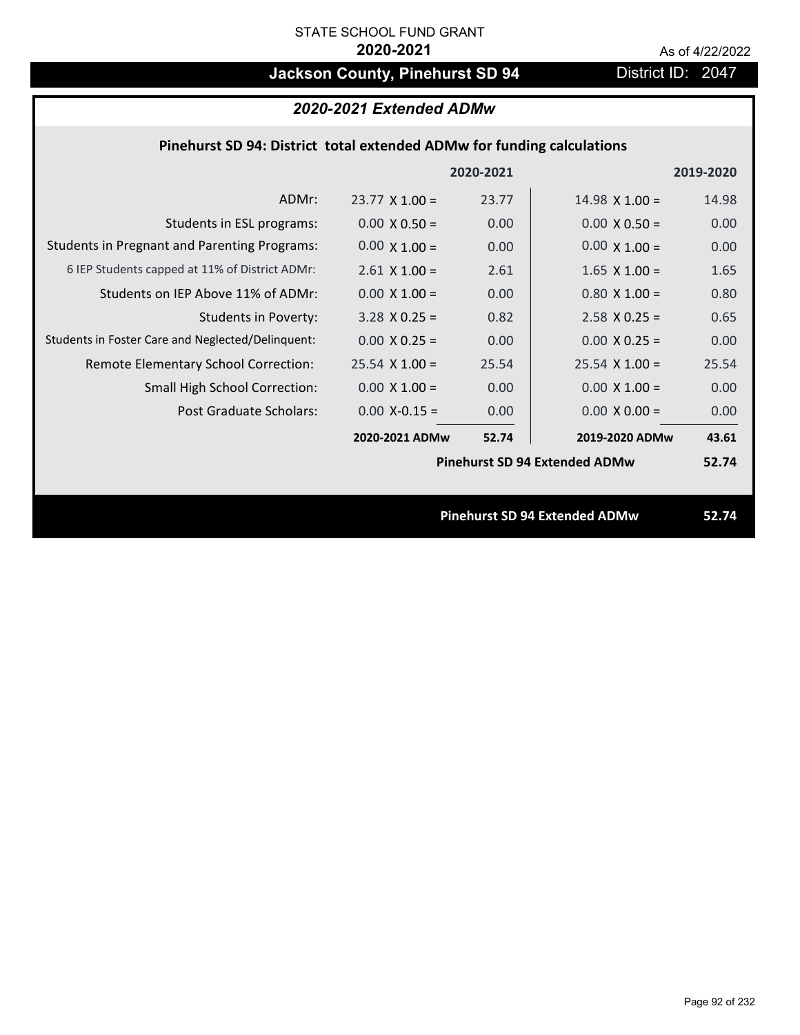STATE SCHOOL FUND GRANT

**2020-2021**

As of 4/22/2022

# Jackson County, Pinehurst SD 94

District ID: 2047

## *2020-2021 Extended ADMw*

### Pinehurst SD 94: District total extended ADMw for funding calculations

| | | 2020-2021 | | 2019-2020 |
|---|---|---|---|---|
| ADMr: | 23.77 X 1.00 = | 23.77 | 14.98 X 1.00 = | 14.98 |
| Students in ESL programs: | 0.00 X 0.50 = | 0.00 | 0.00 X 0.50 = | 0.00 |
| Students in Pregnant and Parenting Programs: | 0.00 X 1.00 = | 0.00 | 0.00 X 1.00 = | 0.00 |
| 6 IEP Students capped at 11% of District ADMr: | 2.61 X 1.00 = | 2.61 | 1.65 X 1.00 = | 1.65 |
| Students on IEP Above 11% of ADMr: | 0.00 X 1.00 = | 0.00 | 0.80 X 1.00 = | 0.80 |
| Students in Poverty: | 3.28 X 0.25 = | 0.82 | 2.58 X 0.25 = | 0.65 |
| Students in Foster Care and Neglected/Delinquent: | 0.00 X 0.25 = | 0.00 | 0.00 X 0.25 = | 0.00 |
| Remote Elementary School Correction: | 25.54 X 1.00 = | 25.54 | 25.54 X 1.00 = | 25.54 |
| Small High School Correction: | 0.00 X 1.00 = | 0.00 | 0.00 X 1.00 = | 0.00 |
| Post Graduate Scholars: | 0.00 X-0.15 = | 0.00 | 0.00 X 0.00 = | 0.00 |
| | **2020-2021 ADMw** | **52.74** | **2019-2020 ADMw** | **43.61** |
| | | | **Pinehurst SD 94 Extended ADMw** | **52.74** |

**Pinehurst SD 94 Extended ADMw** **52.74**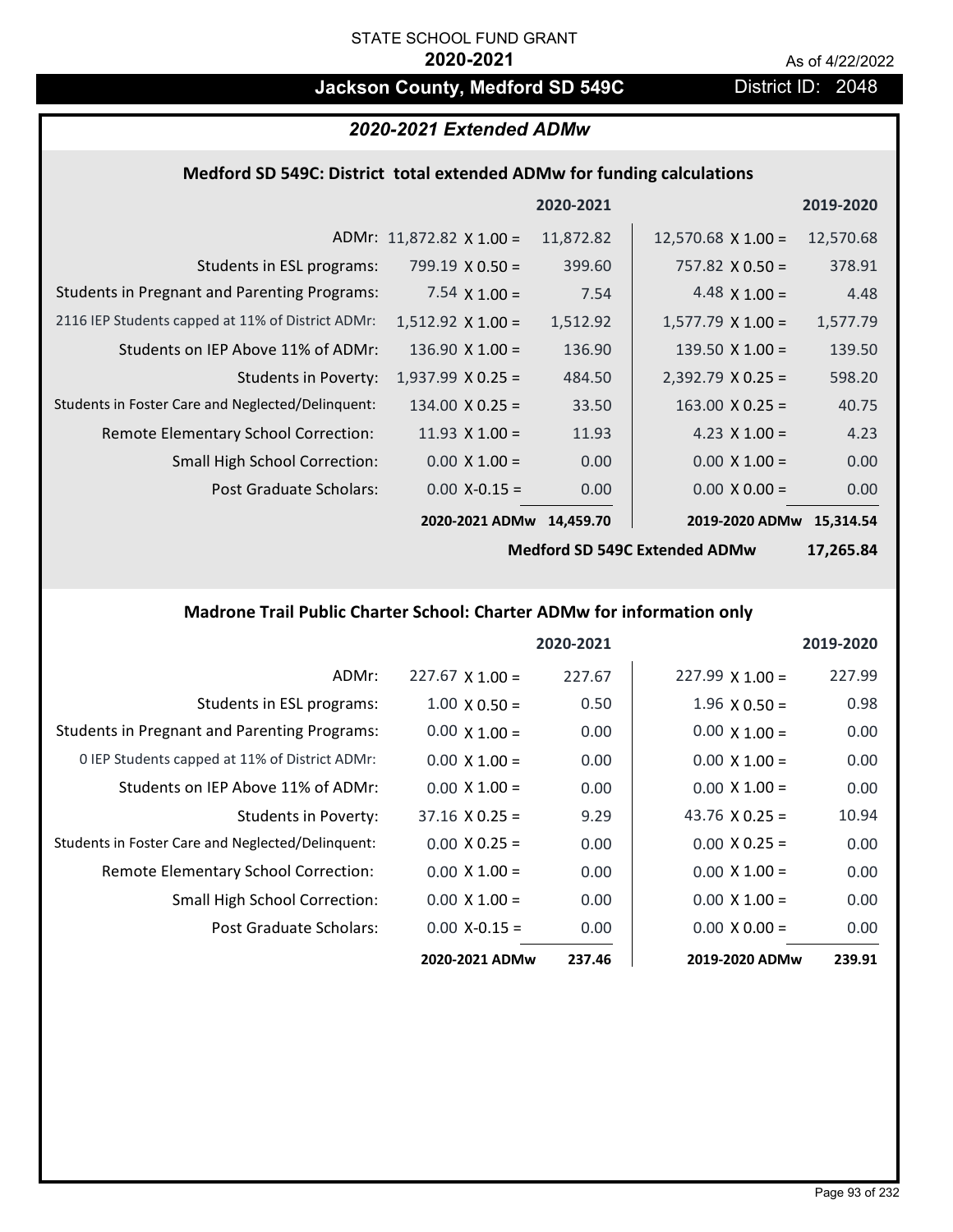STATE SCHOOL FUND GRANT

**2020-2021**

As of 4/22/2022

## Jackson County, Medford SD 549C

District ID: 2048

### *2020-2021 Extended ADMw*

#### Medford SD 549C: District total extended ADMw for funding calculations

| | | 2020-2021 | | 2019-2020 |
|---|---|---|---|---|
| ADMr: | 11,872.82 X 1.00 = | 11,872.82 | 12,570.68 X 1.00 = | 12,570.68 |
| Students in ESL programs: | 799.19 X 0.50 = | 399.60 | 757.82 X 0.50 = | 378.91 |
| Students in Pregnant and Parenting Programs: | 7.54 X 1.00 = | 7.54 | 4.48 X 1.00 = | 4.48 |
| 2116 IEP Students capped at 11% of District ADMr: | 1,512.92 X 1.00 = | 1,512.92 | 1,577.79 X 1.00 = | 1,577.79 |
| Students on IEP Above 11% of ADMr: | 136.90 X 1.00 = | 136.90 | 139.50 X 1.00 = | 139.50 |
| Students in Poverty: | 1,937.99 X 0.25 = | 484.50 | 2,392.79 X 0.25 = | 598.20 |
| Students in Foster Care and Neglected/Delinquent: | 134.00 X 0.25 = | 33.50 | 163.00 X 0.25 = | 40.75 |
| Remote Elementary School Correction: | 11.93 X 1.00 = | 11.93 | 4.23 X 1.00 = | 4.23 |
| Small High School Correction: | 0.00 X 1.00 = | 0.00 | 0.00 X 1.00 = | 0.00 |
| Post Graduate Scholars: | 0.00 X-0.15 = | 0.00 | 0.00 X 0.00 = | 0.00 |
| | **2020-2021 ADMw** | **14,459.70** | **2019-2020 ADMw** | **15,314.54** |
| | | | **Medford SD 549C Extended ADMw** | **17,265.84** |

#### Madrone Trail Public Charter School: Charter ADMw for information only

| | | 2020-2021 | | 2019-2020 |
|---|---|---|---|---|
| ADMr: | 227.67 X 1.00 = | 227.67 | 227.99 X 1.00 = | 227.99 |
| Students in ESL programs: | 1.00 X 0.50 = | 0.50 | 1.96 X 0.50 = | 0.98 |
| Students in Pregnant and Parenting Programs: | 0.00 X 1.00 = | 0.00 | 0.00 X 1.00 = | 0.00 |
| 0 IEP Students capped at 11% of District ADMr: | 0.00 X 1.00 = | 0.00 | 0.00 X 1.00 = | 0.00 |
| Students on IEP Above 11% of ADMr: | 0.00 X 1.00 = | 0.00 | 0.00 X 1.00 = | 0.00 |
| Students in Poverty: | 37.16 X 0.25 = | 9.29 | 43.76 X 0.25 = | 10.94 |
| Students in Foster Care and Neglected/Delinquent: | 0.00 X 0.25 = | 0.00 | 0.00 X 0.25 = | 0.00 |
| Remote Elementary School Correction: | 0.00 X 1.00 = | 0.00 | 0.00 X 1.00 = | 0.00 |
| Small High School Correction: | 0.00 X 1.00 = | 0.00 | 0.00 X 1.00 = | 0.00 |
| Post Graduate Scholars: | 0.00 X-0.15 = | 0.00 | 0.00 X 0.00 = | 0.00 |
| | **2020-2021 ADMw** | **237.46** | **2019-2020 ADMw** | **239.91** |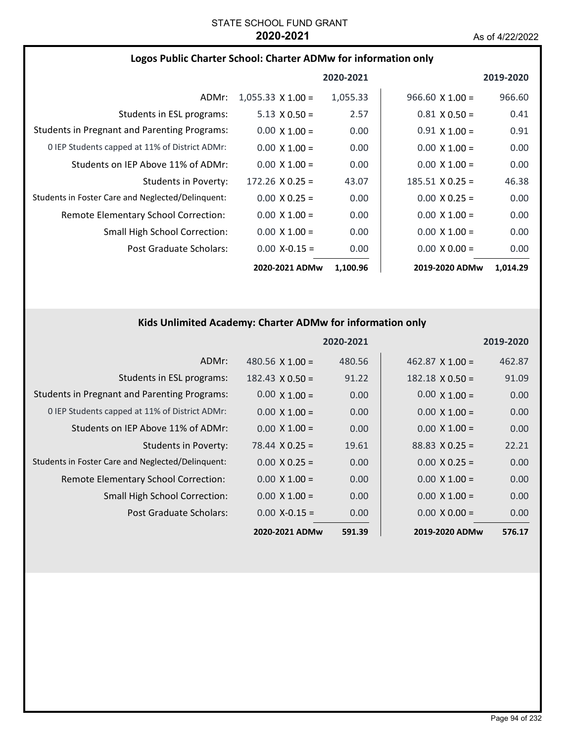STATE SCHOOL FUND GRANT
**2020-2021**
As of 4/22/2022

## Logos Public Charter School: Charter ADMw for information only

| | 2020-2021 | | 2019-2020 | |
|---|---|---|---|---|
| ADMr: | 1,055.33 X 1.00 = | 1,055.33 | 966.60 X 1.00 = | 966.60 |
| Students in ESL programs: | 5.13 X 0.50 = | 2.57 | 0.81 X 0.50 = | 0.41 |
| Students in Pregnant and Parenting Programs: | 0.00 X 1.00 = | 0.00 | 0.91 X 1.00 = | 0.91 |
| 0 IEP Students capped at 11% of District ADMr: | 0.00 X 1.00 = | 0.00 | 0.00 X 1.00 = | 0.00 |
| Students on IEP Above 11% of ADMr: | 0.00 X 1.00 = | 0.00 | 0.00 X 1.00 = | 0.00 |
| Students in Poverty: | 172.26 X 0.25 = | 43.07 | 185.51 X 0.25 = | 46.38 |
| Students in Foster Care and Neglected/Delinquent: | 0.00 X 0.25 = | 0.00 | 0.00 X 0.25 = | 0.00 |
| Remote Elementary School Correction: | 0.00 X 1.00 = | 0.00 | 0.00 X 1.00 = | 0.00 |
| Small High School Correction: | 0.00 X 1.00 = | 0.00 | 0.00 X 1.00 = | 0.00 |
| Post Graduate Scholars: | 0.00 X-0.15 = | 0.00 | 0.00 X 0.00 = | 0.00 |
| | **2020-2021 ADMw** | **1,100.96** | **2019-2020 ADMw** | **1,014.29** |

## Kids Unlimited Academy: Charter ADMw for information only

| | 2020-2021 | | 2019-2020 | |
|---|---|---|---|---|
| ADMr: | 480.56 X 1.00 = | 480.56 | 462.87 X 1.00 = | 462.87 |
| Students in ESL programs: | 182.43 X 0.50 = | 91.22 | 182.18 X 0.50 = | 91.09 |
| Students in Pregnant and Parenting Programs: | 0.00 X 1.00 = | 0.00 | 0.00 X 1.00 = | 0.00 |
| 0 IEP Students capped at 11% of District ADMr: | 0.00 X 1.00 = | 0.00 | 0.00 X 1.00 = | 0.00 |
| Students on IEP Above 11% of ADMr: | 0.00 X 1.00 = | 0.00 | 0.00 X 1.00 = | 0.00 |
| Students in Poverty: | 78.44 X 0.25 = | 19.61 | 88.83 X 0.25 = | 22.21 |
| Students in Foster Care and Neglected/Delinquent: | 0.00 X 0.25 = | 0.00 | 0.00 X 0.25 = | 0.00 |
| Remote Elementary School Correction: | 0.00 X 1.00 = | 0.00 | 0.00 X 1.00 = | 0.00 |
| Small High School Correction: | 0.00 X 1.00 = | 0.00 | 0.00 X 1.00 = | 0.00 |
| Post Graduate Scholars: | 0.00 X-0.15 = | 0.00 | 0.00 X 0.00 = | 0.00 |
| | **2020-2021 ADMw** | **591.39** | **2019-2020 ADMw** | **576.17** |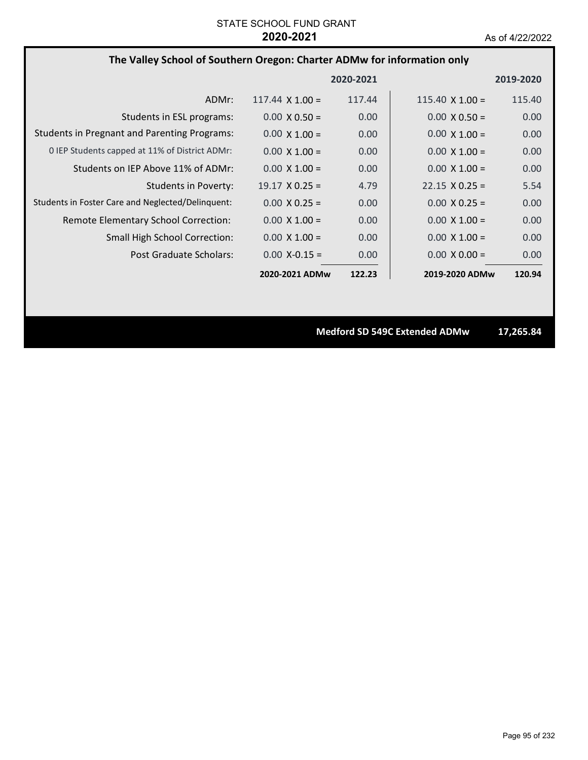STATE SCHOOL FUND GRANT

**2020-2021**

As of 4/22/2022

## The Valley School of Southern Oregon: Charter ADMw for information only

| | | 2020-2021 | | 2019-2020 |
|---|---|---|---|---|
| ADMr: | 117.44 X 1.00 = | 117.44 | 115.40 X 1.00 = | 115.40 |
| Students in ESL programs: | 0.00 X 0.50 = | 0.00 | 0.00 X 0.50 = | 0.00 |
| Students in Pregnant and Parenting Programs: | 0.00 X 1.00 = | 0.00 | 0.00 X 1.00 = | 0.00 |
| 0 IEP Students capped at 11% of District ADMr: | 0.00 X 1.00 = | 0.00 | 0.00 X 1.00 = | 0.00 |
| Students on IEP Above 11% of ADMr: | 0.00 X 1.00 = | 0.00 | 0.00 X 1.00 = | 0.00 |
| Students in Poverty: | 19.17 X 0.25 = | 4.79 | 22.15 X 0.25 = | 5.54 |
| Students in Foster Care and Neglected/Delinquent: | 0.00 X 0.25 = | 0.00 | 0.00 X 0.25 = | 0.00 |
| Remote Elementary School Correction: | 0.00 X 1.00 = | 0.00 | 0.00 X 1.00 = | 0.00 |
| Small High School Correction: | 0.00 X 1.00 = | 0.00 | 0.00 X 1.00 = | 0.00 |
| Post Graduate Scholars: | 0.00 X-0.15 = | 0.00 | 0.00 X 0.00 = | 0.00 |
| | **2020-2021 ADMw** | **122.23** | **2019-2020 ADMw** | **120.94** |

**Medford SD 549C Extended ADMw** **17,265.84**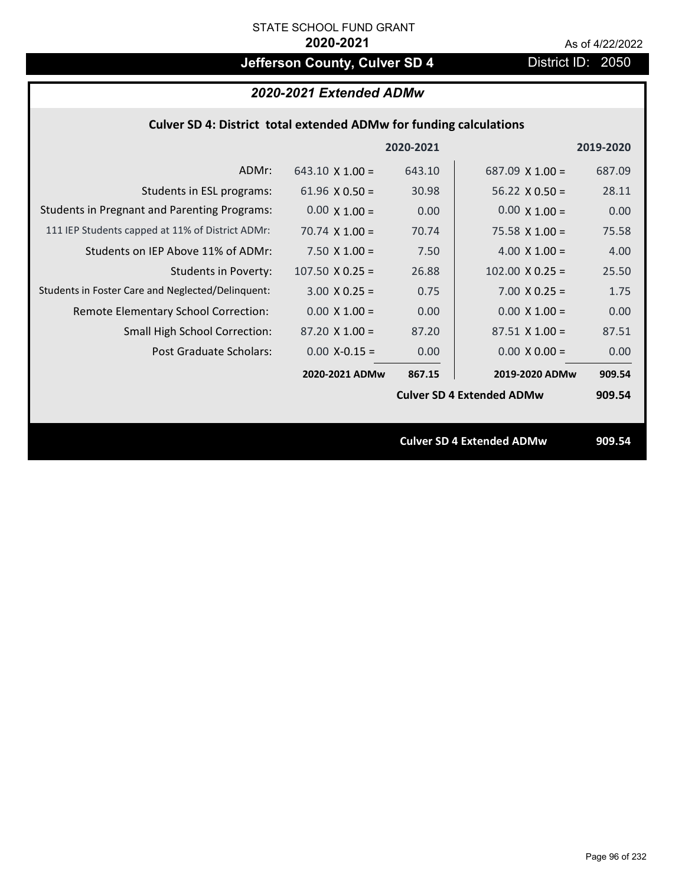STATE SCHOOL FUND GRANT

**2020-2021**

As of 4/22/2022

# Jefferson County, Culver SD 4

District ID: 2050

## *2020-2021 Extended ADMw*

### Culver SD 4: District total extended ADMw for funding calculations

| | | 2020-2021 | | 2019-2020 |
|---|---|---|---|---|
| ADMr: | 643.10 X 1.00 = | 643.10 | 687.09 X 1.00 = | 687.09 |
| Students in ESL programs: | 61.96 X 0.50 = | 30.98 | 56.22 X 0.50 = | 28.11 |
| Students in Pregnant and Parenting Programs: | 0.00 X 1.00 = | 0.00 | 0.00 X 1.00 = | 0.00 |
| 111 IEP Students capped at 11% of District ADMr: | 70.74 X 1.00 = | 70.74 | 75.58 X 1.00 = | 75.58 |
| Students on IEP Above 11% of ADMr: | 7.50 X 1.00 = | 7.50 | 4.00 X 1.00 = | 4.00 |
| Students in Poverty: | 107.50 X 0.25 = | 26.88 | 102.00 X 0.25 = | 25.50 |
| Students in Foster Care and Neglected/Delinquent: | 3.00 X 0.25 = | 0.75 | 7.00 X 0.25 = | 1.75 |
| Remote Elementary School Correction: | 0.00 X 1.00 = | 0.00 | 0.00 X 1.00 = | 0.00 |
| Small High School Correction: | 87.20 X 1.00 = | 87.20 | 87.51 X 1.00 = | 87.51 |
| Post Graduate Scholars: | 0.00 X-0.15 = | 0.00 | 0.00 X 0.00 = | 0.00 |
| | **2020-2021 ADMw** | **867.15** | **2019-2020 ADMw** | **909.54** |
| | | | **Culver SD 4 Extended ADMw** | **909.54** |

**Culver SD 4 Extended ADMw** **909.54**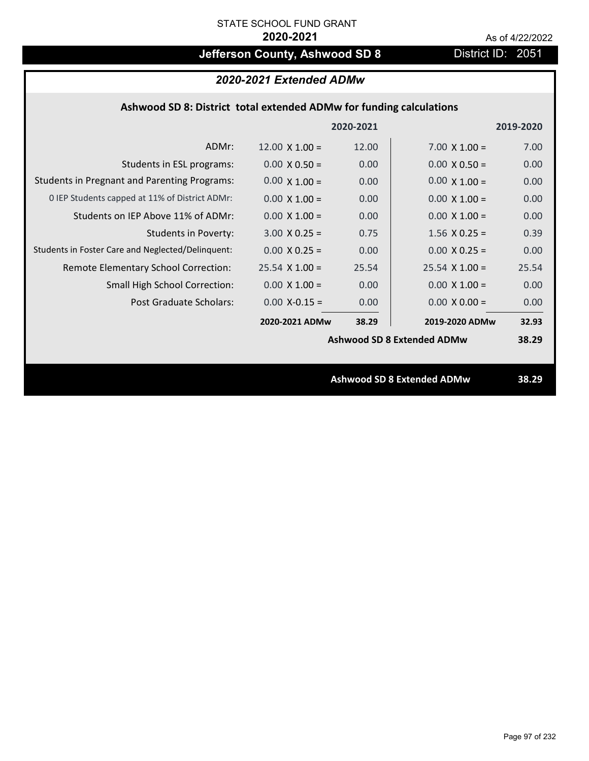STATE SCHOOL FUND GRANT

**2020-2021**

As of 4/22/2022

# Jefferson County, Ashwood SD 8

District ID: 2051

## *2020-2021 Extended ADMw*

### Ashwood SD 8: District total extended ADMw for funding calculations

| | | 2020-2021 | | 2019-2020 |
|---|---|---|---|---|
| ADMr: | 12.00 X 1.00 = | 12.00 | 7.00 X 1.00 = | 7.00 |
| Students in ESL programs: | 0.00 X 0.50 = | 0.00 | 0.00 X 0.50 = | 0.00 |
| Students in Pregnant and Parenting Programs: | 0.00 X 1.00 = | 0.00 | 0.00 X 1.00 = | 0.00 |
| 0 IEP Students capped at 11% of District ADMr: | 0.00 X 1.00 = | 0.00 | 0.00 X 1.00 = | 0.00 |
| Students on IEP Above 11% of ADMr: | 0.00 X 1.00 = | 0.00 | 0.00 X 1.00 = | 0.00 |
| Students in Poverty: | 3.00 X 0.25 = | 0.75 | 1.56 X 0.25 = | 0.39 |
| Students in Foster Care and Neglected/Delinquent: | 0.00 X 0.25 = | 0.00 | 0.00 X 0.25 = | 0.00 |
| Remote Elementary School Correction: | 25.54 X 1.00 = | 25.54 | 25.54 X 1.00 = | 25.54 |
| Small High School Correction: | 0.00 X 1.00 = | 0.00 | 0.00 X 1.00 = | 0.00 |
| Post Graduate Scholars: | 0.00 X-0.15 = | 0.00 | 0.00 X 0.00 = | 0.00 |
| | **2020-2021 ADMw** | **38.29** | **2019-2020 ADMw** | **32.93** |
| | | | **Ashwood SD 8 Extended ADMw** | **38.29** |

**Ashwood SD 8 Extended ADMw** **38.29**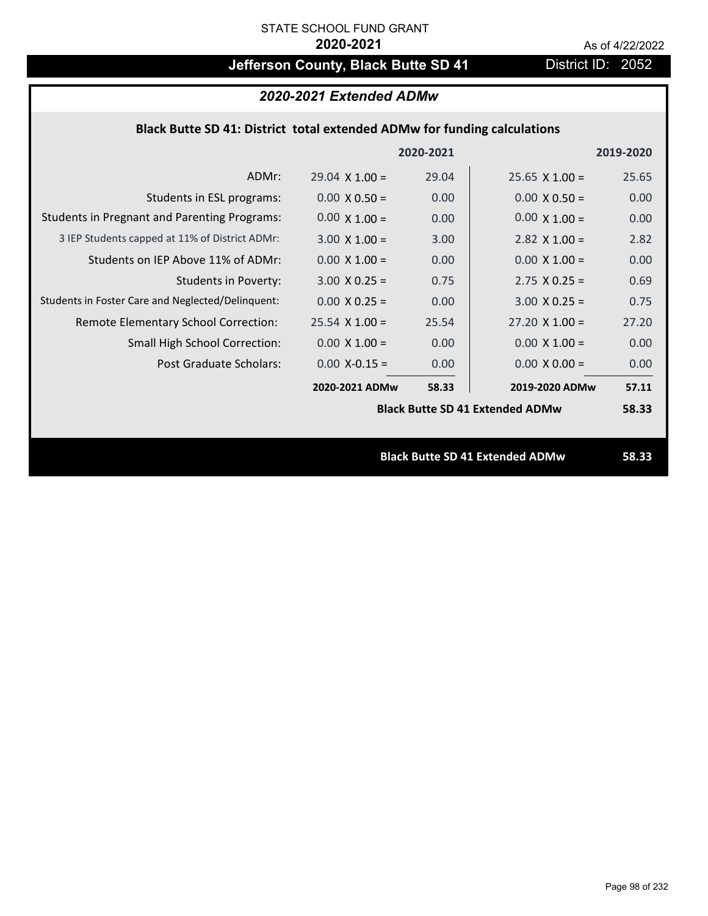STATE SCHOOL FUND GRANT

**2020-2021**

As of 4/22/2022

## Jefferson County, Black Butte SD 41 — District ID: 2052

### *2020-2021 Extended ADMw*

**Black Butte SD 41: District total extended ADMw for funding calculations**

| | | 2020-2021 | | 2019-2020 |
|---|---|---|---|---|
| ADMr: | 29.04 X 1.00 = | 29.04 | 25.65 X 1.00 = | 25.65 |
| Students in ESL programs: | 0.00 X 0.50 = | 0.00 | 0.00 X 0.50 = | 0.00 |
| Students in Pregnant and Parenting Programs: | 0.00 X 1.00 = | 0.00 | 0.00 X 1.00 = | 0.00 |
| 3 IEP Students capped at 11% of District ADMr: | 3.00 X 1.00 = | 3.00 | 2.82 X 1.00 = | 2.82 |
| Students on IEP Above 11% of ADMr: | 0.00 X 1.00 = | 0.00 | 0.00 X 1.00 = | 0.00 |
| Students in Poverty: | 3.00 X 0.25 = | 0.75 | 2.75 X 0.25 = | 0.69 |
| Students in Foster Care and Neglected/Delinquent: | 0.00 X 0.25 = | 0.00 | 3.00 X 0.25 = | 0.75 |
| Remote Elementary School Correction: | 25.54 X 1.00 = | 25.54 | 27.20 X 1.00 = | 27.20 |
| Small High School Correction: | 0.00 X 1.00 = | 0.00 | 0.00 X 1.00 = | 0.00 |
| Post Graduate Scholars: | 0.00 X-0.15 = | 0.00 | 0.00 X 0.00 = | 0.00 |
| | **2020-2021 ADMw** | **58.33** | **2019-2020 ADMw** | **57.11** |
| | | | **Black Butte SD 41 Extended ADMw** | **58.33** |

**Black Butte SD 41 Extended ADMw 58.33**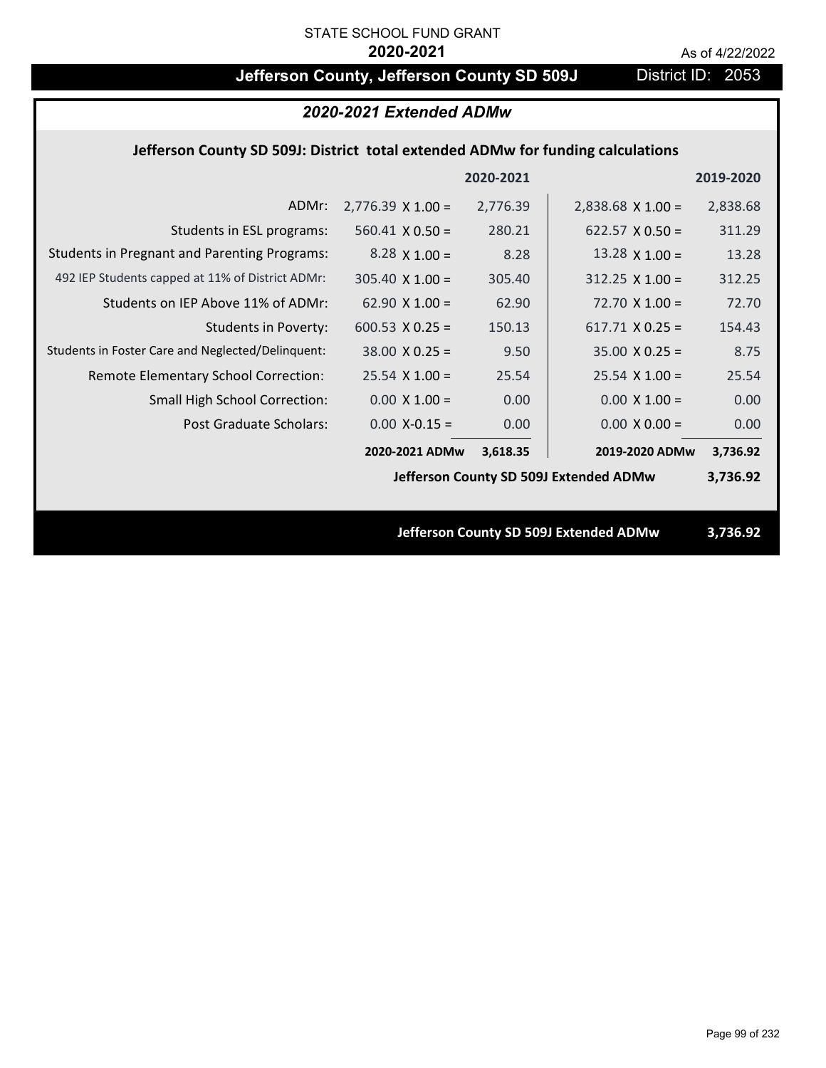STATE SCHOOL FUND GRANT

**2020-2021**

As of 4/22/2022

# Jefferson County, Jefferson County SD 509J

District ID: 2053

## *2020-2021 Extended ADMw*

### Jefferson County SD 509J: District total extended ADMw for funding calculations

| | | 2020-2021 | | 2019-2020 |
|---|---|---|---|---|
| ADMr: | 2,776.39 X 1.00 = | 2,776.39 | 2,838.68 X 1.00 = | 2,838.68 |
| Students in ESL programs: | 560.41 X 0.50 = | 280.21 | 622.57 X 0.50 = | 311.29 |
| Students in Pregnant and Parenting Programs: | 8.28 X 1.00 = | 8.28 | 13.28 X 1.00 = | 13.28 |
| 492 IEP Students capped at 11% of District ADMr: | 305.40 X 1.00 = | 305.40 | 312.25 X 1.00 = | 312.25 |
| Students on IEP Above 11% of ADMr: | 62.90 X 1.00 = | 62.90 | 72.70 X 1.00 = | 72.70 |
| Students in Poverty: | 600.53 X 0.25 = | 150.13 | 617.71 X 0.25 = | 154.43 |
| Students in Foster Care and Neglected/Delinquent: | 38.00 X 0.25 = | 9.50 | 35.00 X 0.25 = | 8.75 |
| Remote Elementary School Correction: | 25.54 X 1.00 = | 25.54 | 25.54 X 1.00 = | 25.54 |
| Small High School Correction: | 0.00 X 1.00 = | 0.00 | 0.00 X 1.00 = | 0.00 |
| Post Graduate Scholars: | 0.00 X-0.15 = | 0.00 | 0.00 X 0.00 = | 0.00 |
| | **2020-2021 ADMw** | **3,618.35** | **2019-2020 ADMw** | **3,736.92** |
| | | | **Jefferson County SD 509J Extended ADMw** | **3,736.92** |

**Jefferson County SD 509J Extended ADMw 3,736.92**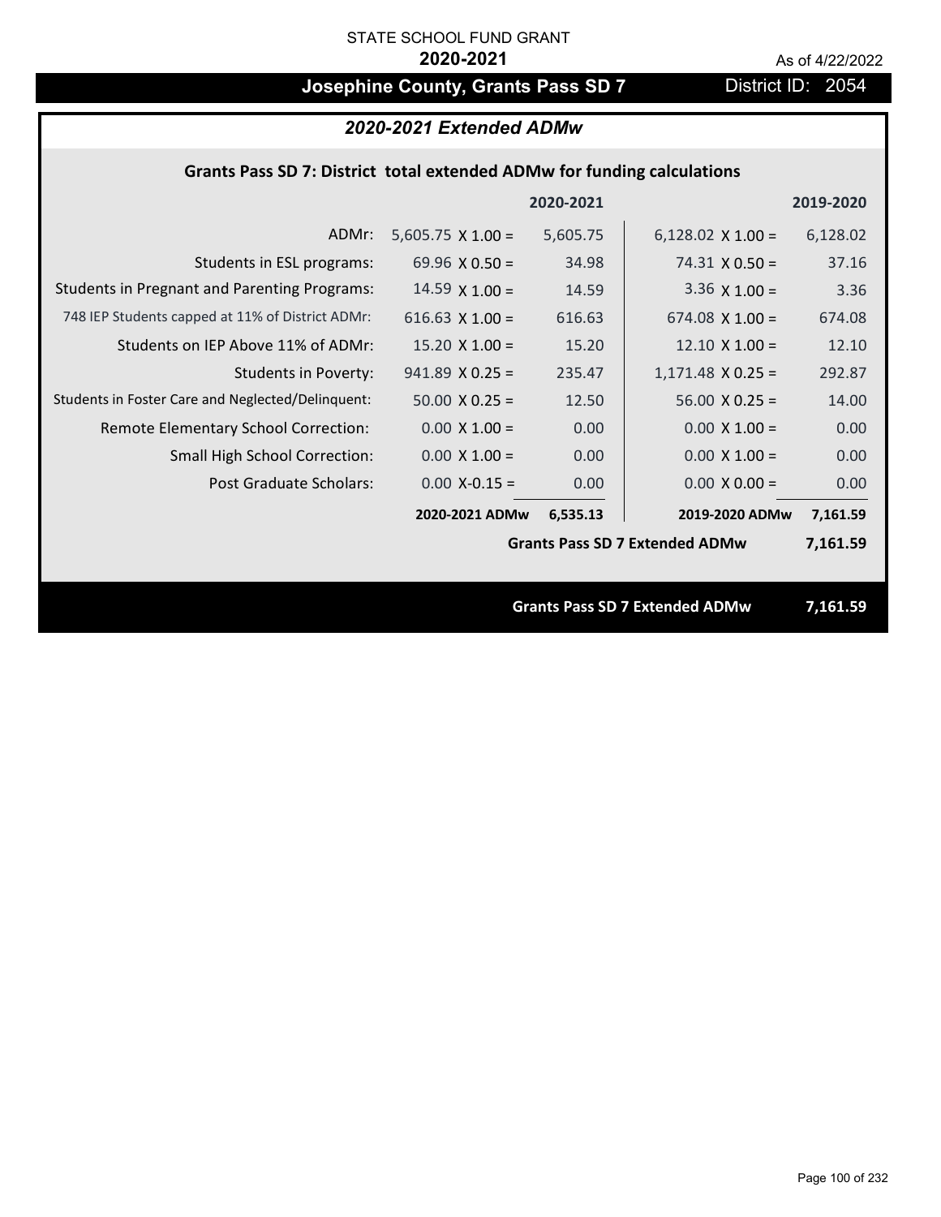STATE SCHOOL FUND GRANT

**2020-2021**

As of 4/22/2022

# Josephine County, Grants Pass SD 7

District ID: 2054

## *2020-2021 Extended ADMw*

### Grants Pass SD 7: District total extended ADMw for funding calculations

| | 2020-2021 | | 2019-2020 | |
|---|---|---|---|---|
| ADMr: | 5,605.75 X 1.00 = | 5,605.75 | 6,128.02 X 1.00 = | 6,128.02 |
| Students in ESL programs: | 69.96 X 0.50 = | 34.98 | 74.31 X 0.50 = | 37.16 |
| Students in Pregnant and Parenting Programs: | 14.59 X 1.00 = | 14.59 | 3.36 X 1.00 = | 3.36 |
| 748 IEP Students capped at 11% of District ADMr: | 616.63 X 1.00 = | 616.63 | 674.08 X 1.00 = | 674.08 |
| Students on IEP Above 11% of ADMr: | 15.20 X 1.00 = | 15.20 | 12.10 X 1.00 = | 12.10 |
| Students in Poverty: | 941.89 X 0.25 = | 235.47 | 1,171.48 X 0.25 = | 292.87 |
| Students in Foster Care and Neglected/Delinquent: | 50.00 X 0.25 = | 12.50 | 56.00 X 0.25 = | 14.00 |
| Remote Elementary School Correction: | 0.00 X 1.00 = | 0.00 | 0.00 X 1.00 = | 0.00 |
| Small High School Correction: | 0.00 X 1.00 = | 0.00 | 0.00 X 1.00 = | 0.00 |
| Post Graduate Scholars: | 0.00 X-0.15 = | 0.00 | 0.00 X 0.00 = | 0.00 |
| | **2020-2021 ADMw** | **6,535.13** | **2019-2020 ADMw** | **7,161.59** |
| | | | **Grants Pass SD 7 Extended ADMw** | **7,161.59** |

**Grants Pass SD 7 Extended ADMw 7,161.59**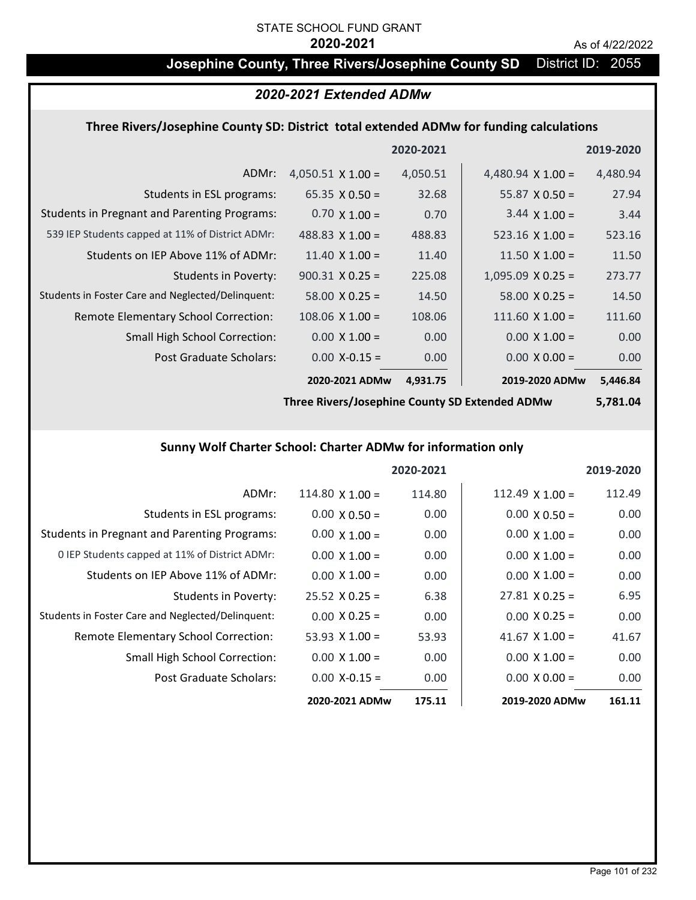STATE SCHOOL FUND GRANT

**2020-2021**

As of 4/22/2022

# Josephine County, Three Rivers/Josephine County SD — District ID: 2055

## *2020-2021 Extended ADMw*

### Three Rivers/Josephine County SD: District total extended ADMw for funding calculations

| | | 2020-2021 | | 2019-2020 |
|---|---|---|---|---|
| ADMr: | 4,050.51 X 1.00 = | 4,050.51 | 4,480.94 X 1.00 = | 4,480.94 |
| Students in ESL programs: | 65.35 X 0.50 = | 32.68 | 55.87 X 0.50 = | 27.94 |
| Students in Pregnant and Parenting Programs: | 0.70 X 1.00 = | 0.70 | 3.44 X 1.00 = | 3.44 |
| 539 IEP Students capped at 11% of District ADMr: | 488.83 X 1.00 = | 488.83 | 523.16 X 1.00 = | 523.16 |
| Students on IEP Above 11% of ADMr: | 11.40 X 1.00 = | 11.40 | 11.50 X 1.00 = | 11.50 |
| Students in Poverty: | 900.31 X 0.25 = | 225.08 | 1,095.09 X 0.25 = | 273.77 |
| Students in Foster Care and Neglected/Delinquent: | 58.00 X 0.25 = | 14.50 | 58.00 X 0.25 = | 14.50 |
| Remote Elementary School Correction: | 108.06 X 1.00 = | 108.06 | 111.60 X 1.00 = | 111.60 |
| Small High School Correction: | 0.00 X 1.00 = | 0.00 | 0.00 X 1.00 = | 0.00 |
| Post Graduate Scholars: | 0.00 X-0.15 = | 0.00 | 0.00 X 0.00 = | 0.00 |
| | **2020-2021 ADMw** | **4,931.75** | **2019-2020 ADMw** | **5,446.84** |

**Three Rivers/Josephine County SD Extended ADMw 5,781.04**

### Sunny Wolf Charter School: Charter ADMw for information only

| | | 2020-2021 | | 2019-2020 |
|---|---|---|---|---|
| ADMr: | 114.80 X 1.00 = | 114.80 | 112.49 X 1.00 = | 112.49 |
| Students in ESL programs: | 0.00 X 0.50 = | 0.00 | 0.00 X 0.50 = | 0.00 |
| Students in Pregnant and Parenting Programs: | 0.00 X 1.00 = | 0.00 | 0.00 X 1.00 = | 0.00 |
| 0 IEP Students capped at 11% of District ADMr: | 0.00 X 1.00 = | 0.00 | 0.00 X 1.00 = | 0.00 |
| Students on IEP Above 11% of ADMr: | 0.00 X 1.00 = | 0.00 | 0.00 X 1.00 = | 0.00 |
| Students in Poverty: | 25.52 X 0.25 = | 6.38 | 27.81 X 0.25 = | 6.95 |
| Students in Foster Care and Neglected/Delinquent: | 0.00 X 0.25 = | 0.00 | 0.00 X 0.25 = | 0.00 |
| Remote Elementary School Correction: | 53.93 X 1.00 = | 53.93 | 41.67 X 1.00 = | 41.67 |
| Small High School Correction: | 0.00 X 1.00 = | 0.00 | 0.00 X 1.00 = | 0.00 |
| Post Graduate Scholars: | 0.00 X-0.15 = | 0.00 | 0.00 X 0.00 = | 0.00 |
| | **2020-2021 ADMw** | **175.11** | **2019-2020 ADMw** | **161.11** |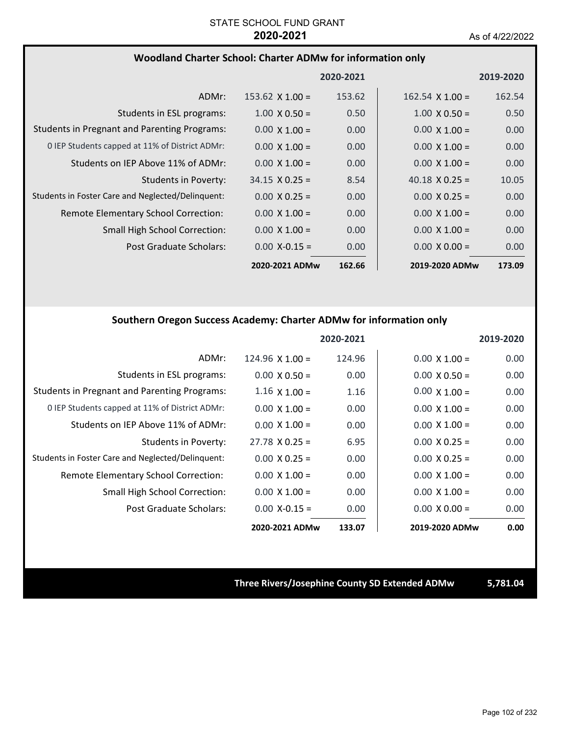STATE SCHOOL FUND GRANT

**2020-2021**

As of 4/22/2022

## Woodland Charter School: Charter ADMw for information only

| | | 2020-2021 | | 2019-2020 |
|---|---|---|---|---|
| ADMr: | 153.62 X 1.00 = | 153.62 | 162.54 X 1.00 = | 162.54 |
| Students in ESL programs: | 1.00 X 0.50 = | 0.50 | 1.00 X 0.50 = | 0.50 |
| Students in Pregnant and Parenting Programs: | 0.00 X 1.00 = | 0.00 | 0.00 X 1.00 = | 0.00 |
| 0 IEP Students capped at 11% of District ADMr: | 0.00 X 1.00 = | 0.00 | 0.00 X 1.00 = | 0.00 |
| Students on IEP Above 11% of ADMr: | 0.00 X 1.00 = | 0.00 | 0.00 X 1.00 = | 0.00 |
| Students in Poverty: | 34.15 X 0.25 = | 8.54 | 40.18 X 0.25 = | 10.05 |
| Students in Foster Care and Neglected/Delinquent: | 0.00 X 0.25 = | 0.00 | 0.00 X 0.25 = | 0.00 |
| Remote Elementary School Correction: | 0.00 X 1.00 = | 0.00 | 0.00 X 1.00 = | 0.00 |
| Small High School Correction: | 0.00 X 1.00 = | 0.00 | 0.00 X 1.00 = | 0.00 |
| Post Graduate Scholars: | 0.00 X-0.15 = | 0.00 | 0.00 X 0.00 = | 0.00 |
| | **2020-2021 ADMw** | **162.66** | **2019-2020 ADMw** | **173.09** |

## Southern Oregon Success Academy: Charter ADMw for information only

| | | 2020-2021 | | 2019-2020 |
|---|---|---|---|---|
| ADMr: | 124.96 X 1.00 = | 124.96 | 0.00 X 1.00 = | 0.00 |
| Students in ESL programs: | 0.00 X 0.50 = | 0.00 | 0.00 X 0.50 = | 0.00 |
| Students in Pregnant and Parenting Programs: | 1.16 X 1.00 = | 1.16 | 0.00 X 1.00 = | 0.00 |
| 0 IEP Students capped at 11% of District ADMr: | 0.00 X 1.00 = | 0.00 | 0.00 X 1.00 = | 0.00 |
| Students on IEP Above 11% of ADMr: | 0.00 X 1.00 = | 0.00 | 0.00 X 1.00 = | 0.00 |
| Students in Poverty: | 27.78 X 0.25 = | 6.95 | 0.00 X 0.25 = | 0.00 |
| Students in Foster Care and Neglected/Delinquent: | 0.00 X 0.25 = | 0.00 | 0.00 X 0.25 = | 0.00 |
| Remote Elementary School Correction: | 0.00 X 1.00 = | 0.00 | 0.00 X 1.00 = | 0.00 |
| Small High School Correction: | 0.00 X 1.00 = | 0.00 | 0.00 X 1.00 = | 0.00 |
| Post Graduate Scholars: | 0.00 X-0.15 = | 0.00 | 0.00 X 0.00 = | 0.00 |
| | **2020-2021 ADMw** | **133.07** | **2019-2020 ADMw** | **0.00** |

**Three Rivers/Josephine County SD Extended ADMw** **5,781.04**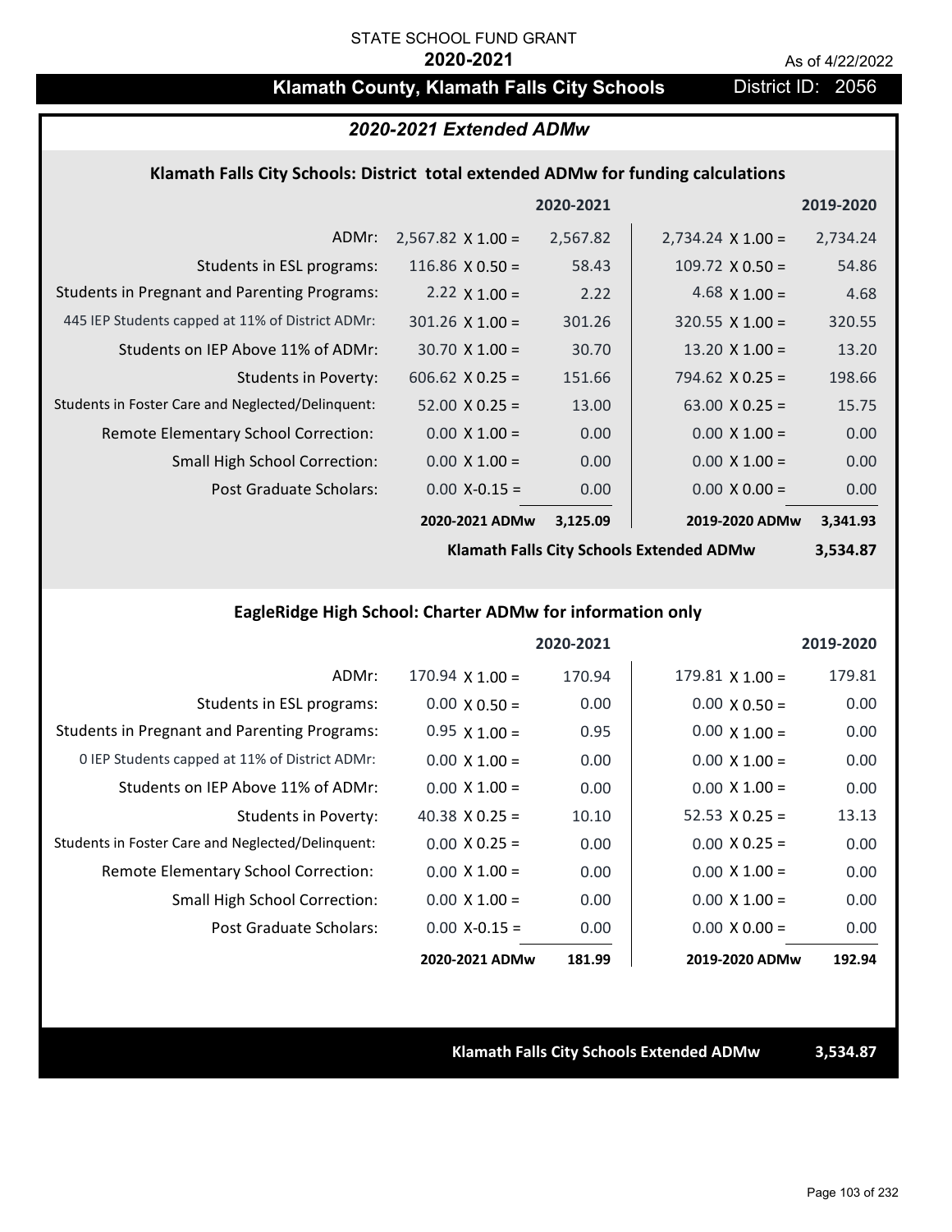STATE SCHOOL FUND GRANT

**2020-2021**

As of 4/22/2022

# Klamath County, Klamath Falls City Schools

District ID: 2056

## *2020-2021 Extended ADMw*

### Klamath Falls City Schools: District total extended ADMw for funding calculations

| | | 2020-2021 | | 2019-2020 |
|---|---|---|---|---|
| ADMr: | 2,567.82 X 1.00 = | 2,567.82 | 2,734.24 X 1.00 = | 2,734.24 |
| Students in ESL programs: | 116.86 X 0.50 = | 58.43 | 109.72 X 0.50 = | 54.86 |
| Students in Pregnant and Parenting Programs: | 2.22 X 1.00 = | 2.22 | 4.68 X 1.00 = | 4.68 |
| 445 IEP Students capped at 11% of District ADMr: | 301.26 X 1.00 = | 301.26 | 320.55 X 1.00 = | 320.55 |
| Students on IEP Above 11% of ADMr: | 30.70 X 1.00 = | 30.70 | 13.20 X 1.00 = | 13.20 |
| Students in Poverty: | 606.62 X 0.25 = | 151.66 | 794.62 X 0.25 = | 198.66 |
| Students in Foster Care and Neglected/Delinquent: | 52.00 X 0.25 = | 13.00 | 63.00 X 0.25 = | 15.75 |
| Remote Elementary School Correction: | 0.00 X 1.00 = | 0.00 | 0.00 X 1.00 = | 0.00 |
| Small High School Correction: | 0.00 X 1.00 = | 0.00 | 0.00 X 1.00 = | 0.00 |
| Post Graduate Scholars: | 0.00 X-0.15 = | 0.00 | 0.00 X 0.00 = | 0.00 |
| | **2020-2021 ADMw** | **3,125.09** | **2019-2020 ADMw** | **3,341.93** |
| | | | **Klamath Falls City Schools Extended ADMw** | **3,534.87** |

### EagleRidge High School: Charter ADMw for information only

| | | 2020-2021 | | 2019-2020 |
|---|---|---|---|---|
| ADMr: | 170.94 X 1.00 = | 170.94 | 179.81 X 1.00 = | 179.81 |
| Students in ESL programs: | 0.00 X 0.50 = | 0.00 | 0.00 X 0.50 = | 0.00 |
| Students in Pregnant and Parenting Programs: | 0.95 X 1.00 = | 0.95 | 0.00 X 1.00 = | 0.00 |
| 0 IEP Students capped at 11% of District ADMr: | 0.00 X 1.00 = | 0.00 | 0.00 X 1.00 = | 0.00 |
| Students on IEP Above 11% of ADMr: | 0.00 X 1.00 = | 0.00 | 0.00 X 1.00 = | 0.00 |
| Students in Poverty: | 40.38 X 0.25 = | 10.10 | 52.53 X 0.25 = | 13.13 |
| Students in Foster Care and Neglected/Delinquent: | 0.00 X 0.25 = | 0.00 | 0.00 X 0.25 = | 0.00 |
| Remote Elementary School Correction: | 0.00 X 1.00 = | 0.00 | 0.00 X 1.00 = | 0.00 |
| Small High School Correction: | 0.00 X 1.00 = | 0.00 | 0.00 X 1.00 = | 0.00 |
| Post Graduate Scholars: | 0.00 X-0.15 = | 0.00 | 0.00 X 0.00 = | 0.00 |
| | **2020-2021 ADMw** | **181.99** | **2019-2020 ADMw** | **192.94** |

**Klamath Falls City Schools Extended ADMw** **3,534.87**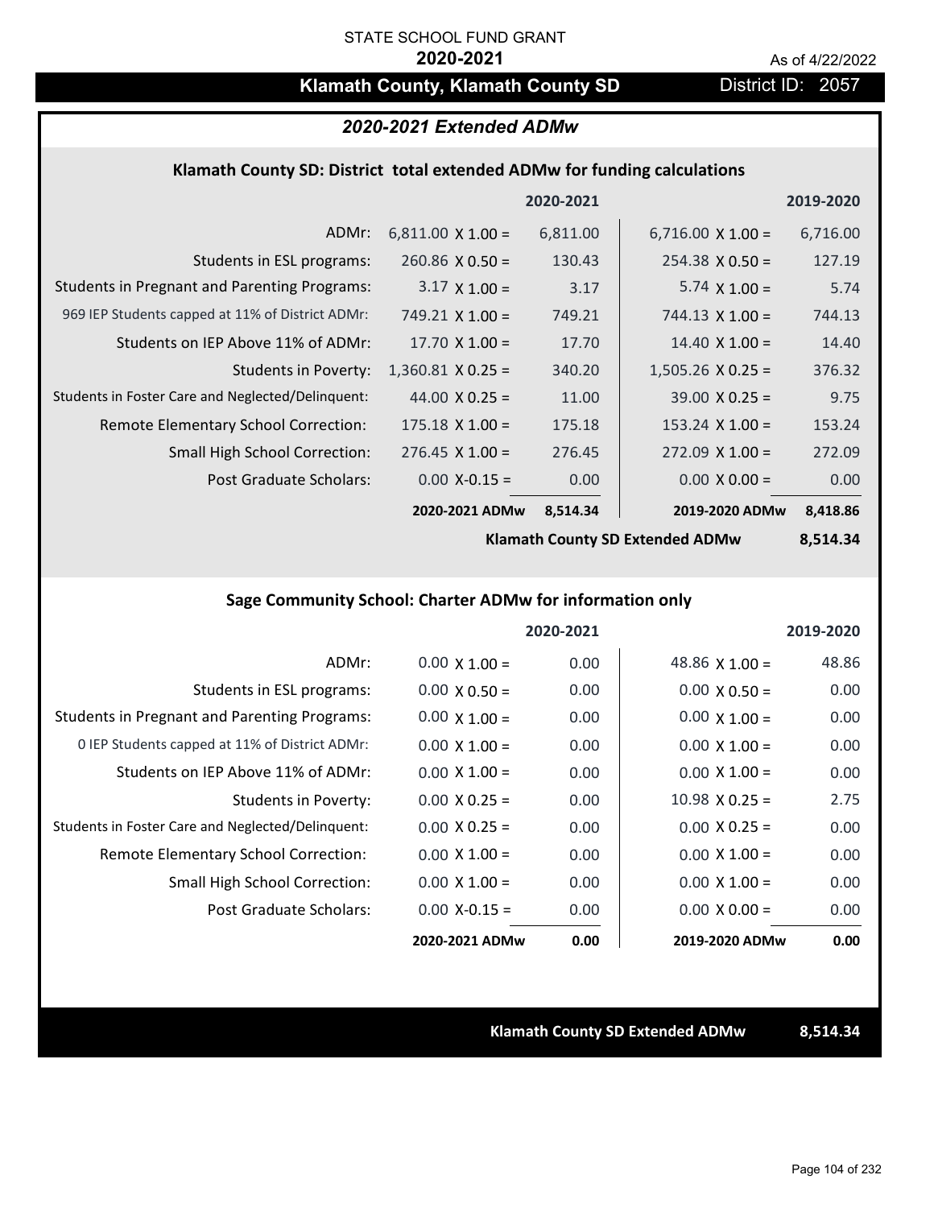STATE SCHOOL FUND GRANT

**2020-2021**

As of 4/22/2022

# Klamath County, Klamath County SD

District ID: 2057

## *2020-2021 Extended ADMw*

### Klamath County SD: District total extended ADMw for funding calculations

| | | 2020-2021 | | 2019-2020 |
|---|---|---|---|---|
| ADMr: | 6,811.00 X 1.00 = | 6,811.00 | 6,716.00 X 1.00 = | 6,716.00 |
| Students in ESL programs: | 260.86 X 0.50 = | 130.43 | 254.38 X 0.50 = | 127.19 |
| Students in Pregnant and Parenting Programs: | 3.17 X 1.00 = | 3.17 | 5.74 X 1.00 = | 5.74 |
| 969 IEP Students capped at 11% of District ADMr: | 749.21 X 1.00 = | 749.21 | 744.13 X 1.00 = | 744.13 |
| Students on IEP Above 11% of ADMr: | 17.70 X 1.00 = | 17.70 | 14.40 X 1.00 = | 14.40 |
| Students in Poverty: | 1,360.81 X 0.25 = | 340.20 | 1,505.26 X 0.25 = | 376.32 |
| Students in Foster Care and Neglected/Delinquent: | 44.00 X 0.25 = | 11.00 | 39.00 X 0.25 = | 9.75 |
| Remote Elementary School Correction: | 175.18 X 1.00 = | 175.18 | 153.24 X 1.00 = | 153.24 |
| Small High School Correction: | 276.45 X 1.00 = | 276.45 | 272.09 X 1.00 = | 272.09 |
| Post Graduate Scholars: | 0.00 X-0.15 = | 0.00 | 0.00 X 0.00 = | 0.00 |
| | **2020-2021 ADMw** | **8,514.34** | **2019-2020 ADMw** | **8,418.86** |
| | | | **Klamath County SD Extended ADMw** | **8,514.34** |

### Sage Community School: Charter ADMw for information only

| | | 2020-2021 | | 2019-2020 |
|---|---|---|---|---|
| ADMr: | 0.00 X 1.00 = | 0.00 | 48.86 X 1.00 = | 48.86 |
| Students in ESL programs: | 0.00 X 0.50 = | 0.00 | 0.00 X 0.50 = | 0.00 |
| Students in Pregnant and Parenting Programs: | 0.00 X 1.00 = | 0.00 | 0.00 X 1.00 = | 0.00 |
| 0 IEP Students capped at 11% of District ADMr: | 0.00 X 1.00 = | 0.00 | 0.00 X 1.00 = | 0.00 |
| Students on IEP Above 11% of ADMr: | 0.00 X 1.00 = | 0.00 | 0.00 X 1.00 = | 0.00 |
| Students in Poverty: | 0.00 X 0.25 = | 0.00 | 10.98 X 0.25 = | 2.75 |
| Students in Foster Care and Neglected/Delinquent: | 0.00 X 0.25 = | 0.00 | 0.00 X 0.25 = | 0.00 |
| Remote Elementary School Correction: | 0.00 X 1.00 = | 0.00 | 0.00 X 1.00 = | 0.00 |
| Small High School Correction: | 0.00 X 1.00 = | 0.00 | 0.00 X 1.00 = | 0.00 |
| Post Graduate Scholars: | 0.00 X-0.15 = | 0.00 | 0.00 X 0.00 = | 0.00 |
| | **2020-2021 ADMw** | **0.00** | **2019-2020 ADMw** | **0.00** |

**Klamath County SD Extended ADMw** **8,514.34**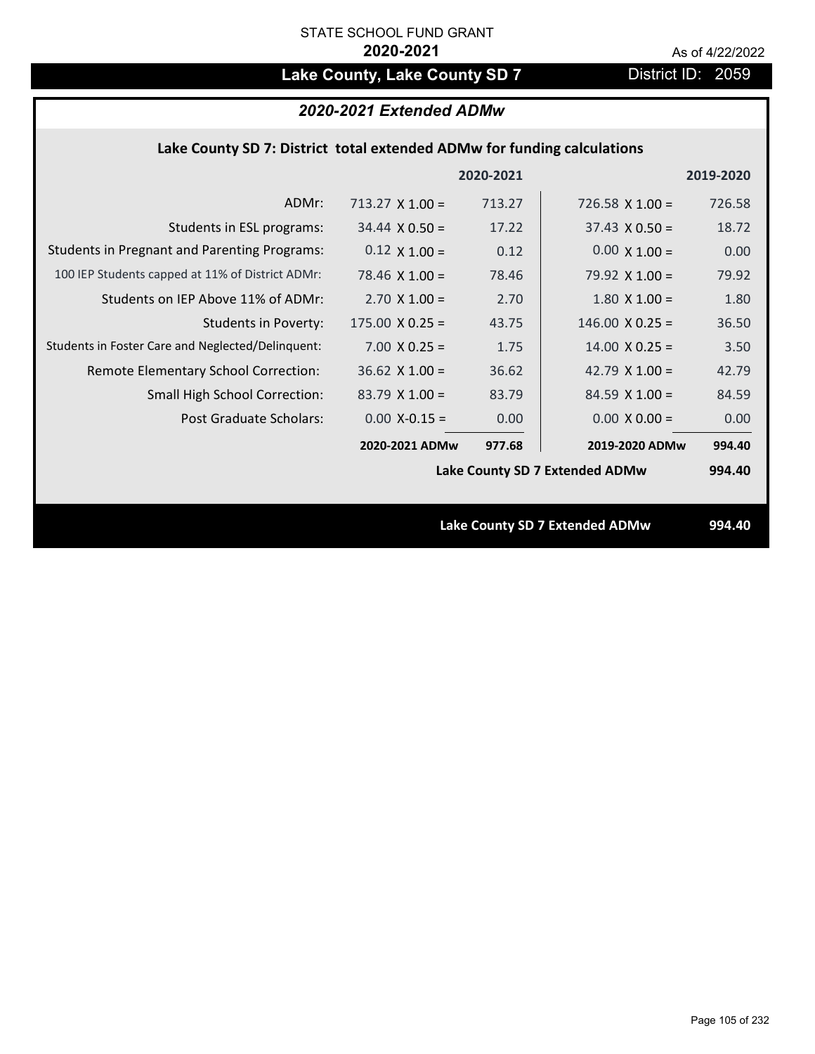STATE SCHOOL FUND GRANT

**2020-2021**

As of 4/22/2022

# Lake County, Lake County SD 7

District ID: 2059

## *2020-2021 Extended ADMw*

### Lake County SD 7: District total extended ADMw for funding calculations

| | | 2020-2021 | | 2019-2020 |
|---|---|---|---|---|
| ADMr: | 713.27 X 1.00 = | 713.27 | 726.58 X 1.00 = | 726.58 |
| Students in ESL programs: | 34.44 X 0.50 = | 17.22 | 37.43 X 0.50 = | 18.72 |
| Students in Pregnant and Parenting Programs: | 0.12 X 1.00 = | 0.12 | 0.00 X 1.00 = | 0.00 |
| 100 IEP Students capped at 11% of District ADMr: | 78.46 X 1.00 = | 78.46 | 79.92 X 1.00 = | 79.92 |
| Students on IEP Above 11% of ADMr: | 2.70 X 1.00 = | 2.70 | 1.80 X 1.00 = | 1.80 |
| Students in Poverty: | 175.00 X 0.25 = | 43.75 | 146.00 X 0.25 = | 36.50 |
| Students in Foster Care and Neglected/Delinquent: | 7.00 X 0.25 = | 1.75 | 14.00 X 0.25 = | 3.50 |
| Remote Elementary School Correction: | 36.62 X 1.00 = | 36.62 | 42.79 X 1.00 = | 42.79 |
| Small High School Correction: | 83.79 X 1.00 = | 83.79 | 84.59 X 1.00 = | 84.59 |
| Post Graduate Scholars: | 0.00 X-0.15 = | 0.00 | 0.00 X 0.00 = | 0.00 |
| | **2020-2021 ADMw** | **977.68** | **2019-2020 ADMw** | **994.40** |
| | | | **Lake County SD 7 Extended ADMw** | **994.40** |

**Lake County SD 7 Extended ADMw** **994.40**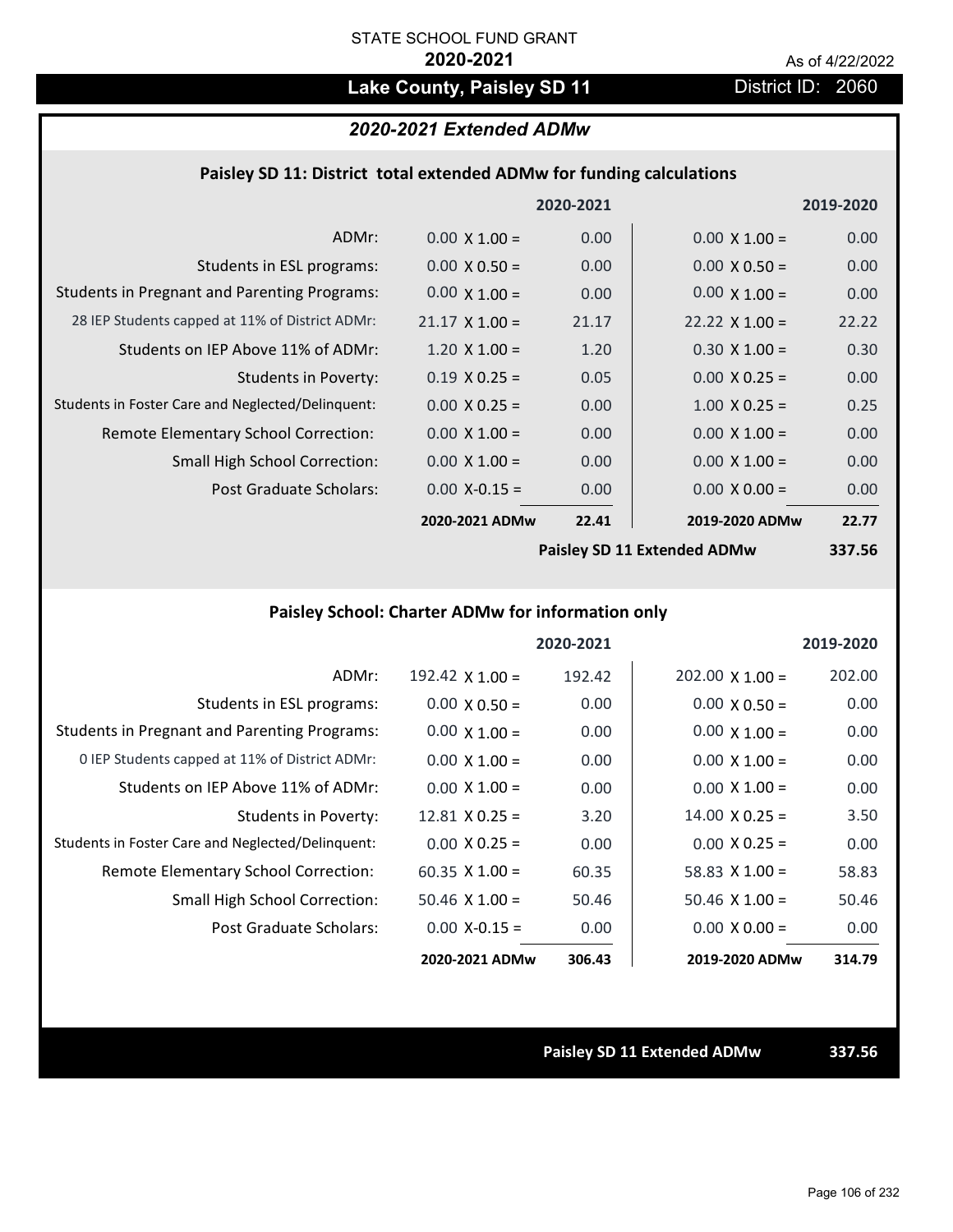STATE SCHOOL FUND GRANT

**2020-2021**

As of 4/22/2022

# Lake County, Paisley SD 11

District ID: 2060

## *2020-2021 Extended ADMw*

### Paisley SD 11: District total extended ADMw for funding calculations

| | | 2020-2021 | | 2019-2020 |
|---|---|---|---|---|
| ADMr: | 0.00 X 1.00 = | 0.00 | 0.00 X 1.00 = | 0.00 |
| Students in ESL programs: | 0.00 X 0.50 = | 0.00 | 0.00 X 0.50 = | 0.00 |
| Students in Pregnant and Parenting Programs: | 0.00 X 1.00 = | 0.00 | 0.00 X 1.00 = | 0.00 |
| 28 IEP Students capped at 11% of District ADMr: | 21.17 X 1.00 = | 21.17 | 22.22 X 1.00 = | 22.22 |
| Students on IEP Above 11% of ADMr: | 1.20 X 1.00 = | 1.20 | 0.30 X 1.00 = | 0.30 |
| Students in Poverty: | 0.19 X 0.25 = | 0.05 | 0.00 X 0.25 = | 0.00 |
| Students in Foster Care and Neglected/Delinquent: | 0.00 X 0.25 = | 0.00 | 1.00 X 0.25 = | 0.25 |
| Remote Elementary School Correction: | 0.00 X 1.00 = | 0.00 | 0.00 X 1.00 = | 0.00 |
| Small High School Correction: | 0.00 X 1.00 = | 0.00 | 0.00 X 1.00 = | 0.00 |
| Post Graduate Scholars: | 0.00 X-0.15 = | 0.00 | 0.00 X 0.00 = | 0.00 |
| | **2020-2021 ADMw** | **22.41** | **2019-2020 ADMw** | **22.77** |
| | | | **Paisley SD 11 Extended ADMw** | **337.56** |

### Paisley School: Charter ADMw for information only

| | | 2020-2021 | | 2019-2020 |
|---|---|---|---|---|
| ADMr: | 192.42 X 1.00 = | 192.42 | 202.00 X 1.00 = | 202.00 |
| Students in ESL programs: | 0.00 X 0.50 = | 0.00 | 0.00 X 0.50 = | 0.00 |
| Students in Pregnant and Parenting Programs: | 0.00 X 1.00 = | 0.00 | 0.00 X 1.00 = | 0.00 |
| 0 IEP Students capped at 11% of District ADMr: | 0.00 X 1.00 = | 0.00 | 0.00 X 1.00 = | 0.00 |
| Students on IEP Above 11% of ADMr: | 0.00 X 1.00 = | 0.00 | 0.00 X 1.00 = | 0.00 |
| Students in Poverty: | 12.81 X 0.25 = | 3.20 | 14.00 X 0.25 = | 3.50 |
| Students in Foster Care and Neglected/Delinquent: | 0.00 X 0.25 = | 0.00 | 0.00 X 0.25 = | 0.00 |
| Remote Elementary School Correction: | 60.35 X 1.00 = | 60.35 | 58.83 X 1.00 = | 58.83 |
| Small High School Correction: | 50.46 X 1.00 = | 50.46 | 50.46 X 1.00 = | 50.46 |
| Post Graduate Scholars: | 0.00 X-0.15 = | 0.00 | 0.00 X 0.00 = | 0.00 |
| | **2020-2021 ADMw** | **306.43** | **2019-2020 ADMw** | **314.79** |

**Paisley SD 11 Extended ADMw** **337.56**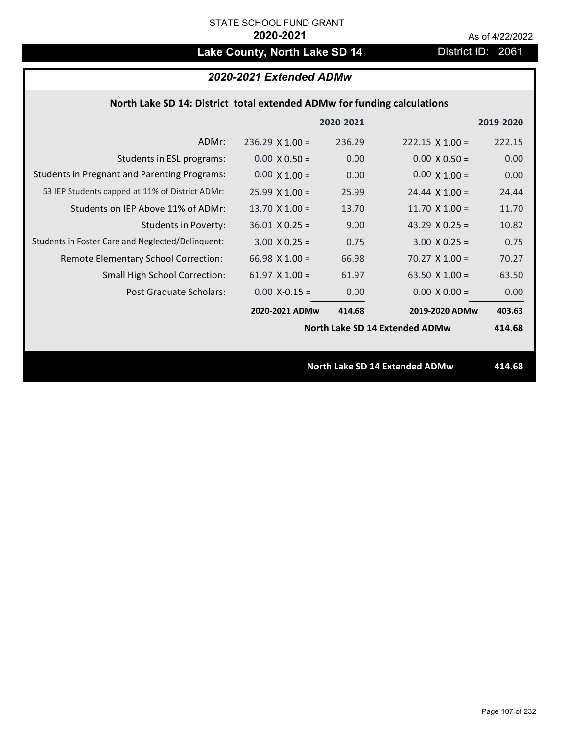STATE SCHOOL FUND GRANT

**2020-2021**

As of 4/22/2022

## Lake County, North Lake SD 14

District ID: 2061

### *2020-2021 Extended ADMw*

**North Lake SD 14: District total extended ADMw for funding calculations**

| | | 2020-2021 | | 2019-2020 |
|---|---|---|---|---|
| ADMr: | 236.29 X 1.00 = | 236.29 | 222.15 X 1.00 = | 222.15 |
| Students in ESL programs: | 0.00 X 0.50 = | 0.00 | 0.00 X 0.50 = | 0.00 |
| Students in Pregnant and Parenting Programs: | 0.00 X 1.00 = | 0.00 | 0.00 X 1.00 = | 0.00 |
| 53 IEP Students capped at 11% of District ADMr: | 25.99 X 1.00 = | 25.99 | 24.44 X 1.00 = | 24.44 |
| Students on IEP Above 11% of ADMr: | 13.70 X 1.00 = | 13.70 | 11.70 X 1.00 = | 11.70 |
| Students in Poverty: | 36.01 X 0.25 = | 9.00 | 43.29 X 0.25 = | 10.82 |
| Students in Foster Care and Neglected/Delinquent: | 3.00 X 0.25 = | 0.75 | 3.00 X 0.25 = | 0.75 |
| Remote Elementary School Correction: | 66.98 X 1.00 = | 66.98 | 70.27 X 1.00 = | 70.27 |
| Small High School Correction: | 61.97 X 1.00 = | 61.97 | 63.50 X 1.00 = | 63.50 |
| Post Graduate Scholars: | 0.00 X-0.15 = | 0.00 | 0.00 X 0.00 = | 0.00 |
| | **2020-2021 ADMw** | **414.68** | **2019-2020 ADMw** | **403.63** |
| | | | **North Lake SD 14 Extended ADMw** | **414.68** |

**North Lake SD 14 Extended ADMw** **414.68**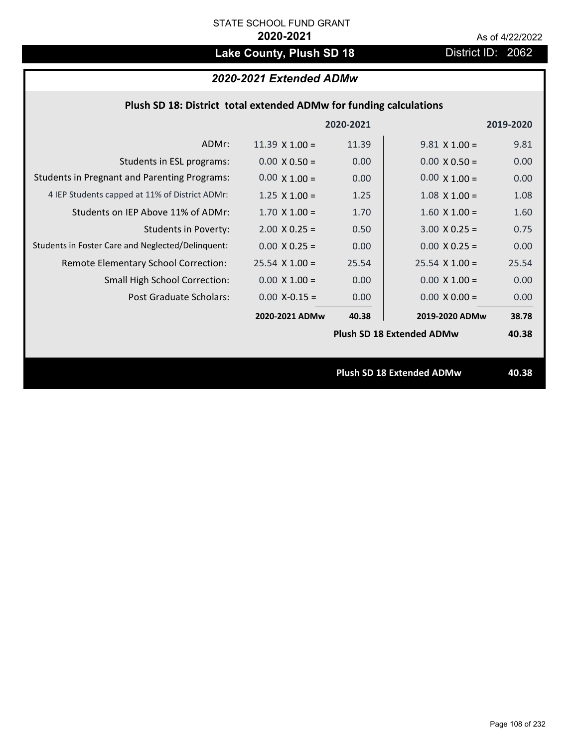STATE SCHOOL FUND GRANT

**2020-2021**

As of 4/22/2022

## Lake County, Plush SD 18

District ID: 2062

### *2020-2021 Extended ADMw*

**Plush SD 18: District total extended ADMw for funding calculations**

| | | 2020-2021 | | 2019-2020 |
|---|---|---|---|---|
| ADMr: | 11.39 X 1.00 = | 11.39 | 9.81 X 1.00 = | 9.81 |
| Students in ESL programs: | 0.00 X 0.50 = | 0.00 | 0.00 X 0.50 = | 0.00 |
| Students in Pregnant and Parenting Programs: | 0.00 X 1.00 = | 0.00 | 0.00 X 1.00 = | 0.00 |
| 4 IEP Students capped at 11% of District ADMr: | 1.25 X 1.00 = | 1.25 | 1.08 X 1.00 = | 1.08 |
| Students on IEP Above 11% of ADMr: | 1.70 X 1.00 = | 1.70 | 1.60 X 1.00 = | 1.60 |
| Students in Poverty: | 2.00 X 0.25 = | 0.50 | 3.00 X 0.25 = | 0.75 |
| Students in Foster Care and Neglected/Delinquent: | 0.00 X 0.25 = | 0.00 | 0.00 X 0.25 = | 0.00 |
| Remote Elementary School Correction: | 25.54 X 1.00 = | 25.54 | 25.54 X 1.00 = | 25.54 |
| Small High School Correction: | 0.00 X 1.00 = | 0.00 | 0.00 X 1.00 = | 0.00 |
| Post Graduate Scholars: | 0.00 X-0.15 = | 0.00 | 0.00 X 0.00 = | 0.00 |
| | **2020-2021 ADMw** | **40.38** | **2019-2020 ADMw** | **38.78** |
| | | | **Plush SD 18 Extended ADMw** | **40.38** |

**Plush SD 18 Extended ADMw** **40.38**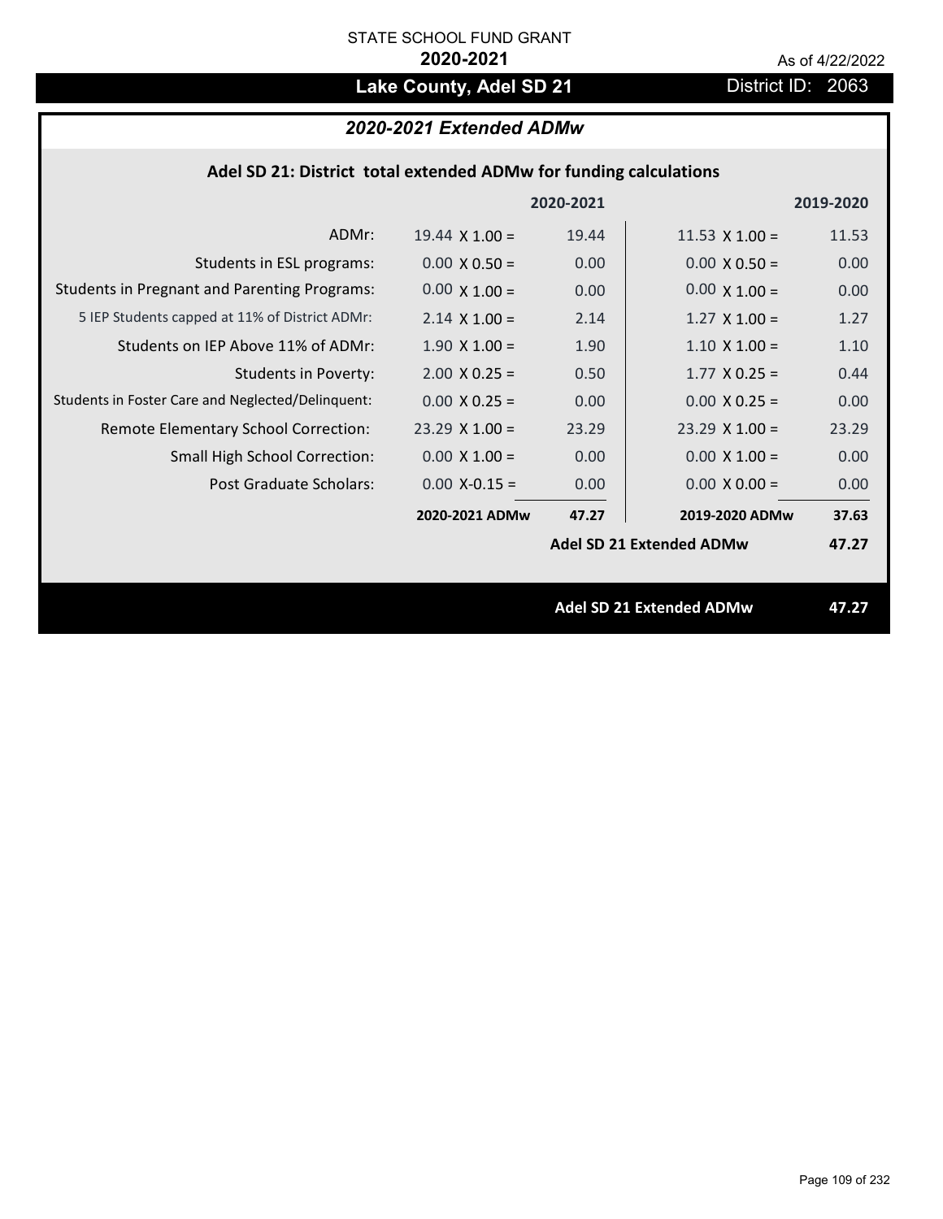STATE SCHOOL FUND GRANT

**2020-2021**

As of 4/22/2022

## Lake County, Adel SD 21

District ID: 2063

### *2020-2021 Extended ADMw*

#### Adel SD 21: District total extended ADMw for funding calculations

| | | 2020-2021 | | 2019-2020 |
|---|---|---|---|---|
| ADMr: | 19.44 X 1.00 = | 19.44 | 11.53 X 1.00 = | 11.53 |
| Students in ESL programs: | 0.00 X 0.50 = | 0.00 | 0.00 X 0.50 = | 0.00 |
| Students in Pregnant and Parenting Programs: | 0.00 X 1.00 = | 0.00 | 0.00 X 1.00 = | 0.00 |
| 5 IEP Students capped at 11% of District ADMr: | 2.14 X 1.00 = | 2.14 | 1.27 X 1.00 = | 1.27 |
| Students on IEP Above 11% of ADMr: | 1.90 X 1.00 = | 1.90 | 1.10 X 1.00 = | 1.10 |
| Students in Poverty: | 2.00 X 0.25 = | 0.50 | 1.77 X 0.25 = | 0.44 |
| Students in Foster Care and Neglected/Delinquent: | 0.00 X 0.25 = | 0.00 | 0.00 X 0.25 = | 0.00 |
| Remote Elementary School Correction: | 23.29 X 1.00 = | 23.29 | 23.29 X 1.00 = | 23.29 |
| Small High School Correction: | 0.00 X 1.00 = | 0.00 | 0.00 X 1.00 = | 0.00 |
| Post Graduate Scholars: | 0.00 X-0.15 = | 0.00 | 0.00 X 0.00 = | 0.00 |
| | **2020-2021 ADMw** | **47.27** | **2019-2020 ADMw** | **37.63** |
| | | | **Adel SD 21 Extended ADMw** | **47.27** |

**Adel SD 21 Extended ADMw** **47.27**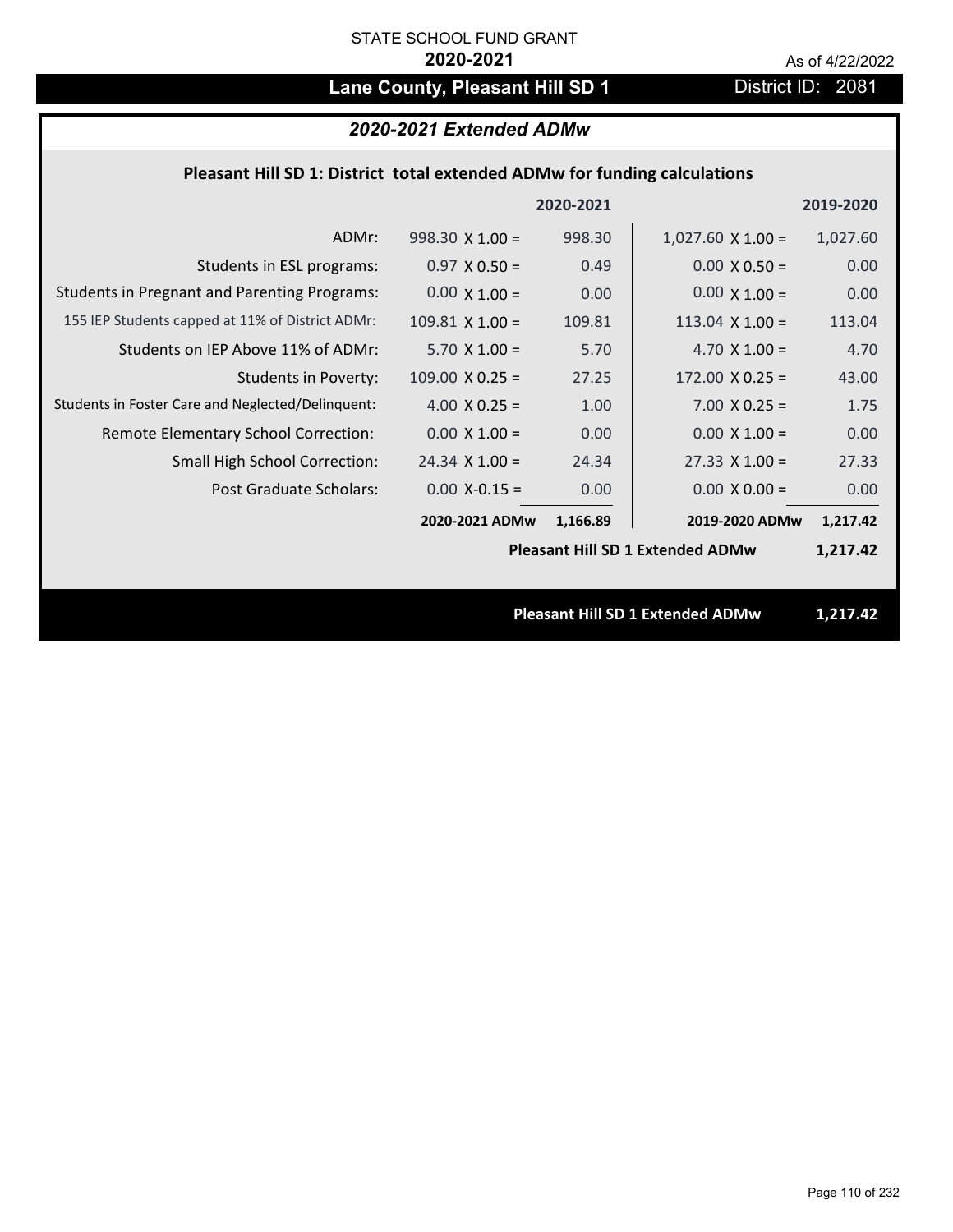STATE SCHOOL FUND GRANT

**2020-2021**

As of 4/22/2022

# Lane County, Pleasant Hill SD 1

District ID: 2081

## *2020-2021 Extended ADMw*

### Pleasant Hill SD 1: District total extended ADMw for funding calculations

| | | 2020-2021 | | 2019-2020 |
|---|---|---|---|---|
| ADMr: | 998.30 X 1.00 = | 998.30 | 1,027.60 X 1.00 = | 1,027.60 |
| Students in ESL programs: | 0.97 X 0.50 = | 0.49 | 0.00 X 0.50 = | 0.00 |
| Students in Pregnant and Parenting Programs: | 0.00 X 1.00 = | 0.00 | 0.00 X 1.00 = | 0.00 |
| 155 IEP Students capped at 11% of District ADMr: | 109.81 X 1.00 = | 109.81 | 113.04 X 1.00 = | 113.04 |
| Students on IEP Above 11% of ADMr: | 5.70 X 1.00 = | 5.70 | 4.70 X 1.00 = | 4.70 |
| Students in Poverty: | 109.00 X 0.25 = | 27.25 | 172.00 X 0.25 = | 43.00 |
| Students in Foster Care and Neglected/Delinquent: | 4.00 X 0.25 = | 1.00 | 7.00 X 0.25 = | 1.75 |
| Remote Elementary School Correction: | 0.00 X 1.00 = | 0.00 | 0.00 X 1.00 = | 0.00 |
| Small High School Correction: | 24.34 X 1.00 = | 24.34 | 27.33 X 1.00 = | 27.33 |
| Post Graduate Scholars: | 0.00 X-0.15 = | 0.00 | 0.00 X 0.00 = | 0.00 |
| | **2020-2021 ADMw** | **1,166.89** | **2019-2020 ADMw** | **1,217.42** |
| | | | **Pleasant Hill SD 1 Extended ADMw** | **1,217.42** |

**Pleasant Hill SD 1 Extended ADMw 1,217.42**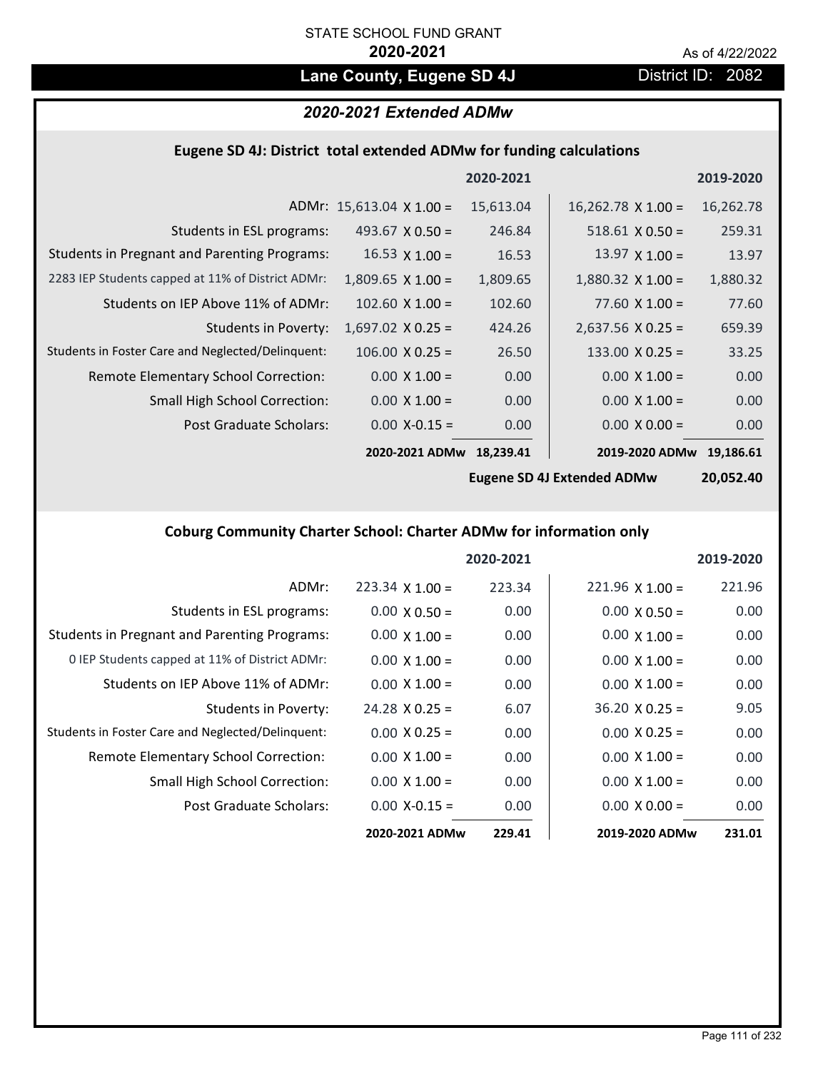STATE SCHOOL FUND GRANT

**2020-2021**

As of 4/22/2022

# Lane County, Eugene SD 4J

District ID: 2082

## *2020-2021 Extended ADMw*

### Eugene SD 4J: District total extended ADMw for funding calculations

| | | 2020-2021 | | 2019-2020 |
|---|---|---|---|---|
| ADMr: | 15,613.04 X 1.00 = | 15,613.04 | 16,262.78 X 1.00 = | 16,262.78 |
| Students in ESL programs: | 493.67 X 0.50 = | 246.84 | 518.61 X 0.50 = | 259.31 |
| Students in Pregnant and Parenting Programs: | 16.53 X 1.00 = | 16.53 | 13.97 X 1.00 = | 13.97 |
| 2283 IEP Students capped at 11% of District ADMr: | 1,809.65 X 1.00 = | 1,809.65 | 1,880.32 X 1.00 = | 1,880.32 |
| Students on IEP Above 11% of ADMr: | 102.60 X 1.00 = | 102.60 | 77.60 X 1.00 = | 77.60 |
| Students in Poverty: | 1,697.02 X 0.25 = | 424.26 | 2,637.56 X 0.25 = | 659.39 |
| Students in Foster Care and Neglected/Delinquent: | 106.00 X 0.25 = | 26.50 | 133.00 X 0.25 = | 33.25 |
| Remote Elementary School Correction: | 0.00 X 1.00 = | 0.00 | 0.00 X 1.00 = | 0.00 |
| Small High School Correction: | 0.00 X 1.00 = | 0.00 | 0.00 X 1.00 = | 0.00 |
| Post Graduate Scholars: | 0.00 X-0.15 = | 0.00 | 0.00 X 0.00 = | 0.00 |
| | **2020-2021 ADMw** | **18,239.41** | **2019-2020 ADMw** | **19,186.61** |
| | | | **Eugene SD 4J Extended ADMw** | **20,052.40** |

### Coburg Community Charter School: Charter ADMw for information only

| | | 2020-2021 | | 2019-2020 |
|---|---|---|---|---|
| ADMr: | 223.34 X 1.00 = | 223.34 | 221.96 X 1.00 = | 221.96 |
| Students in ESL programs: | 0.00 X 0.50 = | 0.00 | 0.00 X 0.50 = | 0.00 |
| Students in Pregnant and Parenting Programs: | 0.00 X 1.00 = | 0.00 | 0.00 X 1.00 = | 0.00 |
| 0 IEP Students capped at 11% of District ADMr: | 0.00 X 1.00 = | 0.00 | 0.00 X 1.00 = | 0.00 |
| Students on IEP Above 11% of ADMr: | 0.00 X 1.00 = | 0.00 | 0.00 X 1.00 = | 0.00 |
| Students in Poverty: | 24.28 X 0.25 = | 6.07 | 36.20 X 0.25 = | 9.05 |
| Students in Foster Care and Neglected/Delinquent: | 0.00 X 0.25 = | 0.00 | 0.00 X 0.25 = | 0.00 |
| Remote Elementary School Correction: | 0.00 X 1.00 = | 0.00 | 0.00 X 1.00 = | 0.00 |
| Small High School Correction: | 0.00 X 1.00 = | 0.00 | 0.00 X 1.00 = | 0.00 |
| Post Graduate Scholars: | 0.00 X-0.15 = | 0.00 | 0.00 X 0.00 = | 0.00 |
| | **2020-2021 ADMw** | **229.41** | **2019-2020 ADMw** | **231.01** |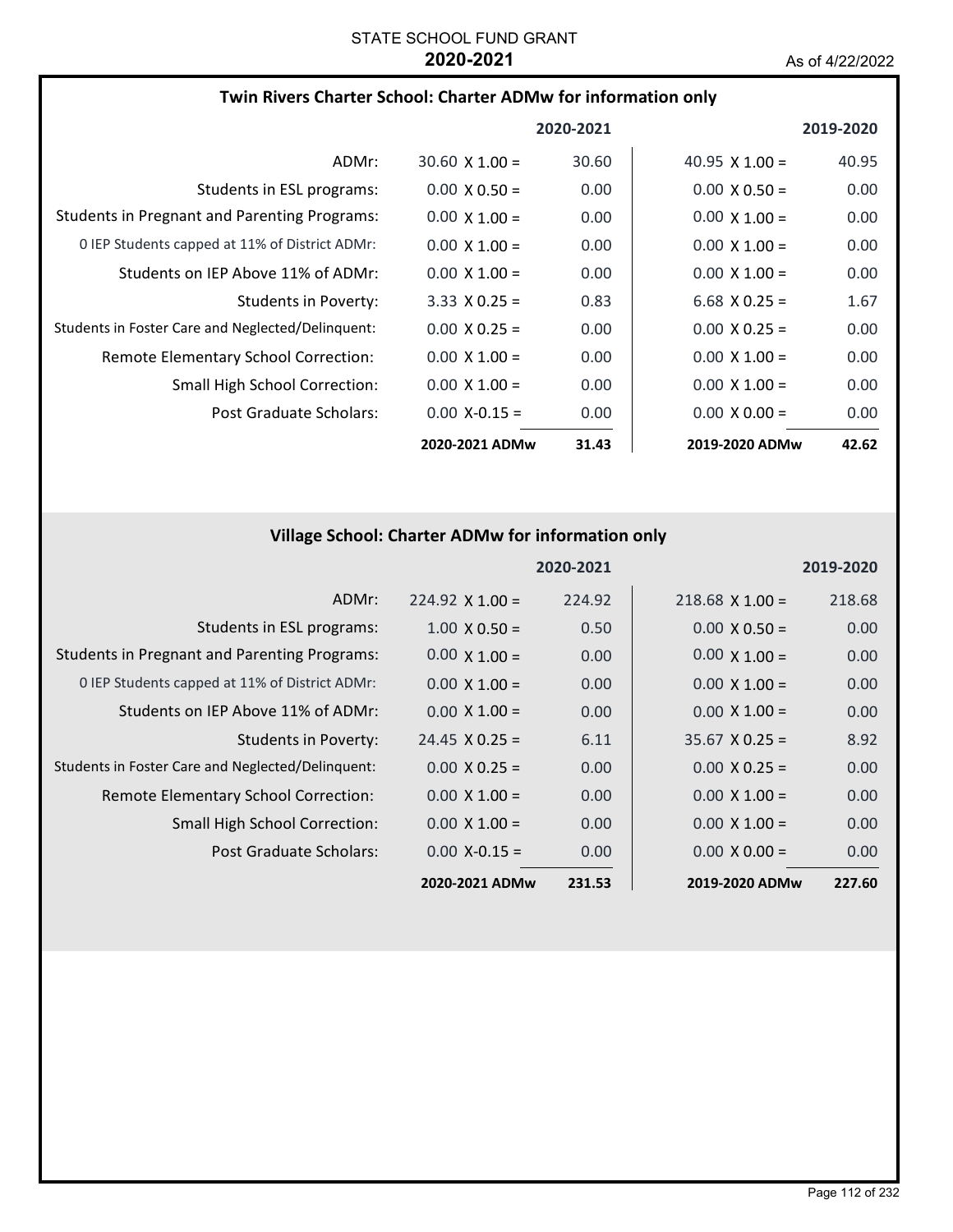STATE SCHOOL FUND GRANT

**2020-2021**

As of 4/22/2022

### Twin Rivers Charter School: Charter ADMw for information only

| | 2020-2021 | | 2019-2020 | |
|---|---|---|---|---|
| ADMr: | 30.60 X 1.00 = | 30.60 | 40.95 X 1.00 = | 40.95 |
| Students in ESL programs: | 0.00 X 0.50 = | 0.00 | 0.00 X 0.50 = | 0.00 |
| Students in Pregnant and Parenting Programs: | 0.00 X 1.00 = | 0.00 | 0.00 X 1.00 = | 0.00 |
| 0 IEP Students capped at 11% of District ADMr: | 0.00 X 1.00 = | 0.00 | 0.00 X 1.00 = | 0.00 |
| Students on IEP Above 11% of ADMr: | 0.00 X 1.00 = | 0.00 | 0.00 X 1.00 = | 0.00 |
| Students in Poverty: | 3.33 X 0.25 = | 0.83 | 6.68 X 0.25 = | 1.67 |
| Students in Foster Care and Neglected/Delinquent: | 0.00 X 0.25 = | 0.00 | 0.00 X 0.25 = | 0.00 |
| Remote Elementary School Correction: | 0.00 X 1.00 = | 0.00 | 0.00 X 1.00 = | 0.00 |
| Small High School Correction: | 0.00 X 1.00 = | 0.00 | 0.00 X 1.00 = | 0.00 |
| Post Graduate Scholars: | 0.00 X-0.15 = | 0.00 | 0.00 X 0.00 = | 0.00 |
| | **2020-2021 ADMw** | **31.43** | **2019-2020 ADMw** | **42.62** |

### Village School: Charter ADMw for information only

| | 2020-2021 | | 2019-2020 | |
|---|---|---|---|---|
| ADMr: | 224.92 X 1.00 = | 224.92 | 218.68 X 1.00 = | 218.68 |
| Students in ESL programs: | 1.00 X 0.50 = | 0.50 | 0.00 X 0.50 = | 0.00 |
| Students in Pregnant and Parenting Programs: | 0.00 X 1.00 = | 0.00 | 0.00 X 1.00 = | 0.00 |
| 0 IEP Students capped at 11% of District ADMr: | 0.00 X 1.00 = | 0.00 | 0.00 X 1.00 = | 0.00 |
| Students on IEP Above 11% of ADMr: | 0.00 X 1.00 = | 0.00 | 0.00 X 1.00 = | 0.00 |
| Students in Poverty: | 24.45 X 0.25 = | 6.11 | 35.67 X 0.25 = | 8.92 |
| Students in Foster Care and Neglected/Delinquent: | 0.00 X 0.25 = | 0.00 | 0.00 X 0.25 = | 0.00 |
| Remote Elementary School Correction: | 0.00 X 1.00 = | 0.00 | 0.00 X 1.00 = | 0.00 |
| Small High School Correction: | 0.00 X 1.00 = | 0.00 | 0.00 X 1.00 = | 0.00 |
| Post Graduate Scholars: | 0.00 X-0.15 = | 0.00 | 0.00 X 0.00 = | 0.00 |
| | **2020-2021 ADMw** | **231.53** | **2019-2020 ADMw** | **227.60** |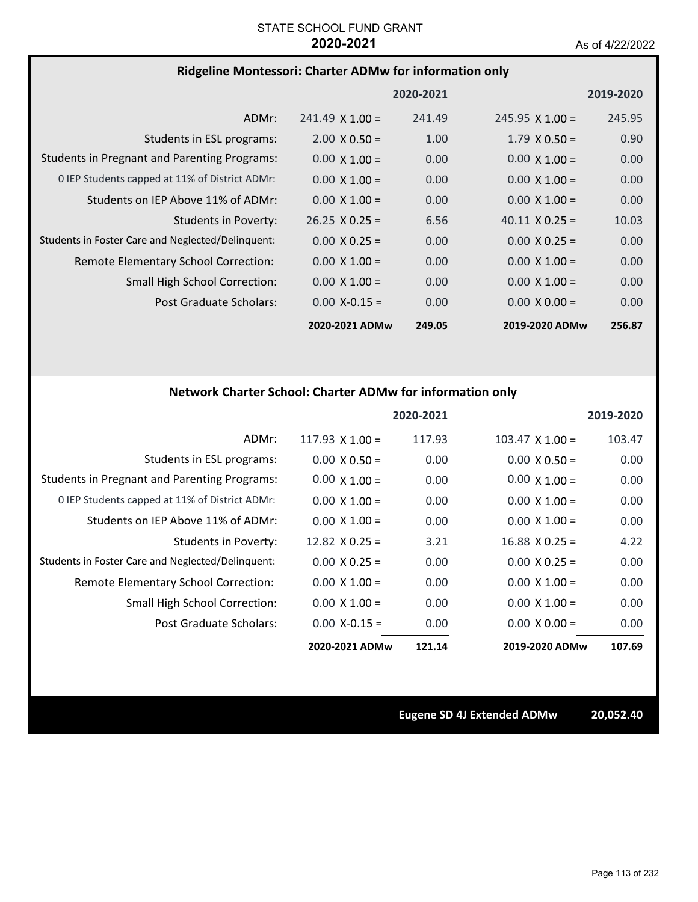STATE SCHOOL FUND GRANT
**2020-2021**
As of 4/22/2022

## Ridgeline Montessori: Charter ADMw for information only

| | 2020-2021 | | 2019-2020 | |
|---|---|---|---|---|
| ADMr: | 241.49 X 1.00 = | 241.49 | 245.95 X 1.00 = | 245.95 |
| Students in ESL programs: | 2.00 X 0.50 = | 1.00 | 1.79 X 0.50 = | 0.90 |
| Students in Pregnant and Parenting Programs: | 0.00 X 1.00 = | 0.00 | 0.00 X 1.00 = | 0.00 |
| 0 IEP Students capped at 11% of District ADMr: | 0.00 X 1.00 = | 0.00 | 0.00 X 1.00 = | 0.00 |
| Students on IEP Above 11% of ADMr: | 0.00 X 1.00 = | 0.00 | 0.00 X 1.00 = | 0.00 |
| Students in Poverty: | 26.25 X 0.25 = | 6.56 | 40.11 X 0.25 = | 10.03 |
| Students in Foster Care and Neglected/Delinquent: | 0.00 X 0.25 = | 0.00 | 0.00 X 0.25 = | 0.00 |
| Remote Elementary School Correction: | 0.00 X 1.00 = | 0.00 | 0.00 X 1.00 = | 0.00 |
| Small High School Correction: | 0.00 X 1.00 = | 0.00 | 0.00 X 1.00 = | 0.00 |
| Post Graduate Scholars: | 0.00 X-0.15 = | 0.00 | 0.00 X 0.00 = | 0.00 |
| | **2020-2021 ADMw** | **249.05** | **2019-2020 ADMw** | **256.87** |

## Network Charter School: Charter ADMw for information only

| | 2020-2021 | | 2019-2020 | |
|---|---|---|---|---|
| ADMr: | 117.93 X 1.00 = | 117.93 | 103.47 X 1.00 = | 103.47 |
| Students in ESL programs: | 0.00 X 0.50 = | 0.00 | 0.00 X 0.50 = | 0.00 |
| Students in Pregnant and Parenting Programs: | 0.00 X 1.00 = | 0.00 | 0.00 X 1.00 = | 0.00 |
| 0 IEP Students capped at 11% of District ADMr: | 0.00 X 1.00 = | 0.00 | 0.00 X 1.00 = | 0.00 |
| Students on IEP Above 11% of ADMr: | 0.00 X 1.00 = | 0.00 | 0.00 X 1.00 = | 0.00 |
| Students in Poverty: | 12.82 X 0.25 = | 3.21 | 16.88 X 0.25 = | 4.22 |
| Students in Foster Care and Neglected/Delinquent: | 0.00 X 0.25 = | 0.00 | 0.00 X 0.25 = | 0.00 |
| Remote Elementary School Correction: | 0.00 X 1.00 = | 0.00 | 0.00 X 1.00 = | 0.00 |
| Small High School Correction: | 0.00 X 1.00 = | 0.00 | 0.00 X 1.00 = | 0.00 |
| Post Graduate Scholars: | 0.00 X-0.15 = | 0.00 | 0.00 X 0.00 = | 0.00 |
| | **2020-2021 ADMw** | **121.14** | **2019-2020 ADMw** | **107.69** |

**Eugene SD 4J Extended ADMw** **20,052.40**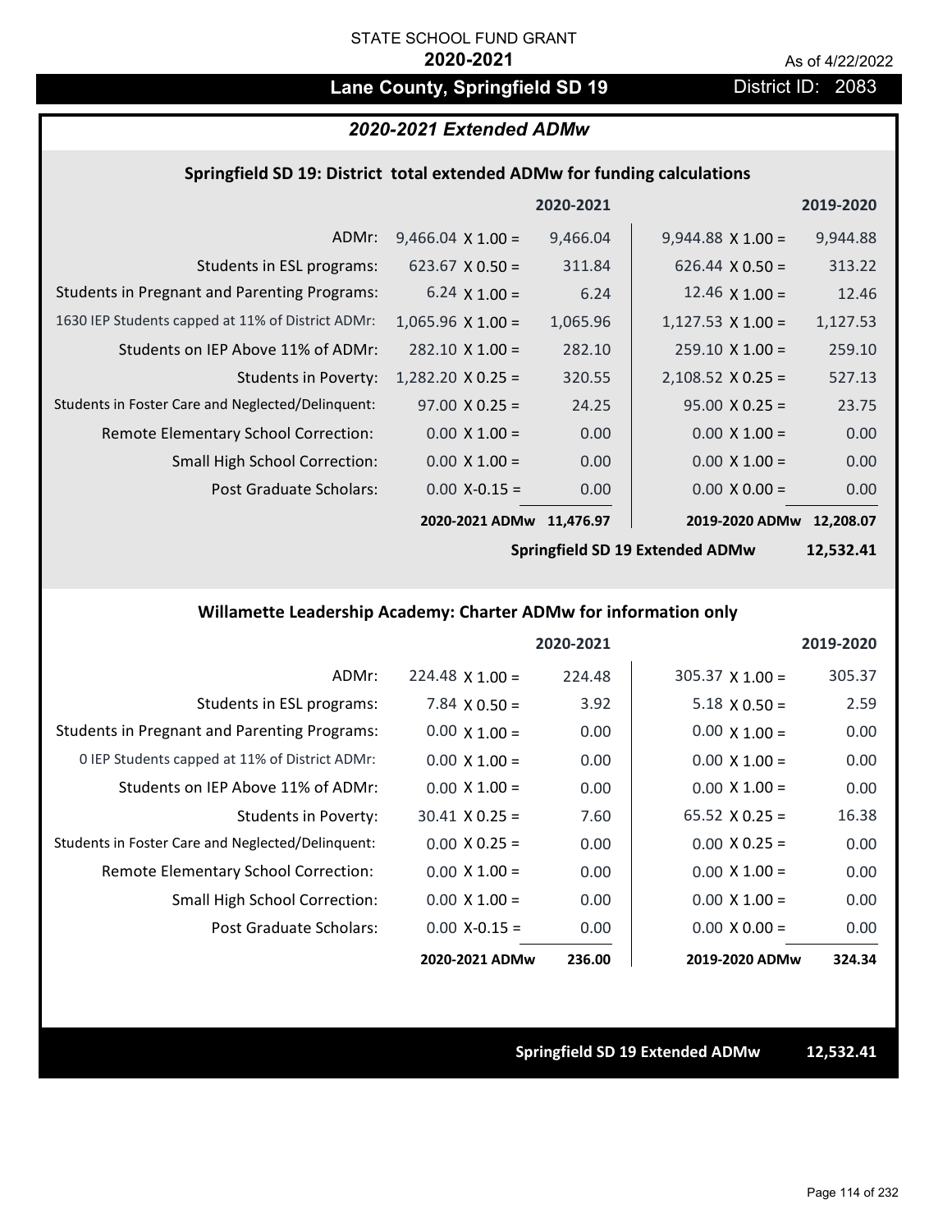STATE SCHOOL FUND GRANT

**2020-2021**

As of 4/22/2022

# Lane County, Springfield SD 19

District ID: 2083

## *2020-2021 Extended ADMw*

### Springfield SD 19: District total extended ADMw for funding calculations

| | | 2020-2021 | | 2019-2020 |
|---|---|---|---|---|
| ADMr: | 9,466.04 X 1.00 = | 9,466.04 | 9,944.88 X 1.00 = | 9,944.88 |
| Students in ESL programs: | 623.67 X 0.50 = | 311.84 | 626.44 X 0.50 = | 313.22 |
| Students in Pregnant and Parenting Programs: | 6.24 X 1.00 = | 6.24 | 12.46 X 1.00 = | 12.46 |
| 1630 IEP Students capped at 11% of District ADMr: | 1,065.96 X 1.00 = | 1,065.96 | 1,127.53 X 1.00 = | 1,127.53 |
| Students on IEP Above 11% of ADMr: | 282.10 X 1.00 = | 282.10 | 259.10 X 1.00 = | 259.10 |
| Students in Poverty: | 1,282.20 X 0.25 = | 320.55 | 2,108.52 X 0.25 = | 527.13 |
| Students in Foster Care and Neglected/Delinquent: | 97.00 X 0.25 = | 24.25 | 95.00 X 0.25 = | 23.75 |
| Remote Elementary School Correction: | 0.00 X 1.00 = | 0.00 | 0.00 X 1.00 = | 0.00 |
| Small High School Correction: | 0.00 X 1.00 = | 0.00 | 0.00 X 1.00 = | 0.00 |
| Post Graduate Scholars: | 0.00 X-0.15 = | 0.00 | 0.00 X 0.00 = | 0.00 |
| | **2020-2021 ADMw** | **11,476.97** | **2019-2020 ADMw** | **12,208.07** |
| | | | **Springfield SD 19 Extended ADMw** | **12,532.41** |

### Willamette Leadership Academy: Charter ADMw for information only

| | | 2020-2021 | | 2019-2020 |
|---|---|---|---|---|
| ADMr: | 224.48 X 1.00 = | 224.48 | 305.37 X 1.00 = | 305.37 |
| Students in ESL programs: | 7.84 X 0.50 = | 3.92 | 5.18 X 0.50 = | 2.59 |
| Students in Pregnant and Parenting Programs: | 0.00 X 1.00 = | 0.00 | 0.00 X 1.00 = | 0.00 |
| 0 IEP Students capped at 11% of District ADMr: | 0.00 X 1.00 = | 0.00 | 0.00 X 1.00 = | 0.00 |
| Students on IEP Above 11% of ADMr: | 0.00 X 1.00 = | 0.00 | 0.00 X 1.00 = | 0.00 |
| Students in Poverty: | 30.41 X 0.25 = | 7.60 | 65.52 X 0.25 = | 16.38 |
| Students in Foster Care and Neglected/Delinquent: | 0.00 X 0.25 = | 0.00 | 0.00 X 0.25 = | 0.00 |
| Remote Elementary School Correction: | 0.00 X 1.00 = | 0.00 | 0.00 X 1.00 = | 0.00 |
| Small High School Correction: | 0.00 X 1.00 = | 0.00 | 0.00 X 1.00 = | 0.00 |
| Post Graduate Scholars: | 0.00 X-0.15 = | 0.00 | 0.00 X 0.00 = | 0.00 |
| | **2020-2021 ADMw** | **236.00** | **2019-2020 ADMw** | **324.34** |

**Springfield SD 19 Extended ADMw** **12,532.41**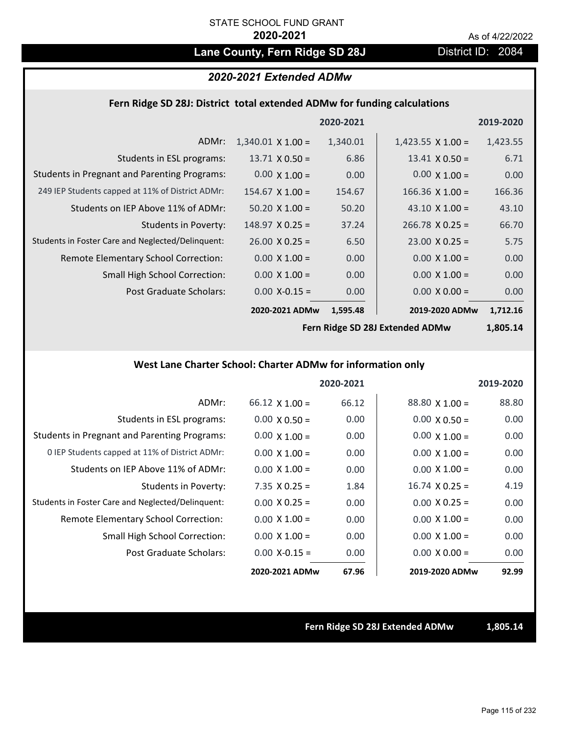STATE SCHOOL FUND GRANT

**2020-2021**

As of 4/22/2022

# Lane County, Fern Ridge SD 28J

District ID: 2084

## *2020-2021 Extended ADMw*

### Fern Ridge SD 28J: District total extended ADMw for funding calculations

| | | 2020-2021 | | 2019-2020 |
|---|---|---|---|---|
| ADMr: | 1,340.01 X 1.00 = | 1,340.01 | 1,423.55 X 1.00 = | 1,423.55 |
| Students in ESL programs: | 13.71 X 0.50 = | 6.86 | 13.41 X 0.50 = | 6.71 |
| Students in Pregnant and Parenting Programs: | 0.00 X 1.00 = | 0.00 | 0.00 X 1.00 = | 0.00 |
| 249 IEP Students capped at 11% of District ADMr: | 154.67 X 1.00 = | 154.67 | 166.36 X 1.00 = | 166.36 |
| Students on IEP Above 11% of ADMr: | 50.20 X 1.00 = | 50.20 | 43.10 X 1.00 = | 43.10 |
| Students in Poverty: | 148.97 X 0.25 = | 37.24 | 266.78 X 0.25 = | 66.70 |
| Students in Foster Care and Neglected/Delinquent: | 26.00 X 0.25 = | 6.50 | 23.00 X 0.25 = | 5.75 |
| Remote Elementary School Correction: | 0.00 X 1.00 = | 0.00 | 0.00 X 1.00 = | 0.00 |
| Small High School Correction: | 0.00 X 1.00 = | 0.00 | 0.00 X 1.00 = | 0.00 |
| Post Graduate Scholars: | 0.00 X-0.15 = | 0.00 | 0.00 X 0.00 = | 0.00 |
| | **2020-2021 ADMw** | **1,595.48** | **2019-2020 ADMw** | **1,712.16** |
| | | | **Fern Ridge SD 28J Extended ADMw** | **1,805.14** |

### West Lane Charter School: Charter ADMw for information only

| | | 2020-2021 | | 2019-2020 |
|---|---|---|---|---|
| ADMr: | 66.12 X 1.00 = | 66.12 | 88.80 X 1.00 = | 88.80 |
| Students in ESL programs: | 0.00 X 0.50 = | 0.00 | 0.00 X 0.50 = | 0.00 |
| Students in Pregnant and Parenting Programs: | 0.00 X 1.00 = | 0.00 | 0.00 X 1.00 = | 0.00 |
| 0 IEP Students capped at 11% of District ADMr: | 0.00 X 1.00 = | 0.00 | 0.00 X 1.00 = | 0.00 |
| Students on IEP Above 11% of ADMr: | 0.00 X 1.00 = | 0.00 | 0.00 X 1.00 = | 0.00 |
| Students in Poverty: | 7.35 X 0.25 = | 1.84 | 16.74 X 0.25 = | 4.19 |
| Students in Foster Care and Neglected/Delinquent: | 0.00 X 0.25 = | 0.00 | 0.00 X 0.25 = | 0.00 |
| Remote Elementary School Correction: | 0.00 X 1.00 = | 0.00 | 0.00 X 1.00 = | 0.00 |
| Small High School Correction: | 0.00 X 1.00 = | 0.00 | 0.00 X 1.00 = | 0.00 |
| Post Graduate Scholars: | 0.00 X-0.15 = | 0.00 | 0.00 X 0.00 = | 0.00 |
| | **2020-2021 ADMw** | **67.96** | **2019-2020 ADMw** | **92.99** |

**Fern Ridge SD 28J Extended ADMw** **1,805.14**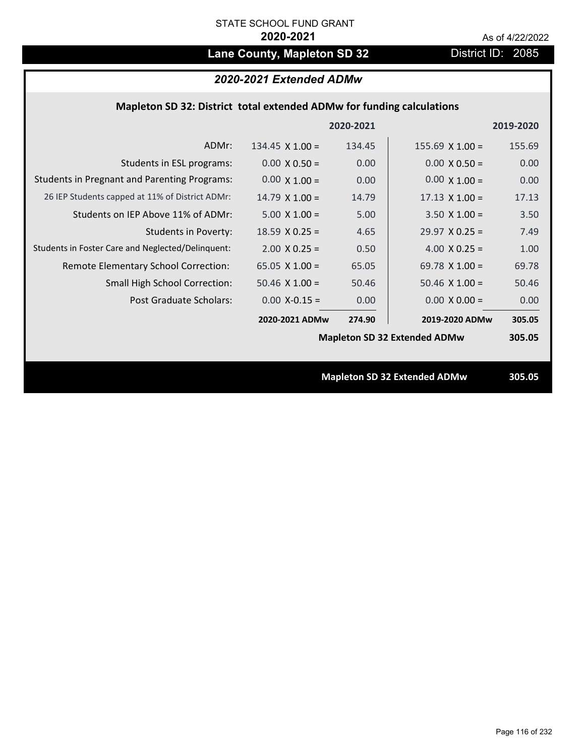STATE SCHOOL FUND GRANT

**2020-2021**

As of 4/22/2022

## Lane County, Mapleton SD 32

District ID: 2085

### *2020-2021 Extended ADMw*

**Mapleton SD 32: District total extended ADMw for funding calculations**

| | | 2020-2021 | | 2019-2020 |
|---|---|---|---|---|
| ADMr: | 134.45 X 1.00 = | 134.45 | 155.69 X 1.00 = | 155.69 |
| Students in ESL programs: | 0.00 X 0.50 = | 0.00 | 0.00 X 0.50 = | 0.00 |
| Students in Pregnant and Parenting Programs: | 0.00 X 1.00 = | 0.00 | 0.00 X 1.00 = | 0.00 |
| 26 IEP Students capped at 11% of District ADMr: | 14.79 X 1.00 = | 14.79 | 17.13 X 1.00 = | 17.13 |
| Students on IEP Above 11% of ADMr: | 5.00 X 1.00 = | 5.00 | 3.50 X 1.00 = | 3.50 |
| Students in Poverty: | 18.59 X 0.25 = | 4.65 | 29.97 X 0.25 = | 7.49 |
| Students in Foster Care and Neglected/Delinquent: | 2.00 X 0.25 = | 0.50 | 4.00 X 0.25 = | 1.00 |
| Remote Elementary School Correction: | 65.05 X 1.00 = | 65.05 | 69.78 X 1.00 = | 69.78 |
| Small High School Correction: | 50.46 X 1.00 = | 50.46 | 50.46 X 1.00 = | 50.46 |
| Post Graduate Scholars: | 0.00 X-0.15 = | 0.00 | 0.00 X 0.00 = | 0.00 |
| | **2020-2021 ADMw** | **274.90** | **2019-2020 ADMw** | **305.05** |
| | | | **Mapleton SD 32 Extended ADMw** | **305.05** |

**Mapleton SD 32 Extended ADMw** **305.05**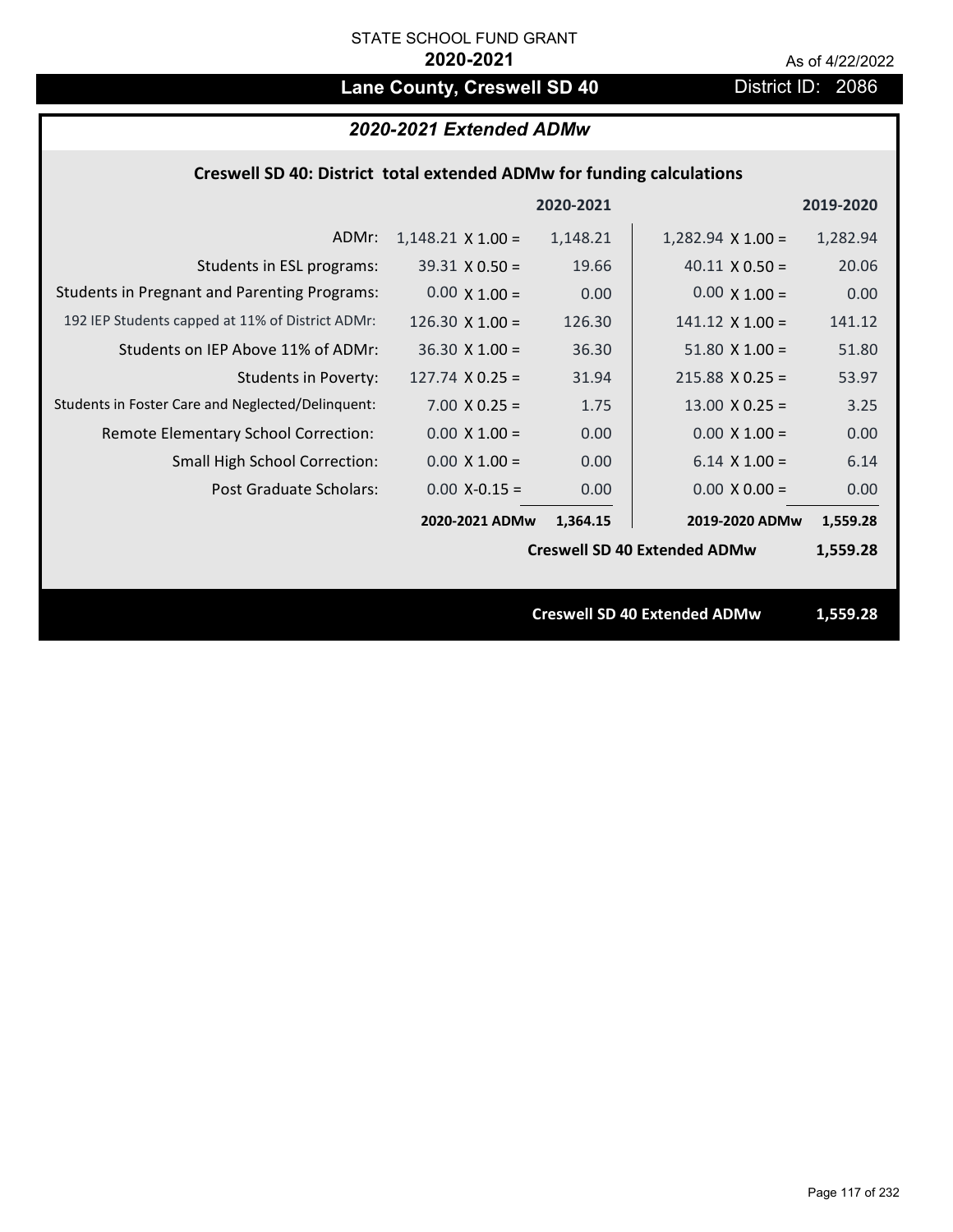STATE SCHOOL FUND GRANT

**2020-2021**

As of 4/22/2022

## Lane County, Creswell SD 40

District ID: 2086

### *2020-2021 Extended ADMw*

**Creswell SD 40: District total extended ADMw for funding calculations**

| | | 2020-2021 | | 2019-2020 |
|---|---|---|---|---|
| ADMr: | 1,148.21 X 1.00 = | 1,148.21 | 1,282.94 X 1.00 = | 1,282.94 |
| Students in ESL programs: | 39.31 X 0.50 = | 19.66 | 40.11 X 0.50 = | 20.06 |
| Students in Pregnant and Parenting Programs: | 0.00 X 1.00 = | 0.00 | 0.00 X 1.00 = | 0.00 |
| 192 IEP Students capped at 11% of District ADMr: | 126.30 X 1.00 = | 126.30 | 141.12 X 1.00 = | 141.12 |
| Students on IEP Above 11% of ADMr: | 36.30 X 1.00 = | 36.30 | 51.80 X 1.00 = | 51.80 |
| Students in Poverty: | 127.74 X 0.25 = | 31.94 | 215.88 X 0.25 = | 53.97 |
| Students in Foster Care and Neglected/Delinquent: | 7.00 X 0.25 = | 1.75 | 13.00 X 0.25 = | 3.25 |
| Remote Elementary School Correction: | 0.00 X 1.00 = | 0.00 | 0.00 X 1.00 = | 0.00 |
| Small High School Correction: | 0.00 X 1.00 = | 0.00 | 6.14 X 1.00 = | 6.14 |
| Post Graduate Scholars: | 0.00 X-0.15 = | 0.00 | 0.00 X 0.00 = | 0.00 |
| | **2020-2021 ADMw** | **1,364.15** | **2019-2020 ADMw** | **1,559.28** |
| | | | **Creswell SD 40 Extended ADMw** | **1,559.28** |

**Creswell SD 40 Extended ADMw** **1,559.28**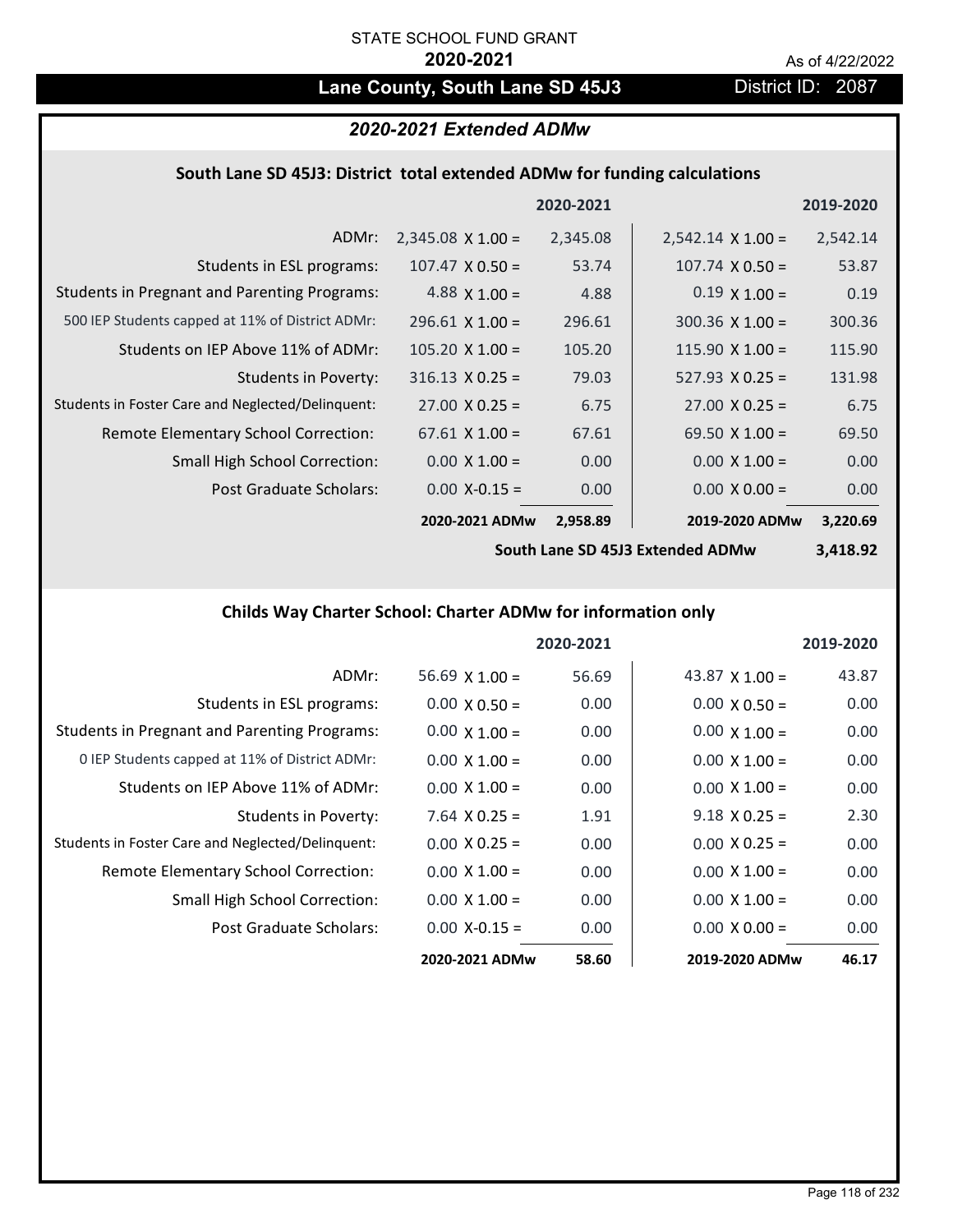STATE SCHOOL FUND GRANT

**2020-2021**

As of 4/22/2022

# Lane County, South Lane SD 45J3

District ID: 2087

## *2020-2021 Extended ADMw*

### South Lane SD 45J3: District total extended ADMw for funding calculations

| | | 2020-2021 | | 2019-2020 |
|---|---|---|---|---|
| ADMr: | 2,345.08 X 1.00 = | 2,345.08 | 2,542.14 X 1.00 = | 2,542.14 |
| Students in ESL programs: | 107.47 X 0.50 = | 53.74 | 107.74 X 0.50 = | 53.87 |
| Students in Pregnant and Parenting Programs: | 4.88 X 1.00 = | 4.88 | 0.19 X 1.00 = | 0.19 |
| 500 IEP Students capped at 11% of District ADMr: | 296.61 X 1.00 = | 296.61 | 300.36 X 1.00 = | 300.36 |
| Students on IEP Above 11% of ADMr: | 105.20 X 1.00 = | 105.20 | 115.90 X 1.00 = | 115.90 |
| Students in Poverty: | 316.13 X 0.25 = | 79.03 | 527.93 X 0.25 = | 131.98 |
| Students in Foster Care and Neglected/Delinquent: | 27.00 X 0.25 = | 6.75 | 27.00 X 0.25 = | 6.75 |
| Remote Elementary School Correction: | 67.61 X 1.00 = | 67.61 | 69.50 X 1.00 = | 69.50 |
| Small High School Correction: | 0.00 X 1.00 = | 0.00 | 0.00 X 1.00 = | 0.00 |
| Post Graduate Scholars: | 0.00 X-0.15 = | 0.00 | 0.00 X 0.00 = | 0.00 |
| | **2020-2021 ADMw** | **2,958.89** | **2019-2020 ADMw** | **3,220.69** |
| | | | **South Lane SD 45J3 Extended ADMw** | **3,418.92** |

### Childs Way Charter School: Charter ADMw for information only

| | | 2020-2021 | | 2019-2020 |
|---|---|---|---|---|
| ADMr: | 56.69 X 1.00 = | 56.69 | 43.87 X 1.00 = | 43.87 |
| Students in ESL programs: | 0.00 X 0.50 = | 0.00 | 0.00 X 0.50 = | 0.00 |
| Students in Pregnant and Parenting Programs: | 0.00 X 1.00 = | 0.00 | 0.00 X 1.00 = | 0.00 |
| 0 IEP Students capped at 11% of District ADMr: | 0.00 X 1.00 = | 0.00 | 0.00 X 1.00 = | 0.00 |
| Students on IEP Above 11% of ADMr: | 0.00 X 1.00 = | 0.00 | 0.00 X 1.00 = | 0.00 |
| Students in Poverty: | 7.64 X 0.25 = | 1.91 | 9.18 X 0.25 = | 2.30 |
| Students in Foster Care and Neglected/Delinquent: | 0.00 X 0.25 = | 0.00 | 0.00 X 0.25 = | 0.00 |
| Remote Elementary School Correction: | 0.00 X 1.00 = | 0.00 | 0.00 X 1.00 = | 0.00 |
| Small High School Correction: | 0.00 X 1.00 = | 0.00 | 0.00 X 1.00 = | 0.00 |
| Post Graduate Scholars: | 0.00 X-0.15 = | 0.00 | 0.00 X 0.00 = | 0.00 |
| | **2020-2021 ADMw** | **58.60** | **2019-2020 ADMw** | **46.17** |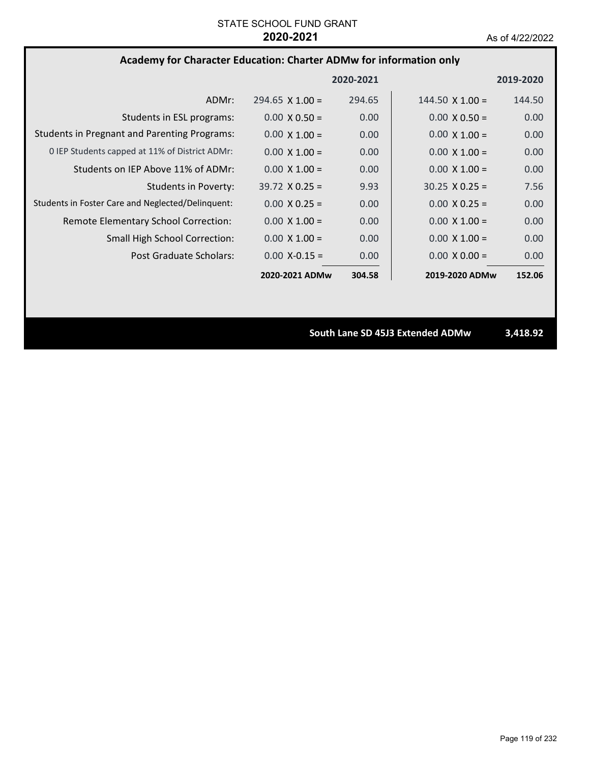STATE SCHOOL FUND GRANT

**2020-2021**

As of 4/22/2022

## Academy for Character Education: Charter ADMw for information only

| | 2020-2021 | | 2019-2020 | |
|---|---|---|---|---|
| ADMr: | 294.65 X 1.00 = | 294.65 | 144.50 X 1.00 = | 144.50 |
| Students in ESL programs: | 0.00 X 0.50 = | 0.00 | 0.00 X 0.50 = | 0.00 |
| Students in Pregnant and Parenting Programs: | 0.00 X 1.00 = | 0.00 | 0.00 X 1.00 = | 0.00 |
| 0 IEP Students capped at 11% of District ADMr: | 0.00 X 1.00 = | 0.00 | 0.00 X 1.00 = | 0.00 |
| Students on IEP Above 11% of ADMr: | 0.00 X 1.00 = | 0.00 | 0.00 X 1.00 = | 0.00 |
| Students in Poverty: | 39.72 X 0.25 = | 9.93 | 30.25 X 0.25 = | 7.56 |
| Students in Foster Care and Neglected/Delinquent: | 0.00 X 0.25 = | 0.00 | 0.00 X 0.25 = | 0.00 |
| Remote Elementary School Correction: | 0.00 X 1.00 = | 0.00 | 0.00 X 1.00 = | 0.00 |
| Small High School Correction: | 0.00 X 1.00 = | 0.00 | 0.00 X 1.00 = | 0.00 |
| Post Graduate Scholars: | 0.00 X-0.15 = | 0.00 | 0.00 X 0.00 = | 0.00 |
| | **2020-2021 ADMw** | **304.58** | **2019-2020 ADMw** | **152.06** |

**South Lane SD 45J3 Extended ADMw** **3,418.92**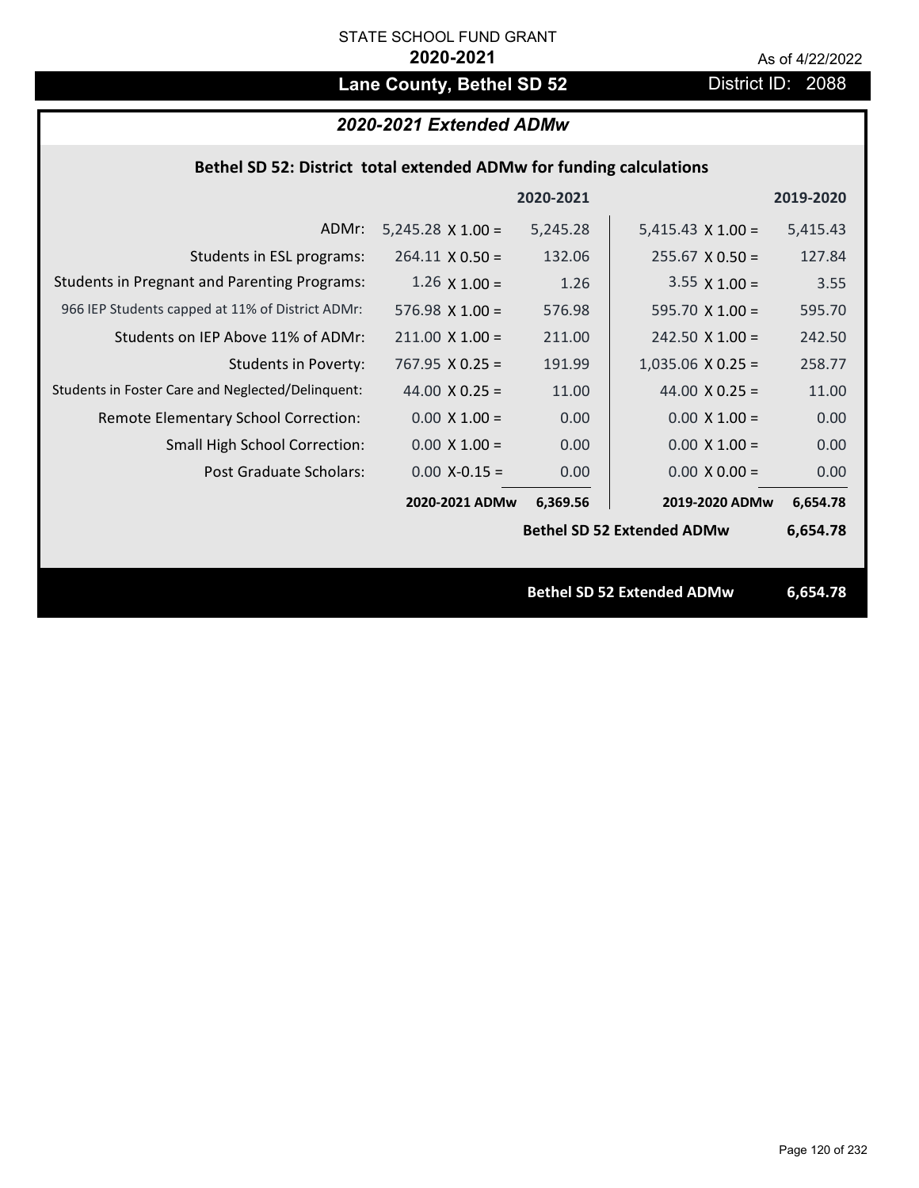STATE SCHOOL FUND GRANT

**2020-2021**

As of 4/22/2022

# Lane County, Bethel SD 52

District ID: 2088

## *2020-2021 Extended ADMw*

### Bethel SD 52: District total extended ADMw for funding calculations

| | | 2020-2021 | | 2019-2020 |
|---|---|---|---|---|
| ADMr: | 5,245.28 X 1.00 = | 5,245.28 | 5,415.43 X 1.00 = | 5,415.43 |
| Students in ESL programs: | 264.11 X 0.50 = | 132.06 | 255.67 X 0.50 = | 127.84 |
| Students in Pregnant and Parenting Programs: | 1.26 X 1.00 = | 1.26 | 3.55 X 1.00 = | 3.55 |
| 966 IEP Students capped at 11% of District ADMr: | 576.98 X 1.00 = | 576.98 | 595.70 X 1.00 = | 595.70 |
| Students on IEP Above 11% of ADMr: | 211.00 X 1.00 = | 211.00 | 242.50 X 1.00 = | 242.50 |
| Students in Poverty: | 767.95 X 0.25 = | 191.99 | 1,035.06 X 0.25 = | 258.77 |
| Students in Foster Care and Neglected/Delinquent: | 44.00 X 0.25 = | 11.00 | 44.00 X 0.25 = | 11.00 |
| Remote Elementary School Correction: | 0.00 X 1.00 = | 0.00 | 0.00 X 1.00 = | 0.00 |
| Small High School Correction: | 0.00 X 1.00 = | 0.00 | 0.00 X 1.00 = | 0.00 |
| Post Graduate Scholars: | 0.00 X-0.15 = | 0.00 | 0.00 X 0.00 = | 0.00 |
| | **2020-2021 ADMw** | **6,369.56** | **2019-2020 ADMw** | **6,654.78** |
| | | | **Bethel SD 52 Extended ADMw** | **6,654.78** |

**Bethel SD 52 Extended ADMw** **6,654.78**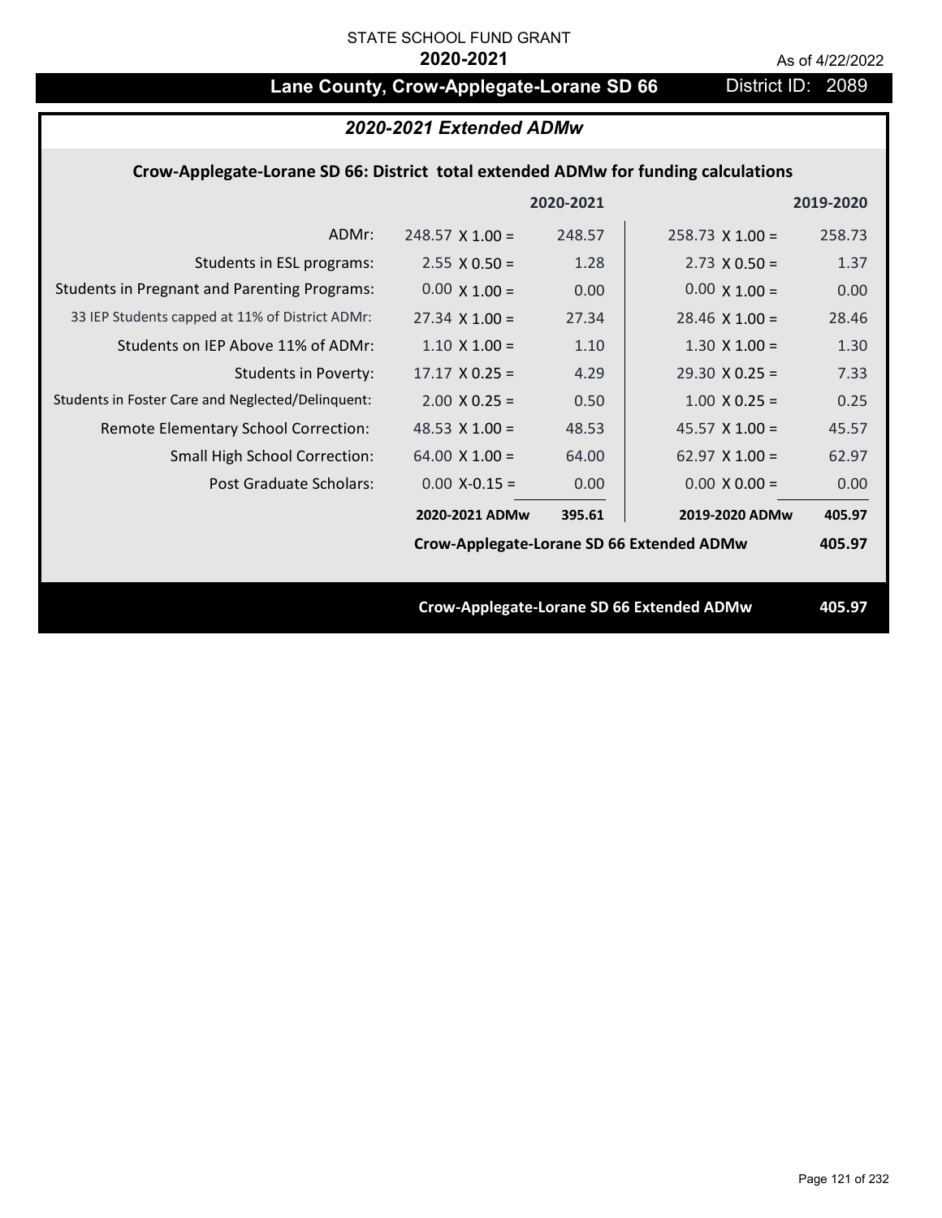STATE SCHOOL FUND GRANT

**2020-2021**

As of 4/22/2022

## Lane County, Crow-Applegate-Lorane SD 66

District ID: 2089

### *2020-2021 Extended ADMw*

**Crow-Applegate-Lorane SD 66: District total extended ADMw for funding calculations**

| | | 2020-2021 | | 2019-2020 |
|---|---|---|---|---|
| ADMr: | 248.57 X 1.00 = | 248.57 | 258.73 X 1.00 = | 258.73 |
| Students in ESL programs: | 2.55 X 0.50 = | 1.28 | 2.73 X 0.50 = | 1.37 |
| Students in Pregnant and Parenting Programs: | 0.00 X 1.00 = | 0.00 | 0.00 X 1.00 = | 0.00 |
| 33 IEP Students capped at 11% of District ADMr: | 27.34 X 1.00 = | 27.34 | 28.46 X 1.00 = | 28.46 |
| Students on IEP Above 11% of ADMr: | 1.10 X 1.00 = | 1.10 | 1.30 X 1.00 = | 1.30 |
| Students in Poverty: | 17.17 X 0.25 = | 4.29 | 29.30 X 0.25 = | 7.33 |
| Students in Foster Care and Neglected/Delinquent: | 2.00 X 0.25 = | 0.50 | 1.00 X 0.25 = | 0.25 |
| Remote Elementary School Correction: | 48.53 X 1.00 = | 48.53 | 45.57 X 1.00 = | 45.57 |
| Small High School Correction: | 64.00 X 1.00 = | 64.00 | 62.97 X 1.00 = | 62.97 |
| Post Graduate Scholars: | 0.00 X-0.15 = | 0.00 | 0.00 X 0.00 = | 0.00 |
| | **2020-2021 ADMw** | **395.61** | **2019-2020 ADMw** | **405.97** |
| | **Crow-Applegate-Lorane SD 66 Extended ADMw** | | | **405.97** |

**Crow-Applegate-Lorane SD 66 Extended ADMw** **405.97**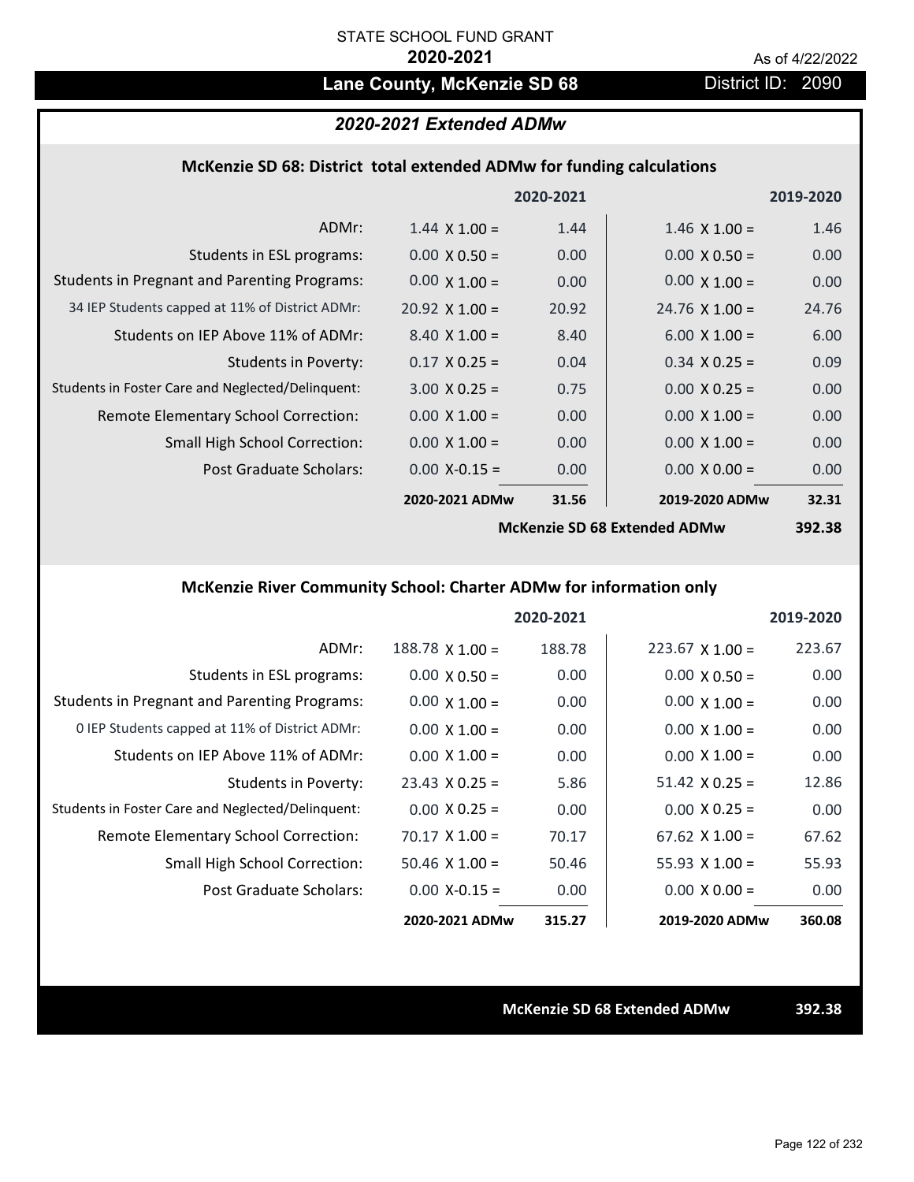STATE SCHOOL FUND GRANT

**2020-2021**

As of 4/22/2022

## Lane County, McKenzie SD 68

District ID: 2090

### *2020-2021 Extended ADMw*

#### McKenzie SD 68: District total extended ADMw for funding calculations

| | | 2020-2021 | | 2019-2020 |
|---|---|---|---|---|
| ADMr: | 1.44 X 1.00 = | 1.44 | 1.46 X 1.00 = | 1.46 |
| Students in ESL programs: | 0.00 X 0.50 = | 0.00 | 0.00 X 0.50 = | 0.00 |
| Students in Pregnant and Parenting Programs: | 0.00 X 1.00 = | 0.00 | 0.00 X 1.00 = | 0.00 |
| 34 IEP Students capped at 11% of District ADMr: | 20.92 X 1.00 = | 20.92 | 24.76 X 1.00 = | 24.76 |
| Students on IEP Above 11% of ADMr: | 8.40 X 1.00 = | 8.40 | 6.00 X 1.00 = | 6.00 |
| Students in Poverty: | 0.17 X 0.25 = | 0.04 | 0.34 X 0.25 = | 0.09 |
| Students in Foster Care and Neglected/Delinquent: | 3.00 X 0.25 = | 0.75 | 0.00 X 0.25 = | 0.00 |
| Remote Elementary School Correction: | 0.00 X 1.00 = | 0.00 | 0.00 X 1.00 = | 0.00 |
| Small High School Correction: | 0.00 X 1.00 = | 0.00 | 0.00 X 1.00 = | 0.00 |
| Post Graduate Scholars: | 0.00 X-0.15 = | 0.00 | 0.00 X 0.00 = | 0.00 |
| | **2020-2021 ADMw** | **31.56** | **2019-2020 ADMw** | **32.31** |
| | | | **McKenzie SD 68 Extended ADMw** | **392.38** |

#### McKenzie River Community School: Charter ADMw for information only

| | | 2020-2021 | | 2019-2020 |
|---|---|---|---|---|
| ADMr: | 188.78 X 1.00 = | 188.78 | 223.67 X 1.00 = | 223.67 |
| Students in ESL programs: | 0.00 X 0.50 = | 0.00 | 0.00 X 0.50 = | 0.00 |
| Students in Pregnant and Parenting Programs: | 0.00 X 1.00 = | 0.00 | 0.00 X 1.00 = | 0.00 |
| 0 IEP Students capped at 11% of District ADMr: | 0.00 X 1.00 = | 0.00 | 0.00 X 1.00 = | 0.00 |
| Students on IEP Above 11% of ADMr: | 0.00 X 1.00 = | 0.00 | 0.00 X 1.00 = | 0.00 |
| Students in Poverty: | 23.43 X 0.25 = | 5.86 | 51.42 X 0.25 = | 12.86 |
| Students in Foster Care and Neglected/Delinquent: | 0.00 X 0.25 = | 0.00 | 0.00 X 0.25 = | 0.00 |
| Remote Elementary School Correction: | 70.17 X 1.00 = | 70.17 | 67.62 X 1.00 = | 67.62 |
| Small High School Correction: | 50.46 X 1.00 = | 50.46 | 55.93 X 1.00 = | 55.93 |
| Post Graduate Scholars: | 0.00 X-0.15 = | 0.00 | 0.00 X 0.00 = | 0.00 |
| | **2020-2021 ADMw** | **315.27** | **2019-2020 ADMw** | **360.08** |

**McKenzie SD 68 Extended ADMw** **392.38**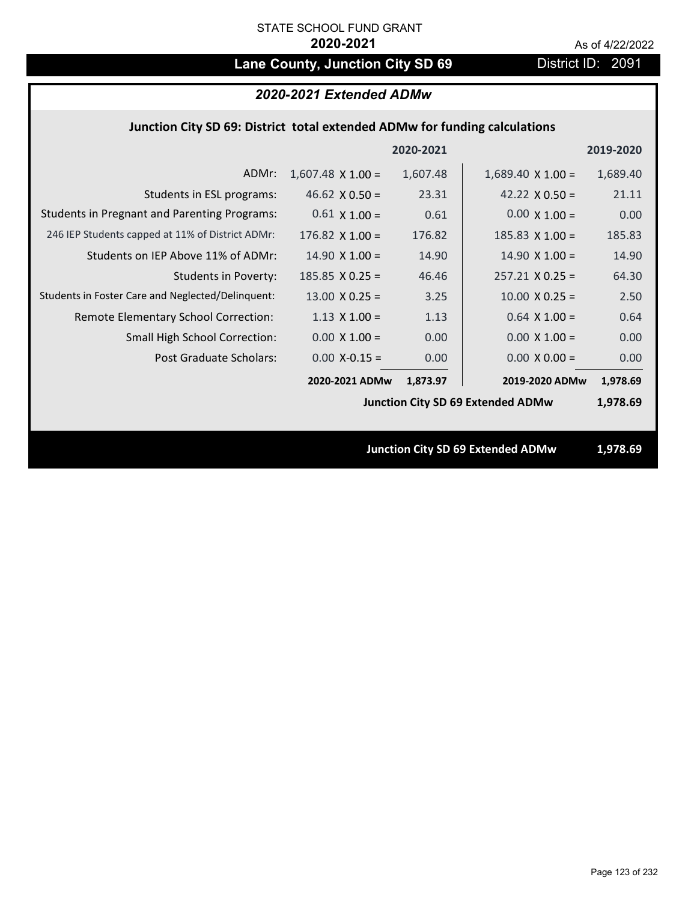STATE SCHOOL FUND GRANT

**2020-2021**

As of 4/22/2022

# Lane County, Junction City SD 69

District ID: 2091

## *2020-2021 Extended ADMw*

### Junction City SD 69: District total extended ADMw for funding calculations

| | | 2020-2021 | | 2019-2020 |
|---|---|---|---|---|
| ADMr: | 1,607.48 X 1.00 = | 1,607.48 | 1,689.40 X 1.00 = | 1,689.40 |
| Students in ESL programs: | 46.62 X 0.50 = | 23.31 | 42.22 X 0.50 = | 21.11 |
| Students in Pregnant and Parenting Programs: | 0.61 X 1.00 = | 0.61 | 0.00 X 1.00 = | 0.00 |
| 246 IEP Students capped at 11% of District ADMr: | 176.82 X 1.00 = | 176.82 | 185.83 X 1.00 = | 185.83 |
| Students on IEP Above 11% of ADMr: | 14.90 X 1.00 = | 14.90 | 14.90 X 1.00 = | 14.90 |
| Students in Poverty: | 185.85 X 0.25 = | 46.46 | 257.21 X 0.25 = | 64.30 |
| Students in Foster Care and Neglected/Delinquent: | 13.00 X 0.25 = | 3.25 | 10.00 X 0.25 = | 2.50 |
| Remote Elementary School Correction: | 1.13 X 1.00 = | 1.13 | 0.64 X 1.00 = | 0.64 |
| Small High School Correction: | 0.00 X 1.00 = | 0.00 | 0.00 X 1.00 = | 0.00 |
| Post Graduate Scholars: | 0.00 X-0.15 = | 0.00 | 0.00 X 0.00 = | 0.00 |
| | **2020-2021 ADMw** | **1,873.97** | **2019-2020 ADMw** | **1,978.69** |
| | | | **Junction City SD 69 Extended ADMw** | **1,978.69** |

**Junction City SD 69 Extended ADMw 1,978.69**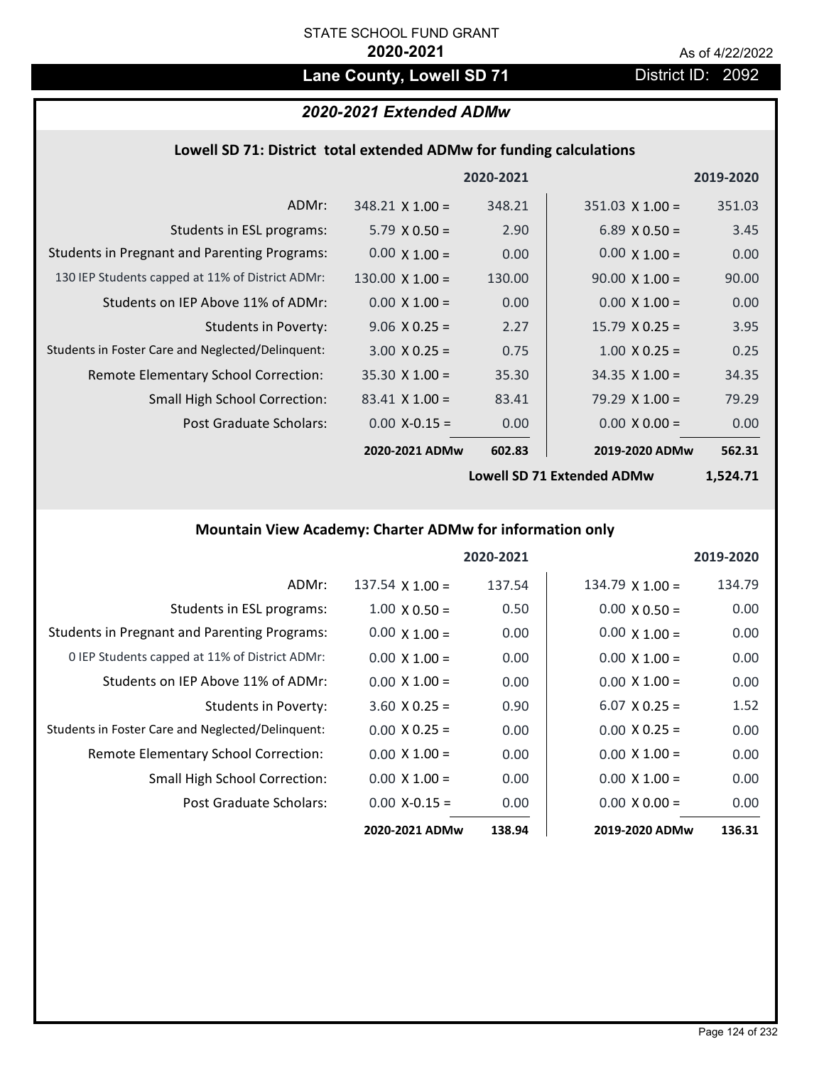STATE SCHOOL FUND GRANT

**2020-2021**

As of 4/22/2022

# Lane County, Lowell SD 71

District ID: 2092

## *2020-2021 Extended ADMw*

### Lowell SD 71: District total extended ADMw for funding calculations

| | | 2020-2021 | | 2019-2020 |
|---|---|---|---|---|
| ADMr: | 348.21 X 1.00 = | 348.21 | 351.03 X 1.00 = | 351.03 |
| Students in ESL programs: | 5.79 X 0.50 = | 2.90 | 6.89 X 0.50 = | 3.45 |
| Students in Pregnant and Parenting Programs: | 0.00 X 1.00 = | 0.00 | 0.00 X 1.00 = | 0.00 |
| 130 IEP Students capped at 11% of District ADMr: | 130.00 X 1.00 = | 130.00 | 90.00 X 1.00 = | 90.00 |
| Students on IEP Above 11% of ADMr: | 0.00 X 1.00 = | 0.00 | 0.00 X 1.00 = | 0.00 |
| Students in Poverty: | 9.06 X 0.25 = | 2.27 | 15.79 X 0.25 = | 3.95 |
| Students in Foster Care and Neglected/Delinquent: | 3.00 X 0.25 = | 0.75 | 1.00 X 0.25 = | 0.25 |
| Remote Elementary School Correction: | 35.30 X 1.00 = | 35.30 | 34.35 X 1.00 = | 34.35 |
| Small High School Correction: | 83.41 X 1.00 = | 83.41 | 79.29 X 1.00 = | 79.29 |
| Post Graduate Scholars: | 0.00 X-0.15 = | 0.00 | 0.00 X 0.00 = | 0.00 |
| | **2020-2021 ADMw** | **602.83** | **2019-2020 ADMw** | **562.31** |
| | | | **Lowell SD 71 Extended ADMw** | **1,524.71** |

### Mountain View Academy: Charter ADMw for information only

| | | 2020-2021 | | 2019-2020 |
|---|---|---|---|---|
| ADMr: | 137.54 X 1.00 = | 137.54 | 134.79 X 1.00 = | 134.79 |
| Students in ESL programs: | 1.00 X 0.50 = | 0.50 | 0.00 X 0.50 = | 0.00 |
| Students in Pregnant and Parenting Programs: | 0.00 X 1.00 = | 0.00 | 0.00 X 1.00 = | 0.00 |
| 0 IEP Students capped at 11% of District ADMr: | 0.00 X 1.00 = | 0.00 | 0.00 X 1.00 = | 0.00 |
| Students on IEP Above 11% of ADMr: | 0.00 X 1.00 = | 0.00 | 0.00 X 1.00 = | 0.00 |
| Students in Poverty: | 3.60 X 0.25 = | 0.90 | 6.07 X 0.25 = | 1.52 |
| Students in Foster Care and Neglected/Delinquent: | 0.00 X 0.25 = | 0.00 | 0.00 X 0.25 = | 0.00 |
| Remote Elementary School Correction: | 0.00 X 1.00 = | 0.00 | 0.00 X 1.00 = | 0.00 |
| Small High School Correction: | 0.00 X 1.00 = | 0.00 | 0.00 X 1.00 = | 0.00 |
| Post Graduate Scholars: | 0.00 X-0.15 = | 0.00 | 0.00 X 0.00 = | 0.00 |
| | **2020-2021 ADMw** | **138.94** | **2019-2020 ADMw** | **136.31** |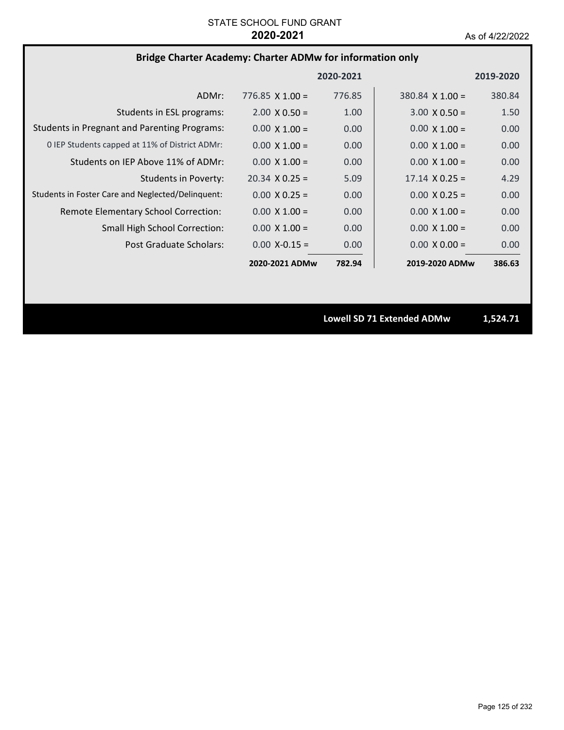STATE SCHOOL FUND GRANT

**2020-2021**

As of 4/22/2022

## Bridge Charter Academy: Charter ADMw for information only

| | 2020-2021 | | 2019-2020 | |
|---|---|---|---|---|
| ADMr: | 776.85 X 1.00 = | 776.85 | 380.84 X 1.00 = | 380.84 |
| Students in ESL programs: | 2.00 X 0.50 = | 1.00 | 3.00 X 0.50 = | 1.50 |
| Students in Pregnant and Parenting Programs: | 0.00 X 1.00 = | 0.00 | 0.00 X 1.00 = | 0.00 |
| 0 IEP Students capped at 11% of District ADMr: | 0.00 X 1.00 = | 0.00 | 0.00 X 1.00 = | 0.00 |
| Students on IEP Above 11% of ADMr: | 0.00 X 1.00 = | 0.00 | 0.00 X 1.00 = | 0.00 |
| Students in Poverty: | 20.34 X 0.25 = | 5.09 | 17.14 X 0.25 = | 4.29 |
| Students in Foster Care and Neglected/Delinquent: | 0.00 X 0.25 = | 0.00 | 0.00 X 0.25 = | 0.00 |
| Remote Elementary School Correction: | 0.00 X 1.00 = | 0.00 | 0.00 X 1.00 = | 0.00 |
| Small High School Correction: | 0.00 X 1.00 = | 0.00 | 0.00 X 1.00 = | 0.00 |
| Post Graduate Scholars: | 0.00 X-0.15 = | 0.00 | 0.00 X 0.00 = | 0.00 |
| | **2020-2021 ADMw** | **782.94** | **2019-2020 ADMw** | **386.63** |

**Lowell SD 71 Extended ADMw** **1,524.71**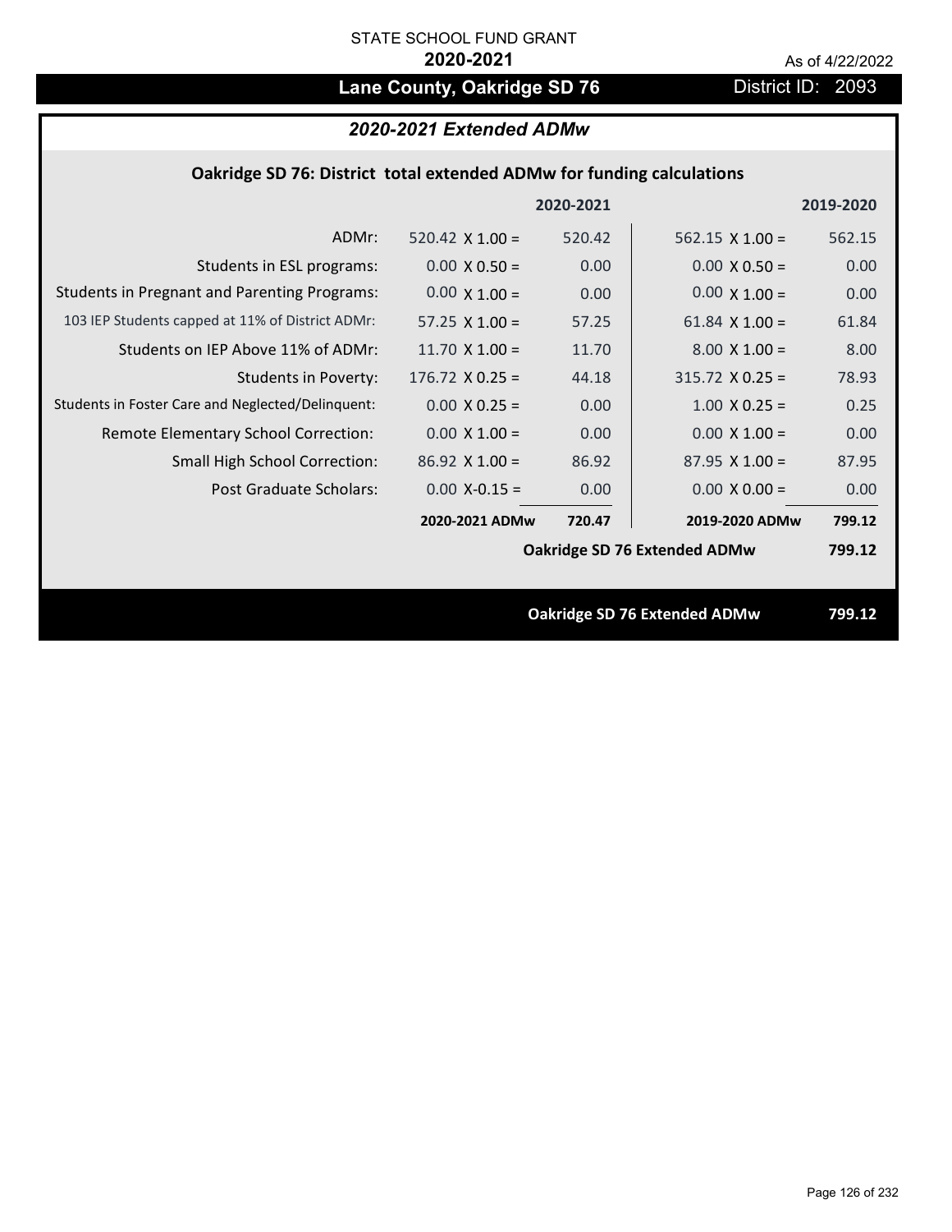STATE SCHOOL FUND GRANT

**2020-2021**

As of 4/22/2022

## Lane County, Oakridge SD 76

District ID: 2093

### *2020-2021 Extended ADMw*

**Oakridge SD 76: District total extended ADMw for funding calculations**

| | | 2020-2021 | | 2019-2020 |
|---|---|---|---|---|
| ADMr: | 520.42 X 1.00 = | 520.42 | 562.15 X 1.00 = | 562.15 |
| Students in ESL programs: | 0.00 X 0.50 = | 0.00 | 0.00 X 0.50 = | 0.00 |
| Students in Pregnant and Parenting Programs: | 0.00 X 1.00 = | 0.00 | 0.00 X 1.00 = | 0.00 |
| 103 IEP Students capped at 11% of District ADMr: | 57.25 X 1.00 = | 57.25 | 61.84 X 1.00 = | 61.84 |
| Students on IEP Above 11% of ADMr: | 11.70 X 1.00 = | 11.70 | 8.00 X 1.00 = | 8.00 |
| Students in Poverty: | 176.72 X 0.25 = | 44.18 | 315.72 X 0.25 = | 78.93 |
| Students in Foster Care and Neglected/Delinquent: | 0.00 X 0.25 = | 0.00 | 1.00 X 0.25 = | 0.25 |
| Remote Elementary School Correction: | 0.00 X 1.00 = | 0.00 | 0.00 X 1.00 = | 0.00 |
| Small High School Correction: | 86.92 X 1.00 = | 86.92 | 87.95 X 1.00 = | 87.95 |
| Post Graduate Scholars: | 0.00 X-0.15 = | 0.00 | 0.00 X 0.00 = | 0.00 |
| | **2020-2021 ADMw** | **720.47** | **2019-2020 ADMw** | **799.12** |
| | | | **Oakridge SD 76 Extended ADMw** | **799.12** |

**Oakridge SD 76 Extended ADMw** **799.12**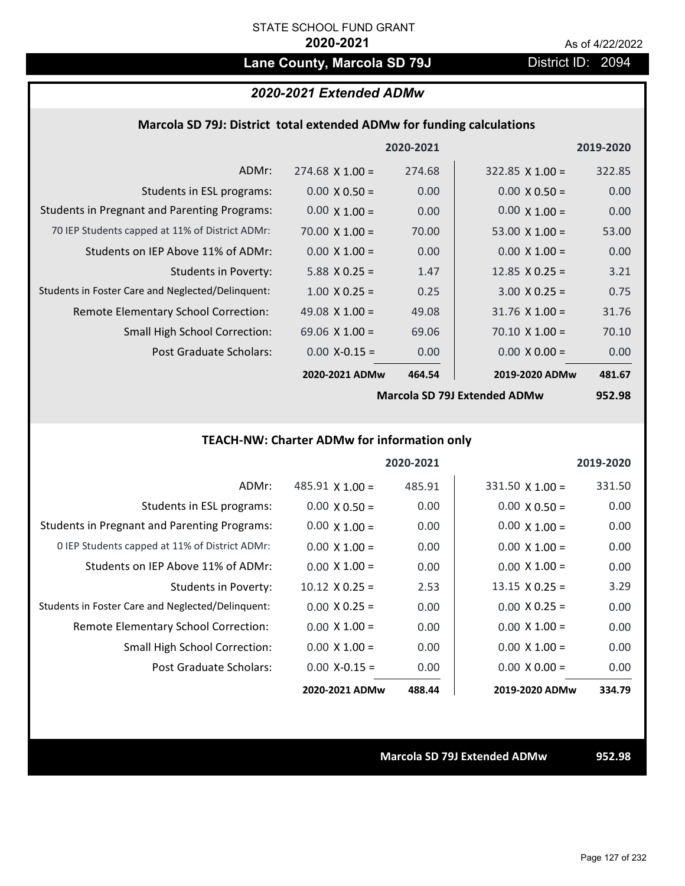STATE SCHOOL FUND GRANT

**2020-2021**

As of 4/22/2022

## Lane County, Marcola SD 79J

District ID: 2094

### *2020-2021 Extended ADMw*

#### Marcola SD 79J: District total extended ADMw for funding calculations

| | | 2020-2021 | | 2019-2020 |
|---|---|---|---|---|
| ADMr: | 274.68 X 1.00 = | 274.68 | 322.85 X 1.00 = | 322.85 |
| Students in ESL programs: | 0.00 X 0.50 = | 0.00 | 0.00 X 0.50 = | 0.00 |
| Students in Pregnant and Parenting Programs: | 0.00 X 1.00 = | 0.00 | 0.00 X 1.00 = | 0.00 |
| 70 IEP Students capped at 11% of District ADMr: | 70.00 X 1.00 = | 70.00 | 53.00 X 1.00 = | 53.00 |
| Students on IEP Above 11% of ADMr: | 0.00 X 1.00 = | 0.00 | 0.00 X 1.00 = | 0.00 |
| Students in Poverty: | 5.88 X 0.25 = | 1.47 | 12.85 X 0.25 = | 3.21 |
| Students in Foster Care and Neglected/Delinquent: | 1.00 X 0.25 = | 0.25 | 3.00 X 0.25 = | 0.75 |
| Remote Elementary School Correction: | 49.08 X 1.00 = | 49.08 | 31.76 X 1.00 = | 31.76 |
| Small High School Correction: | 69.06 X 1.00 = | 69.06 | 70.10 X 1.00 = | 70.10 |
| Post Graduate Scholars: | 0.00 X-0.15 = | 0.00 | 0.00 X 0.00 = | 0.00 |
| | **2020-2021 ADMw** | **464.54** | **2019-2020 ADMw** | **481.67** |
| | | | **Marcola SD 79J Extended ADMw** | **952.98** |

#### TEACH-NW: Charter ADMw for information only

| | | 2020-2021 | | 2019-2020 |
|---|---|---|---|---|
| ADMr: | 485.91 X 1.00 = | 485.91 | 331.50 X 1.00 = | 331.50 |
| Students in ESL programs: | 0.00 X 0.50 = | 0.00 | 0.00 X 0.50 = | 0.00 |
| Students in Pregnant and Parenting Programs: | 0.00 X 1.00 = | 0.00 | 0.00 X 1.00 = | 0.00 |
| 0 IEP Students capped at 11% of District ADMr: | 0.00 X 1.00 = | 0.00 | 0.00 X 1.00 = | 0.00 |
| Students on IEP Above 11% of ADMr: | 0.00 X 1.00 = | 0.00 | 0.00 X 1.00 = | 0.00 |
| Students in Poverty: | 10.12 X 0.25 = | 2.53 | 13.15 X 0.25 = | 3.29 |
| Students in Foster Care and Neglected/Delinquent: | 0.00 X 0.25 = | 0.00 | 0.00 X 0.25 = | 0.00 |
| Remote Elementary School Correction: | 0.00 X 1.00 = | 0.00 | 0.00 X 1.00 = | 0.00 |
| Small High School Correction: | 0.00 X 1.00 = | 0.00 | 0.00 X 1.00 = | 0.00 |
| Post Graduate Scholars: | 0.00 X-0.15 = | 0.00 | 0.00 X 0.00 = | 0.00 |
| | **2020-2021 ADMw** | **488.44** | **2019-2020 ADMw** | **334.79** |

**Marcola SD 79J Extended ADMw** **952.98**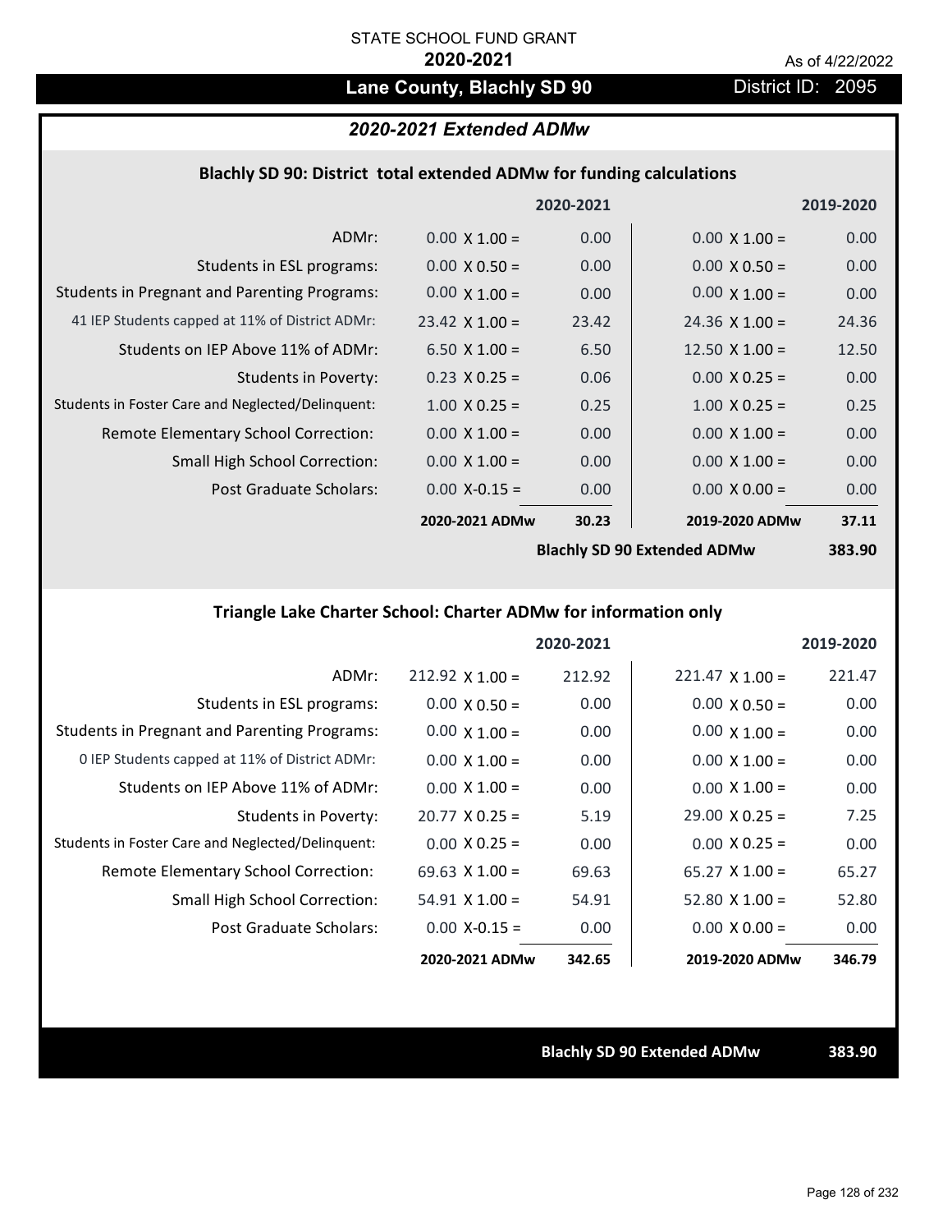STATE SCHOOL FUND GRANT

**2020-2021**

As of 4/22/2022

# Lane County, Blachly SD 90

District ID: 2095

## *2020-2021 Extended ADMw*

### Blachly SD 90: District total extended ADMw for funding calculations

| | | 2020-2021 | | 2019-2020 |
|---|---|---|---|---|
| ADMr: | 0.00 X 1.00 = | 0.00 | 0.00 X 1.00 = | 0.00 |
| Students in ESL programs: | 0.00 X 0.50 = | 0.00 | 0.00 X 0.50 = | 0.00 |
| Students in Pregnant and Parenting Programs: | 0.00 X 1.00 = | 0.00 | 0.00 X 1.00 = | 0.00 |
| 41 IEP Students capped at 11% of District ADMr: | 23.42 X 1.00 = | 23.42 | 24.36 X 1.00 = | 24.36 |
| Students on IEP Above 11% of ADMr: | 6.50 X 1.00 = | 6.50 | 12.50 X 1.00 = | 12.50 |
| Students in Poverty: | 0.23 X 0.25 = | 0.06 | 0.00 X 0.25 = | 0.00 |
| Students in Foster Care and Neglected/Delinquent: | 1.00 X 0.25 = | 0.25 | 1.00 X 0.25 = | 0.25 |
| Remote Elementary School Correction: | 0.00 X 1.00 = | 0.00 | 0.00 X 1.00 = | 0.00 |
| Small High School Correction: | 0.00 X 1.00 = | 0.00 | 0.00 X 1.00 = | 0.00 |
| Post Graduate Scholars: | 0.00 X-0.15 = | 0.00 | 0.00 X 0.00 = | 0.00 |
| | **2020-2021 ADMw** | **30.23** | **2019-2020 ADMw** | **37.11** |
| | | | **Blachly SD 90 Extended ADMw** | **383.90** |

### Triangle Lake Charter School: Charter ADMw for information only

| | | 2020-2021 | | 2019-2020 |
|---|---|---|---|---|
| ADMr: | 212.92 X 1.00 = | 212.92 | 221.47 X 1.00 = | 221.47 |
| Students in ESL programs: | 0.00 X 0.50 = | 0.00 | 0.00 X 0.50 = | 0.00 |
| Students in Pregnant and Parenting Programs: | 0.00 X 1.00 = | 0.00 | 0.00 X 1.00 = | 0.00 |
| 0 IEP Students capped at 11% of District ADMr: | 0.00 X 1.00 = | 0.00 | 0.00 X 1.00 = | 0.00 |
| Students on IEP Above 11% of ADMr: | 0.00 X 1.00 = | 0.00 | 0.00 X 1.00 = | 0.00 |
| Students in Poverty: | 20.77 X 0.25 = | 5.19 | 29.00 X 0.25 = | 7.25 |
| Students in Foster Care and Neglected/Delinquent: | 0.00 X 0.25 = | 0.00 | 0.00 X 0.25 = | 0.00 |
| Remote Elementary School Correction: | 69.63 X 1.00 = | 69.63 | 65.27 X 1.00 = | 65.27 |
| Small High School Correction: | 54.91 X 1.00 = | 54.91 | 52.80 X 1.00 = | 52.80 |
| Post Graduate Scholars: | 0.00 X-0.15 = | 0.00 | 0.00 X 0.00 = | 0.00 |
| | **2020-2021 ADMw** | **342.65** | **2019-2020 ADMw** | **346.79** |

**Blachly SD 90 Extended ADMw** **383.90**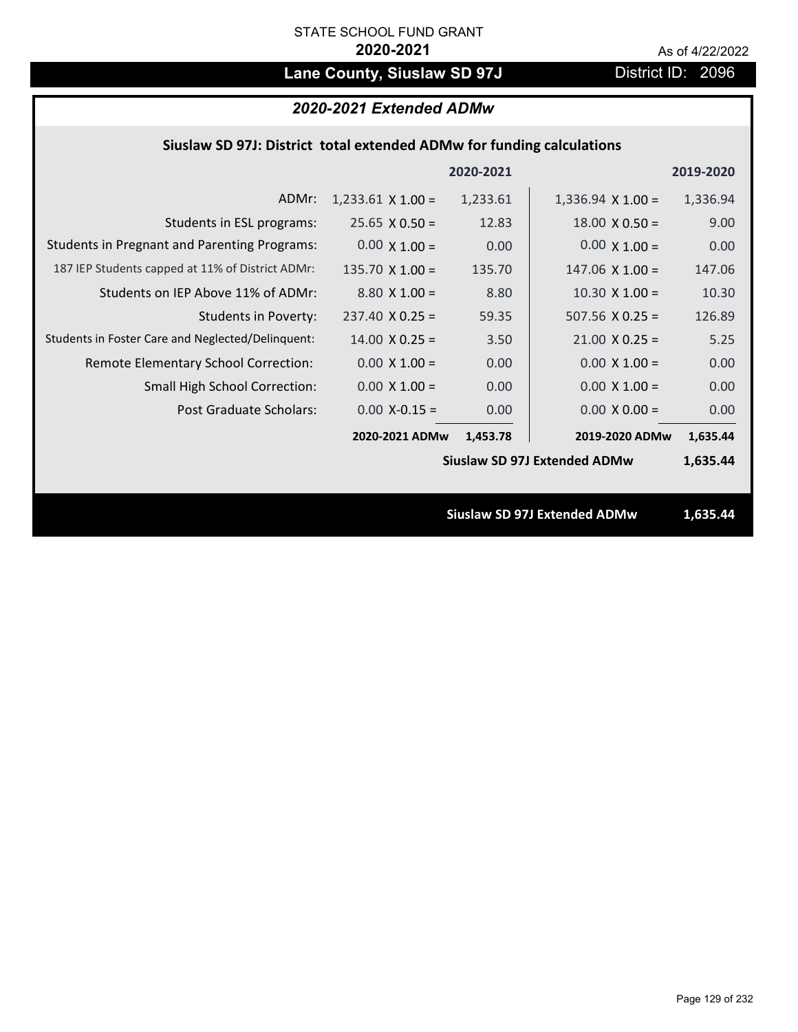STATE SCHOOL FUND GRANT

**2020-2021**

As of 4/22/2022

# Lane County, Siuslaw SD 97J

District ID: 2096

## *2020-2021 Extended ADMw*

### Siuslaw SD 97J: District total extended ADMw for funding calculations

| | | 2020-2021 | | 2019-2020 |
|---|---|---|---|---|
| ADMr: | 1,233.61 X 1.00 = | 1,233.61 | 1,336.94 X 1.00 = | 1,336.94 |
| Students in ESL programs: | 25.65 X 0.50 = | 12.83 | 18.00 X 0.50 = | 9.00 |
| Students in Pregnant and Parenting Programs: | 0.00 X 1.00 = | 0.00 | 0.00 X 1.00 = | 0.00 |
| 187 IEP Students capped at 11% of District ADMr: | 135.70 X 1.00 = | 135.70 | 147.06 X 1.00 = | 147.06 |
| Students on IEP Above 11% of ADMr: | 8.80 X 1.00 = | 8.80 | 10.30 X 1.00 = | 10.30 |
| Students in Poverty: | 237.40 X 0.25 = | 59.35 | 507.56 X 0.25 = | 126.89 |
| Students in Foster Care and Neglected/Delinquent: | 14.00 X 0.25 = | 3.50 | 21.00 X 0.25 = | 5.25 |
| Remote Elementary School Correction: | 0.00 X 1.00 = | 0.00 | 0.00 X 1.00 = | 0.00 |
| Small High School Correction: | 0.00 X 1.00 = | 0.00 | 0.00 X 1.00 = | 0.00 |
| Post Graduate Scholars: | 0.00 X-0.15 = | 0.00 | 0.00 X 0.00 = | 0.00 |
| | **2020-2021 ADMw** | **1,453.78** | **2019-2020 ADMw** | **1,635.44** |
| | | | **Siuslaw SD 97J Extended ADMw** | **1,635.44** |

**Siuslaw SD 97J Extended ADMw 1,635.44**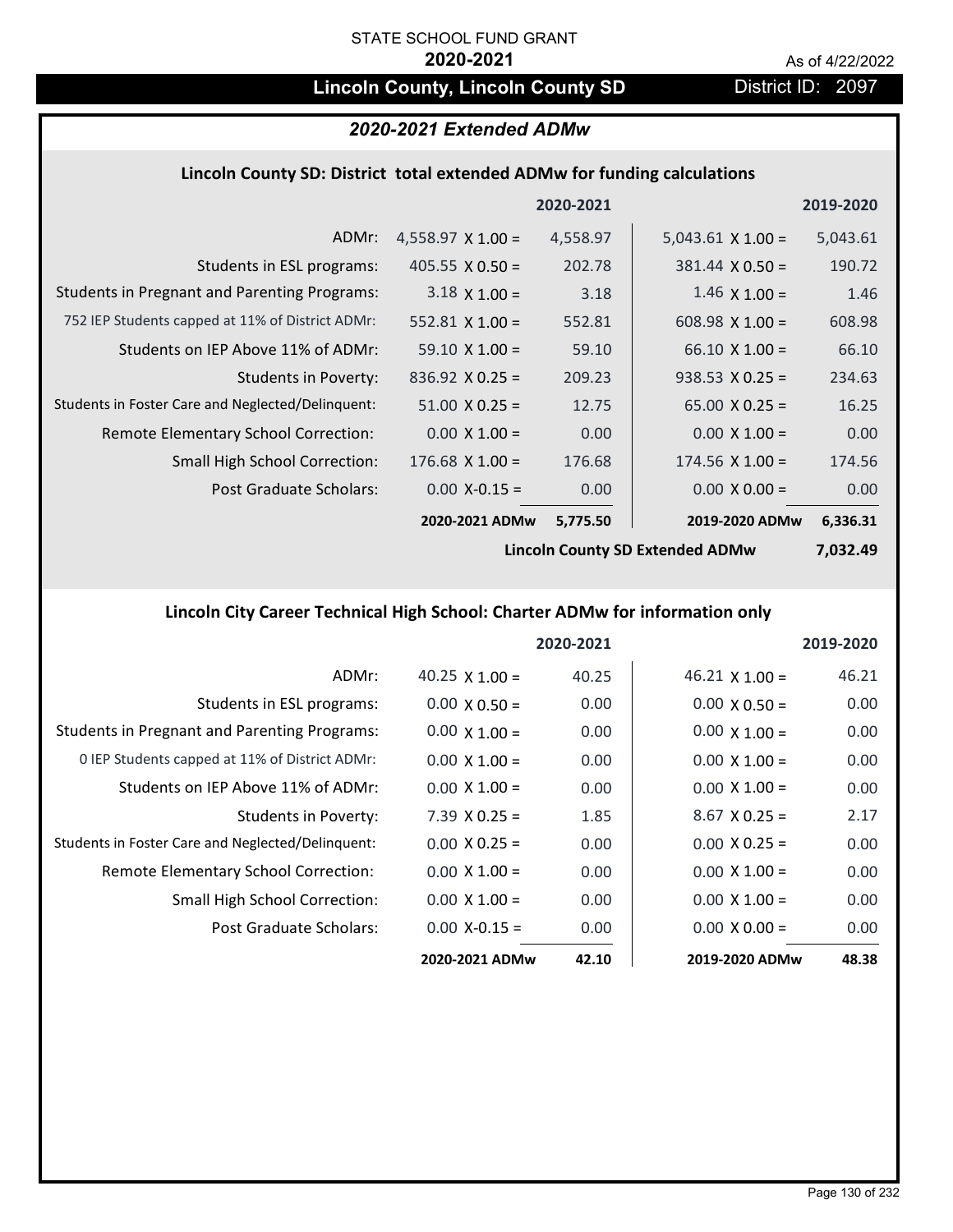STATE SCHOOL FUND GRANT

**2020-2021**

As of 4/22/2022

# Lincoln County, Lincoln County SD

District ID: 2097

## *2020-2021 Extended ADMw*

### Lincoln County SD: District total extended ADMw for funding calculations

| | 2020-2021 | | 2019-2020 | |
|---|---|---|---|---|
| ADMr: | 4,558.97 X 1.00 = | 4,558.97 | 5,043.61 X 1.00 = | 5,043.61 |
| Students in ESL programs: | 405.55 X 0.50 = | 202.78 | 381.44 X 0.50 = | 190.72 |
| Students in Pregnant and Parenting Programs: | 3.18 X 1.00 = | 3.18 | 1.46 X 1.00 = | 1.46 |
| 752 IEP Students capped at 11% of District ADMr: | 552.81 X 1.00 = | 552.81 | 608.98 X 1.00 = | 608.98 |
| Students on IEP Above 11% of ADMr: | 59.10 X 1.00 = | 59.10 | 66.10 X 1.00 = | 66.10 |
| Students in Poverty: | 836.92 X 0.25 = | 209.23 | 938.53 X 0.25 = | 234.63 |
| Students in Foster Care and Neglected/Delinquent: | 51.00 X 0.25 = | 12.75 | 65.00 X 0.25 = | 16.25 |
| Remote Elementary School Correction: | 0.00 X 1.00 = | 0.00 | 0.00 X 1.00 = | 0.00 |
| Small High School Correction: | 176.68 X 1.00 = | 176.68 | 174.56 X 1.00 = | 174.56 |
| Post Graduate Scholars: | 0.00 X-0.15 = | 0.00 | 0.00 X 0.00 = | 0.00 |
| | **2020-2021 ADMw** | **5,775.50** | **2019-2020 ADMw** | **6,336.31** |
| | | | **Lincoln County SD Extended ADMw** | **7,032.49** |

### Lincoln City Career Technical High School: Charter ADMw for information only

| | 2020-2021 | | 2019-2020 | |
|---|---|---|---|---|
| ADMr: | 40.25 X 1.00 = | 40.25 | 46.21 X 1.00 = | 46.21 |
| Students in ESL programs: | 0.00 X 0.50 = | 0.00 | 0.00 X 0.50 = | 0.00 |
| Students in Pregnant and Parenting Programs: | 0.00 X 1.00 = | 0.00 | 0.00 X 1.00 = | 0.00 |
| 0 IEP Students capped at 11% of District ADMr: | 0.00 X 1.00 = | 0.00 | 0.00 X 1.00 = | 0.00 |
| Students on IEP Above 11% of ADMr: | 0.00 X 1.00 = | 0.00 | 0.00 X 1.00 = | 0.00 |
| Students in Poverty: | 7.39 X 0.25 = | 1.85 | 8.67 X 0.25 = | 2.17 |
| Students in Foster Care and Neglected/Delinquent: | 0.00 X 0.25 = | 0.00 | 0.00 X 0.25 = | 0.00 |
| Remote Elementary School Correction: | 0.00 X 1.00 = | 0.00 | 0.00 X 1.00 = | 0.00 |
| Small High School Correction: | 0.00 X 1.00 = | 0.00 | 0.00 X 1.00 = | 0.00 |
| Post Graduate Scholars: | 0.00 X-0.15 = | 0.00 | 0.00 X 0.00 = | 0.00 |
| | **2020-2021 ADMw** | **42.10** | **2019-2020 ADMw** | **48.38** |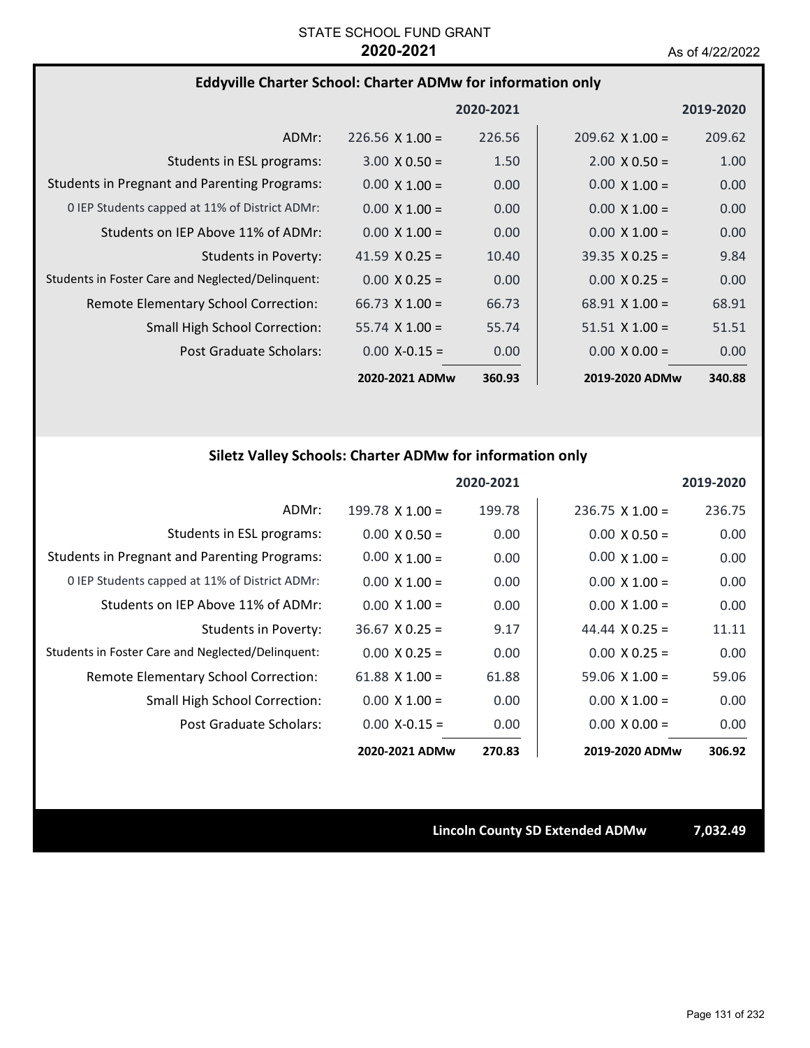STATE SCHOOL FUND GRANT
**2020-2021**
As of 4/22/2022

### Eddyville Charter School: Charter ADMw for information only

| | 2020-2021 | | 2019-2020 | |
|---|---|---|---|---|
| ADMr: | 226.56 X 1.00 = | 226.56 | 209.62 X 1.00 = | 209.62 |
| Students in ESL programs: | 3.00 X 0.50 = | 1.50 | 2.00 X 0.50 = | 1.00 |
| Students in Pregnant and Parenting Programs: | 0.00 X 1.00 = | 0.00 | 0.00 X 1.00 = | 0.00 |
| 0 IEP Students capped at 11% of District ADMr: | 0.00 X 1.00 = | 0.00 | 0.00 X 1.00 = | 0.00 |
| Students on IEP Above 11% of ADMr: | 0.00 X 1.00 = | 0.00 | 0.00 X 1.00 = | 0.00 |
| Students in Poverty: | 41.59 X 0.25 = | 10.40 | 39.35 X 0.25 = | 9.84 |
| Students in Foster Care and Neglected/Delinquent: | 0.00 X 0.25 = | 0.00 | 0.00 X 0.25 = | 0.00 |
| Remote Elementary School Correction: | 66.73 X 1.00 = | 66.73 | 68.91 X 1.00 = | 68.91 |
| Small High School Correction: | 55.74 X 1.00 = | 55.74 | 51.51 X 1.00 = | 51.51 |
| Post Graduate Scholars: | 0.00 X-0.15 = | 0.00 | 0.00 X 0.00 = | 0.00 |
| | **2020-2021 ADMw** | **360.93** | **2019-2020 ADMw** | **340.88** |

### Siletz Valley Schools: Charter ADMw for information only

| | 2020-2021 | | 2019-2020 | |
|---|---|---|---|---|
| ADMr: | 199.78 X 1.00 = | 199.78 | 236.75 X 1.00 = | 236.75 |
| Students in ESL programs: | 0.00 X 0.50 = | 0.00 | 0.00 X 0.50 = | 0.00 |
| Students in Pregnant and Parenting Programs: | 0.00 X 1.00 = | 0.00 | 0.00 X 1.00 = | 0.00 |
| 0 IEP Students capped at 11% of District ADMr: | 0.00 X 1.00 = | 0.00 | 0.00 X 1.00 = | 0.00 |
| Students on IEP Above 11% of ADMr: | 0.00 X 1.00 = | 0.00 | 0.00 X 1.00 = | 0.00 |
| Students in Poverty: | 36.67 X 0.25 = | 9.17 | 44.44 X 0.25 = | 11.11 |
| Students in Foster Care and Neglected/Delinquent: | 0.00 X 0.25 = | 0.00 | 0.00 X 0.25 = | 0.00 |
| Remote Elementary School Correction: | 61.88 X 1.00 = | 61.88 | 59.06 X 1.00 = | 59.06 |
| Small High School Correction: | 0.00 X 1.00 = | 0.00 | 0.00 X 1.00 = | 0.00 |
| Post Graduate Scholars: | 0.00 X-0.15 = | 0.00 | 0.00 X 0.00 = | 0.00 |
| | **2020-2021 ADMw** | **270.83** | **2019-2020 ADMw** | **306.92** |

**Lincoln County SD Extended ADMw** **7,032.49**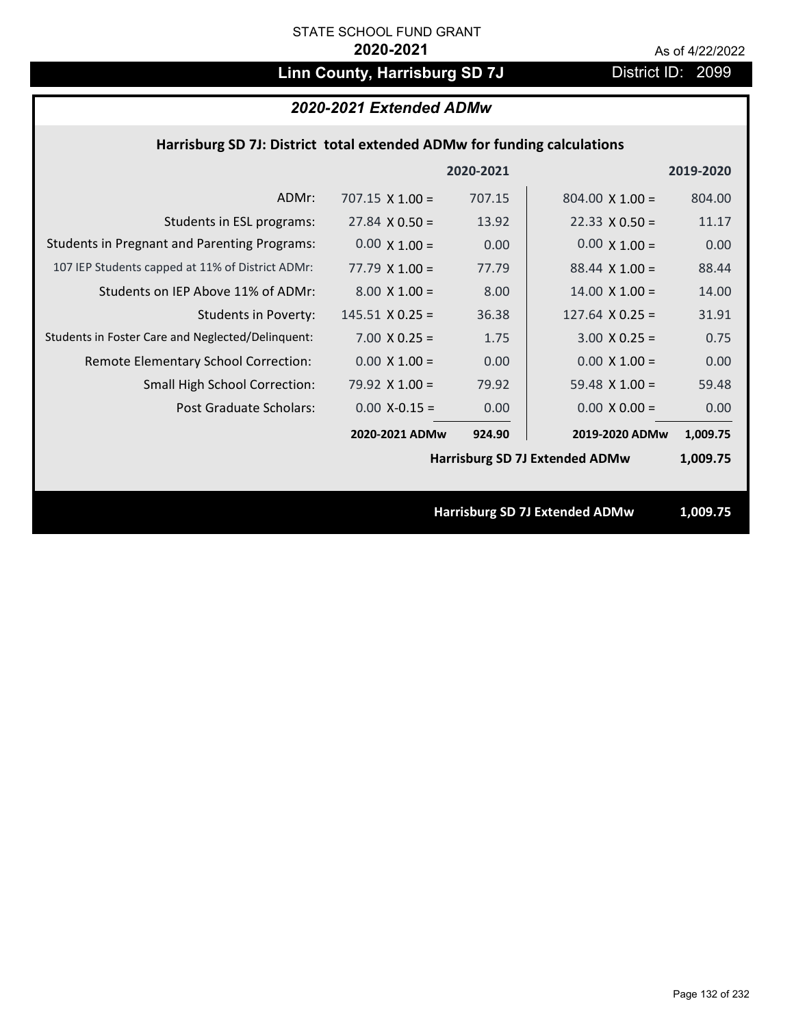STATE SCHOOL FUND GRANT

**2020-2021**

As of 4/22/2022

## Linn County, Harrisburg SD 7J

District ID: 2099

### *2020-2021 Extended ADMw*

**Harrisburg SD 7J: District total extended ADMw for funding calculations**

| | | 2020-2021 | | 2019-2020 |
|---|---|---|---|---|
| ADMr: | 707.15 X 1.00 = | 707.15 | 804.00 X 1.00 = | 804.00 |
| Students in ESL programs: | 27.84 X 0.50 = | 13.92 | 22.33 X 0.50 = | 11.17 |
| Students in Pregnant and Parenting Programs: | 0.00 X 1.00 = | 0.00 | 0.00 X 1.00 = | 0.00 |
| 107 IEP Students capped at 11% of District ADMr: | 77.79 X 1.00 = | 77.79 | 88.44 X 1.00 = | 88.44 |
| Students on IEP Above 11% of ADMr: | 8.00 X 1.00 = | 8.00 | 14.00 X 1.00 = | 14.00 |
| Students in Poverty: | 145.51 X 0.25 = | 36.38 | 127.64 X 0.25 = | 31.91 |
| Students in Foster Care and Neglected/Delinquent: | 7.00 X 0.25 = | 1.75 | 3.00 X 0.25 = | 0.75 |
| Remote Elementary School Correction: | 0.00 X 1.00 = | 0.00 | 0.00 X 1.00 = | 0.00 |
| Small High School Correction: | 79.92 X 1.00 = | 79.92 | 59.48 X 1.00 = | 59.48 |
| Post Graduate Scholars: | 0.00 X-0.15 = | 0.00 | 0.00 X 0.00 = | 0.00 |
| | **2020-2021 ADMw** | **924.90** | **2019-2020 ADMw** | **1,009.75** |
| | | | **Harrisburg SD 7J Extended ADMw** | **1,009.75** |

**Harrisburg SD 7J Extended ADMw** **1,009.75**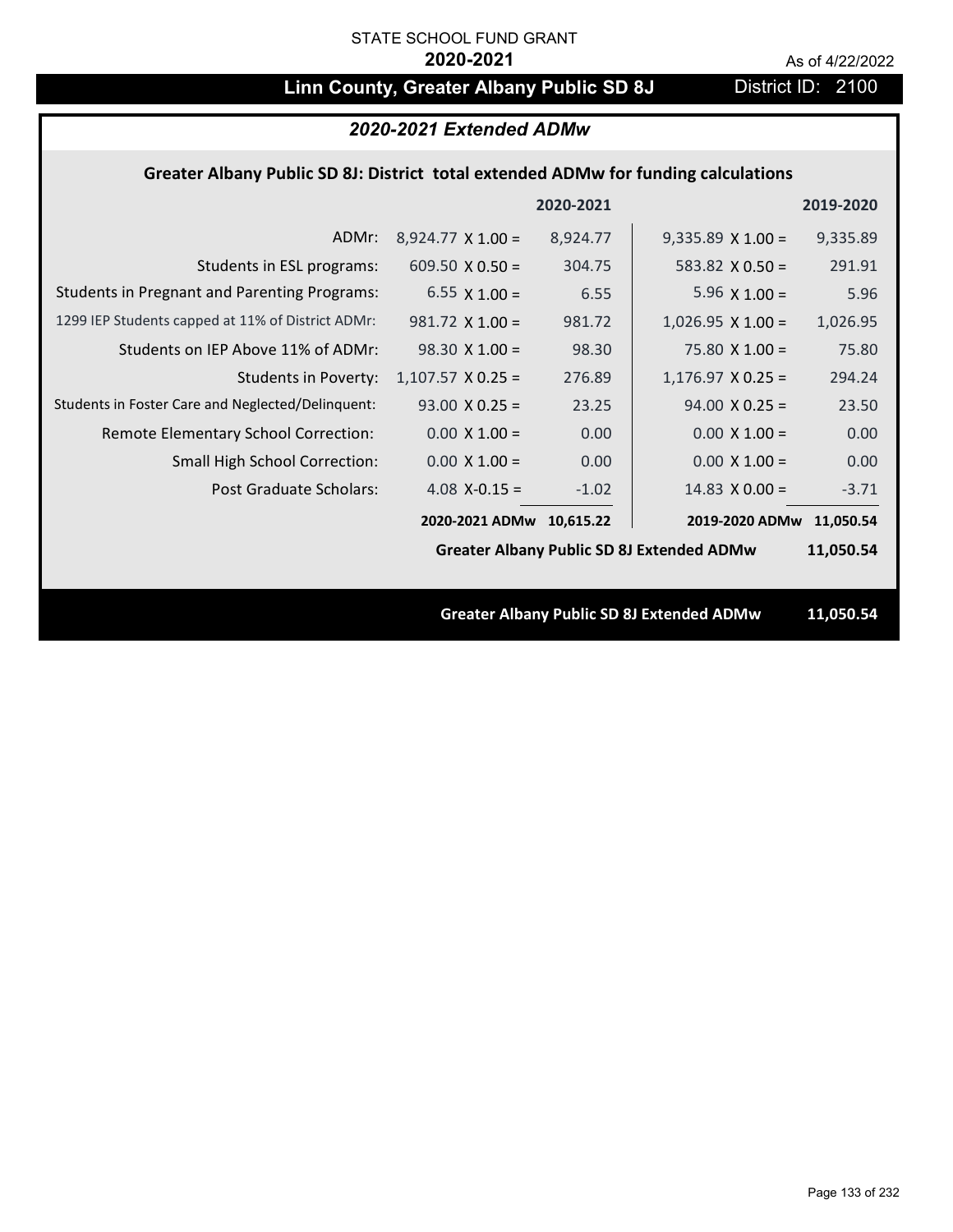STATE SCHOOL FUND GRANT

**2020-2021**

As of 4/22/2022

# Linn County, Greater Albany Public SD 8J

District ID: 2100

## *2020-2021 Extended ADMw*

### Greater Albany Public SD 8J: District total extended ADMw for funding calculations

| | 2020-2021 | | 2019-2020 | |
|---|---|---|---|---|
| ADMr: | 8,924.77 X 1.00 = | 8,924.77 | 9,335.89 X 1.00 = | 9,335.89 |
| Students in ESL programs: | 609.50 X 0.50 = | 304.75 | 583.82 X 0.50 = | 291.91 |
| Students in Pregnant and Parenting Programs: | 6.55 X 1.00 = | 6.55 | 5.96 X 1.00 = | 5.96 |
| 1299 IEP Students capped at 11% of District ADMr: | 981.72 X 1.00 = | 981.72 | 1,026.95 X 1.00 = | 1,026.95 |
| Students on IEP Above 11% of ADMr: | 98.30 X 1.00 = | 98.30 | 75.80 X 1.00 = | 75.80 |
| Students in Poverty: | 1,107.57 X 0.25 = | 276.89 | 1,176.97 X 0.25 = | 294.24 |
| Students in Foster Care and Neglected/Delinquent: | 93.00 X 0.25 = | 23.25 | 94.00 X 0.25 = | 23.50 |
| Remote Elementary School Correction: | 0.00 X 1.00 = | 0.00 | 0.00 X 1.00 = | 0.00 |
| Small High School Correction: | 0.00 X 1.00 = | 0.00 | 0.00 X 1.00 = | 0.00 |
| Post Graduate Scholars: | 4.08 X-0.15 = | -1.02 | 14.83 X 0.00 = | -3.71 |
| | **2020-2021 ADMw** | **10,615.22** | **2019-2020 ADMw** | **11,050.54** |

**Greater Albany Public SD 8J Extended ADMw 11,050.54**

**Greater Albany Public SD 8J Extended ADMw 11,050.54**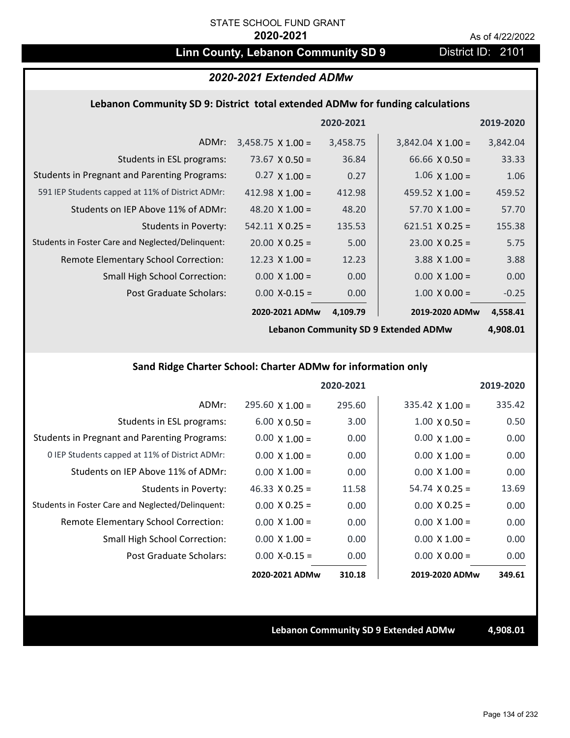STATE SCHOOL FUND GRANT

**2020-2021**

As of 4/22/2022

# Linn County, Lebanon Community SD 9

District ID: 2101

## *2020-2021 Extended ADMw*

### Lebanon Community SD 9: District total extended ADMw for funding calculations

| | | 2020-2021 | | 2019-2020 |
|---|---|---|---|---|
| ADMr: | 3,458.75 X 1.00 = | 3,458.75 | 3,842.04 X 1.00 = | 3,842.04 |
| Students in ESL programs: | 73.67 X 0.50 = | 36.84 | 66.66 X 0.50 = | 33.33 |
| Students in Pregnant and Parenting Programs: | 0.27 X 1.00 = | 0.27 | 1.06 X 1.00 = | 1.06 |
| 591 IEP Students capped at 11% of District ADMr: | 412.98 X 1.00 = | 412.98 | 459.52 X 1.00 = | 459.52 |
| Students on IEP Above 11% of ADMr: | 48.20 X 1.00 = | 48.20 | 57.70 X 1.00 = | 57.70 |
| Students in Poverty: | 542.11 X 0.25 = | 135.53 | 621.51 X 0.25 = | 155.38 |
| Students in Foster Care and Neglected/Delinquent: | 20.00 X 0.25 = | 5.00 | 23.00 X 0.25 = | 5.75 |
| Remote Elementary School Correction: | 12.23 X 1.00 = | 12.23 | 3.88 X 1.00 = | 3.88 |
| Small High School Correction: | 0.00 X 1.00 = | 0.00 | 0.00 X 1.00 = | 0.00 |
| Post Graduate Scholars: | 0.00 X-0.15 = | 0.00 | 1.00 X 0.00 = | -0.25 |
| | **2020-2021 ADMw** | **4,109.79** | **2019-2020 ADMw** | **4,558.41** |

**Lebanon Community SD 9 Extended ADMw** **4,908.01**

### Sand Ridge Charter School: Charter ADMw for information only

| | | 2020-2021 | | 2019-2020 |
|---|---|---|---|---|
| ADMr: | 295.60 X 1.00 = | 295.60 | 335.42 X 1.00 = | 335.42 |
| Students in ESL programs: | 6.00 X 0.50 = | 3.00 | 1.00 X 0.50 = | 0.50 |
| Students in Pregnant and Parenting Programs: | 0.00 X 1.00 = | 0.00 | 0.00 X 1.00 = | 0.00 |
| 0 IEP Students capped at 11% of District ADMr: | 0.00 X 1.00 = | 0.00 | 0.00 X 1.00 = | 0.00 |
| Students on IEP Above 11% of ADMr: | 0.00 X 1.00 = | 0.00 | 0.00 X 1.00 = | 0.00 |
| Students in Poverty: | 46.33 X 0.25 = | 11.58 | 54.74 X 0.25 = | 13.69 |
| Students in Foster Care and Neglected/Delinquent: | 0.00 X 0.25 = | 0.00 | 0.00 X 0.25 = | 0.00 |
| Remote Elementary School Correction: | 0.00 X 1.00 = | 0.00 | 0.00 X 1.00 = | 0.00 |
| Small High School Correction: | 0.00 X 1.00 = | 0.00 | 0.00 X 1.00 = | 0.00 |
| Post Graduate Scholars: | 0.00 X-0.15 = | 0.00 | 0.00 X 0.00 = | 0.00 |
| | **2020-2021 ADMw** | **310.18** | **2019-2020 ADMw** | **349.61** |

**Lebanon Community SD 9 Extended ADMw** **4,908.01**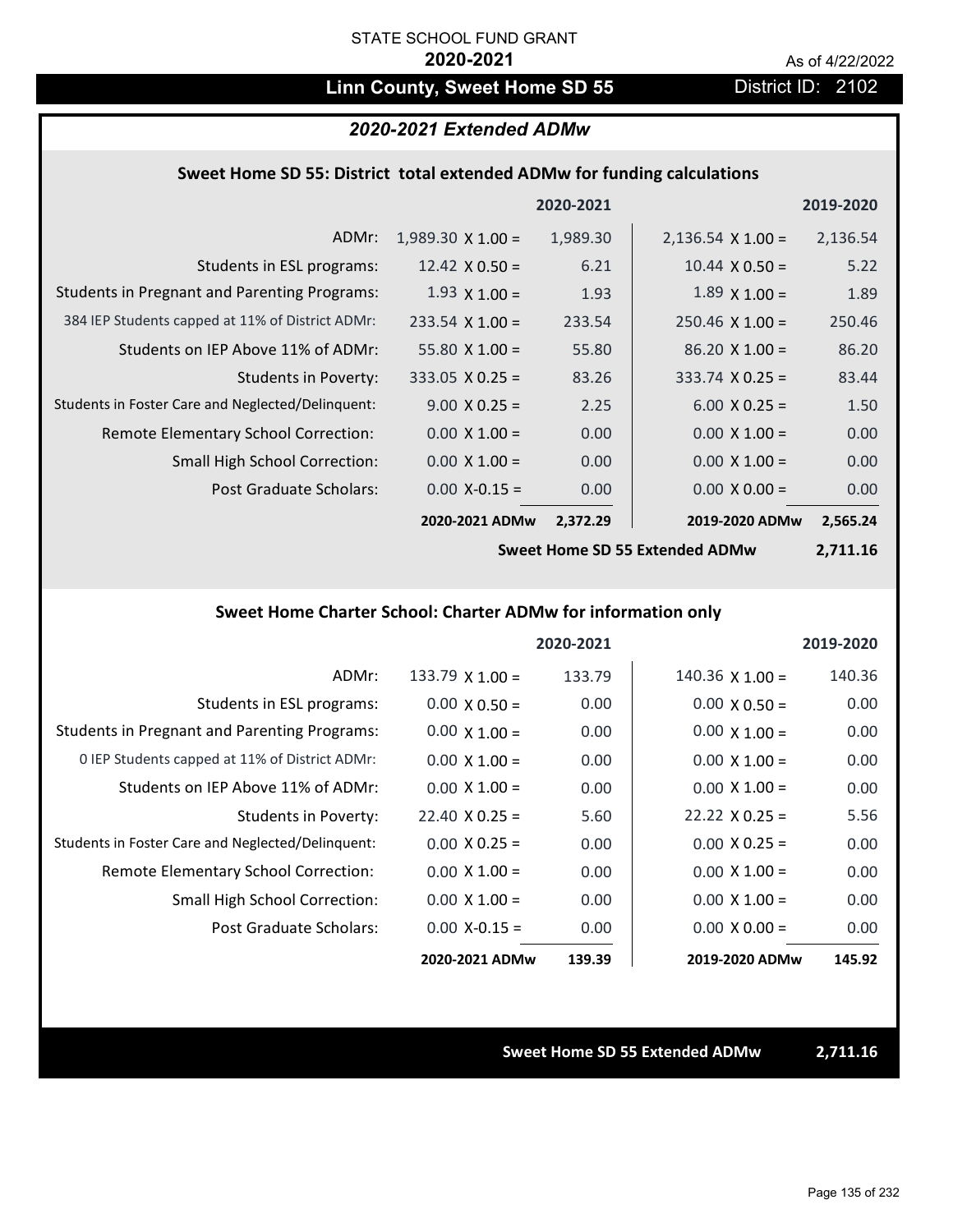STATE SCHOOL FUND GRANT

**2020-2021**

As of 4/22/2022

# Linn County, Sweet Home SD 55

District ID: 2102

## *2020-2021 Extended ADMw*

### Sweet Home SD 55: District total extended ADMw for funding calculations

| | | 2020-2021 | | 2019-2020 |
|---|---|---|---|---|
| ADMr: | 1,989.30 X 1.00 = | 1,989.30 | 2,136.54 X 1.00 = | 2,136.54 |
| Students in ESL programs: | 12.42 X 0.50 = | 6.21 | 10.44 X 0.50 = | 5.22 |
| Students in Pregnant and Parenting Programs: | 1.93 X 1.00 = | 1.93 | 1.89 X 1.00 = | 1.89 |
| 384 IEP Students capped at 11% of District ADMr: | 233.54 X 1.00 = | 233.54 | 250.46 X 1.00 = | 250.46 |
| Students on IEP Above 11% of ADMr: | 55.80 X 1.00 = | 55.80 | 86.20 X 1.00 = | 86.20 |
| Students in Poverty: | 333.05 X 0.25 = | 83.26 | 333.74 X 0.25 = | 83.44 |
| Students in Foster Care and Neglected/Delinquent: | 9.00 X 0.25 = | 2.25 | 6.00 X 0.25 = | 1.50 |
| Remote Elementary School Correction: | 0.00 X 1.00 = | 0.00 | 0.00 X 1.00 = | 0.00 |
| Small High School Correction: | 0.00 X 1.00 = | 0.00 | 0.00 X 1.00 = | 0.00 |
| Post Graduate Scholars: | 0.00 X-0.15 = | 0.00 | 0.00 X 0.00 = | 0.00 |
| | **2020-2021 ADMw** | **2,372.29** | **2019-2020 ADMw** | **2,565.24** |

**Sweet Home SD 55 Extended ADMw 2,711.16**

### Sweet Home Charter School: Charter ADMw for information only

| | | 2020-2021 | | 2019-2020 |
|---|---|---|---|---|
| ADMr: | 133.79 X 1.00 = | 133.79 | 140.36 X 1.00 = | 140.36 |
| Students in ESL programs: | 0.00 X 0.50 = | 0.00 | 0.00 X 0.50 = | 0.00 |
| Students in Pregnant and Parenting Programs: | 0.00 X 1.00 = | 0.00 | 0.00 X 1.00 = | 0.00 |
| 0 IEP Students capped at 11% of District ADMr: | 0.00 X 1.00 = | 0.00 | 0.00 X 1.00 = | 0.00 |
| Students on IEP Above 11% of ADMr: | 0.00 X 1.00 = | 0.00 | 0.00 X 1.00 = | 0.00 |
| Students in Poverty: | 22.40 X 0.25 = | 5.60 | 22.22 X 0.25 = | 5.56 |
| Students in Foster Care and Neglected/Delinquent: | 0.00 X 0.25 = | 0.00 | 0.00 X 0.25 = | 0.00 |
| Remote Elementary School Correction: | 0.00 X 1.00 = | 0.00 | 0.00 X 1.00 = | 0.00 |
| Small High School Correction: | 0.00 X 1.00 = | 0.00 | 0.00 X 1.00 = | 0.00 |
| Post Graduate Scholars: | 0.00 X-0.15 = | 0.00 | 0.00 X 0.00 = | 0.00 |
| | **2020-2021 ADMw** | **139.39** | **2019-2020 ADMw** | **145.92** |

**Sweet Home SD 55 Extended ADMw 2,711.16**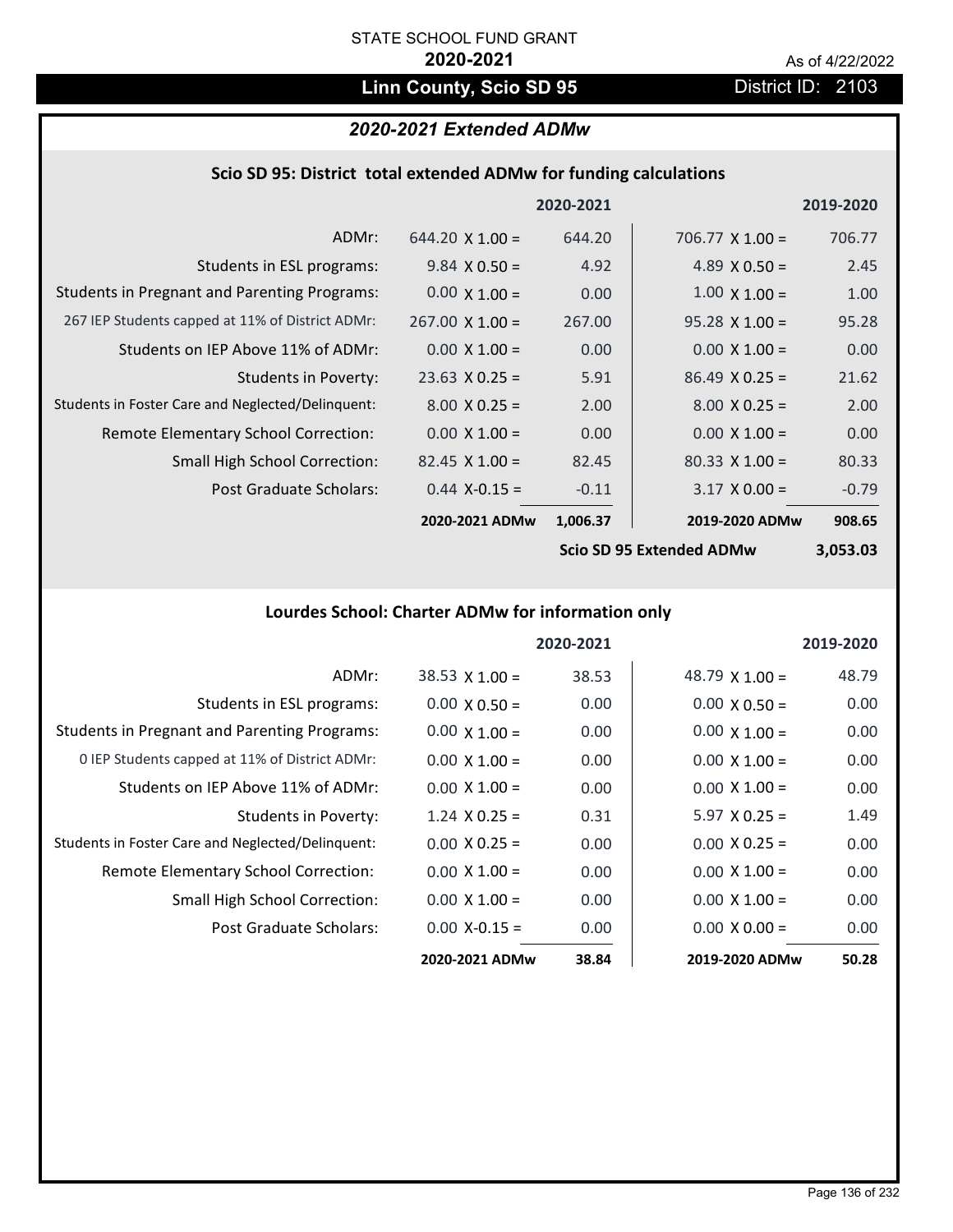STATE SCHOOL FUND GRANT

**2020-2021**

As of 4/22/2022

## Linn County, Scio SD 95

District ID: 2103

### *2020-2021 Extended ADMw*

#### Scio SD 95: District total extended ADMw for funding calculations

| | 2020-2021 | | 2019-2020 | |
|---|---|---|---|---|
| ADMr: | 644.20 X 1.00 = | 644.20 | 706.77 X 1.00 = | 706.77 |
| Students in ESL programs: | 9.84 X 0.50 = | 4.92 | 4.89 X 0.50 = | 2.45 |
| Students in Pregnant and Parenting Programs: | 0.00 X 1.00 = | 0.00 | 1.00 X 1.00 = | 1.00 |
| 267 IEP Students capped at 11% of District ADMr: | 267.00 X 1.00 = | 267.00 | 95.28 X 1.00 = | 95.28 |
| Students on IEP Above 11% of ADMr: | 0.00 X 1.00 = | 0.00 | 0.00 X 1.00 = | 0.00 |
| Students in Poverty: | 23.63 X 0.25 = | 5.91 | 86.49 X 0.25 = | 21.62 |
| Students in Foster Care and Neglected/Delinquent: | 8.00 X 0.25 = | 2.00 | 8.00 X 0.25 = | 2.00 |
| Remote Elementary School Correction: | 0.00 X 1.00 = | 0.00 | 0.00 X 1.00 = | 0.00 |
| Small High School Correction: | 82.45 X 1.00 = | 82.45 | 80.33 X 1.00 = | 80.33 |
| Post Graduate Scholars: | 0.44 X-0.15 = | -0.11 | 3.17 X 0.00 = | -0.79 |
| | **2020-2021 ADMw** | **1,006.37** | **2019-2020 ADMw** | **908.65** |
| | | | **Scio SD 95 Extended ADMw** | **3,053.03** |

#### Lourdes School: Charter ADMw for information only

| | 2020-2021 | | 2019-2020 | |
|---|---|---|---|---|
| ADMr: | 38.53 X 1.00 = | 38.53 | 48.79 X 1.00 = | 48.79 |
| Students in ESL programs: | 0.00 X 0.50 = | 0.00 | 0.00 X 0.50 = | 0.00 |
| Students in Pregnant and Parenting Programs: | 0.00 X 1.00 = | 0.00 | 0.00 X 1.00 = | 0.00 |
| 0 IEP Students capped at 11% of District ADMr: | 0.00 X 1.00 = | 0.00 | 0.00 X 1.00 = | 0.00 |
| Students on IEP Above 11% of ADMr: | 0.00 X 1.00 = | 0.00 | 0.00 X 1.00 = | 0.00 |
| Students in Poverty: | 1.24 X 0.25 = | 0.31 | 5.97 X 0.25 = | 1.49 |
| Students in Foster Care and Neglected/Delinquent: | 0.00 X 0.25 = | 0.00 | 0.00 X 0.25 = | 0.00 |
| Remote Elementary School Correction: | 0.00 X 1.00 = | 0.00 | 0.00 X 1.00 = | 0.00 |
| Small High School Correction: | 0.00 X 1.00 = | 0.00 | 0.00 X 1.00 = | 0.00 |
| Post Graduate Scholars: | 0.00 X-0.15 = | 0.00 | 0.00 X 0.00 = | 0.00 |
| | **2020-2021 ADMw** | **38.84** | **2019-2020 ADMw** | **50.28** |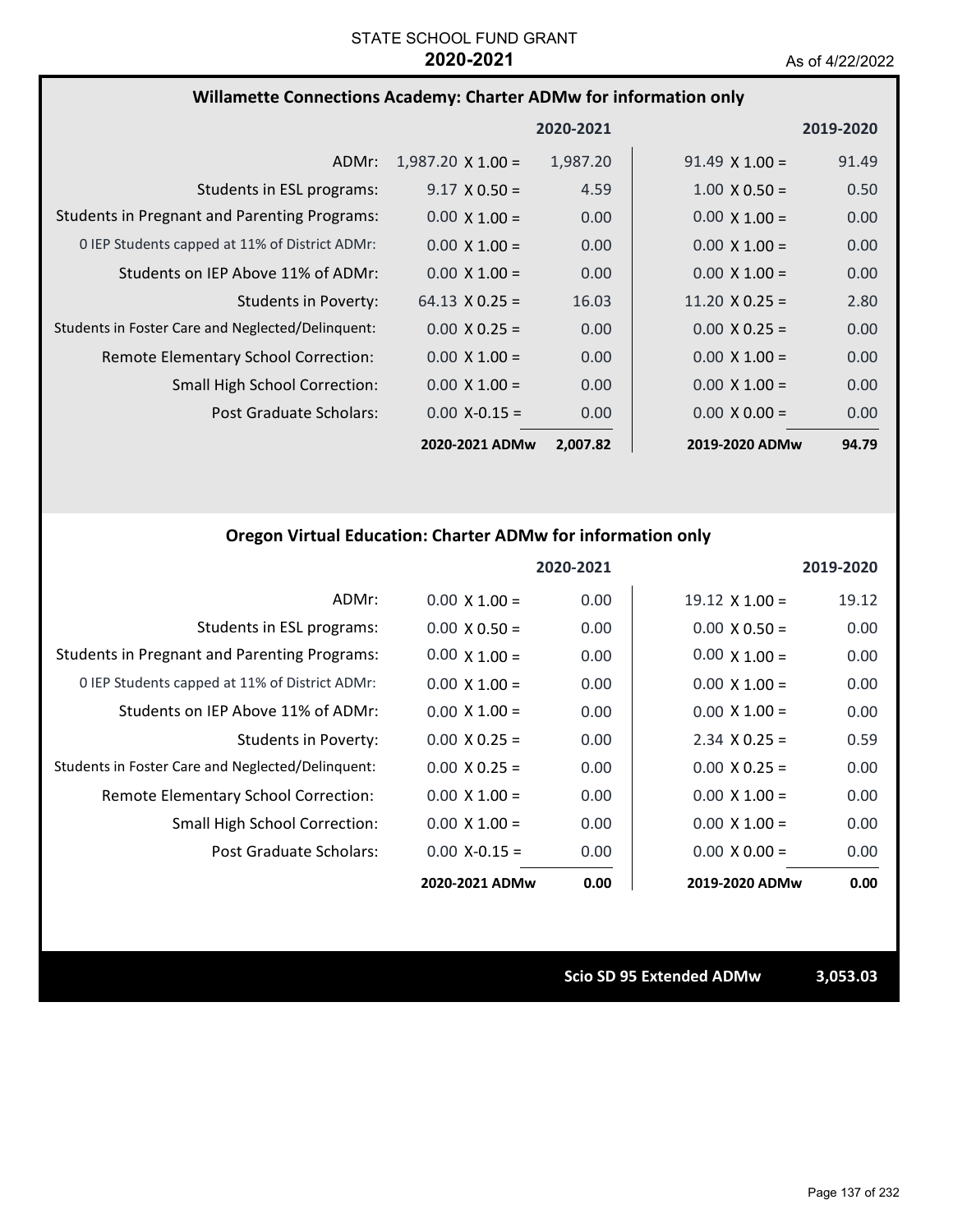STATE SCHOOL FUND GRANT

**2020-2021**

As of 4/22/2022

## Willamette Connections Academy: Charter ADMw for information only

| | 2020-2021 | | 2019-2020 | |
|---|---|---|---|---|
| ADMr: | 1,987.20 X 1.00 = | 1,987.20 | 91.49 X 1.00 = | 91.49 |
| Students in ESL programs: | 9.17 X 0.50 = | 4.59 | 1.00 X 0.50 = | 0.50 |
| Students in Pregnant and Parenting Programs: | 0.00 X 1.00 = | 0.00 | 0.00 X 1.00 = | 0.00 |
| 0 IEP Students capped at 11% of District ADMr: | 0.00 X 1.00 = | 0.00 | 0.00 X 1.00 = | 0.00 |
| Students on IEP Above 11% of ADMr: | 0.00 X 1.00 = | 0.00 | 0.00 X 1.00 = | 0.00 |
| Students in Poverty: | 64.13 X 0.25 = | 16.03 | 11.20 X 0.25 = | 2.80 |
| Students in Foster Care and Neglected/Delinquent: | 0.00 X 0.25 = | 0.00 | 0.00 X 0.25 = | 0.00 |
| Remote Elementary School Correction: | 0.00 X 1.00 = | 0.00 | 0.00 X 1.00 = | 0.00 |
| Small High School Correction: | 0.00 X 1.00 = | 0.00 | 0.00 X 1.00 = | 0.00 |
| Post Graduate Scholars: | 0.00 X-0.15 = | 0.00 | 0.00 X 0.00 = | 0.00 |
| | **2020-2021 ADMw** | **2,007.82** | **2019-2020 ADMw** | **94.79** |

## Oregon Virtual Education: Charter ADMw for information only

| | 2020-2021 | | 2019-2020 | |
|---|---|---|---|---|
| ADMr: | 0.00 X 1.00 = | 0.00 | 19.12 X 1.00 = | 19.12 |
| Students in ESL programs: | 0.00 X 0.50 = | 0.00 | 0.00 X 0.50 = | 0.00 |
| Students in Pregnant and Parenting Programs: | 0.00 X 1.00 = | 0.00 | 0.00 X 1.00 = | 0.00 |
| 0 IEP Students capped at 11% of District ADMr: | 0.00 X 1.00 = | 0.00 | 0.00 X 1.00 = | 0.00 |
| Students on IEP Above 11% of ADMr: | 0.00 X 1.00 = | 0.00 | 0.00 X 1.00 = | 0.00 |
| Students in Poverty: | 0.00 X 0.25 = | 0.00 | 2.34 X 0.25 = | 0.59 |
| Students in Foster Care and Neglected/Delinquent: | 0.00 X 0.25 = | 0.00 | 0.00 X 0.25 = | 0.00 |
| Remote Elementary School Correction: | 0.00 X 1.00 = | 0.00 | 0.00 X 1.00 = | 0.00 |
| Small High School Correction: | 0.00 X 1.00 = | 0.00 | 0.00 X 1.00 = | 0.00 |
| Post Graduate Scholars: | 0.00 X-0.15 = | 0.00 | 0.00 X 0.00 = | 0.00 |
| | **2020-2021 ADMw** | **0.00** | **2019-2020 ADMw** | **0.00** |

**Scio SD 95 Extended ADMw** **3,053.03**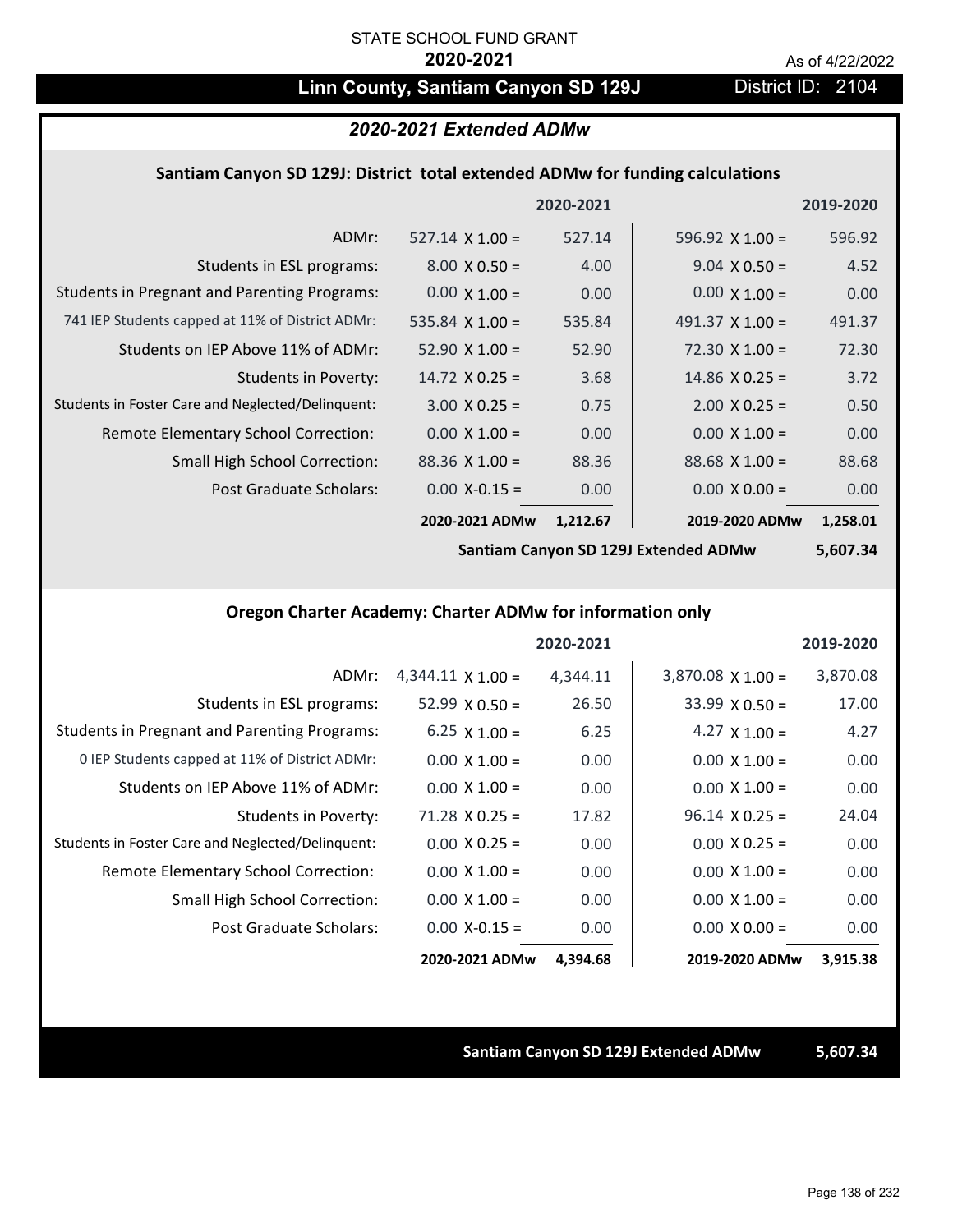STATE SCHOOL FUND GRANT

**2020-2021**

As of 4/22/2022

## Linn County, Santiam Canyon SD 129J

District ID: 2104

### *2020-2021 Extended ADMw*

#### Santiam Canyon SD 129J: District total extended ADMw for funding calculations

| | | 2020-2021 | | 2019-2020 |
|---|---|---|---|---|
| ADMr: | 527.14 X 1.00 = | 527.14 | 596.92 X 1.00 = | 596.92 |
| Students in ESL programs: | 8.00 X 0.50 = | 4.00 | 9.04 X 0.50 = | 4.52 |
| Students in Pregnant and Parenting Programs: | 0.00 X 1.00 = | 0.00 | 0.00 X 1.00 = | 0.00 |
| 741 IEP Students capped at 11% of District ADMr: | 535.84 X 1.00 = | 535.84 | 491.37 X 1.00 = | 491.37 |
| Students on IEP Above 11% of ADMr: | 52.90 X 1.00 = | 52.90 | 72.30 X 1.00 = | 72.30 |
| Students in Poverty: | 14.72 X 0.25 = | 3.68 | 14.86 X 0.25 = | 3.72 |
| Students in Foster Care and Neglected/Delinquent: | 3.00 X 0.25 = | 0.75 | 2.00 X 0.25 = | 0.50 |
| Remote Elementary School Correction: | 0.00 X 1.00 = | 0.00 | 0.00 X 1.00 = | 0.00 |
| Small High School Correction: | 88.36 X 1.00 = | 88.36 | 88.68 X 1.00 = | 88.68 |
| Post Graduate Scholars: | 0.00 X-0.15 = | 0.00 | 0.00 X 0.00 = | 0.00 |
| | **2020-2021 ADMw** | **1,212.67** | **2019-2020 ADMw** | **1,258.01** |
| | | | **Santiam Canyon SD 129J Extended ADMw** | **5,607.34** |

#### Oregon Charter Academy: Charter ADMw for information only

| | | 2020-2021 | | 2019-2020 |
|---|---|---|---|---|
| ADMr: | 4,344.11 X 1.00 = | 4,344.11 | 3,870.08 X 1.00 = | 3,870.08 |
| Students in ESL programs: | 52.99 X 0.50 = | 26.50 | 33.99 X 0.50 = | 17.00 |
| Students in Pregnant and Parenting Programs: | 6.25 X 1.00 = | 6.25 | 4.27 X 1.00 = | 4.27 |
| 0 IEP Students capped at 11% of District ADMr: | 0.00 X 1.00 = | 0.00 | 0.00 X 1.00 = | 0.00 |
| Students on IEP Above 11% of ADMr: | 0.00 X 1.00 = | 0.00 | 0.00 X 1.00 = | 0.00 |
| Students in Poverty: | 71.28 X 0.25 = | 17.82 | 96.14 X 0.25 = | 24.04 |
| Students in Foster Care and Neglected/Delinquent: | 0.00 X 0.25 = | 0.00 | 0.00 X 0.25 = | 0.00 |
| Remote Elementary School Correction: | 0.00 X 1.00 = | 0.00 | 0.00 X 1.00 = | 0.00 |
| Small High School Correction: | 0.00 X 1.00 = | 0.00 | 0.00 X 1.00 = | 0.00 |
| Post Graduate Scholars: | 0.00 X-0.15 = | 0.00 | 0.00 X 0.00 = | 0.00 |
| | **2020-2021 ADMw** | **4,394.68** | **2019-2020 ADMw** | **3,915.38** |

**Santiam Canyon SD 129J Extended ADMw** **5,607.34**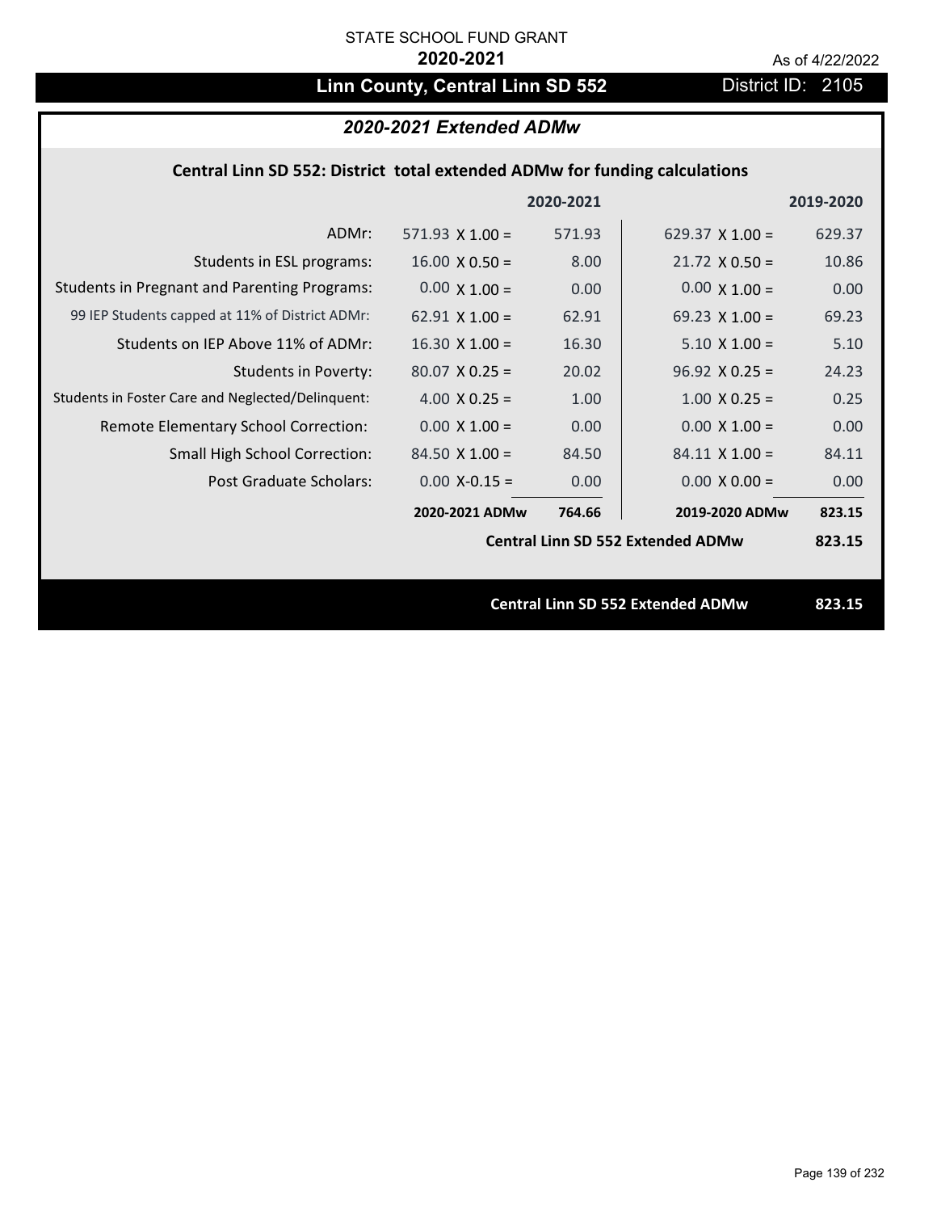STATE SCHOOL FUND GRANT

**2020-2021**

As of 4/22/2022

# Linn County, Central Linn SD 552

District ID: 2105

## *2020-2021 Extended ADMw*

### Central Linn SD 552: District total extended ADMw for funding calculations

| | | 2020-2021 | | 2019-2020 |
|---|---|---|---|---|
| ADMr: | 571.93 X 1.00 = | 571.93 | 629.37 X 1.00 = | 629.37 |
| Students in ESL programs: | 16.00 X 0.50 = | 8.00 | 21.72 X 0.50 = | 10.86 |
| Students in Pregnant and Parenting Programs: | 0.00 X 1.00 = | 0.00 | 0.00 X 1.00 = | 0.00 |
| 99 IEP Students capped at 11% of District ADMr: | 62.91 X 1.00 = | 62.91 | 69.23 X 1.00 = | 69.23 |
| Students on IEP Above 11% of ADMr: | 16.30 X 1.00 = | 16.30 | 5.10 X 1.00 = | 5.10 |
| Students in Poverty: | 80.07 X 0.25 = | 20.02 | 96.92 X 0.25 = | 24.23 |
| Students in Foster Care and Neglected/Delinquent: | 4.00 X 0.25 = | 1.00 | 1.00 X 0.25 = | 0.25 |
| Remote Elementary School Correction: | 0.00 X 1.00 = | 0.00 | 0.00 X 1.00 = | 0.00 |
| Small High School Correction: | 84.50 X 1.00 = | 84.50 | 84.11 X 1.00 = | 84.11 |
| Post Graduate Scholars: | 0.00 X-0.15 = | 0.00 | 0.00 X 0.00 = | 0.00 |
| | **2020-2021 ADMw** | **764.66** | **2019-2020 ADMw** | **823.15** |
| | | | **Central Linn SD 552 Extended ADMw** | **823.15** |

**Central Linn SD 552 Extended ADMw** **823.15**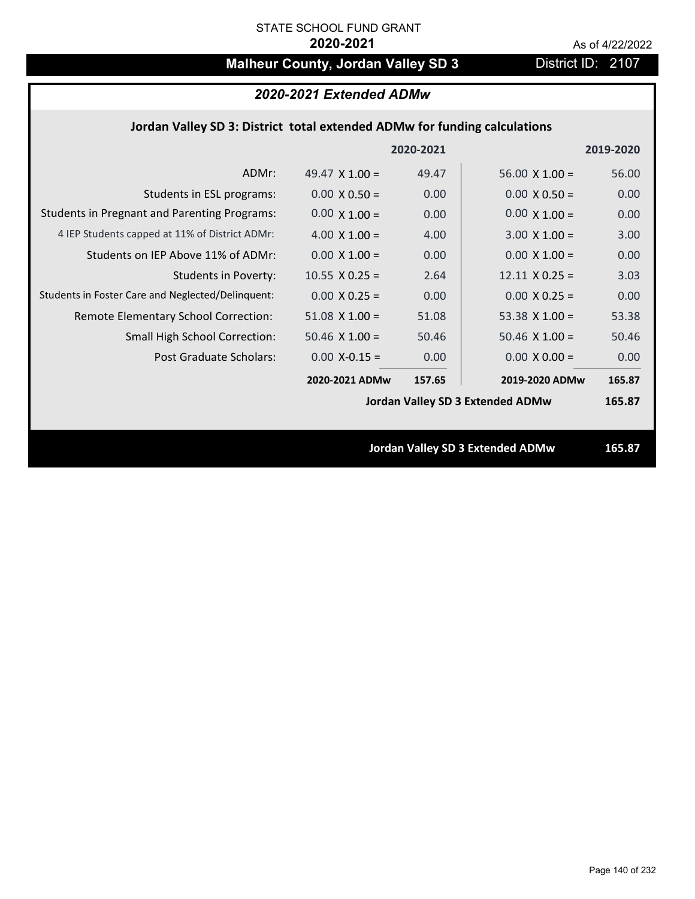STATE SCHOOL FUND GRANT

**2020-2021**

As of 4/22/2022

# Malheur County, Jordan Valley SD 3

District ID: 2107

## *2020-2021 Extended ADMw*

### Jordan Valley SD 3: District total extended ADMw for funding calculations

| | | 2020-2021 | | 2019-2020 |
|---|---|---|---|---|
| ADMr: | 49.47 X 1.00 = | 49.47 | 56.00 X 1.00 = | 56.00 |
| Students in ESL programs: | 0.00 X 0.50 = | 0.00 | 0.00 X 0.50 = | 0.00 |
| Students in Pregnant and Parenting Programs: | 0.00 X 1.00 = | 0.00 | 0.00 X 1.00 = | 0.00 |
| 4 IEP Students capped at 11% of District ADMr: | 4.00 X 1.00 = | 4.00 | 3.00 X 1.00 = | 3.00 |
| Students on IEP Above 11% of ADMr: | 0.00 X 1.00 = | 0.00 | 0.00 X 1.00 = | 0.00 |
| Students in Poverty: | 10.55 X 0.25 = | 2.64 | 12.11 X 0.25 = | 3.03 |
| Students in Foster Care and Neglected/Delinquent: | 0.00 X 0.25 = | 0.00 | 0.00 X 0.25 = | 0.00 |
| Remote Elementary School Correction: | 51.08 X 1.00 = | 51.08 | 53.38 X 1.00 = | 53.38 |
| Small High School Correction: | 50.46 X 1.00 = | 50.46 | 50.46 X 1.00 = | 50.46 |
| Post Graduate Scholars: | 0.00 X-0.15 = | 0.00 | 0.00 X 0.00 = | 0.00 |
| | **2020-2021 ADMw** | **157.65** | **2019-2020 ADMw** | **165.87** |
| | | | **Jordan Valley SD 3 Extended ADMw** | **165.87** |

**Jordan Valley SD 3 Extended ADMw 165.87**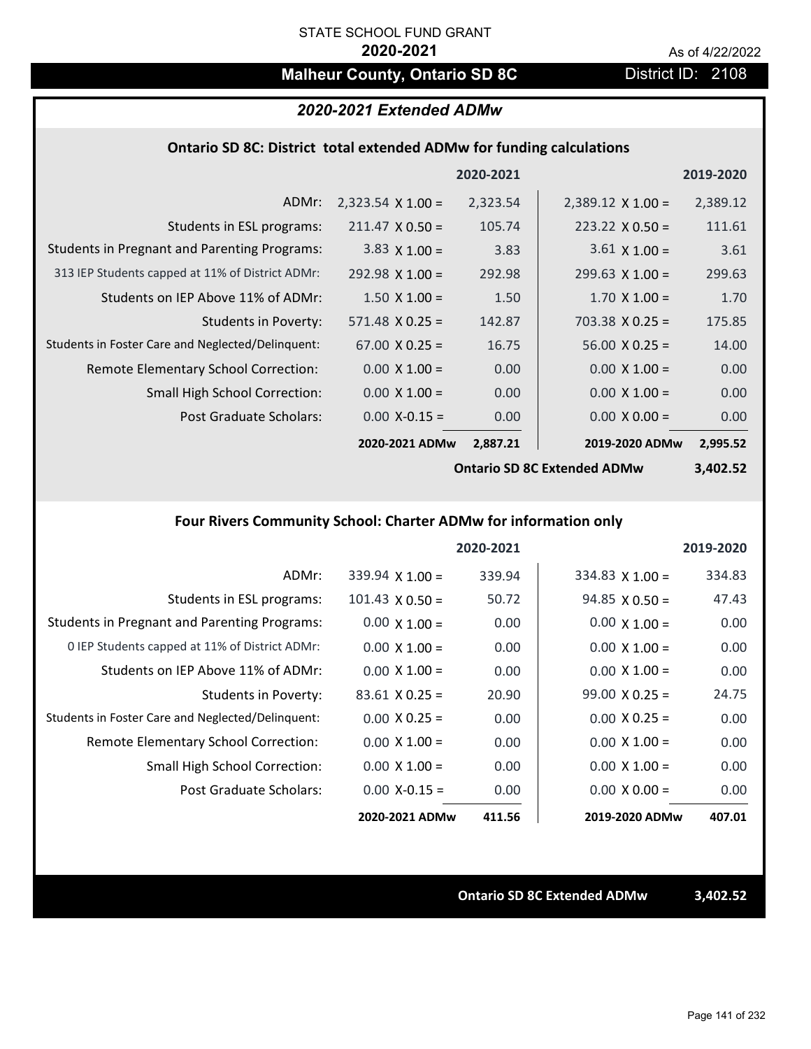STATE SCHOOL FUND GRANT

**2020-2021**

As of 4/22/2022

# Malheur County, Ontario SD 8C

District ID: 2108

## *2020-2021 Extended ADMw*

### Ontario SD 8C: District total extended ADMw for funding calculations

| | | 2020-2021 | | 2019-2020 |
|---|---|---|---|---|
| ADMr: | 2,323.54 X 1.00 = | 2,323.54 | 2,389.12 X 1.00 = | 2,389.12 |
| Students in ESL programs: | 211.47 X 0.50 = | 105.74 | 223.22 X 0.50 = | 111.61 |
| Students in Pregnant and Parenting Programs: | 3.83 X 1.00 = | 3.83 | 3.61 X 1.00 = | 3.61 |
| 313 IEP Students capped at 11% of District ADMr: | 292.98 X 1.00 = | 292.98 | 299.63 X 1.00 = | 299.63 |
| Students on IEP Above 11% of ADMr: | 1.50 X 1.00 = | 1.50 | 1.70 X 1.00 = | 1.70 |
| Students in Poverty: | 571.48 X 0.25 = | 142.87 | 703.38 X 0.25 = | 175.85 |
| Students in Foster Care and Neglected/Delinquent: | 67.00 X 0.25 = | 16.75 | 56.00 X 0.25 = | 14.00 |
| Remote Elementary School Correction: | 0.00 X 1.00 = | 0.00 | 0.00 X 1.00 = | 0.00 |
| Small High School Correction: | 0.00 X 1.00 = | 0.00 | 0.00 X 1.00 = | 0.00 |
| Post Graduate Scholars: | 0.00 X-0.15 = | 0.00 | 0.00 X 0.00 = | 0.00 |
| | **2020-2021 ADMw** | **2,887.21** | **2019-2020 ADMw** | **2,995.52** |
| | | | **Ontario SD 8C Extended ADMw** | **3,402.52** |

### Four Rivers Community School: Charter ADMw for information only

| | | 2020-2021 | | 2019-2020 |
|---|---|---|---|---|
| ADMr: | 339.94 X 1.00 = | 339.94 | 334.83 X 1.00 = | 334.83 |
| Students in ESL programs: | 101.43 X 0.50 = | 50.72 | 94.85 X 0.50 = | 47.43 |
| Students in Pregnant and Parenting Programs: | 0.00 X 1.00 = | 0.00 | 0.00 X 1.00 = | 0.00 |
| 0 IEP Students capped at 11% of District ADMr: | 0.00 X 1.00 = | 0.00 | 0.00 X 1.00 = | 0.00 |
| Students on IEP Above 11% of ADMr: | 0.00 X 1.00 = | 0.00 | 0.00 X 1.00 = | 0.00 |
| Students in Poverty: | 83.61 X 0.25 = | 20.90 | 99.00 X 0.25 = | 24.75 |
| Students in Foster Care and Neglected/Delinquent: | 0.00 X 0.25 = | 0.00 | 0.00 X 0.25 = | 0.00 |
| Remote Elementary School Correction: | 0.00 X 1.00 = | 0.00 | 0.00 X 1.00 = | 0.00 |
| Small High School Correction: | 0.00 X 1.00 = | 0.00 | 0.00 X 1.00 = | 0.00 |
| Post Graduate Scholars: | 0.00 X-0.15 = | 0.00 | 0.00 X 0.00 = | 0.00 |
| | **2020-2021 ADMw** | **411.56** | **2019-2020 ADMw** | **407.01** |

**Ontario SD 8C Extended ADMw** **3,402.52**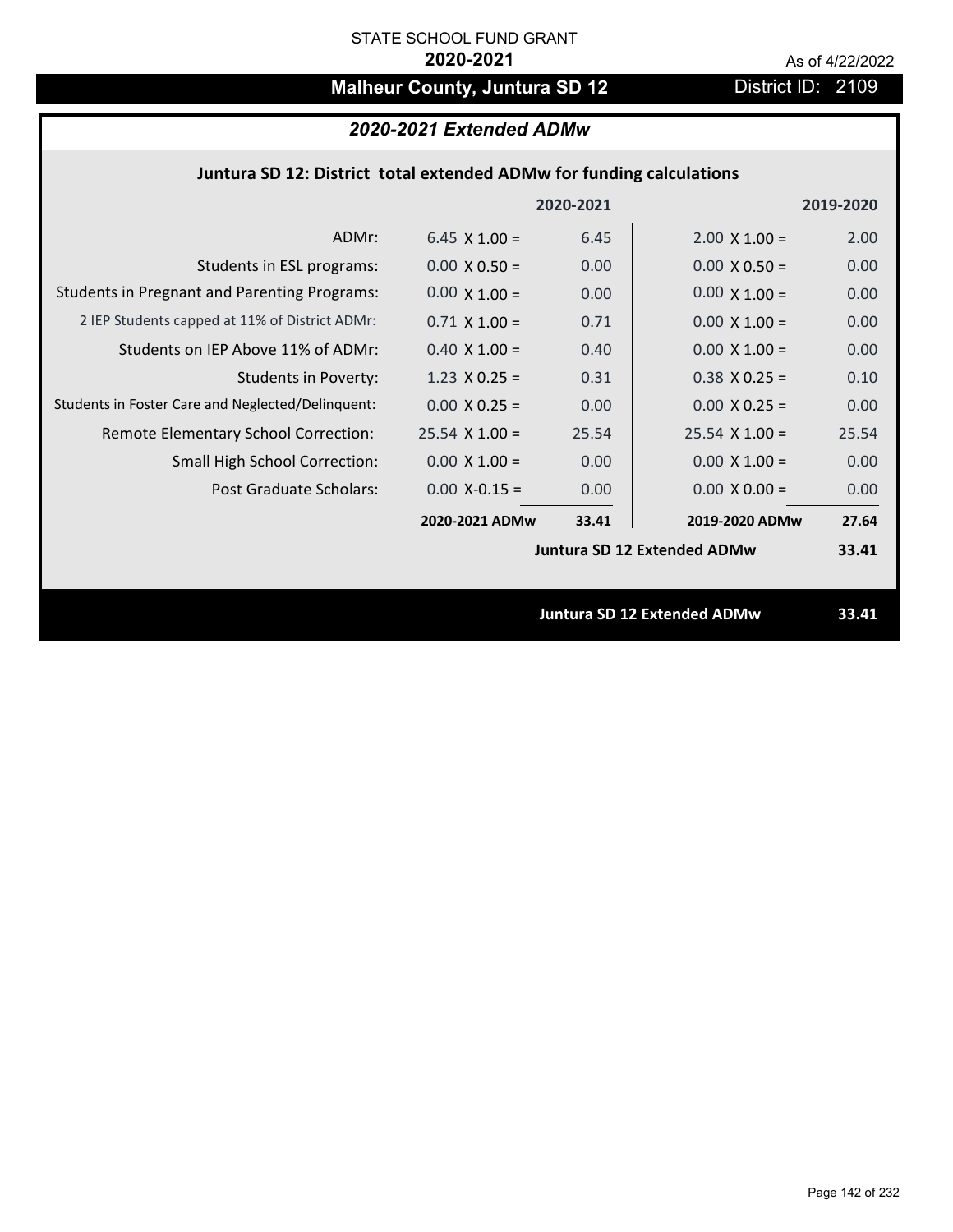STATE SCHOOL FUND GRANT

**2020-2021**

As of 4/22/2022

# Malheur County, Juntura SD 12

District ID: 2109

## *2020-2021 Extended ADMw*

### Juntura SD 12: District total extended ADMw for funding calculations

| | | 2020-2021 | | 2019-2020 |
|---|---|---|---|---|
| ADMr: | 6.45 X 1.00 = | 6.45 | 2.00 X 1.00 = | 2.00 |
| Students in ESL programs: | 0.00 X 0.50 = | 0.00 | 0.00 X 0.50 = | 0.00 |
| Students in Pregnant and Parenting Programs: | 0.00 X 1.00 = | 0.00 | 0.00 X 1.00 = | 0.00 |
| 2 IEP Students capped at 11% of District ADMr: | 0.71 X 1.00 = | 0.71 | 0.00 X 1.00 = | 0.00 |
| Students on IEP Above 11% of ADMr: | 0.40 X 1.00 = | 0.40 | 0.00 X 1.00 = | 0.00 |
| Students in Poverty: | 1.23 X 0.25 = | 0.31 | 0.38 X 0.25 = | 0.10 |
| Students in Foster Care and Neglected/Delinquent: | 0.00 X 0.25 = | 0.00 | 0.00 X 0.25 = | 0.00 |
| Remote Elementary School Correction: | 25.54 X 1.00 = | 25.54 | 25.54 X 1.00 = | 25.54 |
| Small High School Correction: | 0.00 X 1.00 = | 0.00 | 0.00 X 1.00 = | 0.00 |
| Post Graduate Scholars: | 0.00 X-0.15 = | 0.00 | 0.00 X 0.00 = | 0.00 |
| | **2020-2021 ADMw** | **33.41** | **2019-2020 ADMw** | **27.64** |
| | | | **Juntura SD 12 Extended ADMw** | **33.41** |

**Juntura SD 12 Extended ADMw** **33.41**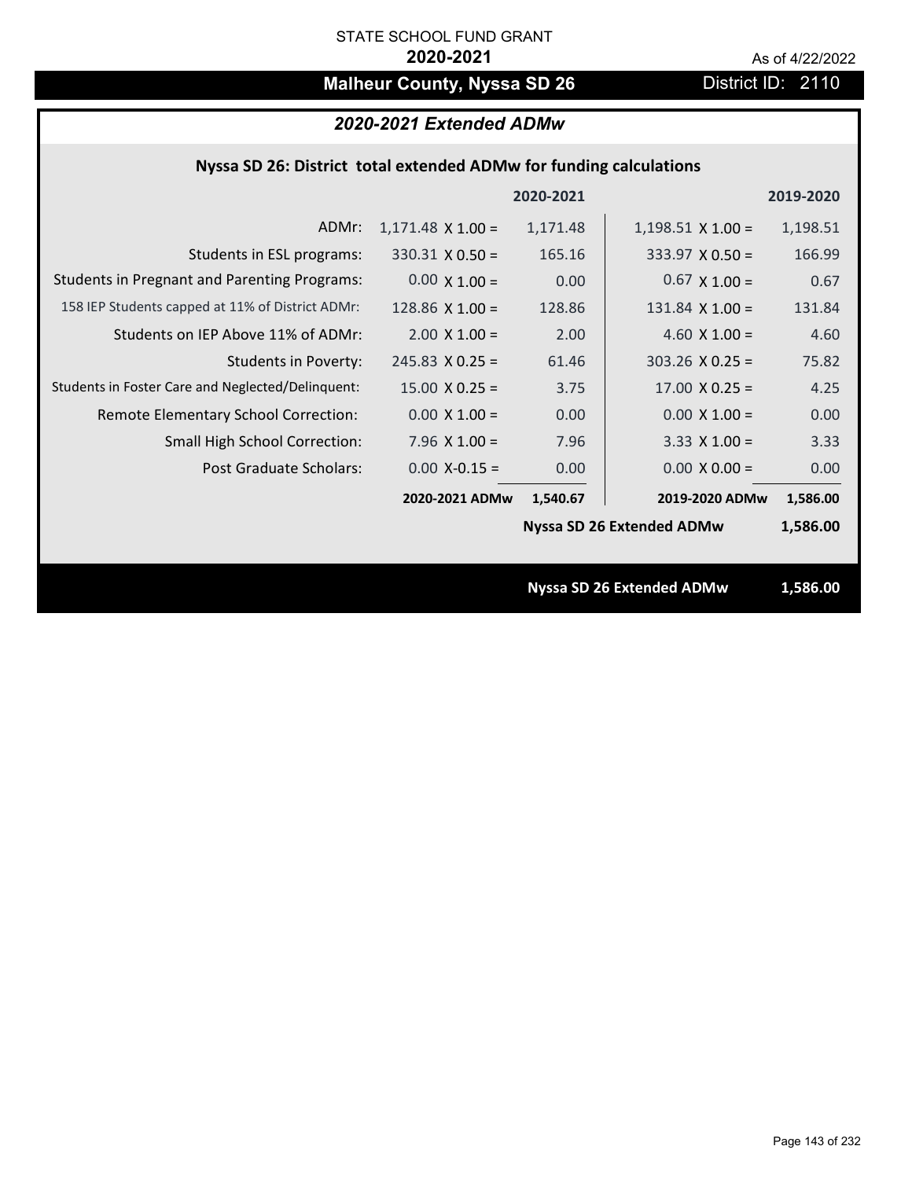STATE SCHOOL FUND GRANT

**2020-2021**

As of 4/22/2022

# Malheur County, Nyssa SD 26

District ID: 2110

## *2020-2021 Extended ADMw*

### Nyssa SD 26: District total extended ADMw for funding calculations

| | | 2020-2021 | | 2019-2020 |
|---|---|---|---|---|
| ADMr: | 1,171.48 X 1.00 = | 1,171.48 | 1,198.51 X 1.00 = | 1,198.51 |
| Students in ESL programs: | 330.31 X 0.50 = | 165.16 | 333.97 X 0.50 = | 166.99 |
| Students in Pregnant and Parenting Programs: | 0.00 X 1.00 = | 0.00 | 0.67 X 1.00 = | 0.67 |
| 158 IEP Students capped at 11% of District ADMr: | 128.86 X 1.00 = | 128.86 | 131.84 X 1.00 = | 131.84 |
| Students on IEP Above 11% of ADMr: | 2.00 X 1.00 = | 2.00 | 4.60 X 1.00 = | 4.60 |
| Students in Poverty: | 245.83 X 0.25 = | 61.46 | 303.26 X 0.25 = | 75.82 |
| Students in Foster Care and Neglected/Delinquent: | 15.00 X 0.25 = | 3.75 | 17.00 X 0.25 = | 4.25 |
| Remote Elementary School Correction: | 0.00 X 1.00 = | 0.00 | 0.00 X 1.00 = | 0.00 |
| Small High School Correction: | 7.96 X 1.00 = | 7.96 | 3.33 X 1.00 = | 3.33 |
| Post Graduate Scholars: | 0.00 X-0.15 = | 0.00 | 0.00 X 0.00 = | 0.00 |
| | **2020-2021 ADMw** | **1,540.67** | **2019-2020 ADMw** | **1,586.00** |
| | | | **Nyssa SD 26 Extended ADMw** | **1,586.00** |

**Nyssa SD 26 Extended ADMw 1,586.00**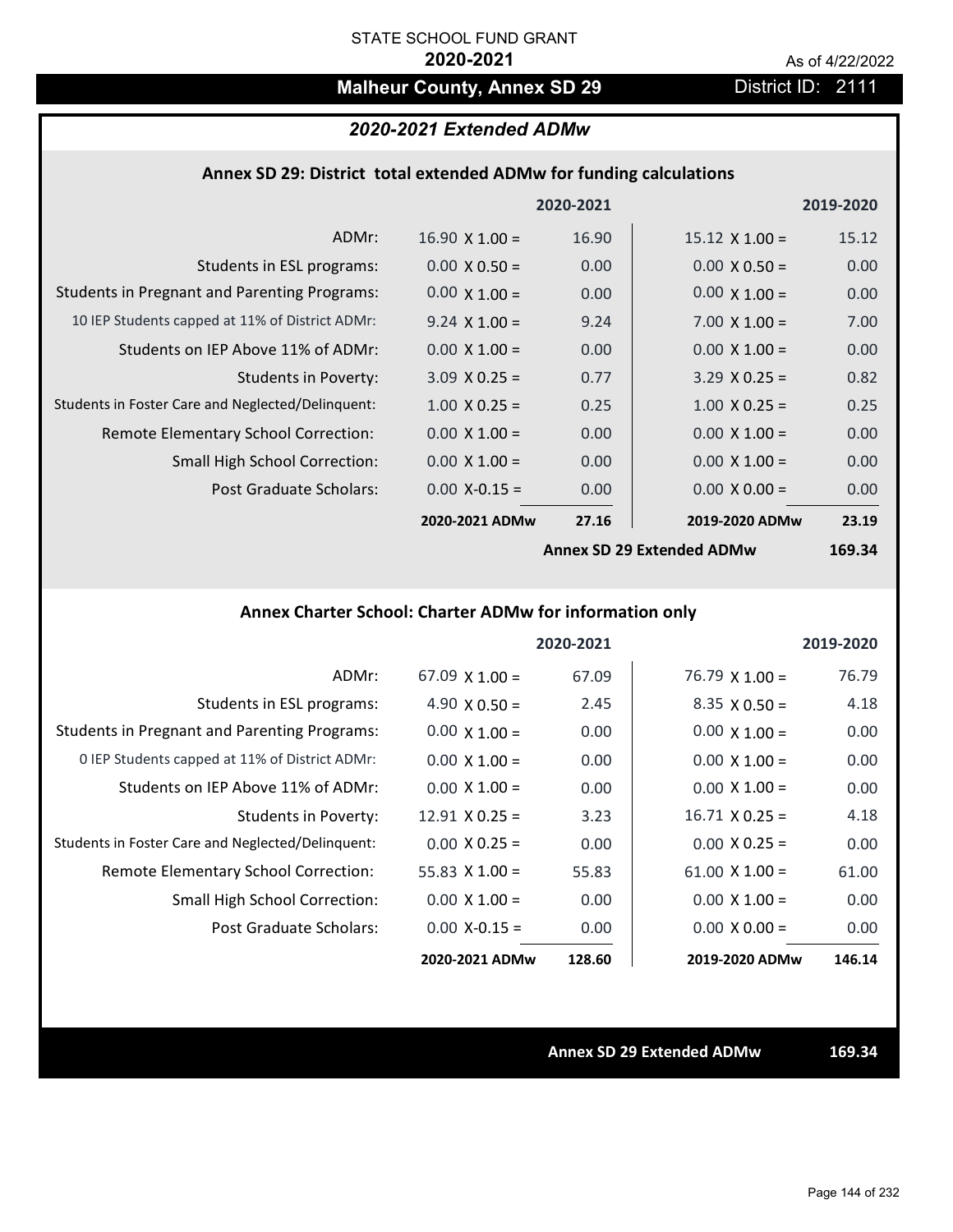STATE SCHOOL FUND GRANT

**2020-2021**

As of 4/22/2022

# Malheur County, Annex SD 29

District ID: 2111

## *2020-2021 Extended ADMw*

### Annex SD 29: District total extended ADMw for funding calculations

| | | 2020-2021 | | 2019-2020 |
|---|---|---|---|---|
| ADMr: | 16.90 X 1.00 = | 16.90 | 15.12 X 1.00 = | 15.12 |
| Students in ESL programs: | 0.00 X 0.50 = | 0.00 | 0.00 X 0.50 = | 0.00 |
| Students in Pregnant and Parenting Programs: | 0.00 X 1.00 = | 0.00 | 0.00 X 1.00 = | 0.00 |
| 10 IEP Students capped at 11% of District ADMr: | 9.24 X 1.00 = | 9.24 | 7.00 X 1.00 = | 7.00 |
| Students on IEP Above 11% of ADMr: | 0.00 X 1.00 = | 0.00 | 0.00 X 1.00 = | 0.00 |
| Students in Poverty: | 3.09 X 0.25 = | 0.77 | 3.29 X 0.25 = | 0.82 |
| Students in Foster Care and Neglected/Delinquent: | 1.00 X 0.25 = | 0.25 | 1.00 X 0.25 = | 0.25 |
| Remote Elementary School Correction: | 0.00 X 1.00 = | 0.00 | 0.00 X 1.00 = | 0.00 |
| Small High School Correction: | 0.00 X 1.00 = | 0.00 | 0.00 X 1.00 = | 0.00 |
| Post Graduate Scholars: | 0.00 X-0.15 = | 0.00 | 0.00 X 0.00 = | 0.00 |
| | **2020-2021 ADMw** | **27.16** | **2019-2020 ADMw** | **23.19** |
| | | **Annex SD 29 Extended ADMw** | | **169.34** |

### Annex Charter School: Charter ADMw for information only

| | | 2020-2021 | | 2019-2020 |
|---|---|---|---|---|
| ADMr: | 67.09 X 1.00 = | 67.09 | 76.79 X 1.00 = | 76.79 |
| Students in ESL programs: | 4.90 X 0.50 = | 2.45 | 8.35 X 0.50 = | 4.18 |
| Students in Pregnant and Parenting Programs: | 0.00 X 1.00 = | 0.00 | 0.00 X 1.00 = | 0.00 |
| 0 IEP Students capped at 11% of District ADMr: | 0.00 X 1.00 = | 0.00 | 0.00 X 1.00 = | 0.00 |
| Students on IEP Above 11% of ADMr: | 0.00 X 1.00 = | 0.00 | 0.00 X 1.00 = | 0.00 |
| Students in Poverty: | 12.91 X 0.25 = | 3.23 | 16.71 X 0.25 = | 4.18 |
| Students in Foster Care and Neglected/Delinquent: | 0.00 X 0.25 = | 0.00 | 0.00 X 0.25 = | 0.00 |
| Remote Elementary School Correction: | 55.83 X 1.00 = | 55.83 | 61.00 X 1.00 = | 61.00 |
| Small High School Correction: | 0.00 X 1.00 = | 0.00 | 0.00 X 1.00 = | 0.00 |
| Post Graduate Scholars: | 0.00 X-0.15 = | 0.00 | 0.00 X 0.00 = | 0.00 |
| | **2020-2021 ADMw** | **128.60** | **2019-2020 ADMw** | **146.14** |

**Annex SD 29 Extended ADMw** **169.34**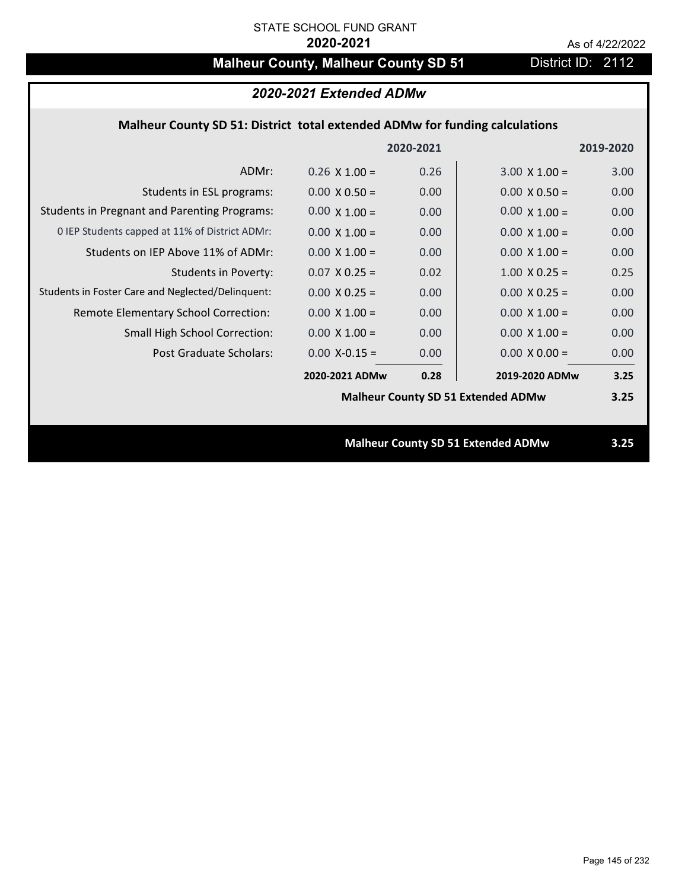STATE SCHOOL FUND GRANT

**2020-2021**

As of 4/22/2022

# Malheur County, Malheur County SD 51

District ID: 2112

## *2020-2021 Extended ADMw*

### Malheur County SD 51: District total extended ADMw for funding calculations

| | 2020-2021 | | 2019-2020 | |
|---|---|---|---|---|
| ADMr: | 0.26 X 1.00 = | 0.26 | 3.00 X 1.00 = | 3.00 |
| Students in ESL programs: | 0.00 X 0.50 = | 0.00 | 0.00 X 0.50 = | 0.00 |
| Students in Pregnant and Parenting Programs: | 0.00 X 1.00 = | 0.00 | 0.00 X 1.00 = | 0.00 |
| 0 IEP Students capped at 11% of District ADMr: | 0.00 X 1.00 = | 0.00 | 0.00 X 1.00 = | 0.00 |
| Students on IEP Above 11% of ADMr: | 0.00 X 1.00 = | 0.00 | 0.00 X 1.00 = | 0.00 |
| Students in Poverty: | 0.07 X 0.25 = | 0.02 | 1.00 X 0.25 = | 0.25 |
| Students in Foster Care and Neglected/Delinquent: | 0.00 X 0.25 = | 0.00 | 0.00 X 0.25 = | 0.00 |
| Remote Elementary School Correction: | 0.00 X 1.00 = | 0.00 | 0.00 X 1.00 = | 0.00 |
| Small High School Correction: | 0.00 X 1.00 = | 0.00 | 0.00 X 1.00 = | 0.00 |
| Post Graduate Scholars: | 0.00 X-0.15 = | 0.00 | 0.00 X 0.00 = | 0.00 |
| | **2020-2021 ADMw** | **0.28** | **2019-2020 ADMw** | **3.25** |
| | | | **Malheur County SD 51 Extended ADMw** | **3.25** |

**Malheur County SD 51 Extended ADMw** **3.25**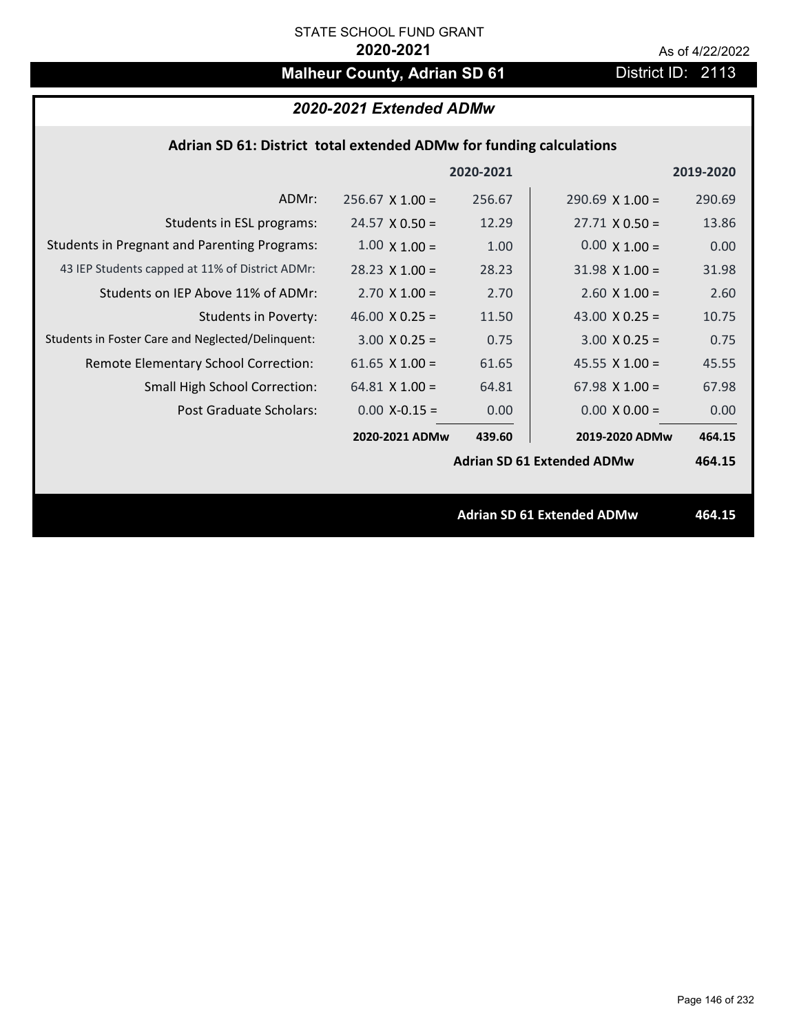STATE SCHOOL FUND GRANT

**2020-2021**

As of 4/22/2022

# Malheur County, Adrian SD 61

District ID: 2113

## *2020-2021 Extended ADMw*

### Adrian SD 61: District total extended ADMw for funding calculations

| | | 2020-2021 | | 2019-2020 |
|---|---|---|---|---|
| ADMr: | 256.67 X 1.00 = | 256.67 | 290.69 X 1.00 = | 290.69 |
| Students in ESL programs: | 24.57 X 0.50 = | 12.29 | 27.71 X 0.50 = | 13.86 |
| Students in Pregnant and Parenting Programs: | 1.00 X 1.00 = | 1.00 | 0.00 X 1.00 = | 0.00 |
| 43 IEP Students capped at 11% of District ADMr: | 28.23 X 1.00 = | 28.23 | 31.98 X 1.00 = | 31.98 |
| Students on IEP Above 11% of ADMr: | 2.70 X 1.00 = | 2.70 | 2.60 X 1.00 = | 2.60 |
| Students in Poverty: | 46.00 X 0.25 = | 11.50 | 43.00 X 0.25 = | 10.75 |
| Students in Foster Care and Neglected/Delinquent: | 3.00 X 0.25 = | 0.75 | 3.00 X 0.25 = | 0.75 |
| Remote Elementary School Correction: | 61.65 X 1.00 = | 61.65 | 45.55 X 1.00 = | 45.55 |
| Small High School Correction: | 64.81 X 1.00 = | 64.81 | 67.98 X 1.00 = | 67.98 |
| Post Graduate Scholars: | 0.00 X-0.15 = | 0.00 | 0.00 X 0.00 = | 0.00 |
| | **2020-2021 ADMw** | **439.60** | **2019-2020 ADMw** | **464.15** |
| | | | **Adrian SD 61 Extended ADMw** | **464.15** |

**Adrian SD 61 Extended ADMw** **464.15**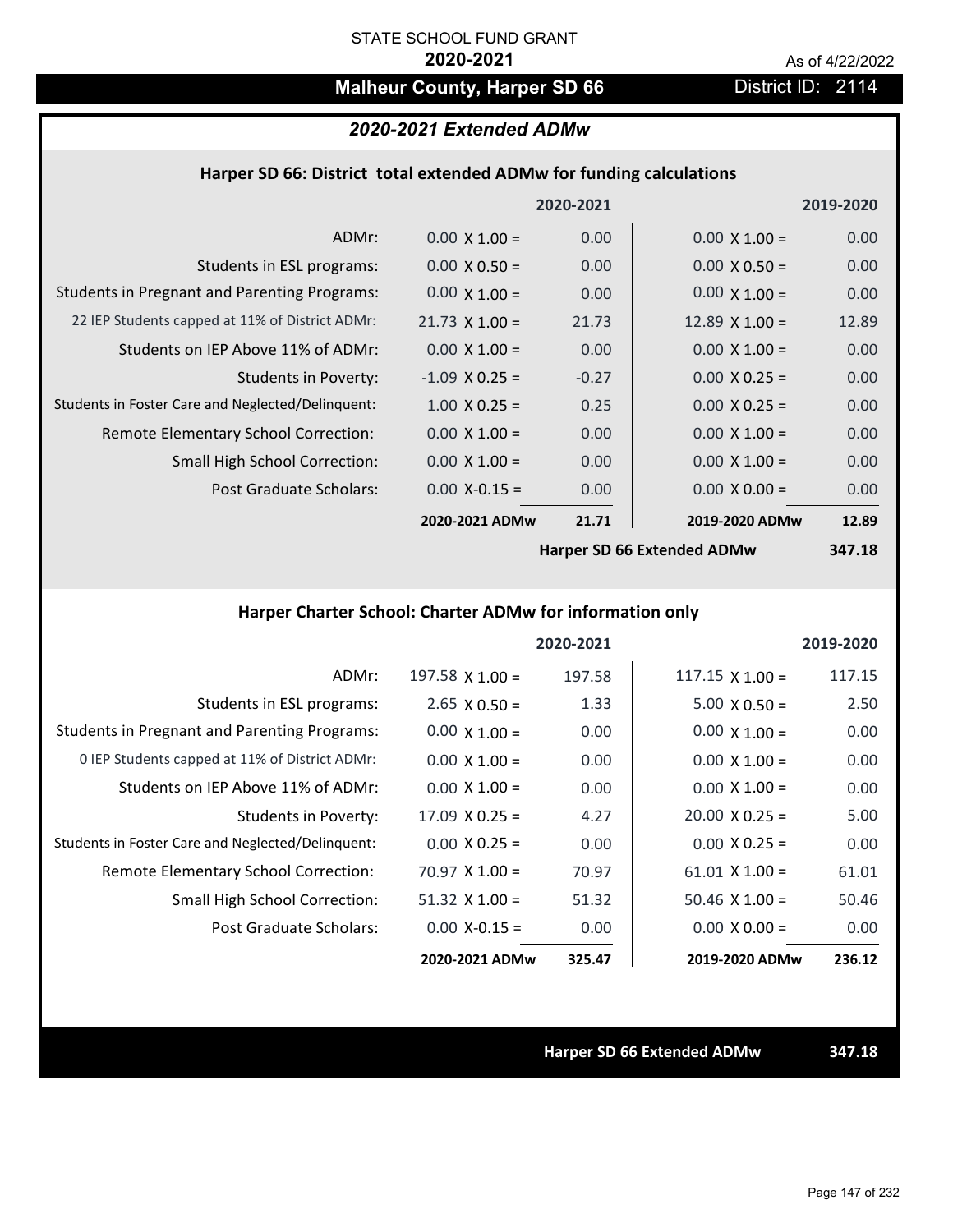STATE SCHOOL FUND GRANT

**2020-2021**

As of 4/22/2022

## Malheur County, Harper SD 66

District ID: 2114

### *2020-2021 Extended ADMw*

#### Harper SD 66: District total extended ADMw for funding calculations

| | 2020-2021 | | 2019-2020 | |
|---|---|---|---|---|
| ADMr: | 0.00 X 1.00 = | 0.00 | 0.00 X 1.00 = | 0.00 |
| Students in ESL programs: | 0.00 X 0.50 = | 0.00 | 0.00 X 0.50 = | 0.00 |
| Students in Pregnant and Parenting Programs: | 0.00 X 1.00 = | 0.00 | 0.00 X 1.00 = | 0.00 |
| 22 IEP Students capped at 11% of District ADMr: | 21.73 X 1.00 = | 21.73 | 12.89 X 1.00 = | 12.89 |
| Students on IEP Above 11% of ADMr: | 0.00 X 1.00 = | 0.00 | 0.00 X 1.00 = | 0.00 |
| Students in Poverty: | -1.09 X 0.25 = | -0.27 | 0.00 X 0.25 = | 0.00 |
| Students in Foster Care and Neglected/Delinquent: | 1.00 X 0.25 = | 0.25 | 0.00 X 0.25 = | 0.00 |
| Remote Elementary School Correction: | 0.00 X 1.00 = | 0.00 | 0.00 X 1.00 = | 0.00 |
| Small High School Correction: | 0.00 X 1.00 = | 0.00 | 0.00 X 1.00 = | 0.00 |
| Post Graduate Scholars: | 0.00 X-0.15 = | 0.00 | 0.00 X 0.00 = | 0.00 |
| | **2020-2021 ADMw** | **21.71** | **2019-2020 ADMw** | **12.89** |
| | | | **Harper SD 66 Extended ADMw** | **347.18** |

#### Harper Charter School: Charter ADMw for information only

| | 2020-2021 | | 2019-2020 | |
|---|---|---|---|---|
| ADMr: | 197.58 X 1.00 = | 197.58 | 117.15 X 1.00 = | 117.15 |
| Students in ESL programs: | 2.65 X 0.50 = | 1.33 | 5.00 X 0.50 = | 2.50 |
| Students in Pregnant and Parenting Programs: | 0.00 X 1.00 = | 0.00 | 0.00 X 1.00 = | 0.00 |
| 0 IEP Students capped at 11% of District ADMr: | 0.00 X 1.00 = | 0.00 | 0.00 X 1.00 = | 0.00 |
| Students on IEP Above 11% of ADMr: | 0.00 X 1.00 = | 0.00 | 0.00 X 1.00 = | 0.00 |
| Students in Poverty: | 17.09 X 0.25 = | 4.27 | 20.00 X 0.25 = | 5.00 |
| Students in Foster Care and Neglected/Delinquent: | 0.00 X 0.25 = | 0.00 | 0.00 X 0.25 = | 0.00 |
| Remote Elementary School Correction: | 70.97 X 1.00 = | 70.97 | 61.01 X 1.00 = | 61.01 |
| Small High School Correction: | 51.32 X 1.00 = | 51.32 | 50.46 X 1.00 = | 50.46 |
| Post Graduate Scholars: | 0.00 X-0.15 = | 0.00 | 0.00 X 0.00 = | 0.00 |
| | **2020-2021 ADMw** | **325.47** | **2019-2020 ADMw** | **236.12** |

**Harper SD 66 Extended ADMw** **347.18**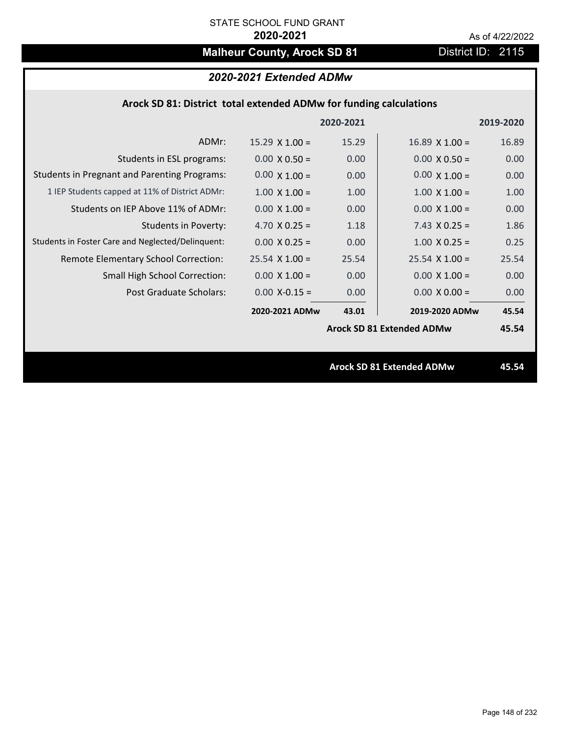STATE SCHOOL FUND GRANT

**2020-2021**

As of 4/22/2022

# Malheur County, Arock SD 81

District ID: 2115

## *2020-2021 Extended ADMw*

### Arock SD 81: District total extended ADMw for funding calculations

| | | 2020-2021 | | 2019-2020 |
|---|---|---|---|---|
| ADMr: | 15.29 X 1.00 = | 15.29 | 16.89 X 1.00 = | 16.89 |
| Students in ESL programs: | 0.00 X 0.50 = | 0.00 | 0.00 X 0.50 = | 0.00 |
| Students in Pregnant and Parenting Programs: | 0.00 X 1.00 = | 0.00 | 0.00 X 1.00 = | 0.00 |
| 1 IEP Students capped at 11% of District ADMr: | 1.00 X 1.00 = | 1.00 | 1.00 X 1.00 = | 1.00 |
| Students on IEP Above 11% of ADMr: | 0.00 X 1.00 = | 0.00 | 0.00 X 1.00 = | 0.00 |
| Students in Poverty: | 4.70 X 0.25 = | 1.18 | 7.43 X 0.25 = | 1.86 |
| Students in Foster Care and Neglected/Delinquent: | 0.00 X 0.25 = | 0.00 | 1.00 X 0.25 = | 0.25 |
| Remote Elementary School Correction: | 25.54 X 1.00 = | 25.54 | 25.54 X 1.00 = | 25.54 |
| Small High School Correction: | 0.00 X 1.00 = | 0.00 | 0.00 X 1.00 = | 0.00 |
| Post Graduate Scholars: | 0.00 X-0.15 = | 0.00 | 0.00 X 0.00 = | 0.00 |
| | **2020-2021 ADMw** | **43.01** | **2019-2020 ADMw** | **45.54** |
| | | | **Arock SD 81 Extended ADMw** | **45.54** |

**Arock SD 81 Extended ADMw** **45.54**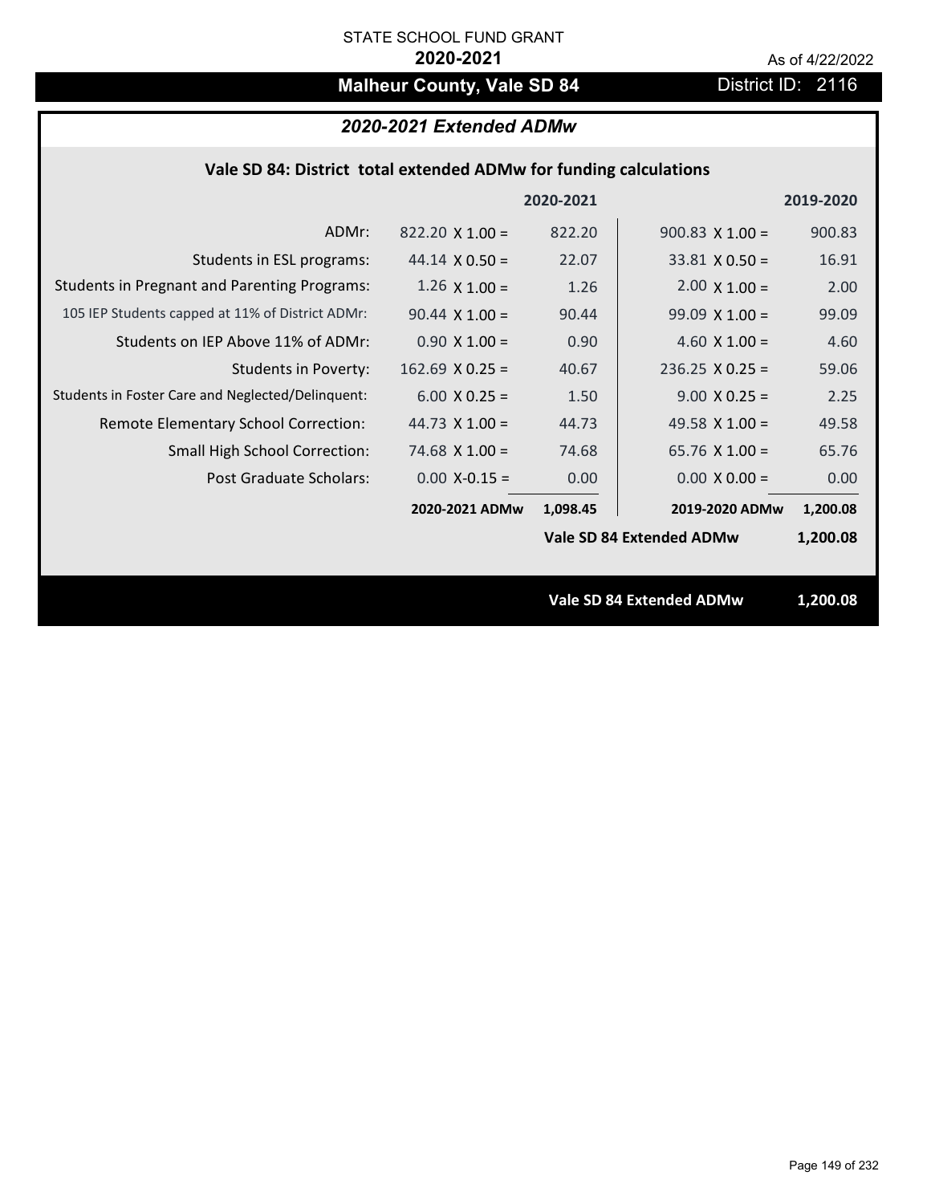STATE SCHOOL FUND GRANT

**2020-2021**

As of 4/22/2022

# Malheur County, Vale SD 84

District ID: 2116

## *2020-2021 Extended ADMw*

### Vale SD 84: District total extended ADMw for funding calculations

| | | 2020-2021 | | 2019-2020 |
|---|---|---|---|---|
| ADMr: | 822.20 X 1.00 = | 822.20 | 900.83 X 1.00 = | 900.83 |
| Students in ESL programs: | 44.14 X 0.50 = | 22.07 | 33.81 X 0.50 = | 16.91 |
| Students in Pregnant and Parenting Programs: | 1.26 X 1.00 = | 1.26 | 2.00 X 1.00 = | 2.00 |
| 105 IEP Students capped at 11% of District ADMr: | 90.44 X 1.00 = | 90.44 | 99.09 X 1.00 = | 99.09 |
| Students on IEP Above 11% of ADMr: | 0.90 X 1.00 = | 0.90 | 4.60 X 1.00 = | 4.60 |
| Students in Poverty: | 162.69 X 0.25 = | 40.67 | 236.25 X 0.25 = | 59.06 |
| Students in Foster Care and Neglected/Delinquent: | 6.00 X 0.25 = | 1.50 | 9.00 X 0.25 = | 2.25 |
| Remote Elementary School Correction: | 44.73 X 1.00 = | 44.73 | 49.58 X 1.00 = | 49.58 |
| Small High School Correction: | 74.68 X 1.00 = | 74.68 | 65.76 X 1.00 = | 65.76 |
| Post Graduate Scholars: | 0.00 X-0.15 = | 0.00 | 0.00 X 0.00 = | 0.00 |
| | **2020-2021 ADMw** | **1,098.45** | **2019-2020 ADMw** | **1,200.08** |
| | | | **Vale SD 84 Extended ADMw** | **1,200.08** |

**Vale SD 84 Extended ADMw 1,200.08**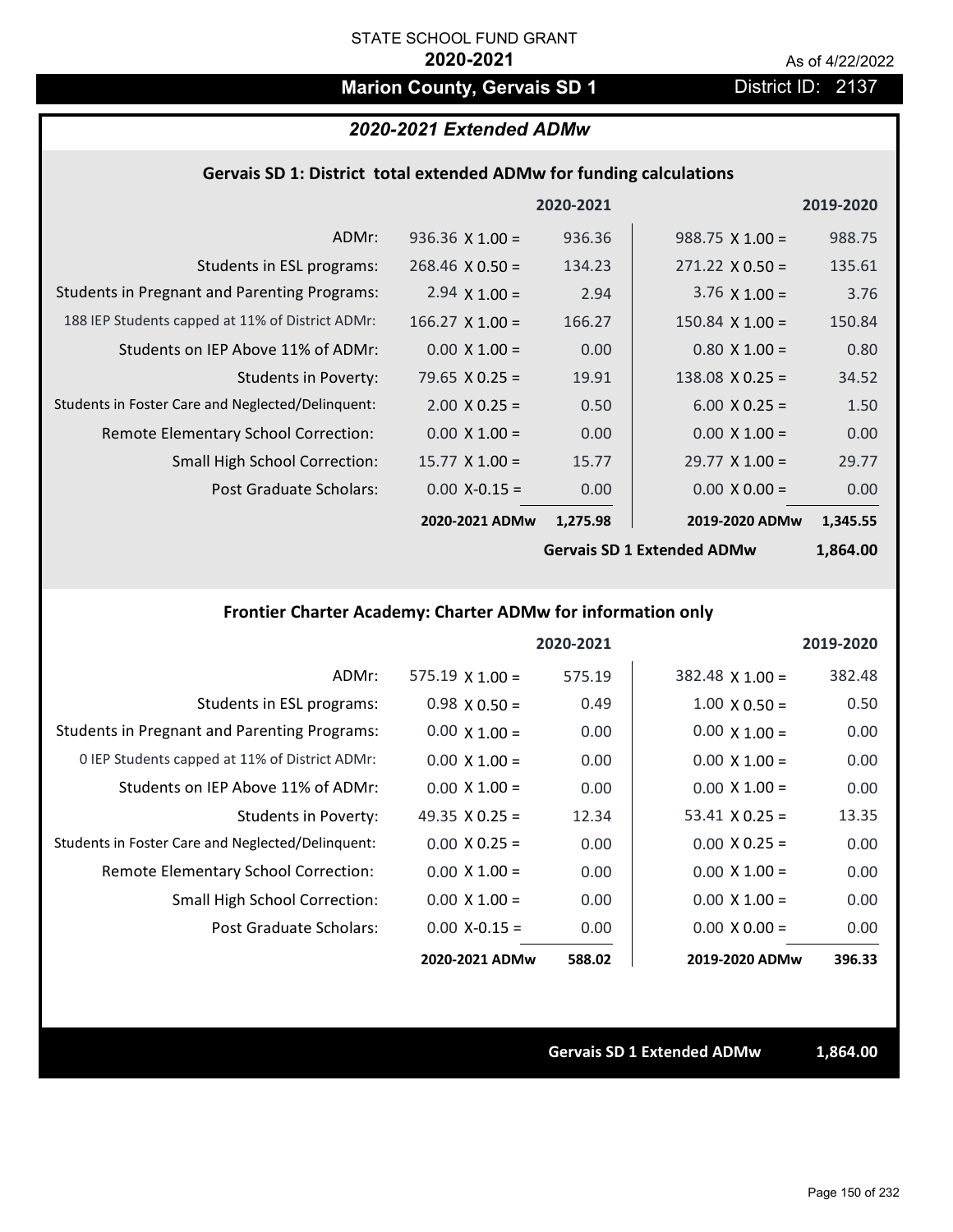STATE SCHOOL FUND GRANT

**2020-2021**

As of 4/22/2022

# Marion County, Gervais SD 1

District ID: 2137

## *2020-2021 Extended ADMw*

### Gervais SD 1: District total extended ADMw for funding calculations

| | | 2020-2021 | | 2019-2020 |
|---|---|---|---|---|
| ADMr: | 936.36 X 1.00 = | 936.36 | 988.75 X 1.00 = | 988.75 |
| Students in ESL programs: | 268.46 X 0.50 = | 134.23 | 271.22 X 0.50 = | 135.61 |
| Students in Pregnant and Parenting Programs: | 2.94 X 1.00 = | 2.94 | 3.76 X 1.00 = | 3.76 |
| 188 IEP Students capped at 11% of District ADMr: | 166.27 X 1.00 = | 166.27 | 150.84 X 1.00 = | 150.84 |
| Students on IEP Above 11% of ADMr: | 0.00 X 1.00 = | 0.00 | 0.80 X 1.00 = | 0.80 |
| Students in Poverty: | 79.65 X 0.25 = | 19.91 | 138.08 X 0.25 = | 34.52 |
| Students in Foster Care and Neglected/Delinquent: | 2.00 X 0.25 = | 0.50 | 6.00 X 0.25 = | 1.50 |
| Remote Elementary School Correction: | 0.00 X 1.00 = | 0.00 | 0.00 X 1.00 = | 0.00 |
| Small High School Correction: | 15.77 X 1.00 = | 15.77 | 29.77 X 1.00 = | 29.77 |
| Post Graduate Scholars: | 0.00 X-0.15 = | 0.00 | 0.00 X 0.00 = | 0.00 |
| | **2020-2021 ADMw** | **1,275.98** | **2019-2020 ADMw** | **1,345.55** |
| | | | **Gervais SD 1 Extended ADMw** | **1,864.00** |

### Frontier Charter Academy: Charter ADMw for information only

| | | 2020-2021 | | 2019-2020 |
|---|---|---|---|---|
| ADMr: | 575.19 X 1.00 = | 575.19 | 382.48 X 1.00 = | 382.48 |
| Students in ESL programs: | 0.98 X 0.50 = | 0.49 | 1.00 X 0.50 = | 0.50 |
| Students in Pregnant and Parenting Programs: | 0.00 X 1.00 = | 0.00 | 0.00 X 1.00 = | 0.00 |
| 0 IEP Students capped at 11% of District ADMr: | 0.00 X 1.00 = | 0.00 | 0.00 X 1.00 = | 0.00 |
| Students on IEP Above 11% of ADMr: | 0.00 X 1.00 = | 0.00 | 0.00 X 1.00 = | 0.00 |
| Students in Poverty: | 49.35 X 0.25 = | 12.34 | 53.41 X 0.25 = | 13.35 |
| Students in Foster Care and Neglected/Delinquent: | 0.00 X 0.25 = | 0.00 | 0.00 X 0.25 = | 0.00 |
| Remote Elementary School Correction: | 0.00 X 1.00 = | 0.00 | 0.00 X 1.00 = | 0.00 |
| Small High School Correction: | 0.00 X 1.00 = | 0.00 | 0.00 X 1.00 = | 0.00 |
| Post Graduate Scholars: | 0.00 X-0.15 = | 0.00 | 0.00 X 0.00 = | 0.00 |
| | **2020-2021 ADMw** | **588.02** | **2019-2020 ADMw** | **396.33** |

**Gervais SD 1 Extended ADMw** **1,864.00**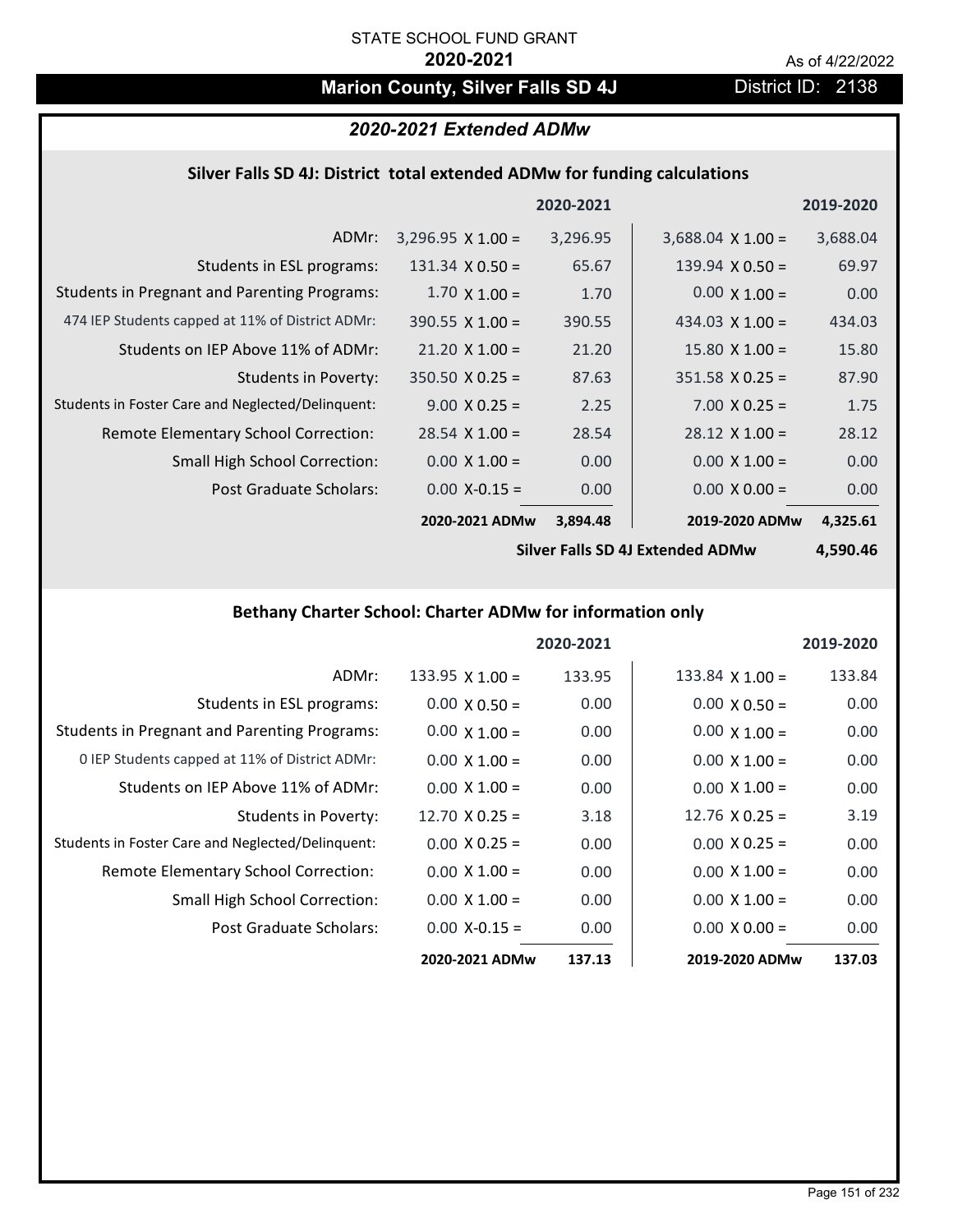STATE SCHOOL FUND GRANT

**2020-2021**

As of 4/22/2022

# Marion County, Silver Falls SD 4J

District ID: 2138

## *2020-2021 Extended ADMw*

### Silver Falls SD 4J: District total extended ADMw for funding calculations

| | | 2020-2021 | | 2019-2020 |
|---|---|---|---|---|
| ADMr: | 3,296.95 X 1.00 = | 3,296.95 | 3,688.04 X 1.00 = | 3,688.04 |
| Students in ESL programs: | 131.34 X 0.50 = | 65.67 | 139.94 X 0.50 = | 69.97 |
| Students in Pregnant and Parenting Programs: | 1.70 X 1.00 = | 1.70 | 0.00 X 1.00 = | 0.00 |
| 474 IEP Students capped at 11% of District ADMr: | 390.55 X 1.00 = | 390.55 | 434.03 X 1.00 = | 434.03 |
| Students on IEP Above 11% of ADMr: | 21.20 X 1.00 = | 21.20 | 15.80 X 1.00 = | 15.80 |
| Students in Poverty: | 350.50 X 0.25 = | 87.63 | 351.58 X 0.25 = | 87.90 |
| Students in Foster Care and Neglected/Delinquent: | 9.00 X 0.25 = | 2.25 | 7.00 X 0.25 = | 1.75 |
| Remote Elementary School Correction: | 28.54 X 1.00 = | 28.54 | 28.12 X 1.00 = | 28.12 |
| Small High School Correction: | 0.00 X 1.00 = | 0.00 | 0.00 X 1.00 = | 0.00 |
| Post Graduate Scholars: | 0.00 X-0.15 = | 0.00 | 0.00 X 0.00 = | 0.00 |
| | **2020-2021 ADMw** | **3,894.48** | **2019-2020 ADMw** | **4,325.61** |
| | | | **Silver Falls SD 4J Extended ADMw** | **4,590.46** |

### Bethany Charter School: Charter ADMw for information only

| | | 2020-2021 | | 2019-2020 |
|---|---|---|---|---|
| ADMr: | 133.95 X 1.00 = | 133.95 | 133.84 X 1.00 = | 133.84 |
| Students in ESL programs: | 0.00 X 0.50 = | 0.00 | 0.00 X 0.50 = | 0.00 |
| Students in Pregnant and Parenting Programs: | 0.00 X 1.00 = | 0.00 | 0.00 X 1.00 = | 0.00 |
| 0 IEP Students capped at 11% of District ADMr: | 0.00 X 1.00 = | 0.00 | 0.00 X 1.00 = | 0.00 |
| Students on IEP Above 11% of ADMr: | 0.00 X 1.00 = | 0.00 | 0.00 X 1.00 = | 0.00 |
| Students in Poverty: | 12.70 X 0.25 = | 3.18 | 12.76 X 0.25 = | 3.19 |
| Students in Foster Care and Neglected/Delinquent: | 0.00 X 0.25 = | 0.00 | 0.00 X 0.25 = | 0.00 |
| Remote Elementary School Correction: | 0.00 X 1.00 = | 0.00 | 0.00 X 1.00 = | 0.00 |
| Small High School Correction: | 0.00 X 1.00 = | 0.00 | 0.00 X 1.00 = | 0.00 |
| Post Graduate Scholars: | 0.00 X-0.15 = | 0.00 | 0.00 X 0.00 = | 0.00 |
| | **2020-2021 ADMw** | **137.13** | **2019-2020 ADMw** | **137.03** |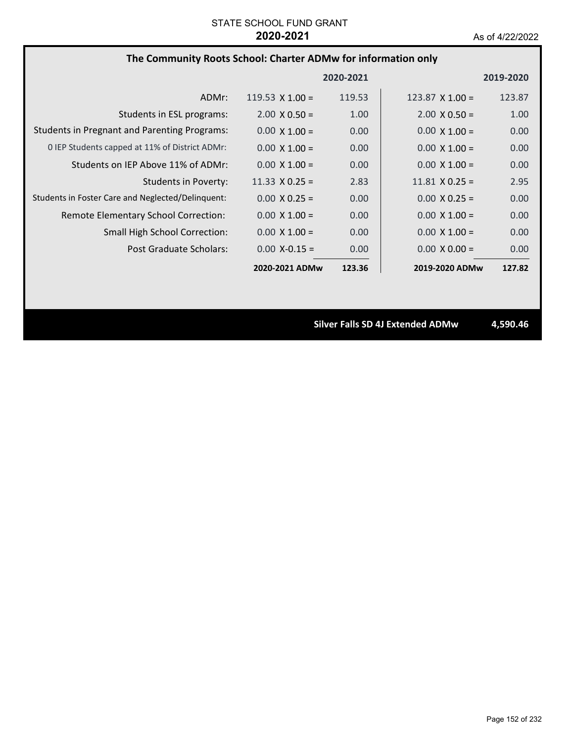STATE SCHOOL FUND GRANT

**2020-2021**

As of 4/22/2022

## The Community Roots School: Charter ADMw for information only

| | 2020-2021 | | 2019-2020 | |
|---|---|---|---|---|
| ADMr: | 119.53 X 1.00 = | 119.53 | 123.87 X 1.00 = | 123.87 |
| Students in ESL programs: | 2.00 X 0.50 = | 1.00 | 2.00 X 0.50 = | 1.00 |
| Students in Pregnant and Parenting Programs: | 0.00 X 1.00 = | 0.00 | 0.00 X 1.00 = | 0.00 |
| 0 IEP Students capped at 11% of District ADMr: | 0.00 X 1.00 = | 0.00 | 0.00 X 1.00 = | 0.00 |
| Students on IEP Above 11% of ADMr: | 0.00 X 1.00 = | 0.00 | 0.00 X 1.00 = | 0.00 |
| Students in Poverty: | 11.33 X 0.25 = | 2.83 | 11.81 X 0.25 = | 2.95 |
| Students in Foster Care and Neglected/Delinquent: | 0.00 X 0.25 = | 0.00 | 0.00 X 0.25 = | 0.00 |
| Remote Elementary School Correction: | 0.00 X 1.00 = | 0.00 | 0.00 X 1.00 = | 0.00 |
| Small High School Correction: | 0.00 X 1.00 = | 0.00 | 0.00 X 1.00 = | 0.00 |
| Post Graduate Scholars: | 0.00 X-0.15 = | 0.00 | 0.00 X 0.00 = | 0.00 |
| | **2020-2021 ADMw** | **123.36** | **2019-2020 ADMw** | **127.82** |

**Silver Falls SD 4J Extended ADMw** **4,590.46**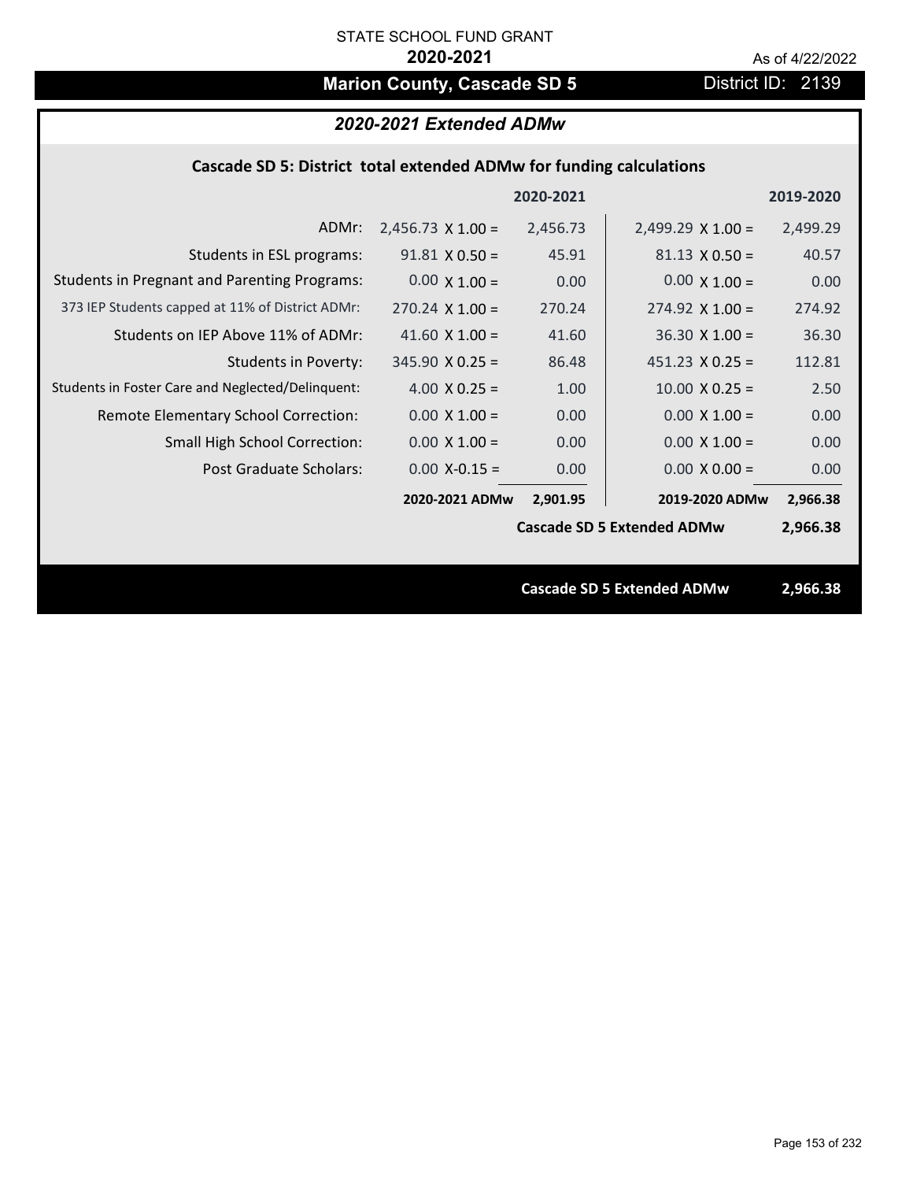STATE SCHOOL FUND GRANT

**2020-2021**

As of 4/22/2022

# Marion County, Cascade SD 5

District ID: 2139

## *2020-2021 Extended ADMw*

### Cascade SD 5: District total extended ADMw for funding calculations

| | | 2020-2021 | | 2019-2020 |
|---|---|---|---|---|
| ADMr: | 2,456.73 X 1.00 = | 2,456.73 | 2,499.29 X 1.00 = | 2,499.29 |
| Students in ESL programs: | 91.81 X 0.50 = | 45.91 | 81.13 X 0.50 = | 40.57 |
| Students in Pregnant and Parenting Programs: | 0.00 X 1.00 = | 0.00 | 0.00 X 1.00 = | 0.00 |
| 373 IEP Students capped at 11% of District ADMr: | 270.24 X 1.00 = | 270.24 | 274.92 X 1.00 = | 274.92 |
| Students on IEP Above 11% of ADMr: | 41.60 X 1.00 = | 41.60 | 36.30 X 1.00 = | 36.30 |
| Students in Poverty: | 345.90 X 0.25 = | 86.48 | 451.23 X 0.25 = | 112.81 |
| Students in Foster Care and Neglected/Delinquent: | 4.00 X 0.25 = | 1.00 | 10.00 X 0.25 = | 2.50 |
| Remote Elementary School Correction: | 0.00 X 1.00 = | 0.00 | 0.00 X 1.00 = | 0.00 |
| Small High School Correction: | 0.00 X 1.00 = | 0.00 | 0.00 X 1.00 = | 0.00 |
| Post Graduate Scholars: | 0.00 X-0.15 = | 0.00 | 0.00 X 0.00 = | 0.00 |
| | **2020-2021 ADMw** | **2,901.95** | **2019-2020 ADMw** | **2,966.38** |
| | | | **Cascade SD 5 Extended ADMw** | **2,966.38** |

**Cascade SD 5 Extended ADMw** **2,966.38**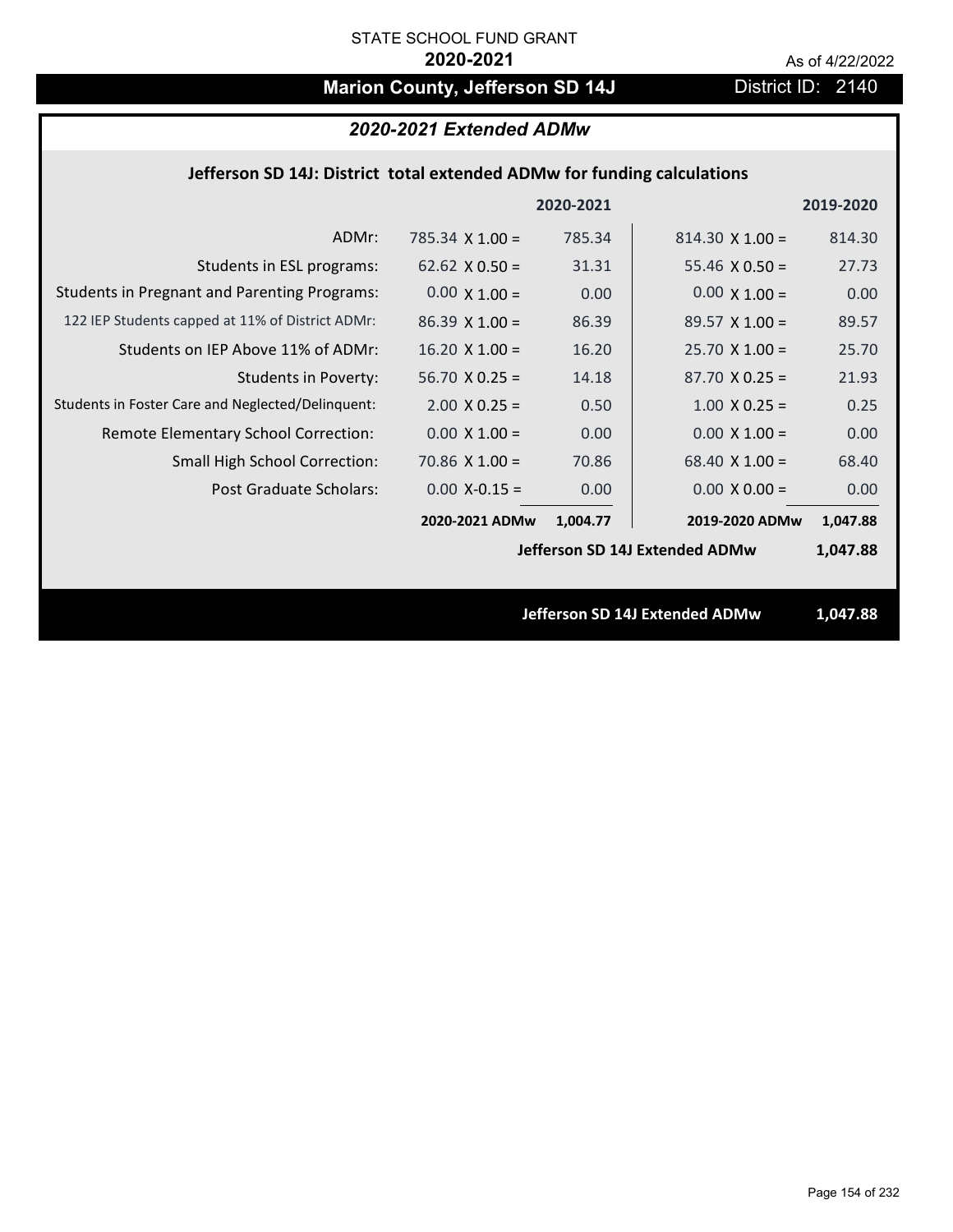STATE SCHOOL FUND GRANT

**2020-2021**

As of 4/22/2022

## Marion County, Jefferson SD 14J

District ID: 2140

### *2020-2021 Extended ADMw*

**Jefferson SD 14J: District total extended ADMw for funding calculations**

| | 2020-2021 | | 2019-2020 | |
|---|---|---|---|---|
| ADMr: | 785.34 X 1.00 = | 785.34 | 814.30 X 1.00 = | 814.30 |
| Students in ESL programs: | 62.62 X 0.50 = | 31.31 | 55.46 X 0.50 = | 27.73 |
| Students in Pregnant and Parenting Programs: | 0.00 X 1.00 = | 0.00 | 0.00 X 1.00 = | 0.00 |
| 122 IEP Students capped at 11% of District ADMr: | 86.39 X 1.00 = | 86.39 | 89.57 X 1.00 = | 89.57 |
| Students on IEP Above 11% of ADMr: | 16.20 X 1.00 = | 16.20 | 25.70 X 1.00 = | 25.70 |
| Students in Poverty: | 56.70 X 0.25 = | 14.18 | 87.70 X 0.25 = | 21.93 |
| Students in Foster Care and Neglected/Delinquent: | 2.00 X 0.25 = | 0.50 | 1.00 X 0.25 = | 0.25 |
| Remote Elementary School Correction: | 0.00 X 1.00 = | 0.00 | 0.00 X 1.00 = | 0.00 |
| Small High School Correction: | 70.86 X 1.00 = | 70.86 | 68.40 X 1.00 = | 68.40 |
| Post Graduate Scholars: | 0.00 X-0.15 = | 0.00 | 0.00 X 0.00 = | 0.00 |
| | **2020-2021 ADMw** | **1,004.77** | **2019-2020 ADMw** | **1,047.88** |
| | | | **Jefferson SD 14J Extended ADMw** | **1,047.88** |

**Jefferson SD 14J Extended ADMw 1,047.88**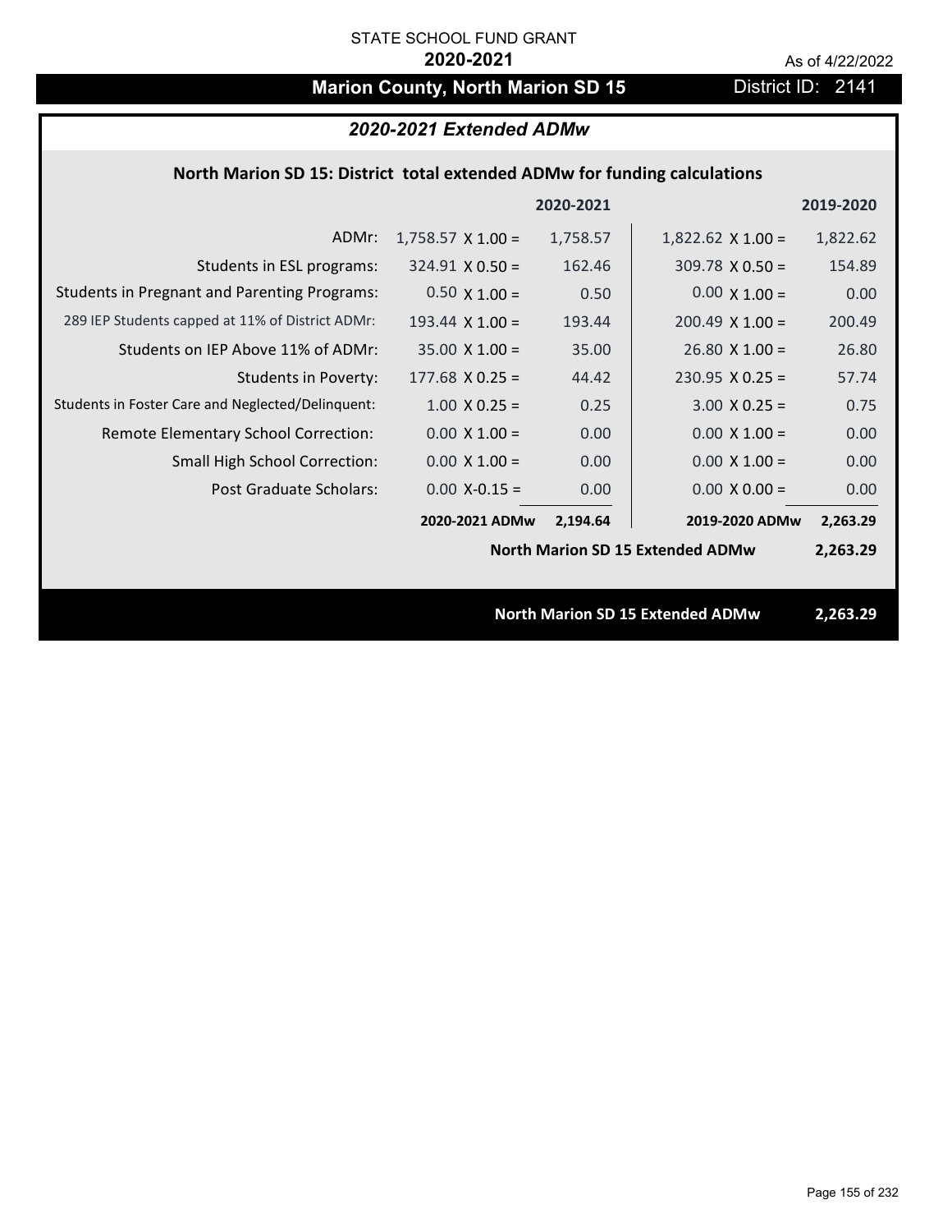STATE SCHOOL FUND GRANT

**2020-2021**

As of 4/22/2022

# Marion County, North Marion SD 15

District ID: 2141

## *2020-2021 Extended ADMw*

### North Marion SD 15: District total extended ADMw for funding calculations

| | | 2020-2021 | | 2019-2020 |
|---|---|---|---|---|
| ADMr: | 1,758.57 X 1.00 = | 1,758.57 | 1,822.62 X 1.00 = | 1,822.62 |
| Students in ESL programs: | 324.91 X 0.50 = | 162.46 | 309.78 X 0.50 = | 154.89 |
| Students in Pregnant and Parenting Programs: | 0.50 X 1.00 = | 0.50 | 0.00 X 1.00 = | 0.00 |
| 289 IEP Students capped at 11% of District ADMr: | 193.44 X 1.00 = | 193.44 | 200.49 X 1.00 = | 200.49 |
| Students on IEP Above 11% of ADMr: | 35.00 X 1.00 = | 35.00 | 26.80 X 1.00 = | 26.80 |
| Students in Poverty: | 177.68 X 0.25 = | 44.42 | 230.95 X 0.25 = | 57.74 |
| Students in Foster Care and Neglected/Delinquent: | 1.00 X 0.25 = | 0.25 | 3.00 X 0.25 = | 0.75 |
| Remote Elementary School Correction: | 0.00 X 1.00 = | 0.00 | 0.00 X 1.00 = | 0.00 |
| Small High School Correction: | 0.00 X 1.00 = | 0.00 | 0.00 X 1.00 = | 0.00 |
| Post Graduate Scholars: | 0.00 X-0.15 = | 0.00 | 0.00 X 0.00 = | 0.00 |
| | **2020-2021 ADMw** | **2,194.64** | **2019-2020 ADMw** | **2,263.29** |
| | | | **North Marion SD 15 Extended ADMw** | **2,263.29** |

**North Marion SD 15 Extended ADMw** **2,263.29**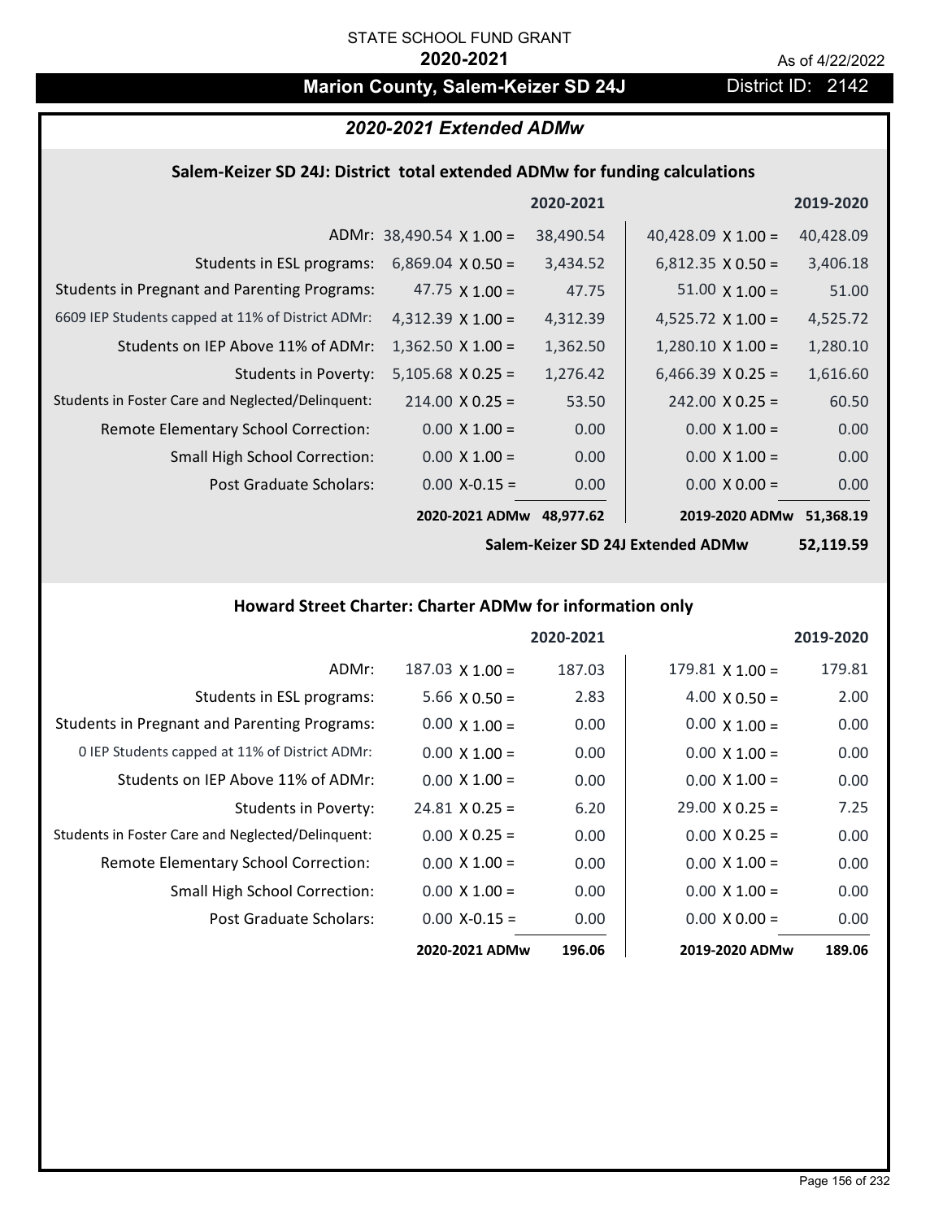STATE SCHOOL FUND GRANT

**2020-2021**

As of 4/22/2022

# Marion County, Salem-Keizer SD 24J

District ID: 2142

## *2020-2021 Extended ADMw*

### Salem-Keizer SD 24J: District total extended ADMw for funding calculations

| | 2020-2021 | | 2019-2020 | |
|---|---|---|---|---|
| ADMr: | 38,490.54 X 1.00 = | 38,490.54 | 40,428.09 X 1.00 = | 40,428.09 |
| Students in ESL programs: | 6,869.04 X 0.50 = | 3,434.52 | 6,812.35 X 0.50 = | 3,406.18 |
| Students in Pregnant and Parenting Programs: | 47.75 X 1.00 = | 47.75 | 51.00 X 1.00 = | 51.00 |
| 6609 IEP Students capped at 11% of District ADMr: | 4,312.39 X 1.00 = | 4,312.39 | 4,525.72 X 1.00 = | 4,525.72 |
| Students on IEP Above 11% of ADMr: | 1,362.50 X 1.00 = | 1,362.50 | 1,280.10 X 1.00 = | 1,280.10 |
| Students in Poverty: | 5,105.68 X 0.25 = | 1,276.42 | 6,466.39 X 0.25 = | 1,616.60 |
| Students in Foster Care and Neglected/Delinquent: | 214.00 X 0.25 = | 53.50 | 242.00 X 0.25 = | 60.50 |
| Remote Elementary School Correction: | 0.00 X 1.00 = | 0.00 | 0.00 X 1.00 = | 0.00 |
| Small High School Correction: | 0.00 X 1.00 = | 0.00 | 0.00 X 1.00 = | 0.00 |
| Post Graduate Scholars: | 0.00 X-0.15 = | 0.00 | 0.00 X 0.00 = | 0.00 |
| | **2020-2021 ADMw** | **48,977.62** | **2019-2020 ADMw** | **51,368.19** |
| | | | **Salem-Keizer SD 24J Extended ADMw** | **52,119.59** |

### Howard Street Charter: Charter ADMw for information only

| | 2020-2021 | | 2019-2020 | |
|---|---|---|---|---|
| ADMr: | 187.03 X 1.00 = | 187.03 | 179.81 X 1.00 = | 179.81 |
| Students in ESL programs: | 5.66 X 0.50 = | 2.83 | 4.00 X 0.50 = | 2.00 |
| Students in Pregnant and Parenting Programs: | 0.00 X 1.00 = | 0.00 | 0.00 X 1.00 = | 0.00 |
| 0 IEP Students capped at 11% of District ADMr: | 0.00 X 1.00 = | 0.00 | 0.00 X 1.00 = | 0.00 |
| Students on IEP Above 11% of ADMr: | 0.00 X 1.00 = | 0.00 | 0.00 X 1.00 = | 0.00 |
| Students in Poverty: | 24.81 X 0.25 = | 6.20 | 29.00 X 0.25 = | 7.25 |
| Students in Foster Care and Neglected/Delinquent: | 0.00 X 0.25 = | 0.00 | 0.00 X 0.25 = | 0.00 |
| Remote Elementary School Correction: | 0.00 X 1.00 = | 0.00 | 0.00 X 1.00 = | 0.00 |
| Small High School Correction: | 0.00 X 1.00 = | 0.00 | 0.00 X 1.00 = | 0.00 |
| Post Graduate Scholars: | 0.00 X-0.15 = | 0.00 | 0.00 X 0.00 = | 0.00 |
| | **2020-2021 ADMw** | **196.06** | **2019-2020 ADMw** | **189.06** |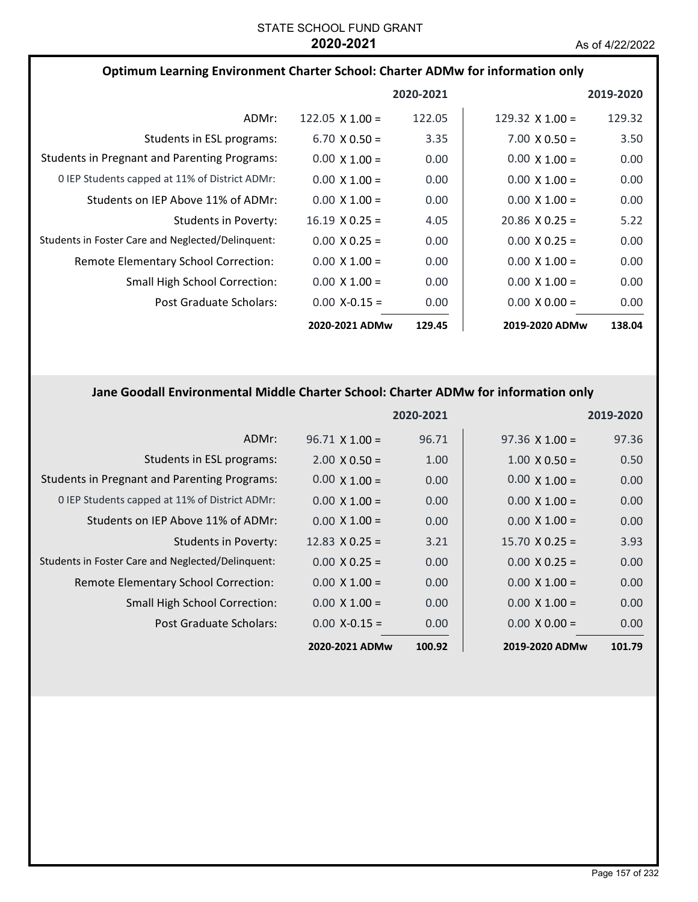STATE SCHOOL FUND GRANT

**2020-2021**

As of 4/22/2022

### Optimum Learning Environment Charter School: Charter ADMw for information only

| | 2020-2021 | | 2019-2020 | |
|---|---|---|---|---|
| ADMr: | 122.05 X 1.00 = | 122.05 | 129.32 X 1.00 = | 129.32 |
| Students in ESL programs: | 6.70 X 0.50 = | 3.35 | 7.00 X 0.50 = | 3.50 |
| Students in Pregnant and Parenting Programs: | 0.00 X 1.00 = | 0.00 | 0.00 X 1.00 = | 0.00 |
| 0 IEP Students capped at 11% of District ADMr: | 0.00 X 1.00 = | 0.00 | 0.00 X 1.00 = | 0.00 |
| Students on IEP Above 11% of ADMr: | 0.00 X 1.00 = | 0.00 | 0.00 X 1.00 = | 0.00 |
| Students in Poverty: | 16.19 X 0.25 = | 4.05 | 20.86 X 0.25 = | 5.22 |
| Students in Foster Care and Neglected/Delinquent: | 0.00 X 0.25 = | 0.00 | 0.00 X 0.25 = | 0.00 |
| Remote Elementary School Correction: | 0.00 X 1.00 = | 0.00 | 0.00 X 1.00 = | 0.00 |
| Small High School Correction: | 0.00 X 1.00 = | 0.00 | 0.00 X 1.00 = | 0.00 |
| Post Graduate Scholars: | 0.00 X-0.15 = | 0.00 | 0.00 X 0.00 = | 0.00 |
| | **2020-2021 ADMw** | **129.45** | **2019-2020 ADMw** | **138.04** |

### Jane Goodall Environmental Middle Charter School: Charter ADMw for information only

| | 2020-2021 | | 2019-2020 | |
|---|---|---|---|---|
| ADMr: | 96.71 X 1.00 = | 96.71 | 97.36 X 1.00 = | 97.36 |
| Students in ESL programs: | 2.00 X 0.50 = | 1.00 | 1.00 X 0.50 = | 0.50 |
| Students in Pregnant and Parenting Programs: | 0.00 X 1.00 = | 0.00 | 0.00 X 1.00 = | 0.00 |
| 0 IEP Students capped at 11% of District ADMr: | 0.00 X 1.00 = | 0.00 | 0.00 X 1.00 = | 0.00 |
| Students on IEP Above 11% of ADMr: | 0.00 X 1.00 = | 0.00 | 0.00 X 1.00 = | 0.00 |
| Students in Poverty: | 12.83 X 0.25 = | 3.21 | 15.70 X 0.25 = | 3.93 |
| Students in Foster Care and Neglected/Delinquent: | 0.00 X 0.25 = | 0.00 | 0.00 X 0.25 = | 0.00 |
| Remote Elementary School Correction: | 0.00 X 1.00 = | 0.00 | 0.00 X 1.00 = | 0.00 |
| Small High School Correction: | 0.00 X 1.00 = | 0.00 | 0.00 X 1.00 = | 0.00 |
| Post Graduate Scholars: | 0.00 X-0.15 = | 0.00 | 0.00 X 0.00 = | 0.00 |
| | **2020-2021 ADMw** | **100.92** | **2019-2020 ADMw** | **101.79** |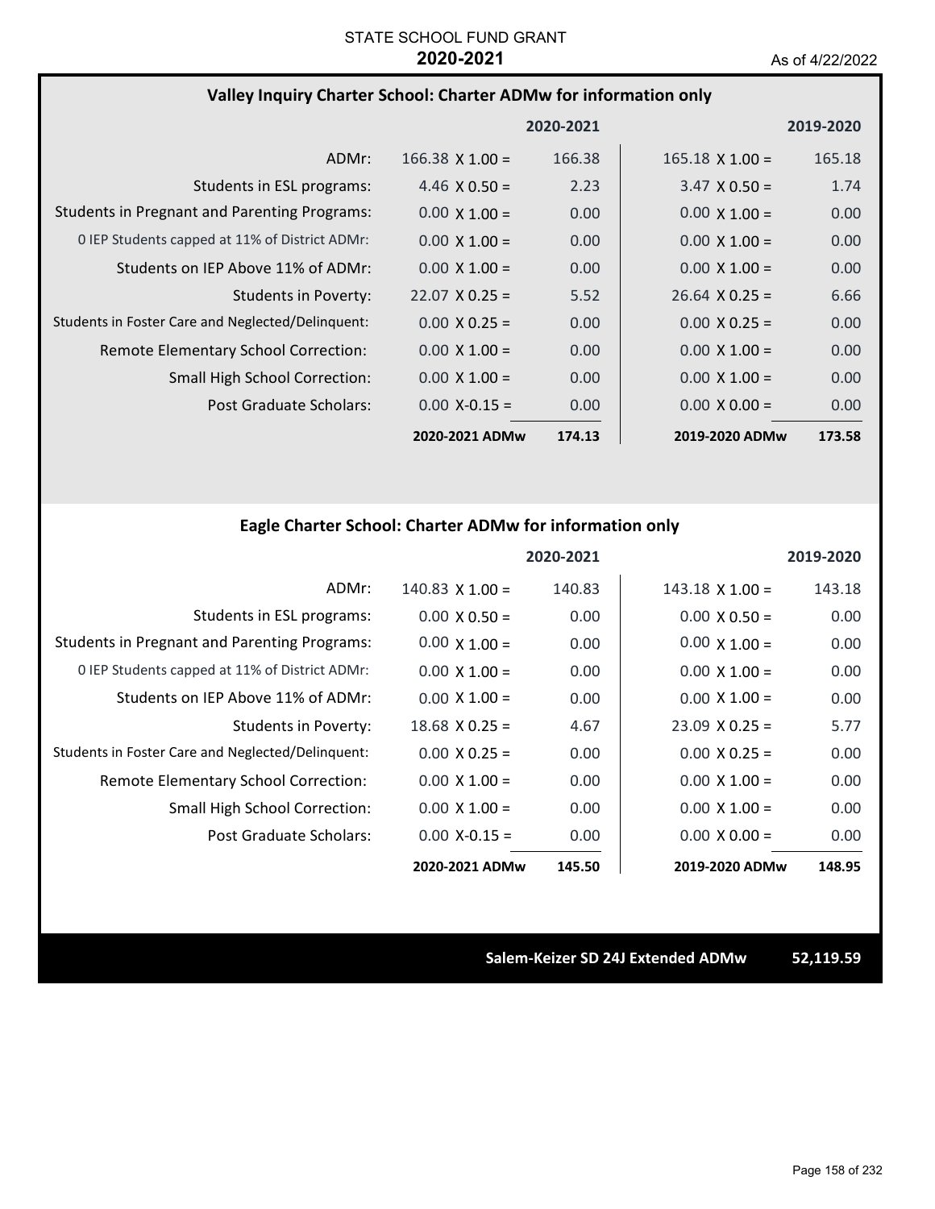STATE SCHOOL FUND GRANT

**2020-2021**

As of 4/22/2022

### Valley Inquiry Charter School: Charter ADMw for information only

| | | 2020-2021 | | 2019-2020 |
|---|---|---|---|---|
| ADMr: | 166.38 X 1.00 = | 166.38 | 165.18 X 1.00 = | 165.18 |
| Students in ESL programs: | 4.46 X 0.50 = | 2.23 | 3.47 X 0.50 = | 1.74 |
| Students in Pregnant and Parenting Programs: | 0.00 X 1.00 = | 0.00 | 0.00 X 1.00 = | 0.00 |
| 0 IEP Students capped at 11% of District ADMr: | 0.00 X 1.00 = | 0.00 | 0.00 X 1.00 = | 0.00 |
| Students on IEP Above 11% of ADMr: | 0.00 X 1.00 = | 0.00 | 0.00 X 1.00 = | 0.00 |
| Students in Poverty: | 22.07 X 0.25 = | 5.52 | 26.64 X 0.25 = | 6.66 |
| Students in Foster Care and Neglected/Delinquent: | 0.00 X 0.25 = | 0.00 | 0.00 X 0.25 = | 0.00 |
| Remote Elementary School Correction: | 0.00 X 1.00 = | 0.00 | 0.00 X 1.00 = | 0.00 |
| Small High School Correction: | 0.00 X 1.00 = | 0.00 | 0.00 X 1.00 = | 0.00 |
| Post Graduate Scholars: | 0.00 X-0.15 = | 0.00 | 0.00 X 0.00 = | 0.00 |
| | **2020-2021 ADMw** | **174.13** | **2019-2020 ADMw** | **173.58** |

### Eagle Charter School: Charter ADMw for information only

| | | 2020-2021 | | 2019-2020 |
|---|---|---|---|---|
| ADMr: | 140.83 X 1.00 = | 140.83 | 143.18 X 1.00 = | 143.18 |
| Students in ESL programs: | 0.00 X 0.50 = | 0.00 | 0.00 X 0.50 = | 0.00 |
| Students in Pregnant and Parenting Programs: | 0.00 X 1.00 = | 0.00 | 0.00 X 1.00 = | 0.00 |
| 0 IEP Students capped at 11% of District ADMr: | 0.00 X 1.00 = | 0.00 | 0.00 X 1.00 = | 0.00 |
| Students on IEP Above 11% of ADMr: | 0.00 X 1.00 = | 0.00 | 0.00 X 1.00 = | 0.00 |
| Students in Poverty: | 18.68 X 0.25 = | 4.67 | 23.09 X 0.25 = | 5.77 |
| Students in Foster Care and Neglected/Delinquent: | 0.00 X 0.25 = | 0.00 | 0.00 X 0.25 = | 0.00 |
| Remote Elementary School Correction: | 0.00 X 1.00 = | 0.00 | 0.00 X 1.00 = | 0.00 |
| Small High School Correction: | 0.00 X 1.00 = | 0.00 | 0.00 X 1.00 = | 0.00 |
| Post Graduate Scholars: | 0.00 X-0.15 = | 0.00 | 0.00 X 0.00 = | 0.00 |
| | **2020-2021 ADMw** | **145.50** | **2019-2020 ADMw** | **148.95** |

**Salem-Keizer SD 24J Extended ADMw 52,119.59**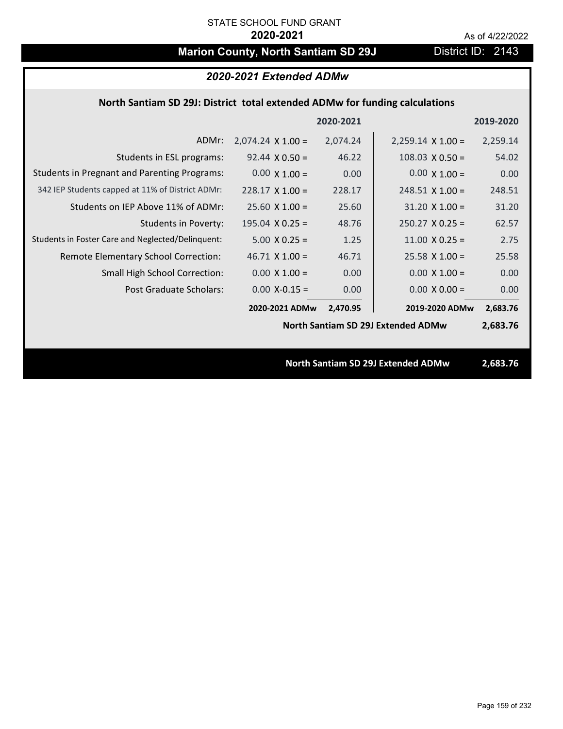STATE SCHOOL FUND GRANT

**2020-2021**

As of 4/22/2022

# Marion County, North Santiam SD 29J

District ID: 2143

## *2020-2021 Extended ADMw*

### North Santiam SD 29J: District total extended ADMw for funding calculations

| | 2020-2021 | | 2019-2020 | |
|---|---|---|---|---|
| ADMr: | 2,074.24 X 1.00 = | 2,074.24 | 2,259.14 X 1.00 = | 2,259.14 |
| Students in ESL programs: | 92.44 X 0.50 = | 46.22 | 108.03 X 0.50 = | 54.02 |
| Students in Pregnant and Parenting Programs: | 0.00 X 1.00 = | 0.00 | 0.00 X 1.00 = | 0.00 |
| 342 IEP Students capped at 11% of District ADMr: | 228.17 X 1.00 = | 228.17 | 248.51 X 1.00 = | 248.51 |
| Students on IEP Above 11% of ADMr: | 25.60 X 1.00 = | 25.60 | 31.20 X 1.00 = | 31.20 |
| Students in Poverty: | 195.04 X 0.25 = | 48.76 | 250.27 X 0.25 = | 62.57 |
| Students in Foster Care and Neglected/Delinquent: | 5.00 X 0.25 = | 1.25 | 11.00 X 0.25 = | 2.75 |
| Remote Elementary School Correction: | 46.71 X 1.00 = | 46.71 | 25.58 X 1.00 = | 25.58 |
| Small High School Correction: | 0.00 X 1.00 = | 0.00 | 0.00 X 1.00 = | 0.00 |
| Post Graduate Scholars: | 0.00 X-0.15 = | 0.00 | 0.00 X 0.00 = | 0.00 |
| | **2020-2021 ADMw** | **2,470.95** | **2019-2020 ADMw** | **2,683.76** |

**North Santiam SD 29J Extended ADMw** **2,683.76**

**North Santiam SD 29J Extended ADMw** **2,683.76**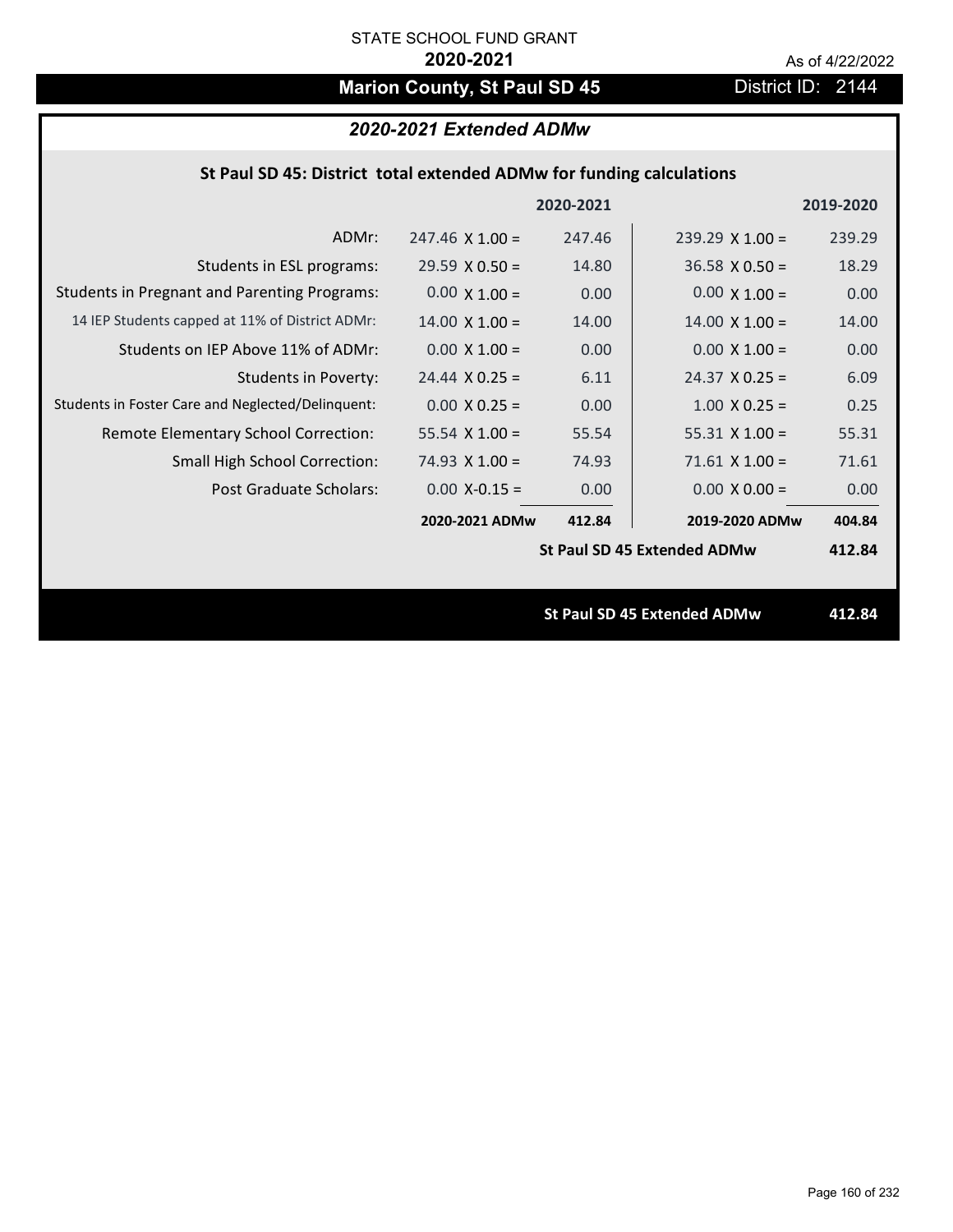STATE SCHOOL FUND GRANT

**2020-2021**

As of 4/22/2022

# Marion County, St Paul SD 45

District ID: 2144

## *2020-2021 Extended ADMw*

### St Paul SD 45: District total extended ADMw for funding calculations

| | | 2020-2021 | | 2019-2020 |
|---|---|---|---|---|
| ADMr: | 247.46 X 1.00 = | 247.46 | 239.29 X 1.00 = | 239.29 |
| Students in ESL programs: | 29.59 X 0.50 = | 14.80 | 36.58 X 0.50 = | 18.29 |
| Students in Pregnant and Parenting Programs: | 0.00 X 1.00 = | 0.00 | 0.00 X 1.00 = | 0.00 |
| 14 IEP Students capped at 11% of District ADMr: | 14.00 X 1.00 = | 14.00 | 14.00 X 1.00 = | 14.00 |
| Students on IEP Above 11% of ADMr: | 0.00 X 1.00 = | 0.00 | 0.00 X 1.00 = | 0.00 |
| Students in Poverty: | 24.44 X 0.25 = | 6.11 | 24.37 X 0.25 = | 6.09 |
| Students in Foster Care and Neglected/Delinquent: | 0.00 X 0.25 = | 0.00 | 1.00 X 0.25 = | 0.25 |
| Remote Elementary School Correction: | 55.54 X 1.00 = | 55.54 | 55.31 X 1.00 = | 55.31 |
| Small High School Correction: | 74.93 X 1.00 = | 74.93 | 71.61 X 1.00 = | 71.61 |
| Post Graduate Scholars: | 0.00 X-0.15 = | 0.00 | 0.00 X 0.00 = | 0.00 |
| | **2020-2021 ADMw** | **412.84** | **2019-2020 ADMw** | **404.84** |
| | | | **St Paul SD 45 Extended ADMw** | **412.84** |

**St Paul SD 45 Extended ADMw** **412.84**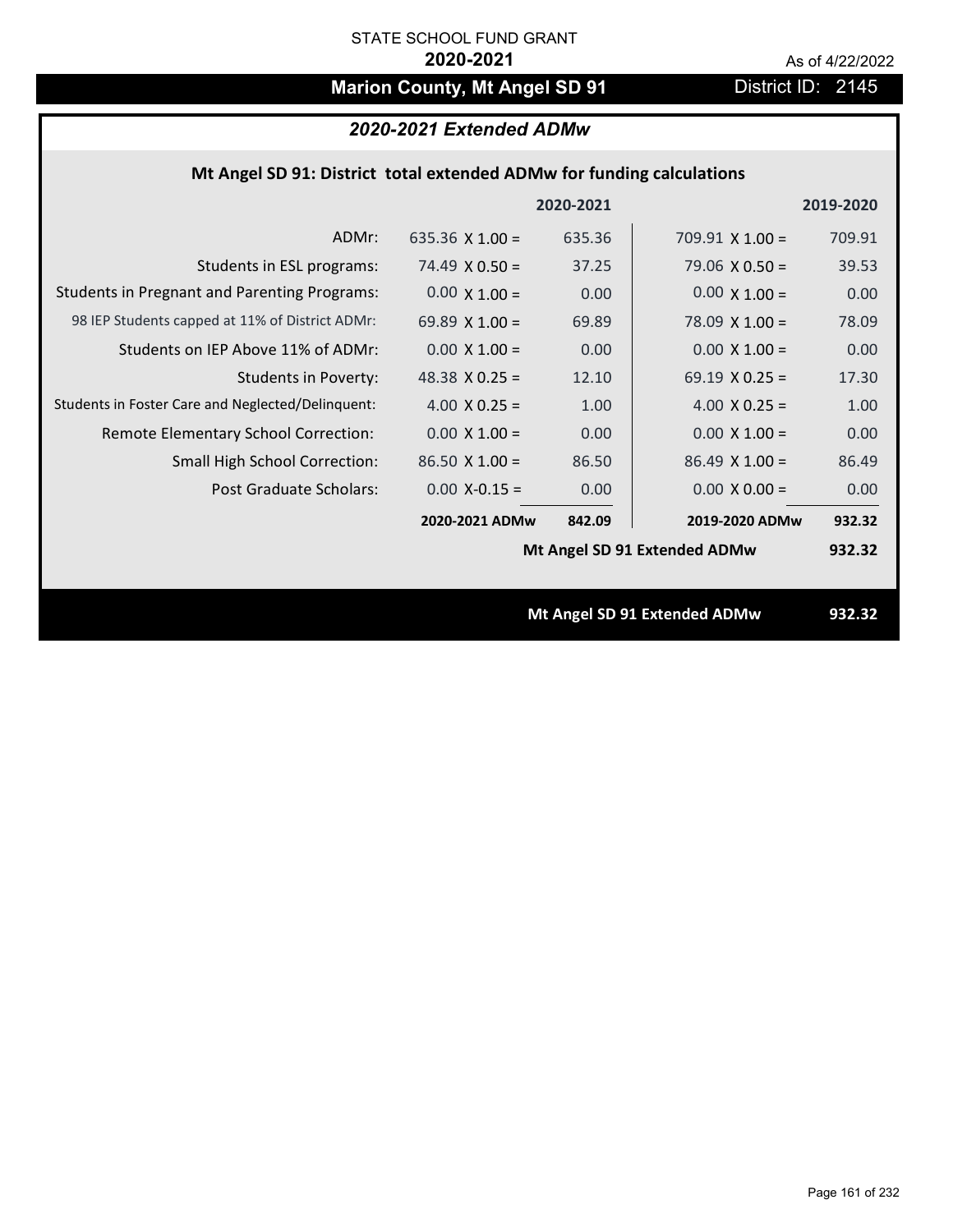STATE SCHOOL FUND GRANT

**2020-2021**

As of 4/22/2022

# Marion County, Mt Angel SD 91

District ID: 2145

## *2020-2021 Extended ADMw*

### Mt Angel SD 91: District total extended ADMw for funding calculations

| | | 2020-2021 | | 2019-2020 |
|---|---|---|---|---|
| ADMr: | 635.36 X 1.00 = | 635.36 | 709.91 X 1.00 = | 709.91 |
| Students in ESL programs: | 74.49 X 0.50 = | 37.25 | 79.06 X 0.50 = | 39.53 |
| Students in Pregnant and Parenting Programs: | 0.00 X 1.00 = | 0.00 | 0.00 X 1.00 = | 0.00 |
| 98 IEP Students capped at 11% of District ADMr: | 69.89 X 1.00 = | 69.89 | 78.09 X 1.00 = | 78.09 |
| Students on IEP Above 11% of ADMr: | 0.00 X 1.00 = | 0.00 | 0.00 X 1.00 = | 0.00 |
| Students in Poverty: | 48.38 X 0.25 = | 12.10 | 69.19 X 0.25 = | 17.30 |
| Students in Foster Care and Neglected/Delinquent: | 4.00 X 0.25 = | 1.00 | 4.00 X 0.25 = | 1.00 |
| Remote Elementary School Correction: | 0.00 X 1.00 = | 0.00 | 0.00 X 1.00 = | 0.00 |
| Small High School Correction: | 86.50 X 1.00 = | 86.50 | 86.49 X 1.00 = | 86.49 |
| Post Graduate Scholars: | 0.00 X-0.15 = | 0.00 | 0.00 X 0.00 = | 0.00 |
| | **2020-2021 ADMw** | **842.09** | **2019-2020 ADMw** | **932.32** |
| | | | **Mt Angel SD 91 Extended ADMw** | **932.32** |

**Mt Angel SD 91 Extended ADMw 932.32**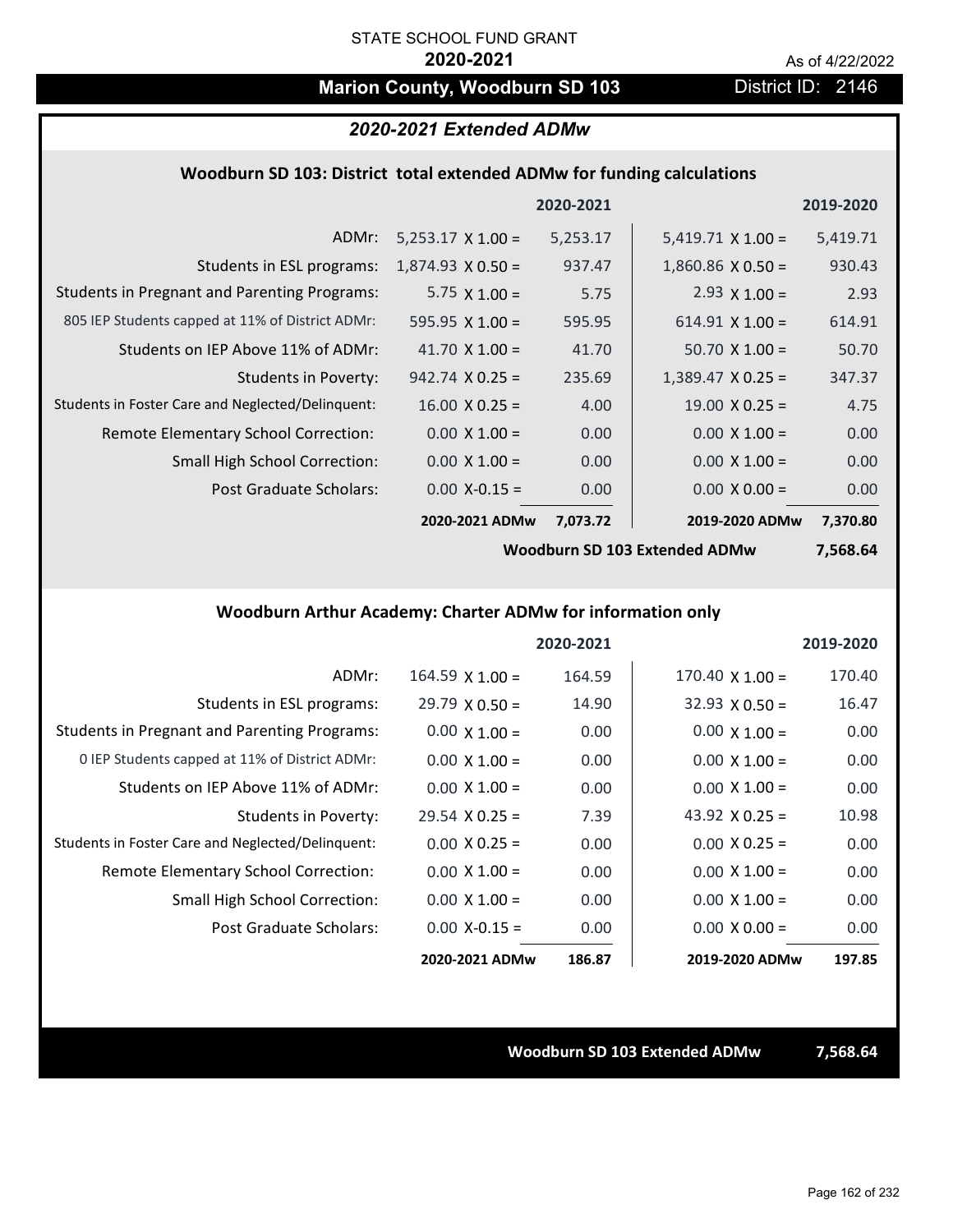STATE SCHOOL FUND GRANT

**2020-2021**

As of 4/22/2022

## Marion County, Woodburn SD 103

District ID: 2146

### *2020-2021 Extended ADMw*

#### Woodburn SD 103: District total extended ADMw for funding calculations

| | | 2020-2021 | | 2019-2020 |
|---|---|---|---|---|
| ADMr: | 5,253.17 X 1.00 = | 5,253.17 | 5,419.71 X 1.00 = | 5,419.71 |
| Students in ESL programs: | 1,874.93 X 0.50 = | 937.47 | 1,860.86 X 0.50 = | 930.43 |
| Students in Pregnant and Parenting Programs: | 5.75 X 1.00 = | 5.75 | 2.93 X 1.00 = | 2.93 |
| 805 IEP Students capped at 11% of District ADMr: | 595.95 X 1.00 = | 595.95 | 614.91 X 1.00 = | 614.91 |
| Students on IEP Above 11% of ADMr: | 41.70 X 1.00 = | 41.70 | 50.70 X 1.00 = | 50.70 |
| Students in Poverty: | 942.74 X 0.25 = | 235.69 | 1,389.47 X 0.25 = | 347.37 |
| Students in Foster Care and Neglected/Delinquent: | 16.00 X 0.25 = | 4.00 | 19.00 X 0.25 = | 4.75 |
| Remote Elementary School Correction: | 0.00 X 1.00 = | 0.00 | 0.00 X 1.00 = | 0.00 |
| Small High School Correction: | 0.00 X 1.00 = | 0.00 | 0.00 X 1.00 = | 0.00 |
| Post Graduate Scholars: | 0.00 X-0.15 = | 0.00 | 0.00 X 0.00 = | 0.00 |
| | **2020-2021 ADMw** | **7,073.72** | **2019-2020 ADMw** | **7,370.80** |
| | | | **Woodburn SD 103 Extended ADMw** | **7,568.64** |

#### Woodburn Arthur Academy: Charter ADMw for information only

| | | 2020-2021 | | 2019-2020 |
|---|---|---|---|---|
| ADMr: | 164.59 X 1.00 = | 164.59 | 170.40 X 1.00 = | 170.40 |
| Students in ESL programs: | 29.79 X 0.50 = | 14.90 | 32.93 X 0.50 = | 16.47 |
| Students in Pregnant and Parenting Programs: | 0.00 X 1.00 = | 0.00 | 0.00 X 1.00 = | 0.00 |
| 0 IEP Students capped at 11% of District ADMr: | 0.00 X 1.00 = | 0.00 | 0.00 X 1.00 = | 0.00 |
| Students on IEP Above 11% of ADMr: | 0.00 X 1.00 = | 0.00 | 0.00 X 1.00 = | 0.00 |
| Students in Poverty: | 29.54 X 0.25 = | 7.39 | 43.92 X 0.25 = | 10.98 |
| Students in Foster Care and Neglected/Delinquent: | 0.00 X 0.25 = | 0.00 | 0.00 X 0.25 = | 0.00 |
| Remote Elementary School Correction: | 0.00 X 1.00 = | 0.00 | 0.00 X 1.00 = | 0.00 |
| Small High School Correction: | 0.00 X 1.00 = | 0.00 | 0.00 X 1.00 = | 0.00 |
| Post Graduate Scholars: | 0.00 X-0.15 = | 0.00 | 0.00 X 0.00 = | 0.00 |
| | **2020-2021 ADMw** | **186.87** | **2019-2020 ADMw** | **197.85** |

**Woodburn SD 103 Extended ADMw** **7,568.64**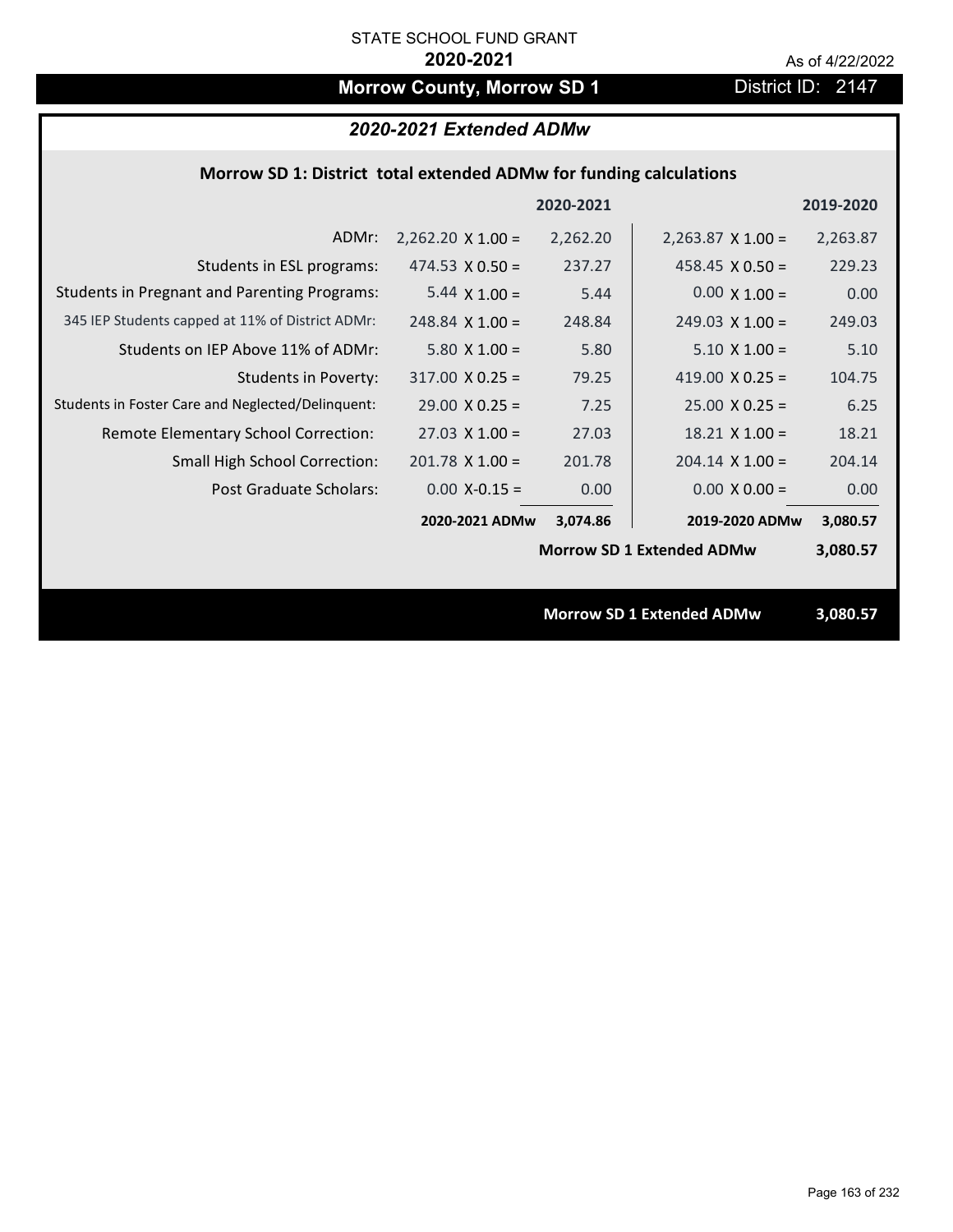STATE SCHOOL FUND GRANT

**2020-2021**

As of 4/22/2022

# Morrow County, Morrow SD 1

District ID: 2147

## *2020-2021 Extended ADMw*

### Morrow SD 1: District total extended ADMw for funding calculations

| | 2020-2021 | | 2019-2020 | |
|---|---|---|---|---|
| ADMr: | 2,262.20 X 1.00 = | 2,262.20 | 2,263.87 X 1.00 = | 2,263.87 |
| Students in ESL programs: | 474.53 X 0.50 = | 237.27 | 458.45 X 0.50 = | 229.23 |
| Students in Pregnant and Parenting Programs: | 5.44 X 1.00 = | 5.44 | 0.00 X 1.00 = | 0.00 |
| 345 IEP Students capped at 11% of District ADMr: | 248.84 X 1.00 = | 248.84 | 249.03 X 1.00 = | 249.03 |
| Students on IEP Above 11% of ADMr: | 5.80 X 1.00 = | 5.80 | 5.10 X 1.00 = | 5.10 |
| Students in Poverty: | 317.00 X 0.25 = | 79.25 | 419.00 X 0.25 = | 104.75 |
| Students in Foster Care and Neglected/Delinquent: | 29.00 X 0.25 = | 7.25 | 25.00 X 0.25 = | 6.25 |
| Remote Elementary School Correction: | 27.03 X 1.00 = | 27.03 | 18.21 X 1.00 = | 18.21 |
| Small High School Correction: | 201.78 X 1.00 = | 201.78 | 204.14 X 1.00 = | 204.14 |
| Post Graduate Scholars: | 0.00 X-0.15 = | 0.00 | 0.00 X 0.00 = | 0.00 |
| | **2020-2021 ADMw** | **3,074.86** | **2019-2020 ADMw** | **3,080.57** |
| | | | **Morrow SD 1 Extended ADMw** | **3,080.57** |

**Morrow SD 1 Extended ADMw** **3,080.57**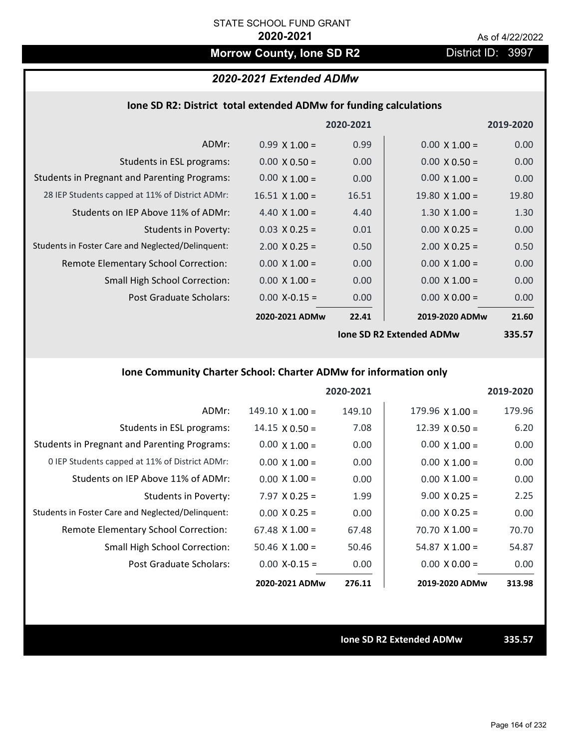STATE SCHOOL FUND GRANT

**2020-2021**

As of 4/22/2022

## Morrow County, Ione SD R2

District ID: 3997

### *2020-2021 Extended ADMw*

#### Ione SD R2: District total extended ADMw for funding calculations

| | | 2020-2021 | | 2019-2020 |
|---|---|---|---|---|
| ADMr: | 0.99 X 1.00 = | 0.99 | 0.00 X 1.00 = | 0.00 |
| Students in ESL programs: | 0.00 X 0.50 = | 0.00 | 0.00 X 0.50 = | 0.00 |
| Students in Pregnant and Parenting Programs: | 0.00 X 1.00 = | 0.00 | 0.00 X 1.00 = | 0.00 |
| 28 IEP Students capped at 11% of District ADMr: | 16.51 X 1.00 = | 16.51 | 19.80 X 1.00 = | 19.80 |
| Students on IEP Above 11% of ADMr: | 4.40 X 1.00 = | 4.40 | 1.30 X 1.00 = | 1.30 |
| Students in Poverty: | 0.03 X 0.25 = | 0.01 | 0.00 X 0.25 = | 0.00 |
| Students in Foster Care and Neglected/Delinquent: | 2.00 X 0.25 = | 0.50 | 2.00 X 0.25 = | 0.50 |
| Remote Elementary School Correction: | 0.00 X 1.00 = | 0.00 | 0.00 X 1.00 = | 0.00 |
| Small High School Correction: | 0.00 X 1.00 = | 0.00 | 0.00 X 1.00 = | 0.00 |
| Post Graduate Scholars: | 0.00 X-0.15 = | 0.00 | 0.00 X 0.00 = | 0.00 |
| | **2020-2021 ADMw** | **22.41** | **2019-2020 ADMw** | **21.60** |
| | | | **Ione SD R2 Extended ADMw** | **335.57** |

#### Ione Community Charter School: Charter ADMw for information only

| | | 2020-2021 | | 2019-2020 |
|---|---|---|---|---|
| ADMr: | 149.10 X 1.00 = | 149.10 | 179.96 X 1.00 = | 179.96 |
| Students in ESL programs: | 14.15 X 0.50 = | 7.08 | 12.39 X 0.50 = | 6.20 |
| Students in Pregnant and Parenting Programs: | 0.00 X 1.00 = | 0.00 | 0.00 X 1.00 = | 0.00 |
| 0 IEP Students capped at 11% of District ADMr: | 0.00 X 1.00 = | 0.00 | 0.00 X 1.00 = | 0.00 |
| Students on IEP Above 11% of ADMr: | 0.00 X 1.00 = | 0.00 | 0.00 X 1.00 = | 0.00 |
| Students in Poverty: | 7.97 X 0.25 = | 1.99 | 9.00 X 0.25 = | 2.25 |
| Students in Foster Care and Neglected/Delinquent: | 0.00 X 0.25 = | 0.00 | 0.00 X 0.25 = | 0.00 |
| Remote Elementary School Correction: | 67.48 X 1.00 = | 67.48 | 70.70 X 1.00 = | 70.70 |
| Small High School Correction: | 50.46 X 1.00 = | 50.46 | 54.87 X 1.00 = | 54.87 |
| Post Graduate Scholars: | 0.00 X-0.15 = | 0.00 | 0.00 X 0.00 = | 0.00 |
| | **2020-2021 ADMw** | **276.11** | **2019-2020 ADMw** | **313.98** |

**Ione SD R2 Extended ADMw** **335.57**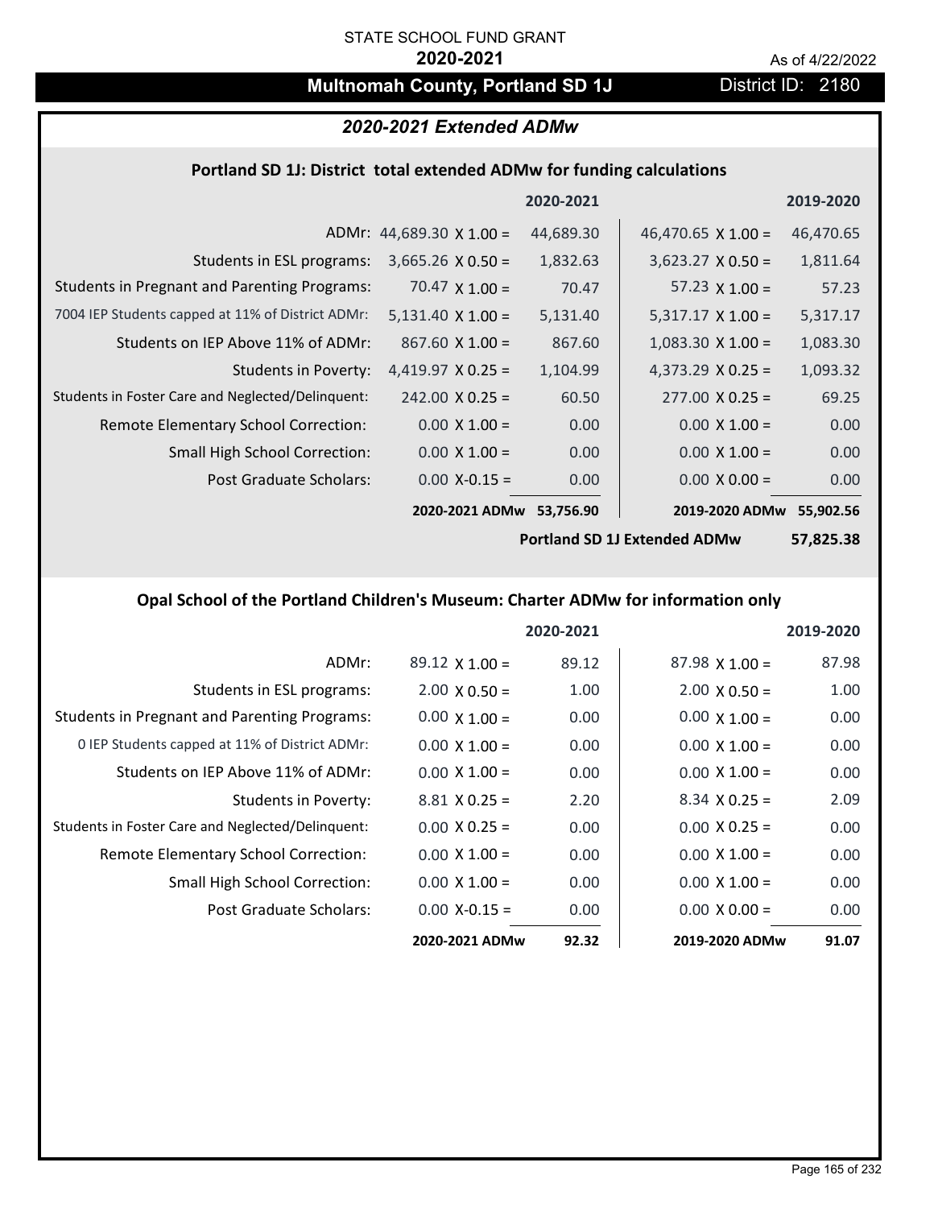STATE SCHOOL FUND GRANT

**2020-2021**

As of 4/22/2022

# Multnomah County, Portland SD 1J

District ID: 2180

## *2020-2021 Extended ADMw*

### Portland SD 1J: District total extended ADMw for funding calculations

| | | 2020-2021 | | 2019-2020 |
|---|---|---|---|---|
| ADMr: | 44,689.30 X 1.00 = | 44,689.30 | 46,470.65 X 1.00 = | 46,470.65 |
| Students in ESL programs: | 3,665.26 X 0.50 = | 1,832.63 | 3,623.27 X 0.50 = | 1,811.64 |
| Students in Pregnant and Parenting Programs: | 70.47 X 1.00 = | 70.47 | 57.23 X 1.00 = | 57.23 |
| 7004 IEP Students capped at 11% of District ADMr: | 5,131.40 X 1.00 = | 5,131.40 | 5,317.17 X 1.00 = | 5,317.17 |
| Students on IEP Above 11% of ADMr: | 867.60 X 1.00 = | 867.60 | 1,083.30 X 1.00 = | 1,083.30 |
| Students in Poverty: | 4,419.97 X 0.25 = | 1,104.99 | 4,373.29 X 0.25 = | 1,093.32 |
| Students in Foster Care and Neglected/Delinquent: | 242.00 X 0.25 = | 60.50 | 277.00 X 0.25 = | 69.25 |
| Remote Elementary School Correction: | 0.00 X 1.00 = | 0.00 | 0.00 X 1.00 = | 0.00 |
| Small High School Correction: | 0.00 X 1.00 = | 0.00 | 0.00 X 1.00 = | 0.00 |
| Post Graduate Scholars: | 0.00 X-0.15 = | 0.00 | 0.00 X 0.00 = | 0.00 |
| | **2020-2021 ADMw** | **53,756.90** | **2019-2020 ADMw** | **55,902.56** |
| | | | **Portland SD 1J Extended ADMw** | **57,825.38** |

### Opal School of the Portland Children's Museum: Charter ADMw for information only

| | | 2020-2021 | | 2019-2020 |
|---|---|---|---|---|
| ADMr: | 89.12 X 1.00 = | 89.12 | 87.98 X 1.00 = | 87.98 |
| Students in ESL programs: | 2.00 X 0.50 = | 1.00 | 2.00 X 0.50 = | 1.00 |
| Students in Pregnant and Parenting Programs: | 0.00 X 1.00 = | 0.00 | 0.00 X 1.00 = | 0.00 |
| 0 IEP Students capped at 11% of District ADMr: | 0.00 X 1.00 = | 0.00 | 0.00 X 1.00 = | 0.00 |
| Students on IEP Above 11% of ADMr: | 0.00 X 1.00 = | 0.00 | 0.00 X 1.00 = | 0.00 |
| Students in Poverty: | 8.81 X 0.25 = | 2.20 | 8.34 X 0.25 = | 2.09 |
| Students in Foster Care and Neglected/Delinquent: | 0.00 X 0.25 = | 0.00 | 0.00 X 0.25 = | 0.00 |
| Remote Elementary School Correction: | 0.00 X 1.00 = | 0.00 | 0.00 X 1.00 = | 0.00 |
| Small High School Correction: | 0.00 X 1.00 = | 0.00 | 0.00 X 1.00 = | 0.00 |
| Post Graduate Scholars: | 0.00 X-0.15 = | 0.00 | 0.00 X 0.00 = | 0.00 |
| | **2020-2021 ADMw** | **92.32** | **2019-2020 ADMw** | **91.07** |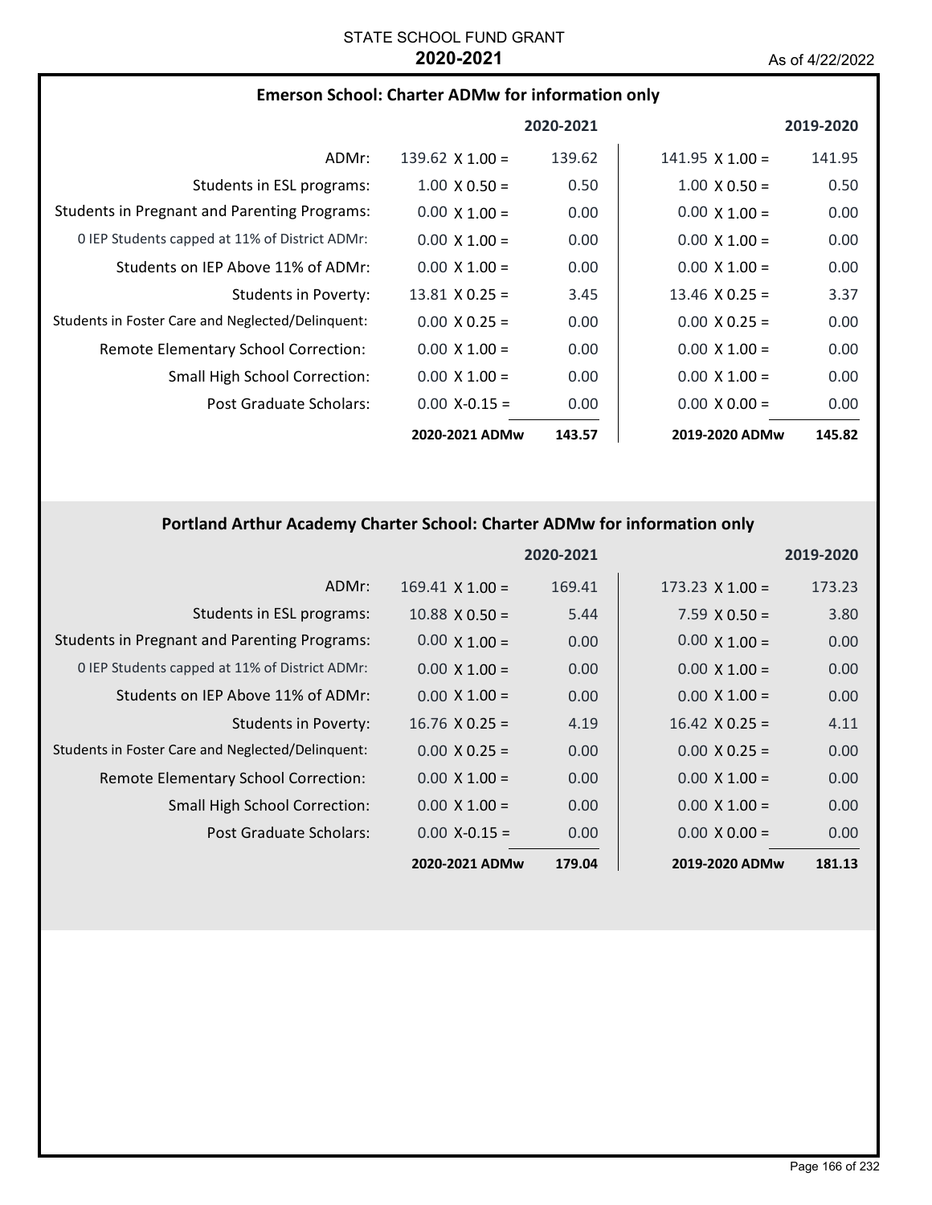STATE SCHOOL FUND GRANT

**2020-2021**

As of 4/22/2022

### Emerson School: Charter ADMw for information only

| | 2020-2021 | | 2019-2020 | |
|---|---|---|---|---|
| ADMr: | 139.62 X 1.00 = | 139.62 | 141.95 X 1.00 = | 141.95 |
| Students in ESL programs: | 1.00 X 0.50 = | 0.50 | 1.00 X 0.50 = | 0.50 |
| Students in Pregnant and Parenting Programs: | 0.00 X 1.00 = | 0.00 | 0.00 X 1.00 = | 0.00 |
| 0 IEP Students capped at 11% of District ADMr: | 0.00 X 1.00 = | 0.00 | 0.00 X 1.00 = | 0.00 |
| Students on IEP Above 11% of ADMr: | 0.00 X 1.00 = | 0.00 | 0.00 X 1.00 = | 0.00 |
| Students in Poverty: | 13.81 X 0.25 = | 3.45 | 13.46 X 0.25 = | 3.37 |
| Students in Foster Care and Neglected/Delinquent: | 0.00 X 0.25 = | 0.00 | 0.00 X 0.25 = | 0.00 |
| Remote Elementary School Correction: | 0.00 X 1.00 = | 0.00 | 0.00 X 1.00 = | 0.00 |
| Small High School Correction: | 0.00 X 1.00 = | 0.00 | 0.00 X 1.00 = | 0.00 |
| Post Graduate Scholars: | 0.00 X-0.15 = | 0.00 | 0.00 X 0.00 = | 0.00 |
| | **2020-2021 ADMw** | **143.57** | **2019-2020 ADMw** | **145.82** |

### Portland Arthur Academy Charter School: Charter ADMw for information only

| | 2020-2021 | | 2019-2020 | |
|---|---|---|---|---|
| ADMr: | 169.41 X 1.00 = | 169.41 | 173.23 X 1.00 = | 173.23 |
| Students in ESL programs: | 10.88 X 0.50 = | 5.44 | 7.59 X 0.50 = | 3.80 |
| Students in Pregnant and Parenting Programs: | 0.00 X 1.00 = | 0.00 | 0.00 X 1.00 = | 0.00 |
| 0 IEP Students capped at 11% of District ADMr: | 0.00 X 1.00 = | 0.00 | 0.00 X 1.00 = | 0.00 |
| Students on IEP Above 11% of ADMr: | 0.00 X 1.00 = | 0.00 | 0.00 X 1.00 = | 0.00 |
| Students in Poverty: | 16.76 X 0.25 = | 4.19 | 16.42 X 0.25 = | 4.11 |
| Students in Foster Care and Neglected/Delinquent: | 0.00 X 0.25 = | 0.00 | 0.00 X 0.25 = | 0.00 |
| Remote Elementary School Correction: | 0.00 X 1.00 = | 0.00 | 0.00 X 1.00 = | 0.00 |
| Small High School Correction: | 0.00 X 1.00 = | 0.00 | 0.00 X 1.00 = | 0.00 |
| Post Graduate Scholars: | 0.00 X-0.15 = | 0.00 | 0.00 X 0.00 = | 0.00 |
| | **2020-2021 ADMw** | **179.04** | **2019-2020 ADMw** | **181.13** |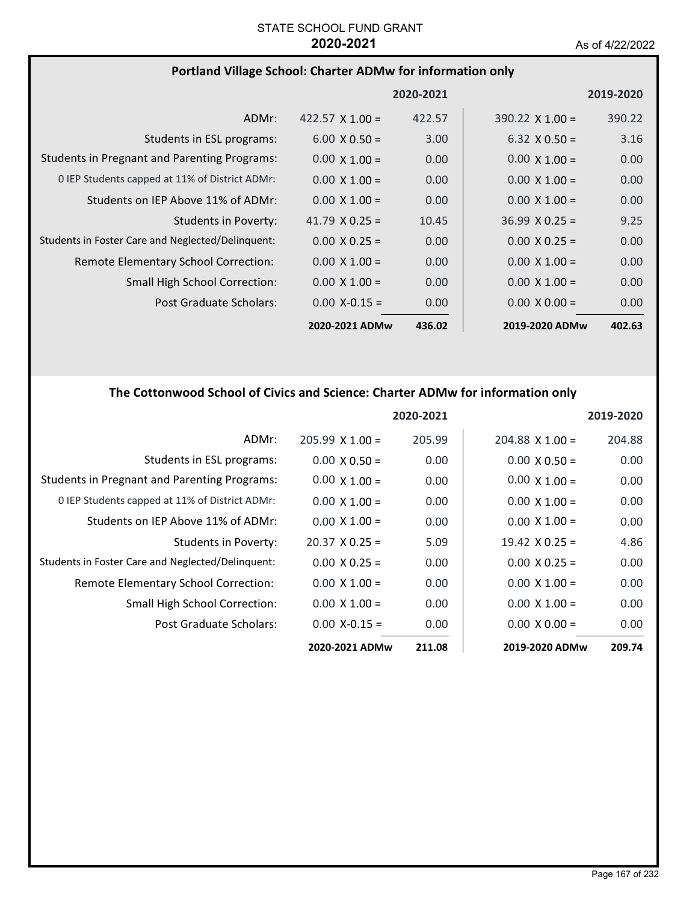STATE SCHOOL FUND GRANT
**2020-2021**
As of 4/22/2022

### Portland Village School: Charter ADMw for information only

| | 2020-2021 | | 2019-2020 | |
|---|---|---|---|---|
| ADMr: | 422.57 X 1.00 = | 422.57 | 390.22 X 1.00 = | 390.22 |
| Students in ESL programs: | 6.00 X 0.50 = | 3.00 | 6.32 X 0.50 = | 3.16 |
| Students in Pregnant and Parenting Programs: | 0.00 X 1.00 = | 0.00 | 0.00 X 1.00 = | 0.00 |
| 0 IEP Students capped at 11% of District ADMr: | 0.00 X 1.00 = | 0.00 | 0.00 X 1.00 = | 0.00 |
| Students on IEP Above 11% of ADMr: | 0.00 X 1.00 = | 0.00 | 0.00 X 1.00 = | 0.00 |
| Students in Poverty: | 41.79 X 0.25 = | 10.45 | 36.99 X 0.25 = | 9.25 |
| Students in Foster Care and Neglected/Delinquent: | 0.00 X 0.25 = | 0.00 | 0.00 X 0.25 = | 0.00 |
| Remote Elementary School Correction: | 0.00 X 1.00 = | 0.00 | 0.00 X 1.00 = | 0.00 |
| Small High School Correction: | 0.00 X 1.00 = | 0.00 | 0.00 X 1.00 = | 0.00 |
| Post Graduate Scholars: | 0.00 X-0.15 = | 0.00 | 0.00 X 0.00 = | 0.00 |
| | **2020-2021 ADMw** | **436.02** | **2019-2020 ADMw** | **402.63** |

### The Cottonwood School of Civics and Science: Charter ADMw for information only

| | 2020-2021 | | 2019-2020 | |
|---|---|---|---|---|
| ADMr: | 205.99 X 1.00 = | 205.99 | 204.88 X 1.00 = | 204.88 |
| Students in ESL programs: | 0.00 X 0.50 = | 0.00 | 0.00 X 0.50 = | 0.00 |
| Students in Pregnant and Parenting Programs: | 0.00 X 1.00 = | 0.00 | 0.00 X 1.00 = | 0.00 |
| 0 IEP Students capped at 11% of District ADMr: | 0.00 X 1.00 = | 0.00 | 0.00 X 1.00 = | 0.00 |
| Students on IEP Above 11% of ADMr: | 0.00 X 1.00 = | 0.00 | 0.00 X 1.00 = | 0.00 |
| Students in Poverty: | 20.37 X 0.25 = | 5.09 | 19.42 X 0.25 = | 4.86 |
| Students in Foster Care and Neglected/Delinquent: | 0.00 X 0.25 = | 0.00 | 0.00 X 0.25 = | 0.00 |
| Remote Elementary School Correction: | 0.00 X 1.00 = | 0.00 | 0.00 X 1.00 = | 0.00 |
| Small High School Correction: | 0.00 X 1.00 = | 0.00 | 0.00 X 1.00 = | 0.00 |
| Post Graduate Scholars: | 0.00 X-0.15 = | 0.00 | 0.00 X 0.00 = | 0.00 |
| | **2020-2021 ADMw** | **211.08** | **2019-2020 ADMw** | **209.74** |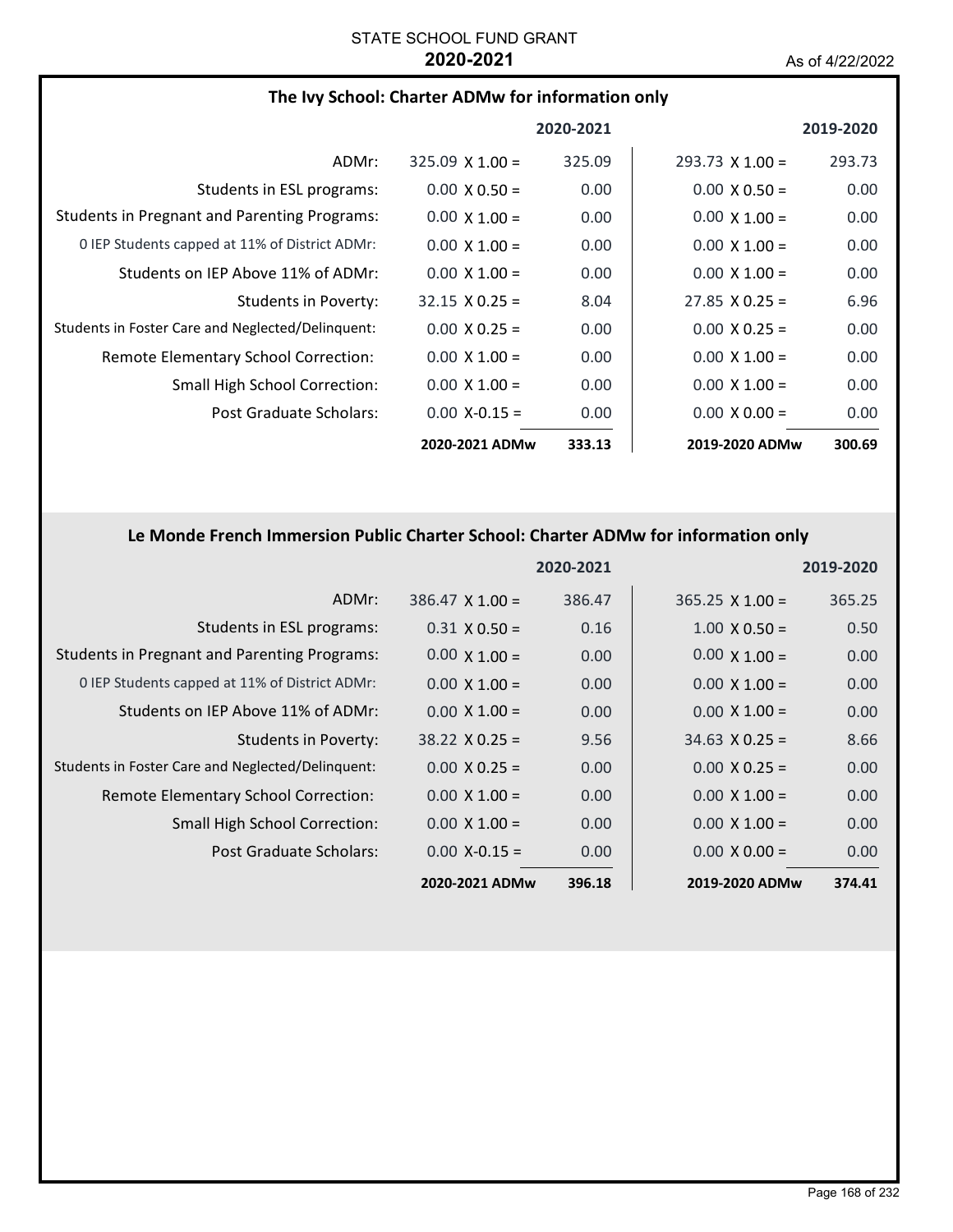STATE SCHOOL FUND GRANT

**2020-2021**

As of 4/22/2022

## The Ivy School: Charter ADMw for information only

| | 2020-2021 | | 2019-2020 | |
|---|---|---|---|---|
| ADMr: | 325.09 X 1.00 = | 325.09 | 293.73 X 1.00 = | 293.73 |
| Students in ESL programs: | 0.00 X 0.50 = | 0.00 | 0.00 X 0.50 = | 0.00 |
| Students in Pregnant and Parenting Programs: | 0.00 X 1.00 = | 0.00 | 0.00 X 1.00 = | 0.00 |
| 0 IEP Students capped at 11% of District ADMr: | 0.00 X 1.00 = | 0.00 | 0.00 X 1.00 = | 0.00 |
| Students on IEP Above 11% of ADMr: | 0.00 X 1.00 = | 0.00 | 0.00 X 1.00 = | 0.00 |
| Students in Poverty: | 32.15 X 0.25 = | 8.04 | 27.85 X 0.25 = | 6.96 |
| Students in Foster Care and Neglected/Delinquent: | 0.00 X 0.25 = | 0.00 | 0.00 X 0.25 = | 0.00 |
| Remote Elementary School Correction: | 0.00 X 1.00 = | 0.00 | 0.00 X 1.00 = | 0.00 |
| Small High School Correction: | 0.00 X 1.00 = | 0.00 | 0.00 X 1.00 = | 0.00 |
| Post Graduate Scholars: | 0.00 X-0.15 = | 0.00 | 0.00 X 0.00 = | 0.00 |
| | **2020-2021 ADMw** | **333.13** | **2019-2020 ADMw** | **300.69** |

## Le Monde French Immersion Public Charter School: Charter ADMw for information only

| | 2020-2021 | | 2019-2020 | |
|---|---|---|---|---|
| ADMr: | 386.47 X 1.00 = | 386.47 | 365.25 X 1.00 = | 365.25 |
| Students in ESL programs: | 0.31 X 0.50 = | 0.16 | 1.00 X 0.50 = | 0.50 |
| Students in Pregnant and Parenting Programs: | 0.00 X 1.00 = | 0.00 | 0.00 X 1.00 = | 0.00 |
| 0 IEP Students capped at 11% of District ADMr: | 0.00 X 1.00 = | 0.00 | 0.00 X 1.00 = | 0.00 |
| Students on IEP Above 11% of ADMr: | 0.00 X 1.00 = | 0.00 | 0.00 X 1.00 = | 0.00 |
| Students in Poverty: | 38.22 X 0.25 = | 9.56 | 34.63 X 0.25 = | 8.66 |
| Students in Foster Care and Neglected/Delinquent: | 0.00 X 0.25 = | 0.00 | 0.00 X 0.25 = | 0.00 |
| Remote Elementary School Correction: | 0.00 X 1.00 = | 0.00 | 0.00 X 1.00 = | 0.00 |
| Small High School Correction: | 0.00 X 1.00 = | 0.00 | 0.00 X 1.00 = | 0.00 |
| Post Graduate Scholars: | 0.00 X-0.15 = | 0.00 | 0.00 X 0.00 = | 0.00 |
| | **2020-2021 ADMw** | **396.18** | **2019-2020 ADMw** | **374.41** |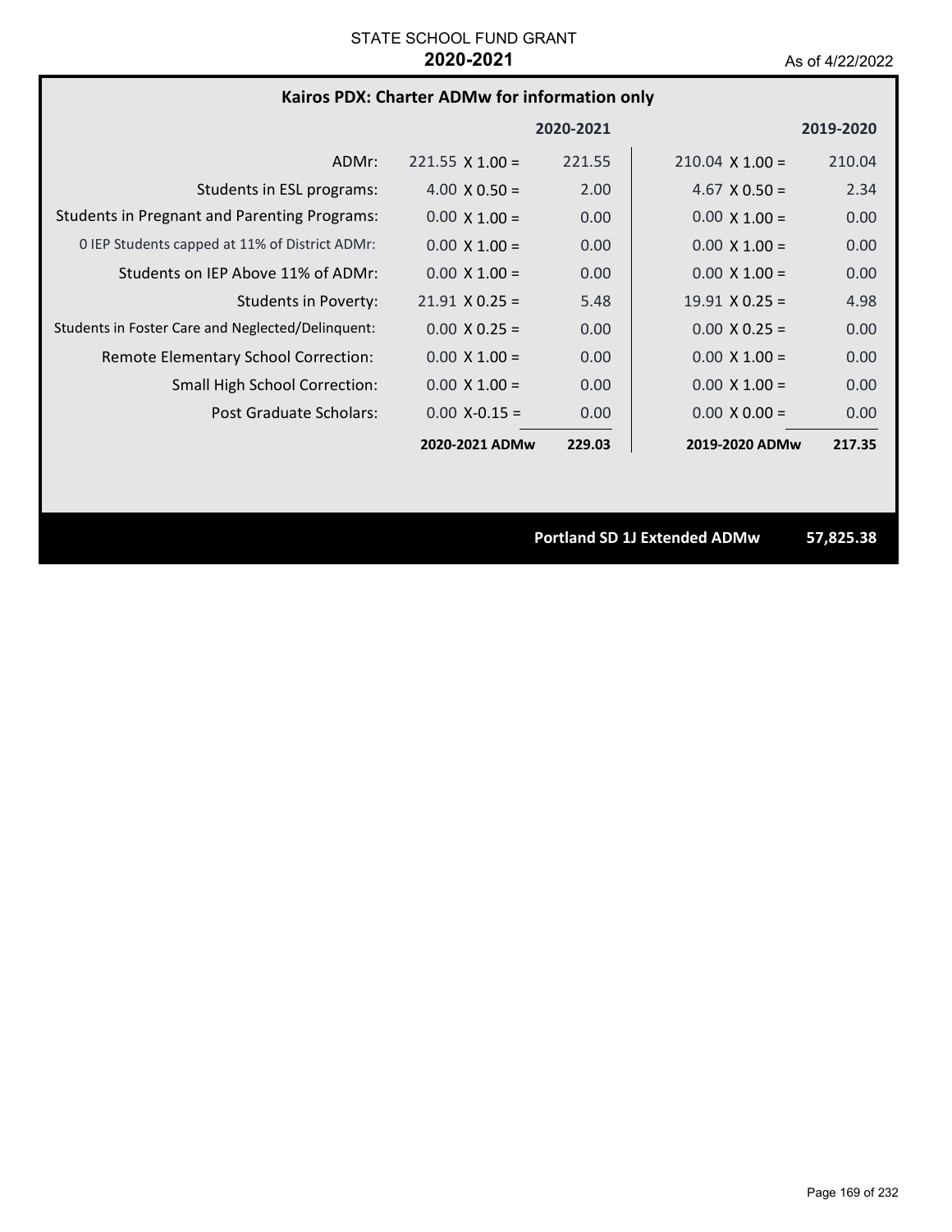STATE SCHOOL FUND GRANT

**2020-2021**

As of 4/22/2022

## Kairos PDX: Charter ADMw for information only

| | 2020-2021 | | 2019-2020 | |
|---|---|---|---|---|
| ADMr: | 221.55 X 1.00 = | 221.55 | 210.04 X 1.00 = | 210.04 |
| Students in ESL programs: | 4.00 X 0.50 = | 2.00 | 4.67 X 0.50 = | 2.34 |
| Students in Pregnant and Parenting Programs: | 0.00 X 1.00 = | 0.00 | 0.00 X 1.00 = | 0.00 |
| 0 IEP Students capped at 11% of District ADMr: | 0.00 X 1.00 = | 0.00 | 0.00 X 1.00 = | 0.00 |
| Students on IEP Above 11% of ADMr: | 0.00 X 1.00 = | 0.00 | 0.00 X 1.00 = | 0.00 |
| Students in Poverty: | 21.91 X 0.25 = | 5.48 | 19.91 X 0.25 = | 4.98 |
| Students in Foster Care and Neglected/Delinquent: | 0.00 X 0.25 = | 0.00 | 0.00 X 0.25 = | 0.00 |
| Remote Elementary School Correction: | 0.00 X 1.00 = | 0.00 | 0.00 X 1.00 = | 0.00 |
| Small High School Correction: | 0.00 X 1.00 = | 0.00 | 0.00 X 1.00 = | 0.00 |
| Post Graduate Scholars: | 0.00 X-0.15 = | 0.00 | 0.00 X 0.00 = | 0.00 |
| | **2020-2021 ADMw** | **229.03** | **2019-2020 ADMw** | **217.35** |

**Portland SD 1J Extended ADMw 57,825.38**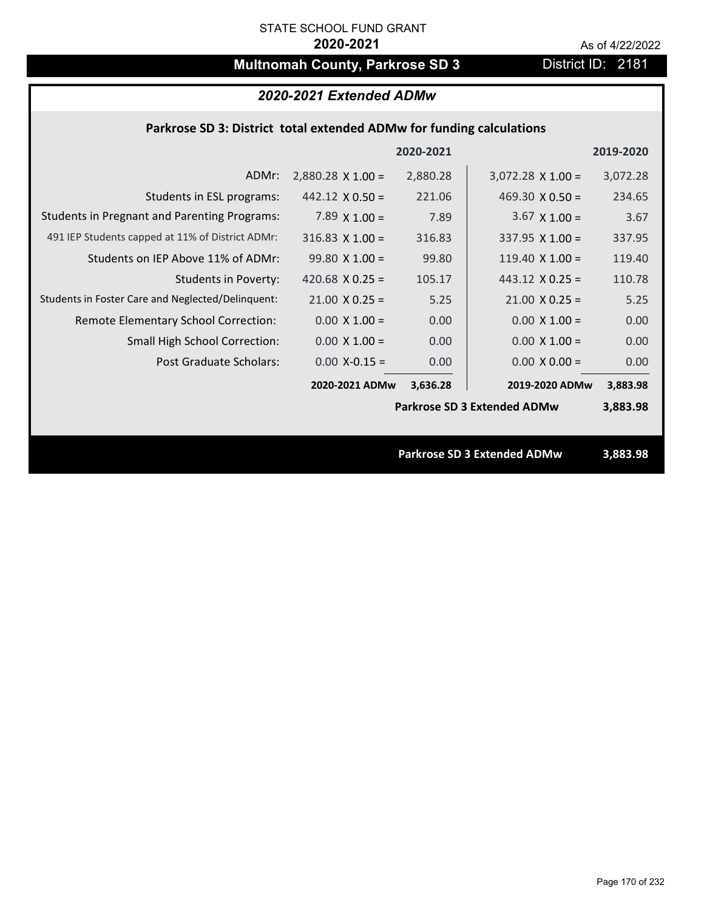STATE SCHOOL FUND GRANT

**2020-2021**

As of 4/22/2022

# Multnomah County, Parkrose SD 3

District ID: 2181

## *2020-2021 Extended ADMw*

### Parkrose SD 3: District total extended ADMw for funding calculations

| | | 2020-2021 | | 2019-2020 |
|---|---|---|---|---|
| ADMr: | 2,880.28 X 1.00 = | 2,880.28 | 3,072.28 X 1.00 = | 3,072.28 |
| Students in ESL programs: | 442.12 X 0.50 = | 221.06 | 469.30 X 0.50 = | 234.65 |
| Students in Pregnant and Parenting Programs: | 7.89 X 1.00 = | 7.89 | 3.67 X 1.00 = | 3.67 |
| 491 IEP Students capped at 11% of District ADMr: | 316.83 X 1.00 = | 316.83 | 337.95 X 1.00 = | 337.95 |
| Students on IEP Above 11% of ADMr: | 99.80 X 1.00 = | 99.80 | 119.40 X 1.00 = | 119.40 |
| Students in Poverty: | 420.68 X 0.25 = | 105.17 | 443.12 X 0.25 = | 110.78 |
| Students in Foster Care and Neglected/Delinquent: | 21.00 X 0.25 = | 5.25 | 21.00 X 0.25 = | 5.25 |
| Remote Elementary School Correction: | 0.00 X 1.00 = | 0.00 | 0.00 X 1.00 = | 0.00 |
| Small High School Correction: | 0.00 X 1.00 = | 0.00 | 0.00 X 1.00 = | 0.00 |
| Post Graduate Scholars: | 0.00 X-0.15 = | 0.00 | 0.00 X 0.00 = | 0.00 |
| | **2020-2021 ADMw** | **3,636.28** | **2019-2020 ADMw** | **3,883.98** |
| | | | **Parkrose SD 3 Extended ADMw** | **3,883.98** |

**Parkrose SD 3 Extended ADMw** **3,883.98**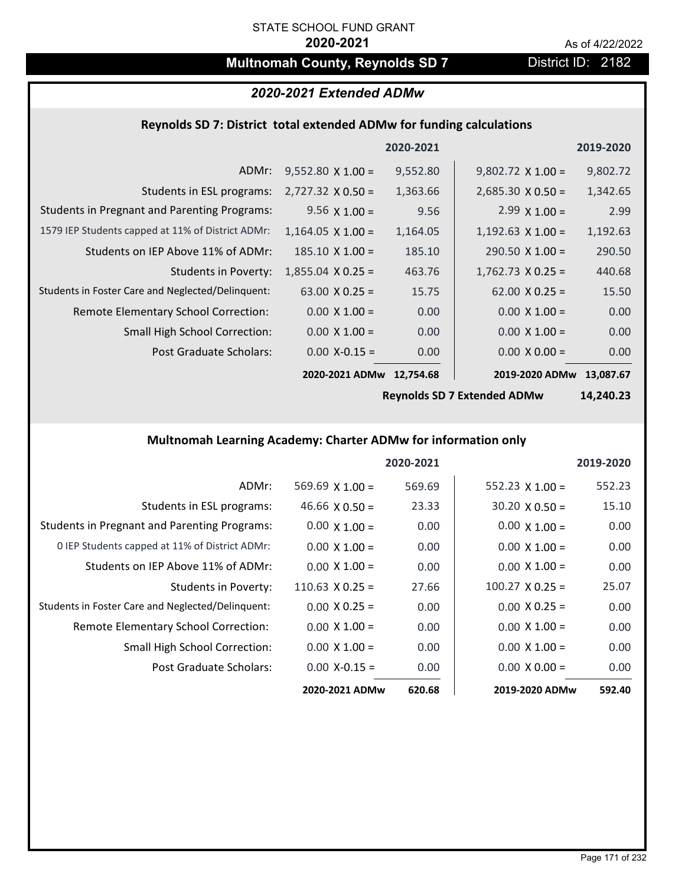STATE SCHOOL FUND GRANT

**2020-2021**

As of 4/22/2022

# Multnomah County, Reynolds SD 7

District ID: 2182

## *2020-2021 Extended ADMw*

### Reynolds SD 7: District total extended ADMw for funding calculations

| | | 2020-2021 | | 2019-2020 |
|---|---|---|---|---|
| ADMr: | 9,552.80 X 1.00 = | 9,552.80 | 9,802.72 X 1.00 = | 9,802.72 |
| Students in ESL programs: | 2,727.32 X 0.50 = | 1,363.66 | 2,685.30 X 0.50 = | 1,342.65 |
| Students in Pregnant and Parenting Programs: | 9.56 X 1.00 = | 9.56 | 2.99 X 1.00 = | 2.99 |
| 1579 IEP Students capped at 11% of District ADMr: | 1,164.05 X 1.00 = | 1,164.05 | 1,192.63 X 1.00 = | 1,192.63 |
| Students on IEP Above 11% of ADMr: | 185.10 X 1.00 = | 185.10 | 290.50 X 1.00 = | 290.50 |
| Students in Poverty: | 1,855.04 X 0.25 = | 463.76 | 1,762.73 X 0.25 = | 440.68 |
| Students in Foster Care and Neglected/Delinquent: | 63.00 X 0.25 = | 15.75 | 62.00 X 0.25 = | 15.50 |
| Remote Elementary School Correction: | 0.00 X 1.00 = | 0.00 | 0.00 X 1.00 = | 0.00 |
| Small High School Correction: | 0.00 X 1.00 = | 0.00 | 0.00 X 1.00 = | 0.00 |
| Post Graduate Scholars: | 0.00 X-0.15 = | 0.00 | 0.00 X 0.00 = | 0.00 |
| | **2020-2021 ADMw** | **12,754.68** | **2019-2020 ADMw** | **13,087.67** |
| | | | **Reynolds SD 7 Extended ADMw** | **14,240.23** |

### Multnomah Learning Academy: Charter ADMw for information only

| | | 2020-2021 | | 2019-2020 |
|---|---|---|---|---|
| ADMr: | 569.69 X 1.00 = | 569.69 | 552.23 X 1.00 = | 552.23 |
| Students in ESL programs: | 46.66 X 0.50 = | 23.33 | 30.20 X 0.50 = | 15.10 |
| Students in Pregnant and Parenting Programs: | 0.00 X 1.00 = | 0.00 | 0.00 X 1.00 = | 0.00 |
| 0 IEP Students capped at 11% of District ADMr: | 0.00 X 1.00 = | 0.00 | 0.00 X 1.00 = | 0.00 |
| Students on IEP Above 11% of ADMr: | 0.00 X 1.00 = | 0.00 | 0.00 X 1.00 = | 0.00 |
| Students in Poverty: | 110.63 X 0.25 = | 27.66 | 100.27 X 0.25 = | 25.07 |
| Students in Foster Care and Neglected/Delinquent: | 0.00 X 0.25 = | 0.00 | 0.00 X 0.25 = | 0.00 |
| Remote Elementary School Correction: | 0.00 X 1.00 = | 0.00 | 0.00 X 1.00 = | 0.00 |
| Small High School Correction: | 0.00 X 1.00 = | 0.00 | 0.00 X 1.00 = | 0.00 |
| Post Graduate Scholars: | 0.00 X-0.15 = | 0.00 | 0.00 X 0.00 = | 0.00 |
| | **2020-2021 ADMw** | **620.68** | **2019-2020 ADMw** | **592.40** |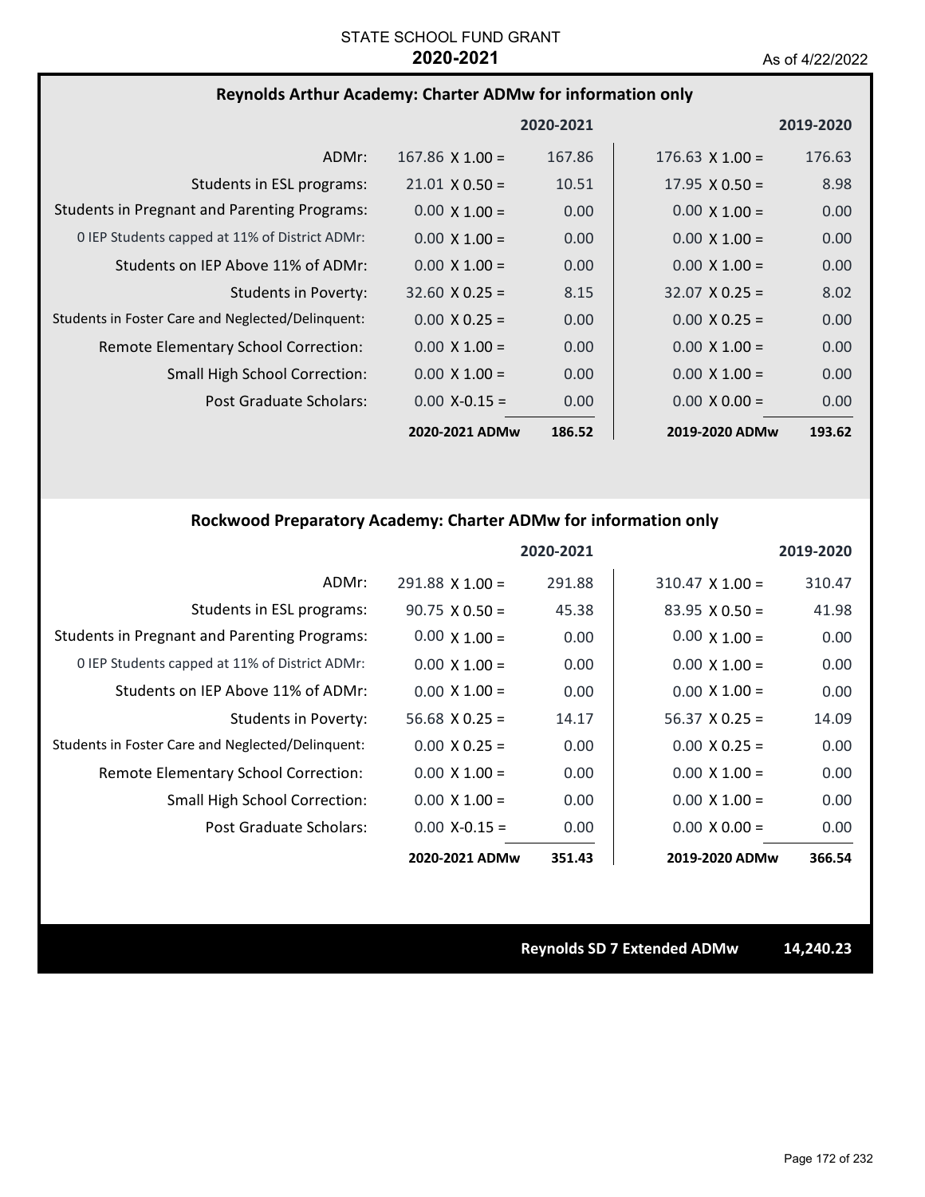STATE SCHOOL FUND GRANT

**2020-2021**

As of 4/22/2022

## Reynolds Arthur Academy: Charter ADMw for information only

| | | 2020-2021 | | 2019-2020 |
|---|---|---|---|---|
| ADMr: | 167.86 X 1.00 = | 167.86 | 176.63 X 1.00 = | 176.63 |
| Students in ESL programs: | 21.01 X 0.50 = | 10.51 | 17.95 X 0.50 = | 8.98 |
| Students in Pregnant and Parenting Programs: | 0.00 X 1.00 = | 0.00 | 0.00 X 1.00 = | 0.00 |
| 0 IEP Students capped at 11% of District ADMr: | 0.00 X 1.00 = | 0.00 | 0.00 X 1.00 = | 0.00 |
| Students on IEP Above 11% of ADMr: | 0.00 X 1.00 = | 0.00 | 0.00 X 1.00 = | 0.00 |
| Students in Poverty: | 32.60 X 0.25 = | 8.15 | 32.07 X 0.25 = | 8.02 |
| Students in Foster Care and Neglected/Delinquent: | 0.00 X 0.25 = | 0.00 | 0.00 X 0.25 = | 0.00 |
| Remote Elementary School Correction: | 0.00 X 1.00 = | 0.00 | 0.00 X 1.00 = | 0.00 |
| Small High School Correction: | 0.00 X 1.00 = | 0.00 | 0.00 X 1.00 = | 0.00 |
| Post Graduate Scholars: | 0.00 X-0.15 = | 0.00 | 0.00 X 0.00 = | 0.00 |
| | **2020-2021 ADMw** | **186.52** | **2019-2020 ADMw** | **193.62** |

## Rockwood Preparatory Academy: Charter ADMw for information only

| | | 2020-2021 | | 2019-2020 |
|---|---|---|---|---|
| ADMr: | 291.88 X 1.00 = | 291.88 | 310.47 X 1.00 = | 310.47 |
| Students in ESL programs: | 90.75 X 0.50 = | 45.38 | 83.95 X 0.50 = | 41.98 |
| Students in Pregnant and Parenting Programs: | 0.00 X 1.00 = | 0.00 | 0.00 X 1.00 = | 0.00 |
| 0 IEP Students capped at 11% of District ADMr: | 0.00 X 1.00 = | 0.00 | 0.00 X 1.00 = | 0.00 |
| Students on IEP Above 11% of ADMr: | 0.00 X 1.00 = | 0.00 | 0.00 X 1.00 = | 0.00 |
| Students in Poverty: | 56.68 X 0.25 = | 14.17 | 56.37 X 0.25 = | 14.09 |
| Students in Foster Care and Neglected/Delinquent: | 0.00 X 0.25 = | 0.00 | 0.00 X 0.25 = | 0.00 |
| Remote Elementary School Correction: | 0.00 X 1.00 = | 0.00 | 0.00 X 1.00 = | 0.00 |
| Small High School Correction: | 0.00 X 1.00 = | 0.00 | 0.00 X 1.00 = | 0.00 |
| Post Graduate Scholars: | 0.00 X-0.15 = | 0.00 | 0.00 X 0.00 = | 0.00 |
| | **2020-2021 ADMw** | **351.43** | **2019-2020 ADMw** | **366.54** |

**Reynolds SD 7 Extended ADMw** **14,240.23**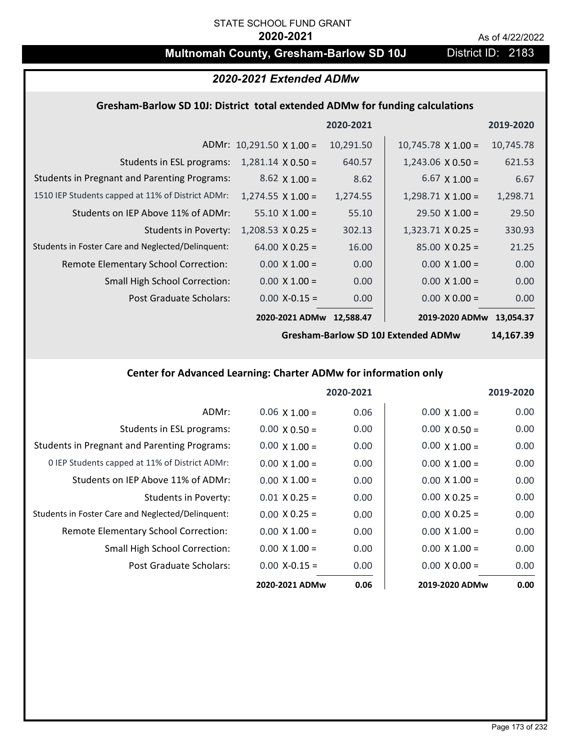STATE SCHOOL FUND GRANT

**2020-2021**

As of 4/22/2022

# Multnomah County, Gresham-Barlow SD 10J

District ID: 2183

## *2020-2021 Extended ADMw*

### Gresham-Barlow SD 10J: District total extended ADMw for funding calculations

| | 2020-2021 | | 2019-2020 | |
|---|---|---|---|---|
| ADMr: | 10,291.50 X 1.00 = | 10,291.50 | 10,745.78 X 1.00 = | 10,745.78 |
| Students in ESL programs: | 1,281.14 X 0.50 = | 640.57 | 1,243.06 X 0.50 = | 621.53 |
| Students in Pregnant and Parenting Programs: | 8.62 X 1.00 = | 8.62 | 6.67 X 1.00 = | 6.67 |
| 1510 IEP Students capped at 11% of District ADMr: | 1,274.55 X 1.00 = | 1,274.55 | 1,298.71 X 1.00 = | 1,298.71 |
| Students on IEP Above 11% of ADMr: | 55.10 X 1.00 = | 55.10 | 29.50 X 1.00 = | 29.50 |
| Students in Poverty: | 1,208.53 X 0.25 = | 302.13 | 1,323.71 X 0.25 = | 330.93 |
| Students in Foster Care and Neglected/Delinquent: | 64.00 X 0.25 = | 16.00 | 85.00 X 0.25 = | 21.25 |
| Remote Elementary School Correction: | 0.00 X 1.00 = | 0.00 | 0.00 X 1.00 = | 0.00 |
| Small High School Correction: | 0.00 X 1.00 = | 0.00 | 0.00 X 1.00 = | 0.00 |
| Post Graduate Scholars: | 0.00 X-0.15 = | 0.00 | 0.00 X 0.00 = | 0.00 |
| | 2020-2021 ADMw | 12,588.47 | 2019-2020 ADMw | 13,054.37 |
| | | | Gresham-Barlow SD 10J Extended ADMw | 14,167.39 |

### Center for Advanced Learning: Charter ADMw for information only

| | 2020-2021 | | 2019-2020 | |
|---|---|---|---|---|
| ADMr: | 0.06 X 1.00 = | 0.06 | 0.00 X 1.00 = | 0.00 |
| Students in ESL programs: | 0.00 X 0.50 = | 0.00 | 0.00 X 0.50 = | 0.00 |
| Students in Pregnant and Parenting Programs: | 0.00 X 1.00 = | 0.00 | 0.00 X 1.00 = | 0.00 |
| 0 IEP Students capped at 11% of District ADMr: | 0.00 X 1.00 = | 0.00 | 0.00 X 1.00 = | 0.00 |
| Students on IEP Above 11% of ADMr: | 0.00 X 1.00 = | 0.00 | 0.00 X 1.00 = | 0.00 |
| Students in Poverty: | 0.01 X 0.25 = | 0.00 | 0.00 X 0.25 = | 0.00 |
| Students in Foster Care and Neglected/Delinquent: | 0.00 X 0.25 = | 0.00 | 0.00 X 0.25 = | 0.00 |
| Remote Elementary School Correction: | 0.00 X 1.00 = | 0.00 | 0.00 X 1.00 = | 0.00 |
| Small High School Correction: | 0.00 X 1.00 = | 0.00 | 0.00 X 1.00 = | 0.00 |
| Post Graduate Scholars: | 0.00 X-0.15 = | 0.00 | 0.00 X 0.00 = | 0.00 |
| | 2020-2021 ADMw | 0.06 | 2019-2020 ADMw | 0.00 |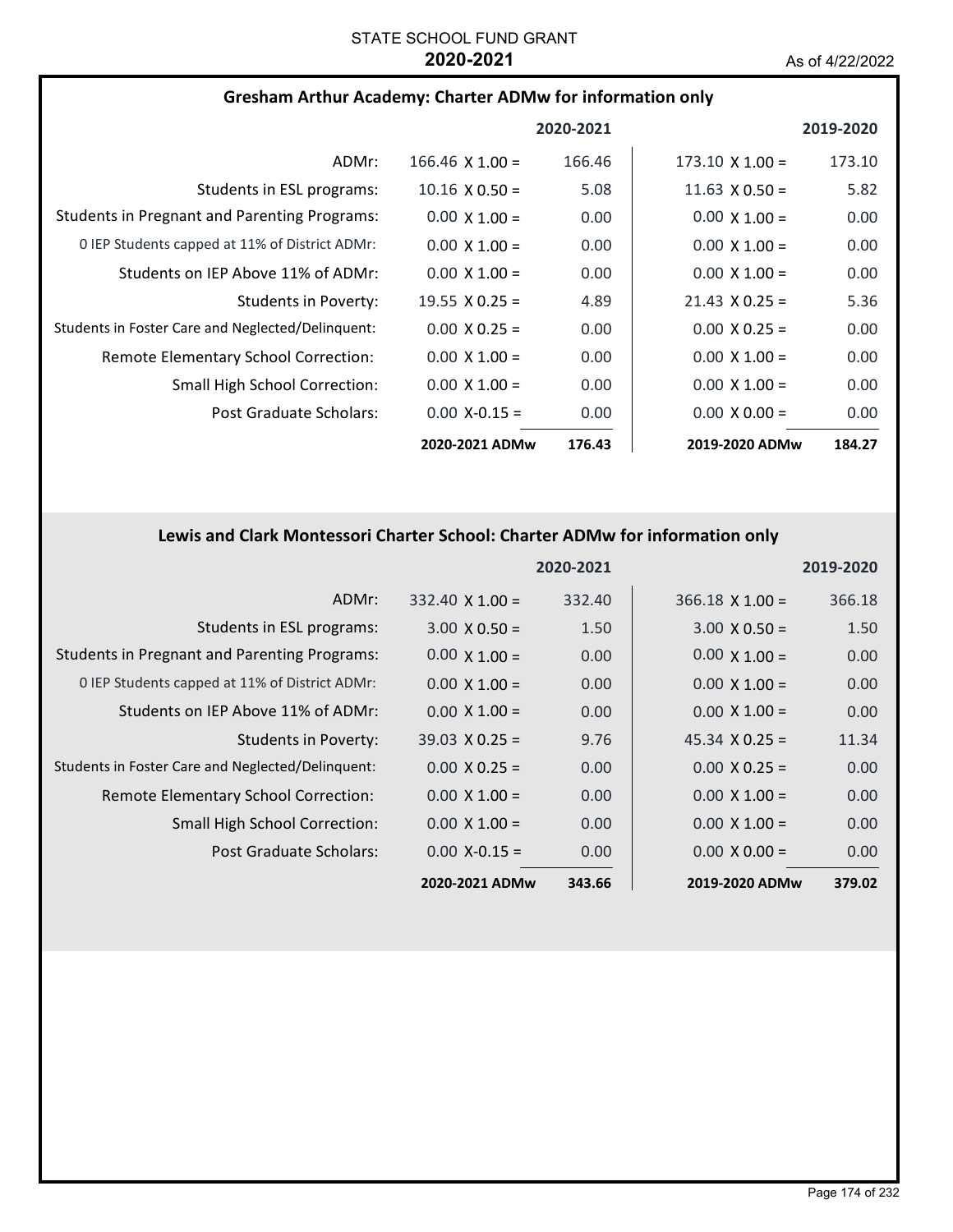STATE SCHOOL FUND GRANT
**2020-2021**

As of 4/22/2022

## Gresham Arthur Academy: Charter ADMw for information only

| | 2020-2021 | | 2019-2020 | |
|---|---|---|---|---|
| ADMr: | 166.46 X 1.00 = | 166.46 | 173.10 X 1.00 = | 173.10 |
| Students in ESL programs: | 10.16 X 0.50 = | 5.08 | 11.63 X 0.50 = | 5.82 |
| Students in Pregnant and Parenting Programs: | 0.00 X 1.00 = | 0.00 | 0.00 X 1.00 = | 0.00 |
| 0 IEP Students capped at 11% of District ADMr: | 0.00 X 1.00 = | 0.00 | 0.00 X 1.00 = | 0.00 |
| Students on IEP Above 11% of ADMr: | 0.00 X 1.00 = | 0.00 | 0.00 X 1.00 = | 0.00 |
| Students in Poverty: | 19.55 X 0.25 = | 4.89 | 21.43 X 0.25 = | 5.36 |
| Students in Foster Care and Neglected/Delinquent: | 0.00 X 0.25 = | 0.00 | 0.00 X 0.25 = | 0.00 |
| Remote Elementary School Correction: | 0.00 X 1.00 = | 0.00 | 0.00 X 1.00 = | 0.00 |
| Small High School Correction: | 0.00 X 1.00 = | 0.00 | 0.00 X 1.00 = | 0.00 |
| Post Graduate Scholars: | 0.00 X-0.15 = | 0.00 | 0.00 X 0.00 = | 0.00 |
| | **2020-2021 ADMw** | **176.43** | **2019-2020 ADMw** | **184.27** |

## Lewis and Clark Montessori Charter School: Charter ADMw for information only

| | 2020-2021 | | 2019-2020 | |
|---|---|---|---|---|
| ADMr: | 332.40 X 1.00 = | 332.40 | 366.18 X 1.00 = | 366.18 |
| Students in ESL programs: | 3.00 X 0.50 = | 1.50 | 3.00 X 0.50 = | 1.50 |
| Students in Pregnant and Parenting Programs: | 0.00 X 1.00 = | 0.00 | 0.00 X 1.00 = | 0.00 |
| 0 IEP Students capped at 11% of District ADMr: | 0.00 X 1.00 = | 0.00 | 0.00 X 1.00 = | 0.00 |
| Students on IEP Above 11% of ADMr: | 0.00 X 1.00 = | 0.00 | 0.00 X 1.00 = | 0.00 |
| Students in Poverty: | 39.03 X 0.25 = | 9.76 | 45.34 X 0.25 = | 11.34 |
| Students in Foster Care and Neglected/Delinquent: | 0.00 X 0.25 = | 0.00 | 0.00 X 0.25 = | 0.00 |
| Remote Elementary School Correction: | 0.00 X 1.00 = | 0.00 | 0.00 X 1.00 = | 0.00 |
| Small High School Correction: | 0.00 X 1.00 = | 0.00 | 0.00 X 1.00 = | 0.00 |
| Post Graduate Scholars: | 0.00 X-0.15 = | 0.00 | 0.00 X 0.00 = | 0.00 |
| | **2020-2021 ADMw** | **343.66** | **2019-2020 ADMw** | **379.02** |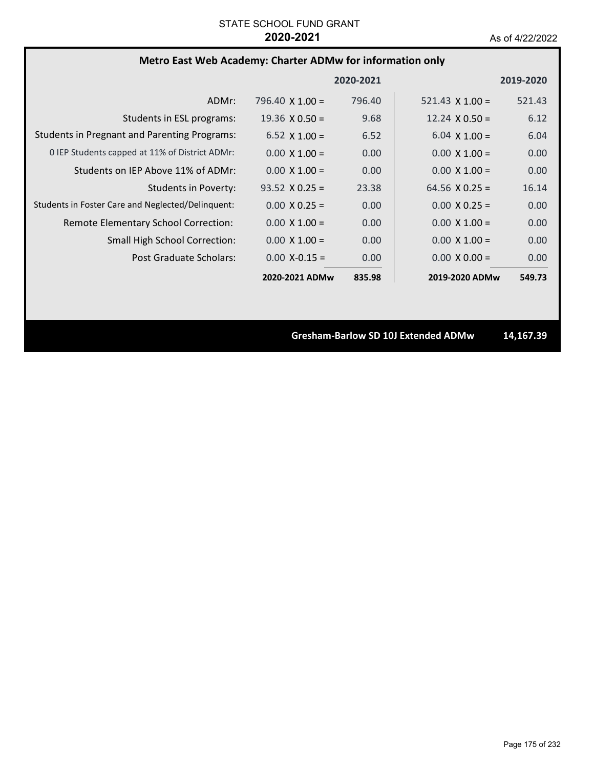STATE SCHOOL FUND GRANT
**2020-2021**
As of 4/22/2022

### Metro East Web Academy: Charter ADMw for information only

| | 2020-2021 | | 2019-2020 | |
|---|---|---|---|---|
| ADMr: | 796.40 X 1.00 = | 796.40 | 521.43 X 1.00 = | 521.43 |
| Students in ESL programs: | 19.36 X 0.50 = | 9.68 | 12.24 X 0.50 = | 6.12 |
| Students in Pregnant and Parenting Programs: | 6.52 X 1.00 = | 6.52 | 6.04 X 1.00 = | 6.04 |
| 0 IEP Students capped at 11% of District ADMr: | 0.00 X 1.00 = | 0.00 | 0.00 X 1.00 = | 0.00 |
| Students on IEP Above 11% of ADMr: | 0.00 X 1.00 = | 0.00 | 0.00 X 1.00 = | 0.00 |
| Students in Poverty: | 93.52 X 0.25 = | 23.38 | 64.56 X 0.25 = | 16.14 |
| Students in Foster Care and Neglected/Delinquent: | 0.00 X 0.25 = | 0.00 | 0.00 X 0.25 = | 0.00 |
| Remote Elementary School Correction: | 0.00 X 1.00 = | 0.00 | 0.00 X 1.00 = | 0.00 |
| Small High School Correction: | 0.00 X 1.00 = | 0.00 | 0.00 X 1.00 = | 0.00 |
| Post Graduate Scholars: | 0.00 X-0.15 = | 0.00 | 0.00 X 0.00 = | 0.00 |
| | **2020-2021 ADMw** | **835.98** | **2019-2020 ADMw** | **549.73** |

**Gresham-Barlow SD 10J Extended ADMw** **14,167.39**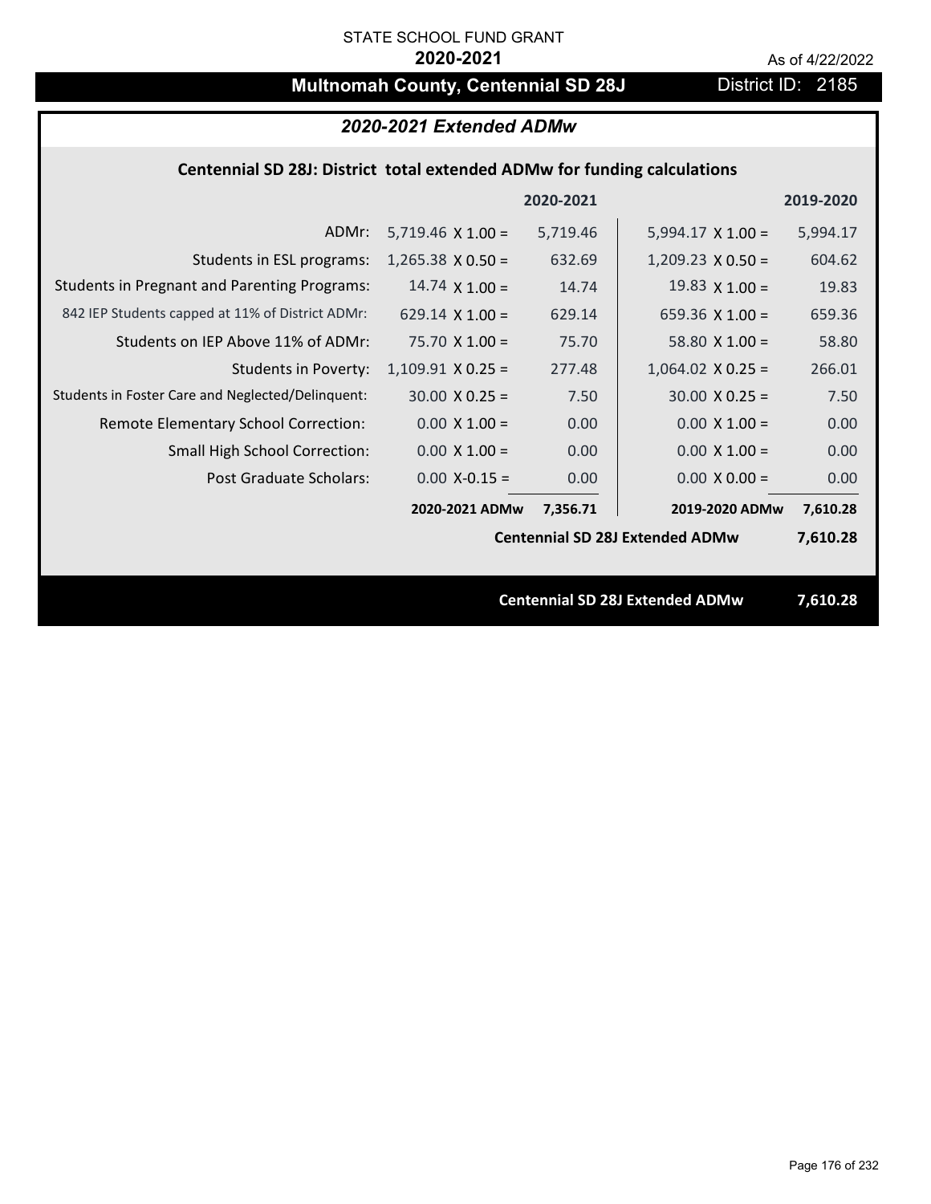STATE SCHOOL FUND GRANT

**2020-2021**

As of 4/22/2022

# Multnomah County, Centennial SD 28J

District ID: 2185

## *2020-2021 Extended ADMw*

### Centennial SD 28J: District total extended ADMw for funding calculations

| | | 2020-2021 | | 2019-2020 |
|---|---|---|---|---|
| ADMr: | 5,719.46 X 1.00 = | 5,719.46 | 5,994.17 X 1.00 = | 5,994.17 |
| Students in ESL programs: | 1,265.38 X 0.50 = | 632.69 | 1,209.23 X 0.50 = | 604.62 |
| Students in Pregnant and Parenting Programs: | 14.74 X 1.00 = | 14.74 | 19.83 X 1.00 = | 19.83 |
| 842 IEP Students capped at 11% of District ADMr: | 629.14 X 1.00 = | 629.14 | 659.36 X 1.00 = | 659.36 |
| Students on IEP Above 11% of ADMr: | 75.70 X 1.00 = | 75.70 | 58.80 X 1.00 = | 58.80 |
| Students in Poverty: | 1,109.91 X 0.25 = | 277.48 | 1,064.02 X 0.25 = | 266.01 |
| Students in Foster Care and Neglected/Delinquent: | 30.00 X 0.25 = | 7.50 | 30.00 X 0.25 = | 7.50 |
| Remote Elementary School Correction: | 0.00 X 1.00 = | 0.00 | 0.00 X 1.00 = | 0.00 |
| Small High School Correction: | 0.00 X 1.00 = | 0.00 | 0.00 X 1.00 = | 0.00 |
| Post Graduate Scholars: | 0.00 X-0.15 = | 0.00 | 0.00 X 0.00 = | 0.00 |
| | **2020-2021 ADMw** | **7,356.71** | **2019-2020 ADMw** | **7,610.28** |
| | | | **Centennial SD 28J Extended ADMw** | **7,610.28** |

**Centennial SD 28J Extended ADMw** **7,610.28**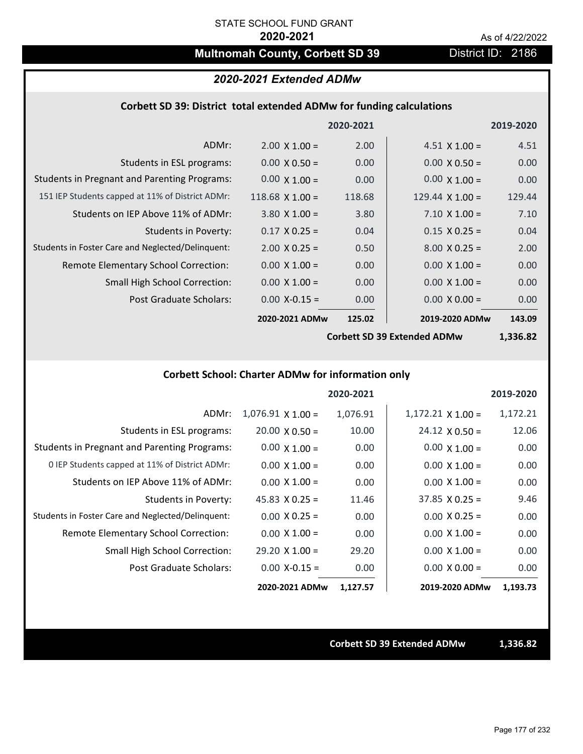STATE SCHOOL FUND GRANT

**2020-2021**

As of 4/22/2022

# Multnomah County, Corbett SD 39

District ID: 2186

## *2020-2021 Extended ADMw*

### Corbett SD 39: District total extended ADMw for funding calculations

| | | 2020-2021 | | 2019-2020 |
|---|---|---|---|---|
| ADMr: | 2.00 X 1.00 = | 2.00 | 4.51 X 1.00 = | 4.51 |
| Students in ESL programs: | 0.00 X 0.50 = | 0.00 | 0.00 X 0.50 = | 0.00 |
| Students in Pregnant and Parenting Programs: | 0.00 X 1.00 = | 0.00 | 0.00 X 1.00 = | 0.00 |
| 151 IEP Students capped at 11% of District ADMr: | 118.68 X 1.00 = | 118.68 | 129.44 X 1.00 = | 129.44 |
| Students on IEP Above 11% of ADMr: | 3.80 X 1.00 = | 3.80 | 7.10 X 1.00 = | 7.10 |
| Students in Poverty: | 0.17 X 0.25 = | 0.04 | 0.15 X 0.25 = | 0.04 |
| Students in Foster Care and Neglected/Delinquent: | 2.00 X 0.25 = | 0.50 | 8.00 X 0.25 = | 2.00 |
| Remote Elementary School Correction: | 0.00 X 1.00 = | 0.00 | 0.00 X 1.00 = | 0.00 |
| Small High School Correction: | 0.00 X 1.00 = | 0.00 | 0.00 X 1.00 = | 0.00 |
| Post Graduate Scholars: | 0.00 X-0.15 = | 0.00 | 0.00 X 0.00 = | 0.00 |
| | **2020-2021 ADMw** | **125.02** | **2019-2020 ADMw** | **143.09** |
| | | | **Corbett SD 39 Extended ADMw** | **1,336.82** |

### Corbett School: Charter ADMw for information only

| | | 2020-2021 | | 2019-2020 |
|---|---|---|---|---|
| ADMr: | 1,076.91 X 1.00 = | 1,076.91 | 1,172.21 X 1.00 = | 1,172.21 |
| Students in ESL programs: | 20.00 X 0.50 = | 10.00 | 24.12 X 0.50 = | 12.06 |
| Students in Pregnant and Parenting Programs: | 0.00 X 1.00 = | 0.00 | 0.00 X 1.00 = | 0.00 |
| 0 IEP Students capped at 11% of District ADMr: | 0.00 X 1.00 = | 0.00 | 0.00 X 1.00 = | 0.00 |
| Students on IEP Above 11% of ADMr: | 0.00 X 1.00 = | 0.00 | 0.00 X 1.00 = | 0.00 |
| Students in Poverty: | 45.83 X 0.25 = | 11.46 | 37.85 X 0.25 = | 9.46 |
| Students in Foster Care and Neglected/Delinquent: | 0.00 X 0.25 = | 0.00 | 0.00 X 0.25 = | 0.00 |
| Remote Elementary School Correction: | 0.00 X 1.00 = | 0.00 | 0.00 X 1.00 = | 0.00 |
| Small High School Correction: | 29.20 X 1.00 = | 29.20 | 0.00 X 1.00 = | 0.00 |
| Post Graduate Scholars: | 0.00 X-0.15 = | 0.00 | 0.00 X 0.00 = | 0.00 |
| | **2020-2021 ADMw** | **1,127.57** | **2019-2020 ADMw** | **1,193.73** |

**Corbett SD 39 Extended ADMw** **1,336.82**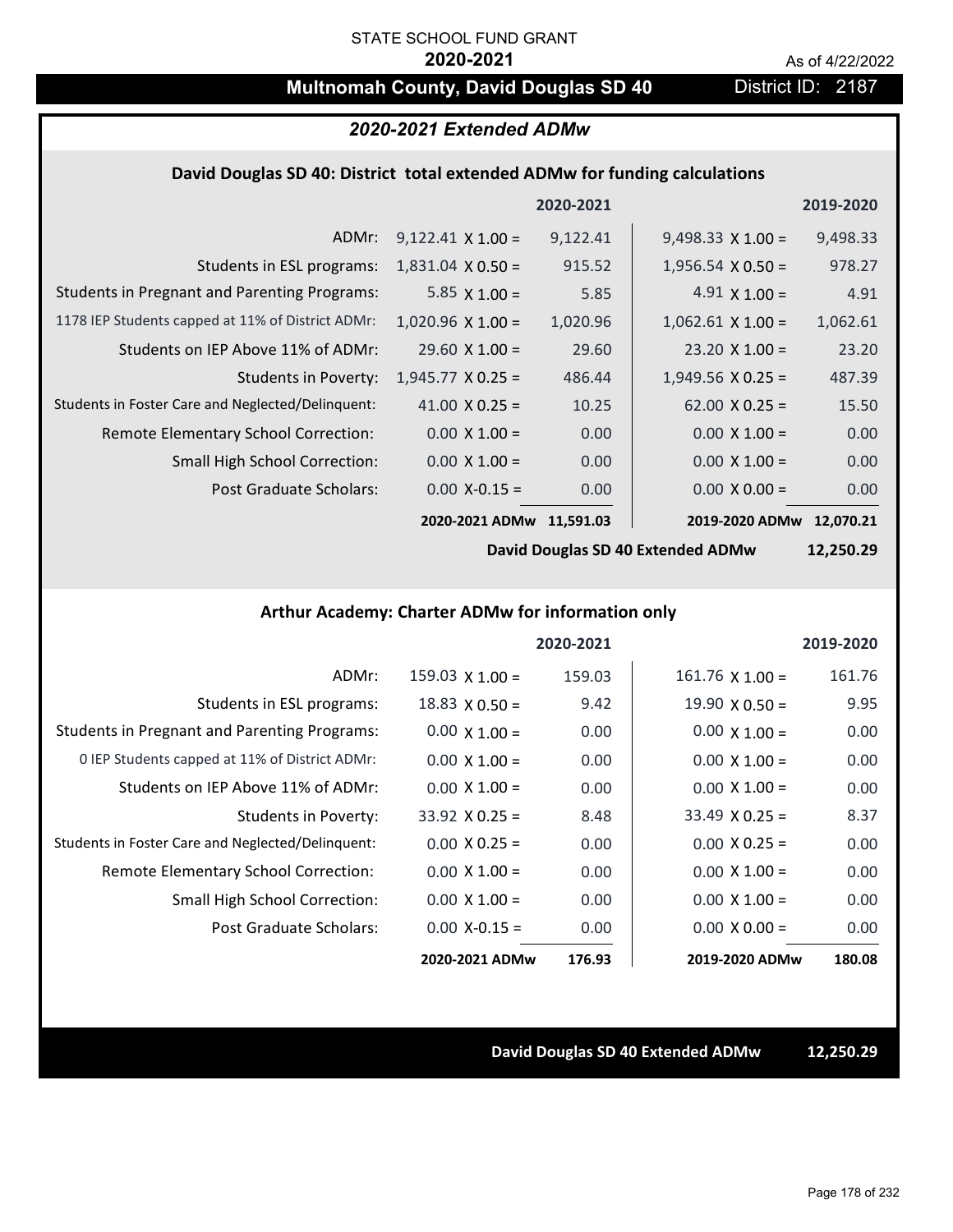STATE SCHOOL FUND GRANT

**2020-2021**

As of 4/22/2022

# Multnomah County, David Douglas SD 40

District ID: 2187

## *2020-2021 Extended ADMw*

### David Douglas SD 40: District total extended ADMw for funding calculations

| | | 2020-2021 | | 2019-2020 |
|---|---|---|---|---|
| ADMr: | 9,122.41 X 1.00 = | 9,122.41 | 9,498.33 X 1.00 = | 9,498.33 |
| Students in ESL programs: | 1,831.04 X 0.50 = | 915.52 | 1,956.54 X 0.50 = | 978.27 |
| Students in Pregnant and Parenting Programs: | 5.85 X 1.00 = | 5.85 | 4.91 X 1.00 = | 4.91 |
| 1178 IEP Students capped at 11% of District ADMr: | 1,020.96 X 1.00 = | 1,020.96 | 1,062.61 X 1.00 = | 1,062.61 |
| Students on IEP Above 11% of ADMr: | 29.60 X 1.00 = | 29.60 | 23.20 X 1.00 = | 23.20 |
| Students in Poverty: | 1,945.77 X 0.25 = | 486.44 | 1,949.56 X 0.25 = | 487.39 |
| Students in Foster Care and Neglected/Delinquent: | 41.00 X 0.25 = | 10.25 | 62.00 X 0.25 = | 15.50 |
| Remote Elementary School Correction: | 0.00 X 1.00 = | 0.00 | 0.00 X 1.00 = | 0.00 |
| Small High School Correction: | 0.00 X 1.00 = | 0.00 | 0.00 X 1.00 = | 0.00 |
| Post Graduate Scholars: | 0.00 X-0.15 = | 0.00 | 0.00 X 0.00 = | 0.00 |
| | **2020-2021 ADMw** | **11,591.03** | **2019-2020 ADMw** | **12,070.21** |

**David Douglas SD 40 Extended ADMw** **12,250.29**

### Arthur Academy: Charter ADMw for information only

| | | 2020-2021 | | 2019-2020 |
|---|---|---|---|---|
| ADMr: | 159.03 X 1.00 = | 159.03 | 161.76 X 1.00 = | 161.76 |
| Students in ESL programs: | 18.83 X 0.50 = | 9.42 | 19.90 X 0.50 = | 9.95 |
| Students in Pregnant and Parenting Programs: | 0.00 X 1.00 = | 0.00 | 0.00 X 1.00 = | 0.00 |
| 0 IEP Students capped at 11% of District ADMr: | 0.00 X 1.00 = | 0.00 | 0.00 X 1.00 = | 0.00 |
| Students on IEP Above 11% of ADMr: | 0.00 X 1.00 = | 0.00 | 0.00 X 1.00 = | 0.00 |
| Students in Poverty: | 33.92 X 0.25 = | 8.48 | 33.49 X 0.25 = | 8.37 |
| Students in Foster Care and Neglected/Delinquent: | 0.00 X 0.25 = | 0.00 | 0.00 X 0.25 = | 0.00 |
| Remote Elementary School Correction: | 0.00 X 1.00 = | 0.00 | 0.00 X 1.00 = | 0.00 |
| Small High School Correction: | 0.00 X 1.00 = | 0.00 | 0.00 X 1.00 = | 0.00 |
| Post Graduate Scholars: | 0.00 X-0.15 = | 0.00 | 0.00 X 0.00 = | 0.00 |
| | **2020-2021 ADMw** | **176.93** | **2019-2020 ADMw** | **180.08** |

**David Douglas SD 40 Extended ADMw** **12,250.29**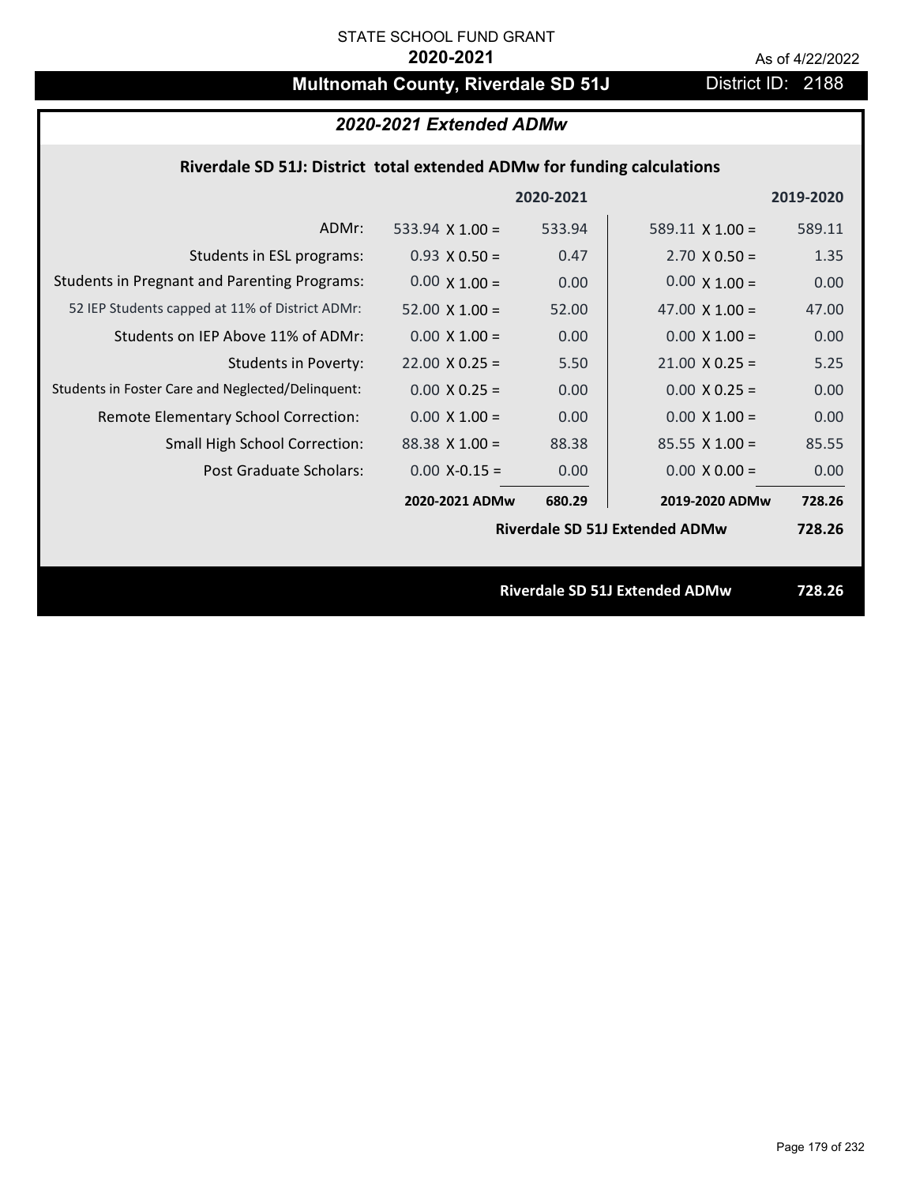STATE SCHOOL FUND GRANT

**2020-2021**

As of 4/22/2022

# Multnomah County, Riverdale SD 51J

District ID: 2188

## *2020-2021 Extended ADMw*

### Riverdale SD 51J: District total extended ADMw for funding calculations

| | | 2020-2021 | | 2019-2020 |
|---|---|---|---|---|
| ADMr: | 533.94 X 1.00 = | 533.94 | 589.11 X 1.00 = | 589.11 |
| Students in ESL programs: | 0.93 X 0.50 = | 0.47 | 2.70 X 0.50 = | 1.35 |
| Students in Pregnant and Parenting Programs: | 0.00 X 1.00 = | 0.00 | 0.00 X 1.00 = | 0.00 |
| 52 IEP Students capped at 11% of District ADMr: | 52.00 X 1.00 = | 52.00 | 47.00 X 1.00 = | 47.00 |
| Students on IEP Above 11% of ADMr: | 0.00 X 1.00 = | 0.00 | 0.00 X 1.00 = | 0.00 |
| Students in Poverty: | 22.00 X 0.25 = | 5.50 | 21.00 X 0.25 = | 5.25 |
| Students in Foster Care and Neglected/Delinquent: | 0.00 X 0.25 = | 0.00 | 0.00 X 0.25 = | 0.00 |
| Remote Elementary School Correction: | 0.00 X 1.00 = | 0.00 | 0.00 X 1.00 = | 0.00 |
| Small High School Correction: | 88.38 X 1.00 = | 88.38 | 85.55 X 1.00 = | 85.55 |
| Post Graduate Scholars: | 0.00 X-0.15 = | 0.00 | 0.00 X 0.00 = | 0.00 |
| | **2020-2021 ADMw** | **680.29** | **2019-2020 ADMw** | **728.26** |
| | | | **Riverdale SD 51J Extended ADMw** | **728.26** |

**Riverdale SD 51J Extended ADMw** **728.26**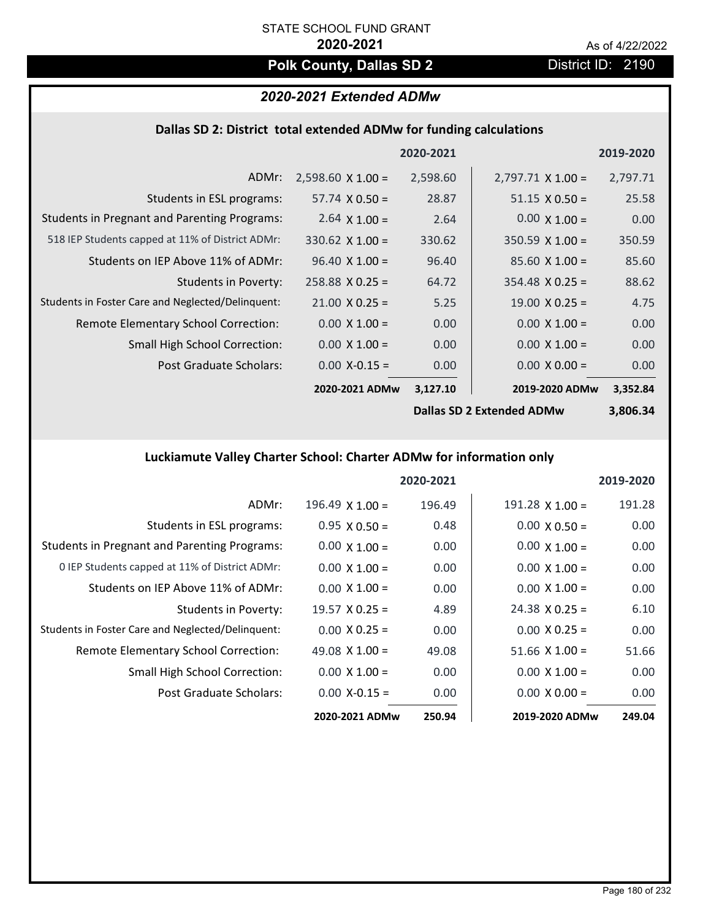STATE SCHOOL FUND GRANT

**2020-2021**

As of 4/22/2022

# Polk County, Dallas SD 2

District ID: 2190

## *2020-2021 Extended ADMw*

### Dallas SD 2: District total extended ADMw for funding calculations

| | | 2020-2021 | | 2019-2020 |
|---|---|---|---|---|
| ADMr: | 2,598.60 X 1.00 = | 2,598.60 | 2,797.71 X 1.00 = | 2,797.71 |
| Students in ESL programs: | 57.74 X 0.50 = | 28.87 | 51.15 X 0.50 = | 25.58 |
| Students in Pregnant and Parenting Programs: | 2.64 X 1.00 = | 2.64 | 0.00 X 1.00 = | 0.00 |
| 518 IEP Students capped at 11% of District ADMr: | 330.62 X 1.00 = | 330.62 | 350.59 X 1.00 = | 350.59 |
| Students on IEP Above 11% of ADMr: | 96.40 X 1.00 = | 96.40 | 85.60 X 1.00 = | 85.60 |
| Students in Poverty: | 258.88 X 0.25 = | 64.72 | 354.48 X 0.25 = | 88.62 |
| Students in Foster Care and Neglected/Delinquent: | 21.00 X 0.25 = | 5.25 | 19.00 X 0.25 = | 4.75 |
| Remote Elementary School Correction: | 0.00 X 1.00 = | 0.00 | 0.00 X 1.00 = | 0.00 |
| Small High School Correction: | 0.00 X 1.00 = | 0.00 | 0.00 X 1.00 = | 0.00 |
| Post Graduate Scholars: | 0.00 X-0.15 = | 0.00 | 0.00 X 0.00 = | 0.00 |
| | **2020-2021 ADMw** | **3,127.10** | **2019-2020 ADMw** | **3,352.84** |
| | | | **Dallas SD 2 Extended ADMw** | **3,806.34** |

### Luckiamute Valley Charter School: Charter ADMw for information only

| | | 2020-2021 | | 2019-2020 |
|---|---|---|---|---|
| ADMr: | 196.49 X 1.00 = | 196.49 | 191.28 X 1.00 = | 191.28 |
| Students in ESL programs: | 0.95 X 0.50 = | 0.48 | 0.00 X 0.50 = | 0.00 |
| Students in Pregnant and Parenting Programs: | 0.00 X 1.00 = | 0.00 | 0.00 X 1.00 = | 0.00 |
| 0 IEP Students capped at 11% of District ADMr: | 0.00 X 1.00 = | 0.00 | 0.00 X 1.00 = | 0.00 |
| Students on IEP Above 11% of ADMr: | 0.00 X 1.00 = | 0.00 | 0.00 X 1.00 = | 0.00 |
| Students in Poverty: | 19.57 X 0.25 = | 4.89 | 24.38 X 0.25 = | 6.10 |
| Students in Foster Care and Neglected/Delinquent: | 0.00 X 0.25 = | 0.00 | 0.00 X 0.25 = | 0.00 |
| Remote Elementary School Correction: | 49.08 X 1.00 = | 49.08 | 51.66 X 1.00 = | 51.66 |
| Small High School Correction: | 0.00 X 1.00 = | 0.00 | 0.00 X 1.00 = | 0.00 |
| Post Graduate Scholars: | 0.00 X-0.15 = | 0.00 | 0.00 X 0.00 = | 0.00 |
| | **2020-2021 ADMw** | **250.94** | **2019-2020 ADMw** | **249.04** |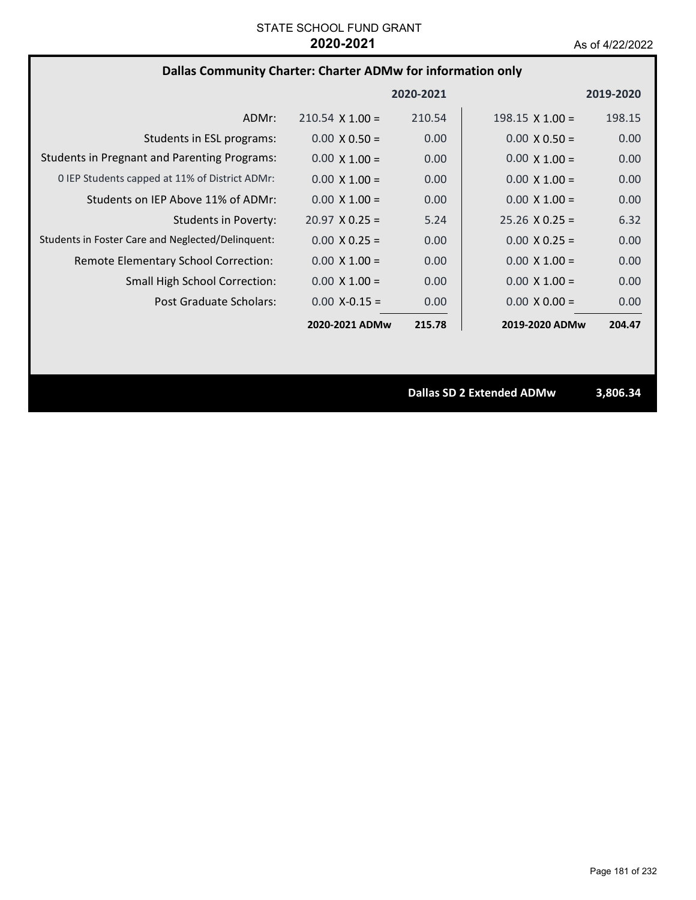STATE SCHOOL FUND GRANT

**2020-2021**

As of 4/22/2022

## Dallas Community Charter: Charter ADMw for information only

| | | 2020-2021 | | 2019-2020 |
|---|---|---|---|---|
| ADMr: | 210.54 X 1.00 = | 210.54 | 198.15 X 1.00 = | 198.15 |
| Students in ESL programs: | 0.00 X 0.50 = | 0.00 | 0.00 X 0.50 = | 0.00 |
| Students in Pregnant and Parenting Programs: | 0.00 X 1.00 = | 0.00 | 0.00 X 1.00 = | 0.00 |
| 0 IEP Students capped at 11% of District ADMr: | 0.00 X 1.00 = | 0.00 | 0.00 X 1.00 = | 0.00 |
| Students on IEP Above 11% of ADMr: | 0.00 X 1.00 = | 0.00 | 0.00 X 1.00 = | 0.00 |
| Students in Poverty: | 20.97 X 0.25 = | 5.24 | 25.26 X 0.25 = | 6.32 |
| Students in Foster Care and Neglected/Delinquent: | 0.00 X 0.25 = | 0.00 | 0.00 X 0.25 = | 0.00 |
| Remote Elementary School Correction: | 0.00 X 1.00 = | 0.00 | 0.00 X 1.00 = | 0.00 |
| Small High School Correction: | 0.00 X 1.00 = | 0.00 | 0.00 X 1.00 = | 0.00 |
| Post Graduate Scholars: | 0.00 X-0.15 = | 0.00 | 0.00 X 0.00 = | 0.00 |
| | **2020-2021 ADMw** | **215.78** | **2019-2020 ADMw** | **204.47** |

**Dallas SD 2 Extended ADMw** **3,806.34**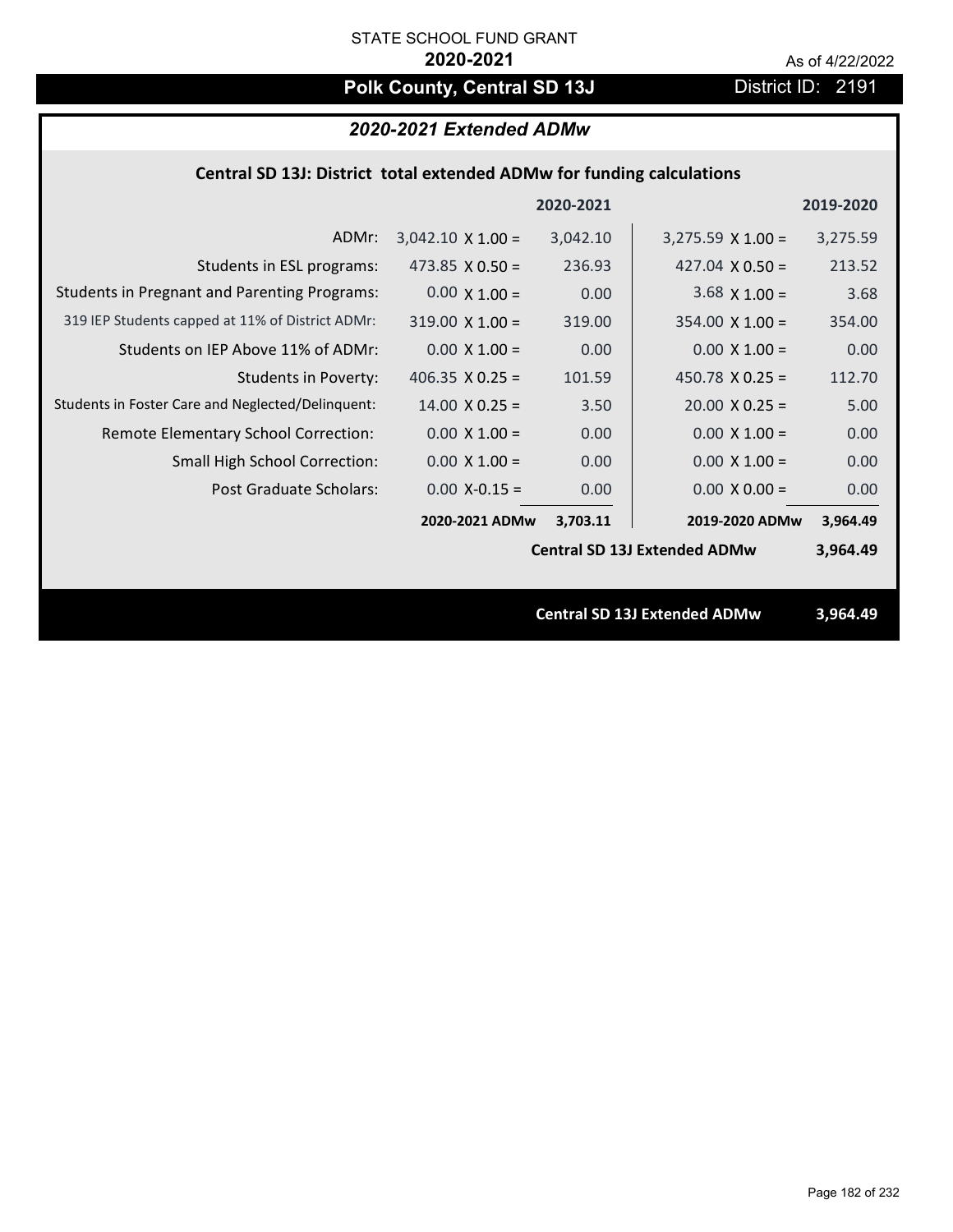STATE SCHOOL FUND GRANT

**2020-2021**

As of 4/22/2022

# Polk County, Central SD 13J

District ID: 2191

## *2020-2021 Extended ADMw*

### Central SD 13J: District total extended ADMw for funding calculations

| | | 2020-2021 | | 2019-2020 |
|---|---|---|---|---|
| ADMr: | 3,042.10 X 1.00 = | 3,042.10 | 3,275.59 X 1.00 = | 3,275.59 |
| Students in ESL programs: | 473.85 X 0.50 = | 236.93 | 427.04 X 0.50 = | 213.52 |
| Students in Pregnant and Parenting Programs: | 0.00 X 1.00 = | 0.00 | 3.68 X 1.00 = | 3.68 |
| 319 IEP Students capped at 11% of District ADMr: | 319.00 X 1.00 = | 319.00 | 354.00 X 1.00 = | 354.00 |
| Students on IEP Above 11% of ADMr: | 0.00 X 1.00 = | 0.00 | 0.00 X 1.00 = | 0.00 |
| Students in Poverty: | 406.35 X 0.25 = | 101.59 | 450.78 X 0.25 = | 112.70 |
| Students in Foster Care and Neglected/Delinquent: | 14.00 X 0.25 = | 3.50 | 20.00 X 0.25 = | 5.00 |
| Remote Elementary School Correction: | 0.00 X 1.00 = | 0.00 | 0.00 X 1.00 = | 0.00 |
| Small High School Correction: | 0.00 X 1.00 = | 0.00 | 0.00 X 1.00 = | 0.00 |
| Post Graduate Scholars: | 0.00 X-0.15 = | 0.00 | 0.00 X 0.00 = | 0.00 |
| | **2020-2021 ADMw** | **3,703.11** | **2019-2020 ADMw** | **3,964.49** |
| | | | **Central SD 13J Extended ADMw** | **3,964.49** |

**Central SD 13J Extended ADMw 3,964.49**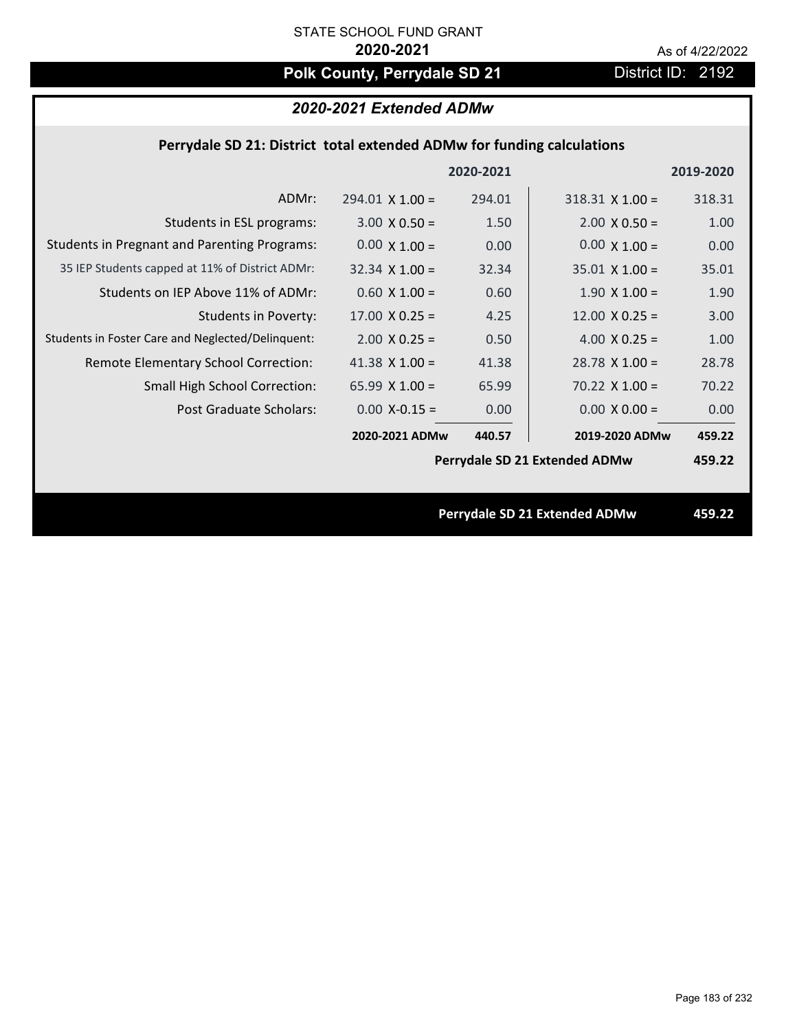STATE SCHOOL FUND GRANT

**2020-2021**

As of 4/22/2022

# Polk County, Perrydale SD 21

District ID: 2192

## *2020-2021 Extended ADMw*

### Perrydale SD 21: District total extended ADMw for funding calculations

| | | 2020-2021 | | 2019-2020 |
|---|---|---|---|---|
| ADMr: | 294.01 X 1.00 = | 294.01 | 318.31 X 1.00 = | 318.31 |
| Students in ESL programs: | 3.00 X 0.50 = | 1.50 | 2.00 X 0.50 = | 1.00 |
| Students in Pregnant and Parenting Programs: | 0.00 X 1.00 = | 0.00 | 0.00 X 1.00 = | 0.00 |
| 35 IEP Students capped at 11% of District ADMr: | 32.34 X 1.00 = | 32.34 | 35.01 X 1.00 = | 35.01 |
| Students on IEP Above 11% of ADMr: | 0.60 X 1.00 = | 0.60 | 1.90 X 1.00 = | 1.90 |
| Students in Poverty: | 17.00 X 0.25 = | 4.25 | 12.00 X 0.25 = | 3.00 |
| Students in Foster Care and Neglected/Delinquent: | 2.00 X 0.25 = | 0.50 | 4.00 X 0.25 = | 1.00 |
| Remote Elementary School Correction: | 41.38 X 1.00 = | 41.38 | 28.78 X 1.00 = | 28.78 |
| Small High School Correction: | 65.99 X 1.00 = | 65.99 | 70.22 X 1.00 = | 70.22 |
| Post Graduate Scholars: | 0.00 X-0.15 = | 0.00 | 0.00 X 0.00 = | 0.00 |
| | **2020-2021 ADMw** | **440.57** | **2019-2020 ADMw** | **459.22** |
| | | | **Perrydale SD 21 Extended ADMw** | **459.22** |

**Perrydale SD 21 Extended ADMw** **459.22**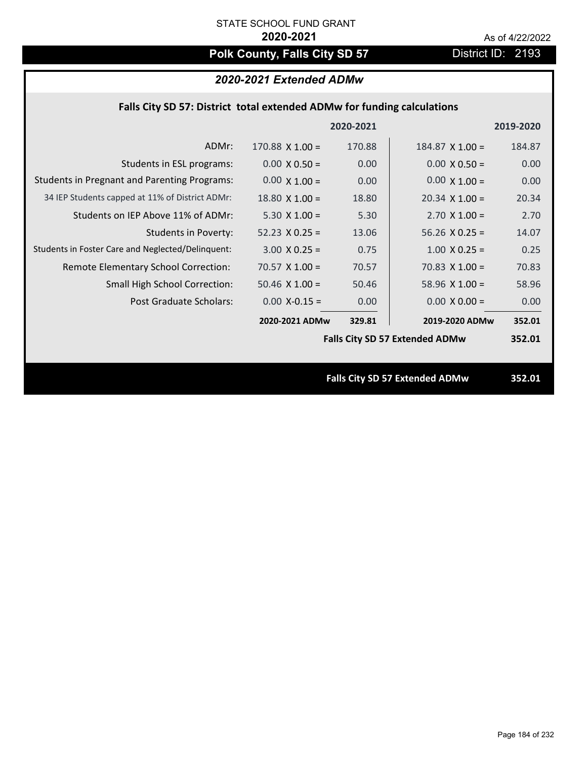STATE SCHOOL FUND GRANT

**2020-2021**

As of 4/22/2022

# Polk County, Falls City SD 57

District ID: 2193

## *2020-2021 Extended ADMw*

### Falls City SD 57: District total extended ADMw for funding calculations

| | | 2020-2021 | | 2019-2020 |
|---|---|---|---|---|
| ADMr: | 170.88 X 1.00 = | 170.88 | 184.87 X 1.00 = | 184.87 |
| Students in ESL programs: | 0.00 X 0.50 = | 0.00 | 0.00 X 0.50 = | 0.00 |
| Students in Pregnant and Parenting Programs: | 0.00 X 1.00 = | 0.00 | 0.00 X 1.00 = | 0.00 |
| 34 IEP Students capped at 11% of District ADMr: | 18.80 X 1.00 = | 18.80 | 20.34 X 1.00 = | 20.34 |
| Students on IEP Above 11% of ADMr: | 5.30 X 1.00 = | 5.30 | 2.70 X 1.00 = | 2.70 |
| Students in Poverty: | 52.23 X 0.25 = | 13.06 | 56.26 X 0.25 = | 14.07 |
| Students in Foster Care and Neglected/Delinquent: | 3.00 X 0.25 = | 0.75 | 1.00 X 0.25 = | 0.25 |
| Remote Elementary School Correction: | 70.57 X 1.00 = | 70.57 | 70.83 X 1.00 = | 70.83 |
| Small High School Correction: | 50.46 X 1.00 = | 50.46 | 58.96 X 1.00 = | 58.96 |
| Post Graduate Scholars: | 0.00 X-0.15 = | 0.00 | 0.00 X 0.00 = | 0.00 |
| | **2020-2021 ADMw** | **329.81** | **2019-2020 ADMw** | **352.01** |
| | | | **Falls City SD 57 Extended ADMw** | **352.01** |

**Falls City SD 57 Extended ADMw** **352.01**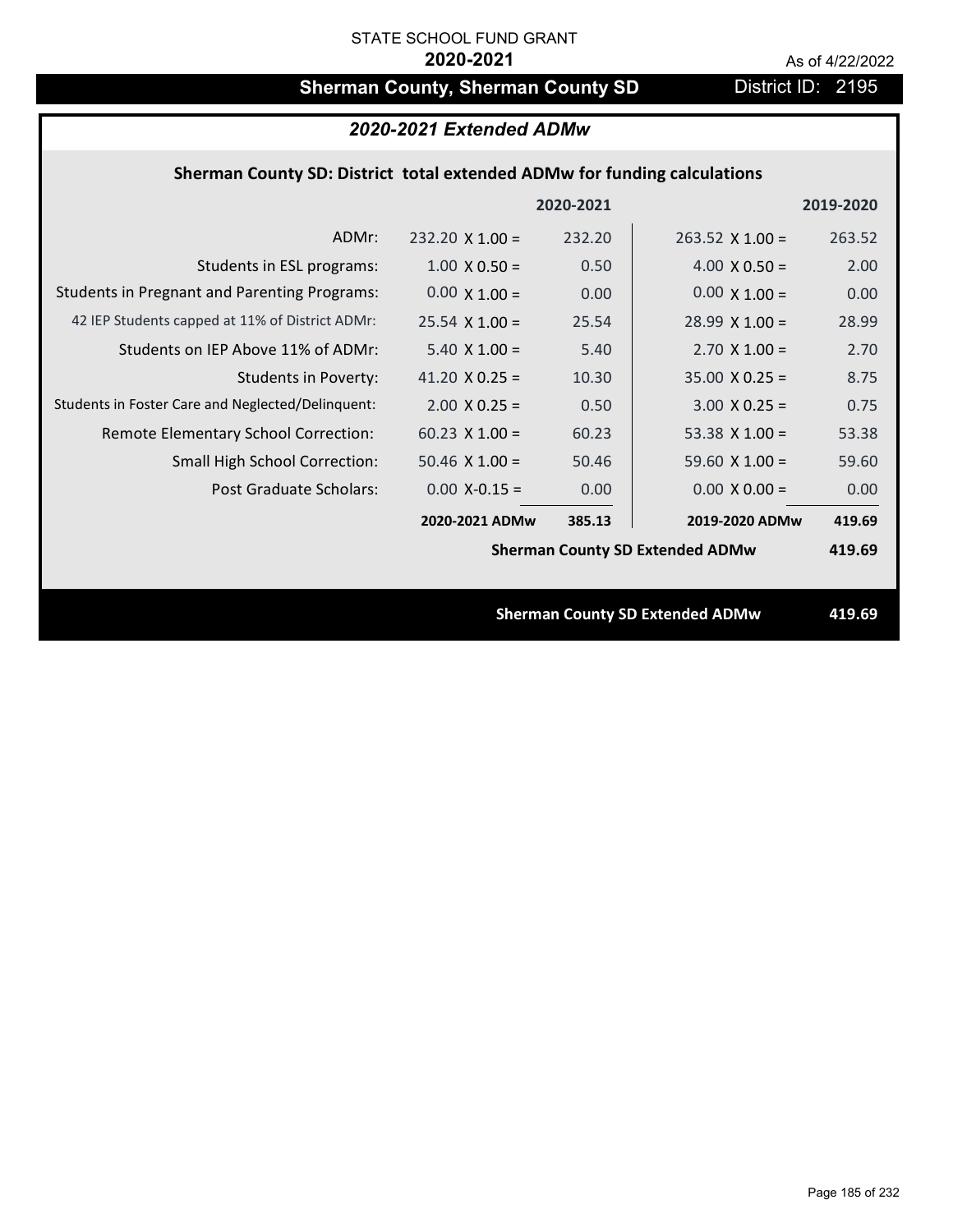STATE SCHOOL FUND GRANT

**2020-2021**

As of 4/22/2022

## Sherman County, Sherman County SD

District ID: 2195

### *2020-2021 Extended ADMw*

**Sherman County SD: District total extended ADMw for funding calculations**

| | | 2020-2021 | | 2019-2020 |
|---|---|---|---|---|
| ADMr: | 232.20 X 1.00 = | 232.20 | 263.52 X 1.00 = | 263.52 |
| Students in ESL programs: | 1.00 X 0.50 = | 0.50 | 4.00 X 0.50 = | 2.00 |
| Students in Pregnant and Parenting Programs: | 0.00 X 1.00 = | 0.00 | 0.00 X 1.00 = | 0.00 |
| 42 IEP Students capped at 11% of District ADMr: | 25.54 X 1.00 = | 25.54 | 28.99 X 1.00 = | 28.99 |
| Students on IEP Above 11% of ADMr: | 5.40 X 1.00 = | 5.40 | 2.70 X 1.00 = | 2.70 |
| Students in Poverty: | 41.20 X 0.25 = | 10.30 | 35.00 X 0.25 = | 8.75 |
| Students in Foster Care and Neglected/Delinquent: | 2.00 X 0.25 = | 0.50 | 3.00 X 0.25 = | 0.75 |
| Remote Elementary School Correction: | 60.23 X 1.00 = | 60.23 | 53.38 X 1.00 = | 53.38 |
| Small High School Correction: | 50.46 X 1.00 = | 50.46 | 59.60 X 1.00 = | 59.60 |
| Post Graduate Scholars: | 0.00 X-0.15 = | 0.00 | 0.00 X 0.00 = | 0.00 |
| | **2020-2021 ADMw** | **385.13** | **2019-2020 ADMw** | **419.69** |
| | | | **Sherman County SD Extended ADMw** | **419.69** |

**Sherman County SD Extended ADMw** **419.69**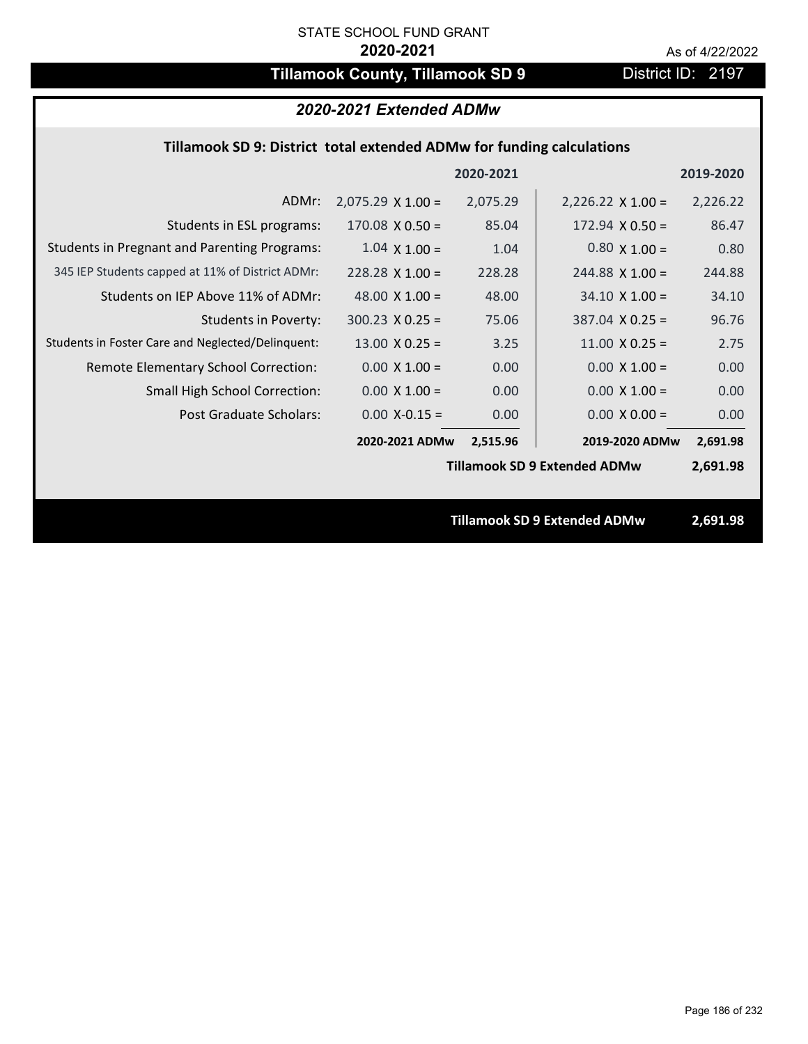STATE SCHOOL FUND GRANT

**2020-2021**

As of 4/22/2022

# Tillamook County, Tillamook SD 9

District ID: 2197

## *2020-2021 Extended ADMw*

### Tillamook SD 9: District total extended ADMw for funding calculations

| | 2020-2021 | | 2019-2020 | |
|---|---|---|---|---|
| ADMr: | 2,075.29 X 1.00 = | 2,075.29 | 2,226.22 X 1.00 = | 2,226.22 |
| Students in ESL programs: | 170.08 X 0.50 = | 85.04 | 172.94 X 0.50 = | 86.47 |
| Students in Pregnant and Parenting Programs: | 1.04 X 1.00 = | 1.04 | 0.80 X 1.00 = | 0.80 |
| 345 IEP Students capped at 11% of District ADMr: | 228.28 X 1.00 = | 228.28 | 244.88 X 1.00 = | 244.88 |
| Students on IEP Above 11% of ADMr: | 48.00 X 1.00 = | 48.00 | 34.10 X 1.00 = | 34.10 |
| Students in Poverty: | 300.23 X 0.25 = | 75.06 | 387.04 X 0.25 = | 96.76 |
| Students in Foster Care and Neglected/Delinquent: | 13.00 X 0.25 = | 3.25 | 11.00 X 0.25 = | 2.75 |
| Remote Elementary School Correction: | 0.00 X 1.00 = | 0.00 | 0.00 X 1.00 = | 0.00 |
| Small High School Correction: | 0.00 X 1.00 = | 0.00 | 0.00 X 1.00 = | 0.00 |
| Post Graduate Scholars: | 0.00 X-0.15 = | 0.00 | 0.00 X 0.00 = | 0.00 |
| | **2020-2021 ADMw** | **2,515.96** | **2019-2020 ADMw** | **2,691.98** |
| | | | **Tillamook SD 9 Extended ADMw** | **2,691.98** |

**Tillamook SD 9 Extended ADMw** **2,691.98**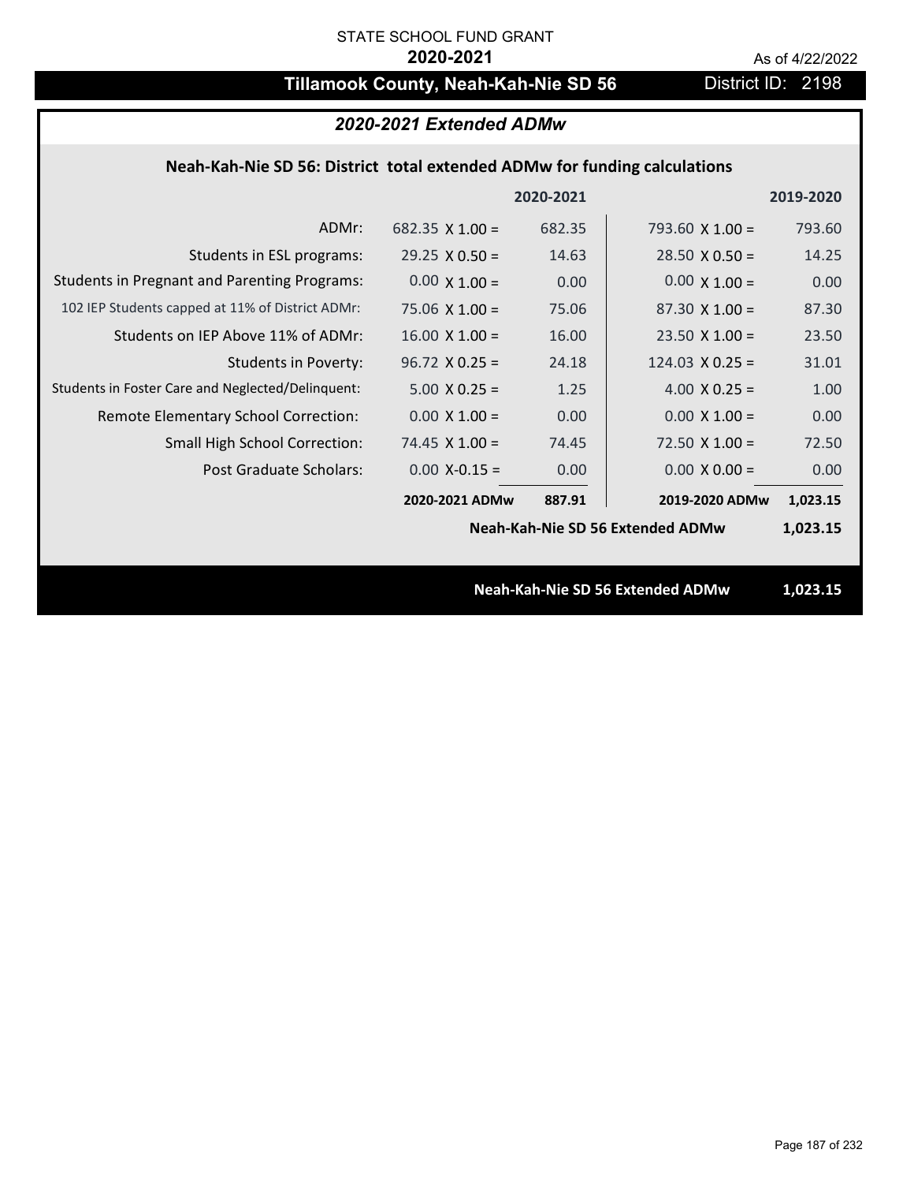STATE SCHOOL FUND GRANT

**2020-2021**

As of 4/22/2022

# Tillamook County, Neah-Kah-Nie SD 56

District ID: 2198

## *2020-2021 Extended ADMw*

### Neah-Kah-Nie SD 56: District total extended ADMw for funding calculations

| | | 2020-2021 | | 2019-2020 |
|---|---|---|---|---|
| ADMr: | 682.35 X 1.00 = | 682.35 | 793.60 X 1.00 = | 793.60 |
| Students in ESL programs: | 29.25 X 0.50 = | 14.63 | 28.50 X 0.50 = | 14.25 |
| Students in Pregnant and Parenting Programs: | 0.00 X 1.00 = | 0.00 | 0.00 X 1.00 = | 0.00 |
| 102 IEP Students capped at 11% of District ADMr: | 75.06 X 1.00 = | 75.06 | 87.30 X 1.00 = | 87.30 |
| Students on IEP Above 11% of ADMr: | 16.00 X 1.00 = | 16.00 | 23.50 X 1.00 = | 23.50 |
| Students in Poverty: | 96.72 X 0.25 = | 24.18 | 124.03 X 0.25 = | 31.01 |
| Students in Foster Care and Neglected/Delinquent: | 5.00 X 0.25 = | 1.25 | 4.00 X 0.25 = | 1.00 |
| Remote Elementary School Correction: | 0.00 X 1.00 = | 0.00 | 0.00 X 1.00 = | 0.00 |
| Small High School Correction: | 74.45 X 1.00 = | 74.45 | 72.50 X 1.00 = | 72.50 |
| Post Graduate Scholars: | 0.00 X-0.15 = | 0.00 | 0.00 X 0.00 = | 0.00 |
| | **2020-2021 ADMw** | **887.91** | **2019-2020 ADMw** | **1,023.15** |
| | | | **Neah-Kah-Nie SD 56 Extended ADMw** | **1,023.15** |

**Neah-Kah-Nie SD 56 Extended ADMw** **1,023.15**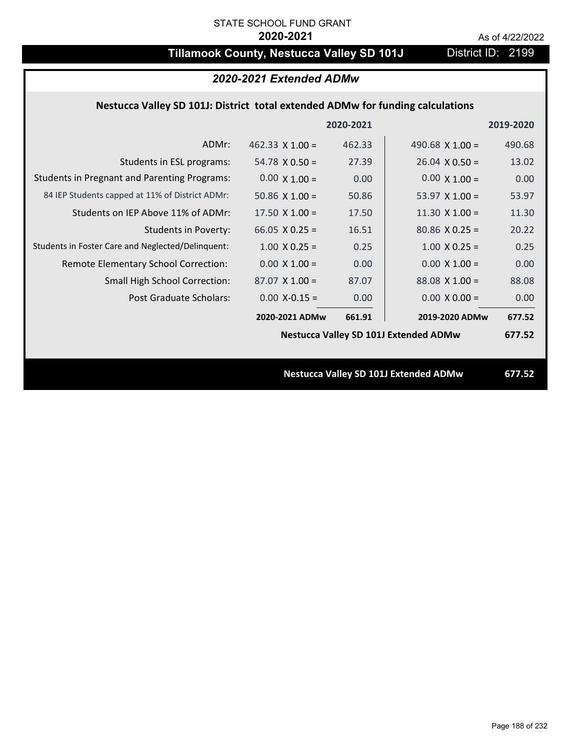STATE SCHOOL FUND GRANT

**2020-2021**

As of 4/22/2022

# Tillamook County, Nestucca Valley SD 101J

District ID: 2199

## *2020-2021 Extended ADMw*

### Nestucca Valley SD 101J: District total extended ADMw for funding calculations

| | 2020-2021 | | 2019-2020 | |
|---|---|---|---|---|
| ADMr: | 462.33 X 1.00 = | 462.33 | 490.68 X 1.00 = | 490.68 |
| Students in ESL programs: | 54.78 X 0.50 = | 27.39 | 26.04 X 0.50 = | 13.02 |
| Students in Pregnant and Parenting Programs: | 0.00 X 1.00 = | 0.00 | 0.00 X 1.00 = | 0.00 |
| 84 IEP Students capped at 11% of District ADMr: | 50.86 X 1.00 = | 50.86 | 53.97 X 1.00 = | 53.97 |
| Students on IEP Above 11% of ADMr: | 17.50 X 1.00 = | 17.50 | 11.30 X 1.00 = | 11.30 |
| Students in Poverty: | 66.05 X 0.25 = | 16.51 | 80.86 X 0.25 = | 20.22 |
| Students in Foster Care and Neglected/Delinquent: | 1.00 X 0.25 = | 0.25 | 1.00 X 0.25 = | 0.25 |
| Remote Elementary School Correction: | 0.00 X 1.00 = | 0.00 | 0.00 X 1.00 = | 0.00 |
| Small High School Correction: | 87.07 X 1.00 = | 87.07 | 88.08 X 1.00 = | 88.08 |
| Post Graduate Scholars: | 0.00 X-0.15 = | 0.00 | 0.00 X 0.00 = | 0.00 |
| | **2020-2021 ADMw** | **661.91** | **2019-2020 ADMw** | **677.52** |
| | | | **Nestucca Valley SD 101J Extended ADMw** | **677.52** |

**Nestucca Valley SD 101J Extended ADMw 677.52**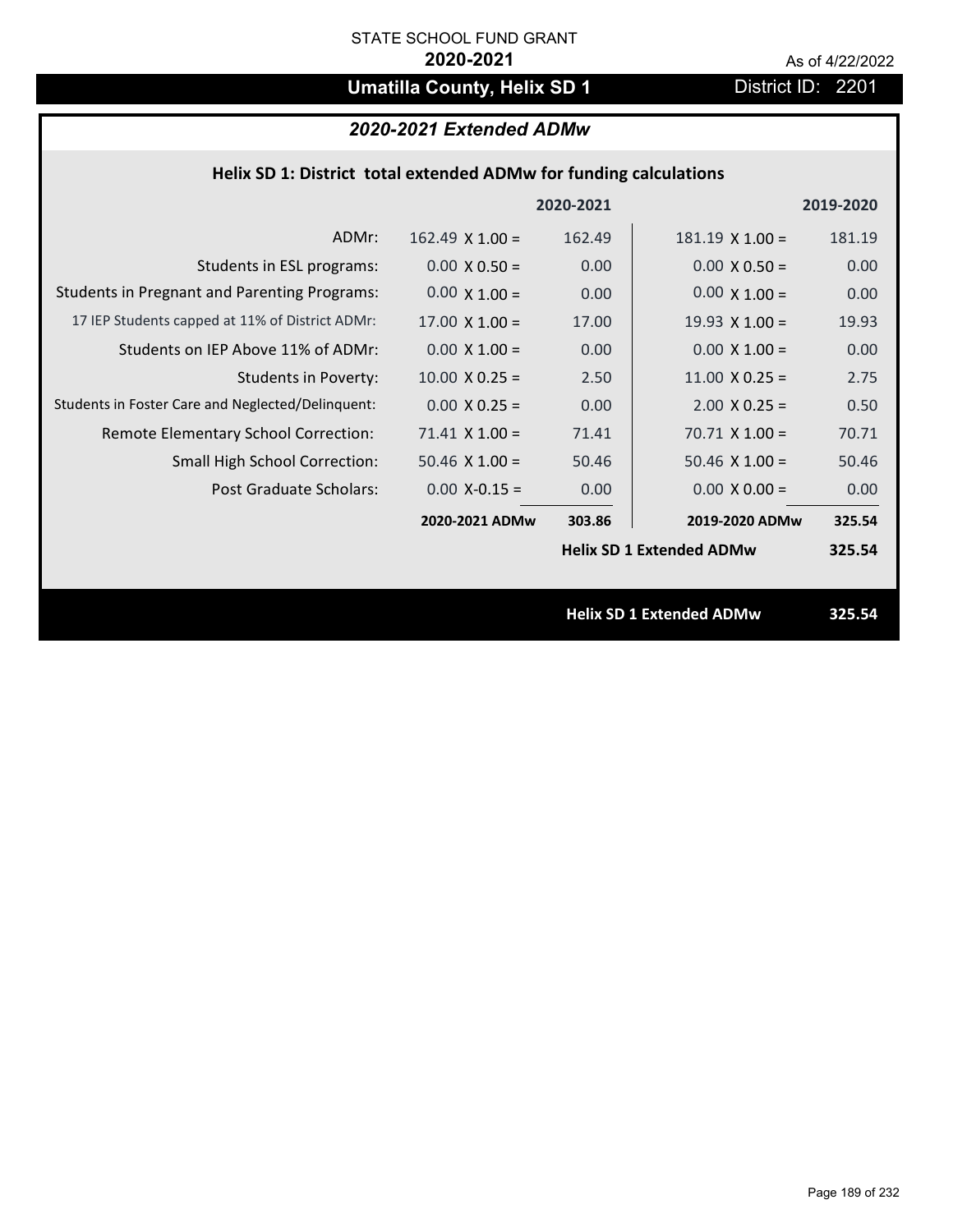STATE SCHOOL FUND GRANT

**2020-2021**

As of 4/22/2022

# Umatilla County, Helix SD 1

District ID: 2201

## *2020-2021 Extended ADMw*

### Helix SD 1: District total extended ADMw for funding calculations

| | | 2020-2021 | | 2019-2020 |
|---|---|---|---|---|
| ADMr: | 162.49 X 1.00 = | 162.49 | 181.19 X 1.00 = | 181.19 |
| Students in ESL programs: | 0.00 X 0.50 = | 0.00 | 0.00 X 0.50 = | 0.00 |
| Students in Pregnant and Parenting Programs: | 0.00 X 1.00 = | 0.00 | 0.00 X 1.00 = | 0.00 |
| 17 IEP Students capped at 11% of District ADMr: | 17.00 X 1.00 = | 17.00 | 19.93 X 1.00 = | 19.93 |
| Students on IEP Above 11% of ADMr: | 0.00 X 1.00 = | 0.00 | 0.00 X 1.00 = | 0.00 |
| Students in Poverty: | 10.00 X 0.25 = | 2.50 | 11.00 X 0.25 = | 2.75 |
| Students in Foster Care and Neglected/Delinquent: | 0.00 X 0.25 = | 0.00 | 2.00 X 0.25 = | 0.50 |
| Remote Elementary School Correction: | 71.41 X 1.00 = | 71.41 | 70.71 X 1.00 = | 70.71 |
| Small High School Correction: | 50.46 X 1.00 = | 50.46 | 50.46 X 1.00 = | 50.46 |
| Post Graduate Scholars: | 0.00 X-0.15 = | 0.00 | 0.00 X 0.00 = | 0.00 |
| | **2020-2021 ADMw** | **303.86** | **2019-2020 ADMw** | **325.54** |
| | | | **Helix SD 1 Extended ADMw** | **325.54** |

**Helix SD 1 Extended ADMw 325.54**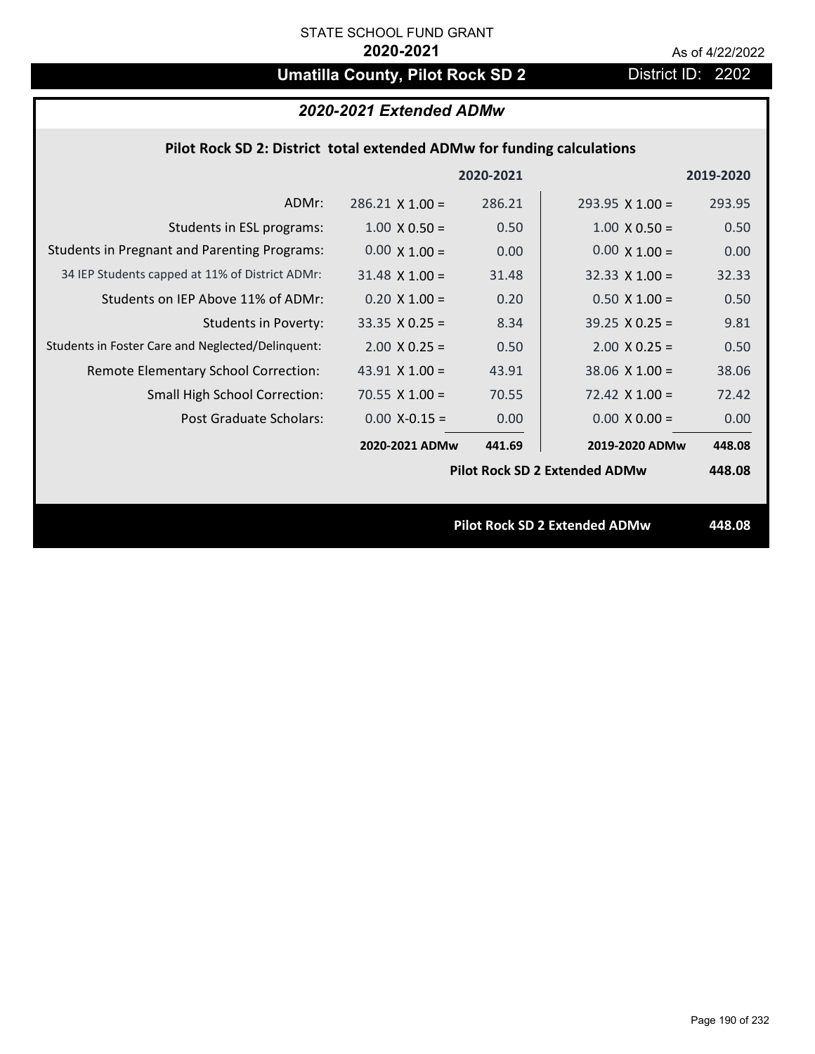STATE SCHOOL FUND GRANT

**2020-2021**

As of 4/22/2022

# Umatilla County, Pilot Rock SD 2

District ID: 2202

## *2020-2021 Extended ADMw*

### Pilot Rock SD 2: District total extended ADMw for funding calculations

| | | 2020-2021 | | 2019-2020 |
|---|---|---|---|---|
| ADMr: | 286.21 X 1.00 = | 286.21 | 293.95 X 1.00 = | 293.95 |
| Students in ESL programs: | 1.00 X 0.50 = | 0.50 | 1.00 X 0.50 = | 0.50 |
| Students in Pregnant and Parenting Programs: | 0.00 X 1.00 = | 0.00 | 0.00 X 1.00 = | 0.00 |
| 34 IEP Students capped at 11% of District ADMr: | 31.48 X 1.00 = | 31.48 | 32.33 X 1.00 = | 32.33 |
| Students on IEP Above 11% of ADMr: | 0.20 X 1.00 = | 0.20 | 0.50 X 1.00 = | 0.50 |
| Students in Poverty: | 33.35 X 0.25 = | 8.34 | 39.25 X 0.25 = | 9.81 |
| Students in Foster Care and Neglected/Delinquent: | 2.00 X 0.25 = | 0.50 | 2.00 X 0.25 = | 0.50 |
| Remote Elementary School Correction: | 43.91 X 1.00 = | 43.91 | 38.06 X 1.00 = | 38.06 |
| Small High School Correction: | 70.55 X 1.00 = | 70.55 | 72.42 X 1.00 = | 72.42 |
| Post Graduate Scholars: | 0.00 X-0.15 = | 0.00 | 0.00 X 0.00 = | 0.00 |
| | **2020-2021 ADMw** | **441.69** | **2019-2020 ADMw** | **448.08** |
| | | | **Pilot Rock SD 2 Extended ADMw** | **448.08** |

**Pilot Rock SD 2 Extended ADMw** **448.08**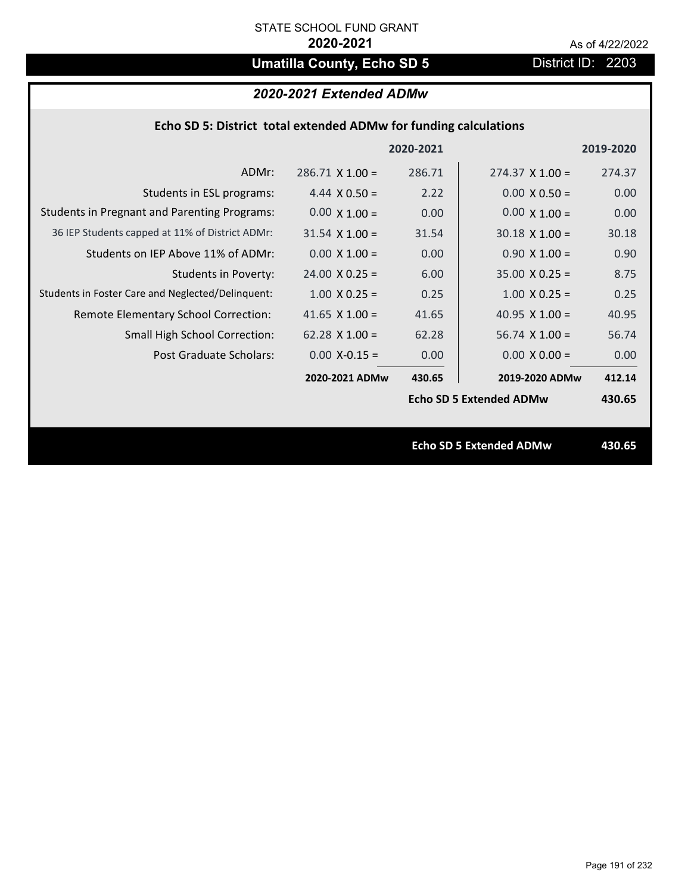STATE SCHOOL FUND GRANT

**2020-2021**

As of 4/22/2022

# Umatilla County, Echo SD 5

District ID: 2203

## *2020-2021 Extended ADMw*

### Echo SD 5: District total extended ADMw for funding calculations

| | | 2020-2021 | | 2019-2020 |
|---|---|---|---|---|
| ADMr: | 286.71 X 1.00 = | 286.71 | 274.37 X 1.00 = | 274.37 |
| Students in ESL programs: | 4.44 X 0.50 = | 2.22 | 0.00 X 0.50 = | 0.00 |
| Students in Pregnant and Parenting Programs: | 0.00 X 1.00 = | 0.00 | 0.00 X 1.00 = | 0.00 |
| 36 IEP Students capped at 11% of District ADMr: | 31.54 X 1.00 = | 31.54 | 30.18 X 1.00 = | 30.18 |
| Students on IEP Above 11% of ADMr: | 0.00 X 1.00 = | 0.00 | 0.90 X 1.00 = | 0.90 |
| Students in Poverty: | 24.00 X 0.25 = | 6.00 | 35.00 X 0.25 = | 8.75 |
| Students in Foster Care and Neglected/Delinquent: | 1.00 X 0.25 = | 0.25 | 1.00 X 0.25 = | 0.25 |
| Remote Elementary School Correction: | 41.65 X 1.00 = | 41.65 | 40.95 X 1.00 = | 40.95 |
| Small High School Correction: | 62.28 X 1.00 = | 62.28 | 56.74 X 1.00 = | 56.74 |
| Post Graduate Scholars: | 0.00 X-0.15 = | 0.00 | 0.00 X 0.00 = | 0.00 |
| | **2020-2021 ADMw** | **430.65** | **2019-2020 ADMw** | **412.14** |
| | | | **Echo SD 5 Extended ADMw** | **430.65** |

**Echo SD 5 Extended ADMw** **430.65**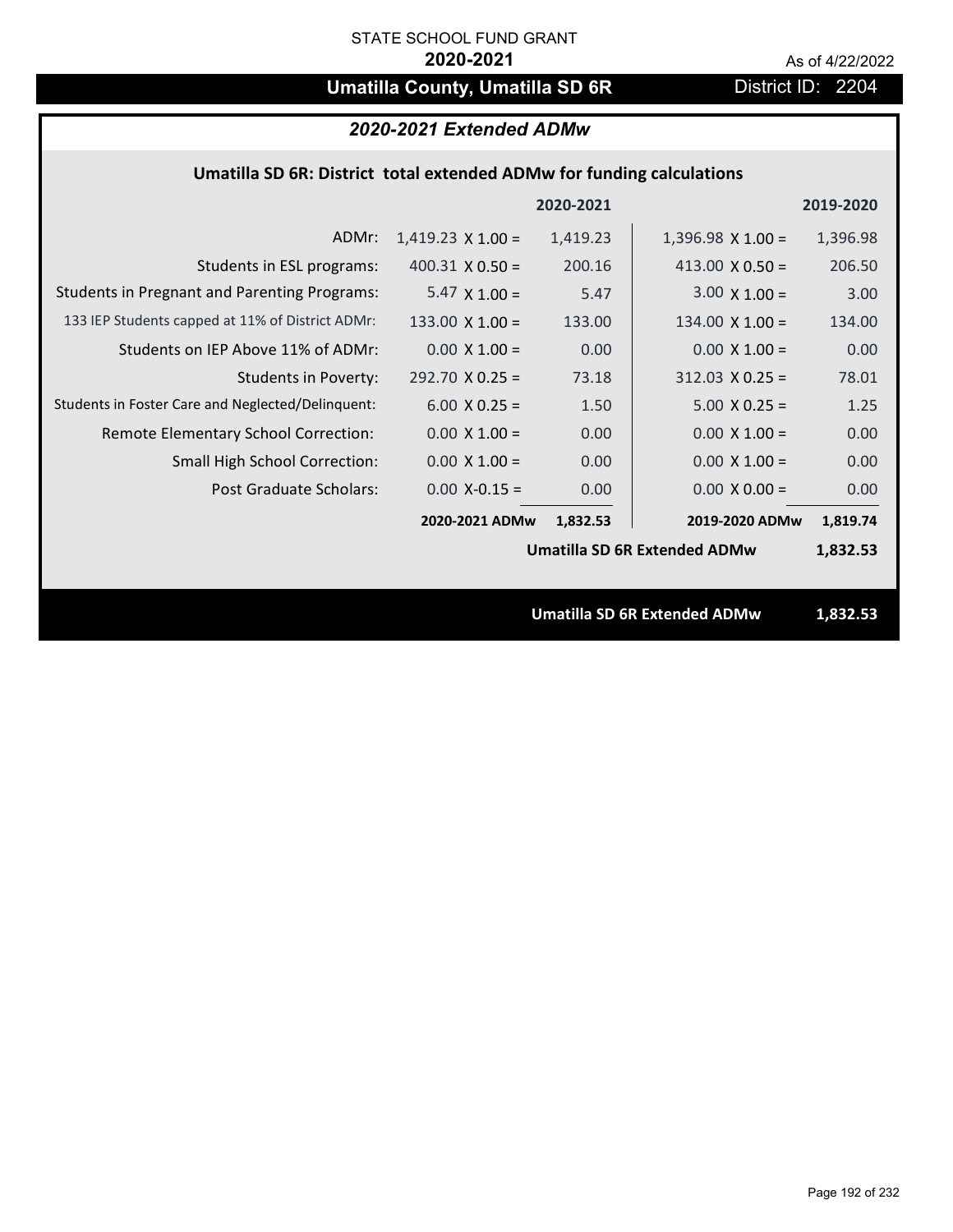STATE SCHOOL FUND GRANT

**2020-2021**

As of 4/22/2022

# Umatilla County, Umatilla SD 6R

District ID: 2204

## *2020-2021 Extended ADMw*

### Umatilla SD 6R: District total extended ADMw for funding calculations

| | | 2020-2021 | | 2019-2020 |
|---|---|---|---|---|
| ADMr: | 1,419.23 X 1.00 = | 1,419.23 | 1,396.98 X 1.00 = | 1,396.98 |
| Students in ESL programs: | 400.31 X 0.50 = | 200.16 | 413.00 X 0.50 = | 206.50 |
| Students in Pregnant and Parenting Programs: | 5.47 X 1.00 = | 5.47 | 3.00 X 1.00 = | 3.00 |
| 133 IEP Students capped at 11% of District ADMr: | 133.00 X 1.00 = | 133.00 | 134.00 X 1.00 = | 134.00 |
| Students on IEP Above 11% of ADMr: | 0.00 X 1.00 = | 0.00 | 0.00 X 1.00 = | 0.00 |
| Students in Poverty: | 292.70 X 0.25 = | 73.18 | 312.03 X 0.25 = | 78.01 |
| Students in Foster Care and Neglected/Delinquent: | 6.00 X 0.25 = | 1.50 | 5.00 X 0.25 = | 1.25 |
| Remote Elementary School Correction: | 0.00 X 1.00 = | 0.00 | 0.00 X 1.00 = | 0.00 |
| Small High School Correction: | 0.00 X 1.00 = | 0.00 | 0.00 X 1.00 = | 0.00 |
| Post Graduate Scholars: | 0.00 X-0.15 = | 0.00 | 0.00 X 0.00 = | 0.00 |
| | **2020-2021 ADMw** | **1,832.53** | **2019-2020 ADMw** | **1,819.74** |
| | | | **Umatilla SD 6R Extended ADMw** | **1,832.53** |

**Umatilla SD 6R Extended ADMw 1,832.53**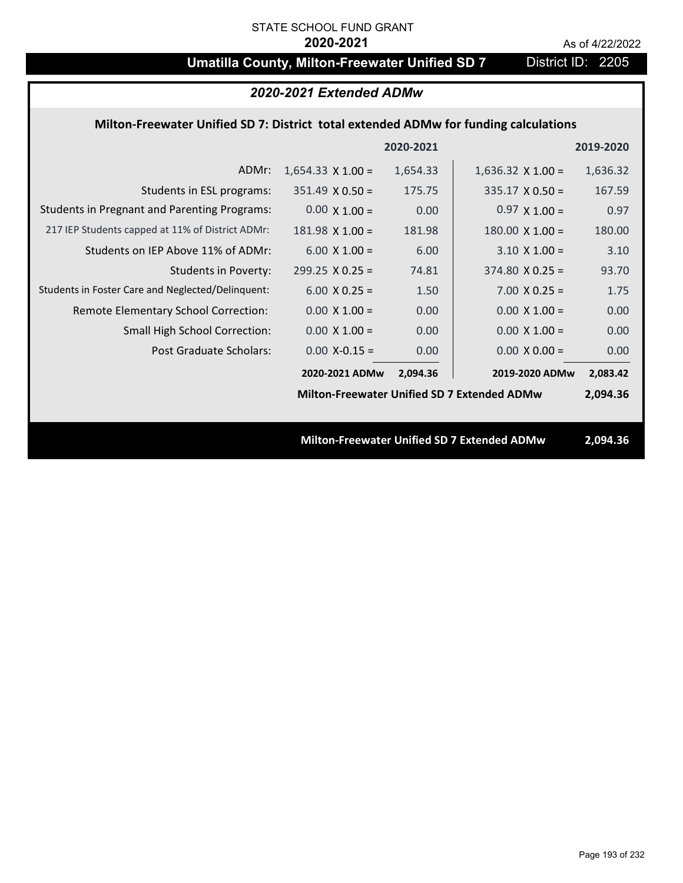STATE SCHOOL FUND GRANT

**2020-2021**

As of 4/22/2022

# Umatilla County, Milton-Freewater Unified SD 7

District ID: 2205

## *2020-2021 Extended ADMw*

### Milton-Freewater Unified SD 7: District total extended ADMw for funding calculations

| | | 2020-2021 | | 2019-2020 |
|---|---|---|---|---|
| ADMr: | 1,654.33 X 1.00 = | 1,654.33 | 1,636.32 X 1.00 = | 1,636.32 |
| Students in ESL programs: | 351.49 X 0.50 = | 175.75 | 335.17 X 0.50 = | 167.59 |
| Students in Pregnant and Parenting Programs: | 0.00 X 1.00 = | 0.00 | 0.97 X 1.00 = | 0.97 |
| 217 IEP Students capped at 11% of District ADMr: | 181.98 X 1.00 = | 181.98 | 180.00 X 1.00 = | 180.00 |
| Students on IEP Above 11% of ADMr: | 6.00 X 1.00 = | 6.00 | 3.10 X 1.00 = | 3.10 |
| Students in Poverty: | 299.25 X 0.25 = | 74.81 | 374.80 X 0.25 = | 93.70 |
| Students in Foster Care and Neglected/Delinquent: | 6.00 X 0.25 = | 1.50 | 7.00 X 0.25 = | 1.75 |
| Remote Elementary School Correction: | 0.00 X 1.00 = | 0.00 | 0.00 X 1.00 = | 0.00 |
| Small High School Correction: | 0.00 X 1.00 = | 0.00 | 0.00 X 1.00 = | 0.00 |
| Post Graduate Scholars: | 0.00 X-0.15 = | 0.00 | 0.00 X 0.00 = | 0.00 |
| | **2020-2021 ADMw** | **2,094.36** | **2019-2020 ADMw** | **2,083.42** |

**Milton-Freewater Unified SD 7 Extended ADMw 2,094.36**

**Milton-Freewater Unified SD 7 Extended ADMw 2,094.36**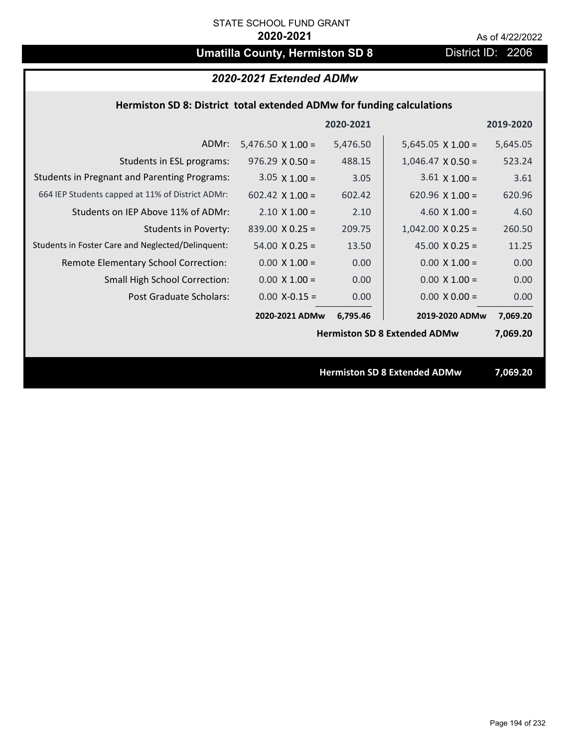STATE SCHOOL FUND GRANT

**2020-2021**

As of 4/22/2022

# Umatilla County, Hermiston SD 8

District ID: 2206

## *2020-2021 Extended ADMw*

### Hermiston SD 8: District total extended ADMw for funding calculations

| | | 2020-2021 | | 2019-2020 |
|---|---|---|---|---|
| ADMr: | 5,476.50 X 1.00 = | 5,476.50 | 5,645.05 X 1.00 = | 5,645.05 |
| Students in ESL programs: | 976.29 X 0.50 = | 488.15 | 1,046.47 X 0.50 = | 523.24 |
| Students in Pregnant and Parenting Programs: | 3.05 X 1.00 = | 3.05 | 3.61 X 1.00 = | 3.61 |
| 664 IEP Students capped at 11% of District ADMr: | 602.42 X 1.00 = | 602.42 | 620.96 X 1.00 = | 620.96 |
| Students on IEP Above 11% of ADMr: | 2.10 X 1.00 = | 2.10 | 4.60 X 1.00 = | 4.60 |
| Students in Poverty: | 839.00 X 0.25 = | 209.75 | 1,042.00 X 0.25 = | 260.50 |
| Students in Foster Care and Neglected/Delinquent: | 54.00 X 0.25 = | 13.50 | 45.00 X 0.25 = | 11.25 |
| Remote Elementary School Correction: | 0.00 X 1.00 = | 0.00 | 0.00 X 1.00 = | 0.00 |
| Small High School Correction: | 0.00 X 1.00 = | 0.00 | 0.00 X 1.00 = | 0.00 |
| Post Graduate Scholars: | 0.00 X-0.15 = | 0.00 | 0.00 X 0.00 = | 0.00 |
| | **2020-2021 ADMw** | **6,795.46** | **2019-2020 ADMw** | **7,069.20** |
| | | | **Hermiston SD 8 Extended ADMw** | **7,069.20** |

**Hermiston SD 8 Extended ADMw** **7,069.20**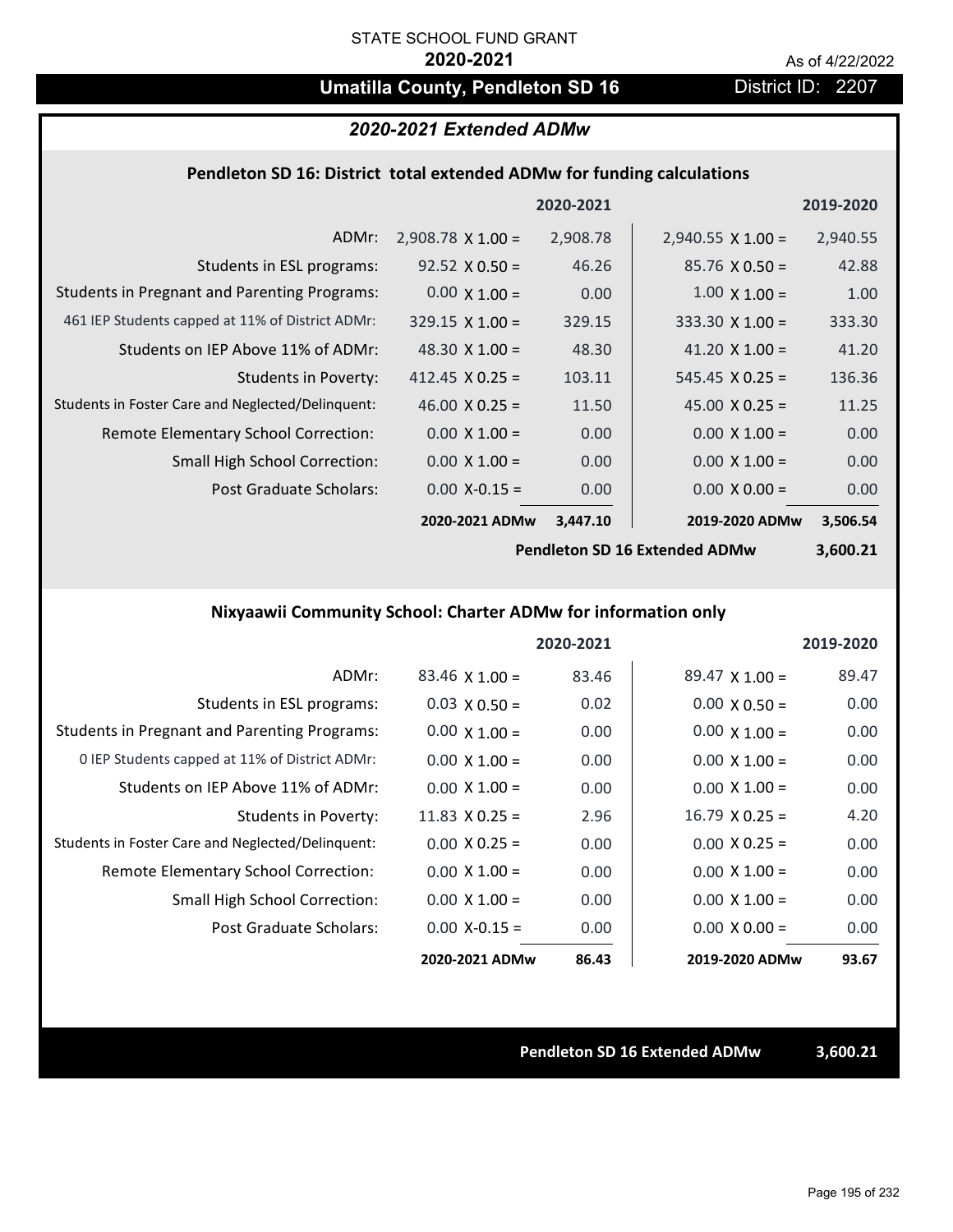STATE SCHOOL FUND GRANT

**2020-2021**

As of 4/22/2022

# Umatilla County, Pendleton SD 16

District ID: 2207

## *2020-2021 Extended ADMw*

### Pendleton SD 16: District total extended ADMw for funding calculations

| | | 2020-2021 | | 2019-2020 |
|---|---|---|---|---|
| ADMr: | 2,908.78 X 1.00 = | 2,908.78 | 2,940.55 X 1.00 = | 2,940.55 |
| Students in ESL programs: | 92.52 X 0.50 = | 46.26 | 85.76 X 0.50 = | 42.88 |
| Students in Pregnant and Parenting Programs: | 0.00 X 1.00 = | 0.00 | 1.00 X 1.00 = | 1.00 |
| 461 IEP Students capped at 11% of District ADMr: | 329.15 X 1.00 = | 329.15 | 333.30 X 1.00 = | 333.30 |
| Students on IEP Above 11% of ADMr: | 48.30 X 1.00 = | 48.30 | 41.20 X 1.00 = | 41.20 |
| Students in Poverty: | 412.45 X 0.25 = | 103.11 | 545.45 X 0.25 = | 136.36 |
| Students in Foster Care and Neglected/Delinquent: | 46.00 X 0.25 = | 11.50 | 45.00 X 0.25 = | 11.25 |
| Remote Elementary School Correction: | 0.00 X 1.00 = | 0.00 | 0.00 X 1.00 = | 0.00 |
| Small High School Correction: | 0.00 X 1.00 = | 0.00 | 0.00 X 1.00 = | 0.00 |
| Post Graduate Scholars: | 0.00 X-0.15 = | 0.00 | 0.00 X 0.00 = | 0.00 |
| | **2020-2021 ADMw** | **3,447.10** | **2019-2020 ADMw** | **3,506.54** |
| | | | **Pendleton SD 16 Extended ADMw** | **3,600.21** |

### Nixyaawii Community School: Charter ADMw for information only

| | | 2020-2021 | | 2019-2020 |
|---|---|---|---|---|
| ADMr: | 83.46 X 1.00 = | 83.46 | 89.47 X 1.00 = | 89.47 |
| Students in ESL programs: | 0.03 X 0.50 = | 0.02 | 0.00 X 0.50 = | 0.00 |
| Students in Pregnant and Parenting Programs: | 0.00 X 1.00 = | 0.00 | 0.00 X 1.00 = | 0.00 |
| 0 IEP Students capped at 11% of District ADMr: | 0.00 X 1.00 = | 0.00 | 0.00 X 1.00 = | 0.00 |
| Students on IEP Above 11% of ADMr: | 0.00 X 1.00 = | 0.00 | 0.00 X 1.00 = | 0.00 |
| Students in Poverty: | 11.83 X 0.25 = | 2.96 | 16.79 X 0.25 = | 4.20 |
| Students in Foster Care and Neglected/Delinquent: | 0.00 X 0.25 = | 0.00 | 0.00 X 0.25 = | 0.00 |
| Remote Elementary School Correction: | 0.00 X 1.00 = | 0.00 | 0.00 X 1.00 = | 0.00 |
| Small High School Correction: | 0.00 X 1.00 = | 0.00 | 0.00 X 1.00 = | 0.00 |
| Post Graduate Scholars: | 0.00 X-0.15 = | 0.00 | 0.00 X 0.00 = | 0.00 |
| | **2020-2021 ADMw** | **86.43** | **2019-2020 ADMw** | **93.67** |

**Pendleton SD 16 Extended ADMw** **3,600.21**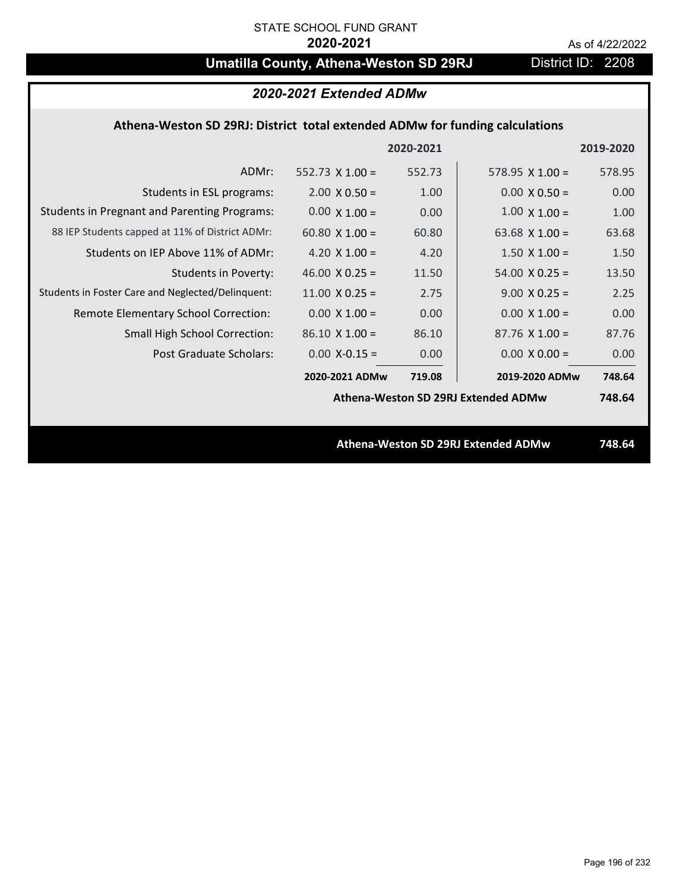STATE SCHOOL FUND GRANT

**2020-2021**

As of 4/22/2022

# Umatilla County, Athena-Weston SD 29RJ

District ID: 2208

## *2020-2021 Extended ADMw*

### Athena-Weston SD 29RJ: District total extended ADMw for funding calculations

| | 2020-2021 | | 2019-2020 | |
|---|---|---|---|---|
| ADMr: | 552.73 X 1.00 = | 552.73 | 578.95 X 1.00 = | 578.95 |
| Students in ESL programs: | 2.00 X 0.50 = | 1.00 | 0.00 X 0.50 = | 0.00 |
| Students in Pregnant and Parenting Programs: | 0.00 X 1.00 = | 0.00 | 1.00 X 1.00 = | 1.00 |
| 88 IEP Students capped at 11% of District ADMr: | 60.80 X 1.00 = | 60.80 | 63.68 X 1.00 = | 63.68 |
| Students on IEP Above 11% of ADMr: | 4.20 X 1.00 = | 4.20 | 1.50 X 1.00 = | 1.50 |
| Students in Poverty: | 46.00 X 0.25 = | 11.50 | 54.00 X 0.25 = | 13.50 |
| Students in Foster Care and Neglected/Delinquent: | 11.00 X 0.25 = | 2.75 | 9.00 X 0.25 = | 2.25 |
| Remote Elementary School Correction: | 0.00 X 1.00 = | 0.00 | 0.00 X 1.00 = | 0.00 |
| Small High School Correction: | 86.10 X 1.00 = | 86.10 | 87.76 X 1.00 = | 87.76 |
| Post Graduate Scholars: | 0.00 X-0.15 = | 0.00 | 0.00 X 0.00 = | 0.00 |
| | **2020-2021 ADMw** | **719.08** | **2019-2020 ADMw** | **748.64** |
| | | | **Athena-Weston SD 29RJ Extended ADMw** | **748.64** |

**Athena-Weston SD 29RJ Extended ADMw 748.64**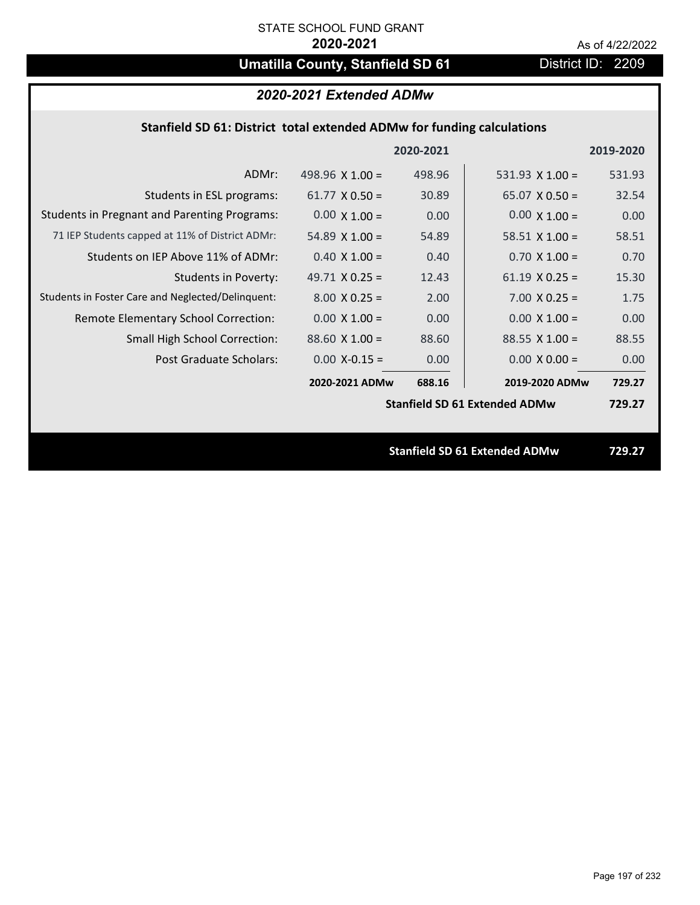STATE SCHOOL FUND GRANT

**2020-2021**

As of 4/22/2022

# Umatilla County, Stanfield SD 61

District ID: 2209

## *2020-2021 Extended ADMw*

### Stanfield SD 61: District total extended ADMw for funding calculations

| | | 2020-2021 | | 2019-2020 |
|---|---|---|---|---|
| ADMr: | 498.96 X 1.00 = | 498.96 | 531.93 X 1.00 = | 531.93 |
| Students in ESL programs: | 61.77 X 0.50 = | 30.89 | 65.07 X 0.50 = | 32.54 |
| Students in Pregnant and Parenting Programs: | 0.00 X 1.00 = | 0.00 | 0.00 X 1.00 = | 0.00 |
| 71 IEP Students capped at 11% of District ADMr: | 54.89 X 1.00 = | 54.89 | 58.51 X 1.00 = | 58.51 |
| Students on IEP Above 11% of ADMr: | 0.40 X 1.00 = | 0.40 | 0.70 X 1.00 = | 0.70 |
| Students in Poverty: | 49.71 X 0.25 = | 12.43 | 61.19 X 0.25 = | 15.30 |
| Students in Foster Care and Neglected/Delinquent: | 8.00 X 0.25 = | 2.00 | 7.00 X 0.25 = | 1.75 |
| Remote Elementary School Correction: | 0.00 X 1.00 = | 0.00 | 0.00 X 1.00 = | 0.00 |
| Small High School Correction: | 88.60 X 1.00 = | 88.60 | 88.55 X 1.00 = | 88.55 |
| Post Graduate Scholars: | 0.00 X-0.15 = | 0.00 | 0.00 X 0.00 = | 0.00 |
| | **2020-2021 ADMw** | **688.16** | **2019-2020 ADMw** | **729.27** |
| | | | **Stanfield SD 61 Extended ADMw** | **729.27** |

**Stanfield SD 61 Extended ADMw** **729.27**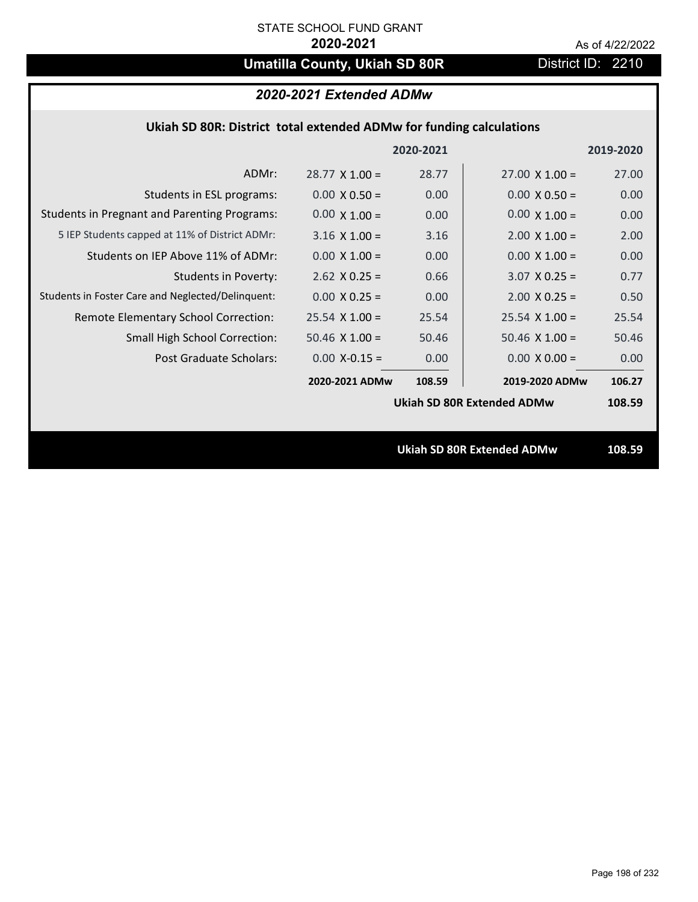STATE SCHOOL FUND GRANT

**2020-2021**

As of 4/22/2022

# Umatilla County, Ukiah SD 80R

District ID: 2210

## *2020-2021 Extended ADMw*

### Ukiah SD 80R: District total extended ADMw for funding calculations

| | | 2020-2021 | | 2019-2020 |
|---|---|---|---|---|
| ADMr: | 28.77 X 1.00 = | 28.77 | 27.00 X 1.00 = | 27.00 |
| Students in ESL programs: | 0.00 X 0.50 = | 0.00 | 0.00 X 0.50 = | 0.00 |
| Students in Pregnant and Parenting Programs: | 0.00 X 1.00 = | 0.00 | 0.00 X 1.00 = | 0.00 |
| 5 IEP Students capped at 11% of District ADMr: | 3.16 X 1.00 = | 3.16 | 2.00 X 1.00 = | 2.00 |
| Students on IEP Above 11% of ADMr: | 0.00 X 1.00 = | 0.00 | 0.00 X 1.00 = | 0.00 |
| Students in Poverty: | 2.62 X 0.25 = | 0.66 | 3.07 X 0.25 = | 0.77 |
| Students in Foster Care and Neglected/Delinquent: | 0.00 X 0.25 = | 0.00 | 2.00 X 0.25 = | 0.50 |
| Remote Elementary School Correction: | 25.54 X 1.00 = | 25.54 | 25.54 X 1.00 = | 25.54 |
| Small High School Correction: | 50.46 X 1.00 = | 50.46 | 50.46 X 1.00 = | 50.46 |
| Post Graduate Scholars: | 0.00 X-0.15 = | 0.00 | 0.00 X 0.00 = | 0.00 |
| | **2020-2021 ADMw** | **108.59** | **2019-2020 ADMw** | **106.27** |
| | | | **Ukiah SD 80R Extended ADMw** | **108.59** |

**Ukiah SD 80R Extended ADMw** **108.59**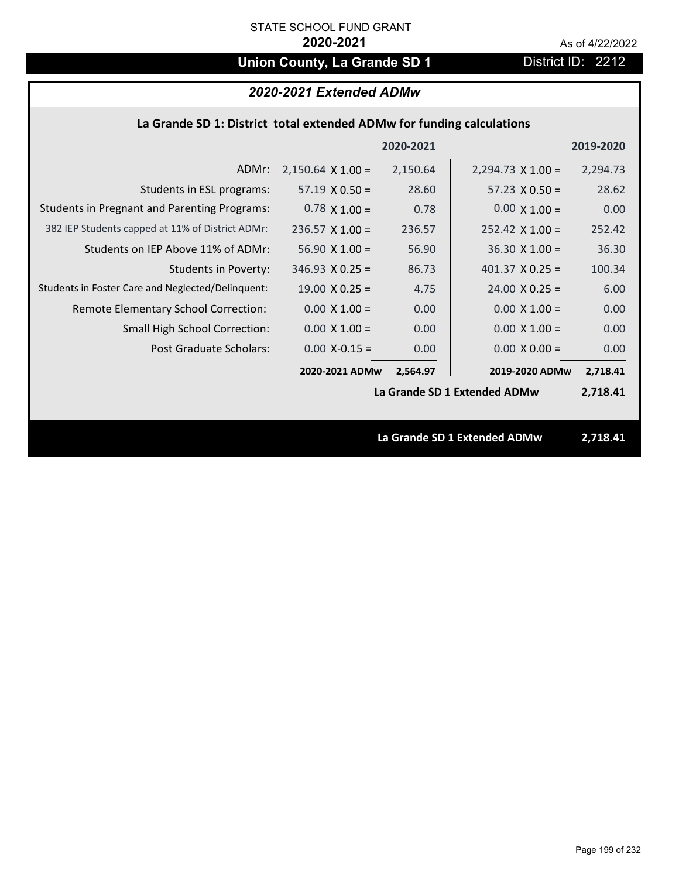STATE SCHOOL FUND GRANT

**2020-2021**

As of 4/22/2022

## Union County, La Grande SD 1

District ID: 2212

### *2020-2021 Extended ADMw*

**La Grande SD 1: District total extended ADMw for funding calculations**

| | | 2020-2021 | | 2019-2020 |
|---|---|---|---|---|
| ADMr: | 2,150.64 X 1.00 = | 2,150.64 | 2,294.73 X 1.00 = | 2,294.73 |
| Students in ESL programs: | 57.19 X 0.50 = | 28.60 | 57.23 X 0.50 = | 28.62 |
| Students in Pregnant and Parenting Programs: | 0.78 X 1.00 = | 0.78 | 0.00 X 1.00 = | 0.00 |
| 382 IEP Students capped at 11% of District ADMr: | 236.57 X 1.00 = | 236.57 | 252.42 X 1.00 = | 252.42 |
| Students on IEP Above 11% of ADMr: | 56.90 X 1.00 = | 56.90 | 36.30 X 1.00 = | 36.30 |
| Students in Poverty: | 346.93 X 0.25 = | 86.73 | 401.37 X 0.25 = | 100.34 |
| Students in Foster Care and Neglected/Delinquent: | 19.00 X 0.25 = | 4.75 | 24.00 X 0.25 = | 6.00 |
| Remote Elementary School Correction: | 0.00 X 1.00 = | 0.00 | 0.00 X 1.00 = | 0.00 |
| Small High School Correction: | 0.00 X 1.00 = | 0.00 | 0.00 X 1.00 = | 0.00 |
| Post Graduate Scholars: | 0.00 X-0.15 = | 0.00 | 0.00 X 0.00 = | 0.00 |
| | **2020-2021 ADMw** | **2,564.97** | **2019-2020 ADMw** | **2,718.41** |
| | | | **La Grande SD 1 Extended ADMw** | **2,718.41** |

**La Grande SD 1 Extended ADMw** **2,718.41**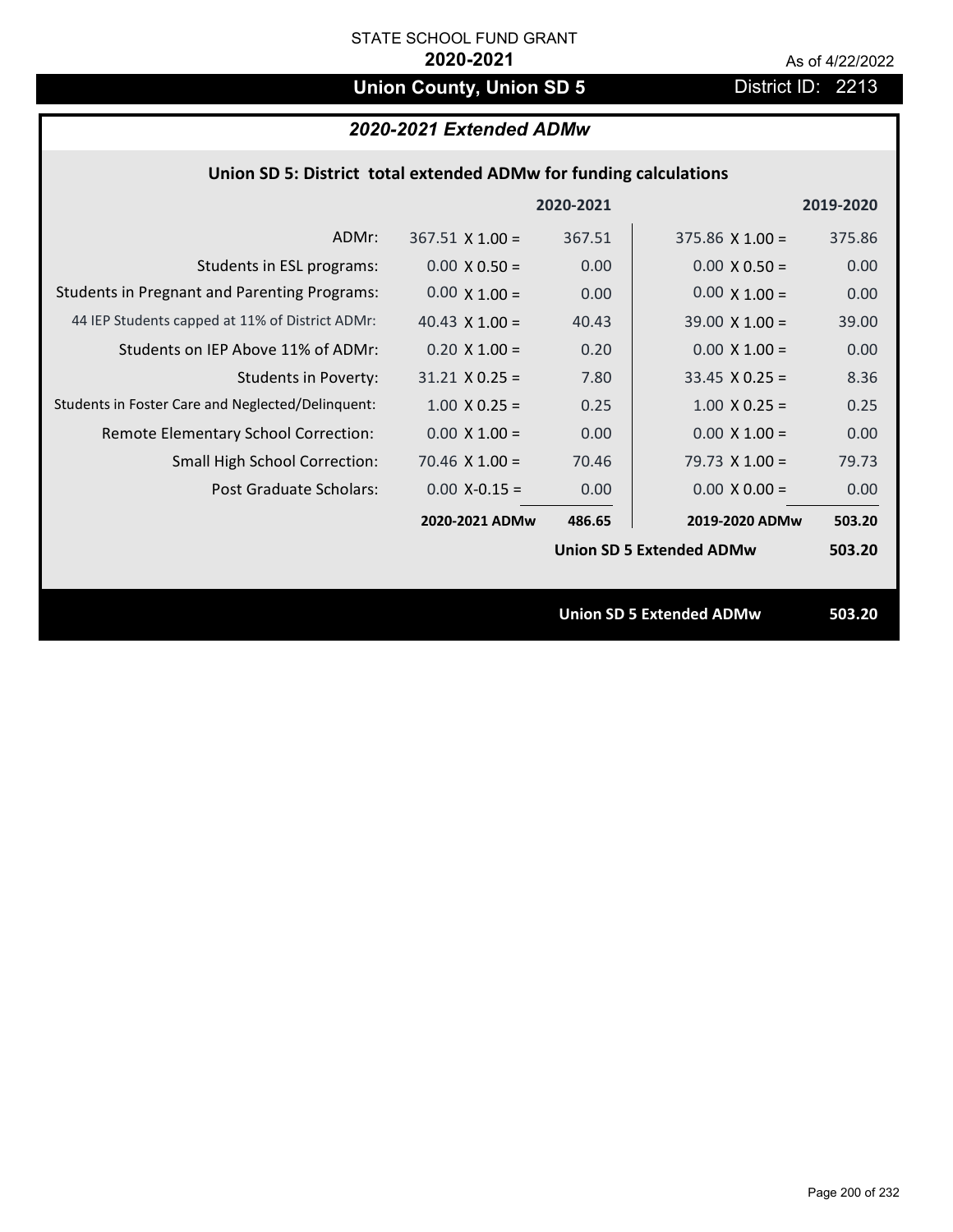STATE SCHOOL FUND GRANT

**2020-2021**

As of 4/22/2022

## Union County, Union SD 5

District ID: 2213

### *2020-2021 Extended ADMw*

#### Union SD 5: District total extended ADMw for funding calculations

| | | 2020-2021 | | 2019-2020 |
|---|---|---|---|---|
| ADMr: | 367.51 X 1.00 = | 367.51 | 375.86 X 1.00 = | 375.86 |
| Students in ESL programs: | 0.00 X 0.50 = | 0.00 | 0.00 X 0.50 = | 0.00 |
| Students in Pregnant and Parenting Programs: | 0.00 X 1.00 = | 0.00 | 0.00 X 1.00 = | 0.00 |
| 44 IEP Students capped at 11% of District ADMr: | 40.43 X 1.00 = | 40.43 | 39.00 X 1.00 = | 39.00 |
| Students on IEP Above 11% of ADMr: | 0.20 X 1.00 = | 0.20 | 0.00 X 1.00 = | 0.00 |
| Students in Poverty: | 31.21 X 0.25 = | 7.80 | 33.45 X 0.25 = | 8.36 |
| Students in Foster Care and Neglected/Delinquent: | 1.00 X 0.25 = | 0.25 | 1.00 X 0.25 = | 0.25 |
| Remote Elementary School Correction: | 0.00 X 1.00 = | 0.00 | 0.00 X 1.00 = | 0.00 |
| Small High School Correction: | 70.46 X 1.00 = | 70.46 | 79.73 X 1.00 = | 79.73 |
| Post Graduate Scholars: | 0.00 X-0.15 = | 0.00 | 0.00 X 0.00 = | 0.00 |
| | **2020-2021 ADMw** | **486.65** | **2019-2020 ADMw** | **503.20** |
| | | | **Union SD 5 Extended ADMw** | **503.20** |

**Union SD 5 Extended ADMw** **503.20**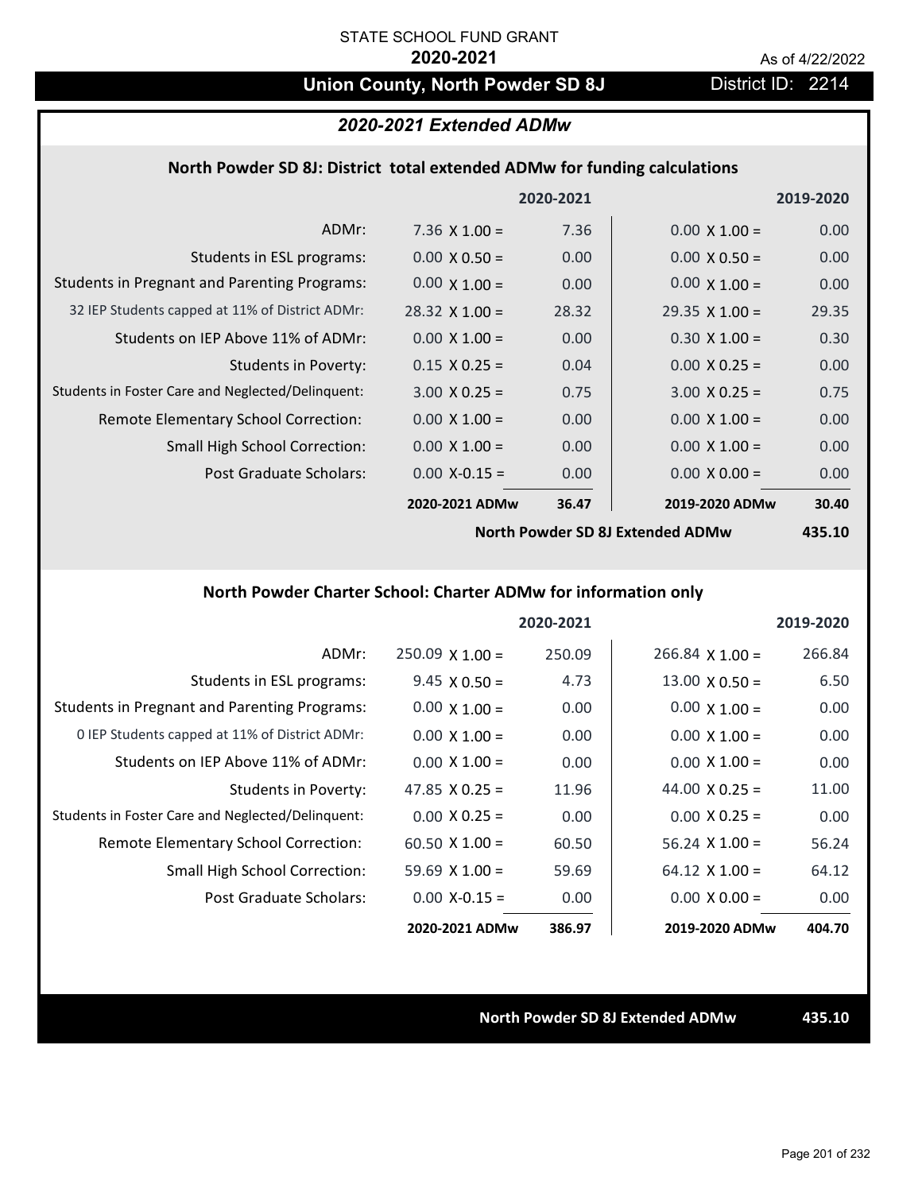STATE SCHOOL FUND GRANT

**2020-2021**

As of 4/22/2022

## Union County, North Powder SD 8J

District ID: 2214

### *2020-2021 Extended ADMw*

#### North Powder SD 8J: District total extended ADMw for funding calculations

| | 2020-2021 | | 2019-2020 | |
|---|---|---|---|---|
| ADMr: | 7.36 X 1.00 = | 7.36 | 0.00 X 1.00 = | 0.00 |
| Students in ESL programs: | 0.00 X 0.50 = | 0.00 | 0.00 X 0.50 = | 0.00 |
| Students in Pregnant and Parenting Programs: | 0.00 X 1.00 = | 0.00 | 0.00 X 1.00 = | 0.00 |
| 32 IEP Students capped at 11% of District ADMr: | 28.32 X 1.00 = | 28.32 | 29.35 X 1.00 = | 29.35 |
| Students on IEP Above 11% of ADMr: | 0.00 X 1.00 = | 0.00 | 0.30 X 1.00 = | 0.30 |
| Students in Poverty: | 0.15 X 0.25 = | 0.04 | 0.00 X 0.25 = | 0.00 |
| Students in Foster Care and Neglected/Delinquent: | 3.00 X 0.25 = | 0.75 | 3.00 X 0.25 = | 0.75 |
| Remote Elementary School Correction: | 0.00 X 1.00 = | 0.00 | 0.00 X 1.00 = | 0.00 |
| Small High School Correction: | 0.00 X 1.00 = | 0.00 | 0.00 X 1.00 = | 0.00 |
| Post Graduate Scholars: | 0.00 X-0.15 = | 0.00 | 0.00 X 0.00 = | 0.00 |
| | **2020-2021 ADMw** | **36.47** | **2019-2020 ADMw** | **30.40** |
| | | | **North Powder SD 8J Extended ADMw** | **435.10** |

#### North Powder Charter School: Charter ADMw for information only

| | 2020-2021 | | 2019-2020 | |
|---|---|---|---|---|
| ADMr: | 250.09 X 1.00 = | 250.09 | 266.84 X 1.00 = | 266.84 |
| Students in ESL programs: | 9.45 X 0.50 = | 4.73 | 13.00 X 0.50 = | 6.50 |
| Students in Pregnant and Parenting Programs: | 0.00 X 1.00 = | 0.00 | 0.00 X 1.00 = | 0.00 |
| 0 IEP Students capped at 11% of District ADMr: | 0.00 X 1.00 = | 0.00 | 0.00 X 1.00 = | 0.00 |
| Students on IEP Above 11% of ADMr: | 0.00 X 1.00 = | 0.00 | 0.00 X 1.00 = | 0.00 |
| Students in Poverty: | 47.85 X 0.25 = | 11.96 | 44.00 X 0.25 = | 11.00 |
| Students in Foster Care and Neglected/Delinquent: | 0.00 X 0.25 = | 0.00 | 0.00 X 0.25 = | 0.00 |
| Remote Elementary School Correction: | 60.50 X 1.00 = | 60.50 | 56.24 X 1.00 = | 56.24 |
| Small High School Correction: | 59.69 X 1.00 = | 59.69 | 64.12 X 1.00 = | 64.12 |
| Post Graduate Scholars: | 0.00 X-0.15 = | 0.00 | 0.00 X 0.00 = | 0.00 |
| | **2020-2021 ADMw** | **386.97** | **2019-2020 ADMw** | **404.70** |

**North Powder SD 8J Extended ADMw** **435.10**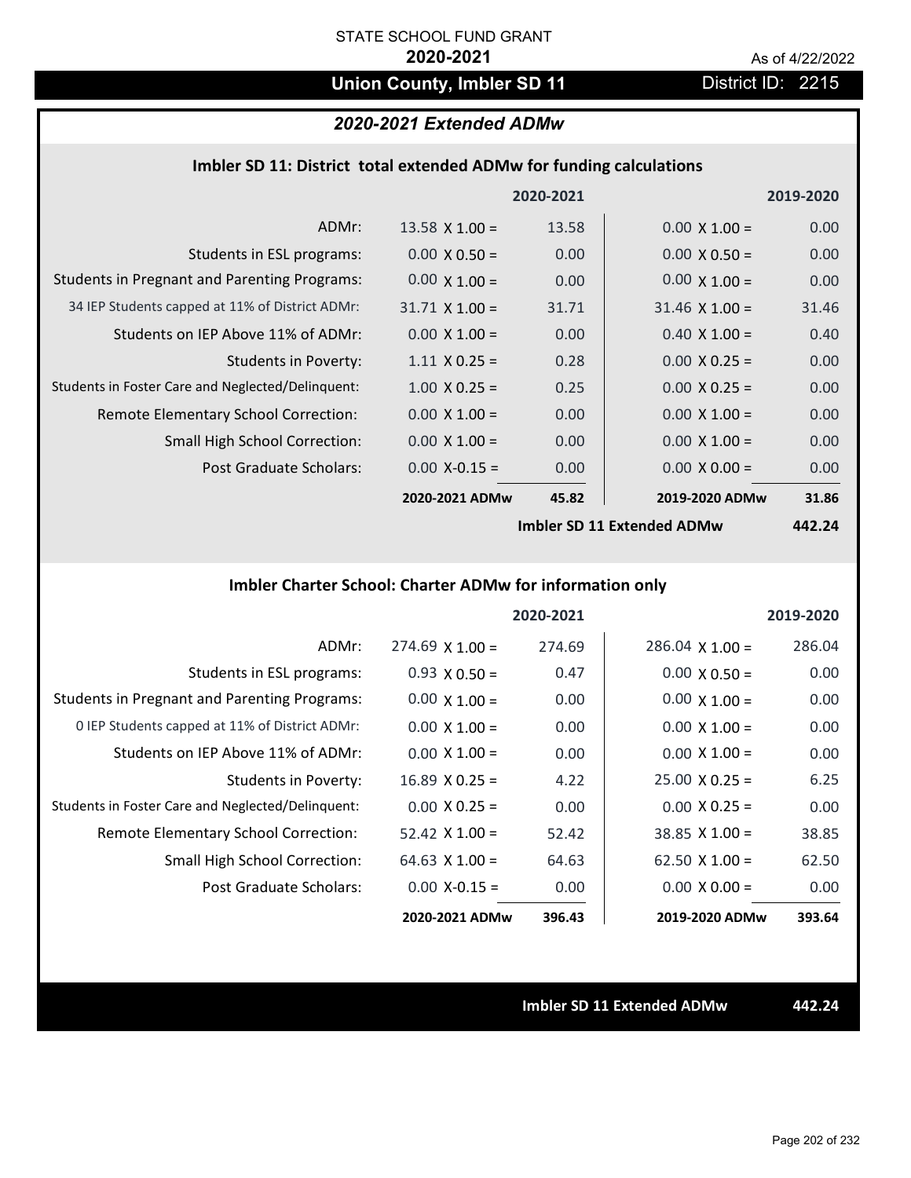STATE SCHOOL FUND GRANT

**2020-2021**

As of 4/22/2022

## Union County, Imbler SD 11

District ID: 2215

### *2020-2021 Extended ADMw*

#### Imbler SD 11: District total extended ADMw for funding calculations

| | | 2020-2021 | | 2019-2020 |
|---|---|---|---|---|
| ADMr: | 13.58 X 1.00 = | 13.58 | 0.00 X 1.00 = | 0.00 |
| Students in ESL programs: | 0.00 X 0.50 = | 0.00 | 0.00 X 0.50 = | 0.00 |
| Students in Pregnant and Parenting Programs: | 0.00 X 1.00 = | 0.00 | 0.00 X 1.00 = | 0.00 |
| 34 IEP Students capped at 11% of District ADMr: | 31.71 X 1.00 = | 31.71 | 31.46 X 1.00 = | 31.46 |
| Students on IEP Above 11% of ADMr: | 0.00 X 1.00 = | 0.00 | 0.40 X 1.00 = | 0.40 |
| Students in Poverty: | 1.11 X 0.25 = | 0.28 | 0.00 X 0.25 = | 0.00 |
| Students in Foster Care and Neglected/Delinquent: | 1.00 X 0.25 = | 0.25 | 0.00 X 0.25 = | 0.00 |
| Remote Elementary School Correction: | 0.00 X 1.00 = | 0.00 | 0.00 X 1.00 = | 0.00 |
| Small High School Correction: | 0.00 X 1.00 = | 0.00 | 0.00 X 1.00 = | 0.00 |
| Post Graduate Scholars: | 0.00 X-0.15 = | 0.00 | 0.00 X 0.00 = | 0.00 |
| | **2020-2021 ADMw** | **45.82** | **2019-2020 ADMw** | **31.86** |
| | | | **Imbler SD 11 Extended ADMw** | **442.24** |

#### Imbler Charter School: Charter ADMw for information only

| | | 2020-2021 | | 2019-2020 |
|---|---|---|---|---|
| ADMr: | 274.69 X 1.00 = | 274.69 | 286.04 X 1.00 = | 286.04 |
| Students in ESL programs: | 0.93 X 0.50 = | 0.47 | 0.00 X 0.50 = | 0.00 |
| Students in Pregnant and Parenting Programs: | 0.00 X 1.00 = | 0.00 | 0.00 X 1.00 = | 0.00 |
| 0 IEP Students capped at 11% of District ADMr: | 0.00 X 1.00 = | 0.00 | 0.00 X 1.00 = | 0.00 |
| Students on IEP Above 11% of ADMr: | 0.00 X 1.00 = | 0.00 | 0.00 X 1.00 = | 0.00 |
| Students in Poverty: | 16.89 X 0.25 = | 4.22 | 25.00 X 0.25 = | 6.25 |
| Students in Foster Care and Neglected/Delinquent: | 0.00 X 0.25 = | 0.00 | 0.00 X 0.25 = | 0.00 |
| Remote Elementary School Correction: | 52.42 X 1.00 = | 52.42 | 38.85 X 1.00 = | 38.85 |
| Small High School Correction: | 64.63 X 1.00 = | 64.63 | 62.50 X 1.00 = | 62.50 |
| Post Graduate Scholars: | 0.00 X-0.15 = | 0.00 | 0.00 X 0.00 = | 0.00 |
| | **2020-2021 ADMw** | **396.43** | **2019-2020 ADMw** | **393.64** |

**Imbler SD 11 Extended ADMw** **442.24**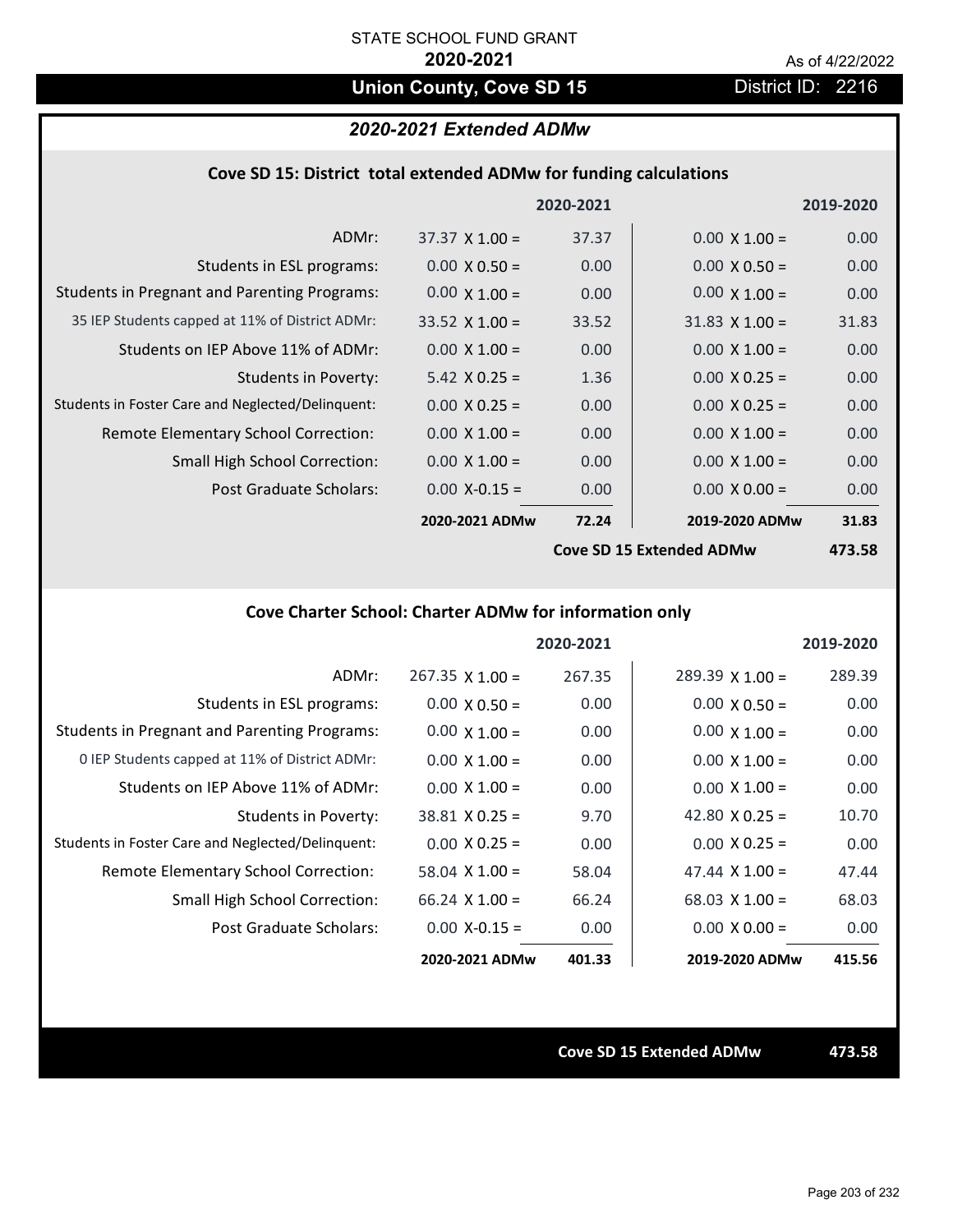STATE SCHOOL FUND GRANT

**2020-2021**

As of 4/22/2022

# Union County, Cove SD 15

District ID: 2216

## *2020-2021 Extended ADMw*

### Cove SD 15: District total extended ADMw for funding calculations

| | | 2020-2021 | | 2019-2020 |
|---|---|---|---|---|
| ADMr: | 37.37 X 1.00 = | 37.37 | 0.00 X 1.00 = | 0.00 |
| Students in ESL programs: | 0.00 X 0.50 = | 0.00 | 0.00 X 0.50 = | 0.00 |
| Students in Pregnant and Parenting Programs: | 0.00 X 1.00 = | 0.00 | 0.00 X 1.00 = | 0.00 |
| 35 IEP Students capped at 11% of District ADMr: | 33.52 X 1.00 = | 33.52 | 31.83 X 1.00 = | 31.83 |
| Students on IEP Above 11% of ADMr: | 0.00 X 1.00 = | 0.00 | 0.00 X 1.00 = | 0.00 |
| Students in Poverty: | 5.42 X 0.25 = | 1.36 | 0.00 X 0.25 = | 0.00 |
| Students in Foster Care and Neglected/Delinquent: | 0.00 X 0.25 = | 0.00 | 0.00 X 0.25 = | 0.00 |
| Remote Elementary School Correction: | 0.00 X 1.00 = | 0.00 | 0.00 X 1.00 = | 0.00 |
| Small High School Correction: | 0.00 X 1.00 = | 0.00 | 0.00 X 1.00 = | 0.00 |
| Post Graduate Scholars: | 0.00 X-0.15 = | 0.00 | 0.00 X 0.00 = | 0.00 |
| | **2020-2021 ADMw** | **72.24** | **2019-2020 ADMw** | **31.83** |
| | | | **Cove SD 15 Extended ADMw** | **473.58** |

### Cove Charter School: Charter ADMw for information only

| | | 2020-2021 | | 2019-2020 |
|---|---|---|---|---|
| ADMr: | 267.35 X 1.00 = | 267.35 | 289.39 X 1.00 = | 289.39 |
| Students in ESL programs: | 0.00 X 0.50 = | 0.00 | 0.00 X 0.50 = | 0.00 |
| Students in Pregnant and Parenting Programs: | 0.00 X 1.00 = | 0.00 | 0.00 X 1.00 = | 0.00 |
| 0 IEP Students capped at 11% of District ADMr: | 0.00 X 1.00 = | 0.00 | 0.00 X 1.00 = | 0.00 |
| Students on IEP Above 11% of ADMr: | 0.00 X 1.00 = | 0.00 | 0.00 X 1.00 = | 0.00 |
| Students in Poverty: | 38.81 X 0.25 = | 9.70 | 42.80 X 0.25 = | 10.70 |
| Students in Foster Care and Neglected/Delinquent: | 0.00 X 0.25 = | 0.00 | 0.00 X 0.25 = | 0.00 |
| Remote Elementary School Correction: | 58.04 X 1.00 = | 58.04 | 47.44 X 1.00 = | 47.44 |
| Small High School Correction: | 66.24 X 1.00 = | 66.24 | 68.03 X 1.00 = | 68.03 |
| Post Graduate Scholars: | 0.00 X-0.15 = | 0.00 | 0.00 X 0.00 = | 0.00 |
| | **2020-2021 ADMw** | **401.33** | **2019-2020 ADMw** | **415.56** |

**Cove SD 15 Extended ADMw** **473.58**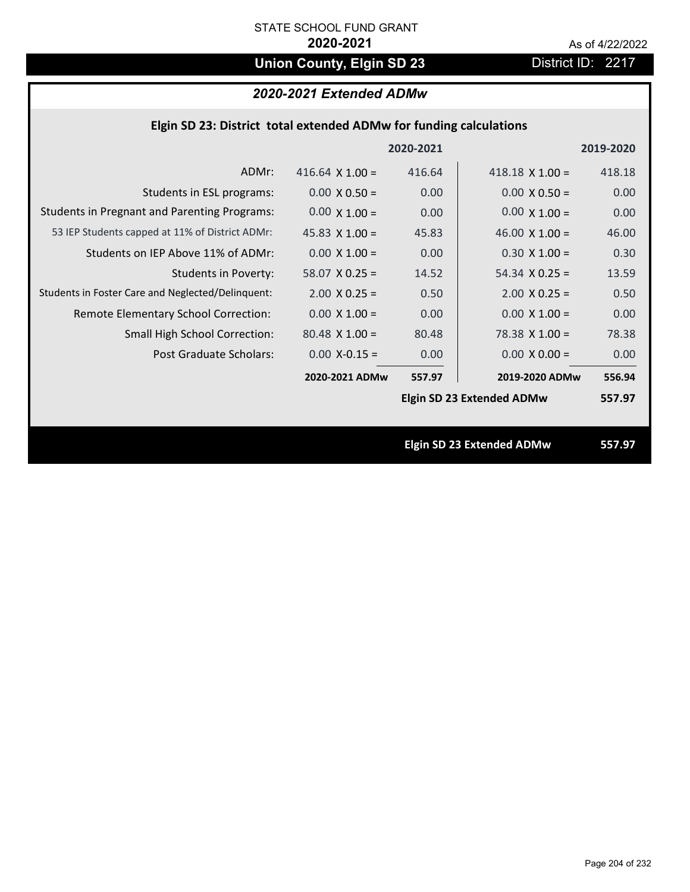STATE SCHOOL FUND GRANT

**2020-2021**

As of 4/22/2022

# Union County, Elgin SD 23

District ID: 2217

## *2020-2021 Extended ADMw*

### Elgin SD 23: District total extended ADMw for funding calculations

| | | 2020-2021 | | 2019-2020 |
|---|---|---|---|---|
| ADMr: | 416.64 X 1.00 = | 416.64 | 418.18 X 1.00 = | 418.18 |
| Students in ESL programs: | 0.00 X 0.50 = | 0.00 | 0.00 X 0.50 = | 0.00 |
| Students in Pregnant and Parenting Programs: | 0.00 X 1.00 = | 0.00 | 0.00 X 1.00 = | 0.00 |
| 53 IEP Students capped at 11% of District ADMr: | 45.83 X 1.00 = | 45.83 | 46.00 X 1.00 = | 46.00 |
| Students on IEP Above 11% of ADMr: | 0.00 X 1.00 = | 0.00 | 0.30 X 1.00 = | 0.30 |
| Students in Poverty: | 58.07 X 0.25 = | 14.52 | 54.34 X 0.25 = | 13.59 |
| Students in Foster Care and Neglected/Delinquent: | 2.00 X 0.25 = | 0.50 | 2.00 X 0.25 = | 0.50 |
| Remote Elementary School Correction: | 0.00 X 1.00 = | 0.00 | 0.00 X 1.00 = | 0.00 |
| Small High School Correction: | 80.48 X 1.00 = | 80.48 | 78.38 X 1.00 = | 78.38 |
| Post Graduate Scholars: | 0.00 X-0.15 = | 0.00 | 0.00 X 0.00 = | 0.00 |
| | **2020-2021 ADMw** | **557.97** | **2019-2020 ADMw** | **556.94** |
| | | | **Elgin SD 23 Extended ADMw** | **557.97** |

**Elgin SD 23 Extended ADMw 557.97**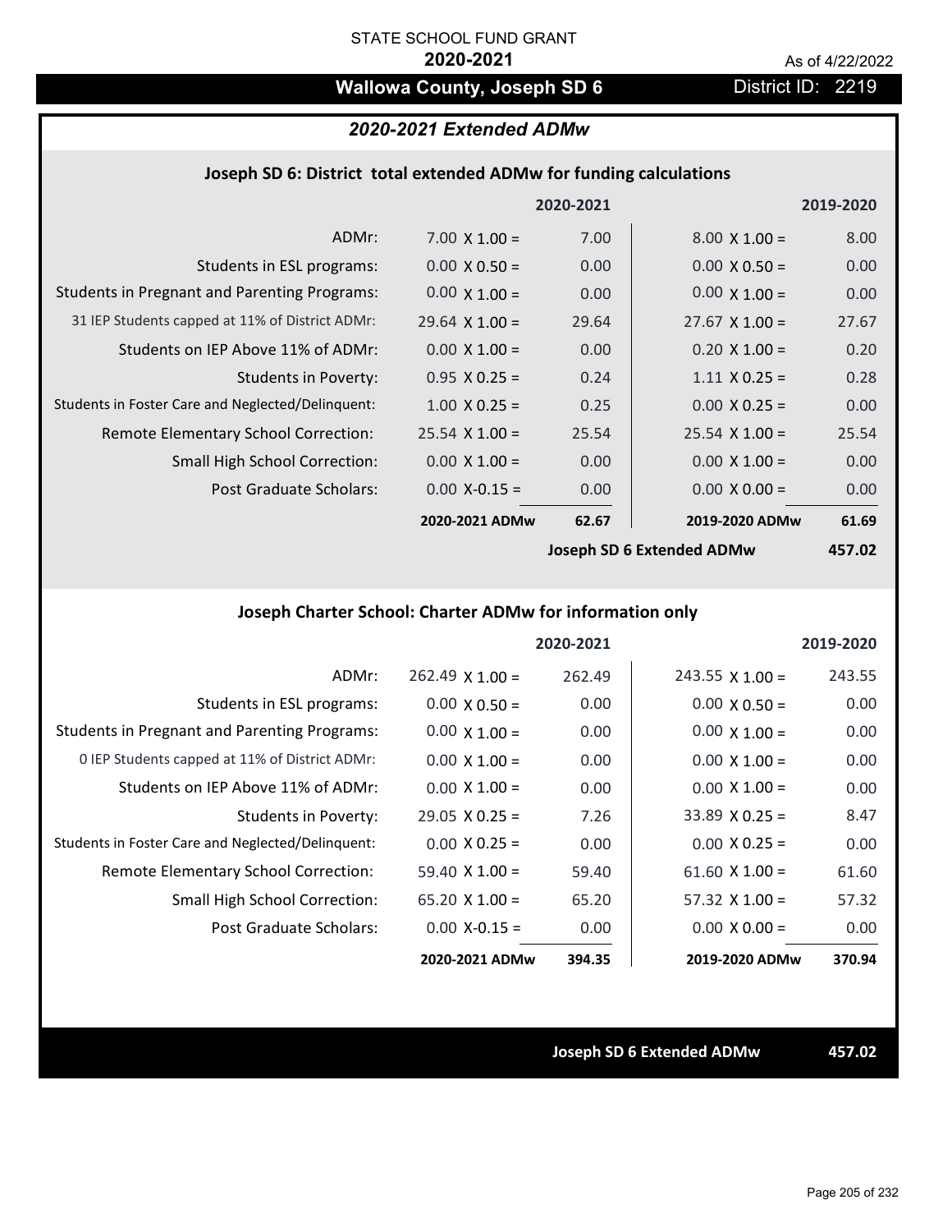STATE SCHOOL FUND GRANT

**2020-2021**

As of 4/22/2022

# Wallowa County, Joseph SD 6

District ID: 2219

## *2020-2021 Extended ADMw*

### Joseph SD 6: District total extended ADMw for funding calculations

| | 2020-2021 | | 2019-2020 | |
|---|---|---|---|---|
| ADMr: | 7.00 X 1.00 = | 7.00 | 8.00 X 1.00 = | 8.00 |
| Students in ESL programs: | 0.00 X 0.50 = | 0.00 | 0.00 X 0.50 = | 0.00 |
| Students in Pregnant and Parenting Programs: | 0.00 X 1.00 = | 0.00 | 0.00 X 1.00 = | 0.00 |
| 31 IEP Students capped at 11% of District ADMr: | 29.64 X 1.00 = | 29.64 | 27.67 X 1.00 = | 27.67 |
| Students on IEP Above 11% of ADMr: | 0.00 X 1.00 = | 0.00 | 0.20 X 1.00 = | 0.20 |
| Students in Poverty: | 0.95 X 0.25 = | 0.24 | 1.11 X 0.25 = | 0.28 |
| Students in Foster Care and Neglected/Delinquent: | 1.00 X 0.25 = | 0.25 | 0.00 X 0.25 = | 0.00 |
| Remote Elementary School Correction: | 25.54 X 1.00 = | 25.54 | 25.54 X 1.00 = | 25.54 |
| Small High School Correction: | 0.00 X 1.00 = | 0.00 | 0.00 X 1.00 = | 0.00 |
| Post Graduate Scholars: | 0.00 X-0.15 = | 0.00 | 0.00 X 0.00 = | 0.00 |
| | **2020-2021 ADMw** | **62.67** | **2019-2020 ADMw** | **61.69** |
| | | | **Joseph SD 6 Extended ADMw** | **457.02** |

### Joseph Charter School: Charter ADMw for information only

| | 2020-2021 | | 2019-2020 | |
|---|---|---|---|---|
| ADMr: | 262.49 X 1.00 = | 262.49 | 243.55 X 1.00 = | 243.55 |
| Students in ESL programs: | 0.00 X 0.50 = | 0.00 | 0.00 X 0.50 = | 0.00 |
| Students in Pregnant and Parenting Programs: | 0.00 X 1.00 = | 0.00 | 0.00 X 1.00 = | 0.00 |
| 0 IEP Students capped at 11% of District ADMr: | 0.00 X 1.00 = | 0.00 | 0.00 X 1.00 = | 0.00 |
| Students on IEP Above 11% of ADMr: | 0.00 X 1.00 = | 0.00 | 0.00 X 1.00 = | 0.00 |
| Students in Poverty: | 29.05 X 0.25 = | 7.26 | 33.89 X 0.25 = | 8.47 |
| Students in Foster Care and Neglected/Delinquent: | 0.00 X 0.25 = | 0.00 | 0.00 X 0.25 = | 0.00 |
| Remote Elementary School Correction: | 59.40 X 1.00 = | 59.40 | 61.60 X 1.00 = | 61.60 |
| Small High School Correction: | 65.20 X 1.00 = | 65.20 | 57.32 X 1.00 = | 57.32 |
| Post Graduate Scholars: | 0.00 X-0.15 = | 0.00 | 0.00 X 0.00 = | 0.00 |
| | **2020-2021 ADMw** | **394.35** | **2019-2020 ADMw** | **370.94** |

**Joseph SD 6 Extended ADMw** **457.02**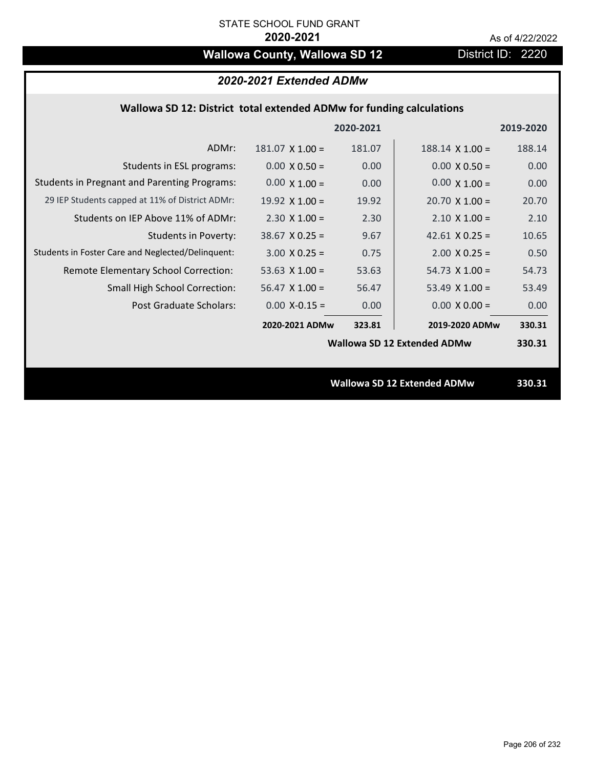STATE SCHOOL FUND GRANT

**2020-2021**

As of 4/22/2022

# Wallowa County, Wallowa SD 12

District ID: 2220

## *2020-2021 Extended ADMw*

### Wallowa SD 12: District total extended ADMw for funding calculations

| | | 2020-2021 | | 2019-2020 |
|---|---|---|---|---|
| ADMr: | 181.07 X 1.00 = | 181.07 | 188.14 X 1.00 = | 188.14 |
| Students in ESL programs: | 0.00 X 0.50 = | 0.00 | 0.00 X 0.50 = | 0.00 |
| Students in Pregnant and Parenting Programs: | 0.00 X 1.00 = | 0.00 | 0.00 X 1.00 = | 0.00 |
| 29 IEP Students capped at 11% of District ADMr: | 19.92 X 1.00 = | 19.92 | 20.70 X 1.00 = | 20.70 |
| Students on IEP Above 11% of ADMr: | 2.30 X 1.00 = | 2.30 | 2.10 X 1.00 = | 2.10 |
| Students in Poverty: | 38.67 X 0.25 = | 9.67 | 42.61 X 0.25 = | 10.65 |
| Students in Foster Care and Neglected/Delinquent: | 3.00 X 0.25 = | 0.75 | 2.00 X 0.25 = | 0.50 |
| Remote Elementary School Correction: | 53.63 X 1.00 = | 53.63 | 54.73 X 1.00 = | 54.73 |
| Small High School Correction: | 56.47 X 1.00 = | 56.47 | 53.49 X 1.00 = | 53.49 |
| Post Graduate Scholars: | 0.00 X-0.15 = | 0.00 | 0.00 X 0.00 = | 0.00 |
| | **2020-2021 ADMw** | **323.81** | **2019-2020 ADMw** | **330.31** |
| | | | **Wallowa SD 12 Extended ADMw** | **330.31** |

**Wallowa SD 12 Extended ADMw** **330.31**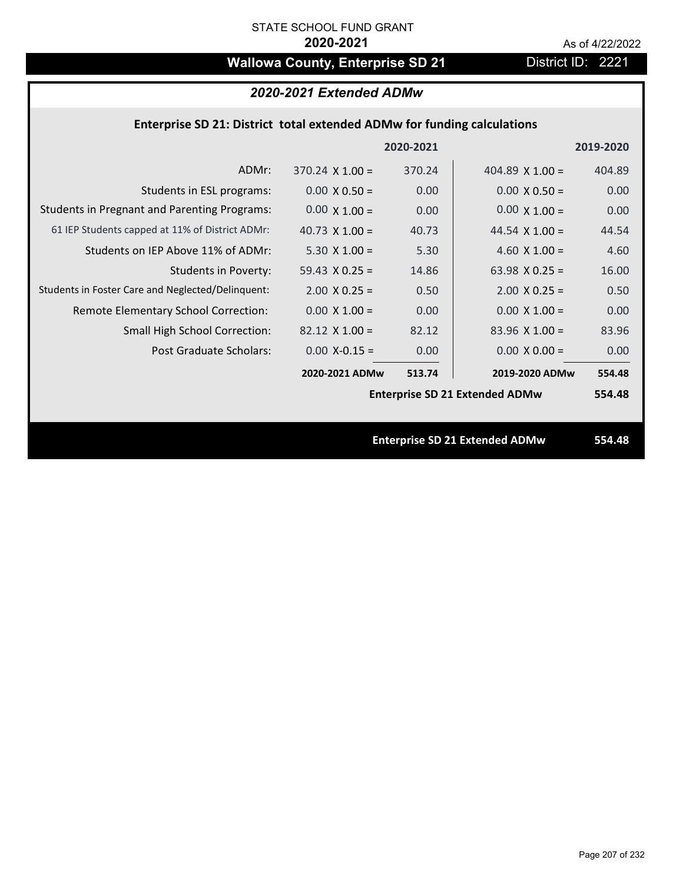STATE SCHOOL FUND GRANT

**2020-2021**

As of 4/22/2022

# Wallowa County, Enterprise SD 21

District ID: 2221

## *2020-2021 Extended ADMw*

### Enterprise SD 21: District total extended ADMw for funding calculations

| | | 2020-2021 | | 2019-2020 |
|---|---|---|---|---|
| ADMr: | 370.24 X 1.00 = | 370.24 | 404.89 X 1.00 = | 404.89 |
| Students in ESL programs: | 0.00 X 0.50 = | 0.00 | 0.00 X 0.50 = | 0.00 |
| Students in Pregnant and Parenting Programs: | 0.00 X 1.00 = | 0.00 | 0.00 X 1.00 = | 0.00 |
| 61 IEP Students capped at 11% of District ADMr: | 40.73 X 1.00 = | 40.73 | 44.54 X 1.00 = | 44.54 |
| Students on IEP Above 11% of ADMr: | 5.30 X 1.00 = | 5.30 | 4.60 X 1.00 = | 4.60 |
| Students in Poverty: | 59.43 X 0.25 = | 14.86 | 63.98 X 0.25 = | 16.00 |
| Students in Foster Care and Neglected/Delinquent: | 2.00 X 0.25 = | 0.50 | 2.00 X 0.25 = | 0.50 |
| Remote Elementary School Correction: | 0.00 X 1.00 = | 0.00 | 0.00 X 1.00 = | 0.00 |
| Small High School Correction: | 82.12 X 1.00 = | 82.12 | 83.96 X 1.00 = | 83.96 |
| Post Graduate Scholars: | 0.00 X-0.15 = | 0.00 | 0.00 X 0.00 = | 0.00 |
| | **2020-2021 ADMw** | **513.74** | **2019-2020 ADMw** | **554.48** |
| | | | **Enterprise SD 21 Extended ADMw** | **554.48** |

**Enterprise SD 21 Extended ADMw** **554.48**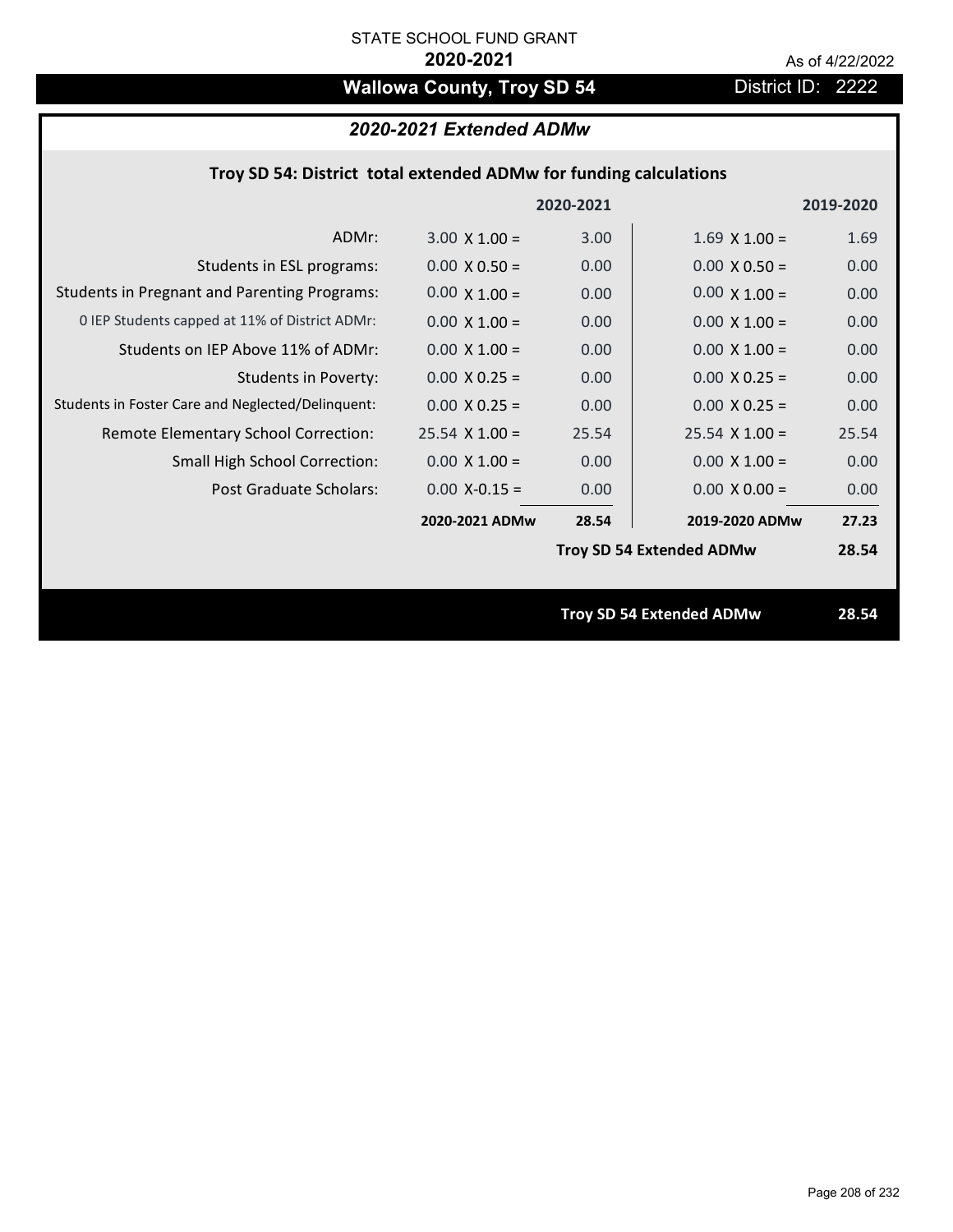STATE SCHOOL FUND GRANT

**2020-2021**

As of 4/22/2022

## Wallowa County, Troy SD 54

District ID: 2222

### *2020-2021 Extended ADMw*

**Troy SD 54: District total extended ADMw for funding calculations**

| | 2020-2021 | | 2019-2020 | |
|---|---|---|---|---|
| ADMr: | 3.00 X 1.00 = | 3.00 | 1.69 X 1.00 = | 1.69 |
| Students in ESL programs: | 0.00 X 0.50 = | 0.00 | 0.00 X 0.50 = | 0.00 |
| Students in Pregnant and Parenting Programs: | 0.00 X 1.00 = | 0.00 | 0.00 X 1.00 = | 0.00 |
| 0 IEP Students capped at 11% of District ADMr: | 0.00 X 1.00 = | 0.00 | 0.00 X 1.00 = | 0.00 |
| Students on IEP Above 11% of ADMr: | 0.00 X 1.00 = | 0.00 | 0.00 X 1.00 = | 0.00 |
| Students in Poverty: | 0.00 X 0.25 = | 0.00 | 0.00 X 0.25 = | 0.00 |
| Students in Foster Care and Neglected/Delinquent: | 0.00 X 0.25 = | 0.00 | 0.00 X 0.25 = | 0.00 |
| Remote Elementary School Correction: | 25.54 X 1.00 = | 25.54 | 25.54 X 1.00 = | 25.54 |
| Small High School Correction: | 0.00 X 1.00 = | 0.00 | 0.00 X 1.00 = | 0.00 |
| Post Graduate Scholars: | 0.00 X-0.15 = | 0.00 | 0.00 X 0.00 = | 0.00 |
| | **2020-2021 ADMw** | **28.54** | **2019-2020 ADMw** | **27.23** |
| | | | **Troy SD 54 Extended ADMw** | **28.54** |

**Troy SD 54 Extended ADMw** **28.54**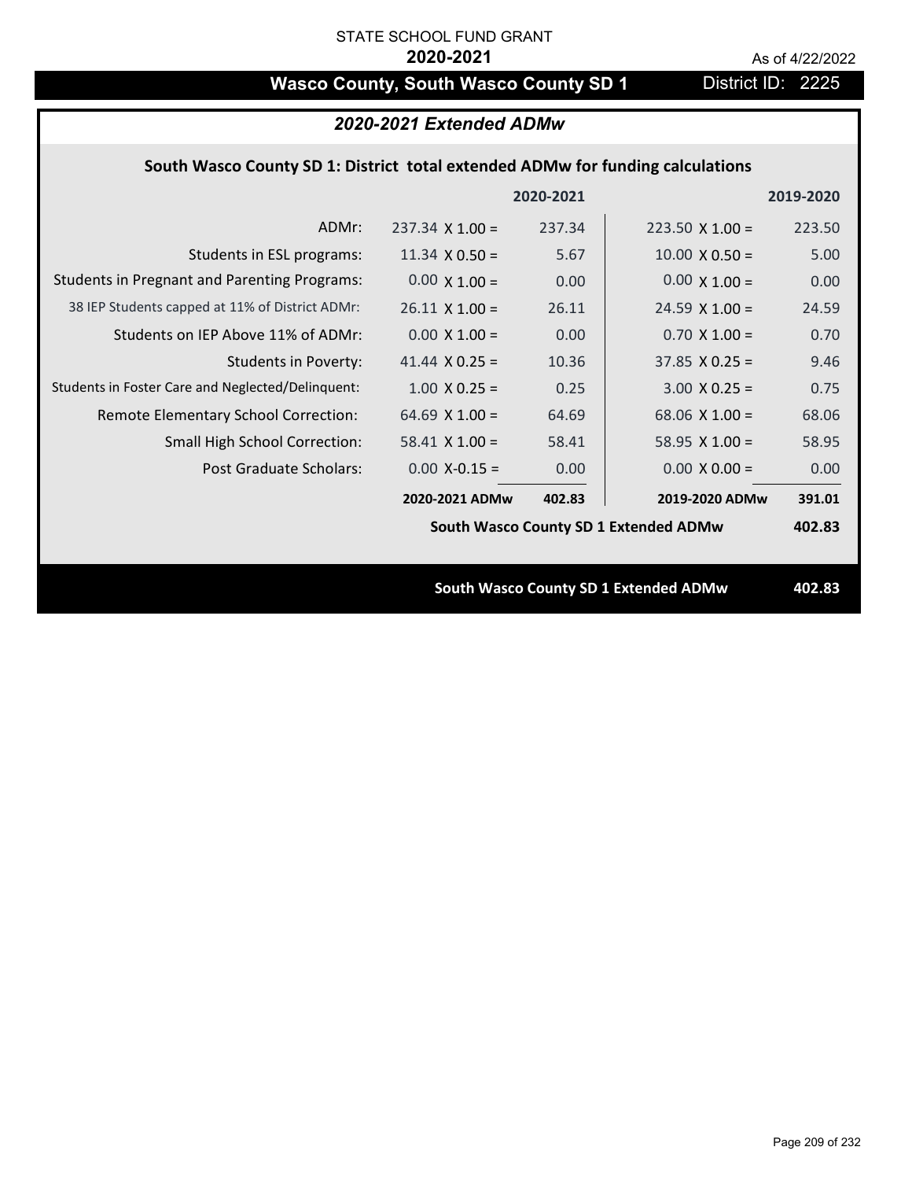STATE SCHOOL FUND GRANT

**2020-2021**

As of 4/22/2022

# Wasco County, South Wasco County SD 1

District ID: 2225

## *2020-2021 Extended ADMw*

### South Wasco County SD 1: District total extended ADMw for funding calculations

| | | 2020-2021 | | 2019-2020 |
|---|---|---|---|---|
| ADMr: | 237.34 X 1.00 = | 237.34 | 223.50 X 1.00 = | 223.50 |
| Students in ESL programs: | 11.34 X 0.50 = | 5.67 | 10.00 X 0.50 = | 5.00 |
| Students in Pregnant and Parenting Programs: | 0.00 X 1.00 = | 0.00 | 0.00 X 1.00 = | 0.00 |
| 38 IEP Students capped at 11% of District ADMr: | 26.11 X 1.00 = | 26.11 | 24.59 X 1.00 = | 24.59 |
| Students on IEP Above 11% of ADMr: | 0.00 X 1.00 = | 0.00 | 0.70 X 1.00 = | 0.70 |
| Students in Poverty: | 41.44 X 0.25 = | 10.36 | 37.85 X 0.25 = | 9.46 |
| Students in Foster Care and Neglected/Delinquent: | 1.00 X 0.25 = | 0.25 | 3.00 X 0.25 = | 0.75 |
| Remote Elementary School Correction: | 64.69 X 1.00 = | 64.69 | 68.06 X 1.00 = | 68.06 |
| Small High School Correction: | 58.41 X 1.00 = | 58.41 | 58.95 X 1.00 = | 58.95 |
| Post Graduate Scholars: | 0.00 X-0.15 = | 0.00 | 0.00 X 0.00 = | 0.00 |
| | **2020-2021 ADMw** | **402.83** | **2019-2020 ADMw** | **391.01** |
| | | | **South Wasco County SD 1 Extended ADMw** | **402.83** |

**South Wasco County SD 1 Extended ADMw** **402.83**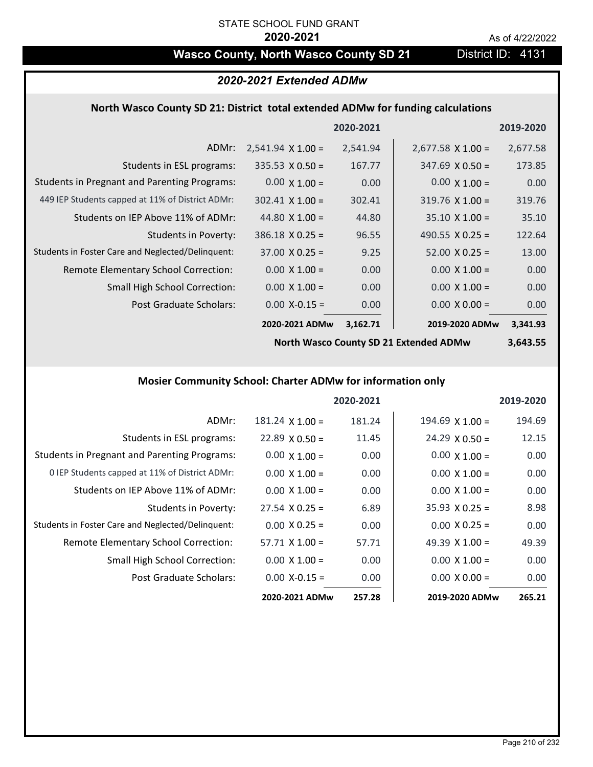STATE SCHOOL FUND GRANT

**2020-2021**

As of 4/22/2022

# Wasco County, North Wasco County SD 21

District ID: 4131

## *2020-2021 Extended ADMw*

### North Wasco County SD 21: District total extended ADMw for funding calculations

| | 2020-2021 | | 2019-2020 | |
|---|---|---|---|---|
| ADMr: | 2,541.94 X 1.00 = | 2,541.94 | 2,677.58 X 1.00 = | 2,677.58 |
| Students in ESL programs: | 335.53 X 0.50 = | 167.77 | 347.69 X 0.50 = | 173.85 |
| Students in Pregnant and Parenting Programs: | 0.00 X 1.00 = | 0.00 | 0.00 X 1.00 = | 0.00 |
| 449 IEP Students capped at 11% of District ADMr: | 302.41 X 1.00 = | 302.41 | 319.76 X 1.00 = | 319.76 |
| Students on IEP Above 11% of ADMr: | 44.80 X 1.00 = | 44.80 | 35.10 X 1.00 = | 35.10 |
| Students in Poverty: | 386.18 X 0.25 = | 96.55 | 490.55 X 0.25 = | 122.64 |
| Students in Foster Care and Neglected/Delinquent: | 37.00 X 0.25 = | 9.25 | 52.00 X 0.25 = | 13.00 |
| Remote Elementary School Correction: | 0.00 X 1.00 = | 0.00 | 0.00 X 1.00 = | 0.00 |
| Small High School Correction: | 0.00 X 1.00 = | 0.00 | 0.00 X 1.00 = | 0.00 |
| Post Graduate Scholars: | 0.00 X-0.15 = | 0.00 | 0.00 X 0.00 = | 0.00 |
| | **2020-2021 ADMw** | **3,162.71** | **2019-2020 ADMw** | **3,341.93** |
| | | | **North Wasco County SD 21 Extended ADMw** | **3,643.55** |

### Mosier Community School: Charter ADMw for information only

| | 2020-2021 | | 2019-2020 | |
|---|---|---|---|---|
| ADMr: | 181.24 X 1.00 = | 181.24 | 194.69 X 1.00 = | 194.69 |
| Students in ESL programs: | 22.89 X 0.50 = | 11.45 | 24.29 X 0.50 = | 12.15 |
| Students in Pregnant and Parenting Programs: | 0.00 X 1.00 = | 0.00 | 0.00 X 1.00 = | 0.00 |
| 0 IEP Students capped at 11% of District ADMr: | 0.00 X 1.00 = | 0.00 | 0.00 X 1.00 = | 0.00 |
| Students on IEP Above 11% of ADMr: | 0.00 X 1.00 = | 0.00 | 0.00 X 1.00 = | 0.00 |
| Students in Poverty: | 27.54 X 0.25 = | 6.89 | 35.93 X 0.25 = | 8.98 |
| Students in Foster Care and Neglected/Delinquent: | 0.00 X 0.25 = | 0.00 | 0.00 X 0.25 = | 0.00 |
| Remote Elementary School Correction: | 57.71 X 1.00 = | 57.71 | 49.39 X 1.00 = | 49.39 |
| Small High School Correction: | 0.00 X 1.00 = | 0.00 | 0.00 X 1.00 = | 0.00 |
| Post Graduate Scholars: | 0.00 X-0.15 = | 0.00 | 0.00 X 0.00 = | 0.00 |
| | **2020-2021 ADMw** | **257.28** | **2019-2020 ADMw** | **265.21** |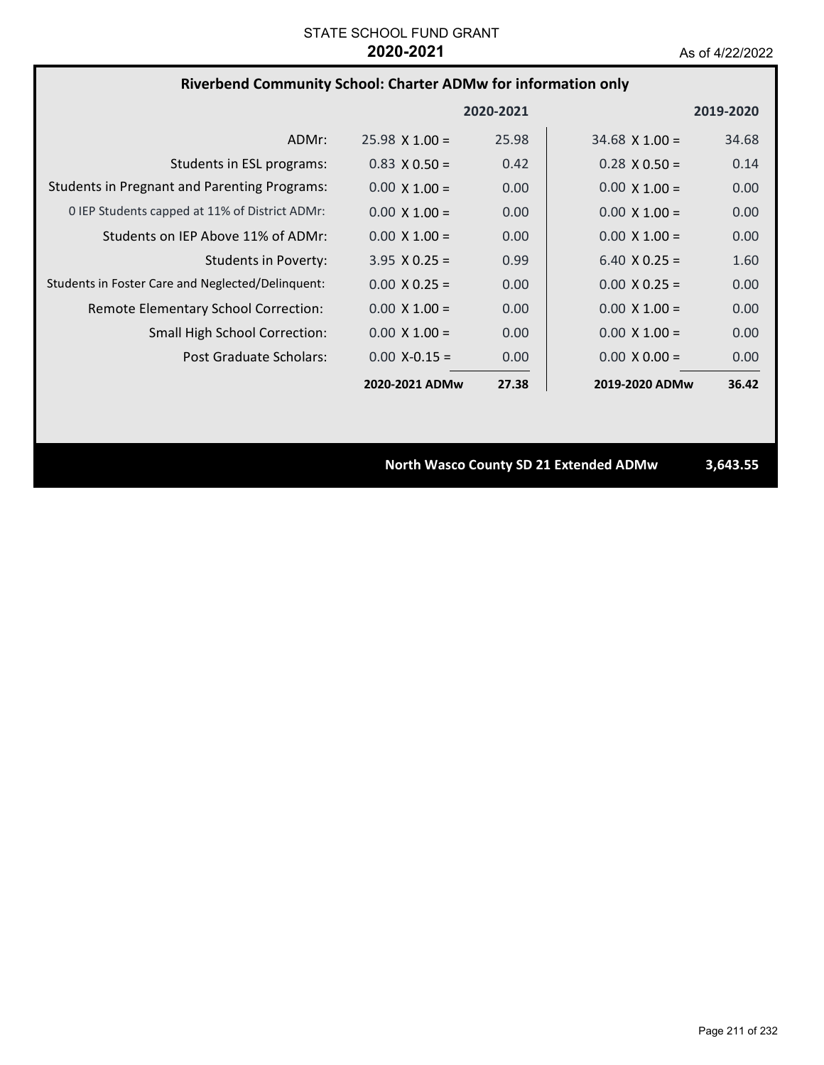STATE SCHOOL FUND GRANT

**2020-2021**

As of 4/22/2022

## Riverbend Community School: Charter ADMw for information only

| | | 2020-2021 | | 2019-2020 |
|---|---|---|---|---|
| ADMr: | 25.98 X 1.00 = | 25.98 | 34.68 X 1.00 = | 34.68 |
| Students in ESL programs: | 0.83 X 0.50 = | 0.42 | 0.28 X 0.50 = | 0.14 |
| Students in Pregnant and Parenting Programs: | 0.00 X 1.00 = | 0.00 | 0.00 X 1.00 = | 0.00 |
| 0 IEP Students capped at 11% of District ADMr: | 0.00 X 1.00 = | 0.00 | 0.00 X 1.00 = | 0.00 |
| Students on IEP Above 11% of ADMr: | 0.00 X 1.00 = | 0.00 | 0.00 X 1.00 = | 0.00 |
| Students in Poverty: | 3.95 X 0.25 = | 0.99 | 6.40 X 0.25 = | 1.60 |
| Students in Foster Care and Neglected/Delinquent: | 0.00 X 0.25 = | 0.00 | 0.00 X 0.25 = | 0.00 |
| Remote Elementary School Correction: | 0.00 X 1.00 = | 0.00 | 0.00 X 1.00 = | 0.00 |
| Small High School Correction: | 0.00 X 1.00 = | 0.00 | 0.00 X 1.00 = | 0.00 |
| Post Graduate Scholars: | 0.00 X-0.15 = | 0.00 | 0.00 X 0.00 = | 0.00 |
| | **2020-2021 ADMw** | **27.38** | **2019-2020 ADMw** | **36.42** |

**North Wasco County SD 21 Extended ADMw** **3,643.55**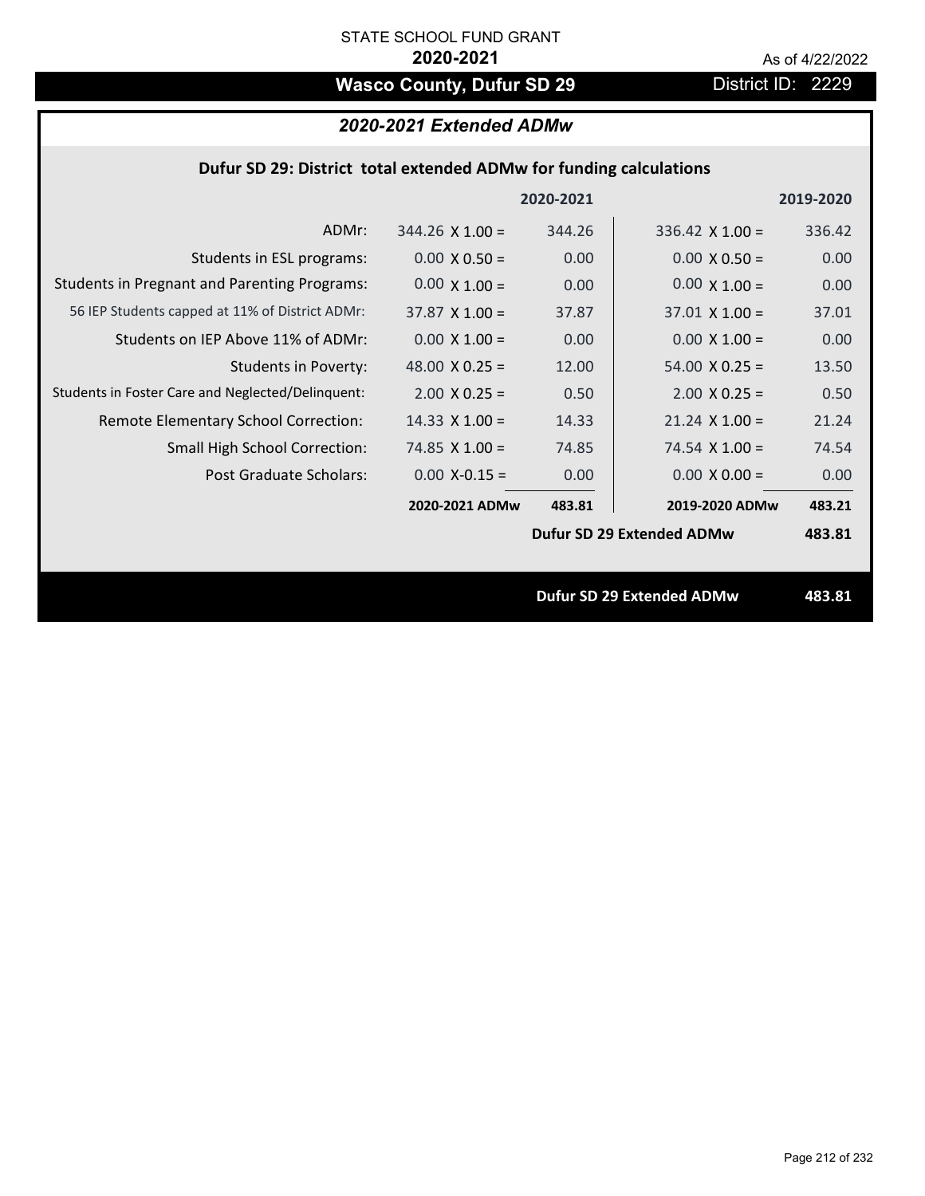STATE SCHOOL FUND GRANT

**2020-2021**

As of 4/22/2022

# Wasco County, Dufur SD 29

District ID: 2229

## *2020-2021 Extended ADMw*

### Dufur SD 29: District total extended ADMw for funding calculations

| | | 2020-2021 | | 2019-2020 |
|---|---|---|---|---|
| ADMr: | 344.26 X 1.00 = | 344.26 | 336.42 X 1.00 = | 336.42 |
| Students in ESL programs: | 0.00 X 0.50 = | 0.00 | 0.00 X 0.50 = | 0.00 |
| Students in Pregnant and Parenting Programs: | 0.00 X 1.00 = | 0.00 | 0.00 X 1.00 = | 0.00 |
| 56 IEP Students capped at 11% of District ADMr: | 37.87 X 1.00 = | 37.87 | 37.01 X 1.00 = | 37.01 |
| Students on IEP Above 11% of ADMr: | 0.00 X 1.00 = | 0.00 | 0.00 X 1.00 = | 0.00 |
| Students in Poverty: | 48.00 X 0.25 = | 12.00 | 54.00 X 0.25 = | 13.50 |
| Students in Foster Care and Neglected/Delinquent: | 2.00 X 0.25 = | 0.50 | 2.00 X 0.25 = | 0.50 |
| Remote Elementary School Correction: | 14.33 X 1.00 = | 14.33 | 21.24 X 1.00 = | 21.24 |
| Small High School Correction: | 74.85 X 1.00 = | 74.85 | 74.54 X 1.00 = | 74.54 |
| Post Graduate Scholars: | 0.00 X-0.15 = | 0.00 | 0.00 X 0.00 = | 0.00 |
| | **2020-2021 ADMw** | **483.81** | **2019-2020 ADMw** | **483.21** |
| | | | **Dufur SD 29 Extended ADMw** | **483.81** |

**Dufur SD 29 Extended ADMw** **483.81**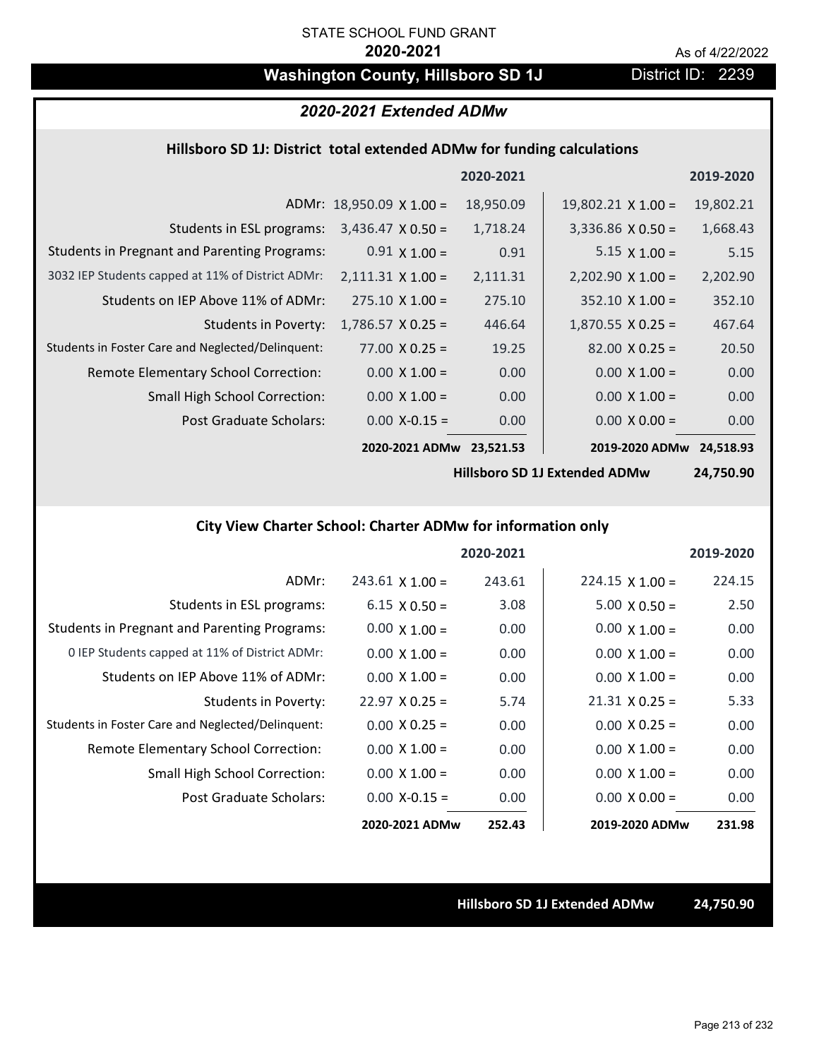STATE SCHOOL FUND GRANT

**2020-2021**

As of 4/22/2022

## Washington County, Hillsboro SD 1J

District ID: 2239

### *2020-2021 Extended ADMw*

#### Hillsboro SD 1J: District total extended ADMw for funding calculations

| | | 2020-2021 | | 2019-2020 |
|---|---|---|---|---|
| ADMr: | 18,950.09 X 1.00 = | 18,950.09 | 19,802.21 X 1.00 = | 19,802.21 |
| Students in ESL programs: | 3,436.47 X 0.50 = | 1,718.24 | 3,336.86 X 0.50 = | 1,668.43 |
| Students in Pregnant and Parenting Programs: | 0.91 X 1.00 = | 0.91 | 5.15 X 1.00 = | 5.15 |
| 3032 IEP Students capped at 11% of District ADMr: | 2,111.31 X 1.00 = | 2,111.31 | 2,202.90 X 1.00 = | 2,202.90 |
| Students on IEP Above 11% of ADMr: | 275.10 X 1.00 = | 275.10 | 352.10 X 1.00 = | 352.10 |
| Students in Poverty: | 1,786.57 X 0.25 = | 446.64 | 1,870.55 X 0.25 = | 467.64 |
| Students in Foster Care and Neglected/Delinquent: | 77.00 X 0.25 = | 19.25 | 82.00 X 0.25 = | 20.50 |
| Remote Elementary School Correction: | 0.00 X 1.00 = | 0.00 | 0.00 X 1.00 = | 0.00 |
| Small High School Correction: | 0.00 X 1.00 = | 0.00 | 0.00 X 1.00 = | 0.00 |
| Post Graduate Scholars: | 0.00 X-0.15 = | 0.00 | 0.00 X 0.00 = | 0.00 |
| | **2020-2021 ADMw** | **23,521.53** | **2019-2020 ADMw** | **24,518.93** |
| | | | **Hillsboro SD 1J Extended ADMw** | **24,750.90** |

#### City View Charter School: Charter ADMw for information only

| | | 2020-2021 | | 2019-2020 |
|---|---|---|---|---|
| ADMr: | 243.61 X 1.00 = | 243.61 | 224.15 X 1.00 = | 224.15 |
| Students in ESL programs: | 6.15 X 0.50 = | 3.08 | 5.00 X 0.50 = | 2.50 |
| Students in Pregnant and Parenting Programs: | 0.00 X 1.00 = | 0.00 | 0.00 X 1.00 = | 0.00 |
| 0 IEP Students capped at 11% of District ADMr: | 0.00 X 1.00 = | 0.00 | 0.00 X 1.00 = | 0.00 |
| Students on IEP Above 11% of ADMr: | 0.00 X 1.00 = | 0.00 | 0.00 X 1.00 = | 0.00 |
| Students in Poverty: | 22.97 X 0.25 = | 5.74 | 21.31 X 0.25 = | 5.33 |
| Students in Foster Care and Neglected/Delinquent: | 0.00 X 0.25 = | 0.00 | 0.00 X 0.25 = | 0.00 |
| Remote Elementary School Correction: | 0.00 X 1.00 = | 0.00 | 0.00 X 1.00 = | 0.00 |
| Small High School Correction: | 0.00 X 1.00 = | 0.00 | 0.00 X 1.00 = | 0.00 |
| Post Graduate Scholars: | 0.00 X-0.15 = | 0.00 | 0.00 X 0.00 = | 0.00 |
| | **2020-2021 ADMw** | **252.43** | **2019-2020 ADMw** | **231.98** |

**Hillsboro SD 1J Extended ADMw** **24,750.90**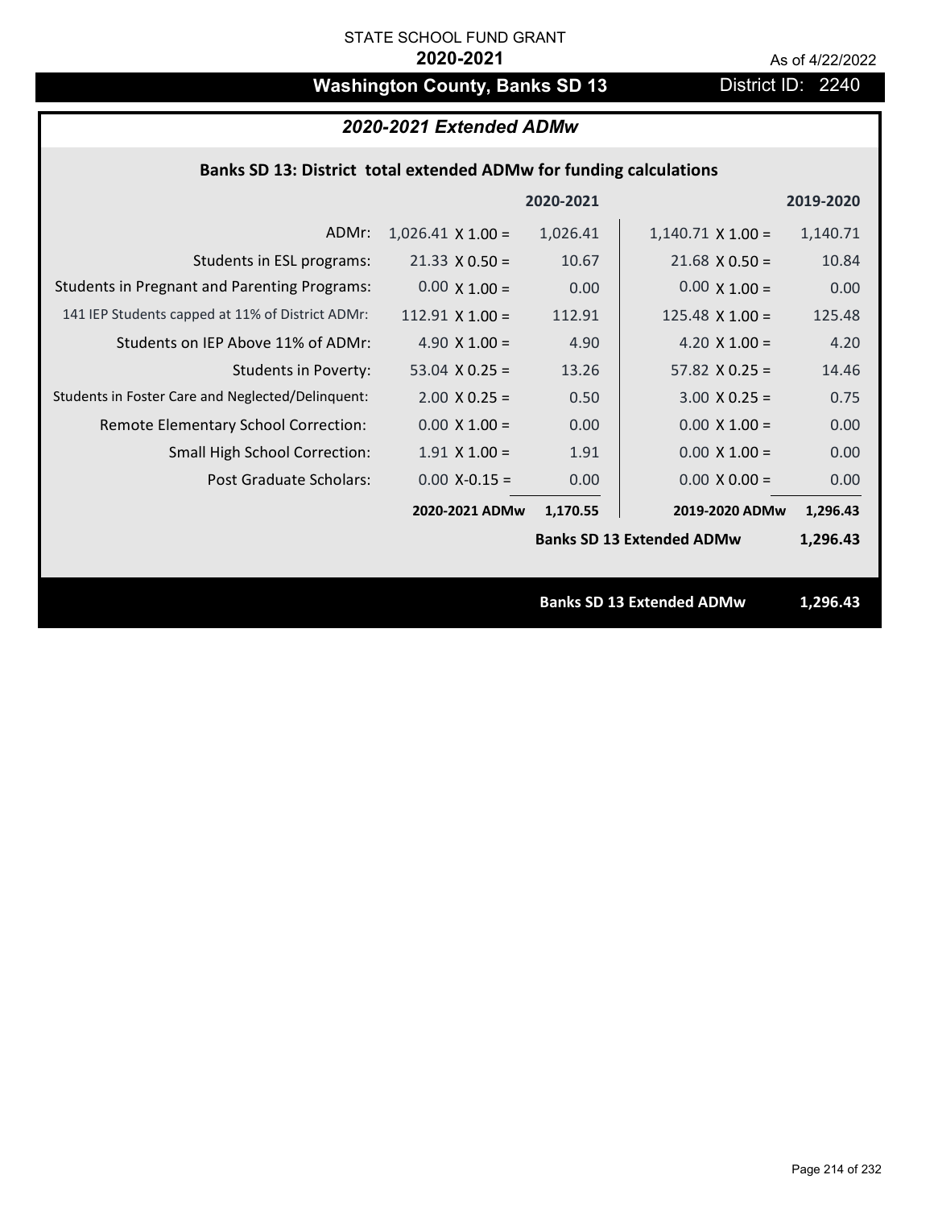STATE SCHOOL FUND GRANT

**2020-2021**

As of 4/22/2022

# Washington County, Banks SD 13

District ID: 2240

## *2020-2021 Extended ADMw*

### Banks SD 13: District total extended ADMw for funding calculations

| | | 2020-2021 | | 2019-2020 |
|---|---|---|---|---|
| ADMr: | 1,026.41 X 1.00 = | 1,026.41 | 1,140.71 X 1.00 = | 1,140.71 |
| Students in ESL programs: | 21.33 X 0.50 = | 10.67 | 21.68 X 0.50 = | 10.84 |
| Students in Pregnant and Parenting Programs: | 0.00 X 1.00 = | 0.00 | 0.00 X 1.00 = | 0.00 |
| 141 IEP Students capped at 11% of District ADMr: | 112.91 X 1.00 = | 112.91 | 125.48 X 1.00 = | 125.48 |
| Students on IEP Above 11% of ADMr: | 4.90 X 1.00 = | 4.90 | 4.20 X 1.00 = | 4.20 |
| Students in Poverty: | 53.04 X 0.25 = | 13.26 | 57.82 X 0.25 = | 14.46 |
| Students in Foster Care and Neglected/Delinquent: | 2.00 X 0.25 = | 0.50 | 3.00 X 0.25 = | 0.75 |
| Remote Elementary School Correction: | 0.00 X 1.00 = | 0.00 | 0.00 X 1.00 = | 0.00 |
| Small High School Correction: | 1.91 X 1.00 = | 1.91 | 0.00 X 1.00 = | 0.00 |
| Post Graduate Scholars: | 0.00 X-0.15 = | 0.00 | 0.00 X 0.00 = | 0.00 |
| | **2020-2021 ADMw** | **1,170.55** | **2019-2020 ADMw** | **1,296.43** |
| | | | **Banks SD 13 Extended ADMw** | **1,296.43** |

**Banks SD 13 Extended ADMw** **1,296.43**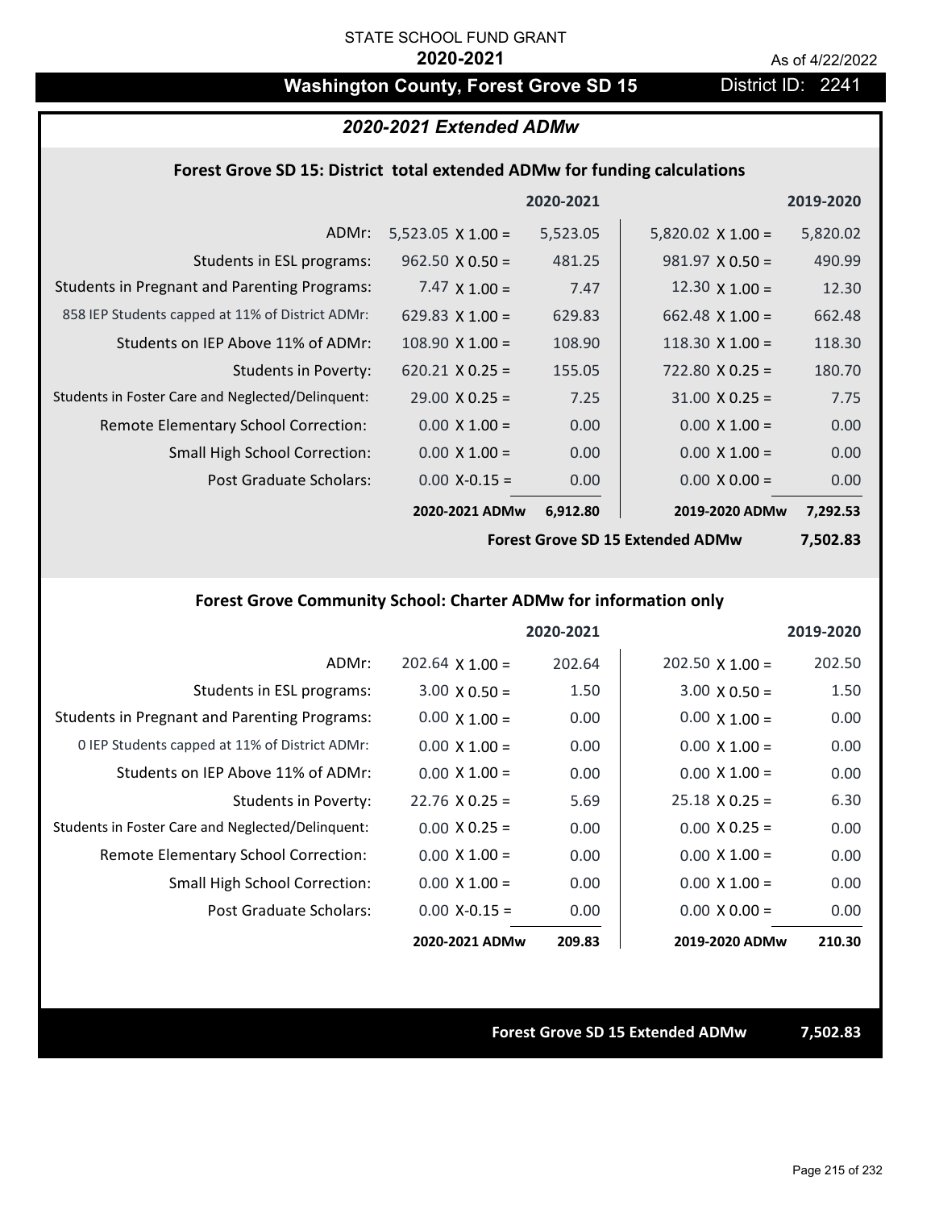STATE SCHOOL FUND GRANT

**2020-2021**

As of 4/22/2022

# Washington County, Forest Grove SD 15

District ID: 2241

## *2020-2021 Extended ADMw*

### Forest Grove SD 15: District total extended ADMw for funding calculations

| | | 2020-2021 | | 2019-2020 |
|---|---|---|---|---|
| ADMr: | 5,523.05 X 1.00 = | 5,523.05 | 5,820.02 X 1.00 = | 5,820.02 |
| Students in ESL programs: | 962.50 X 0.50 = | 481.25 | 981.97 X 0.50 = | 490.99 |
| Students in Pregnant and Parenting Programs: | 7.47 X 1.00 = | 7.47 | 12.30 X 1.00 = | 12.30 |
| 858 IEP Students capped at 11% of District ADMr: | 629.83 X 1.00 = | 629.83 | 662.48 X 1.00 = | 662.48 |
| Students on IEP Above 11% of ADMr: | 108.90 X 1.00 = | 108.90 | 118.30 X 1.00 = | 118.30 |
| Students in Poverty: | 620.21 X 0.25 = | 155.05 | 722.80 X 0.25 = | 180.70 |
| Students in Foster Care and Neglected/Delinquent: | 29.00 X 0.25 = | 7.25 | 31.00 X 0.25 = | 7.75 |
| Remote Elementary School Correction: | 0.00 X 1.00 = | 0.00 | 0.00 X 1.00 = | 0.00 |
| Small High School Correction: | 0.00 X 1.00 = | 0.00 | 0.00 X 1.00 = | 0.00 |
| Post Graduate Scholars: | 0.00 X-0.15 = | 0.00 | 0.00 X 0.00 = | 0.00 |
| | **2020-2021 ADMw** | **6,912.80** | **2019-2020 ADMw** | **7,292.53** |
| | | | **Forest Grove SD 15 Extended ADMw** | **7,502.83** |

### Forest Grove Community School: Charter ADMw for information only

| | | 2020-2021 | | 2019-2020 |
|---|---|---|---|---|
| ADMr: | 202.64 X 1.00 = | 202.64 | 202.50 X 1.00 = | 202.50 |
| Students in ESL programs: | 3.00 X 0.50 = | 1.50 | 3.00 X 0.50 = | 1.50 |
| Students in Pregnant and Parenting Programs: | 0.00 X 1.00 = | 0.00 | 0.00 X 1.00 = | 0.00 |
| 0 IEP Students capped at 11% of District ADMr: | 0.00 X 1.00 = | 0.00 | 0.00 X 1.00 = | 0.00 |
| Students on IEP Above 11% of ADMr: | 0.00 X 1.00 = | 0.00 | 0.00 X 1.00 = | 0.00 |
| Students in Poverty: | 22.76 X 0.25 = | 5.69 | 25.18 X 0.25 = | 6.30 |
| Students in Foster Care and Neglected/Delinquent: | 0.00 X 0.25 = | 0.00 | 0.00 X 0.25 = | 0.00 |
| Remote Elementary School Correction: | 0.00 X 1.00 = | 0.00 | 0.00 X 1.00 = | 0.00 |
| Small High School Correction: | 0.00 X 1.00 = | 0.00 | 0.00 X 1.00 = | 0.00 |
| Post Graduate Scholars: | 0.00 X-0.15 = | 0.00 | 0.00 X 0.00 = | 0.00 |
| | **2020-2021 ADMw** | **209.83** | **2019-2020 ADMw** | **210.30** |

**Forest Grove SD 15 Extended ADMw** **7,502.83**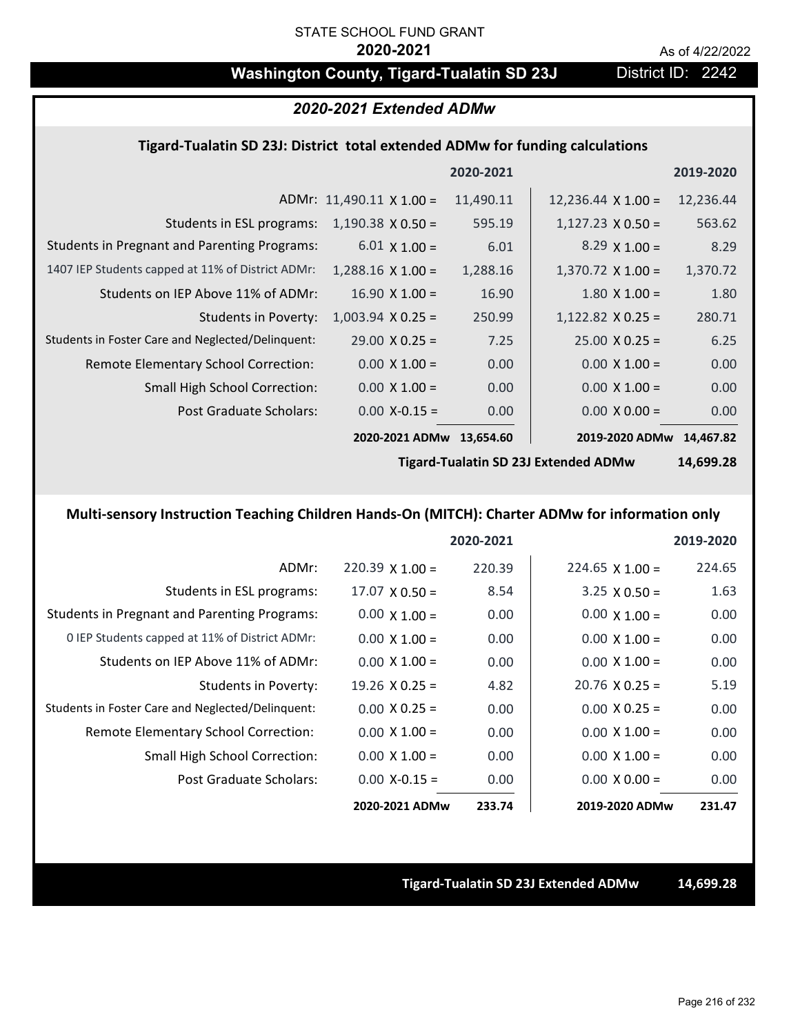STATE SCHOOL FUND GRANT

**2020-2021**

As of 4/22/2022

# Washington County, Tigard-Tualatin SD 23J

District ID: 2242

## *2020-2021 Extended ADMw*

### Tigard-Tualatin SD 23J: District total extended ADMw for funding calculations

| | | 2020-2021 | | 2019-2020 |
|---|---|---|---|---|
| ADMr: | 11,490.11 X 1.00 = | 11,490.11 | 12,236.44 X 1.00 = | 12,236.44 |
| Students in ESL programs: | 1,190.38 X 0.50 = | 595.19 | 1,127.23 X 0.50 = | 563.62 |
| Students in Pregnant and Parenting Programs: | 6.01 X 1.00 = | 6.01 | 8.29 X 1.00 = | 8.29 |
| 1407 IEP Students capped at 11% of District ADMr: | 1,288.16 X 1.00 = | 1,288.16 | 1,370.72 X 1.00 = | 1,370.72 |
| Students on IEP Above 11% of ADMr: | 16.90 X 1.00 = | 16.90 | 1.80 X 1.00 = | 1.80 |
| Students in Poverty: | 1,003.94 X 0.25 = | 250.99 | 1,122.82 X 0.25 = | 280.71 |
| Students in Foster Care and Neglected/Delinquent: | 29.00 X 0.25 = | 7.25 | 25.00 X 0.25 = | 6.25 |
| Remote Elementary School Correction: | 0.00 X 1.00 = | 0.00 | 0.00 X 1.00 = | 0.00 |
| Small High School Correction: | 0.00 X 1.00 = | 0.00 | 0.00 X 1.00 = | 0.00 |
| Post Graduate Scholars: | 0.00 X-0.15 = | 0.00 | 0.00 X 0.00 = | 0.00 |
| | **2020-2021 ADMw** | **13,654.60** | **2019-2020 ADMw** | **14,467.82** |
| | | | **Tigard-Tualatin SD 23J Extended ADMw** | **14,699.28** |

### Multi-sensory Instruction Teaching Children Hands-On (MITCH): Charter ADMw for information only

| | | 2020-2021 | | 2019-2020 |
|---|---|---|---|---|
| ADMr: | 220.39 X 1.00 = | 220.39 | 224.65 X 1.00 = | 224.65 |
| Students in ESL programs: | 17.07 X 0.50 = | 8.54 | 3.25 X 0.50 = | 1.63 |
| Students in Pregnant and Parenting Programs: | 0.00 X 1.00 = | 0.00 | 0.00 X 1.00 = | 0.00 |
| 0 IEP Students capped at 11% of District ADMr: | 0.00 X 1.00 = | 0.00 | 0.00 X 1.00 = | 0.00 |
| Students on IEP Above 11% of ADMr: | 0.00 X 1.00 = | 0.00 | 0.00 X 1.00 = | 0.00 |
| Students in Poverty: | 19.26 X 0.25 = | 4.82 | 20.76 X 0.25 = | 5.19 |
| Students in Foster Care and Neglected/Delinquent: | 0.00 X 0.25 = | 0.00 | 0.00 X 0.25 = | 0.00 |
| Remote Elementary School Correction: | 0.00 X 1.00 = | 0.00 | 0.00 X 1.00 = | 0.00 |
| Small High School Correction: | 0.00 X 1.00 = | 0.00 | 0.00 X 1.00 = | 0.00 |
| Post Graduate Scholars: | 0.00 X-0.15 = | 0.00 | 0.00 X 0.00 = | 0.00 |
| | **2020-2021 ADMw** | **233.74** | **2019-2020 ADMw** | **231.47** |

**Tigard-Tualatin SD 23J Extended ADMw** **14,699.28**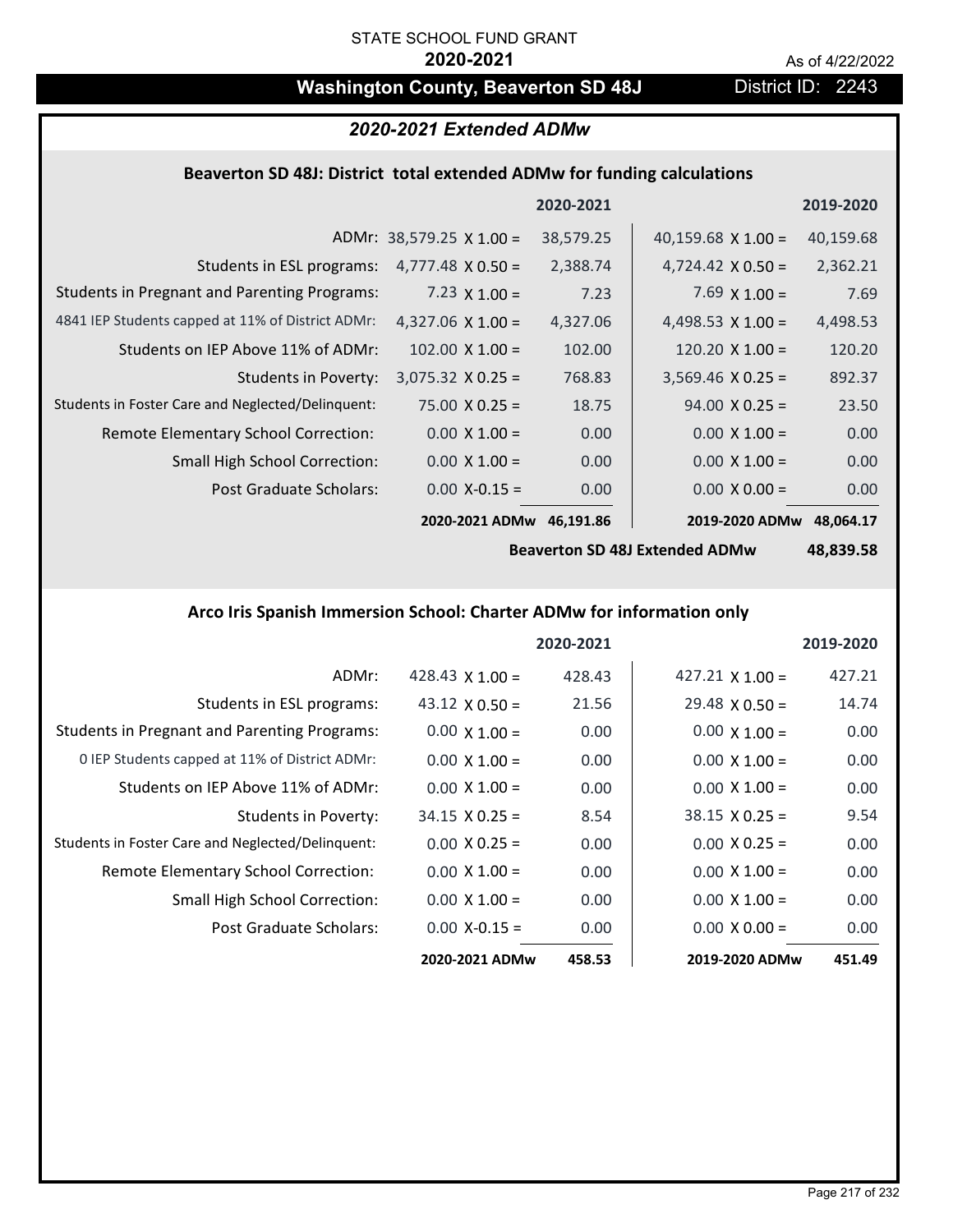STATE SCHOOL FUND GRANT

**2020-2021**

As of 4/22/2022

# Washington County, Beaverton SD 48J

District ID: 2243

## *2020-2021 Extended ADMw*

### Beaverton SD 48J: District total extended ADMw for funding calculations

| | | 2020-2021 | | 2019-2020 |
|---|---|---|---|---|
| ADMr: | 38,579.25 X 1.00 = | 38,579.25 | 40,159.68 X 1.00 = | 40,159.68 |
| Students in ESL programs: | 4,777.48 X 0.50 = | 2,388.74 | 4,724.42 X 0.50 = | 2,362.21 |
| Students in Pregnant and Parenting Programs: | 7.23 X 1.00 = | 7.23 | 7.69 X 1.00 = | 7.69 |
| 4841 IEP Students capped at 11% of District ADMr: | 4,327.06 X 1.00 = | 4,327.06 | 4,498.53 X 1.00 = | 4,498.53 |
| Students on IEP Above 11% of ADMr: | 102.00 X 1.00 = | 102.00 | 120.20 X 1.00 = | 120.20 |
| Students in Poverty: | 3,075.32 X 0.25 = | 768.83 | 3,569.46 X 0.25 = | 892.37 |
| Students in Foster Care and Neglected/Delinquent: | 75.00 X 0.25 = | 18.75 | 94.00 X 0.25 = | 23.50 |
| Remote Elementary School Correction: | 0.00 X 1.00 = | 0.00 | 0.00 X 1.00 = | 0.00 |
| Small High School Correction: | 0.00 X 1.00 = | 0.00 | 0.00 X 1.00 = | 0.00 |
| Post Graduate Scholars: | 0.00 X-0.15 = | 0.00 | 0.00 X 0.00 = | 0.00 |
| | **2020-2021 ADMw** | **46,191.86** | **2019-2020 ADMw** | **48,064.17** |
| | | | **Beaverton SD 48J Extended ADMw** | **48,839.58** |

### Arco Iris Spanish Immersion School: Charter ADMw for information only

| | | 2020-2021 | | 2019-2020 |
|---|---|---|---|---|
| ADMr: | 428.43 X 1.00 = | 428.43 | 427.21 X 1.00 = | 427.21 |
| Students in ESL programs: | 43.12 X 0.50 = | 21.56 | 29.48 X 0.50 = | 14.74 |
| Students in Pregnant and Parenting Programs: | 0.00 X 1.00 = | 0.00 | 0.00 X 1.00 = | 0.00 |
| 0 IEP Students capped at 11% of District ADMr: | 0.00 X 1.00 = | 0.00 | 0.00 X 1.00 = | 0.00 |
| Students on IEP Above 11% of ADMr: | 0.00 X 1.00 = | 0.00 | 0.00 X 1.00 = | 0.00 |
| Students in Poverty: | 34.15 X 0.25 = | 8.54 | 38.15 X 0.25 = | 9.54 |
| Students in Foster Care and Neglected/Delinquent: | 0.00 X 0.25 = | 0.00 | 0.00 X 0.25 = | 0.00 |
| Remote Elementary School Correction: | 0.00 X 1.00 = | 0.00 | 0.00 X 1.00 = | 0.00 |
| Small High School Correction: | 0.00 X 1.00 = | 0.00 | 0.00 X 1.00 = | 0.00 |
| Post Graduate Scholars: | 0.00 X-0.15 = | 0.00 | 0.00 X 0.00 = | 0.00 |
| | **2020-2021 ADMw** | **458.53** | **2019-2020 ADMw** | **451.49** |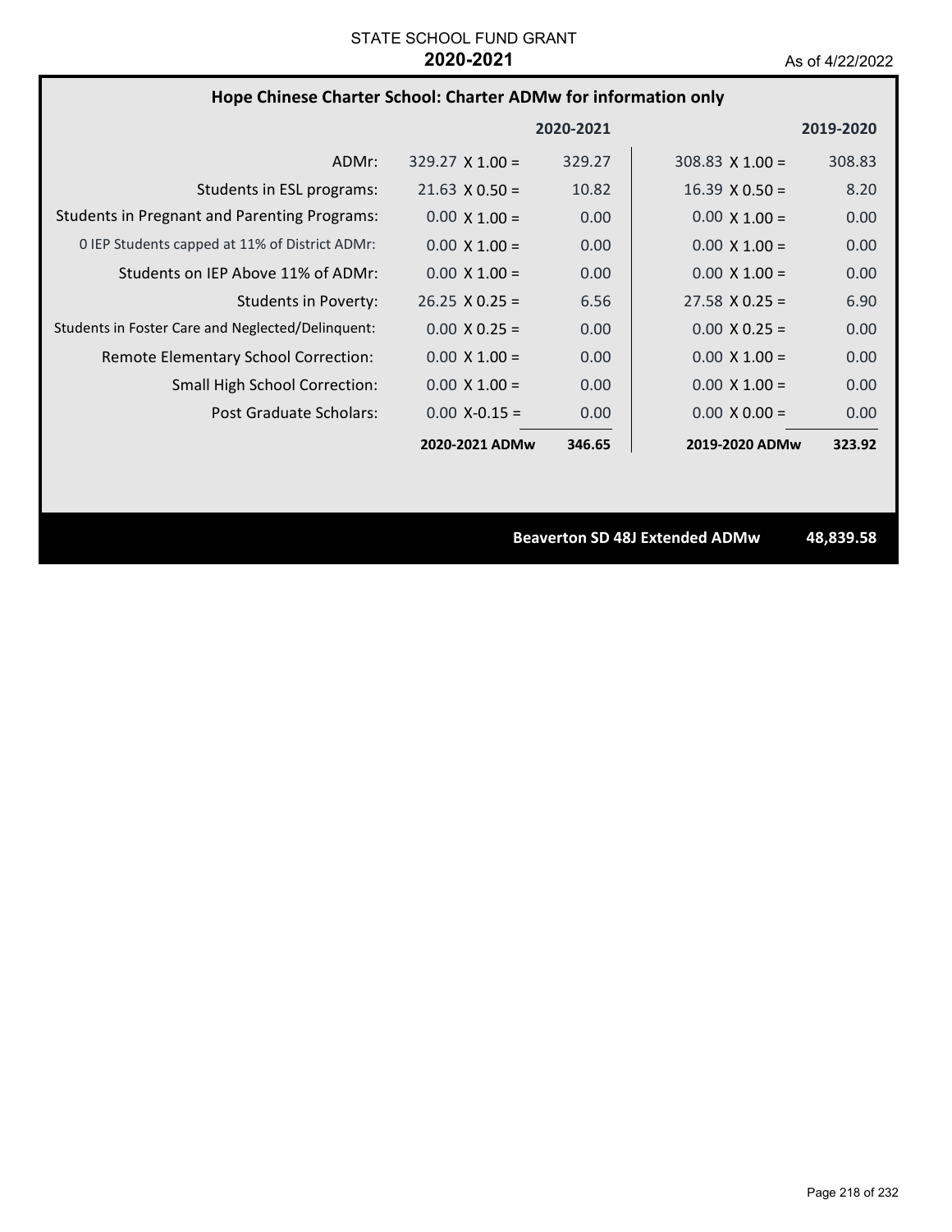STATE SCHOOL FUND GRANT
**2020-2021**
As of 4/22/2022

## Hope Chinese Charter School: Charter ADMw for information only

| | | 2020-2021 | | 2019-2020 |
|---|---|---|---|---|
| ADMr: | 329.27 X 1.00 = | 329.27 | 308.83 X 1.00 = | 308.83 |
| Students in ESL programs: | 21.63 X 0.50 = | 10.82 | 16.39 X 0.50 = | 8.20 |
| Students in Pregnant and Parenting Programs: | 0.00 X 1.00 = | 0.00 | 0.00 X 1.00 = | 0.00 |
| 0 IEP Students capped at 11% of District ADMr: | 0.00 X 1.00 = | 0.00 | 0.00 X 1.00 = | 0.00 |
| Students on IEP Above 11% of ADMr: | 0.00 X 1.00 = | 0.00 | 0.00 X 1.00 = | 0.00 |
| Students in Poverty: | 26.25 X 0.25 = | 6.56 | 27.58 X 0.25 = | 6.90 |
| Students in Foster Care and Neglected/Delinquent: | 0.00 X 0.25 = | 0.00 | 0.00 X 0.25 = | 0.00 |
| Remote Elementary School Correction: | 0.00 X 1.00 = | 0.00 | 0.00 X 1.00 = | 0.00 |
| Small High School Correction: | 0.00 X 1.00 = | 0.00 | 0.00 X 1.00 = | 0.00 |
| Post Graduate Scholars: | 0.00 X-0.15 = | 0.00 | 0.00 X 0.00 = | 0.00 |
| | **2020-2021 ADMw** | **346.65** | **2019-2020 ADMw** | **323.92** |

**Beaverton SD 48J Extended ADMw** **48,839.58**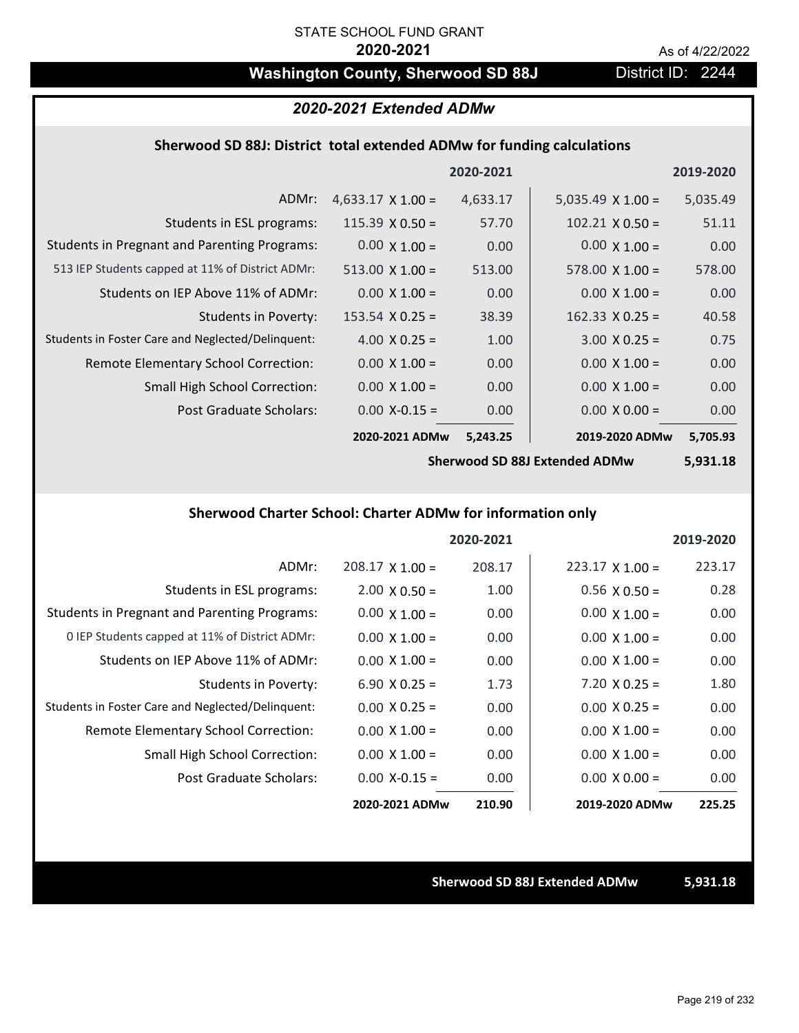STATE SCHOOL FUND GRANT

**2020-2021**

As of 4/22/2022

## Washington County, Sherwood SD 88J

District ID: 2244

### *2020-2021 Extended ADMw*

#### Sherwood SD 88J: District total extended ADMw for funding calculations

| | | 2020-2021 | | 2019-2020 |
|---|---|---|---|---|
| ADMr: | 4,633.17 X 1.00 = | 4,633.17 | 5,035.49 X 1.00 = | 5,035.49 |
| Students in ESL programs: | 115.39 X 0.50 = | 57.70 | 102.21 X 0.50 = | 51.11 |
| Students in Pregnant and Parenting Programs: | 0.00 X 1.00 = | 0.00 | 0.00 X 1.00 = | 0.00 |
| 513 IEP Students capped at 11% of District ADMr: | 513.00 X 1.00 = | 513.00 | 578.00 X 1.00 = | 578.00 |
| Students on IEP Above 11% of ADMr: | 0.00 X 1.00 = | 0.00 | 0.00 X 1.00 = | 0.00 |
| Students in Poverty: | 153.54 X 0.25 = | 38.39 | 162.33 X 0.25 = | 40.58 |
| Students in Foster Care and Neglected/Delinquent: | 4.00 X 0.25 = | 1.00 | 3.00 X 0.25 = | 0.75 |
| Remote Elementary School Correction: | 0.00 X 1.00 = | 0.00 | 0.00 X 1.00 = | 0.00 |
| Small High School Correction: | 0.00 X 1.00 = | 0.00 | 0.00 X 1.00 = | 0.00 |
| Post Graduate Scholars: | 0.00 X-0.15 = | 0.00 | 0.00 X 0.00 = | 0.00 |
| | **2020-2021 ADMw** | **5,243.25** | **2019-2020 ADMw** | **5,705.93** |
| | | | **Sherwood SD 88J Extended ADMw** | **5,931.18** |

#### Sherwood Charter School: Charter ADMw for information only

| | | 2020-2021 | | 2019-2020 |
|---|---|---|---|---|
| ADMr: | 208.17 X 1.00 = | 208.17 | 223.17 X 1.00 = | 223.17 |
| Students in ESL programs: | 2.00 X 0.50 = | 1.00 | 0.56 X 0.50 = | 0.28 |
| Students in Pregnant and Parenting Programs: | 0.00 X 1.00 = | 0.00 | 0.00 X 1.00 = | 0.00 |
| 0 IEP Students capped at 11% of District ADMr: | 0.00 X 1.00 = | 0.00 | 0.00 X 1.00 = | 0.00 |
| Students on IEP Above 11% of ADMr: | 0.00 X 1.00 = | 0.00 | 0.00 X 1.00 = | 0.00 |
| Students in Poverty: | 6.90 X 0.25 = | 1.73 | 7.20 X 0.25 = | 1.80 |
| Students in Foster Care and Neglected/Delinquent: | 0.00 X 0.25 = | 0.00 | 0.00 X 0.25 = | 0.00 |
| Remote Elementary School Correction: | 0.00 X 1.00 = | 0.00 | 0.00 X 1.00 = | 0.00 |
| Small High School Correction: | 0.00 X 1.00 = | 0.00 | 0.00 X 1.00 = | 0.00 |
| Post Graduate Scholars: | 0.00 X-0.15 = | 0.00 | 0.00 X 0.00 = | 0.00 |
| | **2020-2021 ADMw** | **210.90** | **2019-2020 ADMw** | **225.25** |

**Sherwood SD 88J Extended ADMw** **5,931.18**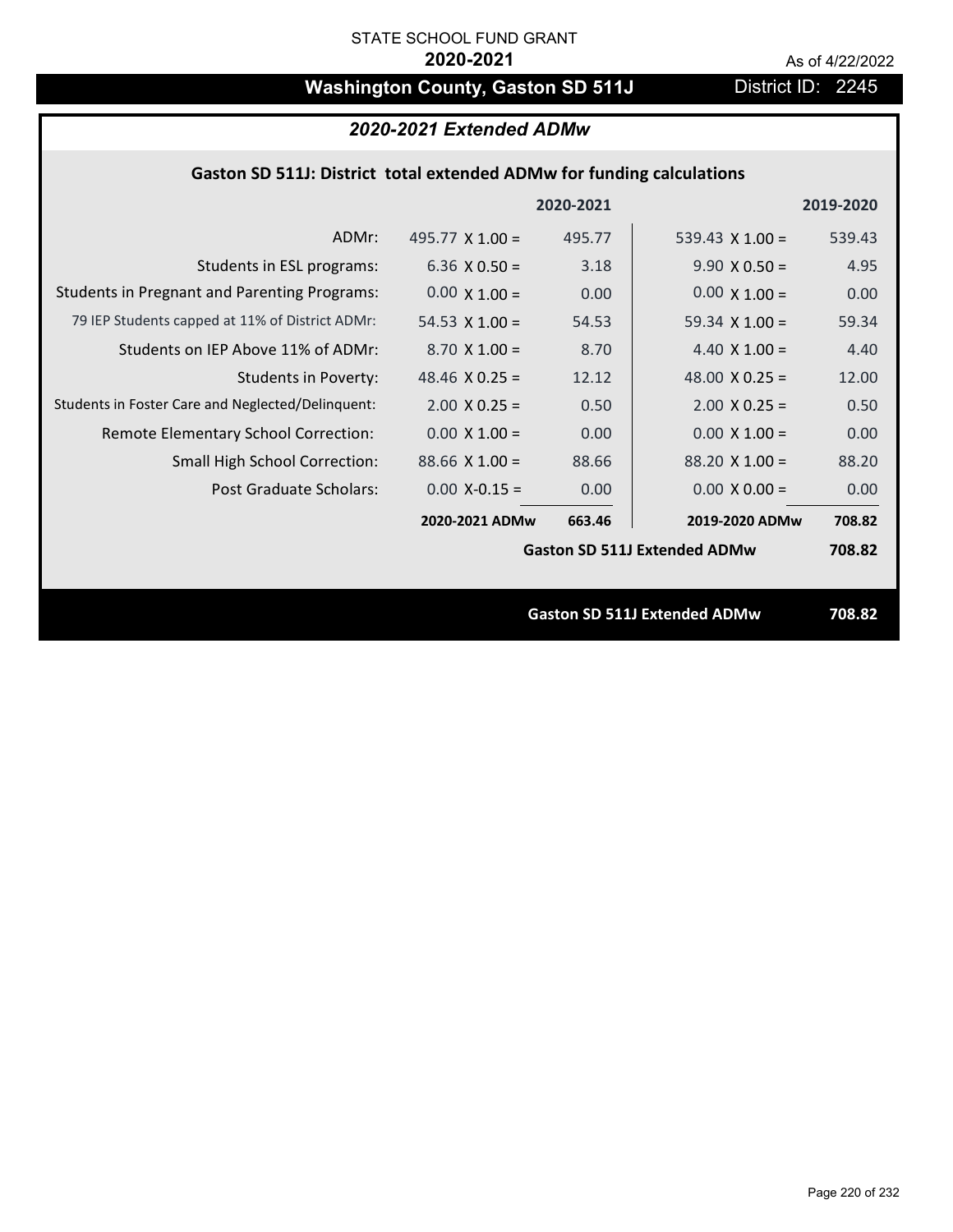STATE SCHOOL FUND GRANT

**2020-2021**

As of 4/22/2022

# Washington County, Gaston SD 511J

District ID: 2245

## *2020-2021 Extended ADMw*

### Gaston SD 511J: District total extended ADMw for funding calculations

| | 2020-2021 | | 2019-2020 | |
|---|---|---|---|---|
| ADMr: | 495.77 X 1.00 = | 495.77 | 539.43 X 1.00 = | 539.43 |
| Students in ESL programs: | 6.36 X 0.50 = | 3.18 | 9.90 X 0.50 = | 4.95 |
| Students in Pregnant and Parenting Programs: | 0.00 X 1.00 = | 0.00 | 0.00 X 1.00 = | 0.00 |
| 79 IEP Students capped at 11% of District ADMr: | 54.53 X 1.00 = | 54.53 | 59.34 X 1.00 = | 59.34 |
| Students on IEP Above 11% of ADMr: | 8.70 X 1.00 = | 8.70 | 4.40 X 1.00 = | 4.40 |
| Students in Poverty: | 48.46 X 0.25 = | 12.12 | 48.00 X 0.25 = | 12.00 |
| Students in Foster Care and Neglected/Delinquent: | 2.00 X 0.25 = | 0.50 | 2.00 X 0.25 = | 0.50 |
| Remote Elementary School Correction: | 0.00 X 1.00 = | 0.00 | 0.00 X 1.00 = | 0.00 |
| Small High School Correction: | 88.66 X 1.00 = | 88.66 | 88.20 X 1.00 = | 88.20 |
| Post Graduate Scholars: | 0.00 X-0.15 = | 0.00 | 0.00 X 0.00 = | 0.00 |
| | **2020-2021 ADMw** | **663.46** | **2019-2020 ADMw** | **708.82** |
| | | | **Gaston SD 511J Extended ADMw** | **708.82** |

**Gaston SD 511J Extended ADMw** **708.82**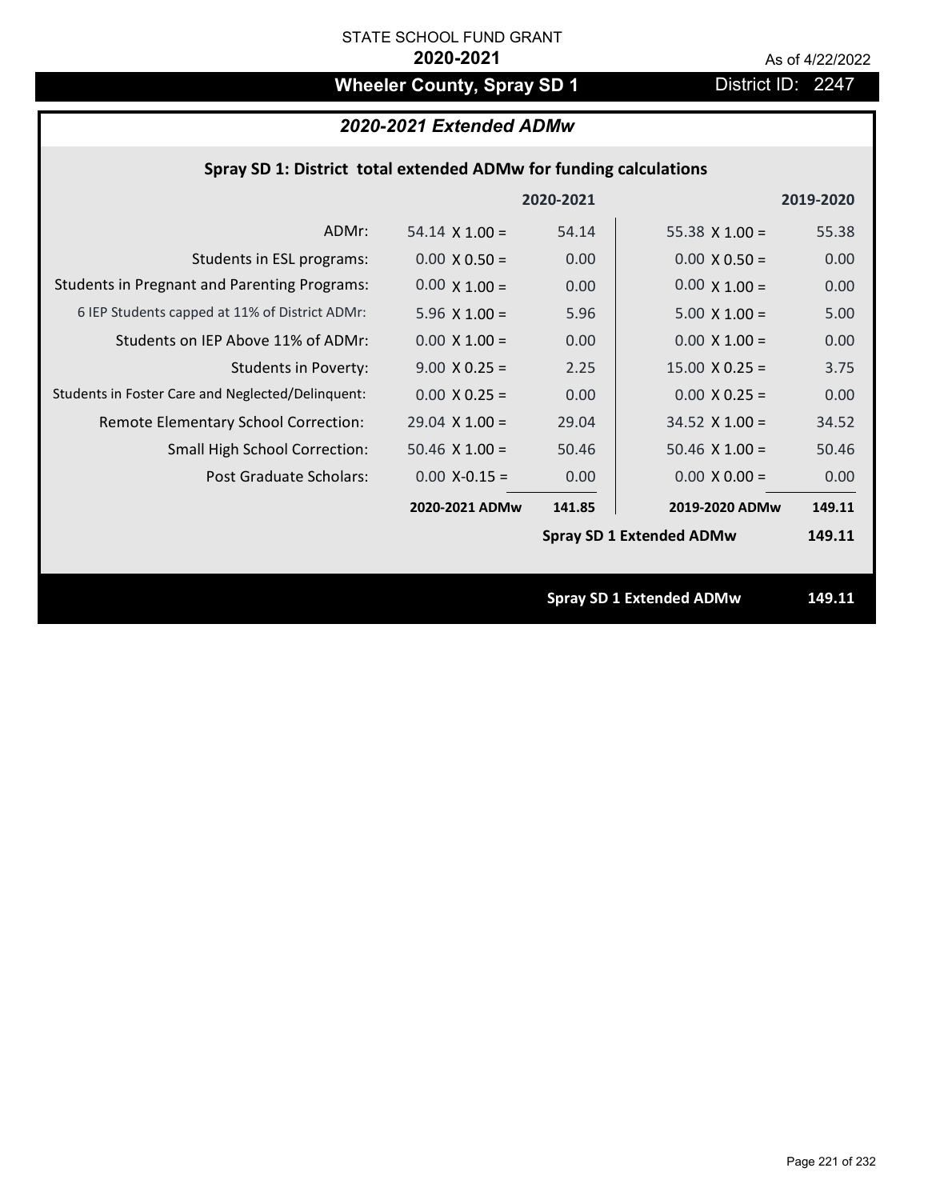STATE SCHOOL FUND GRANT

**2020-2021**

As of 4/22/2022

# Wheeler County, Spray SD 1

District ID: 2247

## *2020-2021 Extended ADMw*

### Spray SD 1: District total extended ADMw for funding calculations

| | 2020-2021 | | 2019-2020 | |
|---|---|---|---|---|
| ADMr: | 54.14 X 1.00 = | 54.14 | 55.38 X 1.00 = | 55.38 |
| Students in ESL programs: | 0.00 X 0.50 = | 0.00 | 0.00 X 0.50 = | 0.00 |
| Students in Pregnant and Parenting Programs: | 0.00 X 1.00 = | 0.00 | 0.00 X 1.00 = | 0.00 |
| 6 IEP Students capped at 11% of District ADMr: | 5.96 X 1.00 = | 5.96 | 5.00 X 1.00 = | 5.00 |
| Students on IEP Above 11% of ADMr: | 0.00 X 1.00 = | 0.00 | 0.00 X 1.00 = | 0.00 |
| Students in Poverty: | 9.00 X 0.25 = | 2.25 | 15.00 X 0.25 = | 3.75 |
| Students in Foster Care and Neglected/Delinquent: | 0.00 X 0.25 = | 0.00 | 0.00 X 0.25 = | 0.00 |
| Remote Elementary School Correction: | 29.04 X 1.00 = | 29.04 | 34.52 X 1.00 = | 34.52 |
| Small High School Correction: | 50.46 X 1.00 = | 50.46 | 50.46 X 1.00 = | 50.46 |
| Post Graduate Scholars: | 0.00 X-0.15 = | 0.00 | 0.00 X 0.00 = | 0.00 |
| | **2020-2021 ADMw** | **141.85** | **2019-2020 ADMw** | **149.11** |
| | | | **Spray SD 1 Extended ADMw** | **149.11** |

**Spray SD 1 Extended ADMw** **149.11**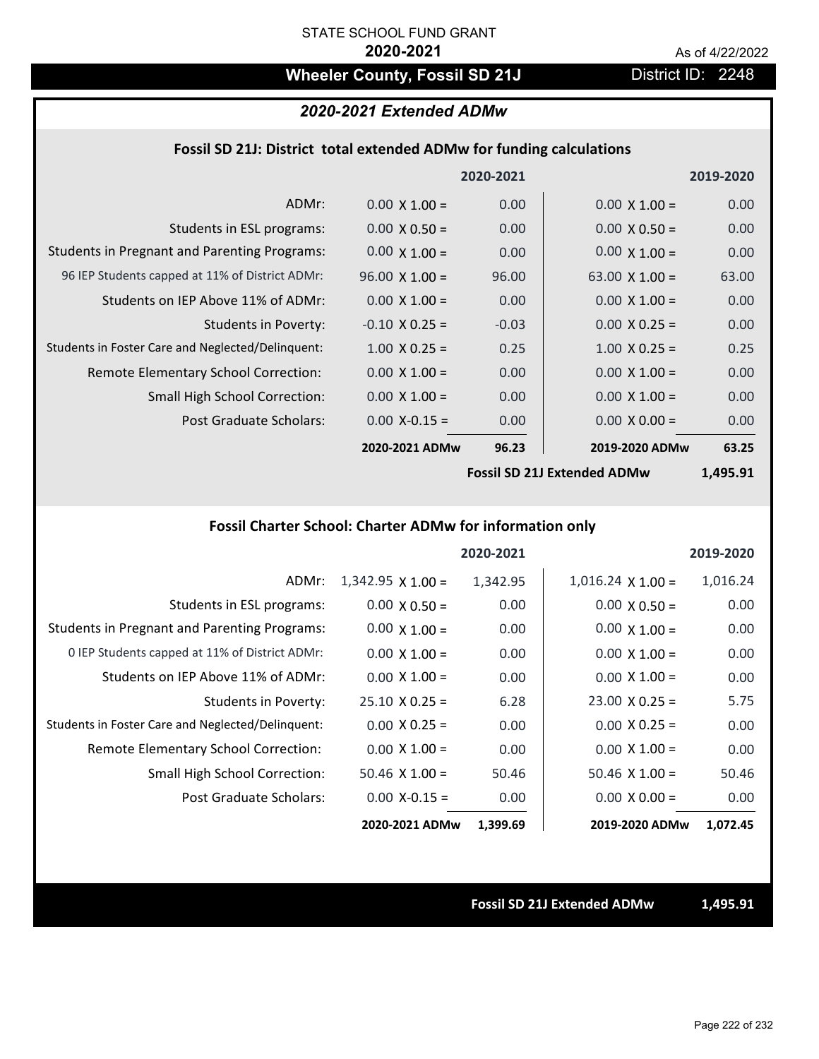STATE SCHOOL FUND GRANT

**2020-2021**

As of 4/22/2022

# Wheeler County, Fossil SD 21J

District ID: 2248

## *2020-2021 Extended ADMw*

### Fossil SD 21J: District total extended ADMw for funding calculations

| | | 2020-2021 | | 2019-2020 |
|---|---|---|---|---|
| ADMr: | 0.00 X 1.00 = | 0.00 | 0.00 X 1.00 = | 0.00 |
| Students in ESL programs: | 0.00 X 0.50 = | 0.00 | 0.00 X 0.50 = | 0.00 |
| Students in Pregnant and Parenting Programs: | 0.00 X 1.00 = | 0.00 | 0.00 X 1.00 = | 0.00 |
| 96 IEP Students capped at 11% of District ADMr: | 96.00 X 1.00 = | 96.00 | 63.00 X 1.00 = | 63.00 |
| Students on IEP Above 11% of ADMr: | 0.00 X 1.00 = | 0.00 | 0.00 X 1.00 = | 0.00 |
| Students in Poverty: | -0.10 X 0.25 = | -0.03 | 0.00 X 0.25 = | 0.00 |
| Students in Foster Care and Neglected/Delinquent: | 1.00 X 0.25 = | 0.25 | 1.00 X 0.25 = | 0.25 |
| Remote Elementary School Correction: | 0.00 X 1.00 = | 0.00 | 0.00 X 1.00 = | 0.00 |
| Small High School Correction: | 0.00 X 1.00 = | 0.00 | 0.00 X 1.00 = | 0.00 |
| Post Graduate Scholars: | 0.00 X-0.15 = | 0.00 | 0.00 X 0.00 = | 0.00 |
| | **2020-2021 ADMw** | **96.23** | **2019-2020 ADMw** | **63.25** |
| | | | **Fossil SD 21J Extended ADMw** | **1,495.91** |

### Fossil Charter School: Charter ADMw for information only

| | | 2020-2021 | | 2019-2020 |
|---|---|---|---|---|
| ADMr: | 1,342.95 X 1.00 = | 1,342.95 | 1,016.24 X 1.00 = | 1,016.24 |
| Students in ESL programs: | 0.00 X 0.50 = | 0.00 | 0.00 X 0.50 = | 0.00 |
| Students in Pregnant and Parenting Programs: | 0.00 X 1.00 = | 0.00 | 0.00 X 1.00 = | 0.00 |
| 0 IEP Students capped at 11% of District ADMr: | 0.00 X 1.00 = | 0.00 | 0.00 X 1.00 = | 0.00 |
| Students on IEP Above 11% of ADMr: | 0.00 X 1.00 = | 0.00 | 0.00 X 1.00 = | 0.00 |
| Students in Poverty: | 25.10 X 0.25 = | 6.28 | 23.00 X 0.25 = | 5.75 |
| Students in Foster Care and Neglected/Delinquent: | 0.00 X 0.25 = | 0.00 | 0.00 X 0.25 = | 0.00 |
| Remote Elementary School Correction: | 0.00 X 1.00 = | 0.00 | 0.00 X 1.00 = | 0.00 |
| Small High School Correction: | 50.46 X 1.00 = | 50.46 | 50.46 X 1.00 = | 50.46 |
| Post Graduate Scholars: | 0.00 X-0.15 = | 0.00 | 0.00 X 0.00 = | 0.00 |
| | **2020-2021 ADMw** | **1,399.69** | **2019-2020 ADMw** | **1,072.45** |

**Fossil SD 21J Extended ADMw 1,495.91**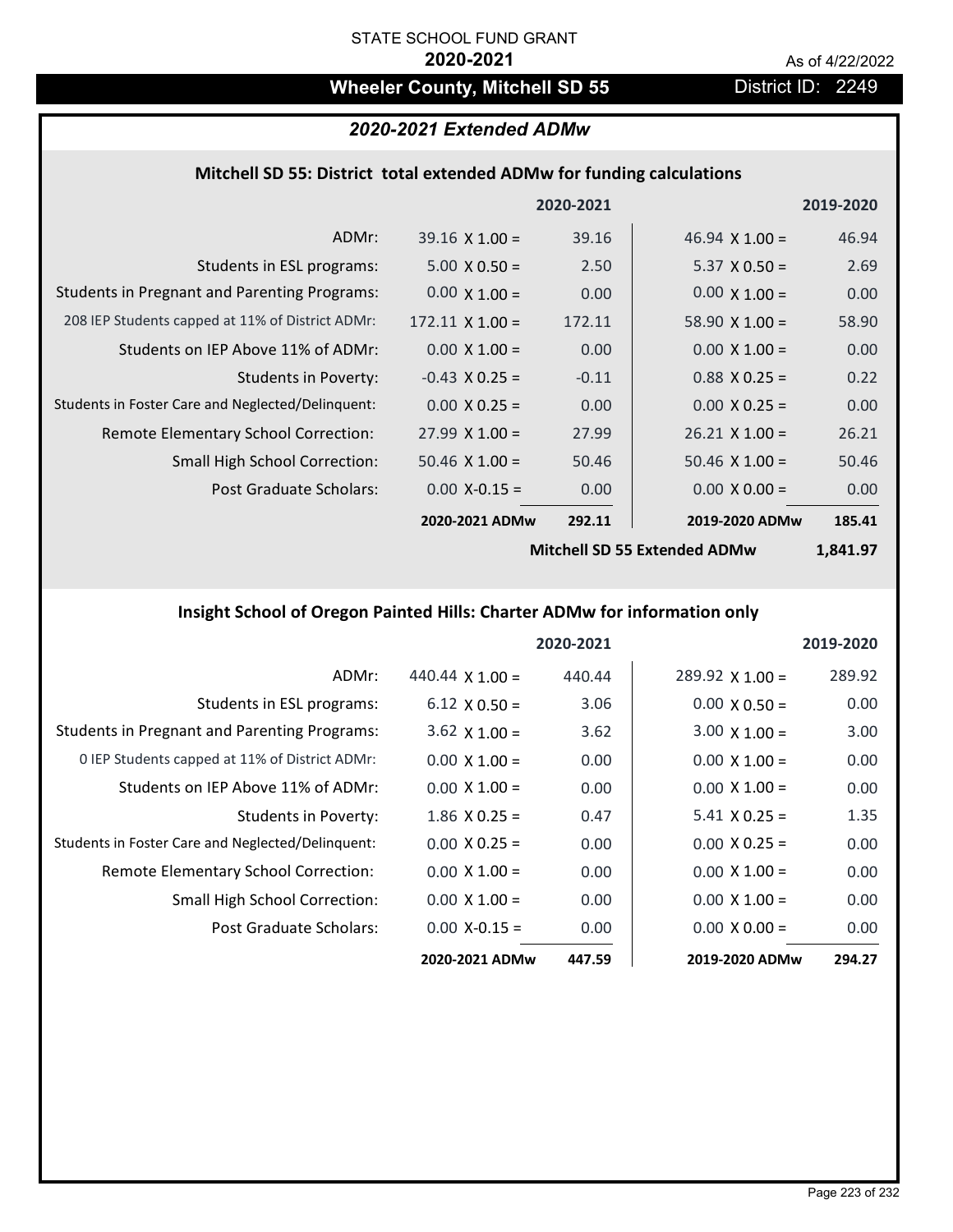STATE SCHOOL FUND GRANT

**2020-2021**

As of 4/22/2022

# Wheeler County, Mitchell SD 55

District ID: 2249

## *2020-2021 Extended ADMw*

### Mitchell SD 55: District total extended ADMw for funding calculations

| | | 2020-2021 | | 2019-2020 |
|---|---|---|---|---|
| ADMr: | 39.16 X 1.00 = | 39.16 | 46.94 X 1.00 = | 46.94 |
| Students in ESL programs: | 5.00 X 0.50 = | 2.50 | 5.37 X 0.50 = | 2.69 |
| Students in Pregnant and Parenting Programs: | 0.00 X 1.00 = | 0.00 | 0.00 X 1.00 = | 0.00 |
| 208 IEP Students capped at 11% of District ADMr: | 172.11 X 1.00 = | 172.11 | 58.90 X 1.00 = | 58.90 |
| Students on IEP Above 11% of ADMr: | 0.00 X 1.00 = | 0.00 | 0.00 X 1.00 = | 0.00 |
| Students in Poverty: | -0.43 X 0.25 = | -0.11 | 0.88 X 0.25 = | 0.22 |
| Students in Foster Care and Neglected/Delinquent: | 0.00 X 0.25 = | 0.00 | 0.00 X 0.25 = | 0.00 |
| Remote Elementary School Correction: | 27.99 X 1.00 = | 27.99 | 26.21 X 1.00 = | 26.21 |
| Small High School Correction: | 50.46 X 1.00 = | 50.46 | 50.46 X 1.00 = | 50.46 |
| Post Graduate Scholars: | 0.00 X-0.15 = | 0.00 | 0.00 X 0.00 = | 0.00 |
| | **2020-2021 ADMw** | **292.11** | **2019-2020 ADMw** | **185.41** |
| | | | **Mitchell SD 55 Extended ADMw** | **1,841.97** |

### Insight School of Oregon Painted Hills: Charter ADMw for information only

| | | 2020-2021 | | 2019-2020 |
|---|---|---|---|---|
| ADMr: | 440.44 X 1.00 = | 440.44 | 289.92 X 1.00 = | 289.92 |
| Students in ESL programs: | 6.12 X 0.50 = | 3.06 | 0.00 X 0.50 = | 0.00 |
| Students in Pregnant and Parenting Programs: | 3.62 X 1.00 = | 3.62 | 3.00 X 1.00 = | 3.00 |
| 0 IEP Students capped at 11% of District ADMr: | 0.00 X 1.00 = | 0.00 | 0.00 X 1.00 = | 0.00 |
| Students on IEP Above 11% of ADMr: | 0.00 X 1.00 = | 0.00 | 0.00 X 1.00 = | 0.00 |
| Students in Poverty: | 1.86 X 0.25 = | 0.47 | 5.41 X 0.25 = | 1.35 |
| Students in Foster Care and Neglected/Delinquent: | 0.00 X 0.25 = | 0.00 | 0.00 X 0.25 = | 0.00 |
| Remote Elementary School Correction: | 0.00 X 1.00 = | 0.00 | 0.00 X 1.00 = | 0.00 |
| Small High School Correction: | 0.00 X 1.00 = | 0.00 | 0.00 X 1.00 = | 0.00 |
| Post Graduate Scholars: | 0.00 X-0.15 = | 0.00 | 0.00 X 0.00 = | 0.00 |
| | **2020-2021 ADMw** | **447.59** | **2019-2020 ADMw** | **294.27** |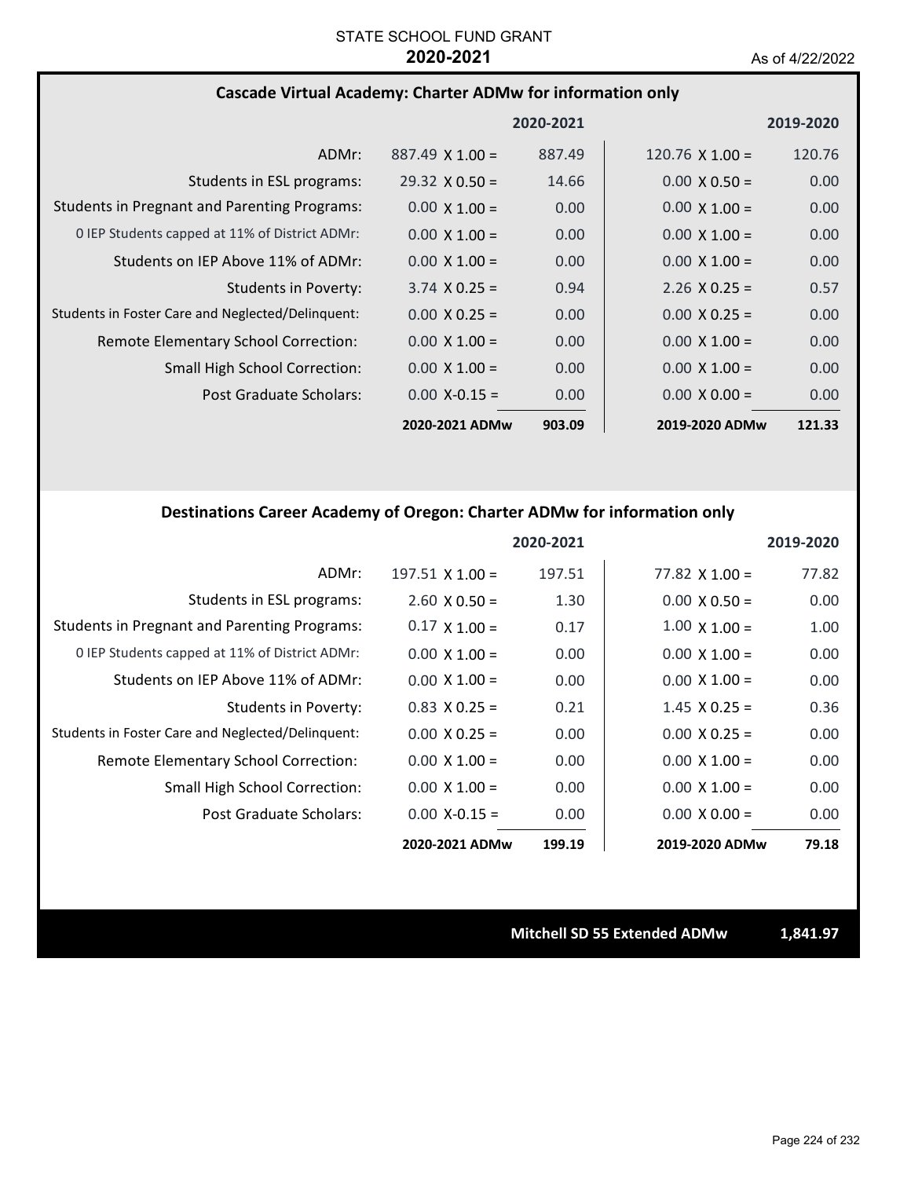STATE SCHOOL FUND GRANT

**2020-2021**

As of 4/22/2022

### Cascade Virtual Academy: Charter ADMw for information only

| | | 2020-2021 | | 2019-2020 |
|---|---|---|---|---|
| ADMr: | 887.49 X 1.00 = | 887.49 | 120.76 X 1.00 = | 120.76 |
| Students in ESL programs: | 29.32 X 0.50 = | 14.66 | 0.00 X 0.50 = | 0.00 |
| Students in Pregnant and Parenting Programs: | 0.00 X 1.00 = | 0.00 | 0.00 X 1.00 = | 0.00 |
| 0 IEP Students capped at 11% of District ADMr: | 0.00 X 1.00 = | 0.00 | 0.00 X 1.00 = | 0.00 |
| Students on IEP Above 11% of ADMr: | 0.00 X 1.00 = | 0.00 | 0.00 X 1.00 = | 0.00 |
| Students in Poverty: | 3.74 X 0.25 = | 0.94 | 2.26 X 0.25 = | 0.57 |
| Students in Foster Care and Neglected/Delinquent: | 0.00 X 0.25 = | 0.00 | 0.00 X 0.25 = | 0.00 |
| Remote Elementary School Correction: | 0.00 X 1.00 = | 0.00 | 0.00 X 1.00 = | 0.00 |
| Small High School Correction: | 0.00 X 1.00 = | 0.00 | 0.00 X 1.00 = | 0.00 |
| Post Graduate Scholars: | 0.00 X-0.15 = | 0.00 | 0.00 X 0.00 = | 0.00 |
| | **2020-2021 ADMw** | **903.09** | **2019-2020 ADMw** | **121.33** |

### Destinations Career Academy of Oregon: Charter ADMw for information only

| | | 2020-2021 | | 2019-2020 |
|---|---|---|---|---|
| ADMr: | 197.51 X 1.00 = | 197.51 | 77.82 X 1.00 = | 77.82 |
| Students in ESL programs: | 2.60 X 0.50 = | 1.30 | 0.00 X 0.50 = | 0.00 |
| Students in Pregnant and Parenting Programs: | 0.17 X 1.00 = | 0.17 | 1.00 X 1.00 = | 1.00 |
| 0 IEP Students capped at 11% of District ADMr: | 0.00 X 1.00 = | 0.00 | 0.00 X 1.00 = | 0.00 |
| Students on IEP Above 11% of ADMr: | 0.00 X 1.00 = | 0.00 | 0.00 X 1.00 = | 0.00 |
| Students in Poverty: | 0.83 X 0.25 = | 0.21 | 1.45 X 0.25 = | 0.36 |
| Students in Foster Care and Neglected/Delinquent: | 0.00 X 0.25 = | 0.00 | 0.00 X 0.25 = | 0.00 |
| Remote Elementary School Correction: | 0.00 X 1.00 = | 0.00 | 0.00 X 1.00 = | 0.00 |
| Small High School Correction: | 0.00 X 1.00 = | 0.00 | 0.00 X 1.00 = | 0.00 |
| Post Graduate Scholars: | 0.00 X-0.15 = | 0.00 | 0.00 X 0.00 = | 0.00 |
| | **2020-2021 ADMw** | **199.19** | **2019-2020 ADMw** | **79.18** |

**Mitchell SD 55 Extended ADMw** **1,841.97**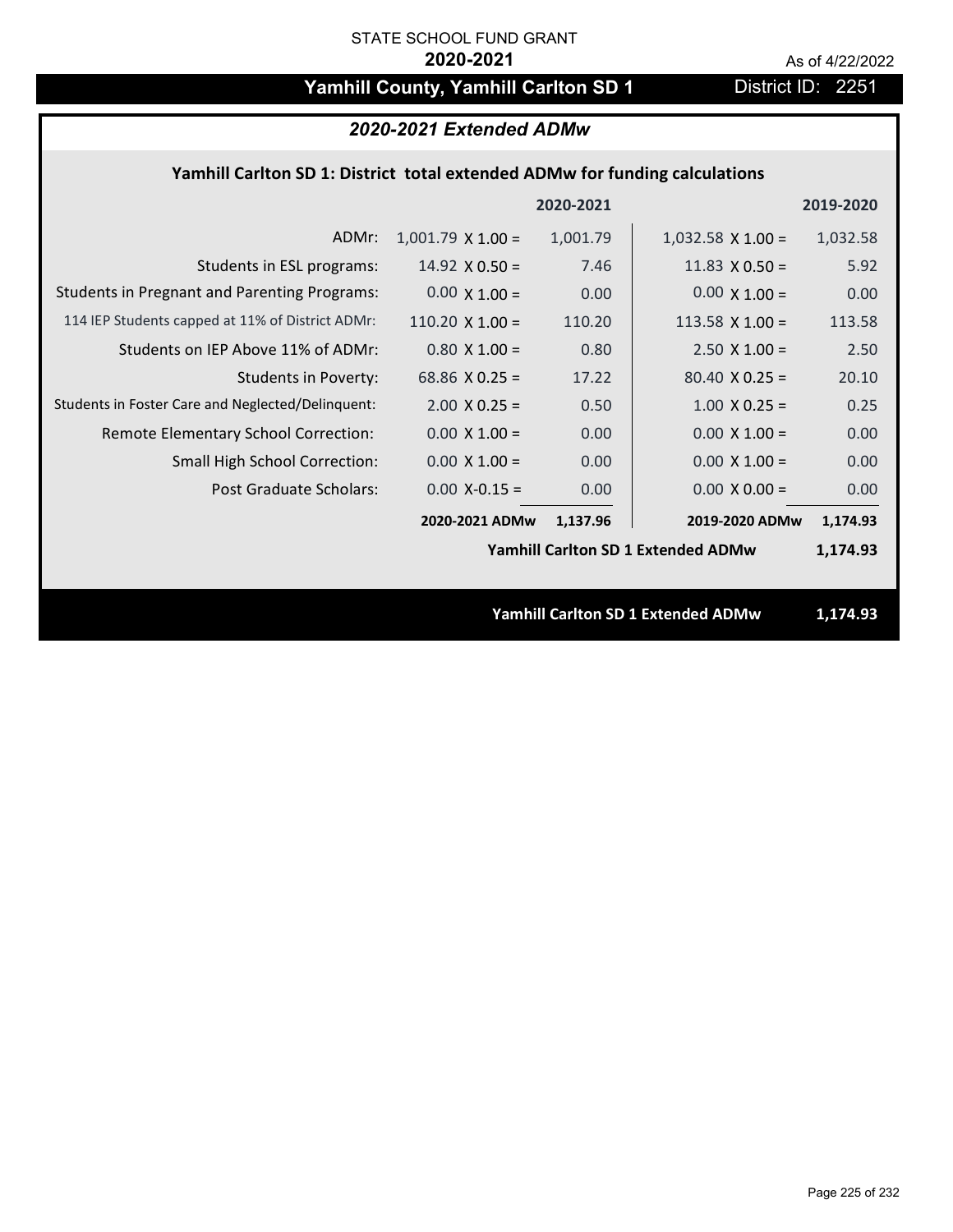STATE SCHOOL FUND GRANT

**2020-2021**

As of 4/22/2022

# Yamhill County, Yamhill Carlton SD 1

District ID: 2251

## *2020-2021 Extended ADMw*

### Yamhill Carlton SD 1: District total extended ADMw for funding calculations

| | | 2020-2021 | | 2019-2020 |
|---|---|---|---|---|
| ADMr: | 1,001.79 X 1.00 = | 1,001.79 | 1,032.58 X 1.00 = | 1,032.58 |
| Students in ESL programs: | 14.92 X 0.50 = | 7.46 | 11.83 X 0.50 = | 5.92 |
| Students in Pregnant and Parenting Programs: | 0.00 X 1.00 = | 0.00 | 0.00 X 1.00 = | 0.00 |
| 114 IEP Students capped at 11% of District ADMr: | 110.20 X 1.00 = | 110.20 | 113.58 X 1.00 = | 113.58 |
| Students on IEP Above 11% of ADMr: | 0.80 X 1.00 = | 0.80 | 2.50 X 1.00 = | 2.50 |
| Students in Poverty: | 68.86 X 0.25 = | 17.22 | 80.40 X 0.25 = | 20.10 |
| Students in Foster Care and Neglected/Delinquent: | 2.00 X 0.25 = | 0.50 | 1.00 X 0.25 = | 0.25 |
| Remote Elementary School Correction: | 0.00 X 1.00 = | 0.00 | 0.00 X 1.00 = | 0.00 |
| Small High School Correction: | 0.00 X 1.00 = | 0.00 | 0.00 X 1.00 = | 0.00 |
| Post Graduate Scholars: | 0.00 X-0.15 = | 0.00 | 0.00 X 0.00 = | 0.00 |
| | **2020-2021 ADMw** | **1,137.96** | **2019-2020 ADMw** | **1,174.93** |
| | | | **Yamhill Carlton SD 1 Extended ADMw** | **1,174.93** |

**Yamhill Carlton SD 1 Extended ADMw** **1,174.93**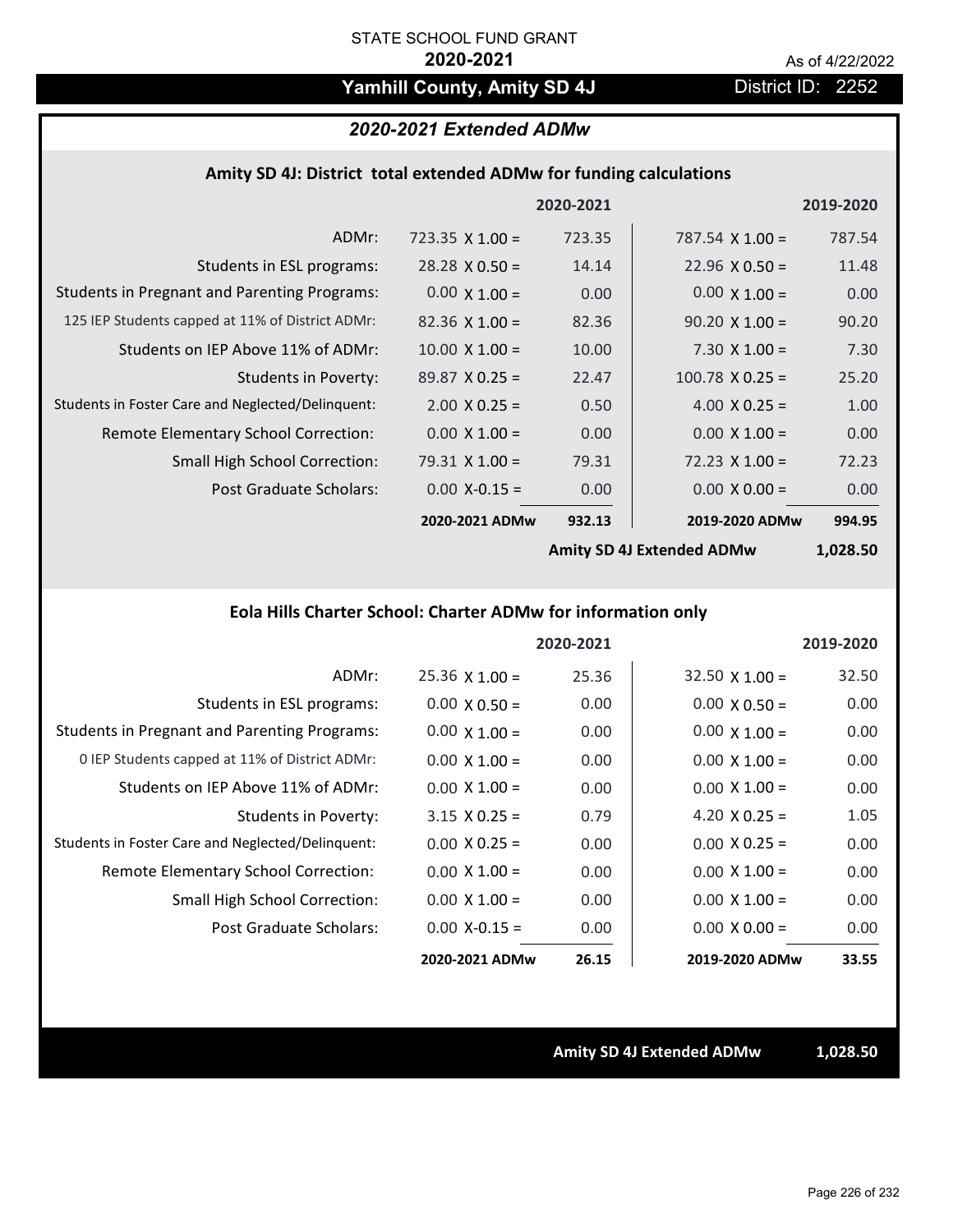STATE SCHOOL FUND GRANT

**2020-2021**

As of 4/22/2022

# Yamhill County, Amity SD 4J

District ID: 2252

## *2020-2021 Extended ADMw*

### Amity SD 4J: District total extended ADMw for funding calculations

| | | 2020-2021 | | 2019-2020 |
|---|---|---|---|---|
| ADMr: | 723.35 X 1.00 = | 723.35 | 787.54 X 1.00 = | 787.54 |
| Students in ESL programs: | 28.28 X 0.50 = | 14.14 | 22.96 X 0.50 = | 11.48 |
| Students in Pregnant and Parenting Programs: | 0.00 X 1.00 = | 0.00 | 0.00 X 1.00 = | 0.00 |
| 125 IEP Students capped at 11% of District ADMr: | 82.36 X 1.00 = | 82.36 | 90.20 X 1.00 = | 90.20 |
| Students on IEP Above 11% of ADMr: | 10.00 X 1.00 = | 10.00 | 7.30 X 1.00 = | 7.30 |
| Students in Poverty: | 89.87 X 0.25 = | 22.47 | 100.78 X 0.25 = | 25.20 |
| Students in Foster Care and Neglected/Delinquent: | 2.00 X 0.25 = | 0.50 | 4.00 X 0.25 = | 1.00 |
| Remote Elementary School Correction: | 0.00 X 1.00 = | 0.00 | 0.00 X 1.00 = | 0.00 |
| Small High School Correction: | 79.31 X 1.00 = | 79.31 | 72.23 X 1.00 = | 72.23 |
| Post Graduate Scholars: | 0.00 X-0.15 = | 0.00 | 0.00 X 0.00 = | 0.00 |
| | **2020-2021 ADMw** | **932.13** | **2019-2020 ADMw** | **994.95** |
| | | | **Amity SD 4J Extended ADMw** | **1,028.50** |

### Eola Hills Charter School: Charter ADMw for information only

| | | 2020-2021 | | 2019-2020 |
|---|---|---|---|---|
| ADMr: | 25.36 X 1.00 = | 25.36 | 32.50 X 1.00 = | 32.50 |
| Students in ESL programs: | 0.00 X 0.50 = | 0.00 | 0.00 X 0.50 = | 0.00 |
| Students in Pregnant and Parenting Programs: | 0.00 X 1.00 = | 0.00 | 0.00 X 1.00 = | 0.00 |
| 0 IEP Students capped at 11% of District ADMr: | 0.00 X 1.00 = | 0.00 | 0.00 X 1.00 = | 0.00 |
| Students on IEP Above 11% of ADMr: | 0.00 X 1.00 = | 0.00 | 0.00 X 1.00 = | 0.00 |
| Students in Poverty: | 3.15 X 0.25 = | 0.79 | 4.20 X 0.25 = | 1.05 |
| Students in Foster Care and Neglected/Delinquent: | 0.00 X 0.25 = | 0.00 | 0.00 X 0.25 = | 0.00 |
| Remote Elementary School Correction: | 0.00 X 1.00 = | 0.00 | 0.00 X 1.00 = | 0.00 |
| Small High School Correction: | 0.00 X 1.00 = | 0.00 | 0.00 X 1.00 = | 0.00 |
| Post Graduate Scholars: | 0.00 X-0.15 = | 0.00 | 0.00 X 0.00 = | 0.00 |
| | **2020-2021 ADMw** | **26.15** | **2019-2020 ADMw** | **33.55** |

**Amity SD 4J Extended ADMw** **1,028.50**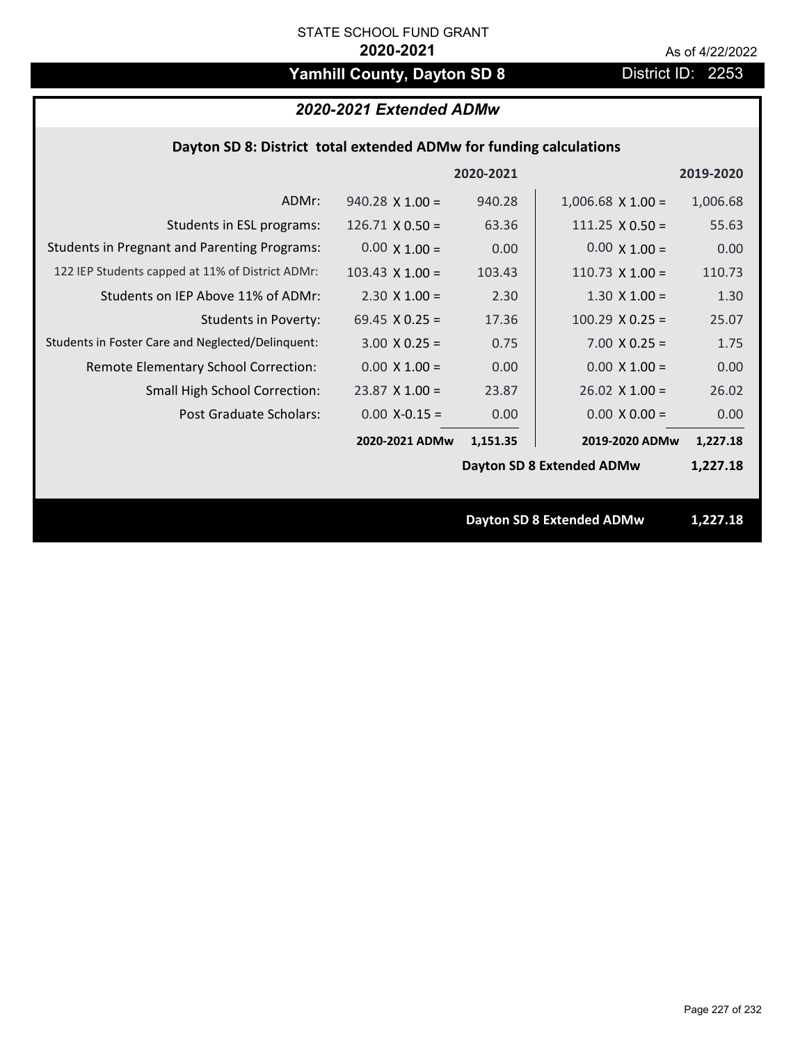STATE SCHOOL FUND GRANT

**2020-2021**

As of 4/22/2022

## Yamhill County, Dayton SD 8

District ID: 2253

### *2020-2021 Extended ADMw*

**Dayton SD 8: District total extended ADMw for funding calculations**

| | | 2020-2021 | | 2019-2020 |
|---|---|---|---|---|
| ADMr: | 940.28 X 1.00 = | 940.28 | 1,006.68 X 1.00 = | 1,006.68 |
| Students in ESL programs: | 126.71 X 0.50 = | 63.36 | 111.25 X 0.50 = | 55.63 |
| Students in Pregnant and Parenting Programs: | 0.00 X 1.00 = | 0.00 | 0.00 X 1.00 = | 0.00 |
| 122 IEP Students capped at 11% of District ADMr: | 103.43 X 1.00 = | 103.43 | 110.73 X 1.00 = | 110.73 |
| Students on IEP Above 11% of ADMr: | 2.30 X 1.00 = | 2.30 | 1.30 X 1.00 = | 1.30 |
| Students in Poverty: | 69.45 X 0.25 = | 17.36 | 100.29 X 0.25 = | 25.07 |
| Students in Foster Care and Neglected/Delinquent: | 3.00 X 0.25 = | 0.75 | 7.00 X 0.25 = | 1.75 |
| Remote Elementary School Correction: | 0.00 X 1.00 = | 0.00 | 0.00 X 1.00 = | 0.00 |
| Small High School Correction: | 23.87 X 1.00 = | 23.87 | 26.02 X 1.00 = | 26.02 |
| Post Graduate Scholars: | 0.00 X-0.15 = | 0.00 | 0.00 X 0.00 = | 0.00 |
| | **2020-2021 ADMw** | **1,151.35** | **2019-2020 ADMw** | **1,227.18** |
| | | | **Dayton SD 8 Extended ADMw** | **1,227.18** |

**Dayton SD 8 Extended ADMw** **1,227.18**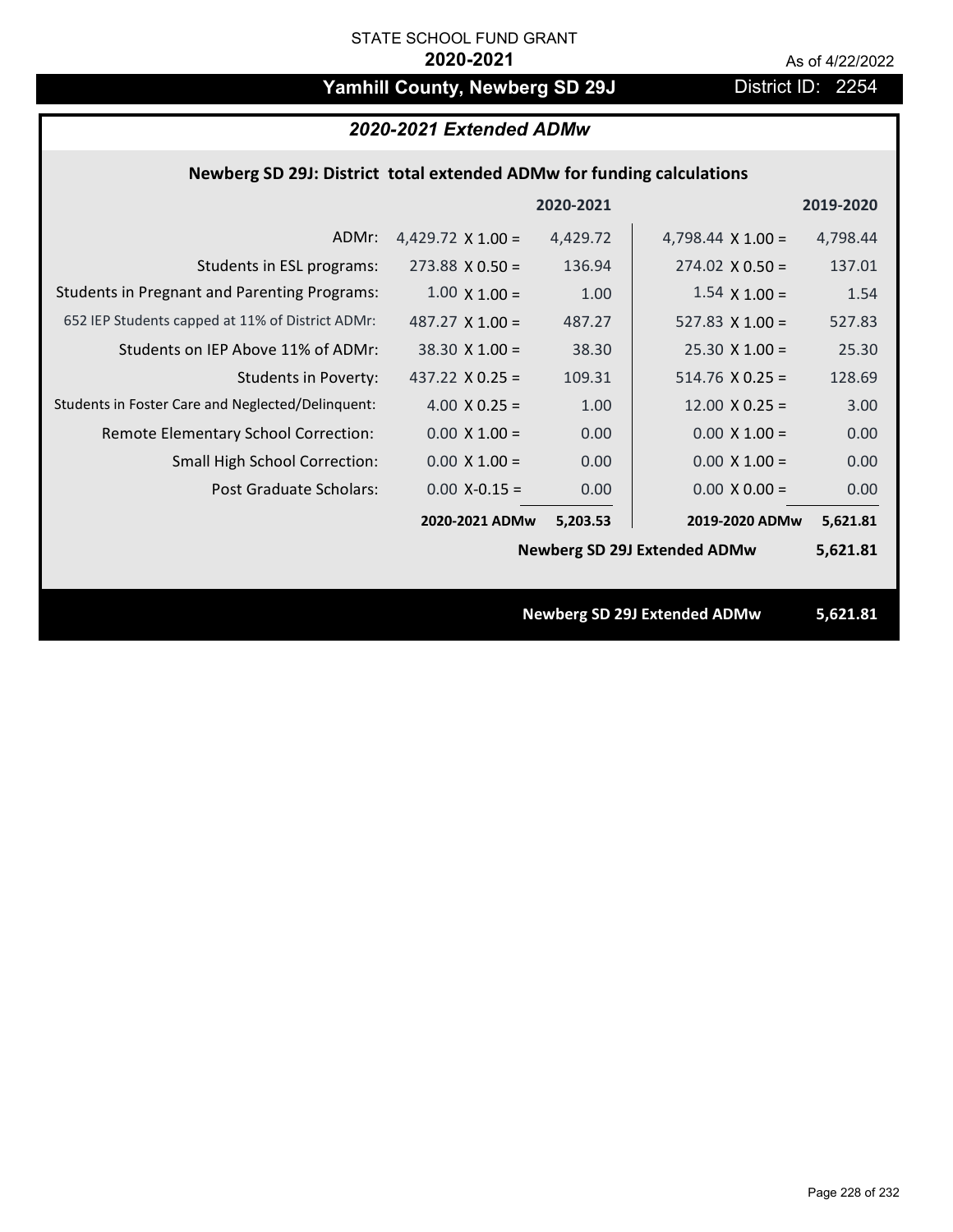STATE SCHOOL FUND GRANT

**2020-2021**

As of 4/22/2022

# Yamhill County, Newberg SD 29J

District ID: 2254

## *2020-2021 Extended ADMw*

### Newberg SD 29J: District total extended ADMw for funding calculations

| | | 2020-2021 | | 2019-2020 |
|---|---|---|---|---|
| ADMr: | 4,429.72 X 1.00 = | 4,429.72 | 4,798.44 X 1.00 = | 4,798.44 |
| Students in ESL programs: | 273.88 X 0.50 = | 136.94 | 274.02 X 0.50 = | 137.01 |
| Students in Pregnant and Parenting Programs: | 1.00 X 1.00 = | 1.00 | 1.54 X 1.00 = | 1.54 |
| 652 IEP Students capped at 11% of District ADMr: | 487.27 X 1.00 = | 487.27 | 527.83 X 1.00 = | 527.83 |
| Students on IEP Above 11% of ADMr: | 38.30 X 1.00 = | 38.30 | 25.30 X 1.00 = | 25.30 |
| Students in Poverty: | 437.22 X 0.25 = | 109.31 | 514.76 X 0.25 = | 128.69 |
| Students in Foster Care and Neglected/Delinquent: | 4.00 X 0.25 = | 1.00 | 12.00 X 0.25 = | 3.00 |
| Remote Elementary School Correction: | 0.00 X 1.00 = | 0.00 | 0.00 X 1.00 = | 0.00 |
| Small High School Correction: | 0.00 X 1.00 = | 0.00 | 0.00 X 1.00 = | 0.00 |
| Post Graduate Scholars: | 0.00 X-0.15 = | 0.00 | 0.00 X 0.00 = | 0.00 |
| | **2020-2021 ADMw** | **5,203.53** | **2019-2020 ADMw** | **5,621.81** |
| | | | **Newberg SD 29J Extended ADMw** | **5,621.81** |

**Newberg SD 29J Extended ADMw 5,621.81**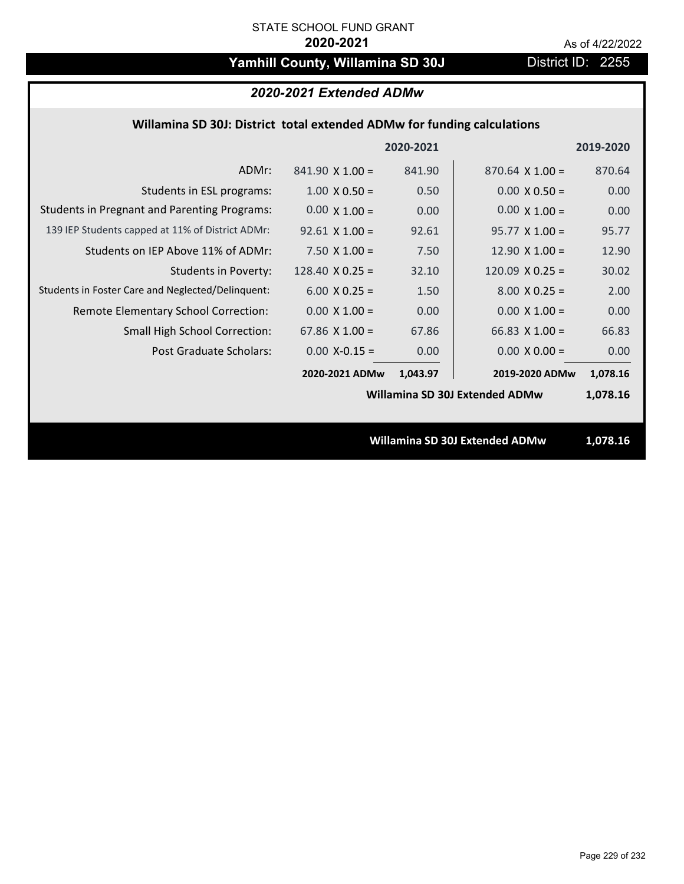STATE SCHOOL FUND GRANT

**2020-2021**

As of 4/22/2022

# Yamhill County, Willamina SD 30J

District ID: 2255

## *2020-2021 Extended ADMw*

### Willamina SD 30J: District total extended ADMw for funding calculations

| | | 2020-2021 | | 2019-2020 |
|---|---|---|---|---|
| ADMr: | 841.90 X 1.00 = | 841.90 | 870.64 X 1.00 = | 870.64 |
| Students in ESL programs: | 1.00 X 0.50 = | 0.50 | 0.00 X 0.50 = | 0.00 |
| Students in Pregnant and Parenting Programs: | 0.00 X 1.00 = | 0.00 | 0.00 X 1.00 = | 0.00 |
| 139 IEP Students capped at 11% of District ADMr: | 92.61 X 1.00 = | 92.61 | 95.77 X 1.00 = | 95.77 |
| Students on IEP Above 11% of ADMr: | 7.50 X 1.00 = | 7.50 | 12.90 X 1.00 = | 12.90 |
| Students in Poverty: | 128.40 X 0.25 = | 32.10 | 120.09 X 0.25 = | 30.02 |
| Students in Foster Care and Neglected/Delinquent: | 6.00 X 0.25 = | 1.50 | 8.00 X 0.25 = | 2.00 |
| Remote Elementary School Correction: | 0.00 X 1.00 = | 0.00 | 0.00 X 1.00 = | 0.00 |
| Small High School Correction: | 67.86 X 1.00 = | 67.86 | 66.83 X 1.00 = | 66.83 |
| Post Graduate Scholars: | 0.00 X-0.15 = | 0.00 | 0.00 X 0.00 = | 0.00 |
| | **2020-2021 ADMw** | **1,043.97** | **2019-2020 ADMw** | **1,078.16** |
| | | | **Willamina SD 30J Extended ADMw** | **1,078.16** |

**Willamina SD 30J Extended ADMw** **1,078.16**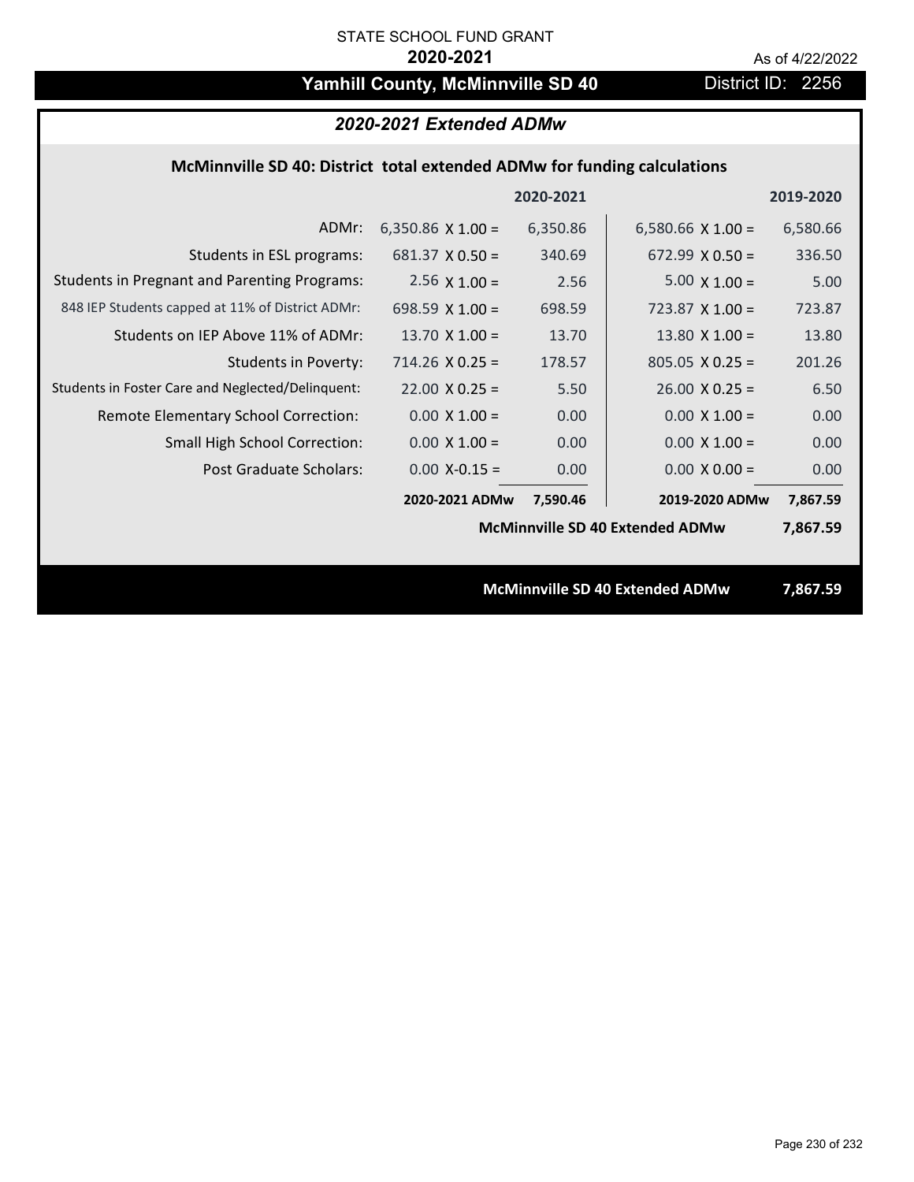STATE SCHOOL FUND GRANT

**2020-2021**

As of 4/22/2022

## Yamhill County, McMinnville SD 40

District ID: 2256

### *2020-2021 Extended ADMw*

**McMinnville SD 40: District total extended ADMw for funding calculations**

| | | 2020-2021 | | 2019-2020 |
|---|---|---|---|---|
| ADMr: | 6,350.86 X 1.00 = | 6,350.86 | 6,580.66 X 1.00 = | 6,580.66 |
| Students in ESL programs: | 681.37 X 0.50 = | 340.69 | 672.99 X 0.50 = | 336.50 |
| Students in Pregnant and Parenting Programs: | 2.56 X 1.00 = | 2.56 | 5.00 X 1.00 = | 5.00 |
| 848 IEP Students capped at 11% of District ADMr: | 698.59 X 1.00 = | 698.59 | 723.87 X 1.00 = | 723.87 |
| Students on IEP Above 11% of ADMr: | 13.70 X 1.00 = | 13.70 | 13.80 X 1.00 = | 13.80 |
| Students in Poverty: | 714.26 X 0.25 = | 178.57 | 805.05 X 0.25 = | 201.26 |
| Students in Foster Care and Neglected/Delinquent: | 22.00 X 0.25 = | 5.50 | 26.00 X 0.25 = | 6.50 |
| Remote Elementary School Correction: | 0.00 X 1.00 = | 0.00 | 0.00 X 1.00 = | 0.00 |
| Small High School Correction: | 0.00 X 1.00 = | 0.00 | 0.00 X 1.00 = | 0.00 |
| Post Graduate Scholars: | 0.00 X-0.15 = | 0.00 | 0.00 X 0.00 = | 0.00 |
| | **2020-2021 ADMw** | **7,590.46** | **2019-2020 ADMw** | **7,867.59** |
| | | | **McMinnville SD 40 Extended ADMw** | **7,867.59** |

**McMinnville SD 40 Extended ADMw 7,867.59**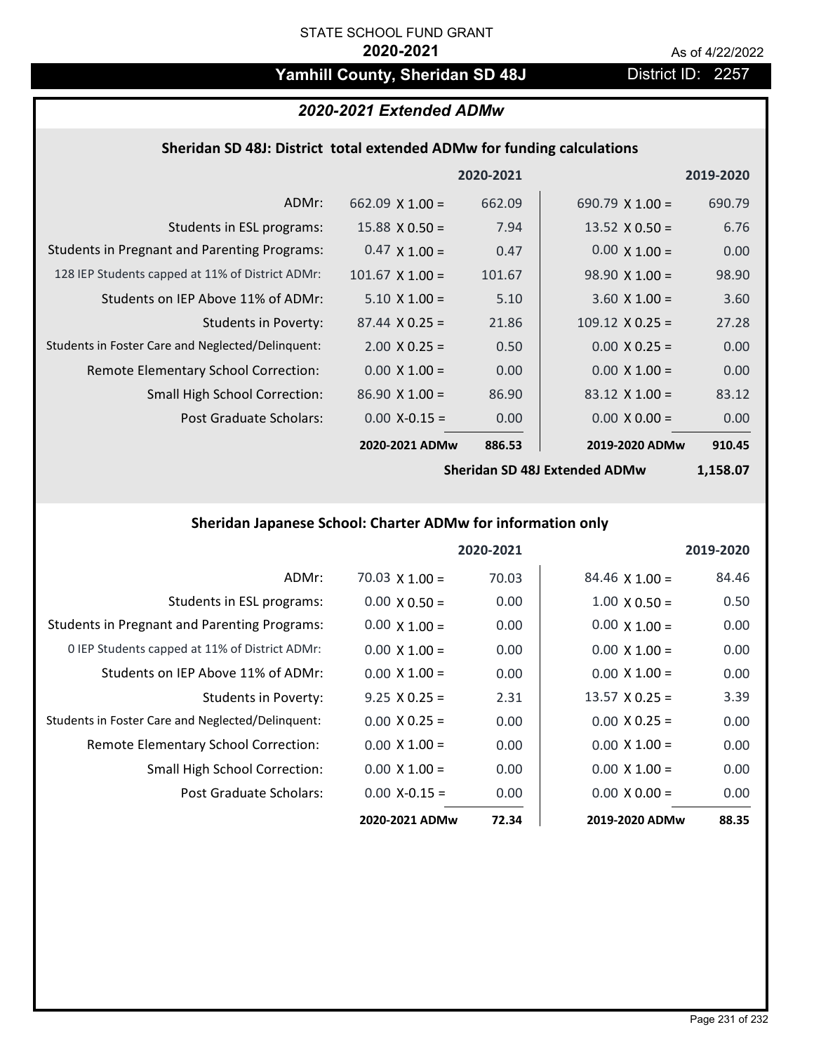STATE SCHOOL FUND GRANT

**2020-2021**

As of 4/22/2022

## Yamhill County, Sheridan SD 48J

District ID: 2257

### *2020-2021 Extended ADMw*

#### Sheridan SD 48J: District total extended ADMw for funding calculations

| | 2020-2021 | | 2019-2020 | |
|---|---|---|---|---|
| ADMr: | 662.09 X 1.00 = | 662.09 | 690.79 X 1.00 = | 690.79 |
| Students in ESL programs: | 15.88 X 0.50 = | 7.94 | 13.52 X 0.50 = | 6.76 |
| Students in Pregnant and Parenting Programs: | 0.47 X 1.00 = | 0.47 | 0.00 X 1.00 = | 0.00 |
| 128 IEP Students capped at 11% of District ADMr: | 101.67 X 1.00 = | 101.67 | 98.90 X 1.00 = | 98.90 |
| Students on IEP Above 11% of ADMr: | 5.10 X 1.00 = | 5.10 | 3.60 X 1.00 = | 3.60 |
| Students in Poverty: | 87.44 X 0.25 = | 21.86 | 109.12 X 0.25 = | 27.28 |
| Students in Foster Care and Neglected/Delinquent: | 2.00 X 0.25 = | 0.50 | 0.00 X 0.25 = | 0.00 |
| Remote Elementary School Correction: | 0.00 X 1.00 = | 0.00 | 0.00 X 1.00 = | 0.00 |
| Small High School Correction: | 86.90 X 1.00 = | 86.90 | 83.12 X 1.00 = | 83.12 |
| Post Graduate Scholars: | 0.00 X-0.15 = | 0.00 | 0.00 X 0.00 = | 0.00 |
| | **2020-2021 ADMw** | **886.53** | **2019-2020 ADMw** | **910.45** |
| | | | **Sheridan SD 48J Extended ADMw** | **1,158.07** |

#### Sheridan Japanese School: Charter ADMw for information only

| | 2020-2021 | | 2019-2020 | |
|---|---|---|---|---|
| ADMr: | 70.03 X 1.00 = | 70.03 | 84.46 X 1.00 = | 84.46 |
| Students in ESL programs: | 0.00 X 0.50 = | 0.00 | 1.00 X 0.50 = | 0.50 |
| Students in Pregnant and Parenting Programs: | 0.00 X 1.00 = | 0.00 | 0.00 X 1.00 = | 0.00 |
| 0 IEP Students capped at 11% of District ADMr: | 0.00 X 1.00 = | 0.00 | 0.00 X 1.00 = | 0.00 |
| Students on IEP Above 11% of ADMr: | 0.00 X 1.00 = | 0.00 | 0.00 X 1.00 = | 0.00 |
| Students in Poverty: | 9.25 X 0.25 = | 2.31 | 13.57 X 0.25 = | 3.39 |
| Students in Foster Care and Neglected/Delinquent: | 0.00 X 0.25 = | 0.00 | 0.00 X 0.25 = | 0.00 |
| Remote Elementary School Correction: | 0.00 X 1.00 = | 0.00 | 0.00 X 1.00 = | 0.00 |
| Small High School Correction: | 0.00 X 1.00 = | 0.00 | 0.00 X 1.00 = | 0.00 |
| Post Graduate Scholars: | 0.00 X-0.15 = | 0.00 | 0.00 X 0.00 = | 0.00 |
| | **2020-2021 ADMw** | **72.34** | **2019-2020 ADMw** | **88.35** |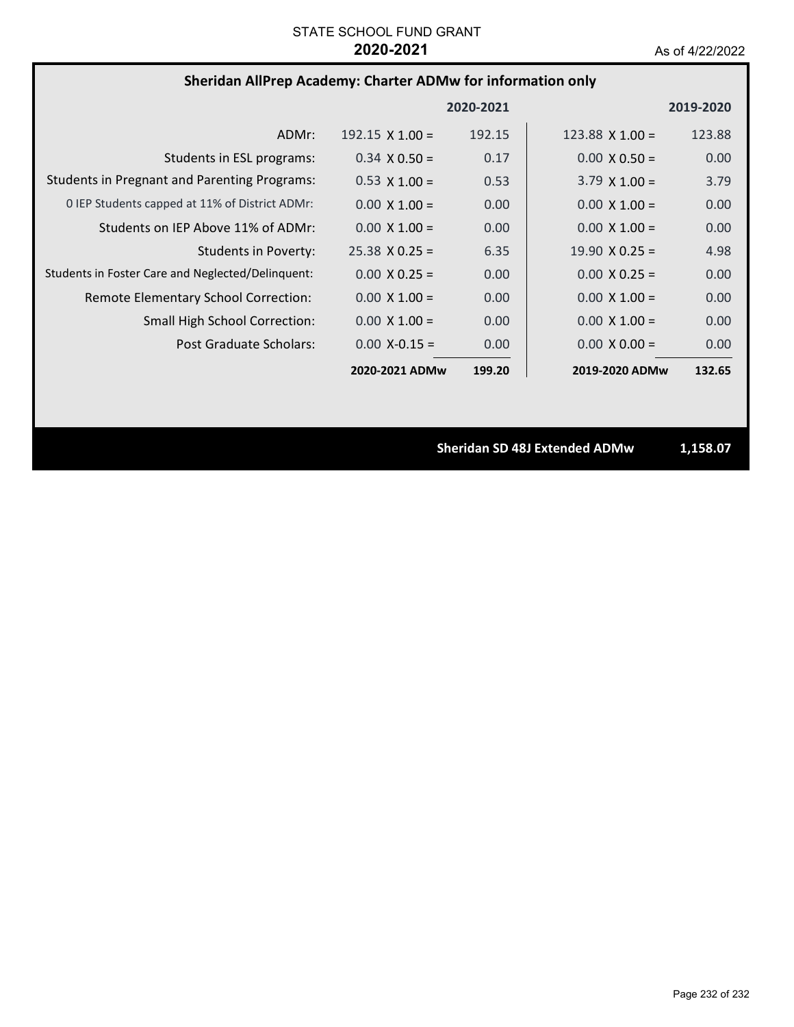STATE SCHOOL FUND GRANT

**2020-2021**

As of 4/22/2022

## Sheridan AllPrep Academy: Charter ADMw for information only

| | 2020-2021 | | 2019-2020 | |
|---|---|---|---|---|
| ADMr: | 192.15 X 1.00 = | 192.15 | 123.88 X 1.00 = | 123.88 |
| Students in ESL programs: | 0.34 X 0.50 = | 0.17 | 0.00 X 0.50 = | 0.00 |
| Students in Pregnant and Parenting Programs: | 0.53 X 1.00 = | 0.53 | 3.79 X 1.00 = | 3.79 |
| 0 IEP Students capped at 11% of District ADMr: | 0.00 X 1.00 = | 0.00 | 0.00 X 1.00 = | 0.00 |
| Students on IEP Above 11% of ADMr: | 0.00 X 1.00 = | 0.00 | 0.00 X 1.00 = | 0.00 |
| Students in Poverty: | 25.38 X 0.25 = | 6.35 | 19.90 X 0.25 = | 4.98 |
| Students in Foster Care and Neglected/Delinquent: | 0.00 X 0.25 = | 0.00 | 0.00 X 0.25 = | 0.00 |
| Remote Elementary School Correction: | 0.00 X 1.00 = | 0.00 | 0.00 X 1.00 = | 0.00 |
| Small High School Correction: | 0.00 X 1.00 = | 0.00 | 0.00 X 1.00 = | 0.00 |
| Post Graduate Scholars: | 0.00 X-0.15 = | 0.00 | 0.00 X 0.00 = | 0.00 |
| | **2020-2021 ADMw** | **199.20** | **2019-2020 ADMw** | **132.65** |

**Sheridan SD 48J Extended ADMw** **1,158.07**